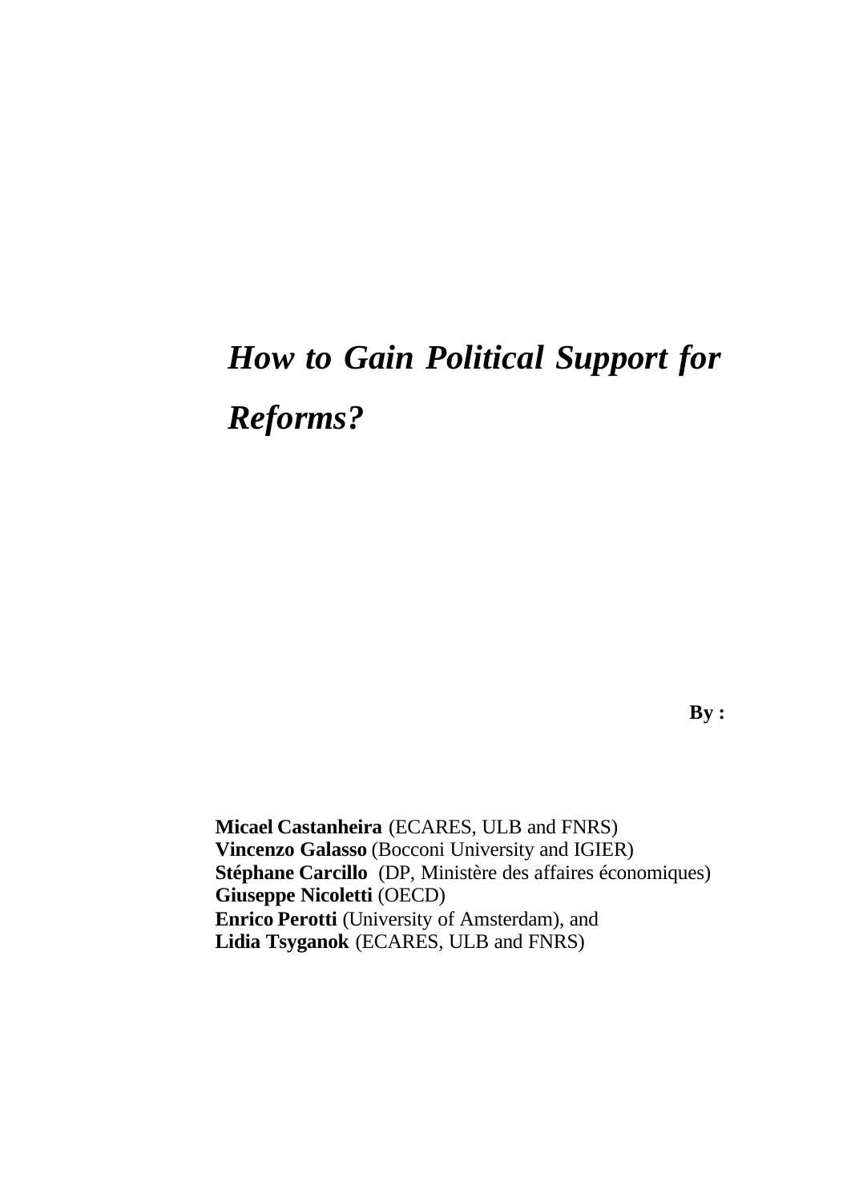# *How to Gain Political Support for Reforms?*

**By :**

**Micael Castanheira** (ECARES, ULB and FNRS)
**Vincenzo Galasso** (Bocconi University and IGIER)
**Stéphane Carcillo** (DP, Ministère des affaires économiques)
**Giuseppe Nicoletti** (OECD)
**Enrico Perotti** (University of Amsterdam), and
**Lidia Tsyganok** (ECARES, ULB and FNRS)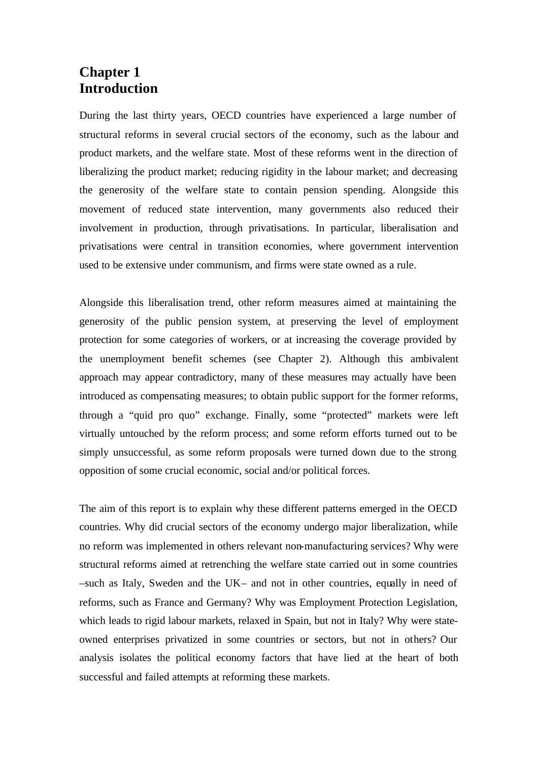# Chapter 1
# Introduction

During the last thirty years, OECD countries have experienced a large number of structural reforms in several crucial sectors of the economy, such as the labour and product markets, and the welfare state. Most of these reforms went in the direction of liberalizing the product market; reducing rigidity in the labour market; and decreasing the generosity of the welfare state to contain pension spending. Alongside this movement of reduced state intervention, many governments also reduced their involvement in production, through privatisations. In particular, liberalisation and privatisations were central in transition economies, where government intervention used to be extensive under communism, and firms were state owned as a rule.

Alongside this liberalisation trend, other reform measures aimed at maintaining the generosity of the public pension system, at preserving the level of employment protection for some categories of workers, or at increasing the coverage provided by the unemployment benefit schemes (see Chapter 2). Although this ambivalent approach may appear contradictory, many of these measures may actually have been introduced as compensating measures; to obtain public support for the former reforms, through a "quid pro quo" exchange. Finally, some "protected" markets were left virtually untouched by the reform process; and some reform efforts turned out to be simply unsuccessful, as some reform proposals were turned down due to the strong opposition of some crucial economic, social and/or political forces.

The aim of this report is to explain why these different patterns emerged in the OECD countries. Why did crucial sectors of the economy undergo major liberalization, while no reform was implemented in others relevant non-manufacturing services? Why were structural reforms aimed at retrenching the welfare state carried out in some countries –such as Italy, Sweden and the UK– and not in other countries, equally in need of reforms, such as France and Germany? Why was Employment Protection Legislation, which leads to rigid labour markets, relaxed in Spain, but not in Italy? Why were state-owned enterprises privatized in some countries or sectors, but not in others? Our analysis isolates the political economy factors that have lied at the heart of both successful and failed attempts at reforming these markets.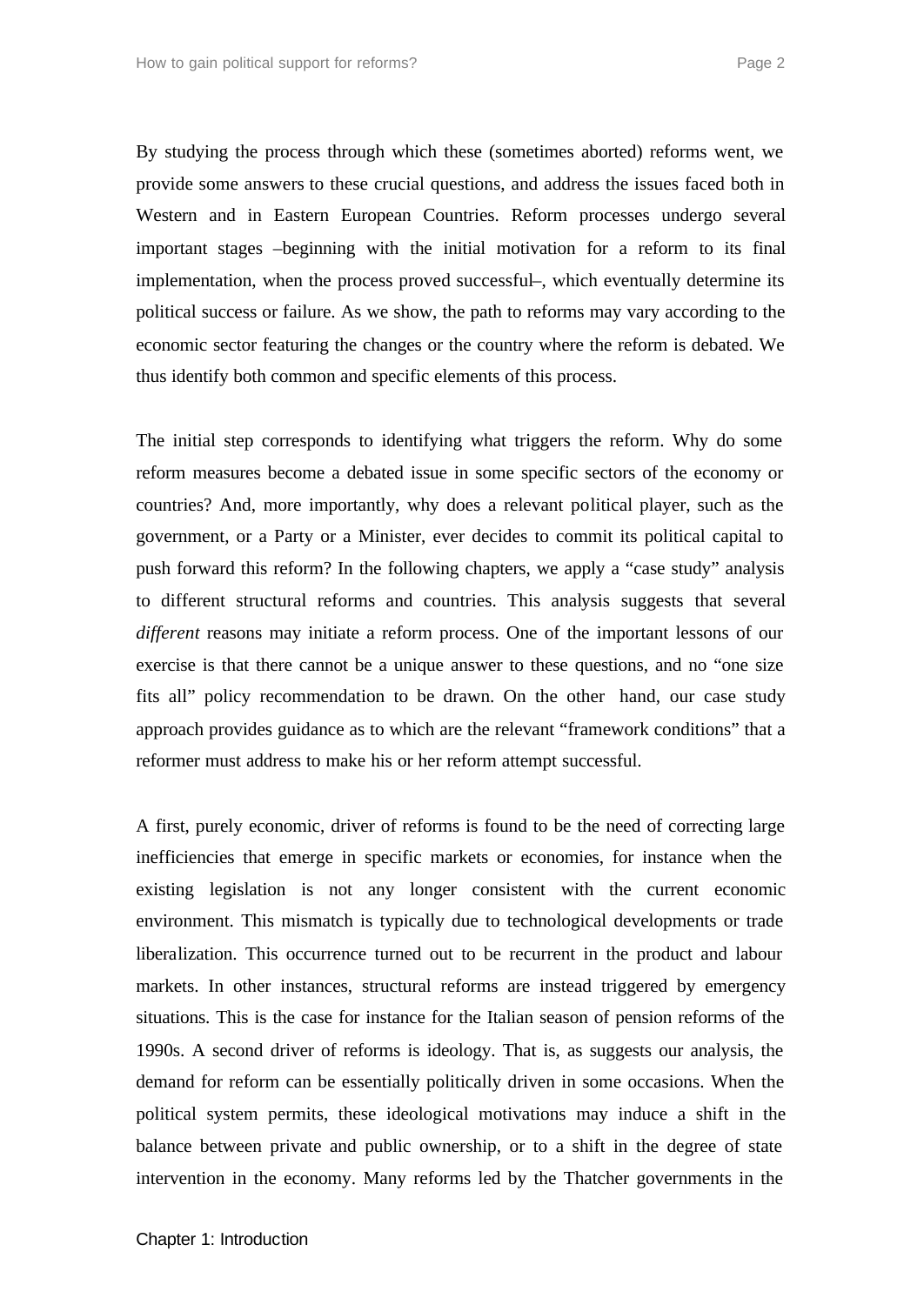By studying the process through which these (sometimes aborted) reforms went, we provide some answers to these crucial questions, and address the issues faced both in Western and in Eastern European Countries. Reform processes undergo several important stages –beginning with the initial motivation for a reform to its final implementation, when the process proved successful–, which eventually determine its political success or failure. As we show, the path to reforms may vary according to the economic sector featuring the changes or the country where the reform is debated. We thus identify both common and specific elements of this process.

The initial step corresponds to identifying what triggers the reform. Why do some reform measures become a debated issue in some specific sectors of the economy or countries? And, more importantly, why does a relevant political player, such as the government, or a Party or a Minister, ever decides to commit its political capital to push forward this reform? In the following chapters, we apply a "case study" analysis to different structural reforms and countries. This analysis suggests that several *different* reasons may initiate a reform process. One of the important lessons of our exercise is that there cannot be a unique answer to these questions, and no "one size fits all" policy recommendation to be drawn. On the other hand, our case study approach provides guidance as to which are the relevant "framework conditions" that a reformer must address to make his or her reform attempt successful.

A first, purely economic, driver of reforms is found to be the need of correcting large inefficiencies that emerge in specific markets or economies, for instance when the existing legislation is not any longer consistent with the current economic environment. This mismatch is typically due to technological developments or trade liberalization. This occurrence turned out to be recurrent in the product and labour markets. In other instances, structural reforms are instead triggered by emergency situations. This is the case for instance for the Italian season of pension reforms of the 1990s. A second driver of reforms is ideology. That is, as suggests our analysis, the demand for reform can be essentially politically driven in some occasions. When the political system permits, these ideological motivations may induce a shift in the balance between private and public ownership, or to a shift in the degree of state intervention in the economy. Many reforms led by the Thatcher governments in the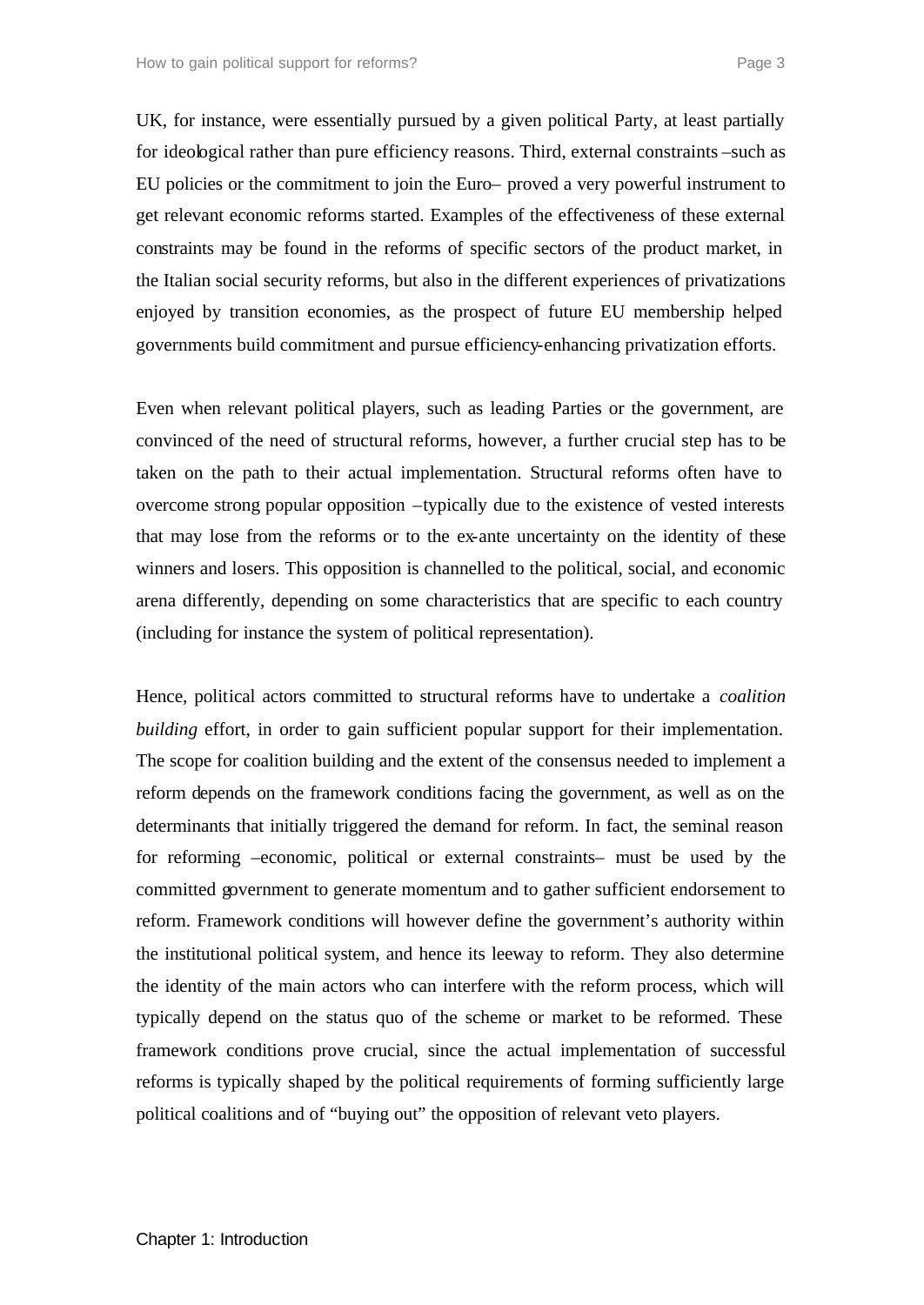UK, for instance, were essentially pursued by a given political Party, at least partially for ideological rather than pure efficiency reasons. Third, external constraints –such as EU policies or the commitment to join the Euro– proved a very powerful instrument to get relevant economic reforms started. Examples of the effectiveness of these external constraints may be found in the reforms of specific sectors of the product market, in the Italian social security reforms, but also in the different experiences of privatizations enjoyed by transition economies, as the prospect of future EU membership helped governments build commitment and pursue efficiency-enhancing privatization efforts.

Even when relevant political players, such as leading Parties or the government, are convinced of the need of structural reforms, however, a further crucial step has to be taken on the path to their actual implementation. Structural reforms often have to overcome strong popular opposition –typically due to the existence of vested interests that may lose from the reforms or to the ex-ante uncertainty on the identity of these winners and losers. This opposition is channelled to the political, social, and economic arena differently, depending on some characteristics that are specific to each country (including for instance the system of political representation).

Hence, political actors committed to structural reforms have to undertake a *coalition building* effort, in order to gain sufficient popular support for their implementation. The scope for coalition building and the extent of the consensus needed to implement a reform depends on the framework conditions facing the government, as well as on the determinants that initially triggered the demand for reform. In fact, the seminal reason for reforming –economic, political or external constraints– must be used by the committed government to generate momentum and to gather sufficient endorsement to reform. Framework conditions will however define the government's authority within the institutional political system, and hence its leeway to reform. They also determine the identity of the main actors who can interfere with the reform process, which will typically depend on the status quo of the scheme or market to be reformed. These framework conditions prove crucial, since the actual implementation of successful reforms is typically shaped by the political requirements of forming sufficiently large political coalitions and of "buying out" the opposition of relevant veto players.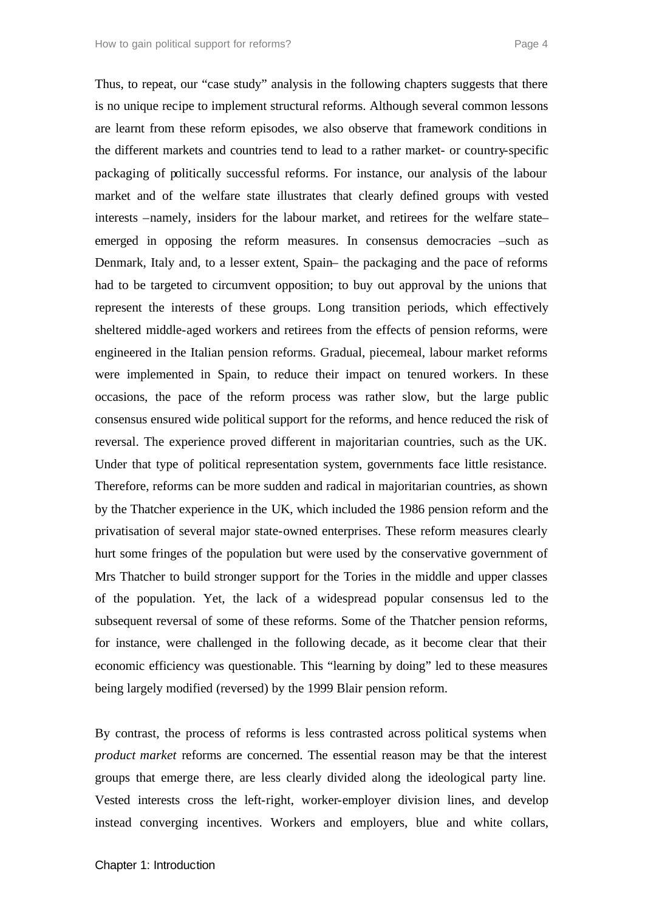Thus, to repeat, our "case study" analysis in the following chapters suggests that there is no unique recipe to implement structural reforms. Although several common lessons are learnt from these reform episodes, we also observe that framework conditions in the different markets and countries tend to lead to a rather market- or country-specific packaging of politically successful reforms. For instance, our analysis of the labour market and of the welfare state illustrates that clearly defined groups with vested interests –namely, insiders for the labour market, and retirees for the welfare state– emerged in opposing the reform measures. In consensus democracies –such as Denmark, Italy and, to a lesser extent, Spain– the packaging and the pace of reforms had to be targeted to circumvent opposition; to buy out approval by the unions that represent the interests of these groups. Long transition periods, which effectively sheltered middle-aged workers and retirees from the effects of pension reforms, were engineered in the Italian pension reforms. Gradual, piecemeal, labour market reforms were implemented in Spain, to reduce their impact on tenured workers. In these occasions, the pace of the reform process was rather slow, but the large public consensus ensured wide political support for the reforms, and hence reduced the risk of reversal. The experience proved different in majoritarian countries, such as the UK. Under that type of political representation system, governments face little resistance. Therefore, reforms can be more sudden and radical in majoritarian countries, as shown by the Thatcher experience in the UK, which included the 1986 pension reform and the privatisation of several major state-owned enterprises. These reform measures clearly hurt some fringes of the population but were used by the conservative government of Mrs Thatcher to build stronger support for the Tories in the middle and upper classes of the population. Yet, the lack of a widespread popular consensus led to the subsequent reversal of some of these reforms. Some of the Thatcher pension reforms, for instance, were challenged in the following decade, as it become clear that their economic efficiency was questionable. This "learning by doing" led to these measures being largely modified (reversed) by the 1999 Blair pension reform.

By contrast, the process of reforms is less contrasted across political systems when *product market* reforms are concerned. The essential reason may be that the interest groups that emerge there, are less clearly divided along the ideological party line. Vested interests cross the left-right, worker-employer division lines, and develop instead converging incentives. Workers and employers, blue and white collars,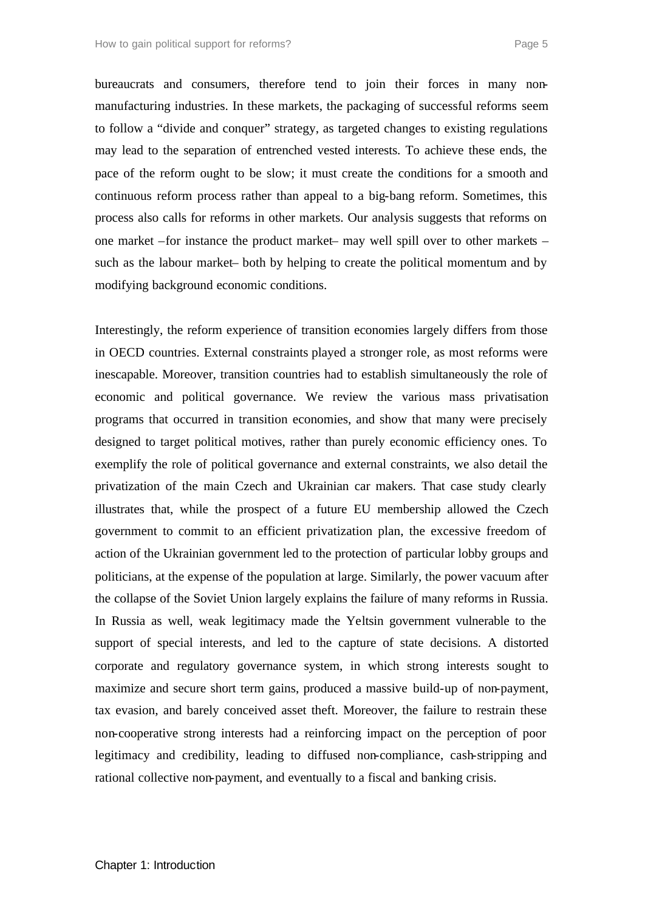bureaucrats and consumers, therefore tend to join their forces in many non-manufacturing industries. In these markets, the packaging of successful reforms seem to follow a "divide and conquer" strategy, as targeted changes to existing regulations may lead to the separation of entrenched vested interests. To achieve these ends, the pace of the reform ought to be slow; it must create the conditions for a smooth and continuous reform process rather than appeal to a big-bang reform. Sometimes, this process also calls for reforms in other markets. Our analysis suggests that reforms on one market –for instance the product market– may well spill over to other markets – such as the labour market– both by helping to create the political momentum and by modifying background economic conditions.

Interestingly, the reform experience of transition economies largely differs from those in OECD countries. External constraints played a stronger role, as most reforms were inescapable. Moreover, transition countries had to establish simultaneously the role of economic and political governance. We review the various mass privatisation programs that occurred in transition economies, and show that many were precisely designed to target political motives, rather than purely economic efficiency ones. To exemplify the role of political governance and external constraints, we also detail the privatization of the main Czech and Ukrainian car makers. That case study clearly illustrates that, while the prospect of a future EU membership allowed the Czech government to commit to an efficient privatization plan, the excessive freedom of action of the Ukrainian government led to the protection of particular lobby groups and politicians, at the expense of the population at large. Similarly, the power vacuum after the collapse of the Soviet Union largely explains the failure of many reforms in Russia. In Russia as well, weak legitimacy made the Yeltsin government vulnerable to the support of special interests, and led to the capture of state decisions. A distorted corporate and regulatory governance system, in which strong interests sought to maximize and secure short term gains, produced a massive build-up of non-payment, tax evasion, and barely conceived asset theft. Moreover, the failure to restrain these non-cooperative strong interests had a reinforcing impact on the perception of poor legitimacy and credibility, leading to diffused non-compliance, cash-stripping and rational collective non-payment, and eventually to a fiscal and banking crisis.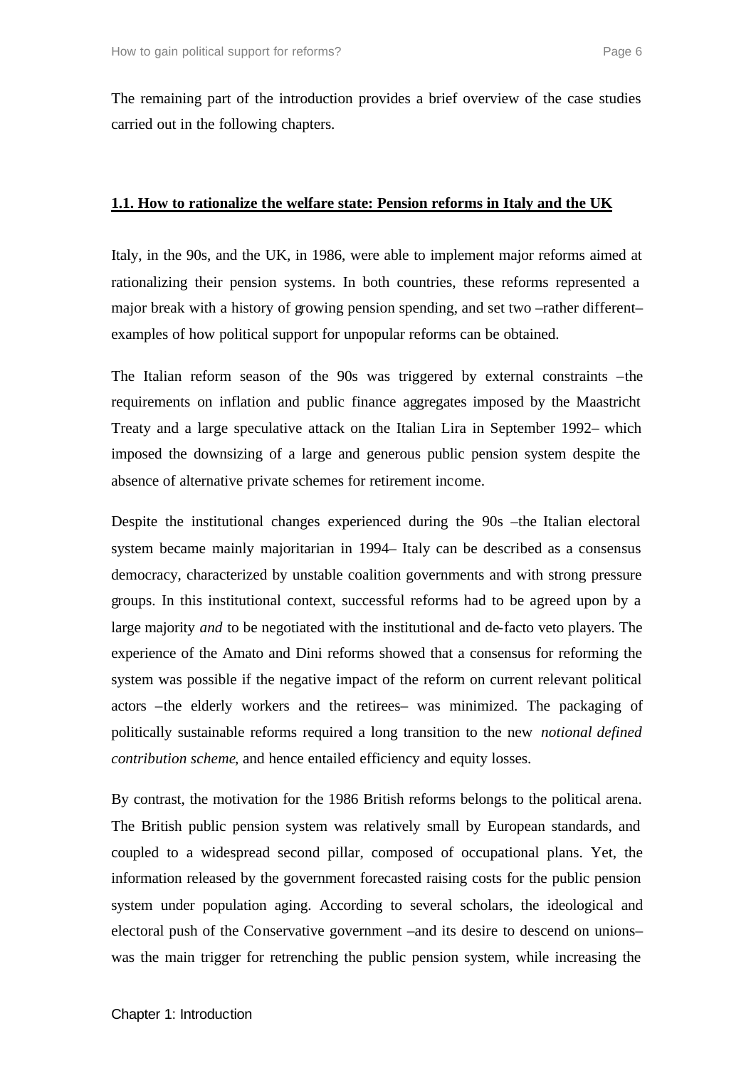The remaining part of the introduction provides a brief overview of the case studies carried out in the following chapters.

### 1.1. How to rationalize the welfare state: Pension reforms in Italy and the UK

Italy, in the 90s, and the UK, in 1986, were able to implement major reforms aimed at rationalizing their pension systems. In both countries, these reforms represented a major break with a history of growing pension spending, and set two –rather different– examples of how political support for unpopular reforms can be obtained.

The Italian reform season of the 90s was triggered by external constraints –the requirements on inflation and public finance aggregates imposed by the Maastricht Treaty and a large speculative attack on the Italian Lira in September 1992– which imposed the downsizing of a large and generous public pension system despite the absence of alternative private schemes for retirement income.

Despite the institutional changes experienced during the 90s –the Italian electoral system became mainly majoritarian in 1994– Italy can be described as a consensus democracy, characterized by unstable coalition governments and with strong pressure groups. In this institutional context, successful reforms had to be agreed upon by a large majority *and* to be negotiated with the institutional and de-facto veto players. The experience of the Amato and Dini reforms showed that a consensus for reforming the system was possible if the negative impact of the reform on current relevant political actors –the elderly workers and the retirees– was minimized. The packaging of politically sustainable reforms required a long transition to the new *notional defined contribution scheme*, and hence entailed efficiency and equity losses.

By contrast, the motivation for the 1986 British reforms belongs to the political arena. The British public pension system was relatively small by European standards, and coupled to a widespread second pillar, composed of occupational plans. Yet, the information released by the government forecasted raising costs for the public pension system under population aging. According to several scholars, the ideological and electoral push of the Conservative government –and its desire to descend on unions– was the main trigger for retrenching the public pension system, while increasing the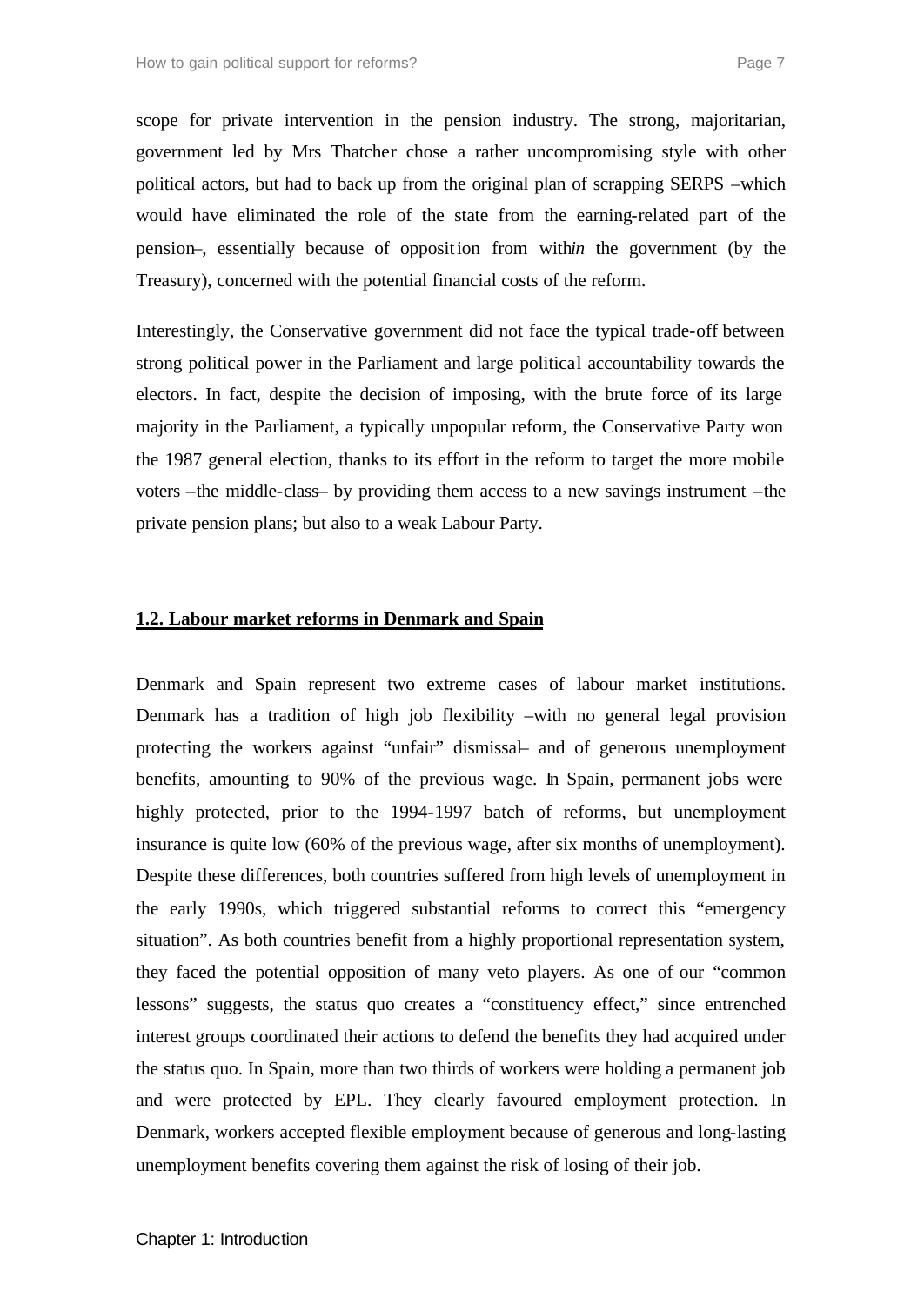scope for private intervention in the pension industry. The strong, majoritarian, government led by Mrs Thatcher chose a rather uncompromising style with other political actors, but had to back up from the original plan of scrapping SERPS –which would have eliminated the role of the state from the earning-related part of the pension–, essentially because of opposition from with*in* the government (by the Treasury), concerned with the potential financial costs of the reform.

Interestingly, the Conservative government did not face the typical trade-off between strong political power in the Parliament and large political accountability towards the electors. In fact, despite the decision of imposing, with the brute force of its large majority in the Parliament, a typically unpopular reform, the Conservative Party won the 1987 general election, thanks to its effort in the reform to target the more mobile voters –the middle-class– by providing them access to a new savings instrument –the private pension plans; but also to a weak Labour Party.

## 1.2. Labour market reforms in Denmark and Spain

Denmark and Spain represent two extreme cases of labour market institutions. Denmark has a tradition of high job flexibility –with no general legal provision protecting the workers against "unfair" dismissal– and of generous unemployment benefits, amounting to 90% of the previous wage. In Spain, permanent jobs were highly protected, prior to the 1994-1997 batch of reforms, but unemployment insurance is quite low (60% of the previous wage, after six months of unemployment). Despite these differences, both countries suffered from high levels of unemployment in the early 1990s, which triggered substantial reforms to correct this "emergency situation". As both countries benefit from a highly proportional representation system, they faced the potential opposition of many veto players. As one of our "common lessons" suggests, the status quo creates a "constituency effect," since entrenched interest groups coordinated their actions to defend the benefits they had acquired under the status quo. In Spain, more than two thirds of workers were holding a permanent job and were protected by EPL. They clearly favoured employment protection. In Denmark, workers accepted flexible employment because of generous and long-lasting unemployment benefits covering them against the risk of losing of their job.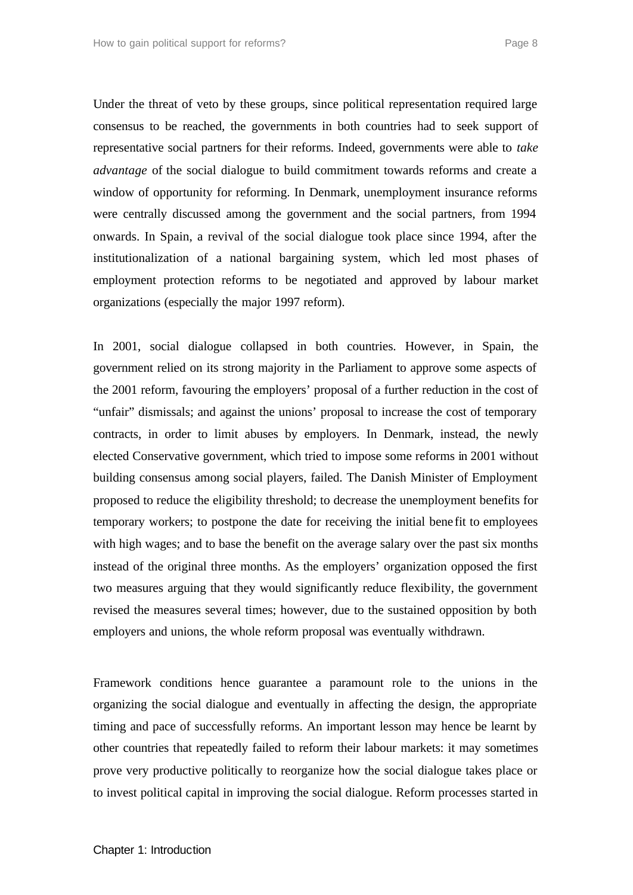Under the threat of veto by these groups, since political representation required large consensus to be reached, the governments in both countries had to seek support of representative social partners for their reforms. Indeed, governments were able to *take advantage* of the social dialogue to build commitment towards reforms and create a window of opportunity for reforming. In Denmark, unemployment insurance reforms were centrally discussed among the government and the social partners, from 1994 onwards. In Spain, a revival of the social dialogue took place since 1994, after the institutionalization of a national bargaining system, which led most phases of employment protection reforms to be negotiated and approved by labour market organizations (especially the major 1997 reform).

In 2001, social dialogue collapsed in both countries. However, in Spain, the government relied on its strong majority in the Parliament to approve some aspects of the 2001 reform, favouring the employers' proposal of a further reduction in the cost of "unfair" dismissals; and against the unions' proposal to increase the cost of temporary contracts, in order to limit abuses by employers. In Denmark, instead, the newly elected Conservative government, which tried to impose some reforms in 2001 without building consensus among social players, failed. The Danish Minister of Employment proposed to reduce the eligibility threshold; to decrease the unemployment benefits for temporary workers; to postpone the date for receiving the initial benefit to employees with high wages; and to base the benefit on the average salary over the past six months instead of the original three months. As the employers' organization opposed the first two measures arguing that they would significantly reduce flexibility, the government revised the measures several times; however, due to the sustained opposition by both employers and unions, the whole reform proposal was eventually withdrawn.

Framework conditions hence guarantee a paramount role to the unions in the organizing the social dialogue and eventually in affecting the design, the appropriate timing and pace of successfully reforms. An important lesson may hence be learnt by other countries that repeatedly failed to reform their labour markets: it may sometimes prove very productive politically to reorganize how the social dialogue takes place or to invest political capital in improving the social dialogue. Reform processes started in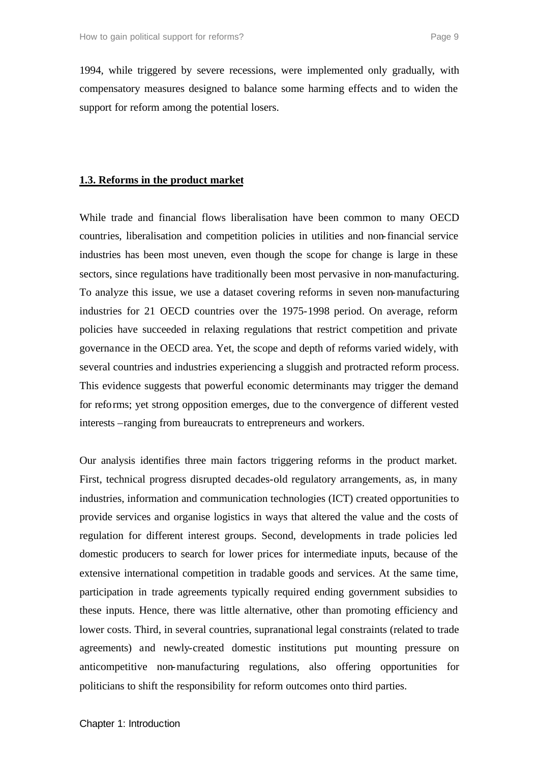1994, while triggered by severe recessions, were implemented only gradually, with compensatory measures designed to balance some harming effects and to widen the support for reform among the potential losers.

### 1.3. Reforms in the product market

While trade and financial flows liberalisation have been common to many OECD countries, liberalisation and competition policies in utilities and non-financial service industries has been most uneven, even though the scope for change is large in these sectors, since regulations have traditionally been most pervasive in non-manufacturing. To analyze this issue, we use a dataset covering reforms in seven non-manufacturing industries for 21 OECD countries over the 1975-1998 period. On average, reform policies have succeeded in relaxing regulations that restrict competition and private governance in the OECD area. Yet, the scope and depth of reforms varied widely, with several countries and industries experiencing a sluggish and protracted reform process. This evidence suggests that powerful economic determinants may trigger the demand for reforms; yet strong opposition emerges, due to the convergence of different vested interests –ranging from bureaucrats to entrepreneurs and workers.

Our analysis identifies three main factors triggering reforms in the product market. First, technical progress disrupted decades-old regulatory arrangements, as, in many industries, information and communication technologies (ICT) created opportunities to provide services and organise logistics in ways that altered the value and the costs of regulation for different interest groups. Second, developments in trade policies led domestic producers to search for lower prices for intermediate inputs, because of the extensive international competition in tradable goods and services. At the same time, participation in trade agreements typically required ending government subsidies to these inputs. Hence, there was little alternative, other than promoting efficiency and lower costs. Third, in several countries, supranational legal constraints (related to trade agreements) and newly-created domestic institutions put mounting pressure on anticompetitive non-manufacturing regulations, also offering opportunities for politicians to shift the responsibility for reform outcomes onto third parties.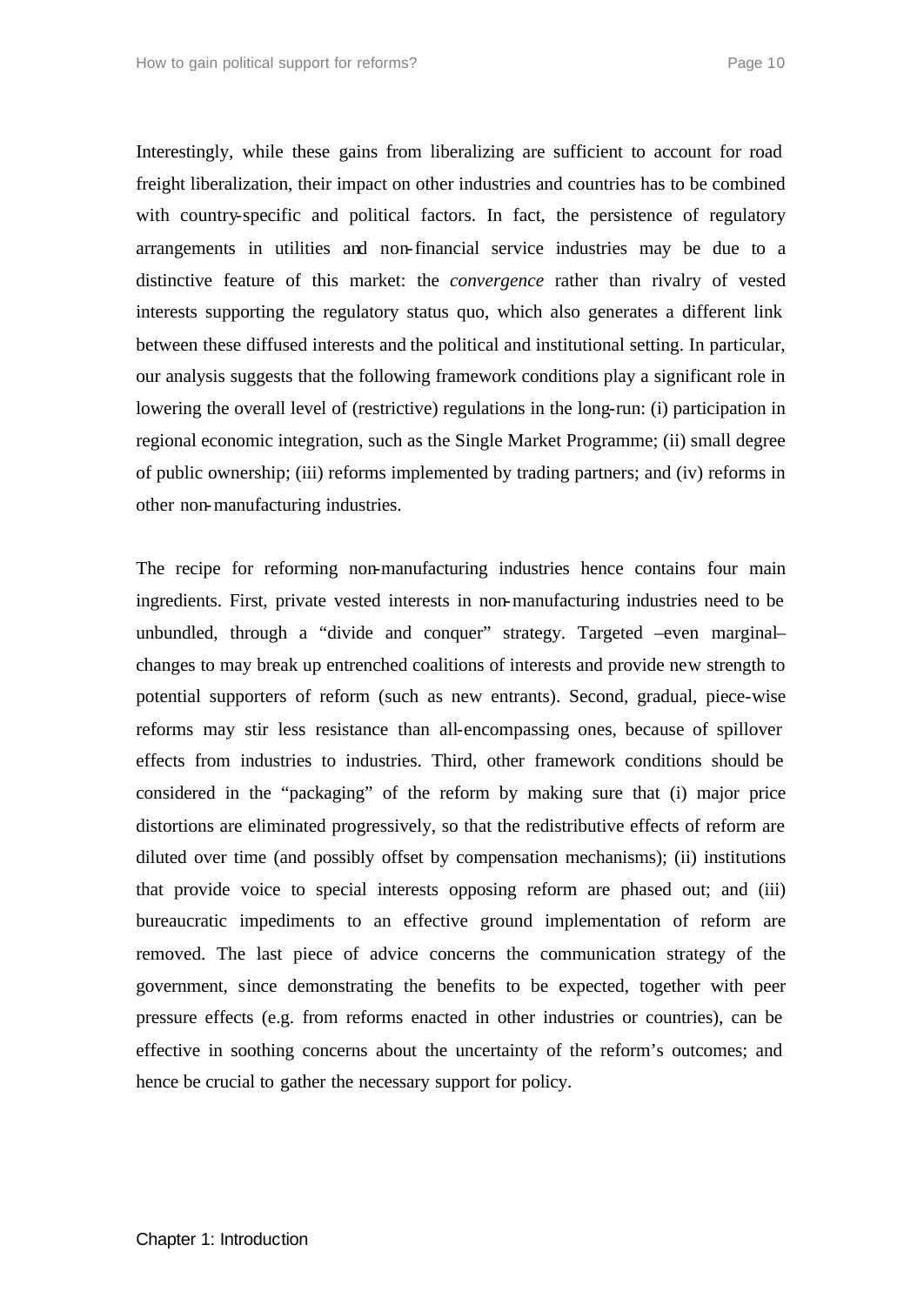Interestingly, while these gains from liberalizing are sufficient to account for road freight liberalization, their impact on other industries and countries has to be combined with country-specific and political factors. In fact, the persistence of regulatory arrangements in utilities and non-financial service industries may be due to a distinctive feature of this market: the *convergence* rather than rivalry of vested interests supporting the regulatory status quo, which also generates a different link between these diffused interests and the political and institutional setting. In particular, our analysis suggests that the following framework conditions play a significant role in lowering the overall level of (restrictive) regulations in the long-run: (i) participation in regional economic integration, such as the Single Market Programme; (ii) small degree of public ownership; (iii) reforms implemented by trading partners; and (iv) reforms in other non-manufacturing industries.

The recipe for reforming non-manufacturing industries hence contains four main ingredients. First, private vested interests in non-manufacturing industries need to be unbundled, through a "divide and conquer" strategy. Targeted –even marginal– changes to may break up entrenched coalitions of interests and provide new strength to potential supporters of reform (such as new entrants). Second, gradual, piece-wise reforms may stir less resistance than all-encompassing ones, because of spillover effects from industries to industries. Third, other framework conditions should be considered in the "packaging" of the reform by making sure that (i) major price distortions are eliminated progressively, so that the redistributive effects of reform are diluted over time (and possibly offset by compensation mechanisms); (ii) institutions that provide voice to special interests opposing reform are phased out; and (iii) bureaucratic impediments to an effective ground implementation of reform are removed. The last piece of advice concerns the communication strategy of the government, since demonstrating the benefits to be expected, together with peer pressure effects (e.g. from reforms enacted in other industries or countries), can be effective in soothing concerns about the uncertainty of the reform's outcomes; and hence be crucial to gather the necessary support for policy.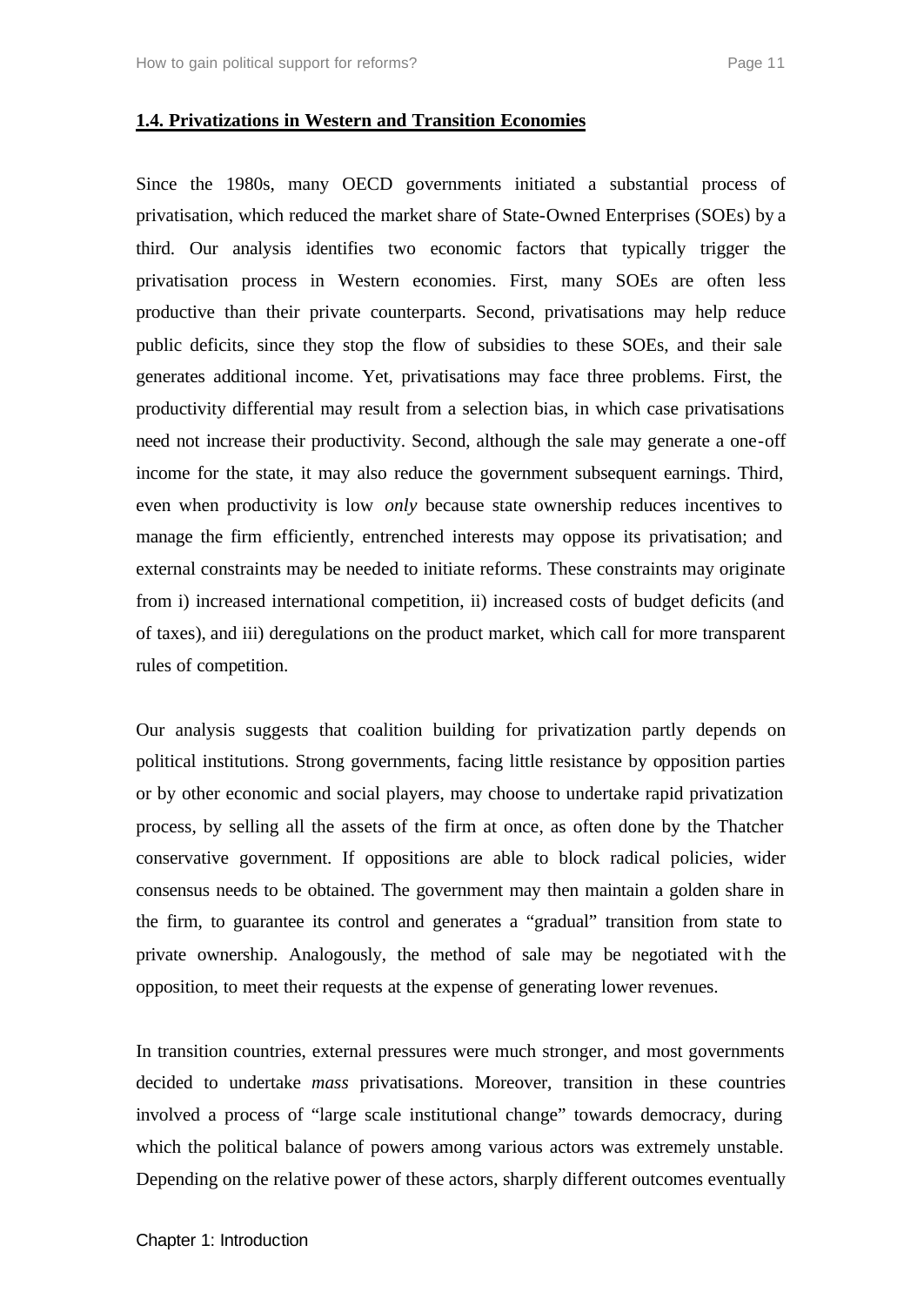### 1.4. Privatizations in Western and Transition Economies

Since the 1980s, many OECD governments initiated a substantial process of privatisation, which reduced the market share of State-Owned Enterprises (SOEs) by a third. Our analysis identifies two economic factors that typically trigger the privatisation process in Western economies. First, many SOEs are often less productive than their private counterparts. Second, privatisations may help reduce public deficits, since they stop the flow of subsidies to these SOEs, and their sale generates additional income. Yet, privatisations may face three problems. First, the productivity differential may result from a selection bias, in which case privatisations need not increase their productivity. Second, although the sale may generate a one-off income for the state, it may also reduce the government subsequent earnings. Third, even when productivity is low *only* because state ownership reduces incentives to manage the firm efficiently, entrenched interests may oppose its privatisation; and external constraints may be needed to initiate reforms. These constraints may originate from i) increased international competition, ii) increased costs of budget deficits (and of taxes), and iii) deregulations on the product market, which call for more transparent rules of competition.

Our analysis suggests that coalition building for privatization partly depends on political institutions. Strong governments, facing little resistance by opposition parties or by other economic and social players, may choose to undertake rapid privatization process, by selling all the assets of the firm at once, as often done by the Thatcher conservative government. If oppositions are able to block radical policies, wider consensus needs to be obtained. The government may then maintain a golden share in the firm, to guarantee its control and generates a "gradual" transition from state to private ownership. Analogously, the method of sale may be negotiated with the opposition, to meet their requests at the expense of generating lower revenues.

In transition countries, external pressures were much stronger, and most governments decided to undertake *mass* privatisations. Moreover, transition in these countries involved a process of "large scale institutional change" towards democracy, during which the political balance of powers among various actors was extremely unstable. Depending on the relative power of these actors, sharply different outcomes eventually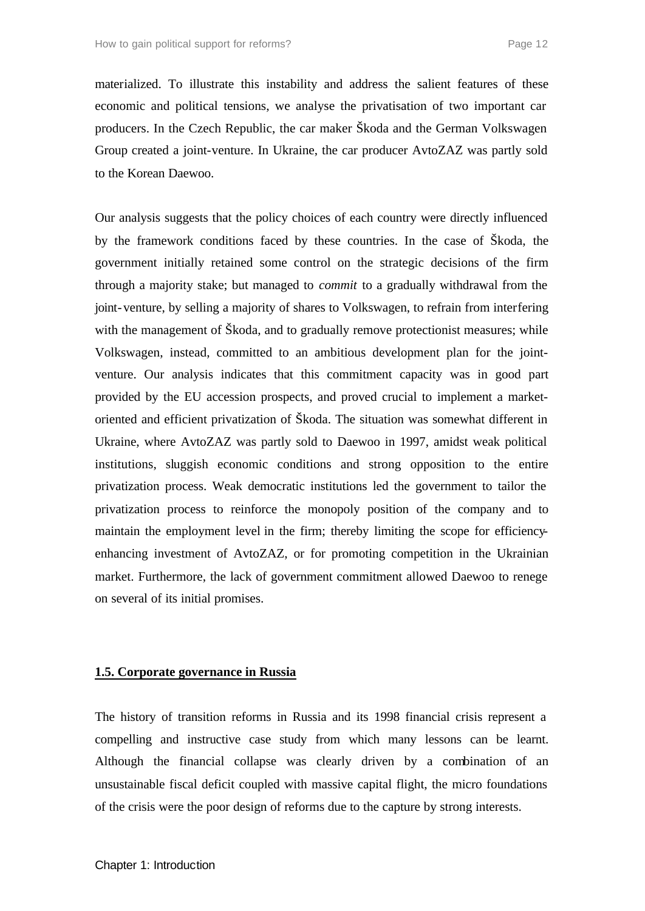materialized. To illustrate this instability and address the salient features of these economic and political tensions, we analyse the privatisation of two important car producers. In the Czech Republic, the car maker Škoda and the German Volkswagen Group created a joint-venture. In Ukraine, the car producer AvtoZAZ was partly sold to the Korean Daewoo.

Our analysis suggests that the policy choices of each country were directly influenced by the framework conditions faced by these countries. In the case of Škoda, the government initially retained some control on the strategic decisions of the firm through a majority stake; but managed to *commit* to a gradually withdrawal from the joint-venture, by selling a majority of shares to Volkswagen, to refrain from interfering with the management of Škoda, and to gradually remove protectionist measures; while Volkswagen, instead, committed to an ambitious development plan for the joint-venture. Our analysis indicates that this commitment capacity was in good part provided by the EU accession prospects, and proved crucial to implement a market-oriented and efficient privatization of Škoda. The situation was somewhat different in Ukraine, where AvtoZAZ was partly sold to Daewoo in 1997, amidst weak political institutions, sluggish economic conditions and strong opposition to the entire privatization process. Weak democratic institutions led the government to tailor the privatization process to reinforce the monopoly position of the company and to maintain the employment level in the firm; thereby limiting the scope for efficiency-enhancing investment of AvtoZAZ, or for promoting competition in the Ukrainian market. Furthermore, the lack of government commitment allowed Daewoo to renege on several of its initial promises.

## 1.5. Corporate governance in Russia

The history of transition reforms in Russia and its 1998 financial crisis represent a compelling and instructive case study from which many lessons can be learnt. Although the financial collapse was clearly driven by a combination of an unsustainable fiscal deficit coupled with massive capital flight, the micro foundations of the crisis were the poor design of reforms due to the capture by strong interests.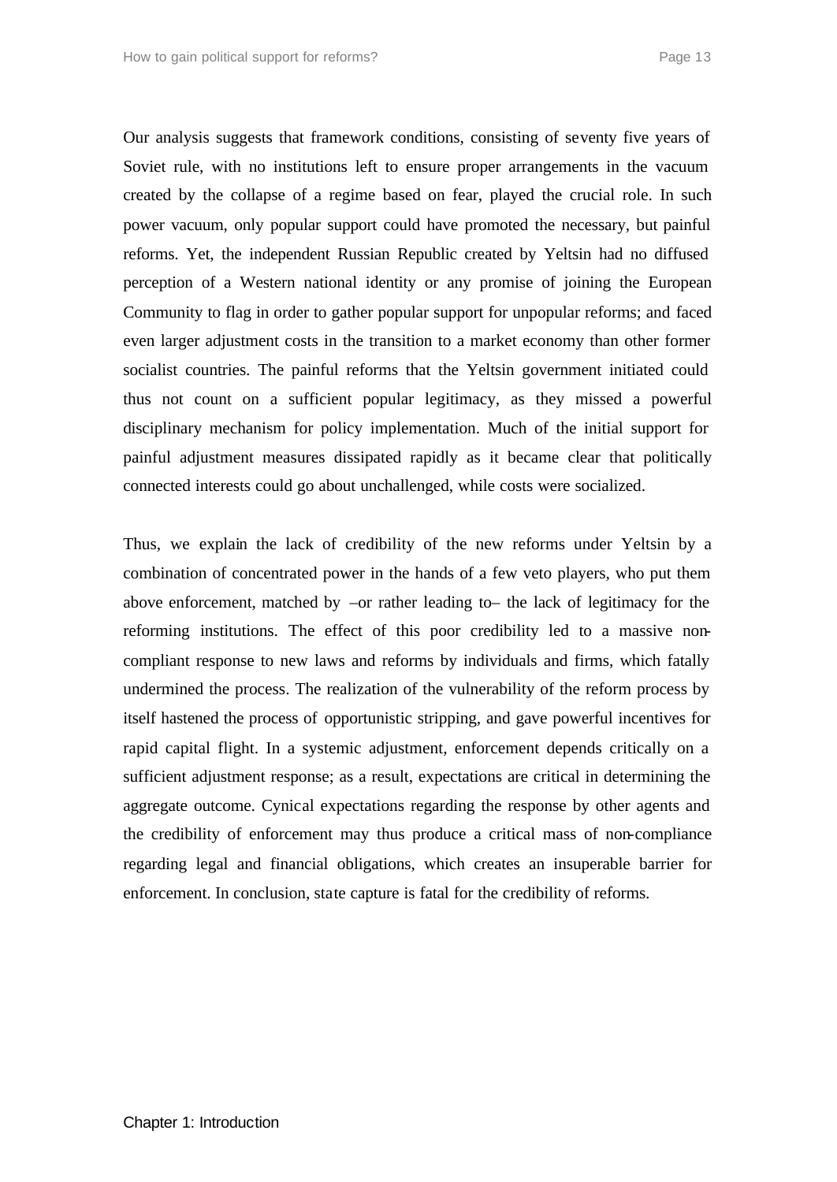Our analysis suggests that framework conditions, consisting of seventy five years of Soviet rule, with no institutions left to ensure proper arrangements in the vacuum created by the collapse of a regime based on fear, played the crucial role. In such power vacuum, only popular support could have promoted the necessary, but painful reforms. Yet, the independent Russian Republic created by Yeltsin had no diffused perception of a Western national identity or any promise of joining the European Community to flag in order to gather popular support for unpopular reforms; and faced even larger adjustment costs in the transition to a market economy than other former socialist countries. The painful reforms that the Yeltsin government initiated could thus not count on a sufficient popular legitimacy, as they missed a powerful disciplinary mechanism for policy implementation. Much of the initial support for painful adjustment measures dissipated rapidly as it became clear that politically connected interests could go about unchallenged, while costs were socialized.

Thus, we explain the lack of credibility of the new reforms under Yeltsin by a combination of concentrated power in the hands of a few veto players, who put them above enforcement, matched by –or rather leading to– the lack of legitimacy for the reforming institutions. The effect of this poor credibility led to a massive non-compliant response to new laws and reforms by individuals and firms, which fatally undermined the process. The realization of the vulnerability of the reform process by itself hastened the process of opportunistic stripping, and gave powerful incentives for rapid capital flight. In a systemic adjustment, enforcement depends critically on a sufficient adjustment response; as a result, expectations are critical in determining the aggregate outcome. Cynical expectations regarding the response by other agents and the credibility of enforcement may thus produce a critical mass of non-compliance regarding legal and financial obligations, which creates an insuperable barrier for enforcement. In conclusion, state capture is fatal for the credibility of reforms.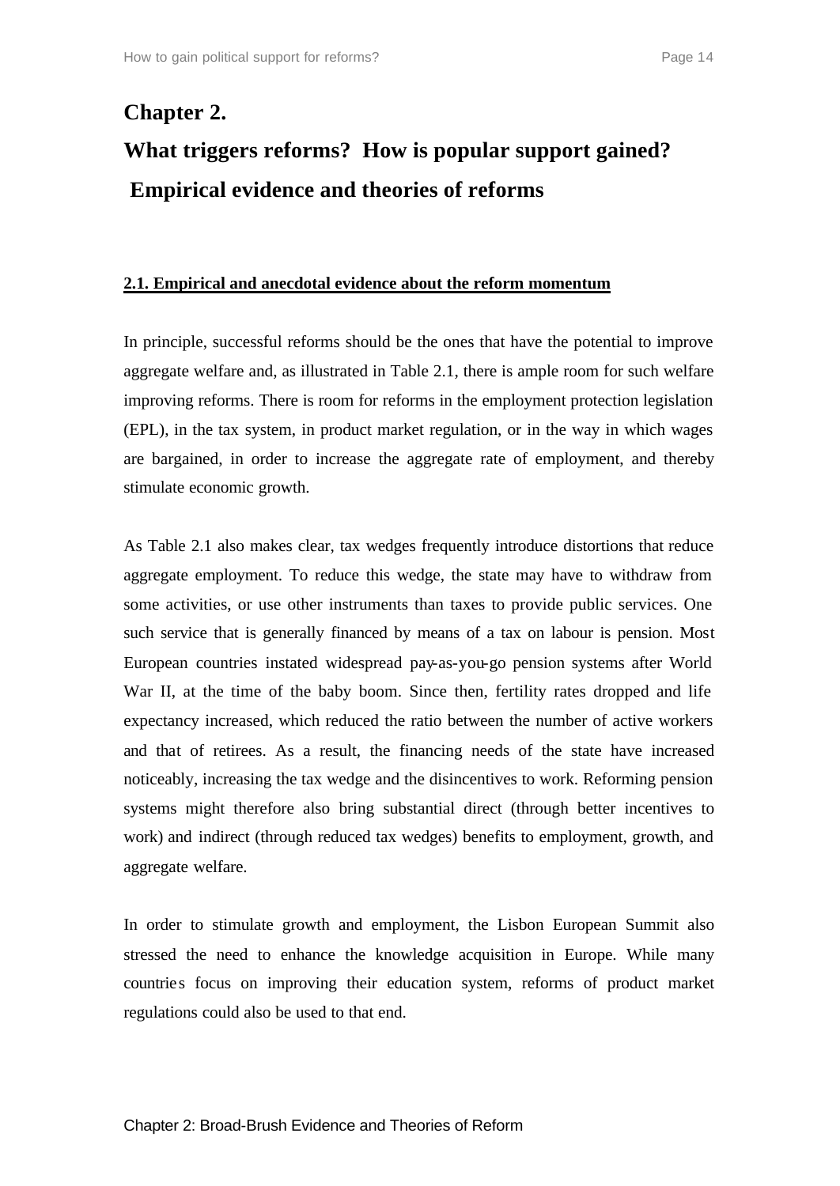# Chapter 2.

# What triggers reforms? How is popular support gained? Empirical evidence and theories of reforms

## 2.1. Empirical and anecdotal evidence about the reform momentum

In principle, successful reforms should be the ones that have the potential to improve aggregate welfare and, as illustrated in Table 2.1, there is ample room for such welfare improving reforms. There is room for reforms in the employment protection legislation (EPL), in the tax system, in product market regulation, or in the way in which wages are bargained, in order to increase the aggregate rate of employment, and thereby stimulate economic growth.

As Table 2.1 also makes clear, tax wedges frequently introduce distortions that reduce aggregate employment. To reduce this wedge, the state may have to withdraw from some activities, or use other instruments than taxes to provide public services. One such service that is generally financed by means of a tax on labour is pension. Most European countries instated widespread pay-as-you-go pension systems after World War II, at the time of the baby boom. Since then, fertility rates dropped and life expectancy increased, which reduced the ratio between the number of active workers and that of retirees. As a result, the financing needs of the state have increased noticeably, increasing the tax wedge and the disincentives to work. Reforming pension systems might therefore also bring substantial direct (through better incentives to work) and indirect (through reduced tax wedges) benefits to employment, growth, and aggregate welfare.

In order to stimulate growth and employment, the Lisbon European Summit also stressed the need to enhance the knowledge acquisition in Europe. While many countries focus on improving their education system, reforms of product market regulations could also be used to that end.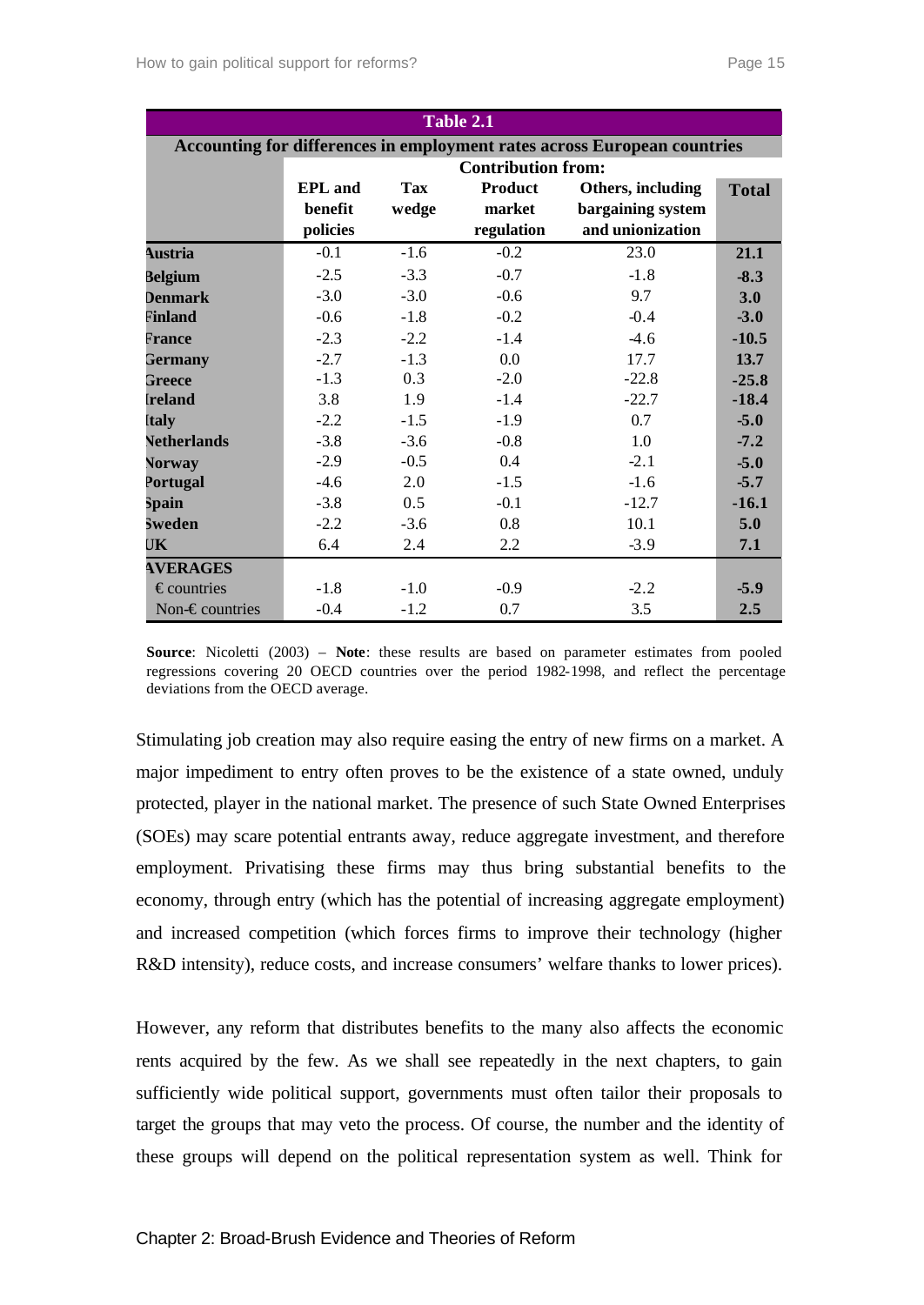| Table 2.1 | | | | | |
|---|---|---|---|---|---|
| **Accounting for differences in employment rates across European countries** | | | | | |
| | **Contribution from:** | | | | |
| | **EPL and benefit policies** | **Tax wedge** | **Product market regulation** | **Others, including bargaining system and unionization** | **Total** |
| **Austria** | -0.1 | -1.6 | -0.2 | 23.0 | **21.1** |
| **Belgium** | -2.5 | -3.3 | -0.7 | -1.8 | **-8.3** |
| **Denmark** | -3.0 | -3.0 | -0.6 | 9.7 | **3.0** |
| **Finland** | -0.6 | -1.8 | -0.2 | -0.4 | **-3.0** |
| **France** | -2.3 | -2.2 | -1.4 | -4.6 | **-10.5** |
| **Germany** | -2.7 | -1.3 | 0.0 | 17.7 | **13.7** |
| **Greece** | -1.3 | 0.3 | -2.0 | -22.8 | **-25.8** |
| **Ireland** | 3.8 | 1.9 | -1.4 | -22.7 | **-18.4** |
| **Italy** | -2.2 | -1.5 | -1.9 | 0.7 | **-5.0** |
| **Netherlands** | -3.8 | -3.6 | -0.8 | 1.0 | **-7.2** |
| **Norway** | -2.9 | -0.5 | 0.4 | -2.1 | **-5.0** |
| **Portugal** | -4.6 | 2.0 | -1.5 | -1.6 | **-5.7** |
| **Spain** | -3.8 | 0.5 | -0.1 | -12.7 | **-16.1** |
| **Sweden** | -2.2 | -3.6 | 0.8 | 10.1 | **5.0** |
| **UK** | 6.4 | 2.4 | 2.2 | -3.9 | **7.1** |
| **AVERAGES** | | | | | |
| € countries | -1.8 | -1.0 | -0.9 | -2.2 | **-5.9** |
| Non-€ countries | -0.4 | -1.2 | 0.7 | 3.5 | **2.5** |

**Source**: Nicoletti (2003) – **Note**: these results are based on parameter estimates from pooled regressions covering 20 OECD countries over the period 1982-1998, and reflect the percentage deviations from the OECD average.

Stimulating job creation may also require easing the entry of new firms on a market. A major impediment to entry often proves to be the existence of a state owned, unduly protected, player in the national market. The presence of such State Owned Enterprises (SOEs) may scare potential entrants away, reduce aggregate investment, and therefore employment. Privatising these firms may thus bring substantial benefits to the economy, through entry (which has the potential of increasing aggregate employment) and increased competition (which forces firms to improve their technology (higher R&D intensity), reduce costs, and increase consumers' welfare thanks to lower prices).

However, any reform that distributes benefits to the many also affects the economic rents acquired by the few. As we shall see repeatedly in the next chapters, to gain sufficiently wide political support, governments must often tailor their proposals to target the groups that may veto the process. Of course, the number and the identity of these groups will depend on the political representation system as well. Think for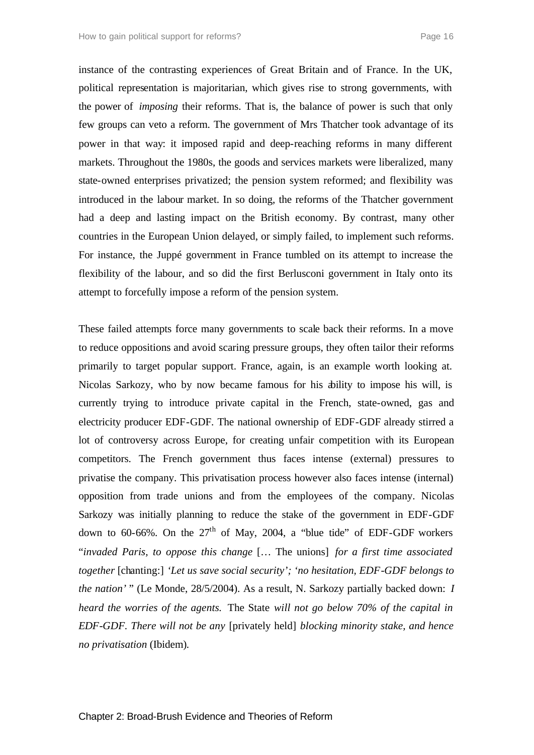instance of the contrasting experiences of Great Britain and of France. In the UK, political representation is majoritarian, which gives rise to strong governments, with the power of *imposing* their reforms. That is, the balance of power is such that only few groups can veto a reform. The government of Mrs Thatcher took advantage of its power in that way: it imposed rapid and deep-reaching reforms in many different markets. Throughout the 1980s, the goods and services markets were liberalized, many state-owned enterprises privatized; the pension system reformed; and flexibility was introduced in the labour market. In so doing, the reforms of the Thatcher government had a deep and lasting impact on the British economy. By contrast, many other countries in the European Union delayed, or simply failed, to implement such reforms. For instance, the Juppé government in France tumbled on its attempt to increase the flexibility of the labour, and so did the first Berlusconi government in Italy onto its attempt to forcefully impose a reform of the pension system.

These failed attempts force many governments to scale back their reforms. In a move to reduce oppositions and avoid scaring pressure groups, they often tailor their reforms primarily to target popular support. France, again, is an example worth looking at. Nicolas Sarkozy, who by now became famous for his ability to impose his will, is currently trying to introduce private capital in the French, state-owned, gas and electricity producer EDF-GDF. The national ownership of EDF-GDF already stirred a lot of controversy across Europe, for creating unfair competition with its European competitors. The French government thus faces intense (external) pressures to privatise the company. This privatisation process however also faces intense (internal) opposition from trade unions and from the employees of the company. Nicolas Sarkozy was initially planning to reduce the stake of the government in EDF-GDF down to 60-66%. On the 27th of May, 2004, a "blue tide" of EDF-GDF workers "*invaded Paris, to oppose this change* [… The unions] *for a first time associated together* [chanting:] *'Let us save social security'; 'no hesitation, EDF-GDF belongs to the nation'* " (Le Monde, 28/5/2004). As a result, N. Sarkozy partially backed down: *I heard the worries of the agents.* The State *will not go below 70% of the capital in EDF-GDF. There will not be any* [privately held] *blocking minority stake, and hence no privatisation* (Ibidem).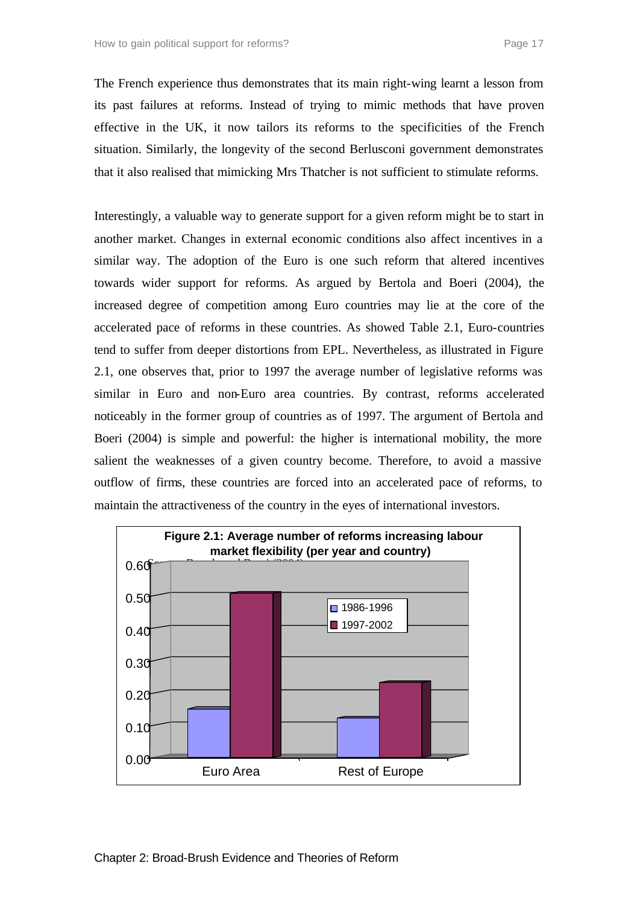The French experience thus demonstrates that its main right-wing learnt a lesson from its past failures at reforms. Instead of trying to mimic methods that have proven effective in the UK, it now tailors its reforms to the specificities of the French situation. Similarly, the longevity of the second Berlusconi government demonstrates that it also realised that mimicking Mrs Thatcher is not sufficient to stimulate reforms.

Interestingly, a valuable way to generate support for a given reform might be to start in another market. Changes in external economic conditions also affect incentives in a similar way. The adoption of the Euro is one such reform that altered incentives towards wider support for reforms. As argued by Bertola and Boeri (2004), the increased degree of competition among Euro countries may lie at the core of the accelerated pace of reforms in these countries. As showed Table 2.1, Euro-countries tend to suffer from deeper distortions from EPL. Nevertheless, as illustrated in Figure 2.1, one observes that, prior to 1997 the average number of legislative reforms was similar in Euro and non-Euro area countries. By contrast, reforms accelerated noticeably in the former group of countries as of 1997. The argument of Bertola and Boeri (2004) is simple and powerful: the higher is international mobility, the more salient the weaknesses of a given country become. Therefore, to avoid a massive outflow of firms, these countries are forced into an accelerated pace of reforms, to maintain the attractiveness of the country in the eyes of international investors.

**Figure 2.1: Average number of reforms increasing labour market flexibility (per year and country)**

Source: Bertola and Boeri (2004)

| | 1986-1996 | 1997-2002 |
|---|---|---|
| Euro Area | 0.15 | 0.51 |
| Rest of Europe | 0.12 | 0.23 |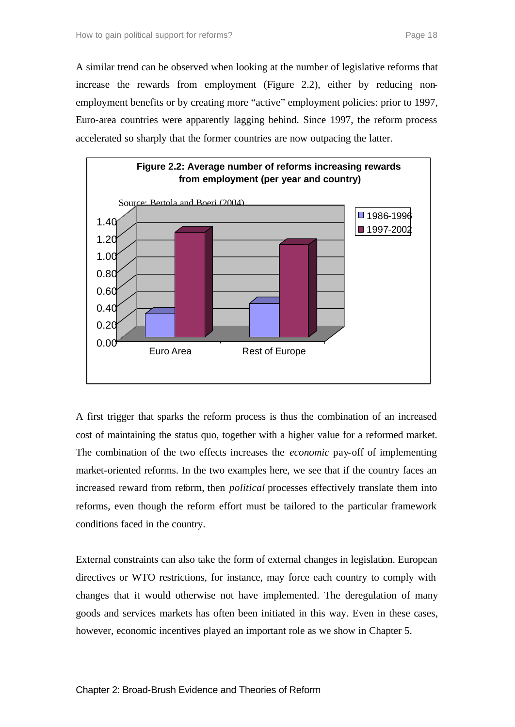A similar trend can be observed when looking at the number of legislative reforms that increase the rewards from employment (Figure 2.2), either by reducing non-employment benefits or by creating more "active" employment policies: prior to 1997, Euro-area countries were apparently lagging behind. Since 1997, the reform process accelerated so sharply that the former countries are now outpacing the latter.

**Figure 2.2: Average number of reforms increasing rewards from employment (per year and country)**

Source: Bertola and Boeri (2004)

A first trigger that sparks the reform process is thus the combination of an increased cost of maintaining the status quo, together with a higher value for a reformed market. The combination of the two effects increases the *economic* pay-off of implementing market-oriented reforms. In the two examples here, we see that if the country faces an increased reward from reform, then *political* processes effectively translate them into reforms, even though the reform effort must be tailored to the particular framework conditions faced in the country.

External constraints can also take the form of external changes in legislation. European directives or WTO restrictions, for instance, may force each country to comply with changes that it would otherwise not have implemented. The deregulation of many goods and services markets has often been initiated in this way. Even in these cases, however, economic incentives played an important role as we show in Chapter 5.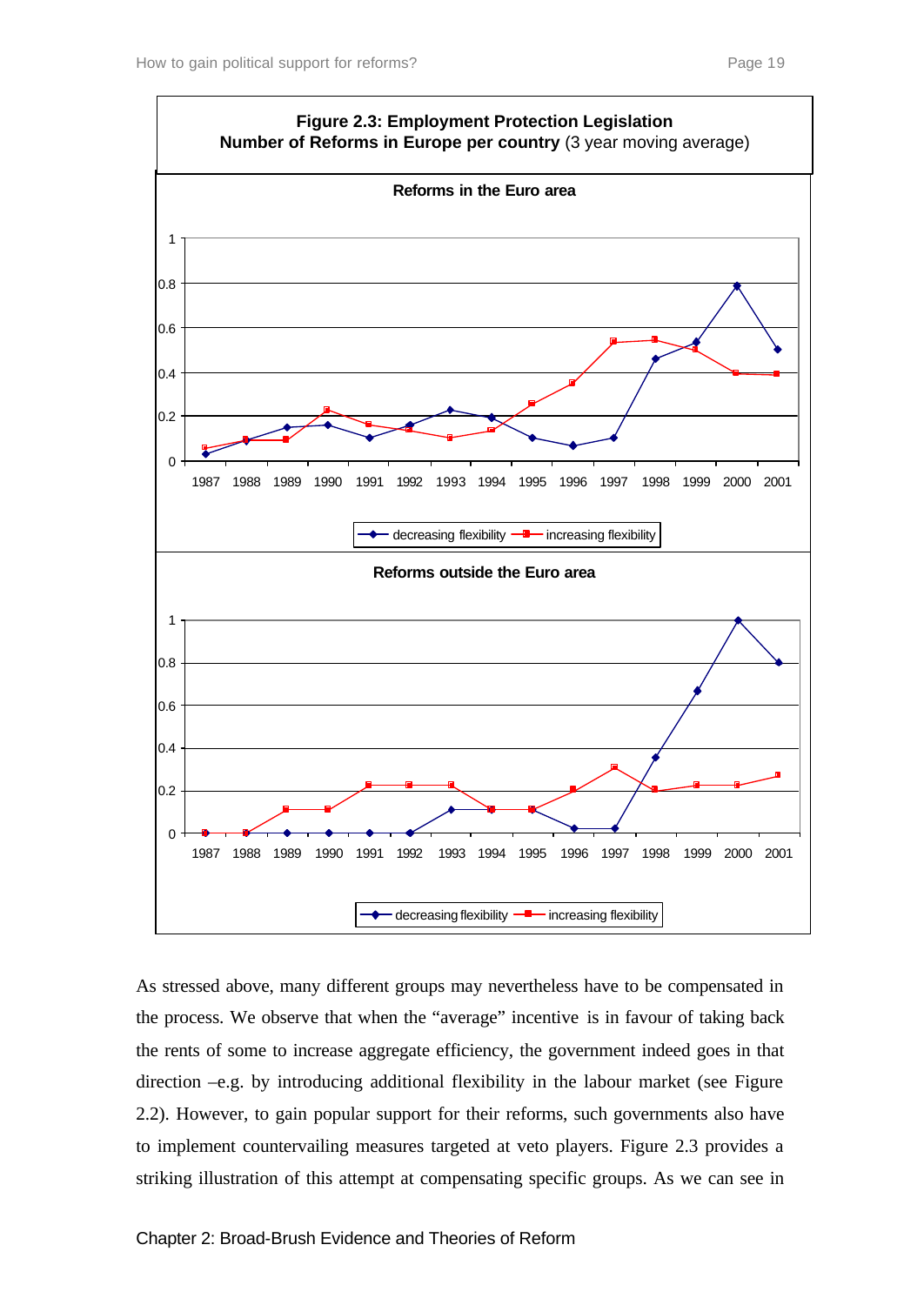**Figure 2.3: Employment Protection Legislation**
**Number of Reforms in Europe per country** (3 year moving average)

**Reforms in the Euro area**

**Reforms outside the Euro area**

As stressed above, many different groups may nevertheless have to be compensated in the process. We observe that when the "average" incentive is in favour of taking back the rents of some to increase aggregate efficiency, the government indeed goes in that direction –e.g. by introducing additional flexibility in the labour market (see Figure 2.2). However, to gain popular support for their reforms, such governments also have to implement countervailing measures targeted at veto players. Figure 2.3 provides a striking illustration of this attempt at compensating specific groups. As we can see in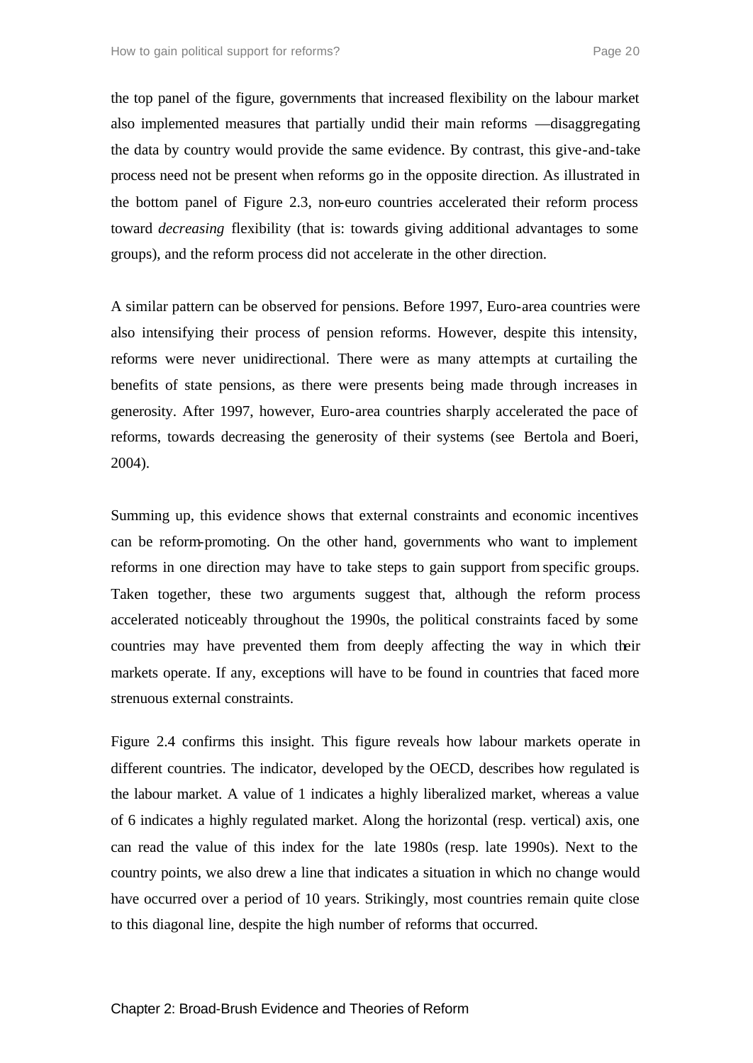the top panel of the figure, governments that increased flexibility on the labour market also implemented measures that partially undid their main reforms —disaggregating the data by country would provide the same evidence. By contrast, this give-and-take process need not be present when reforms go in the opposite direction. As illustrated in the bottom panel of Figure 2.3, non-euro countries accelerated their reform process toward *decreasing* flexibility (that is: towards giving additional advantages to some groups), and the reform process did not accelerate in the other direction.

A similar pattern can be observed for pensions. Before 1997, Euro-area countries were also intensifying their process of pension reforms. However, despite this intensity, reforms were never unidirectional. There were as many attempts at curtailing the benefits of state pensions, as there were presents being made through increases in generosity. After 1997, however, Euro-area countries sharply accelerated the pace of reforms, towards decreasing the generosity of their systems (see Bertola and Boeri, 2004).

Summing up, this evidence shows that external constraints and economic incentives can be reform-promoting. On the other hand, governments who want to implement reforms in one direction may have to take steps to gain support from specific groups. Taken together, these two arguments suggest that, although the reform process accelerated noticeably throughout the 1990s, the political constraints faced by some countries may have prevented them from deeply affecting the way in which their markets operate. If any, exceptions will have to be found in countries that faced more strenuous external constraints.

Figure 2.4 confirms this insight. This figure reveals how labour markets operate in different countries. The indicator, developed by the OECD, describes how regulated is the labour market. A value of 1 indicates a highly liberalized market, whereas a value of 6 indicates a highly regulated market. Along the horizontal (resp. vertical) axis, one can read the value of this index for the late 1980s (resp. late 1990s). Next to the country points, we also drew a line that indicates a situation in which no change would have occurred over a period of 10 years. Strikingly, most countries remain quite close to this diagonal line, despite the high number of reforms that occurred.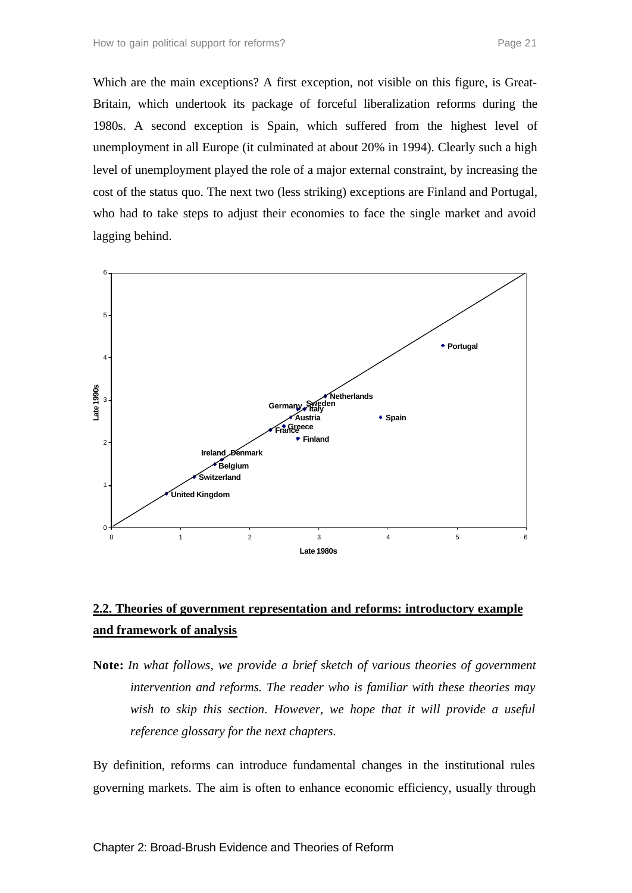Which are the main exceptions? A first exception, not visible on this figure, is Great-Britain, which undertook its package of forceful liberalization reforms during the 1980s. A second exception is Spain, which suffered from the highest level of unemployment in all Europe (it culminated at about 20% in 1994). Clearly such a high level of unemployment played the role of a major external constraint, by increasing the cost of the status quo. The next two (less striking) exceptions are Finland and Portugal, who had to take steps to adjust their economies to face the single market and avoid lagging behind.

## 2.2. Theories of government representation and reforms: introductory example and framework of analysis

**Note:** *In what follows, we provide a brief sketch of various theories of government intervention and reforms. The reader who is familiar with these theories may wish to skip this section. However, we hope that it will provide a useful reference glossary for the next chapters.*

By definition, reforms can introduce fundamental changes in the institutional rules governing markets. The aim is often to enhance economic efficiency, usually through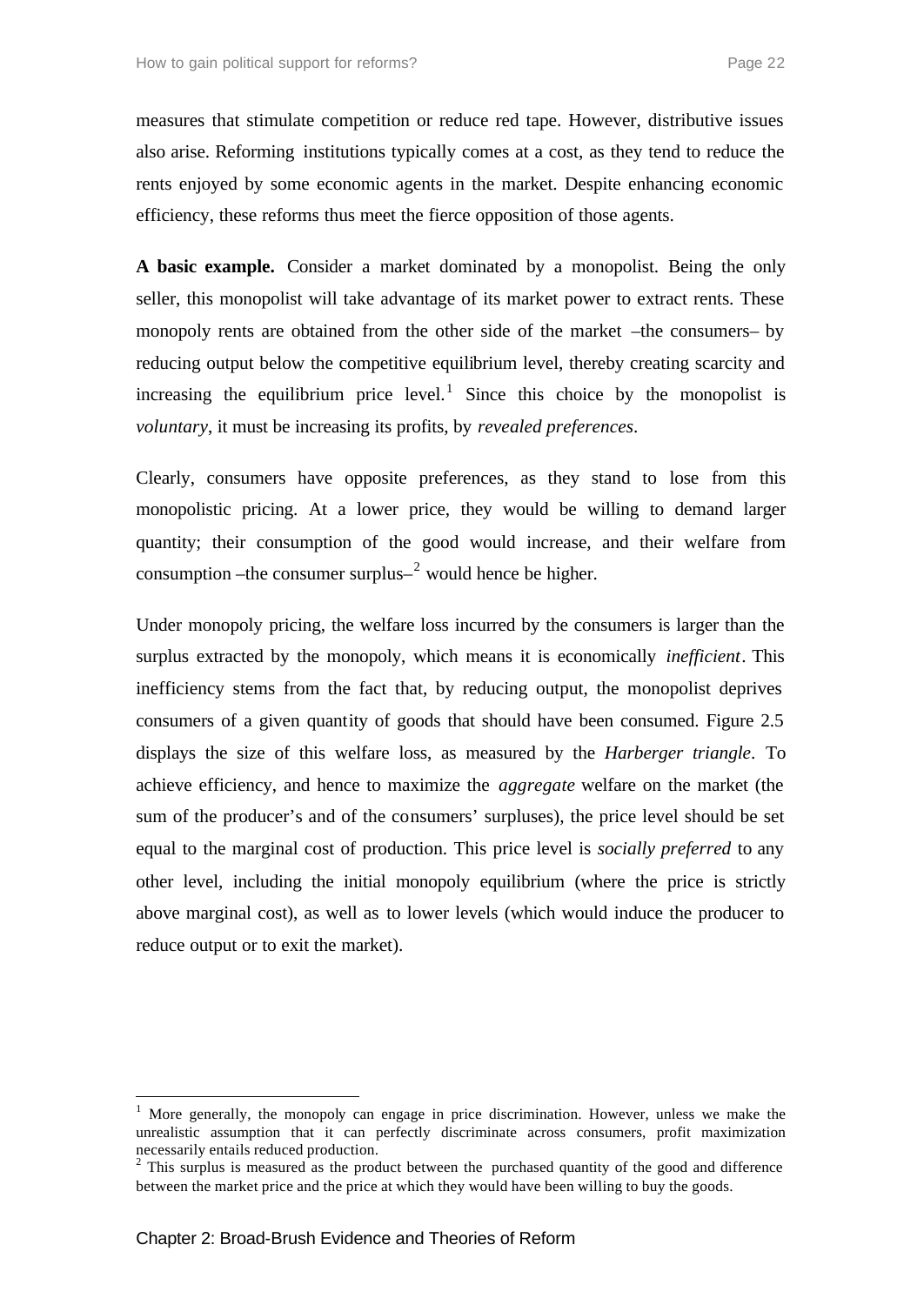measures that stimulate competition or reduce red tape. However, distributive issues also arise. Reforming institutions typically comes at a cost, as they tend to reduce the rents enjoyed by some economic agents in the market. Despite enhancing economic efficiency, these reforms thus meet the fierce opposition of those agents.

**A basic example.** Consider a market dominated by a monopolist. Being the only seller, this monopolist will take advantage of its market power to extract rents. These monopoly rents are obtained from the other side of the market –the consumers– by reducing output below the competitive equilibrium level, thereby creating scarcity and increasing the equilibrium price level.[1] Since this choice by the monopolist is *voluntary*, it must be increasing its profits, by *revealed preferences*.

Clearly, consumers have opposite preferences, as they stand to lose from this monopolistic pricing. At a lower price, they would be willing to demand larger quantity; their consumption of the good would increase, and their welfare from consumption –the consumer surplus–[2] would hence be higher.

Under monopoly pricing, the welfare loss incurred by the consumers is larger than the surplus extracted by the monopoly, which means it is economically *inefficient*. This inefficiency stems from the fact that, by reducing output, the monopolist deprives consumers of a given quantity of goods that should have been consumed. Figure 2.5 displays the size of this welfare loss, as measured by the *Harberger triangle*. To achieve efficiency, and hence to maximize the *aggregate* welfare on the market (the sum of the producer's and of the consumers' surpluses), the price level should be set equal to the marginal cost of production. This price level is *socially preferred* to any other level, including the initial monopoly equilibrium (where the price is strictly above marginal cost), as well as to lower levels (which would induce the producer to reduce output or to exit the market).

---

[1] More generally, the monopoly can engage in price discrimination. However, unless we make the unrealistic assumption that it can perfectly discriminate across consumers, profit maximization necessarily entails reduced production.

[2] This surplus is measured as the product between the purchased quantity of the good and difference between the market price and the price at which they would have been willing to buy the goods.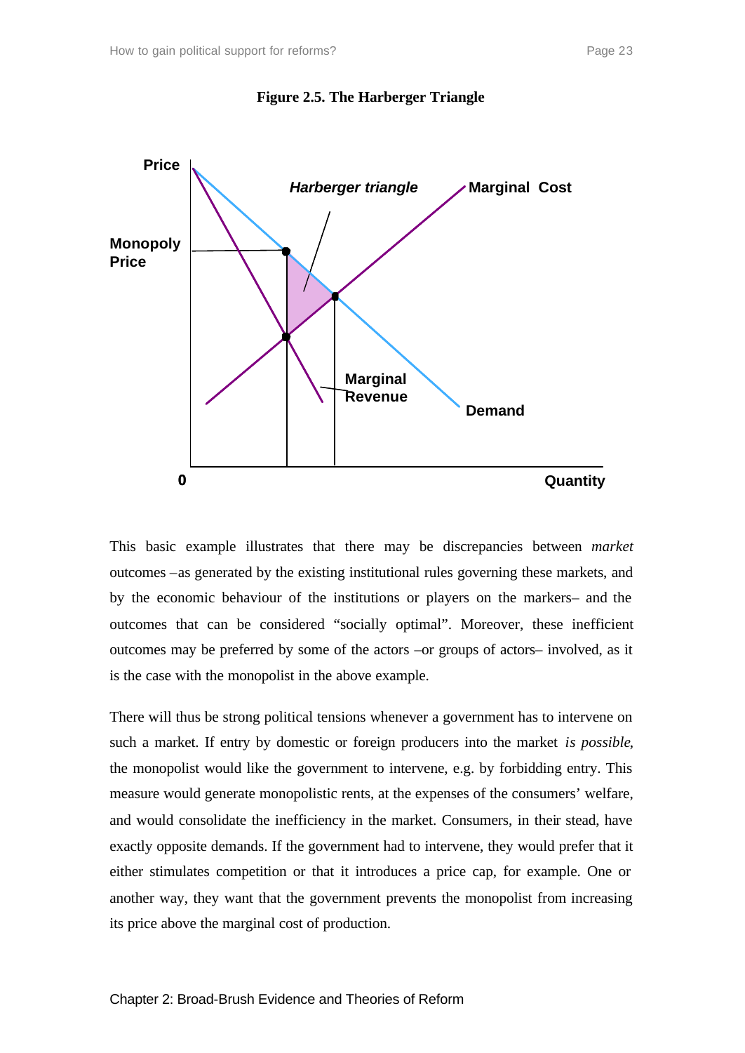**Figure 2.5. The Harberger Triangle**

This basic example illustrates that there may be discrepancies between *market* outcomes –as generated by the existing institutional rules governing these markets, and by the economic behaviour of the institutions or players on the markers– and the outcomes that can be considered "socially optimal". Moreover, these inefficient outcomes may be preferred by some of the actors –or groups of actors– involved, as it is the case with the monopolist in the above example.

There will thus be strong political tensions whenever a government has to intervene on such a market. If entry by domestic or foreign producers into the market *is possible*, the monopolist would like the government to intervene, e.g. by forbidding entry. This measure would generate monopolistic rents, at the expenses of the consumers' welfare, and would consolidate the inefficiency in the market. Consumers, in their stead, have exactly opposite demands. If the government had to intervene, they would prefer that it either stimulates competition or that it introduces a price cap, for example. One or another way, they want that the government prevents the monopolist from increasing its price above the marginal cost of production.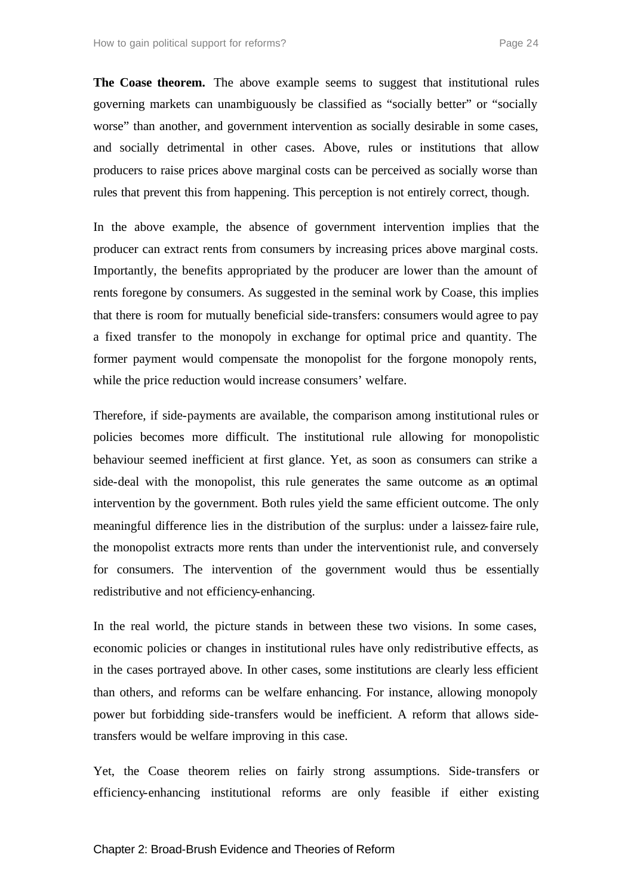**The Coase theorem.** The above example seems to suggest that institutional rules governing markets can unambiguously be classified as "socially better" or "socially worse" than another, and government intervention as socially desirable in some cases, and socially detrimental in other cases. Above, rules or institutions that allow producers to raise prices above marginal costs can be perceived as socially worse than rules that prevent this from happening. This perception is not entirely correct, though.

In the above example, the absence of government intervention implies that the producer can extract rents from consumers by increasing prices above marginal costs. Importantly, the benefits appropriated by the producer are lower than the amount of rents foregone by consumers. As suggested in the seminal work by Coase, this implies that there is room for mutually beneficial side-transfers: consumers would agree to pay a fixed transfer to the monopoly in exchange for optimal price and quantity. The former payment would compensate the monopolist for the forgone monopoly rents, while the price reduction would increase consumers' welfare.

Therefore, if side-payments are available, the comparison among institutional rules or policies becomes more difficult. The institutional rule allowing for monopolistic behaviour seemed inefficient at first glance. Yet, as soon as consumers can strike a side-deal with the monopolist, this rule generates the same outcome as an optimal intervention by the government. Both rules yield the same efficient outcome. The only meaningful difference lies in the distribution of the surplus: under a laissez-faire rule, the monopolist extracts more rents than under the interventionist rule, and conversely for consumers. The intervention of the government would thus be essentially redistributive and not efficiency-enhancing.

In the real world, the picture stands in between these two visions. In some cases, economic policies or changes in institutional rules have only redistributive effects, as in the cases portrayed above. In other cases, some institutions are clearly less efficient than others, and reforms can be welfare enhancing. For instance, allowing monopoly power but forbidding side-transfers would be inefficient. A reform that allows side-transfers would be welfare improving in this case.

Yet, the Coase theorem relies on fairly strong assumptions. Side-transfers or efficiency-enhancing institutional reforms are only feasible if either existing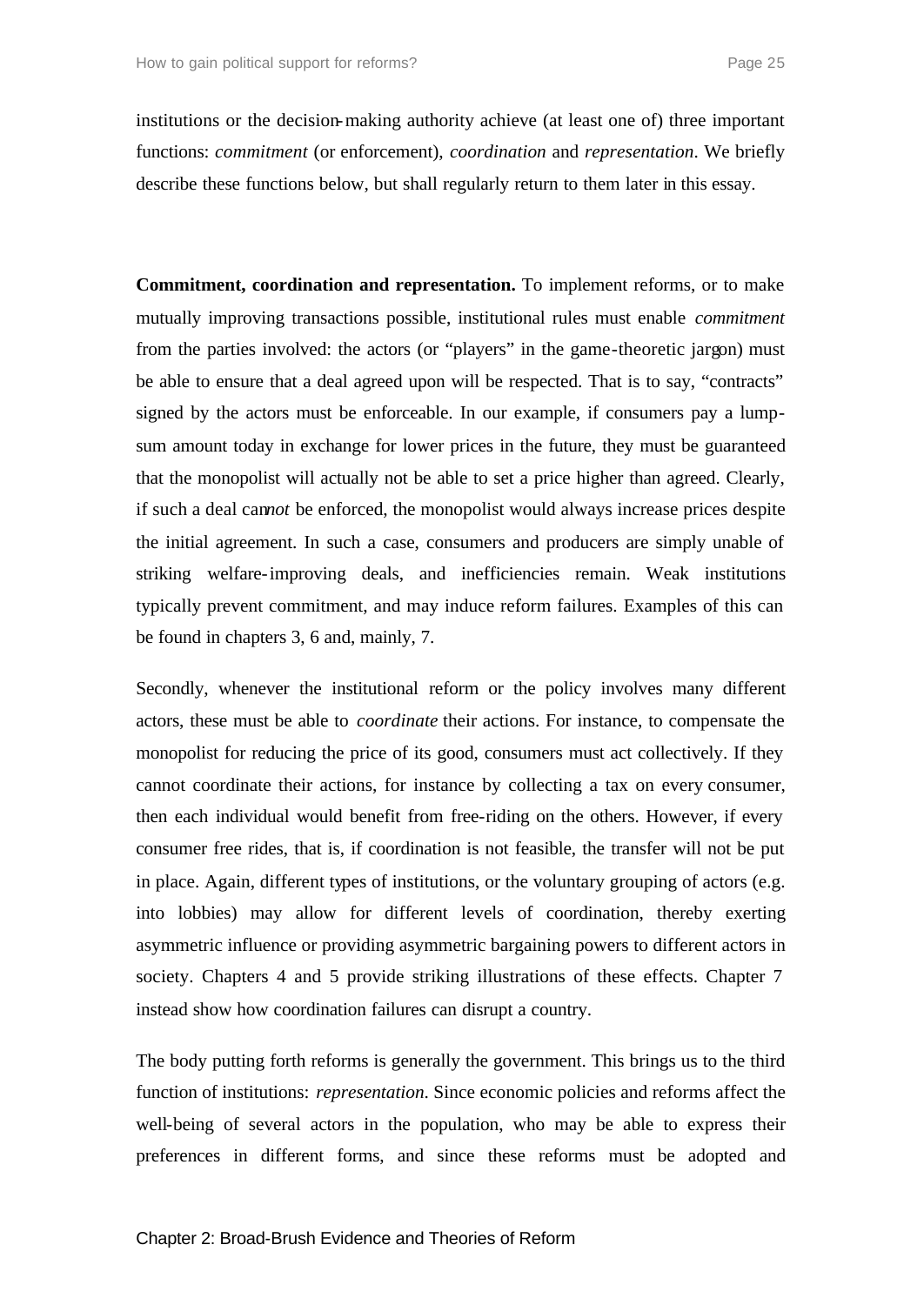institutions or the decision-making authority achieve (at least one of) three important functions: *commitment* (or enforcement), *coordination* and *representation*. We briefly describe these functions below, but shall regularly return to them later in this essay.

**Commitment, coordination and representation.** To implement reforms, or to make mutually improving transactions possible, institutional rules must enable *commitment* from the parties involved: the actors (or "players" in the game-theoretic jargon) must be able to ensure that a deal agreed upon will be respected. That is to say, "contracts" signed by the actors must be enforceable. In our example, if consumers pay a lump-sum amount today in exchange for lower prices in the future, they must be guaranteed that the monopolist will actually not be able to set a price higher than agreed. Clearly, if such a deal can*not* be enforced, the monopolist would always increase prices despite the initial agreement. In such a case, consumers and producers are simply unable of striking welfare-improving deals, and inefficiencies remain. Weak institutions typically prevent commitment, and may induce reform failures. Examples of this can be found in chapters 3, 6 and, mainly, 7.

Secondly, whenever the institutional reform or the policy involves many different actors, these must be able to *coordinate* their actions. For instance, to compensate the monopolist for reducing the price of its good, consumers must act collectively. If they cannot coordinate their actions, for instance by collecting a tax on every consumer, then each individual would benefit from free-riding on the others. However, if every consumer free rides, that is, if coordination is not feasible, the transfer will not be put in place. Again, different types of institutions, or the voluntary grouping of actors (e.g. into lobbies) may allow for different levels of coordination, thereby exerting asymmetric influence or providing asymmetric bargaining powers to different actors in society. Chapters 4 and 5 provide striking illustrations of these effects. Chapter 7 instead show how coordination failures can disrupt a country.

The body putting forth reforms is generally the government. This brings us to the third function of institutions: *representation*. Since economic policies and reforms affect the well-being of several actors in the population, who may be able to express their preferences in different forms, and since these reforms must be adopted and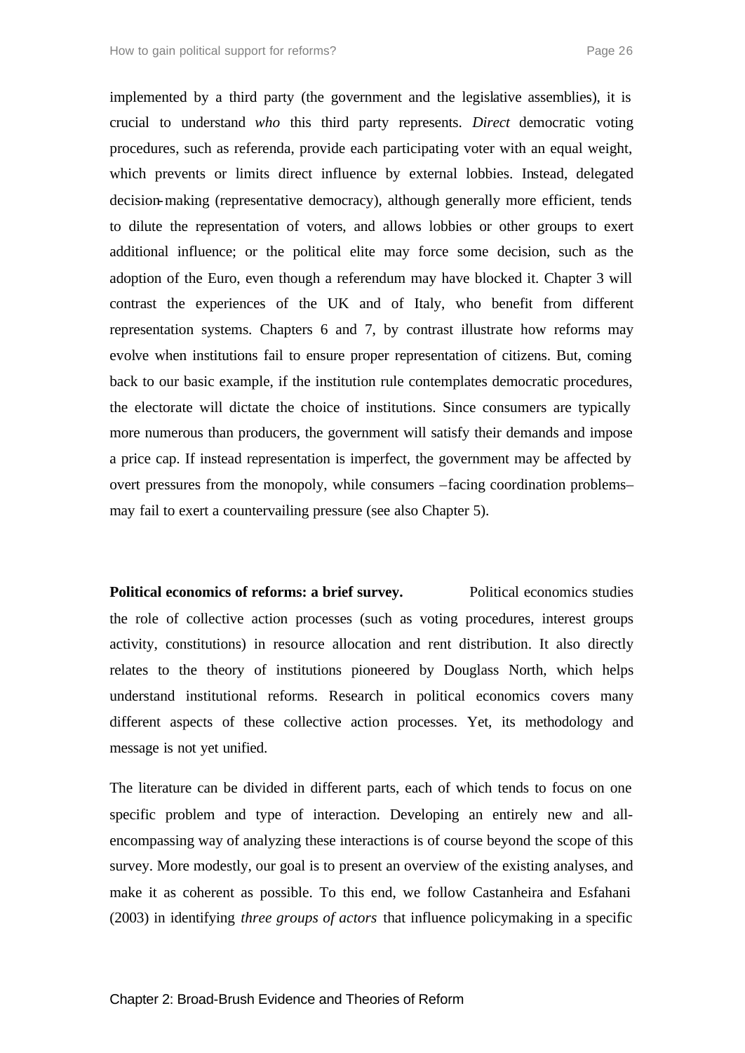implemented by a third party (the government and the legislative assemblies), it is crucial to understand *who* this third party represents. *Direct* democratic voting procedures, such as referenda, provide each participating voter with an equal weight, which prevents or limits direct influence by external lobbies. Instead, delegated decision-making (representative democracy), although generally more efficient, tends to dilute the representation of voters, and allows lobbies or other groups to exert additional influence; or the political elite may force some decision, such as the adoption of the Euro, even though a referendum may have blocked it. Chapter 3 will contrast the experiences of the UK and of Italy, who benefit from different representation systems. Chapters 6 and 7, by contrast illustrate how reforms may evolve when institutions fail to ensure proper representation of citizens. But, coming back to our basic example, if the institution rule contemplates democratic procedures, the electorate will dictate the choice of institutions. Since consumers are typically more numerous than producers, the government will satisfy their demands and impose a price cap. If instead representation is imperfect, the government may be affected by overt pressures from the monopoly, while consumers –facing coordination problems– may fail to exert a countervailing pressure (see also Chapter 5).

**Political economics of reforms: a brief survey.** Political economics studies the role of collective action processes (such as voting procedures, interest groups activity, constitutions) in resource allocation and rent distribution. It also directly relates to the theory of institutions pioneered by Douglass North, which helps understand institutional reforms. Research in political economics covers many different aspects of these collective action processes. Yet, its methodology and message is not yet unified.

The literature can be divided in different parts, each of which tends to focus on one specific problem and type of interaction. Developing an entirely new and all-encompassing way of analyzing these interactions is of course beyond the scope of this survey. More modestly, our goal is to present an overview of the existing analyses, and make it as coherent as possible. To this end, we follow Castanheira and Esfahani (2003) in identifying *three groups of actors* that influence policymaking in a specific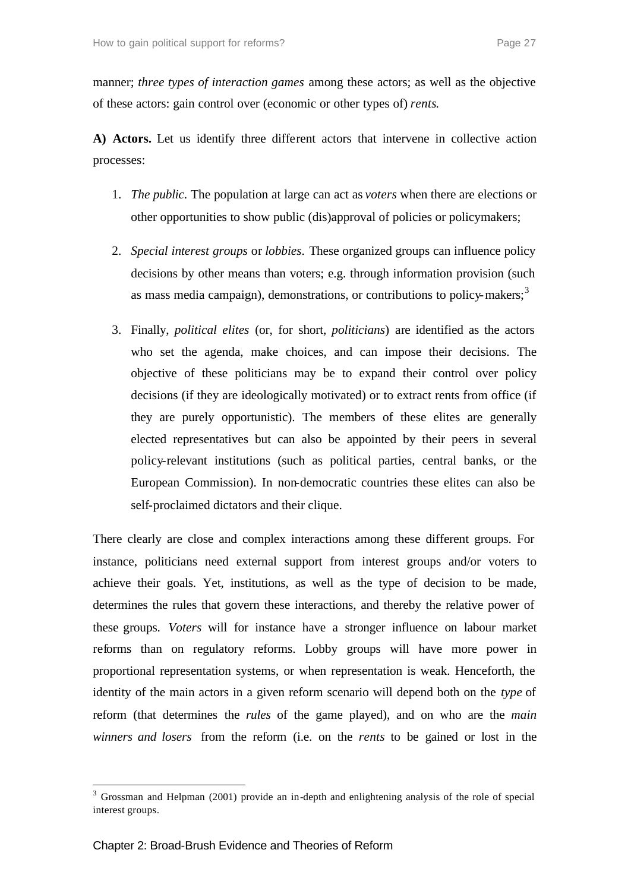manner; *three types of interaction games* among these actors; as well as the objective of these actors: gain control over (economic or other types of) *rents*.

**A) Actors.** Let us identify three different actors that intervene in collective action processes:

1. *The public.* The population at large can act as *voters* when there are elections or other opportunities to show public (dis)approval of policies or policymakers;

2. *Special interest groups* or *lobbies*. These organized groups can influence policy decisions by other means than voters; e.g. through information provision (such as mass media campaign), demonstrations, or contributions to policy-makers;[3]

3. Finally, *political elites* (or, for short, *politicians*) are identified as the actors who set the agenda, make choices, and can impose their decisions. The objective of these politicians may be to expand their control over policy decisions (if they are ideologically motivated) or to extract rents from office (if they are purely opportunistic). The members of these elites are generally elected representatives but can also be appointed by their peers in several policy-relevant institutions (such as political parties, central banks, or the European Commission). In non-democratic countries these elites can also be self-proclaimed dictators and their clique.

There clearly are close and complex interactions among these different groups. For instance, politicians need external support from interest groups and/or voters to achieve their goals. Yet, institutions, as well as the type of decision to be made, determines the rules that govern these interactions, and thereby the relative power of these groups. *Voters* will for instance have a stronger influence on labour market reforms than on regulatory reforms. Lobby groups will have more power in proportional representation systems, or when representation is weak. Henceforth, the identity of the main actors in a given reform scenario will depend both on the *type* of reform (that determines the *rules* of the game played), and on who are the *main winners and losers* from the reform (i.e. on the *rents* to be gained or lost in the

---

[3] Grossman and Helpman (2001) provide an in-depth and enlightening analysis of the role of special interest groups.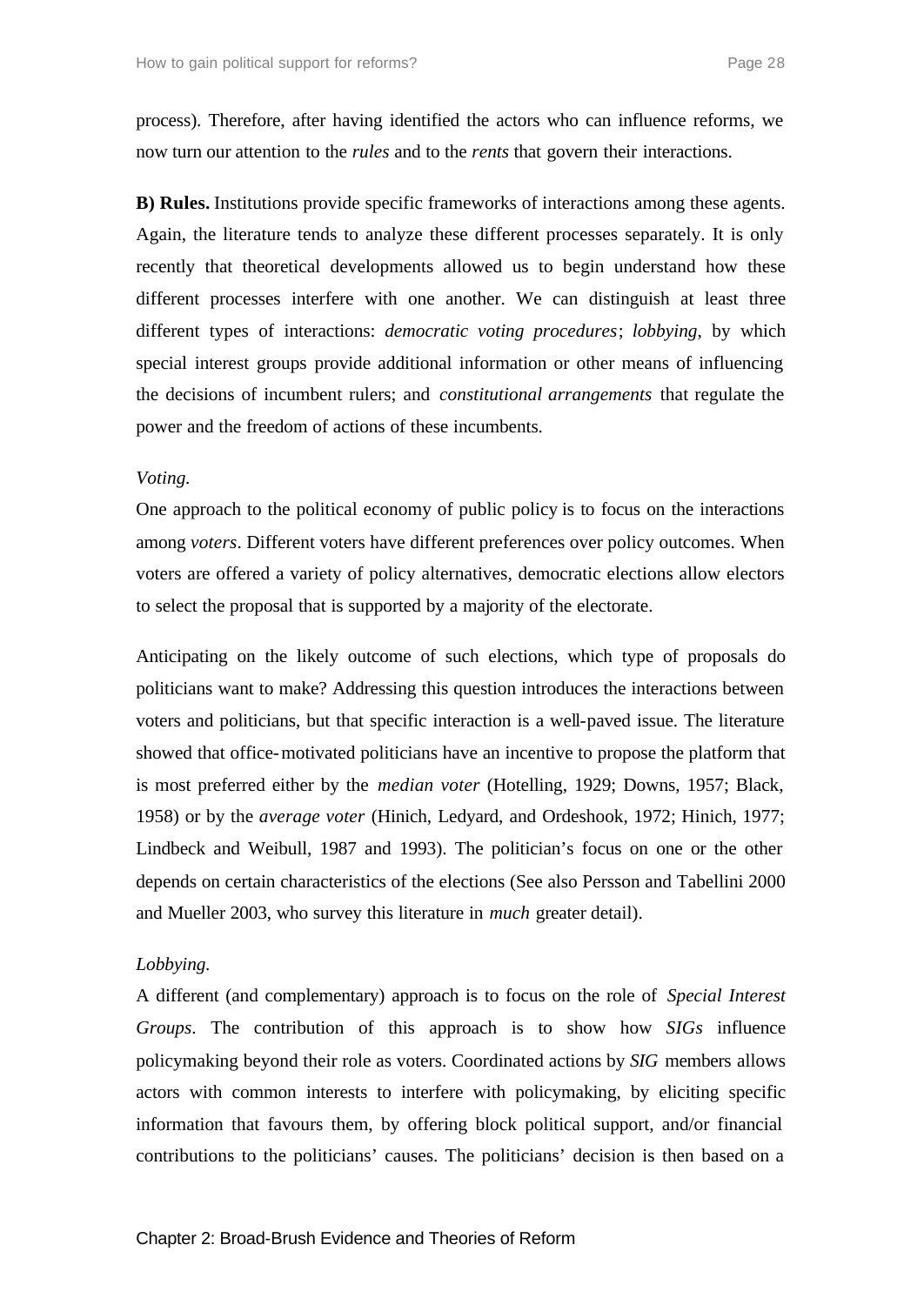process). Therefore, after having identified the actors who can influence reforms, we now turn our attention to the *rules* and to the *rents* that govern their interactions.

**B) Rules.** Institutions provide specific frameworks of interactions among these agents. Again, the literature tends to analyze these different processes separately. It is only recently that theoretical developments allowed us to begin understand how these different processes interfere with one another. We can distinguish at least three different types of interactions: *democratic voting procedures*; *lobbying*, by which special interest groups provide additional information or other means of influencing the decisions of incumbent rulers; and *constitutional arrangements* that regulate the power and the freedom of actions of these incumbents.

*Voting.*

One approach to the political economy of public policy is to focus on the interactions among *voters*. Different voters have different preferences over policy outcomes. When voters are offered a variety of policy alternatives, democratic elections allow electors to select the proposal that is supported by a majority of the electorate.

Anticipating on the likely outcome of such elections, which type of proposals do politicians want to make? Addressing this question introduces the interactions between voters and politicians, but that specific interaction is a well-paved issue. The literature showed that office-motivated politicians have an incentive to propose the platform that is most preferred either by the *median voter* (Hotelling, 1929; Downs, 1957; Black, 1958) or by the *average voter* (Hinich, Ledyard, and Ordeshook, 1972; Hinich, 1977; Lindbeck and Weibull, 1987 and 1993). The politician's focus on one or the other depends on certain characteristics of the elections (See also Persson and Tabellini 2000 and Mueller 2003, who survey this literature in *much* greater detail).

*Lobbying.*

A different (and complementary) approach is to focus on the role of *Special Interest Groups*. The contribution of this approach is to show how *SIGs* influence policymaking beyond their role as voters. Coordinated actions by *SIG* members allows actors with common interests to interfere with policymaking, by eliciting specific information that favours them, by offering block political support, and/or financial contributions to the politicians' causes. The politicians' decision is then based on a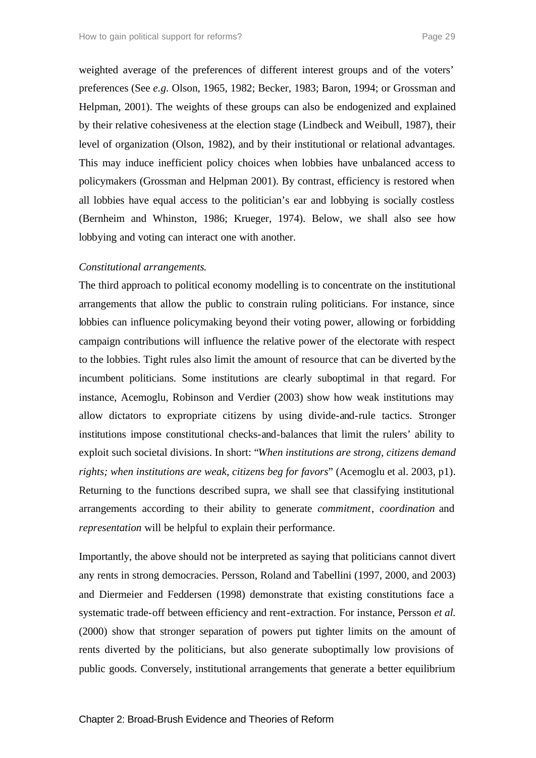weighted average of the preferences of different interest groups and of the voters' preferences (See *e.g.* Olson, 1965, 1982; Becker, 1983; Baron, 1994; or Grossman and Helpman, 2001). The weights of these groups can also be endogenized and explained by their relative cohesiveness at the election stage (Lindbeck and Weibull, 1987), their level of organization (Olson, 1982), and by their institutional or relational advantages. This may induce inefficient policy choices when lobbies have unbalanced access to policymakers (Grossman and Helpman 2001). By contrast, efficiency is restored when all lobbies have equal access to the politician's ear and lobbying is socially costless (Bernheim and Whinston, 1986; Krueger, 1974). Below, we shall also see how lobbying and voting can interact one with another.

*Constitutional arrangements.*

The third approach to political economy modelling is to concentrate on the institutional arrangements that allow the public to constrain ruling politicians. For instance, since lobbies can influence policymaking beyond their voting power, allowing or forbidding campaign contributions will influence the relative power of the electorate with respect to the lobbies. Tight rules also limit the amount of resource that can be diverted by the incumbent politicians. Some institutions are clearly suboptimal in that regard. For instance, Acemoglu, Robinson and Verdier (2003) show how weak institutions may allow dictators to expropriate citizens by using divide-and-rule tactics. Stronger institutions impose constitutional checks-and-balances that limit the rulers' ability to exploit such societal divisions. In short: "*When institutions are strong, citizens demand rights; when institutions are weak, citizens beg for favors*" (Acemoglu et al. 2003, p1). Returning to the functions described supra, we shall see that classifying institutional arrangements according to their ability to generate *commitment*, *coordination* and *representation* will be helpful to explain their performance.

Importantly, the above should not be interpreted as saying that politicians cannot divert any rents in strong democracies. Persson, Roland and Tabellini (1997, 2000, and 2003) and Diermeier and Feddersen (1998) demonstrate that existing constitutions face a systematic trade-off between efficiency and rent-extraction. For instance, Persson *et al.* (2000) show that stronger separation of powers put tighter limits on the amount of rents diverted by the politicians, but also generate suboptimally low provisions of public goods. Conversely, institutional arrangements that generate a better equilibrium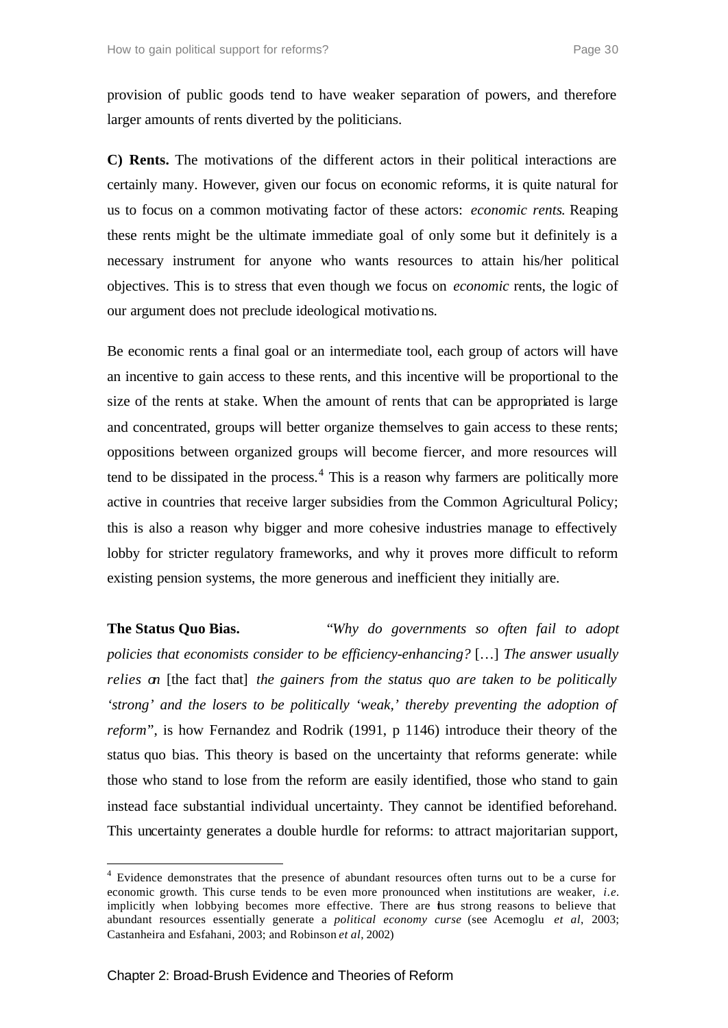provision of public goods tend to have weaker separation of powers, and therefore larger amounts of rents diverted by the politicians.

**C) Rents.** The motivations of the different actors in their political interactions are certainly many. However, given our focus on economic reforms, it is quite natural for us to focus on a common motivating factor of these actors: *economic rents*. Reaping these rents might be the ultimate immediate goal of only some but it definitely is a necessary instrument for anyone who wants resources to attain his/her political objectives. This is to stress that even though we focus on *economic* rents, the logic of our argument does not preclude ideological motivations.

Be economic rents a final goal or an intermediate tool, each group of actors will have an incentive to gain access to these rents, and this incentive will be proportional to the size of the rents at stake. When the amount of rents that can be appropriated is large and concentrated, groups will better organize themselves to gain access to these rents; oppositions between organized groups will become fiercer, and more resources will tend to be dissipated in the process.[4] This is a reason why farmers are politically more active in countries that receive larger subsidies from the Common Agricultural Policy; this is also a reason why bigger and more cohesive industries manage to effectively lobby for stricter regulatory frameworks, and why it proves more difficult to reform existing pension systems, the more generous and inefficient they initially are.

**The Status Quo Bias.** *"Why do governments so often fail to adopt policies that economists consider to be efficiency-enhancing?* […] *The answer usually relies on* [the fact that] *the gainers from the status quo are taken to be politically 'strong' and the losers to be politically 'weak,' thereby preventing the adoption of reform"*, is how Fernandez and Rodrik (1991, p 1146) introduce their theory of the status quo bias. This theory is based on the uncertainty that reforms generate: while those who stand to lose from the reform are easily identified, those who stand to gain instead face substantial individual uncertainty. They cannot be identified beforehand. This uncertainty generates a double hurdle for reforms: to attract majoritarian support,

---

[4] Evidence demonstrates that the presence of abundant resources often turns out to be a curse for economic growth. This curse tends to be even more pronounced when institutions are weaker, *i.e.* implicitly when lobbying becomes more effective. There are thus strong reasons to believe that abundant resources essentially generate a *political economy curse* (see Acemoglu *et al*, 2003; Castanheira and Esfahani, 2003; and Robinson *et al*, 2002)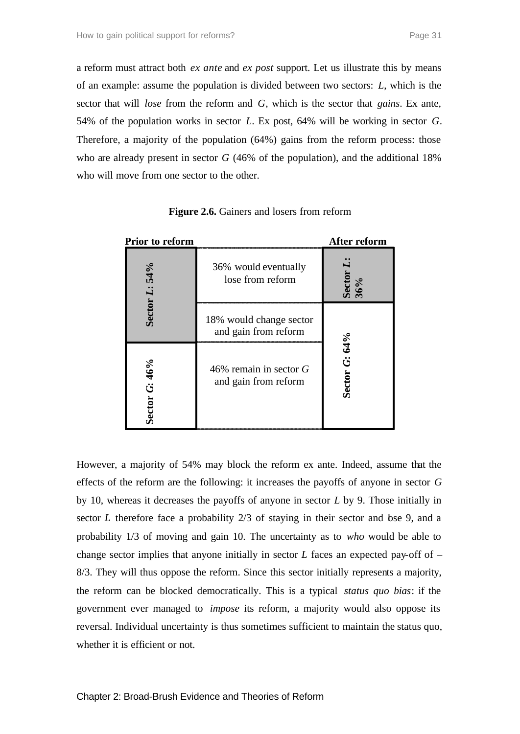a reform must attract both *ex ante* and *ex post* support. Let us illustrate this by means of an example: assume the population is divided between two sectors: *L*, which is the sector that will *lose* from the reform and *G*, which is the sector that *gains*. Ex ante, 54% of the population works in sector *L*. Ex post, 64% will be working in sector *G*. Therefore, a majority of the population (64%) gains from the reform process: those who are already present in sector *G* (46% of the population), and the additional 18% who will move from one sector to the other.

**Figure 2.6.** Gainers and losers from reform

| Prior to reform | | After reform |
|---|---|---|
| Sector *L*: 54% | 36% would eventually lose from reform | Sector *L*: 36% |
| | 18% would change sector and gain from reform | Sector *G*: 64% |
| Sector *G*: 46% | 46% remain in sector *G* and gain from reform | |

However, a majority of 54% may block the reform ex ante. Indeed, assume that the effects of the reform are the following: it increases the payoffs of anyone in sector *G* by 10, whereas it decreases the payoffs of anyone in sector *L* by 9. Those initially in sector *L* therefore face a probability 2/3 of staying in their sector and lose 9, and a probability 1/3 of moving and gain 10. The uncertainty as to *who* would be able to change sector implies that anyone initially in sector *L* faces an expected pay-off of –8/3. They will thus oppose the reform. Since this sector initially represents a majority, the reform can be blocked democratically. This is a typical *status quo bias*: if the government ever managed to *impose* its reform, a majority would also oppose its reversal. Individual uncertainty is thus sometimes sufficient to maintain the status quo, whether it is efficient or not.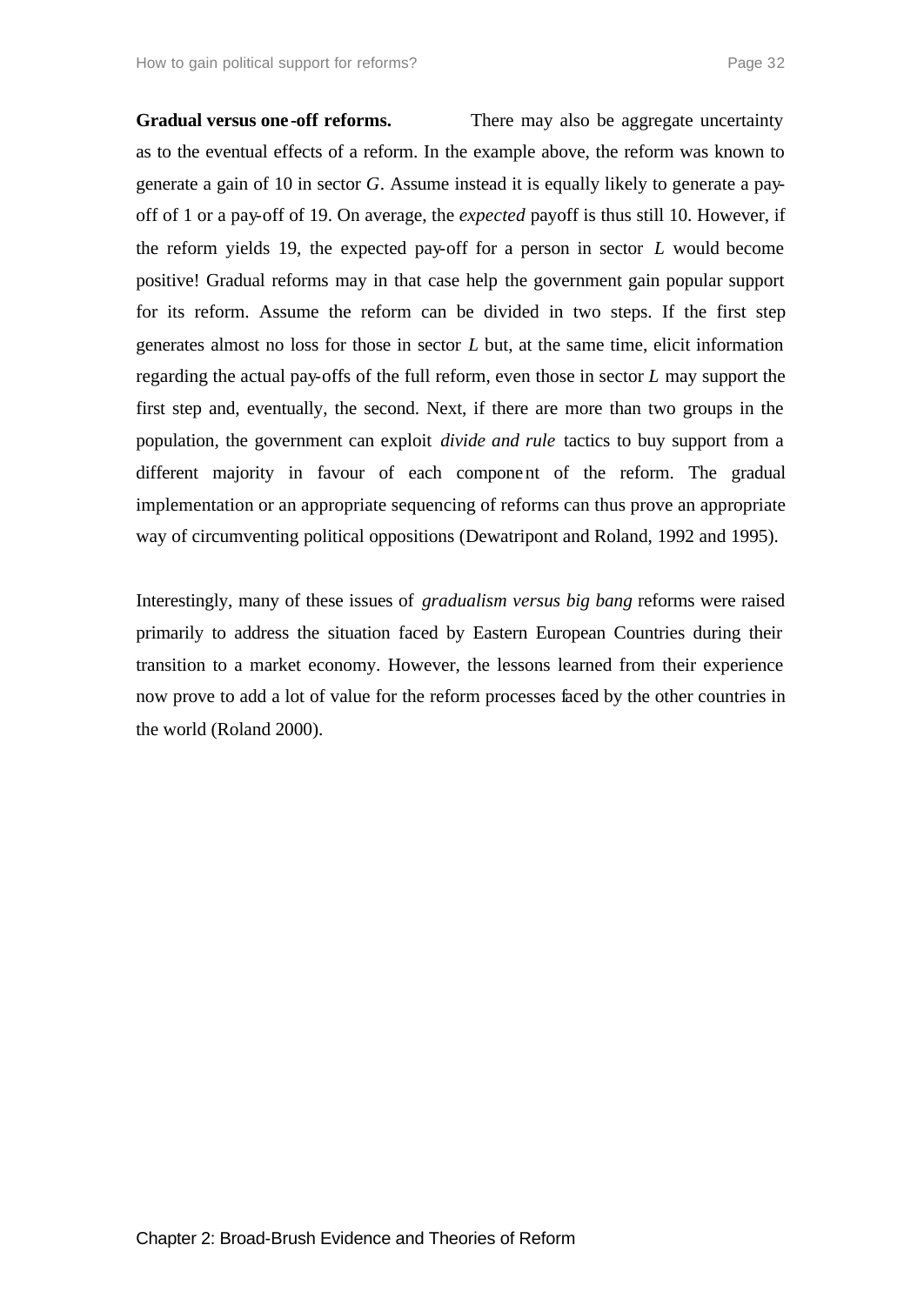**Gradual versus one-off reforms.** There may also be aggregate uncertainty as to the eventual effects of a reform. In the example above, the reform was known to generate a gain of 10 in sector $G$. Assume instead it is equally likely to generate a pay-off of 1 or a pay-off of 19. On average, the *expected* payoff is thus still 10. However, if the reform yields 19, the expected pay-off for a person in sector $L$ would become positive! Gradual reforms may in that case help the government gain popular support for its reform. Assume the reform can be divided in two steps. If the first step generates almost no loss for those in sector $L$ but, at the same time, elicit information regarding the actual pay-offs of the full reform, even those in sector $L$ may support the first step and, eventually, the second. Next, if there are more than two groups in the population, the government can exploit *divide and rule* tactics to buy support from a different majority in favour of each component of the reform. The gradual implementation or an appropriate sequencing of reforms can thus prove an appropriate way of circumventing political oppositions (Dewatripont and Roland, 1992 and 1995).

Interestingly, many of these issues of *gradualism versus big bang* reforms were raised primarily to address the situation faced by Eastern European Countries during their transition to a market economy. However, the lessons learned from their experience now prove to add a lot of value for the reform processes faced by the other countries in the world (Roland 2000).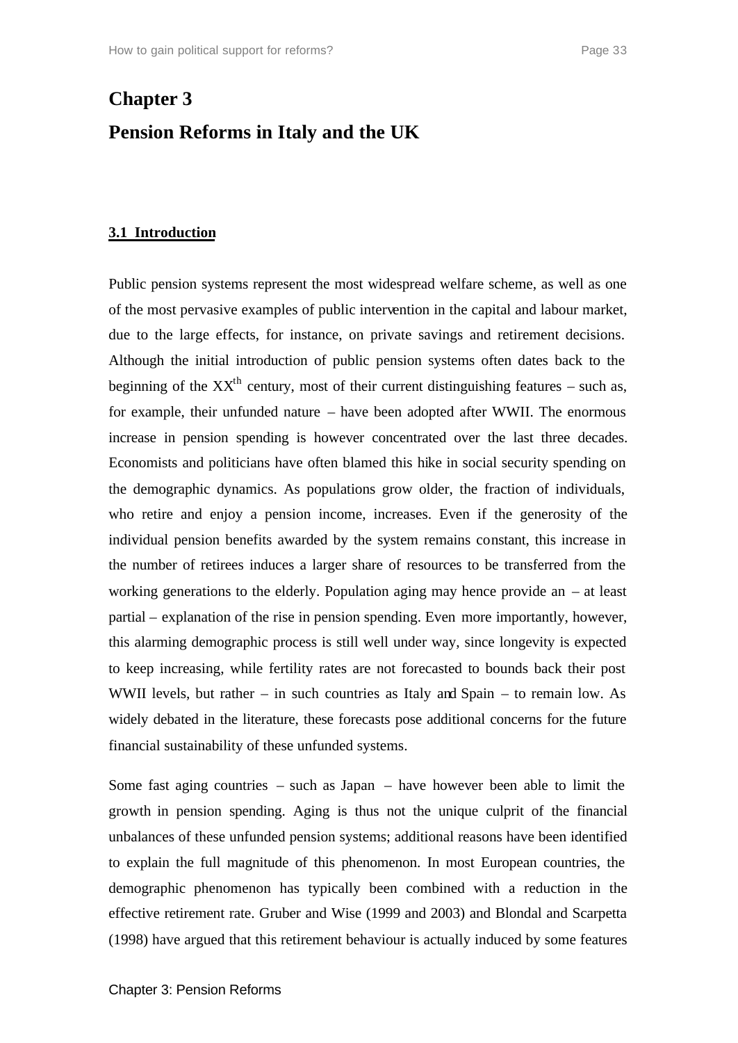# Chapter 3

# Pension Reforms in Italy and the UK

## 3.1 Introduction

Public pension systems represent the most widespread welfare scheme, as well as one of the most pervasive examples of public intervention in the capital and labour market, due to the large effects, for instance, on private savings and retirement decisions. Although the initial introduction of public pension systems often dates back to the beginning of the XX$^{th}$ century, most of their current distinguishing features – such as, for example, their unfunded nature – have been adopted after WWII. The enormous increase in pension spending is however concentrated over the last three decades. Economists and politicians have often blamed this hike in social security spending on the demographic dynamics. As populations grow older, the fraction of individuals, who retire and enjoy a pension income, increases. Even if the generosity of the individual pension benefits awarded by the system remains constant, this increase in the number of retirees induces a larger share of resources to be transferred from the working generations to the elderly. Population aging may hence provide an – at least partial – explanation of the rise in pension spending. Even more importantly, however, this alarming demographic process is still well under way, since longevity is expected to keep increasing, while fertility rates are not forecasted to bounds back their post WWII levels, but rather – in such countries as Italy and Spain – to remain low. As widely debated in the literature, these forecasts pose additional concerns for the future financial sustainability of these unfunded systems.

Some fast aging countries – such as Japan – have however been able to limit the growth in pension spending. Aging is thus not the unique culprit of the financial unbalances of these unfunded pension systems; additional reasons have been identified to explain the full magnitude of this phenomenon. In most European countries, the demographic phenomenon has typically been combined with a reduction in the effective retirement rate. Gruber and Wise (1999 and 2003) and Blondal and Scarpetta (1998) have argued that this retirement behaviour is actually induced by some features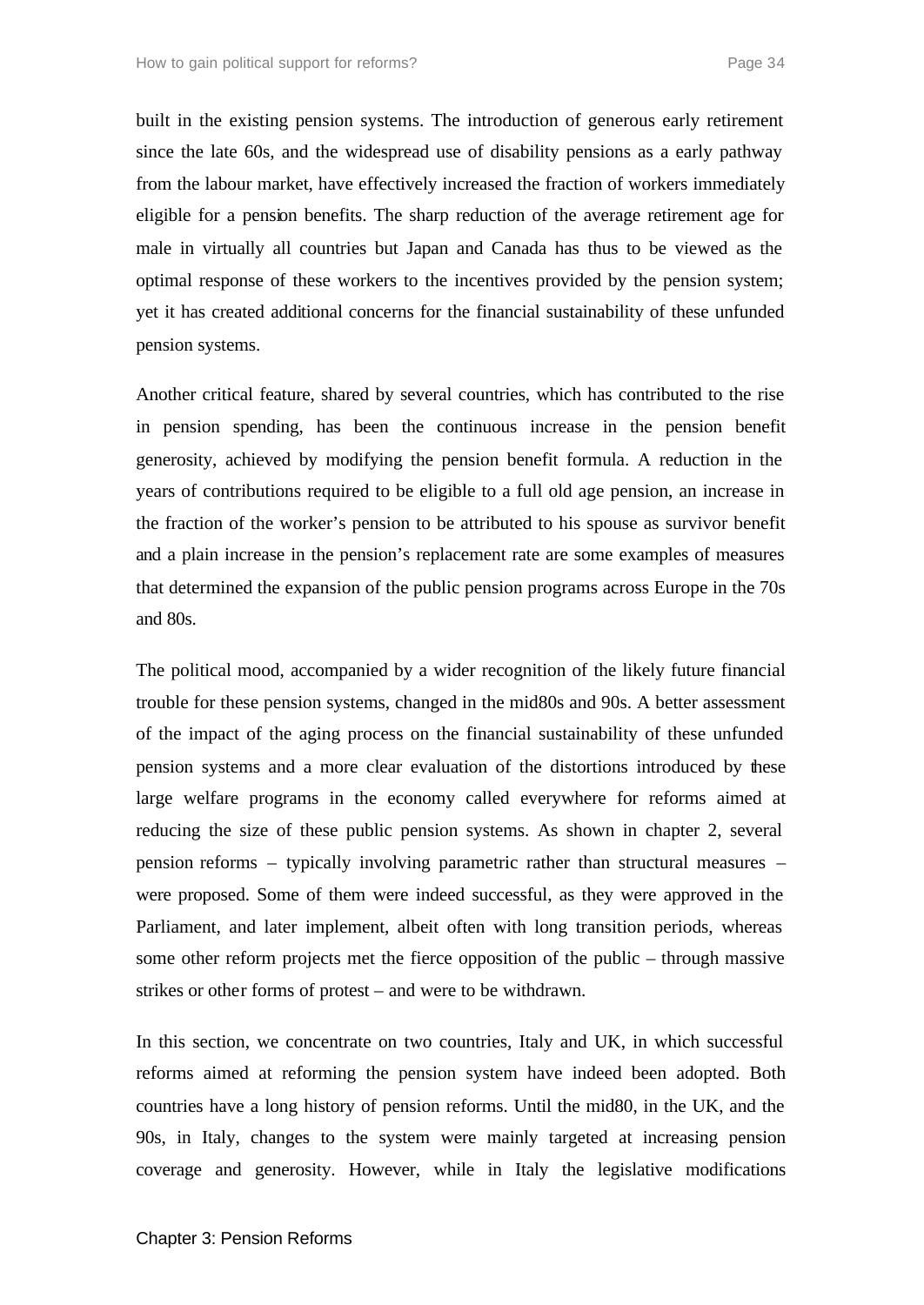built in the existing pension systems. The introduction of generous early retirement since the late 60s, and the widespread use of disability pensions as a early pathway from the labour market, have effectively increased the fraction of workers immediately eligible for a pension benefits. The sharp reduction of the average retirement age for male in virtually all countries but Japan and Canada has thus to be viewed as the optimal response of these workers to the incentives provided by the pension system; yet it has created additional concerns for the financial sustainability of these unfunded pension systems.

Another critical feature, shared by several countries, which has contributed to the rise in pension spending, has been the continuous increase in the pension benefit generosity, achieved by modifying the pension benefit formula. A reduction in the years of contributions required to be eligible to a full old age pension, an increase in the fraction of the worker's pension to be attributed to his spouse as survivor benefit and a plain increase in the pension's replacement rate are some examples of measures that determined the expansion of the public pension programs across Europe in the 70s and 80s.

The political mood, accompanied by a wider recognition of the likely future financial trouble for these pension systems, changed in the mid80s and 90s. A better assessment of the impact of the aging process on the financial sustainability of these unfunded pension systems and a more clear evaluation of the distortions introduced by these large welfare programs in the economy called everywhere for reforms aimed at reducing the size of these public pension systems. As shown in chapter 2, several pension reforms – typically involving parametric rather than structural measures – were proposed. Some of them were indeed successful, as they were approved in the Parliament, and later implement, albeit often with long transition periods, whereas some other reform projects met the fierce opposition of the public – through massive strikes or other forms of protest – and were to be withdrawn.

In this section, we concentrate on two countries, Italy and UK, in which successful reforms aimed at reforming the pension system have indeed been adopted. Both countries have a long history of pension reforms. Until the mid80, in the UK, and the 90s, in Italy, changes to the system were mainly targeted at increasing pension coverage and generosity. However, while in Italy the legislative modifications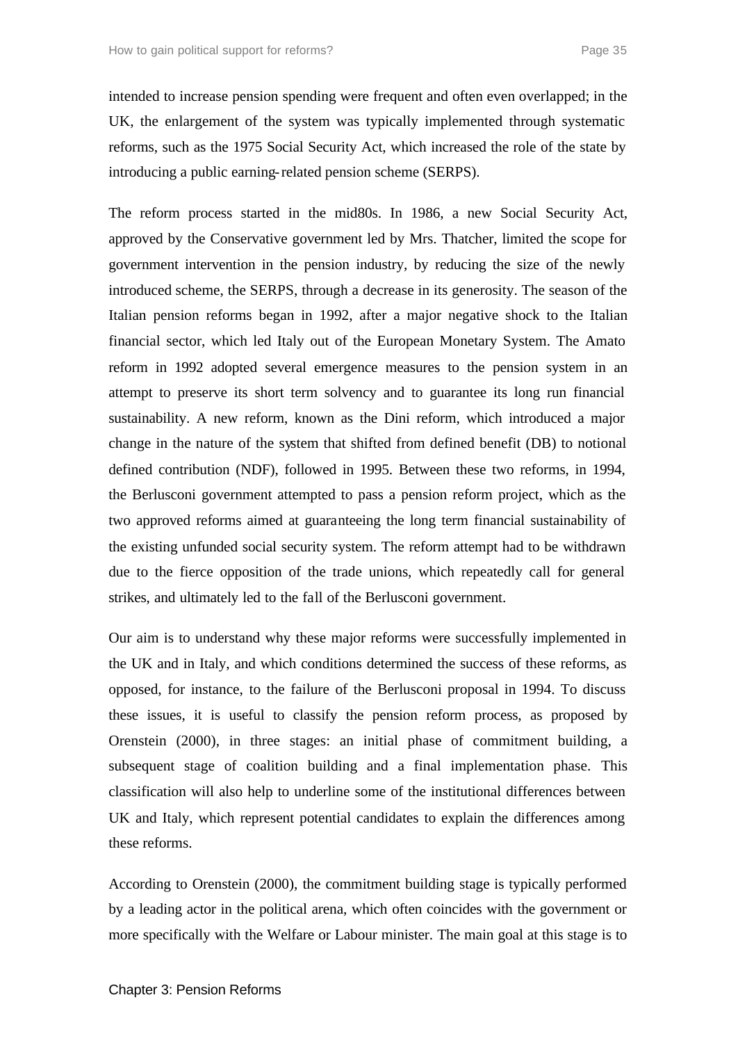intended to increase pension spending were frequent and often even overlapped; in the UK, the enlargement of the system was typically implemented through systematic reforms, such as the 1975 Social Security Act, which increased the role of the state by introducing a public earning-related pension scheme (SERPS).

The reform process started in the mid80s. In 1986, a new Social Security Act, approved by the Conservative government led by Mrs. Thatcher, limited the scope for government intervention in the pension industry, by reducing the size of the newly introduced scheme, the SERPS, through a decrease in its generosity. The season of the Italian pension reforms began in 1992, after a major negative shock to the Italian financial sector, which led Italy out of the European Monetary System. The Amato reform in 1992 adopted several emergence measures to the pension system in an attempt to preserve its short term solvency and to guarantee its long run financial sustainability. A new reform, known as the Dini reform, which introduced a major change in the nature of the system that shifted from defined benefit (DB) to notional defined contribution (NDF), followed in 1995. Between these two reforms, in 1994, the Berlusconi government attempted to pass a pension reform project, which as the two approved reforms aimed at guaranteeing the long term financial sustainability of the existing unfunded social security system. The reform attempt had to be withdrawn due to the fierce opposition of the trade unions, which repeatedly call for general strikes, and ultimately led to the fall of the Berlusconi government.

Our aim is to understand why these major reforms were successfully implemented in the UK and in Italy, and which conditions determined the success of these reforms, as opposed, for instance, to the failure of the Berlusconi proposal in 1994. To discuss these issues, it is useful to classify the pension reform process, as proposed by Orenstein (2000), in three stages: an initial phase of commitment building, a subsequent stage of coalition building and a final implementation phase. This classification will also help to underline some of the institutional differences between UK and Italy, which represent potential candidates to explain the differences among these reforms.

According to Orenstein (2000), the commitment building stage is typically performed by a leading actor in the political arena, which often coincides with the government or more specifically with the Welfare or Labour minister. The main goal at this stage is to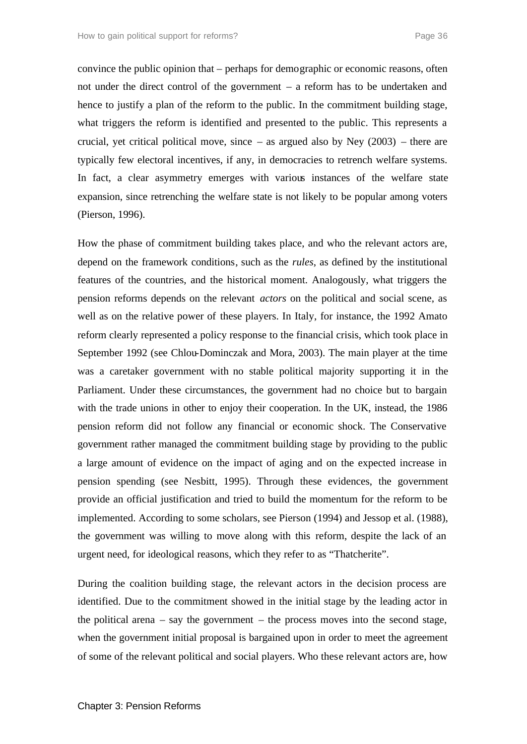convince the public opinion that – perhaps for demographic or economic reasons, often not under the direct control of the government – a reform has to be undertaken and hence to justify a plan of the reform to the public. In the commitment building stage, what triggers the reform is identified and presented to the public. This represents a crucial, yet critical political move, since – as argued also by Ney (2003) – there are typically few electoral incentives, if any, in democracies to retrench welfare systems. In fact, a clear asymmetry emerges with various instances of the welfare state expansion, since retrenching the welfare state is not likely to be popular among voters (Pierson, 1996).

How the phase of commitment building takes place, and who the relevant actors are, depend on the framework conditions, such as the *rules*, as defined by the institutional features of the countries, and the historical moment. Analogously, what triggers the pension reforms depends on the relevant *actors* on the political and social scene, as well as on the relative power of these players. In Italy, for instance, the 1992 Amato reform clearly represented a policy response to the financial crisis, which took place in September 1992 (see Chlou-Dominczak and Mora, 2003). The main player at the time was a caretaker government with no stable political majority supporting it in the Parliament. Under these circumstances, the government had no choice but to bargain with the trade unions in other to enjoy their cooperation. In the UK, instead, the 1986 pension reform did not follow any financial or economic shock. The Conservative government rather managed the commitment building stage by providing to the public a large amount of evidence on the impact of aging and on the expected increase in pension spending (see Nesbitt, 1995). Through these evidences, the government provide an official justification and tried to build the momentum for the reform to be implemented. According to some scholars, see Pierson (1994) and Jessop et al. (1988), the government was willing to move along with this reform, despite the lack of an urgent need, for ideological reasons, which they refer to as "Thatcherite".

During the coalition building stage, the relevant actors in the decision process are identified. Due to the commitment showed in the initial stage by the leading actor in the political arena – say the government – the process moves into the second stage, when the government initial proposal is bargained upon in order to meet the agreement of some of the relevant political and social players. Who these relevant actors are, how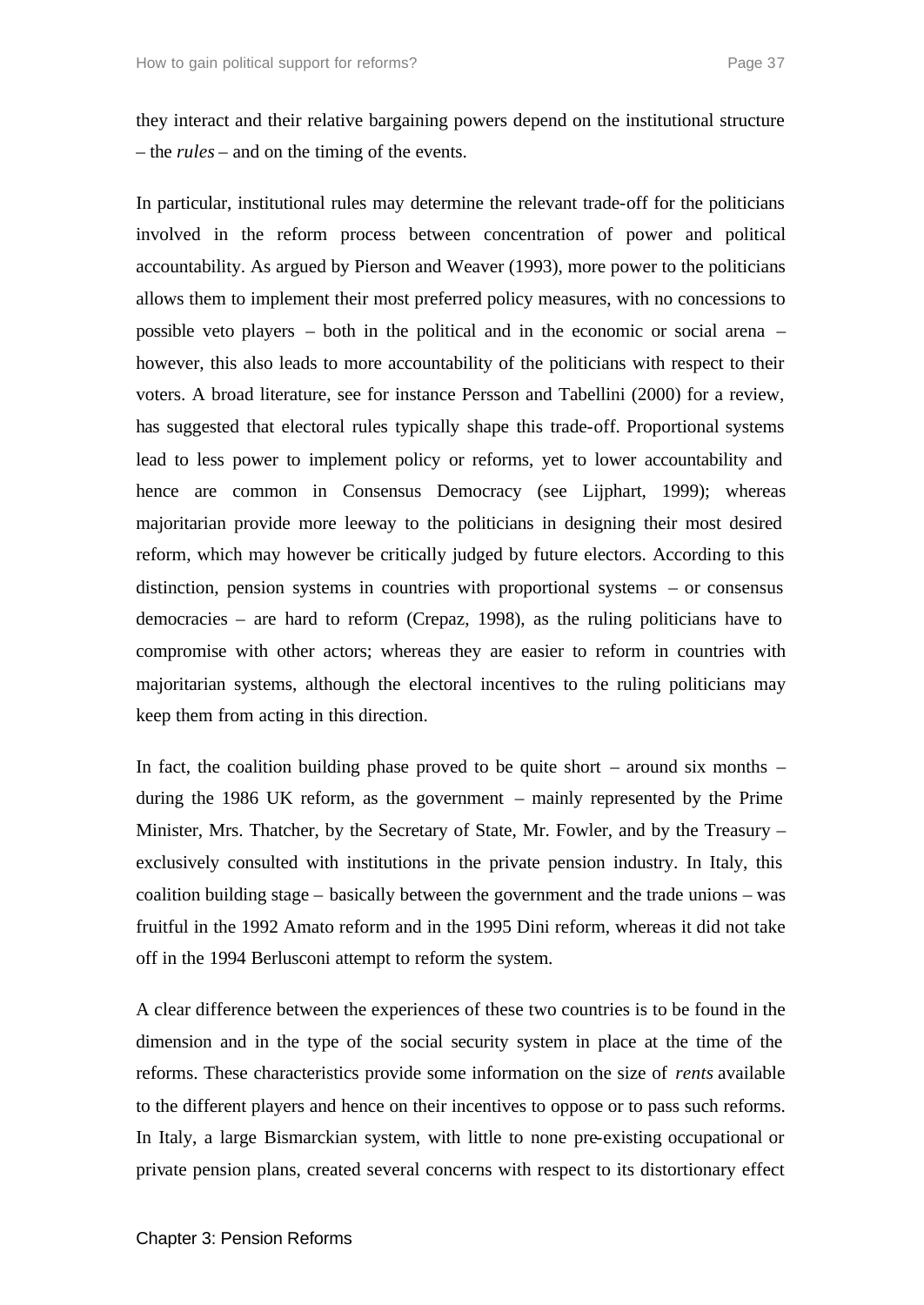they interact and their relative bargaining powers depend on the institutional structure – the *rules* – and on the timing of the events.

In particular, institutional rules may determine the relevant trade-off for the politicians involved in the reform process between concentration of power and political accountability. As argued by Pierson and Weaver (1993), more power to the politicians allows them to implement their most preferred policy measures, with no concessions to possible veto players – both in the political and in the economic or social arena – however, this also leads to more accountability of the politicians with respect to their voters. A broad literature, see for instance Persson and Tabellini (2000) for a review, has suggested that electoral rules typically shape this trade-off. Proportional systems lead to less power to implement policy or reforms, yet to lower accountability and hence are common in Consensus Democracy (see Lijphart, 1999); whereas majoritarian provide more leeway to the politicians in designing their most desired reform, which may however be critically judged by future electors. According to this distinction, pension systems in countries with proportional systems – or consensus democracies – are hard to reform (Crepaz, 1998), as the ruling politicians have to compromise with other actors; whereas they are easier to reform in countries with majoritarian systems, although the electoral incentives to the ruling politicians may keep them from acting in this direction.

In fact, the coalition building phase proved to be quite short – around six months – during the 1986 UK reform, as the government – mainly represented by the Prime Minister, Mrs. Thatcher, by the Secretary of State, Mr. Fowler, and by the Treasury – exclusively consulted with institutions in the private pension industry. In Italy, this coalition building stage – basically between the government and the trade unions – was fruitful in the 1992 Amato reform and in the 1995 Dini reform, whereas it did not take off in the 1994 Berlusconi attempt to reform the system.

A clear difference between the experiences of these two countries is to be found in the dimension and in the type of the social security system in place at the time of the reforms. These characteristics provide some information on the size of *rents* available to the different players and hence on their incentives to oppose or to pass such reforms. In Italy, a large Bismarckian system, with little to none pre-existing occupational or private pension plans, created several concerns with respect to its distortionary effect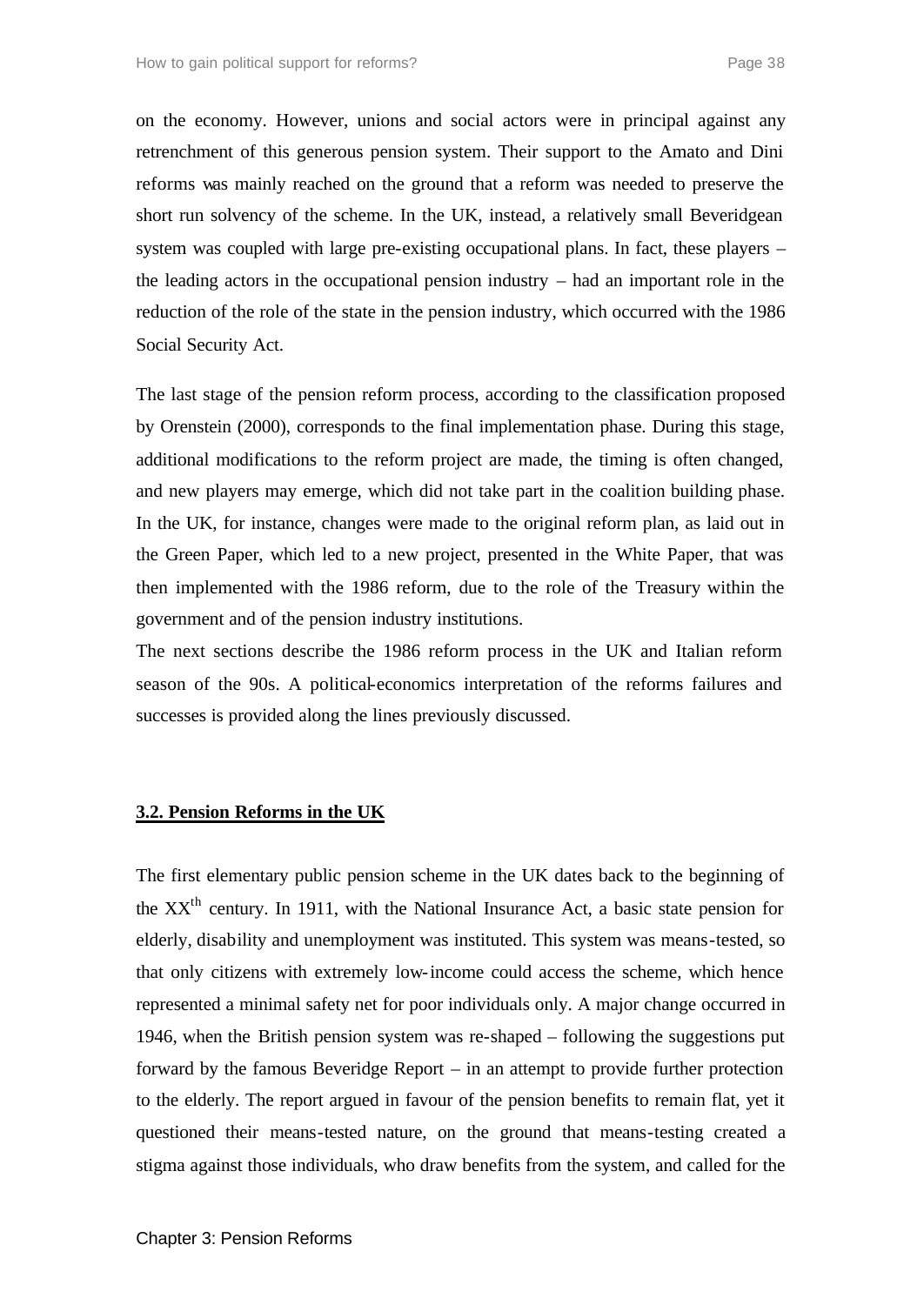on the economy. However, unions and social actors were in principal against any retrenchment of this generous pension system. Their support to the Amato and Dini reforms was mainly reached on the ground that a reform was needed to preserve the short run solvency of the scheme. In the UK, instead, a relatively small Beveridgean system was coupled with large pre-existing occupational plans. In fact, these players – the leading actors in the occupational pension industry – had an important role in the reduction of the role of the state in the pension industry, which occurred with the 1986 Social Security Act.

The last stage of the pension reform process, according to the classification proposed by Orenstein (2000), corresponds to the final implementation phase. During this stage, additional modifications to the reform project are made, the timing is often changed, and new players may emerge, which did not take part in the coalition building phase. In the UK, for instance, changes were made to the original reform plan, as laid out in the Green Paper, which led to a new project, presented in the White Paper, that was then implemented with the 1986 reform, due to the role of the Treasury within the government and of the pension industry institutions.

The next sections describe the 1986 reform process in the UK and Italian reform season of the 90s. A political-economics interpretation of the reforms failures and successes is provided along the lines previously discussed.

## 3.2. Pension Reforms in the UK

The first elementary public pension scheme in the UK dates back to the beginning of the XX$^{th}$ century. In 1911, with the National Insurance Act, a basic state pension for elderly, disability and unemployment was instituted. This system was means-tested, so that only citizens with extremely low-income could access the scheme, which hence represented a minimal safety net for poor individuals only. A major change occurred in 1946, when the British pension system was re-shaped – following the suggestions put forward by the famous Beveridge Report – in an attempt to provide further protection to the elderly. The report argued in favour of the pension benefits to remain flat, yet it questioned their means-tested nature, on the ground that means-testing created a stigma against those individuals, who draw benefits from the system, and called for the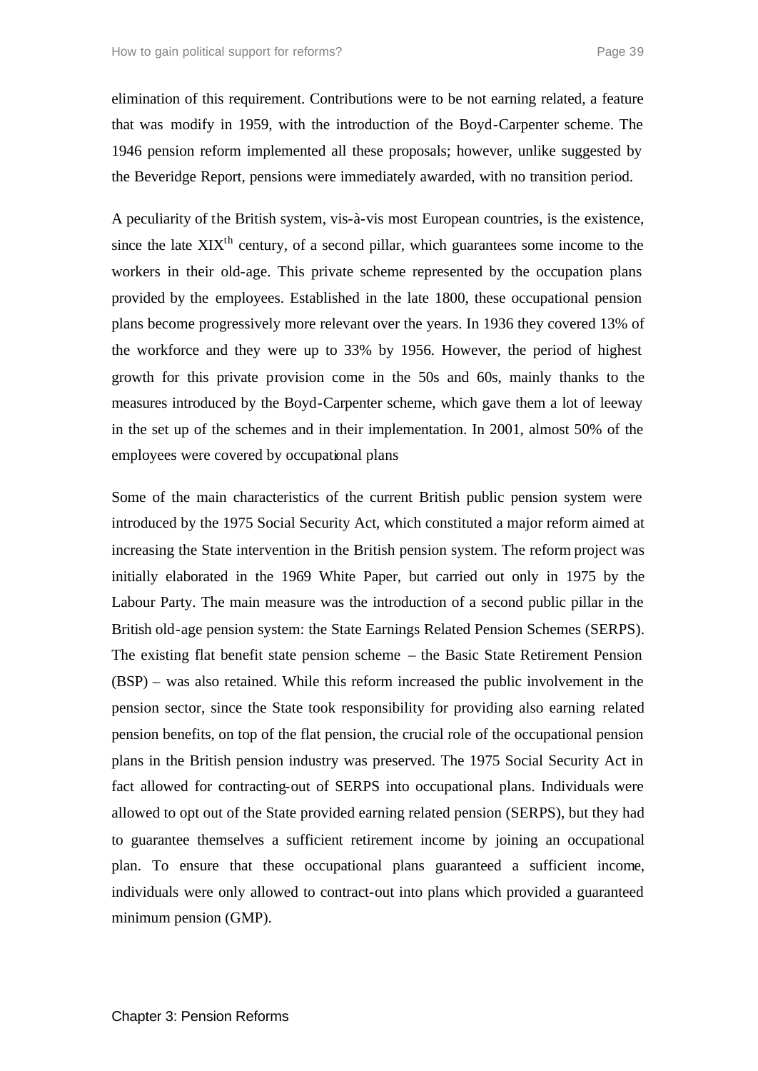elimination of this requirement. Contributions were to be not earning related, a feature that was modify in 1959, with the introduction of the Boyd-Carpenter scheme. The 1946 pension reform implemented all these proposals; however, unlike suggested by the Beveridge Report, pensions were immediately awarded, with no transition period.

A peculiarity of the British system, vis-à-vis most European countries, is the existence, since the late XIX$^{th}$ century, of a second pillar, which guarantees some income to the workers in their old-age. This private scheme represented by the occupation plans provided by the employees. Established in the late 1800, these occupational pension plans become progressively more relevant over the years. In 1936 they covered 13% of the workforce and they were up to 33% by 1956. However, the period of highest growth for this private provision come in the 50s and 60s, mainly thanks to the measures introduced by the Boyd-Carpenter scheme, which gave them a lot of leeway in the set up of the schemes and in their implementation. In 2001, almost 50% of the employees were covered by occupational plans

Some of the main characteristics of the current British public pension system were introduced by the 1975 Social Security Act, which constituted a major reform aimed at increasing the State intervention in the British pension system. The reform project was initially elaborated in the 1969 White Paper, but carried out only in 1975 by the Labour Party. The main measure was the introduction of a second public pillar in the British old-age pension system: the State Earnings Related Pension Schemes (SERPS). The existing flat benefit state pension scheme – the Basic State Retirement Pension (BSP) – was also retained. While this reform increased the public involvement in the pension sector, since the State took responsibility for providing also earning related pension benefits, on top of the flat pension, the crucial role of the occupational pension plans in the British pension industry was preserved. The 1975 Social Security Act in fact allowed for contracting-out of SERPS into occupational plans. Individuals were allowed to opt out of the State provided earning related pension (SERPS), but they had to guarantee themselves a sufficient retirement income by joining an occupational plan. To ensure that these occupational plans guaranteed a sufficient income, individuals were only allowed to contract-out into plans which provided a guaranteed minimum pension (GMP).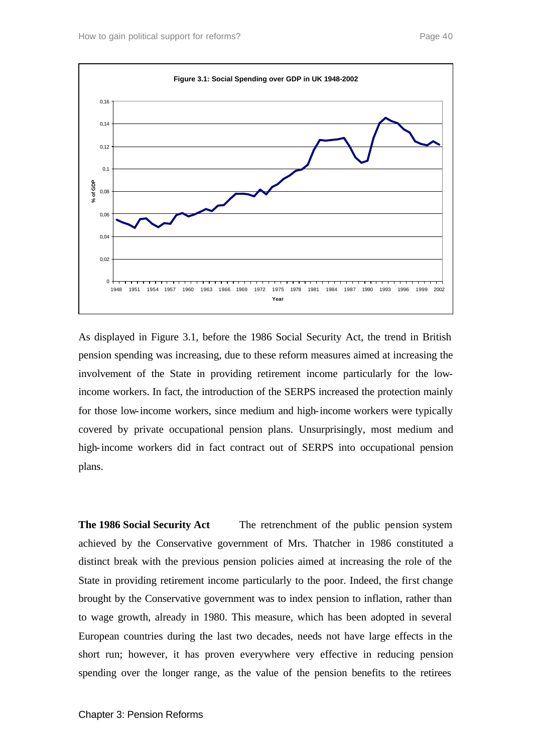**Figure 3.1: Social Spending over GDP in UK 1948-2002**

As displayed in Figure 3.1, before the 1986 Social Security Act, the trend in British pension spending was increasing, due to these reform measures aimed at increasing the involvement of the State in providing retirement income particularly for the low-income workers. In fact, the introduction of the SERPS increased the protection mainly for those low-income workers, since medium and high-income workers were typically covered by private occupational pension plans. Unsurprisingly, most medium and high-income workers did in fact contract out of SERPS into occupational pension plans.

**The 1986 Social Security Act** The retrenchment of the public pension system achieved by the Conservative government of Mrs. Thatcher in 1986 constituted a distinct break with the previous pension policies aimed at increasing the role of the State in providing retirement income particularly to the poor. Indeed, the first change brought by the Conservative government was to index pension to inflation, rather than to wage growth, already in 1980. This measure, which has been adopted in several European countries during the last two decades, needs not have large effects in the short run; however, it has proven everywhere very effective in reducing pension spending over the longer range, as the value of the pension benefits to the retirees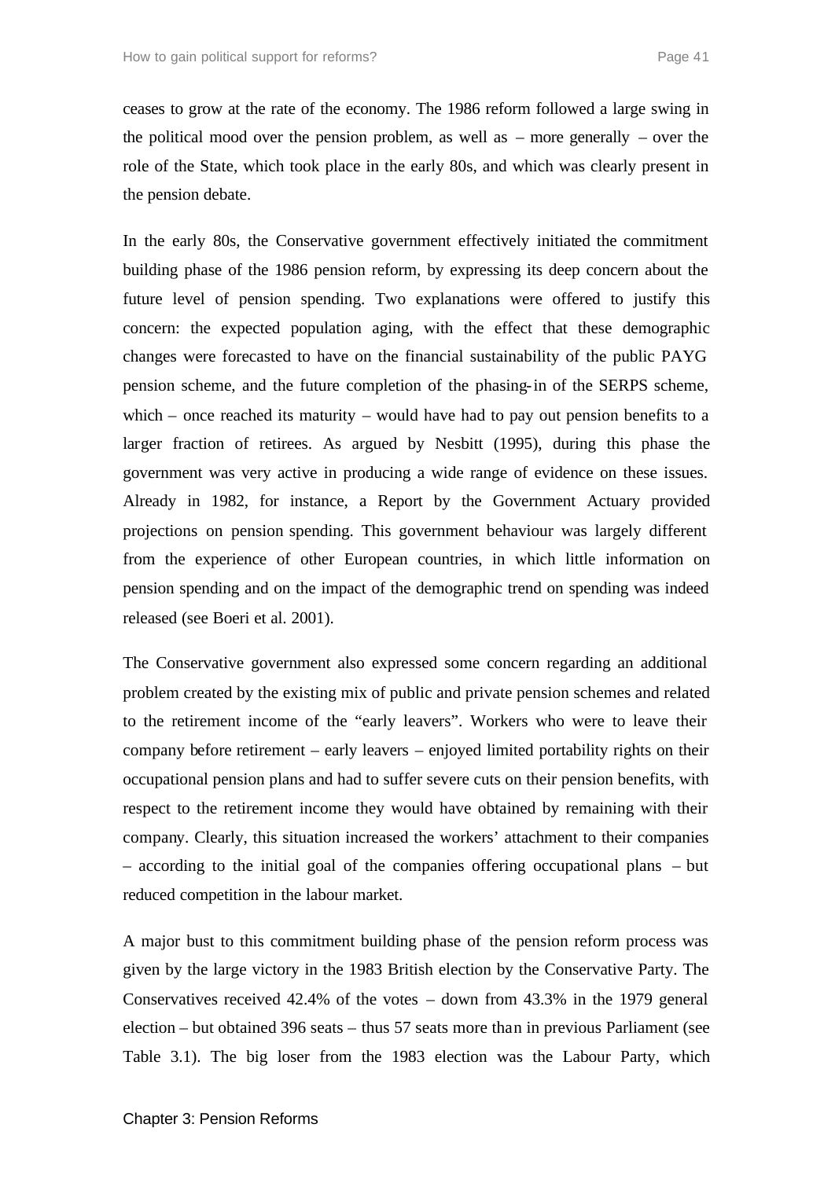ceases to grow at the rate of the economy. The 1986 reform followed a large swing in the political mood over the pension problem, as well as – more generally – over the role of the State, which took place in the early 80s, and which was clearly present in the pension debate.

In the early 80s, the Conservative government effectively initiated the commitment building phase of the 1986 pension reform, by expressing its deep concern about the future level of pension spending. Two explanations were offered to justify this concern: the expected population aging, with the effect that these demographic changes were forecasted to have on the financial sustainability of the public PAYG pension scheme, and the future completion of the phasing-in of the SERPS scheme, which – once reached its maturity – would have had to pay out pension benefits to a larger fraction of retirees. As argued by Nesbitt (1995), during this phase the government was very active in producing a wide range of evidence on these issues. Already in 1982, for instance, a Report by the Government Actuary provided projections on pension spending. This government behaviour was largely different from the experience of other European countries, in which little information on pension spending and on the impact of the demographic trend on spending was indeed released (see Boeri et al. 2001).

The Conservative government also expressed some concern regarding an additional problem created by the existing mix of public and private pension schemes and related to the retirement income of the "early leavers". Workers who were to leave their company before retirement – early leavers – enjoyed limited portability rights on their occupational pension plans and had to suffer severe cuts on their pension benefits, with respect to the retirement income they would have obtained by remaining with their company. Clearly, this situation increased the workers' attachment to their companies – according to the initial goal of the companies offering occupational plans – but reduced competition in the labour market.

A major bust to this commitment building phase of the pension reform process was given by the large victory in the 1983 British election by the Conservative Party. The Conservatives received 42.4% of the votes – down from 43.3% in the 1979 general election – but obtained 396 seats – thus 57 seats more than in previous Parliament (see Table 3.1). The big loser from the 1983 election was the Labour Party, which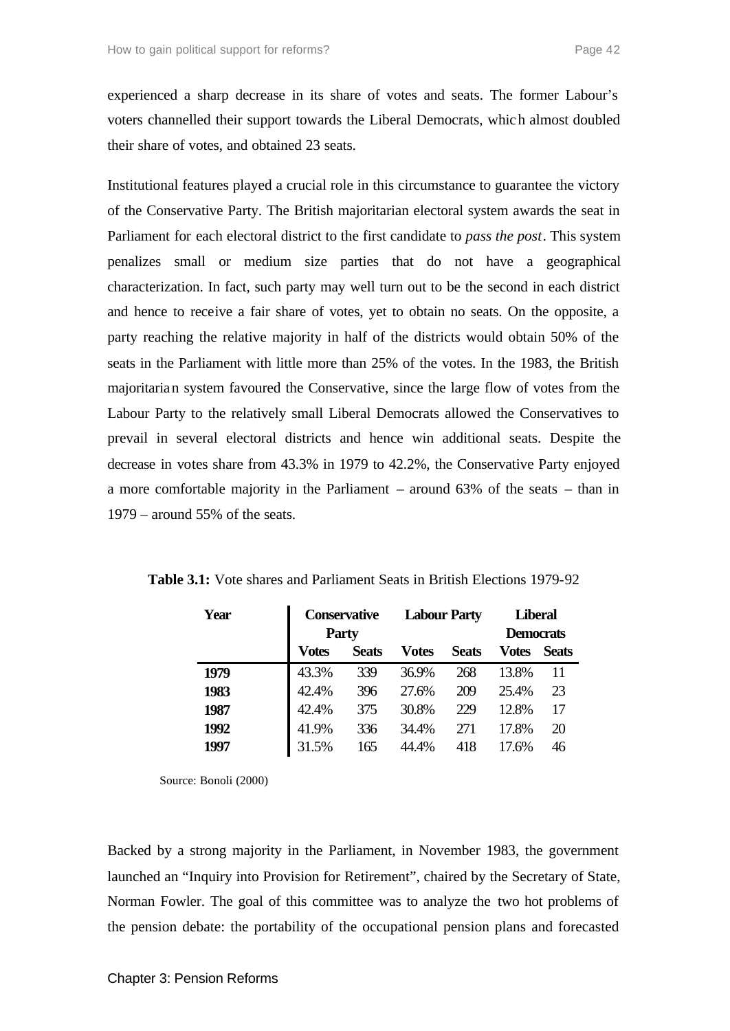experienced a sharp decrease in its share of votes and seats. The former Labour's voters channelled their support towards the Liberal Democrats, which almost doubled their share of votes, and obtained 23 seats.

Institutional features played a crucial role in this circumstance to guarantee the victory of the Conservative Party. The British majoritarian electoral system awards the seat in Parliament for each electoral district to the first candidate to *pass the post*. This system penalizes small or medium size parties that do not have a geographical characterization. In fact, such party may well turn out to be the second in each district and hence to receive a fair share of votes, yet to obtain no seats. On the opposite, a party reaching the relative majority in half of the districts would obtain 50% of the seats in the Parliament with little more than 25% of the votes. In the 1983, the British majoritarian system favoured the Conservative, since the large flow of votes from the Labour Party to the relatively small Liberal Democrats allowed the Conservatives to prevail in several electoral districts and hence win additional seats. Despite the decrease in votes share from 43.3% in 1979 to 42.2%, the Conservative Party enjoyed a more comfortable majority in the Parliament – around 63% of the seats – than in 1979 – around 55% of the seats.

**Table 3.1:** Vote shares and Parliament Seats in British Elections 1979-92

| Year | Conservative Party | | Labour Party | | Liberal Democrats | |
|---|---|---|---|---|---|---|
| | **Votes** | **Seats** | **Votes** | **Seats** | **Votes** | **Seats** |
| **1979** | 43.3% | 339 | 36.9% | 268 | 13.8% | 11 |
| **1983** | 42.4% | 396 | 27.6% | 209 | 25.4% | 23 |
| **1987** | 42.4% | 375 | 30.8% | 229 | 12.8% | 17 |
| **1992** | 41.9% | 336 | 34.4% | 271 | 17.8% | 20 |
| **1997** | 31.5% | 165 | 44.4% | 418 | 17.6% | 46 |

Source: Bonoli (2000)

Backed by a strong majority in the Parliament, in November 1983, the government launched an "Inquiry into Provision for Retirement", chaired by the Secretary of State, Norman Fowler. The goal of this committee was to analyze the two hot problems of the pension debate: the portability of the occupational pension plans and forecasted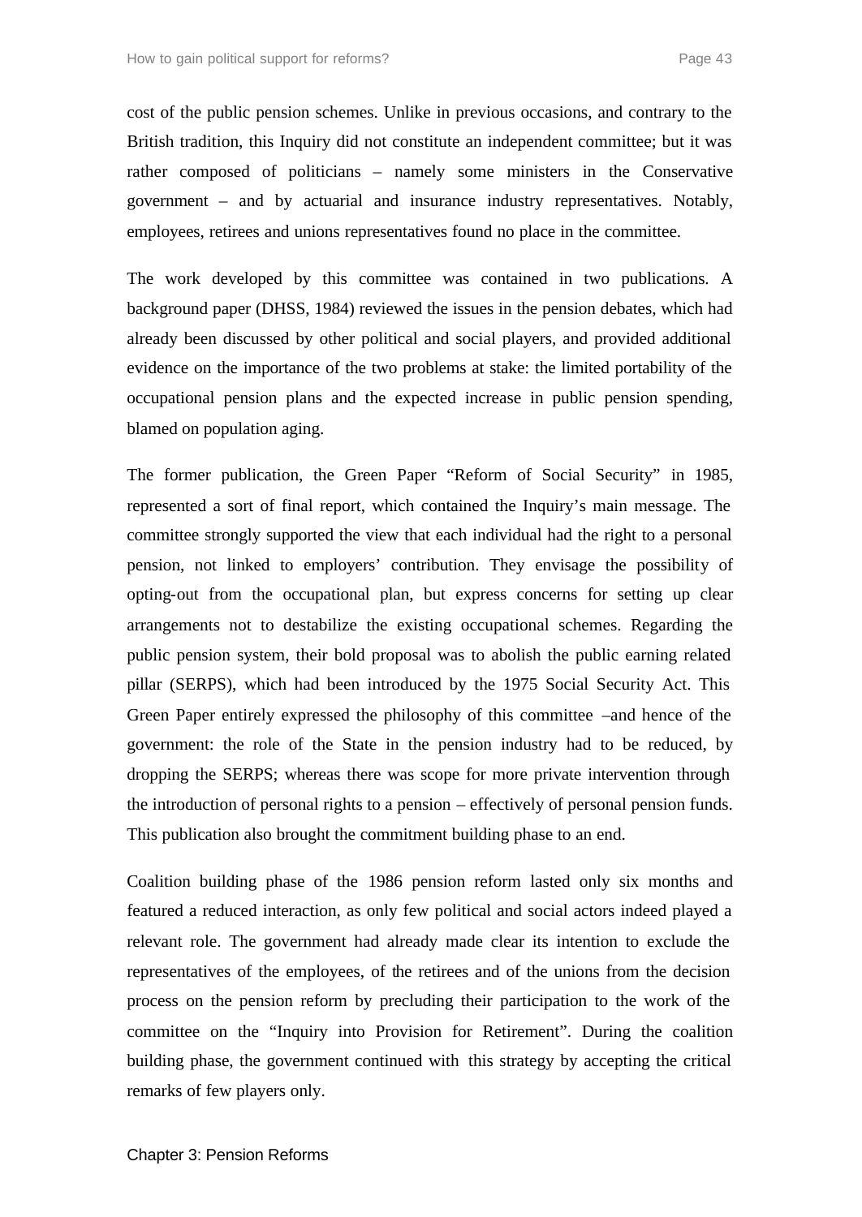cost of the public pension schemes. Unlike in previous occasions, and contrary to the British tradition, this Inquiry did not constitute an independent committee; but it was rather composed of politicians – namely some ministers in the Conservative government – and by actuarial and insurance industry representatives. Notably, employees, retirees and unions representatives found no place in the committee.

The work developed by this committee was contained in two publications. A background paper (DHSS, 1984) reviewed the issues in the pension debates, which had already been discussed by other political and social players, and provided additional evidence on the importance of the two problems at stake: the limited portability of the occupational pension plans and the expected increase in public pension spending, blamed on population aging.

The former publication, the Green Paper "Reform of Social Security" in 1985, represented a sort of final report, which contained the Inquiry's main message. The committee strongly supported the view that each individual had the right to a personal pension, not linked to employers' contribution. They envisage the possibility of opting-out from the occupational plan, but express concerns for setting up clear arrangements not to destabilize the existing occupational schemes. Regarding the public pension system, their bold proposal was to abolish the public earning related pillar (SERPS), which had been introduced by the 1975 Social Security Act. This Green Paper entirely expressed the philosophy of this committee –and hence of the government: the role of the State in the pension industry had to be reduced, by dropping the SERPS; whereas there was scope for more private intervention through the introduction of personal rights to a pension – effectively of personal pension funds. This publication also brought the commitment building phase to an end.

Coalition building phase of the 1986 pension reform lasted only six months and featured a reduced interaction, as only few political and social actors indeed played a relevant role. The government had already made clear its intention to exclude the representatives of the employees, of the retirees and of the unions from the decision process on the pension reform by precluding their participation to the work of the committee on the "Inquiry into Provision for Retirement". During the coalition building phase, the government continued with this strategy by accepting the critical remarks of few players only.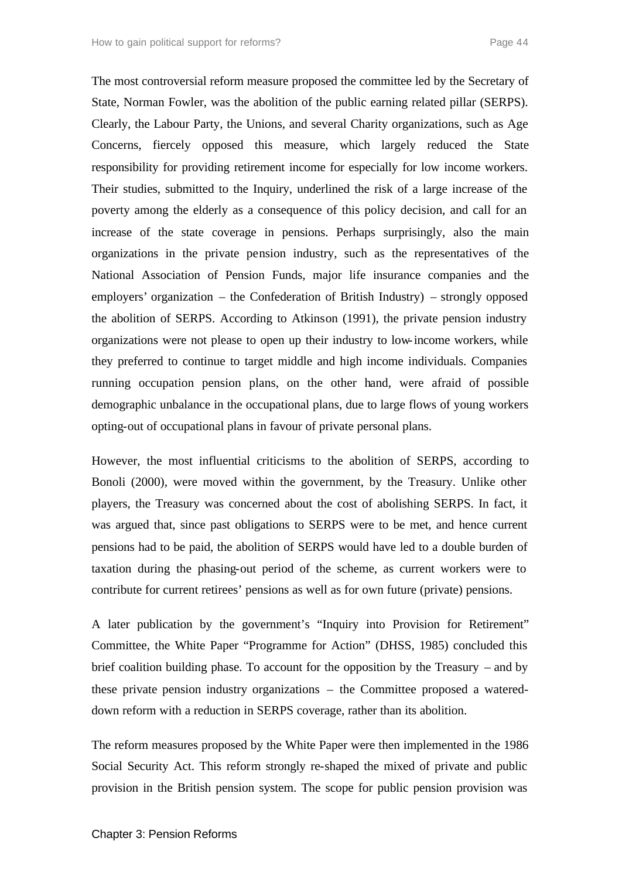The most controversial reform measure proposed the committee led by the Secretary of State, Norman Fowler, was the abolition of the public earning related pillar (SERPS). Clearly, the Labour Party, the Unions, and several Charity organizations, such as Age Concerns, fiercely opposed this measure, which largely reduced the State responsibility for providing retirement income for especially for low income workers. Their studies, submitted to the Inquiry, underlined the risk of a large increase of the poverty among the elderly as a consequence of this policy decision, and call for an increase of the state coverage in pensions. Perhaps surprisingly, also the main organizations in the private pension industry, such as the representatives of the National Association of Pension Funds, major life insurance companies and the employers' organization – the Confederation of British Industry) – strongly opposed the abolition of SERPS. According to Atkinson (1991), the private pension industry organizations were not please to open up their industry to low-income workers, while they preferred to continue to target middle and high income individuals. Companies running occupation pension plans, on the other hand, were afraid of possible demographic unbalance in the occupational plans, due to large flows of young workers opting-out of occupational plans in favour of private personal plans.

However, the most influential criticisms to the abolition of SERPS, according to Bonoli (2000), were moved within the government, by the Treasury. Unlike other players, the Treasury was concerned about the cost of abolishing SERPS. In fact, it was argued that, since past obligations to SERPS were to be met, and hence current pensions had to be paid, the abolition of SERPS would have led to a double burden of taxation during the phasing-out period of the scheme, as current workers were to contribute for current retirees' pensions as well as for own future (private) pensions.

A later publication by the government's "Inquiry into Provision for Retirement" Committee, the White Paper "Programme for Action" (DHSS, 1985) concluded this brief coalition building phase. To account for the opposition by the Treasury – and by these private pension industry organizations – the Committee proposed a watered-down reform with a reduction in SERPS coverage, rather than its abolition.

The reform measures proposed by the White Paper were then implemented in the 1986 Social Security Act. This reform strongly re-shaped the mixed of private and public provision in the British pension system. The scope for public pension provision was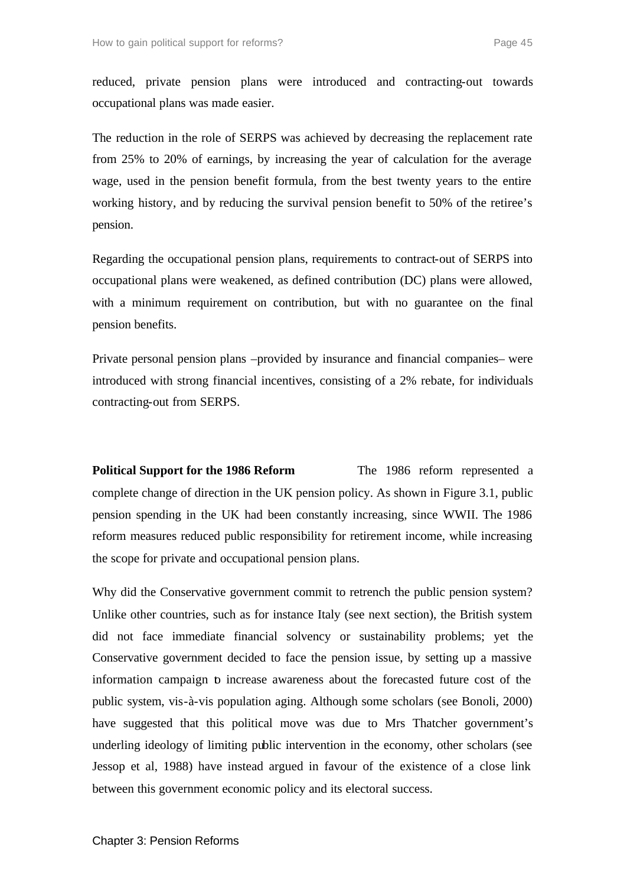reduced, private pension plans were introduced and contracting-out towards occupational plans was made easier.

The reduction in the role of SERPS was achieved by decreasing the replacement rate from 25% to 20% of earnings, by increasing the year of calculation for the average wage, used in the pension benefit formula, from the best twenty years to the entire working history, and by reducing the survival pension benefit to 50% of the retiree's pension.

Regarding the occupational pension plans, requirements to contract-out of SERPS into occupational plans were weakened, as defined contribution (DC) plans were allowed, with a minimum requirement on contribution, but with no guarantee on the final pension benefits.

Private personal pension plans –provided by insurance and financial companies– were introduced with strong financial incentives, consisting of a 2% rebate, for individuals contracting-out from SERPS.

**Political Support for the 1986 Reform** The 1986 reform represented a complete change of direction in the UK pension policy. As shown in Figure 3.1, public pension spending in the UK had been constantly increasing, since WWII. The 1986 reform measures reduced public responsibility for retirement income, while increasing the scope for private and occupational pension plans.

Why did the Conservative government commit to retrench the public pension system? Unlike other countries, such as for instance Italy (see next section), the British system did not face immediate financial solvency or sustainability problems; yet the Conservative government decided to face the pension issue, by setting up a massive information campaign to increase awareness about the forecasted future cost of the public system, vis-à-vis population aging. Although some scholars (see Bonoli, 2000) have suggested that this political move was due to Mrs Thatcher government's underling ideology of limiting public intervention in the economy, other scholars (see Jessop et al, 1988) have instead argued in favour of the existence of a close link between this government economic policy and its electoral success.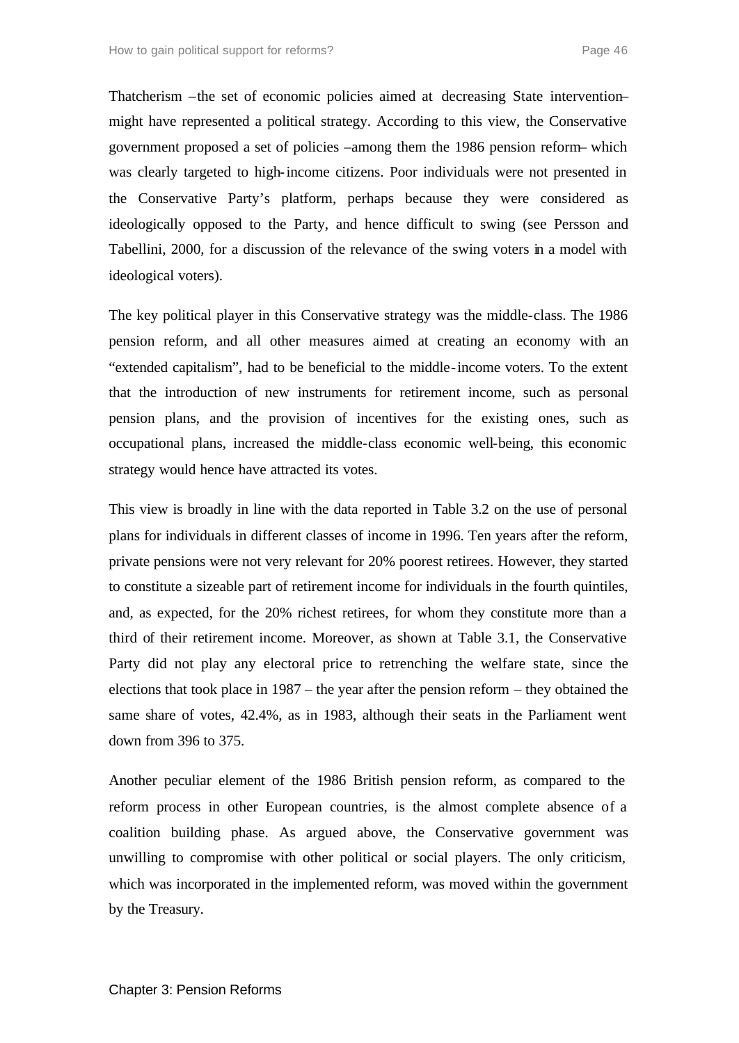Thatcherism –the set of economic policies aimed at decreasing State intervention– might have represented a political strategy. According to this view, the Conservative government proposed a set of policies –among them the 1986 pension reform– which was clearly targeted to high-income citizens. Poor individuals were not presented in the Conservative Party's platform, perhaps because they were considered as ideologically opposed to the Party, and hence difficult to swing (see Persson and Tabellini, 2000, for a discussion of the relevance of the swing voters in a model with ideological voters).

The key political player in this Conservative strategy was the middle-class. The 1986 pension reform, and all other measures aimed at creating an economy with an "extended capitalism", had to be beneficial to the middle-income voters. To the extent that the introduction of new instruments for retirement income, such as personal pension plans, and the provision of incentives for the existing ones, such as occupational plans, increased the middle-class economic well-being, this economic strategy would hence have attracted its votes.

This view is broadly in line with the data reported in Table 3.2 on the use of personal plans for individuals in different classes of income in 1996. Ten years after the reform, private pensions were not very relevant for 20% poorest retirees. However, they started to constitute a sizeable part of retirement income for individuals in the fourth quintiles, and, as expected, for the 20% richest retirees, for whom they constitute more than a third of their retirement income. Moreover, as shown at Table 3.1, the Conservative Party did not play any electoral price to retrenching the welfare state, since the elections that took place in 1987 – the year after the pension reform – they obtained the same share of votes, 42.4%, as in 1983, although their seats in the Parliament went down from 396 to 375.

Another peculiar element of the 1986 British pension reform, as compared to the reform process in other European countries, is the almost complete absence of a coalition building phase. As argued above, the Conservative government was unwilling to compromise with other political or social players. The only criticism, which was incorporated in the implemented reform, was moved within the government by the Treasury.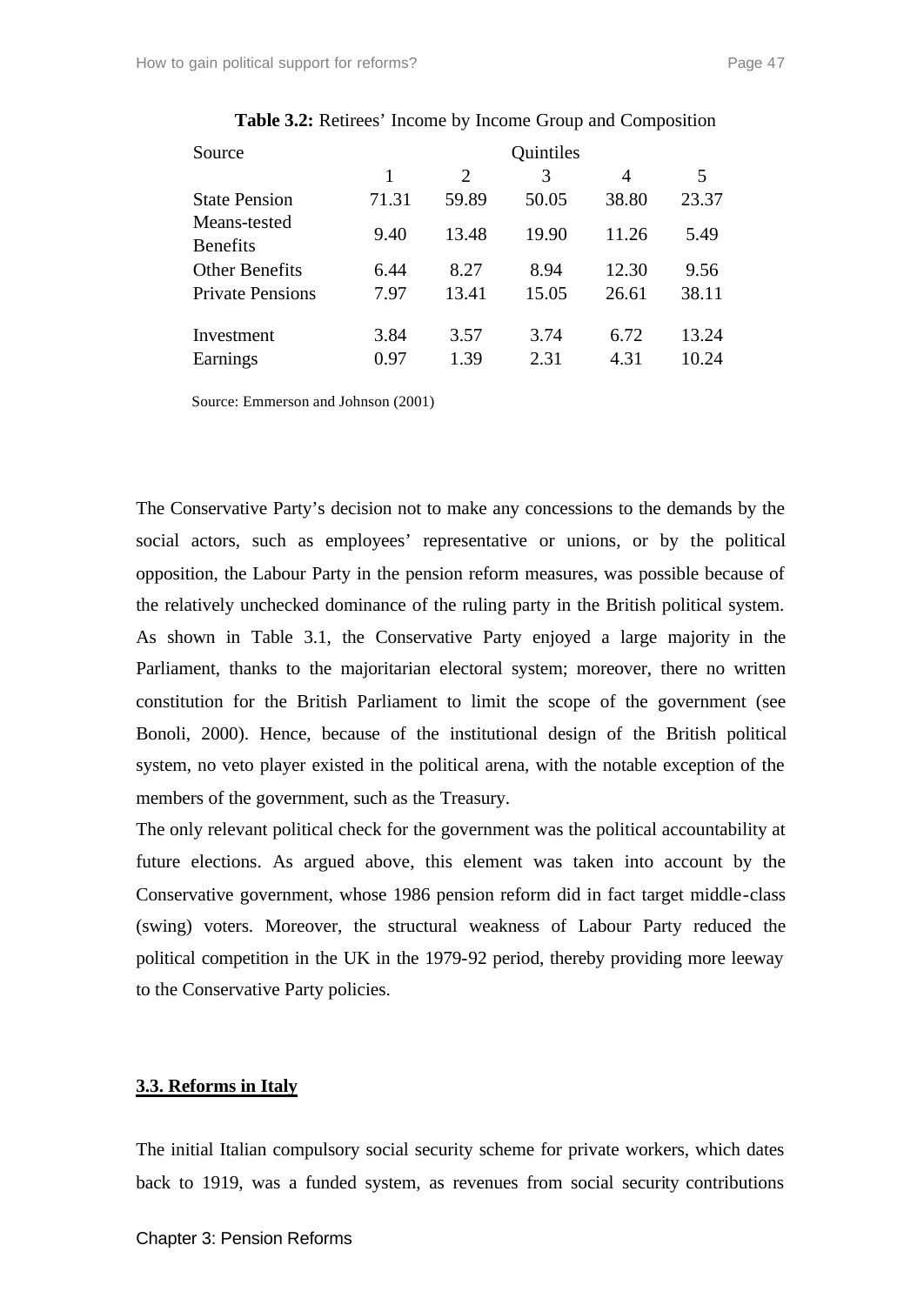**Table 3.2:** Retirees' Income by Income Group and Composition

| Source | Quintiles | | | | |
|---|---|---|---|---|---|
| | 1 | 2 | 3 | 4 | 5 |
| State Pension | 71.31 | 59.89 | 50.05 | 38.80 | 23.37 |
| Means-tested Benefits | 9.40 | 13.48 | 19.90 | 11.26 | 5.49 |
| Other Benefits | 6.44 | 8.27 | 8.94 | 12.30 | 9.56 |
| Private Pensions | 7.97 | 13.41 | 15.05 | 26.61 | 38.11 |
| Investment | 3.84 | 3.57 | 3.74 | 6.72 | 13.24 |
| Earnings | 0.97 | 1.39 | 2.31 | 4.31 | 10.24 |

Source: Emmerson and Johnson (2001)

The Conservative Party's decision not to make any concessions to the demands by the social actors, such as employees' representative or unions, or by the political opposition, the Labour Party in the pension reform measures, was possible because of the relatively unchecked dominance of the ruling party in the British political system. As shown in Table 3.1, the Conservative Party enjoyed a large majority in the Parliament, thanks to the majoritarian electoral system; moreover, there no written constitution for the British Parliament to limit the scope of the government (see Bonoli, 2000). Hence, because of the institutional design of the British political system, no veto player existed in the political arena, with the notable exception of the members of the government, such as the Treasury.

The only relevant political check for the government was the political accountability at future elections. As argued above, this element was taken into account by the Conservative government, whose 1986 pension reform did in fact target middle-class (swing) voters. Moreover, the structural weakness of Labour Party reduced the political competition in the UK in the 1979-92 period, thereby providing more leeway to the Conservative Party policies.

## 3.3. Reforms in Italy

The initial Italian compulsory social security scheme for private workers, which dates back to 1919, was a funded system, as revenues from social security contributions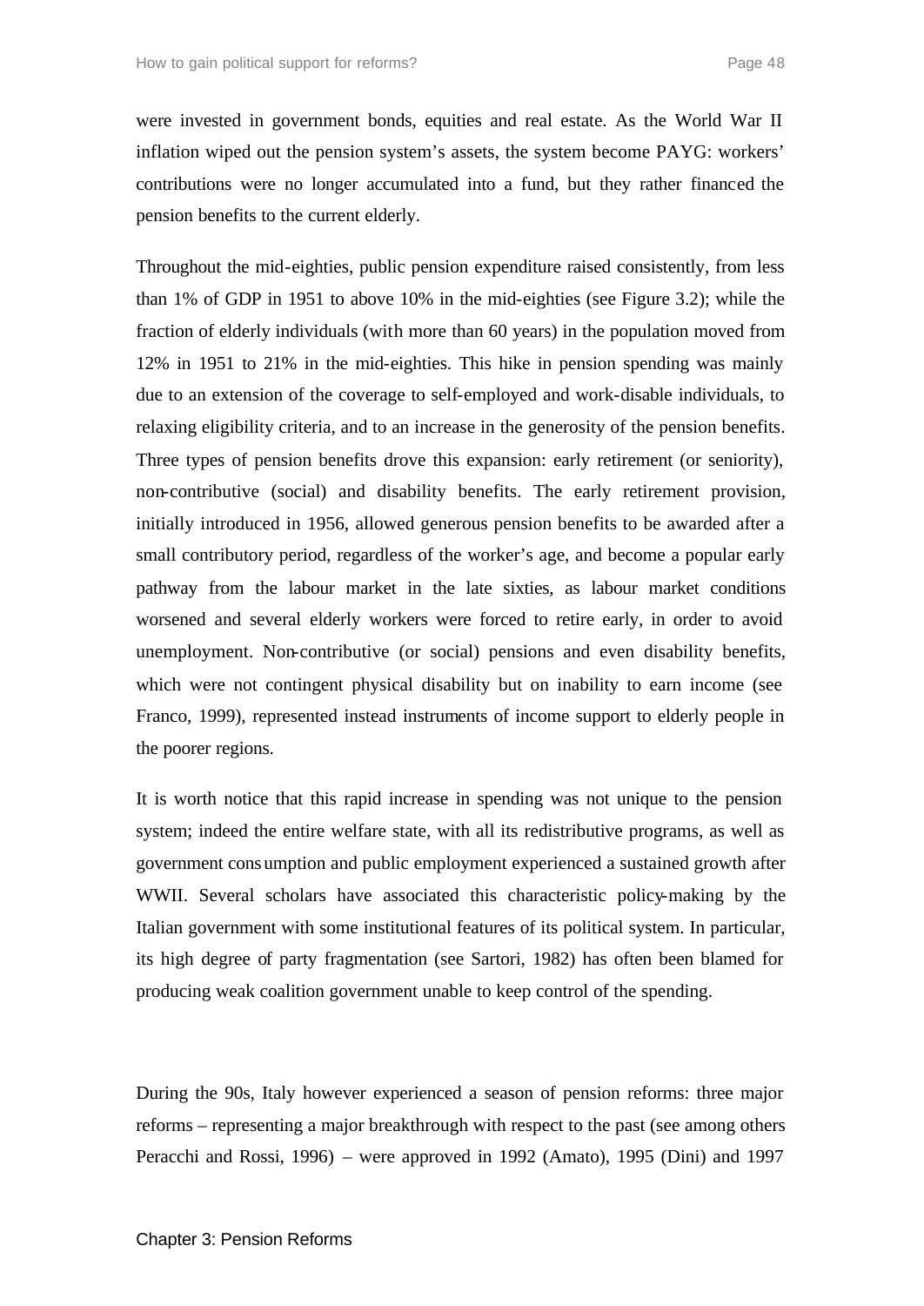were invested in government bonds, equities and real estate. As the World War II inflation wiped out the pension system's assets, the system become PAYG: workers' contributions were no longer accumulated into a fund, but they rather financed the pension benefits to the current elderly.

Throughout the mid-eighties, public pension expenditure raised consistently, from less than 1% of GDP in 1951 to above 10% in the mid-eighties (see Figure 3.2); while the fraction of elderly individuals (with more than 60 years) in the population moved from 12% in 1951 to 21% in the mid-eighties. This hike in pension spending was mainly due to an extension of the coverage to self-employed and work-disable individuals, to relaxing eligibility criteria, and to an increase in the generosity of the pension benefits. Three types of pension benefits drove this expansion: early retirement (or seniority), non-contributive (social) and disability benefits. The early retirement provision, initially introduced in 1956, allowed generous pension benefits to be awarded after a small contributory period, regardless of the worker's age, and become a popular early pathway from the labour market in the late sixties, as labour market conditions worsened and several elderly workers were forced to retire early, in order to avoid unemployment. Non-contributive (or social) pensions and even disability benefits, which were not contingent physical disability but on inability to earn income (see Franco, 1999), represented instead instruments of income support to elderly people in the poorer regions.

It is worth notice that this rapid increase in spending was not unique to the pension system; indeed the entire welfare state, with all its redistributive programs, as well as government consumption and public employment experienced a sustained growth after WWII. Several scholars have associated this characteristic policy-making by the Italian government with some institutional features of its political system. In particular, its high degree of party fragmentation (see Sartori, 1982) has often been blamed for producing weak coalition government unable to keep control of the spending.

During the 90s, Italy however experienced a season of pension reforms: three major reforms – representing a major breakthrough with respect to the past (see among others Peracchi and Rossi, 1996) – were approved in 1992 (Amato), 1995 (Dini) and 1997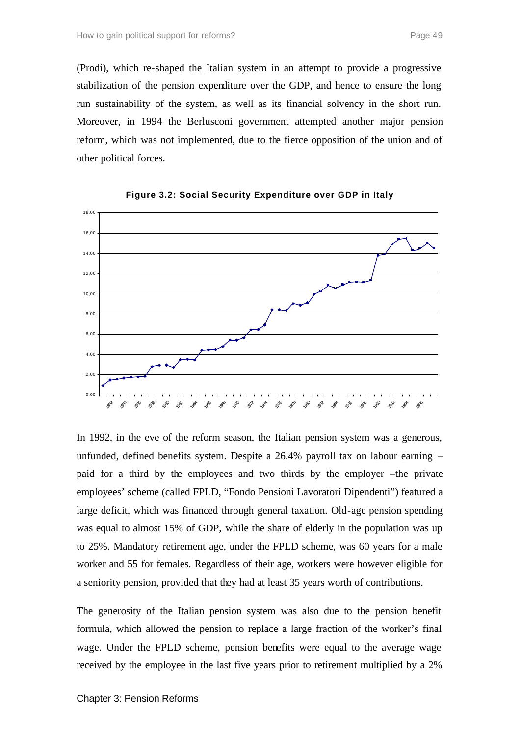(Prodi), which re-shaped the Italian system in an attempt to provide a progressive stabilization of the pension expenditure over the GDP, and hence to ensure the long run sustainability of the system, as well as its financial solvency in the short run. Moreover, in 1994 the Berlusconi government attempted another major pension reform, which was not implemented, due to the fierce opposition of the union and of other political forces.

**Figure 3.2: Social Security Expenditure over GDP in Italy**

In 1992, in the eve of the reform season, the Italian pension system was a generous, unfunded, defined benefits system. Despite a 26.4% payroll tax on labour earning – paid for a third by the employees and two thirds by the employer –the private employees' scheme (called FPLD, "Fondo Pensioni Lavoratori Dipendenti") featured a large deficit, which was financed through general taxation. Old-age pension spending was equal to almost 15% of GDP, while the share of elderly in the population was up to 25%. Mandatory retirement age, under the FPLD scheme, was 60 years for a male worker and 55 for females. Regardless of their age, workers were however eligible for a seniority pension, provided that they had at least 35 years worth of contributions.

The generosity of the Italian pension system was also due to the pension benefit formula, which allowed the pension to replace a large fraction of the worker's final wage. Under the FPLD scheme, pension benefits were equal to the average wage received by the employee in the last five years prior to retirement multiplied by a 2%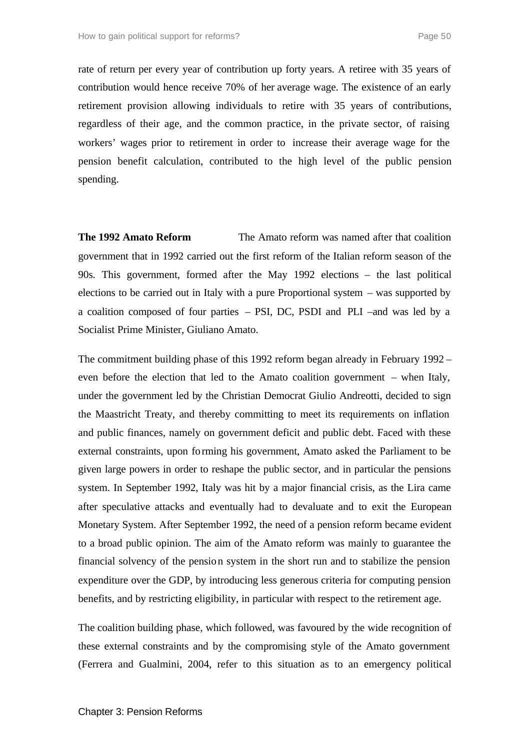rate of return per every year of contribution up forty years. A retiree with 35 years of contribution would hence receive 70% of her average wage. The existence of an early retirement provision allowing individuals to retire with 35 years of contributions, regardless of their age, and the common practice, in the private sector, of raising workers' wages prior to retirement in order to increase their average wage for the pension benefit calculation, contributed to the high level of the public pension spending.

**The 1992 Amato Reform** The Amato reform was named after that coalition government that in 1992 carried out the first reform of the Italian reform season of the 90s. This government, formed after the May 1992 elections – the last political elections to be carried out in Italy with a pure Proportional system – was supported by a coalition composed of four parties – PSI, DC, PSDI and PLI –and was led by a Socialist Prime Minister, Giuliano Amato.

The commitment building phase of this 1992 reform began already in February 1992 – even before the election that led to the Amato coalition government – when Italy, under the government led by the Christian Democrat Giulio Andreotti, decided to sign the Maastricht Treaty, and thereby committing to meet its requirements on inflation and public finances, namely on government deficit and public debt. Faced with these external constraints, upon forming his government, Amato asked the Parliament to be given large powers in order to reshape the public sector, and in particular the pensions system. In September 1992, Italy was hit by a major financial crisis, as the Lira came after speculative attacks and eventually had to devaluate and to exit the European Monetary System. After September 1992, the need of a pension reform became evident to a broad public opinion. The aim of the Amato reform was mainly to guarantee the financial solvency of the pension system in the short run and to stabilize the pension expenditure over the GDP, by introducing less generous criteria for computing pension benefits, and by restricting eligibility, in particular with respect to the retirement age.

The coalition building phase, which followed, was favoured by the wide recognition of these external constraints and by the compromising style of the Amato government (Ferrera and Gualmini, 2004, refer to this situation as to an emergency political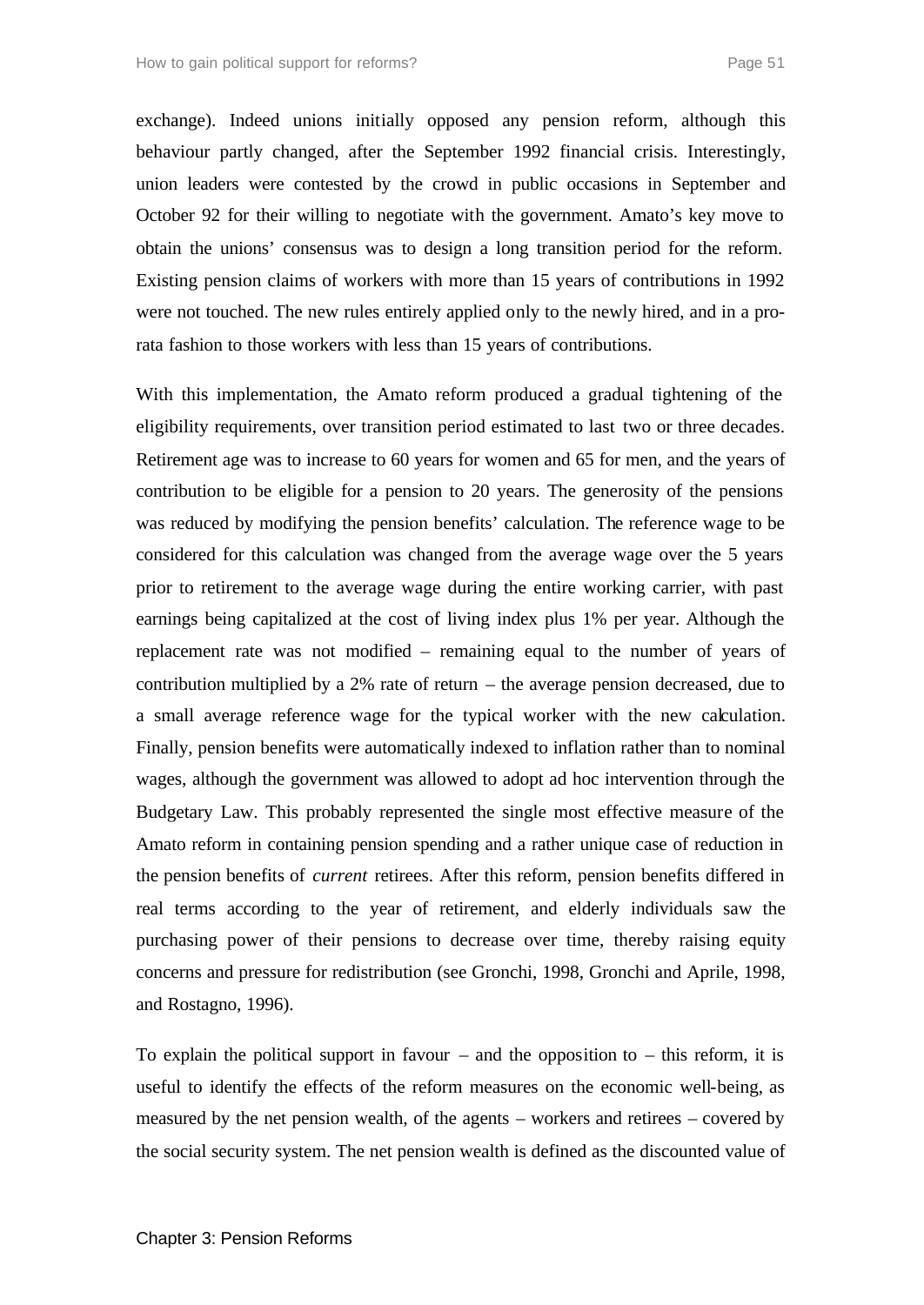exchange). Indeed unions initially opposed any pension reform, although this behaviour partly changed, after the September 1992 financial crisis. Interestingly, union leaders were contested by the crowd in public occasions in September and October 92 for their willing to negotiate with the government. Amato's key move to obtain the unions' consensus was to design a long transition period for the reform. Existing pension claims of workers with more than 15 years of contributions in 1992 were not touched. The new rules entirely applied only to the newly hired, and in a pro-rata fashion to those workers with less than 15 years of contributions.

With this implementation, the Amato reform produced a gradual tightening of the eligibility requirements, over transition period estimated to last two or three decades. Retirement age was to increase to 60 years for women and 65 for men, and the years of contribution to be eligible for a pension to 20 years. The generosity of the pensions was reduced by modifying the pension benefits' calculation. The reference wage to be considered for this calculation was changed from the average wage over the 5 years prior to retirement to the average wage during the entire working carrier, with past earnings being capitalized at the cost of living index plus 1% per year. Although the replacement rate was not modified – remaining equal to the number of years of contribution multiplied by a 2% rate of return – the average pension decreased, due to a small average reference wage for the typical worker with the new calculation. Finally, pension benefits were automatically indexed to inflation rather than to nominal wages, although the government was allowed to adopt ad hoc intervention through the Budgetary Law. This probably represented the single most effective measure of the Amato reform in containing pension spending and a rather unique case of reduction in the pension benefits of *current* retirees. After this reform, pension benefits differed in real terms according to the year of retirement, and elderly individuals saw the purchasing power of their pensions to decrease over time, thereby raising equity concerns and pressure for redistribution (see Gronchi, 1998, Gronchi and Aprile, 1998, and Rostagno, 1996).

To explain the political support in favour – and the opposition to – this reform, it is useful to identify the effects of the reform measures on the economic well-being, as measured by the net pension wealth, of the agents – workers and retirees – covered by the social security system. The net pension wealth is defined as the discounted value of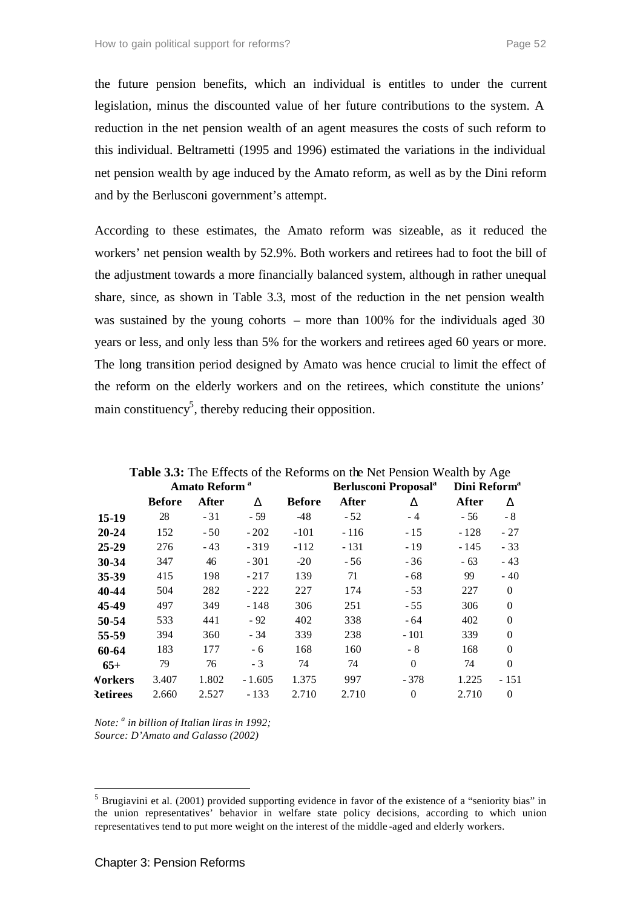the future pension benefits, which an individual is entitles to under the current legislation, minus the discounted value of her future contributions to the system. A reduction in the net pension wealth of an agent measures the costs of such reform to this individual. Beltrametti (1995 and 1996) estimated the variations in the individual net pension wealth by age induced by the Amato reform, as well as by the Dini reform and by the Berlusconi government's attempt.

According to these estimates, the Amato reform was sizeable, as it reduced the workers' net pension wealth by 52.9%. Both workers and retirees had to foot the bill of the adjustment towards a more financially balanced system, although in rather unequal share, since, as shown in Table 3.3, most of the reduction in the net pension wealth was sustained by the young cohorts – more than 100% for the individuals aged 30 years or less, and only less than 5% for the workers and retirees aged 60 years or more. The long transition period designed by Amato was hence crucial to limit the effect of the reform on the elderly workers and on the retirees, which constitute the unions' main constituency[5], thereby reducing their opposition.

**Table 3.3:** The Effects of the Reforms on the Net Pension Wealth by Age

| | Amato Reform [a] | | | Berlusconi Proposal[a] | | | Dini Reform[a] | |
|---|---|---|---|---|---|---|---|---|
| | **Before** | **After** | **Δ** | **Before** | **After** | **Δ** | **After** | **Δ** |
| **15-19** | 28 | - 31 | - 59 | -48 | - 52 | - 4 | - 56 | - 8 |
| **20-24** | 152 | - 50 | - 202 | -101 | - 116 | - 15 | - 128 | - 27 |
| **25-29** | 276 | - 43 | - 319 | -112 | - 131 | - 19 | - 145 | - 33 |
| **30-34** | 347 | 46 | - 301 | -20 | - 56 | - 36 | - 63 | - 43 |
| **35-39** | 415 | 198 | - 217 | 139 | 71 | - 68 | 99 | - 40 |
| **40-44** | 504 | 282 | - 222 | 227 | 174 | - 53 | 227 | 0 |
| **45-49** | 497 | 349 | - 148 | 306 | 251 | - 55 | 306 | 0 |
| **50-54** | 533 | 441 | - 92 | 402 | 338 | - 64 | 402 | 0 |
| **55-59** | 394 | 360 | - 34 | 339 | 238 | - 101 | 339 | 0 |
| **60-64** | 183 | 177 | - 6 | 168 | 160 | - 8 | 168 | 0 |
| **65+** | 79 | 76 | - 3 | 74 | 74 | 0 | 74 | 0 |
| **Workers** | 3.407 | 1.802 | - 1.605 | 1.375 | 997 | - 378 | 1.225 | - 151 |
| **Retirees** | 2.660 | 2.527 | - 133 | 2.710 | 2.710 | 0 | 2.710 | 0 |

*Note: [a] in billion of Italian liras in 1992;*
*Source: D'Amato and Galasso (2002)*

[5] Brugiavini et al. (2001) provided supporting evidence in favor of the existence of a "seniority bias" in the union representatives' behavior in welfare state policy decisions, according to which union representatives tend to put more weight on the interest of the middle-aged and elderly workers.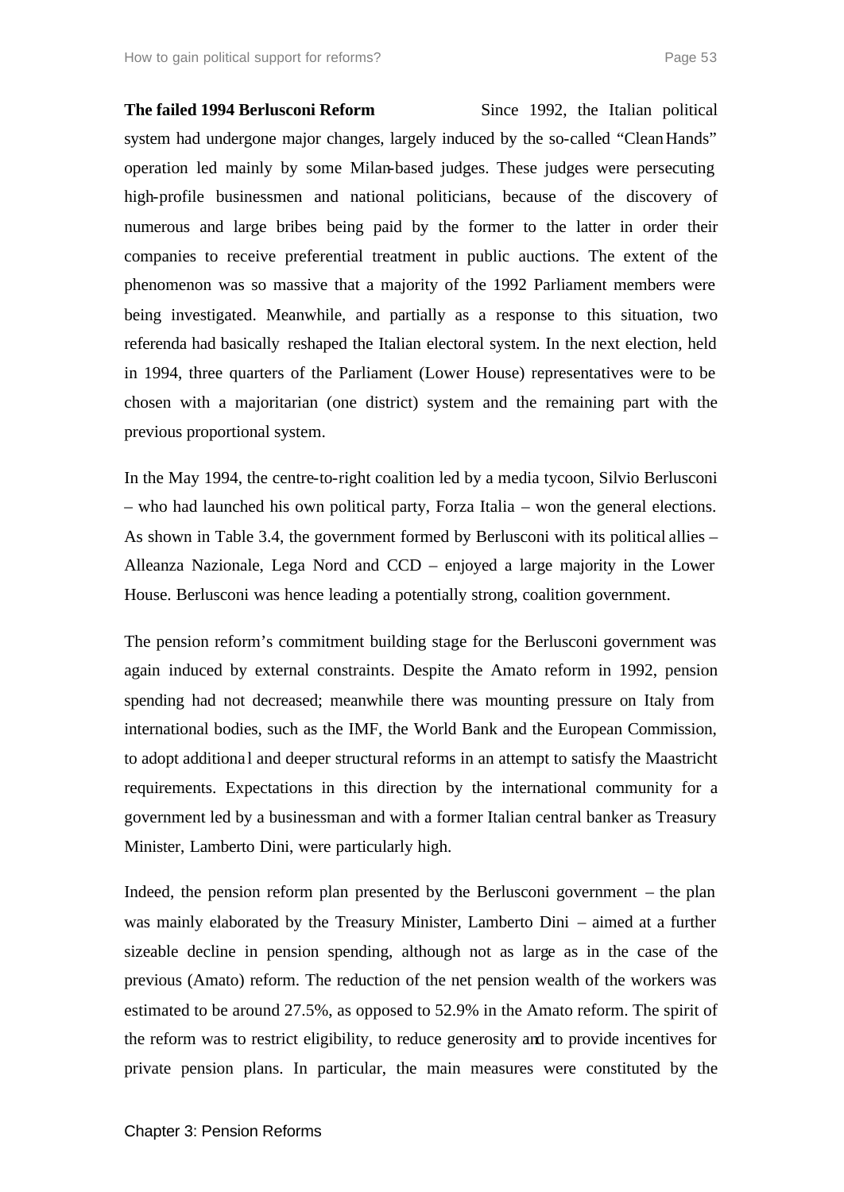**The failed 1994 Berlusconi Reform** Since 1992, the Italian political system had undergone major changes, largely induced by the so-called "Clean Hands" operation led mainly by some Milan-based judges. These judges were persecuting high-profile businessmen and national politicians, because of the discovery of numerous and large bribes being paid by the former to the latter in order their companies to receive preferential treatment in public auctions. The extent of the phenomenon was so massive that a majority of the 1992 Parliament members were being investigated. Meanwhile, and partially as a response to this situation, two referenda had basically reshaped the Italian electoral system. In the next election, held in 1994, three quarters of the Parliament (Lower House) representatives were to be chosen with a majoritarian (one district) system and the remaining part with the previous proportional system.

In the May 1994, the centre-to-right coalition led by a media tycoon, Silvio Berlusconi – who had launched his own political party, Forza Italia – won the general elections. As shown in Table 3.4, the government formed by Berlusconi with its political allies – Alleanza Nazionale, Lega Nord and CCD – enjoyed a large majority in the Lower House. Berlusconi was hence leading a potentially strong, coalition government.

The pension reform's commitment building stage for the Berlusconi government was again induced by external constraints. Despite the Amato reform in 1992, pension spending had not decreased; meanwhile there was mounting pressure on Italy from international bodies, such as the IMF, the World Bank and the European Commission, to adopt additional and deeper structural reforms in an attempt to satisfy the Maastricht requirements. Expectations in this direction by the international community for a government led by a businessman and with a former Italian central banker as Treasury Minister, Lamberto Dini, were particularly high.

Indeed, the pension reform plan presented by the Berlusconi government – the plan was mainly elaborated by the Treasury Minister, Lamberto Dini – aimed at a further sizeable decline in pension spending, although not as large as in the case of the previous (Amato) reform. The reduction of the net pension wealth of the workers was estimated to be around 27.5%, as opposed to 52.9% in the Amato reform. The spirit of the reform was to restrict eligibility, to reduce generosity and to provide incentives for private pension plans. In particular, the main measures were constituted by the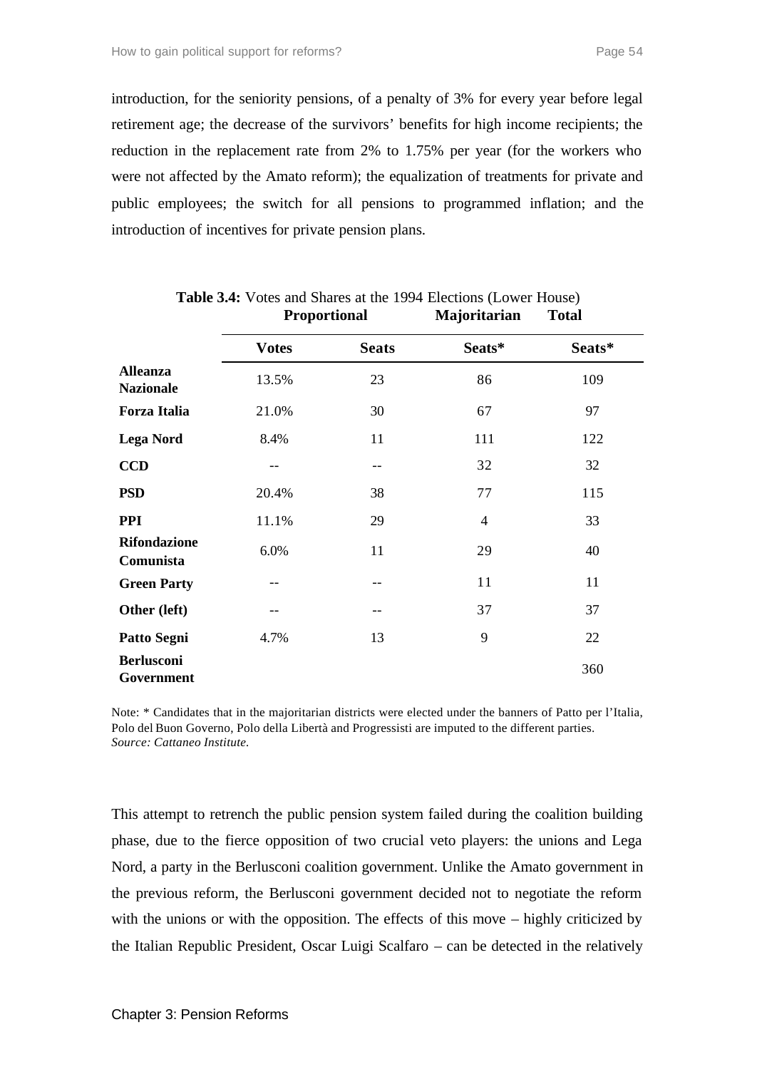introduction, for the seniority pensions, of a penalty of 3% for every year before legal retirement age; the decrease of the survivors' benefits for high income recipients; the reduction in the replacement rate from 2% to 1.75% per year (for the workers who were not affected by the Amato reform); the equalization of treatments for private and public employees; the switch for all pensions to programmed inflation; and the introduction of incentives for private pension plans.

**Table 3.4:** Votes and Shares at the 1994 Elections (Lower House)

| | Proportional | | Majoritarian | Total |
|---|---|---|---|---|
| | **Votes** | **Seats** | **Seats*** | **Seats*** |
| **Alleanza Nazionale** | 13.5% | 23 | 86 | 109 |
| **Forza Italia** | 21.0% | 30 | 67 | 97 |
| **Lega Nord** | 8.4% | 11 | 111 | 122 |
| **CCD** | -- | -- | 32 | 32 |
| **PSD** | 20.4% | 38 | 77 | 115 |
| **PPI** | 11.1% | 29 | 4 | 33 |
| **Rifondazione Comunista** | 6.0% | 11 | 29 | 40 |
| **Green Party** | -- | -- | 11 | 11 |
| **Other (left)** | -- | -- | 37 | 37 |
| **Patto Segni** | 4.7% | 13 | 9 | 22 |
| **Berlusconi Government** | | | | 360 |

Note: * Candidates that in the majoritarian districts were elected under the banners of Patto per l'Italia, Polo del Buon Governo, Polo della Libertà and Progressisti are imputed to the different parties.
*Source: Cattaneo Institute.*

This attempt to retrench the public pension system failed during the coalition building phase, due to the fierce opposition of two crucial veto players: the unions and Lega Nord, a party in the Berlusconi coalition government. Unlike the Amato government in the previous reform, the Berlusconi government decided not to negotiate the reform with the unions or with the opposition. The effects of this move – highly criticized by the Italian Republic President, Oscar Luigi Scalfaro – can be detected in the relatively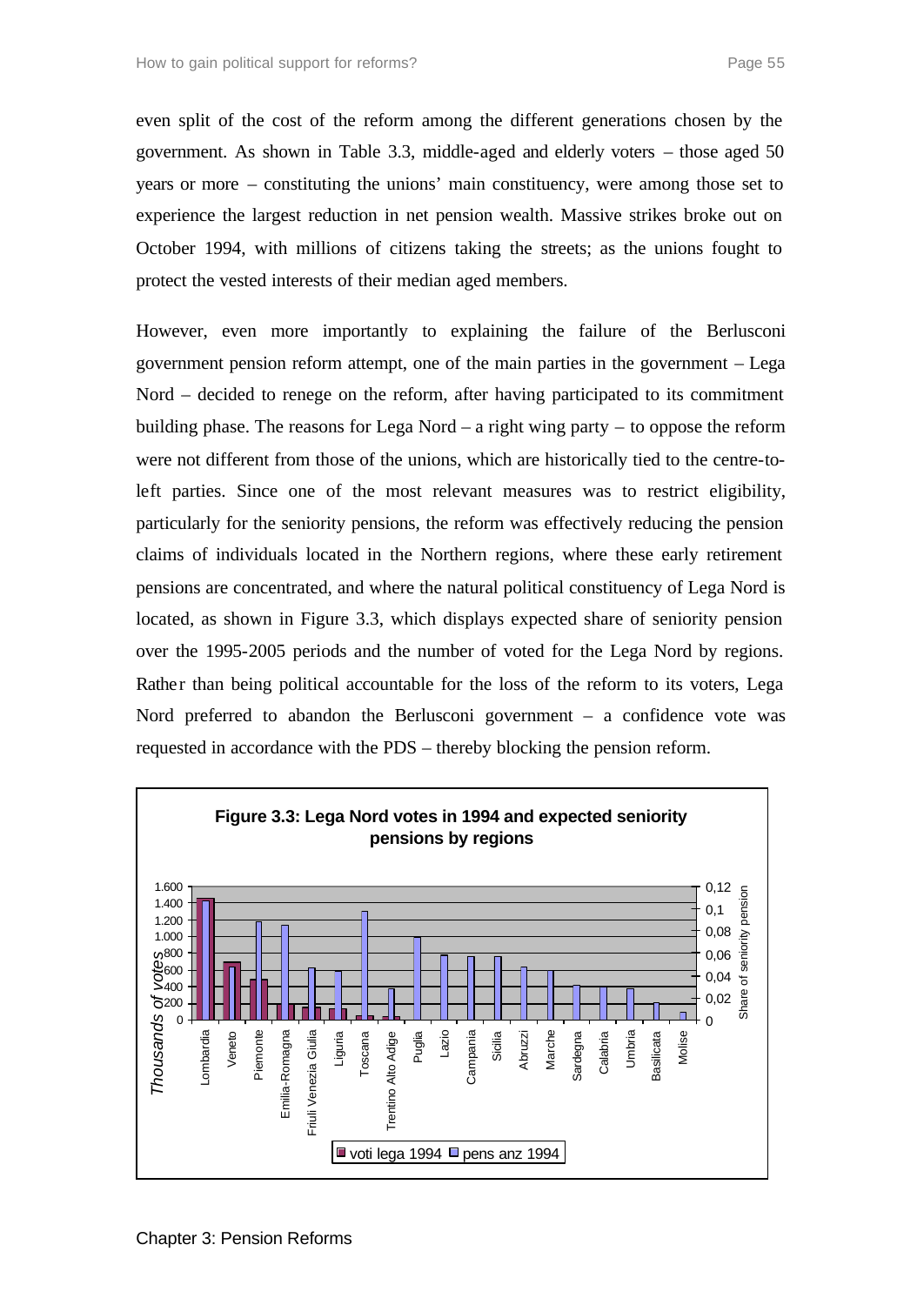even split of the cost of the reform among the different generations chosen by the government. As shown in Table 3.3, middle-aged and elderly voters – those aged 50 years or more – constituting the unions' main constituency, were among those set to experience the largest reduction in net pension wealth. Massive strikes broke out on October 1994, with millions of citizens taking the streets; as the unions fought to protect the vested interests of their median aged members.

However, even more importantly to explaining the failure of the Berlusconi government pension reform attempt, one of the main parties in the government – Lega Nord – decided to renege on the reform, after having participated to its commitment building phase. The reasons for Lega Nord – a right wing party – to oppose the reform were not different from those of the unions, which are historically tied to the centre-to-left parties. Since one of the most relevant measures was to restrict eligibility, particularly for the seniority pensions, the reform was effectively reducing the pension claims of individuals located in the Northern regions, where these early retirement pensions are concentrated, and where the natural political constituency of Lega Nord is located, as shown in Figure 3.3, which displays expected share of seniority pension over the 1995-2005 periods and the number of voted for the Lega Nord by regions. Rather than being political accountable for the loss of the reform to its voters, Lega Nord preferred to abandon the Berlusconi government – a confidence vote was requested in accordance with the PDS – thereby blocking the pension reform.

**Figure 3.3: Lega Nord votes in 1994 and expected seniority pensions by regions**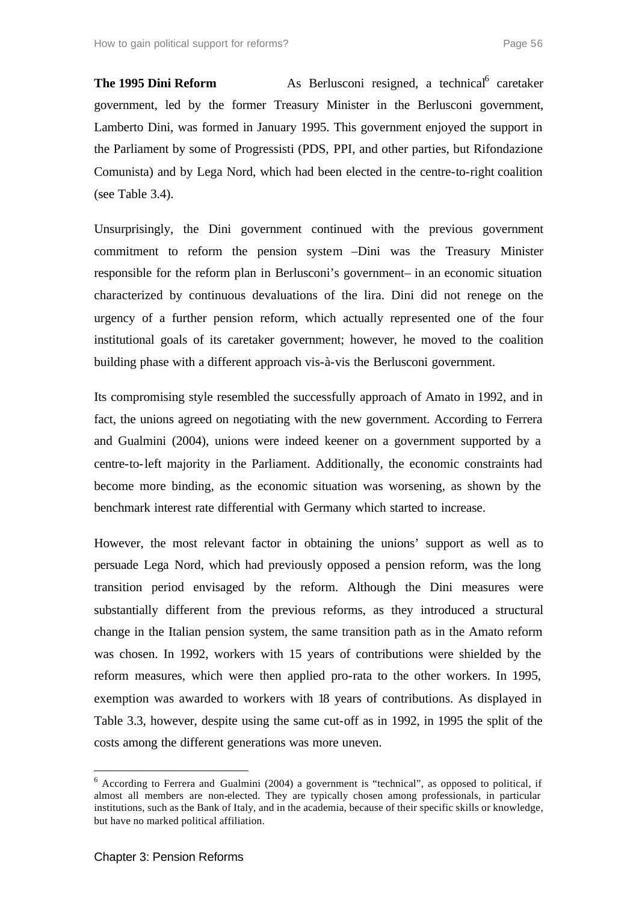**The 1995 Dini Reform** As Berlusconi resigned, a technical[6] caretaker government, led by the former Treasury Minister in the Berlusconi government, Lamberto Dini, was formed in January 1995. This government enjoyed the support in the Parliament by some of Progressisti (PDS, PPI, and other parties, but Rifondazione Comunista) and by Lega Nord, which had been elected in the centre-to-right coalition (see Table 3.4).

Unsurprisingly, the Dini government continued with the previous government commitment to reform the pension system –Dini was the Treasury Minister responsible for the reform plan in Berlusconi's government– in an economic situation characterized by continuous devaluations of the lira. Dini did not renege on the urgency of a further pension reform, which actually represented one of the four institutional goals of its caretaker government; however, he moved to the coalition building phase with a different approach vis-à-vis the Berlusconi government.

Its compromising style resembled the successfully approach of Amato in 1992, and in fact, the unions agreed on negotiating with the new government. According to Ferrera and Gualmini (2004), unions were indeed keener on a government supported by a centre-to-left majority in the Parliament. Additionally, the economic constraints had become more binding, as the economic situation was worsening, as shown by the benchmark interest rate differential with Germany which started to increase.

However, the most relevant factor in obtaining the unions' support as well as to persuade Lega Nord, which had previously opposed a pension reform, was the long transition period envisaged by the reform. Although the Dini measures were substantially different from the previous reforms, as they introduced a structural change in the Italian pension system, the same transition path as in the Amato reform was chosen. In 1992, workers with 15 years of contributions were shielded by the reform measures, which were then applied pro-rata to the other workers. In 1995, exemption was awarded to workers with 18 years of contributions. As displayed in Table 3.3, however, despite using the same cut-off as in 1992, in 1995 the split of the costs among the different generations was more uneven.

[6] According to Ferrera and Gualmini (2004) a government is "technical", as opposed to political, if almost all members are non-elected. They are typically chosen among professionals, in particular institutions, such as the Bank of Italy, and in the academia, because of their specific skills or knowledge, but have no marked political affiliation.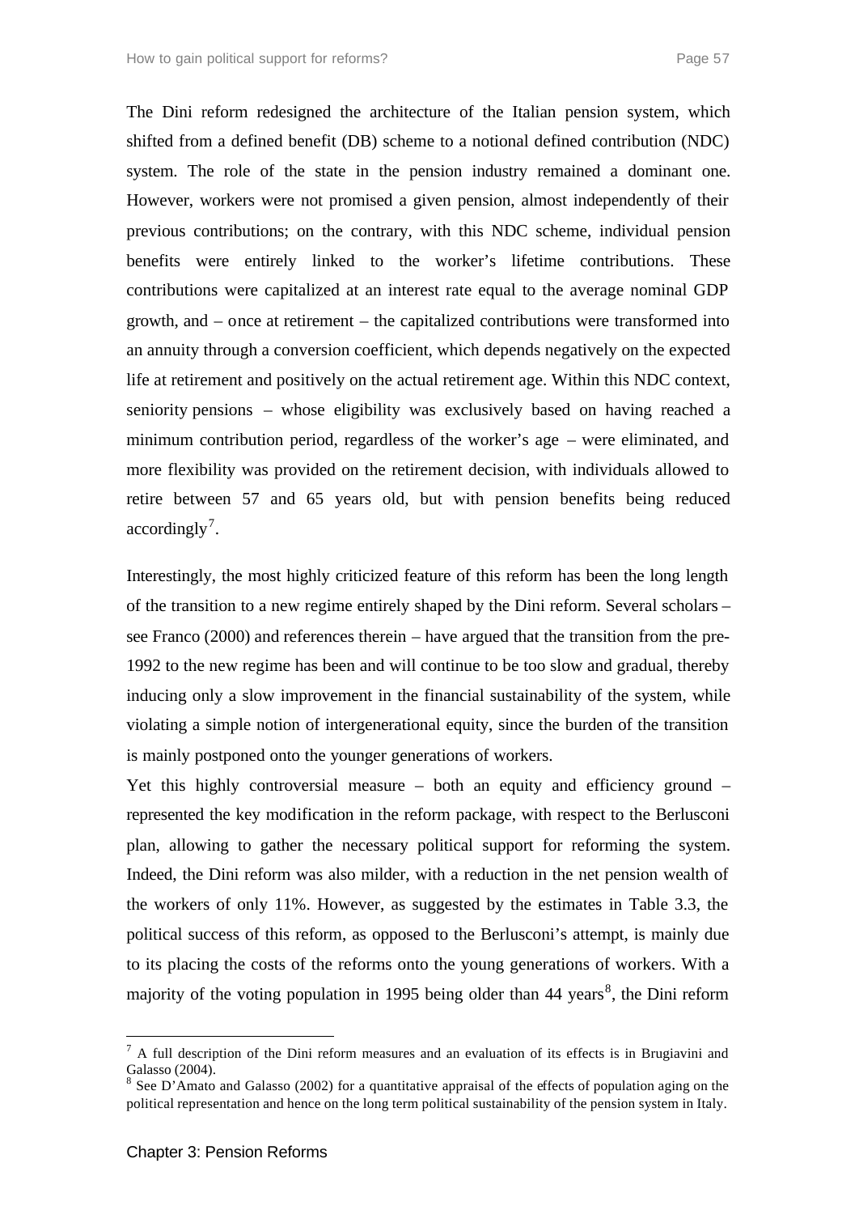The Dini reform redesigned the architecture of the Italian pension system, which shifted from a defined benefit (DB) scheme to a notional defined contribution (NDC) system. The role of the state in the pension industry remained a dominant one. However, workers were not promised a given pension, almost independently of their previous contributions; on the contrary, with this NDC scheme, individual pension benefits were entirely linked to the worker's lifetime contributions. These contributions were capitalized at an interest rate equal to the average nominal GDP growth, and – once at retirement – the capitalized contributions were transformed into an annuity through a conversion coefficient, which depends negatively on the expected life at retirement and positively on the actual retirement age. Within this NDC context, seniority pensions – whose eligibility was exclusively based on having reached a minimum contribution period, regardless of the worker's age – were eliminated, and more flexibility was provided on the retirement decision, with individuals allowed to retire between 57 and 65 years old, but with pension benefits being reduced accordingly[7].

Interestingly, the most highly criticized feature of this reform has been the long length of the transition to a new regime entirely shaped by the Dini reform. Several scholars – see Franco (2000) and references therein – have argued that the transition from the pre-1992 to the new regime has been and will continue to be too slow and gradual, thereby inducing only a slow improvement in the financial sustainability of the system, while violating a simple notion of intergenerational equity, since the burden of the transition is mainly postponed onto the younger generations of workers.

Yet this highly controversial measure – both an equity and efficiency ground – represented the key modification in the reform package, with respect to the Berlusconi plan, allowing to gather the necessary political support for reforming the system. Indeed, the Dini reform was also milder, with a reduction in the net pension wealth of the workers of only 11%. However, as suggested by the estimates in Table 3.3, the political success of this reform, as opposed to the Berlusconi's attempt, is mainly due to its placing the costs of the reforms onto the young generations of workers. With a majority of the voting population in 1995 being older than 44 years[8], the Dini reform

[7] A full description of the Dini reform measures and an evaluation of its effects is in Brugiavini and Galasso (2004).

[8] See D'Amato and Galasso (2002) for a quantitative appraisal of the effects of population aging on the political representation and hence on the long term political sustainability of the pension system in Italy.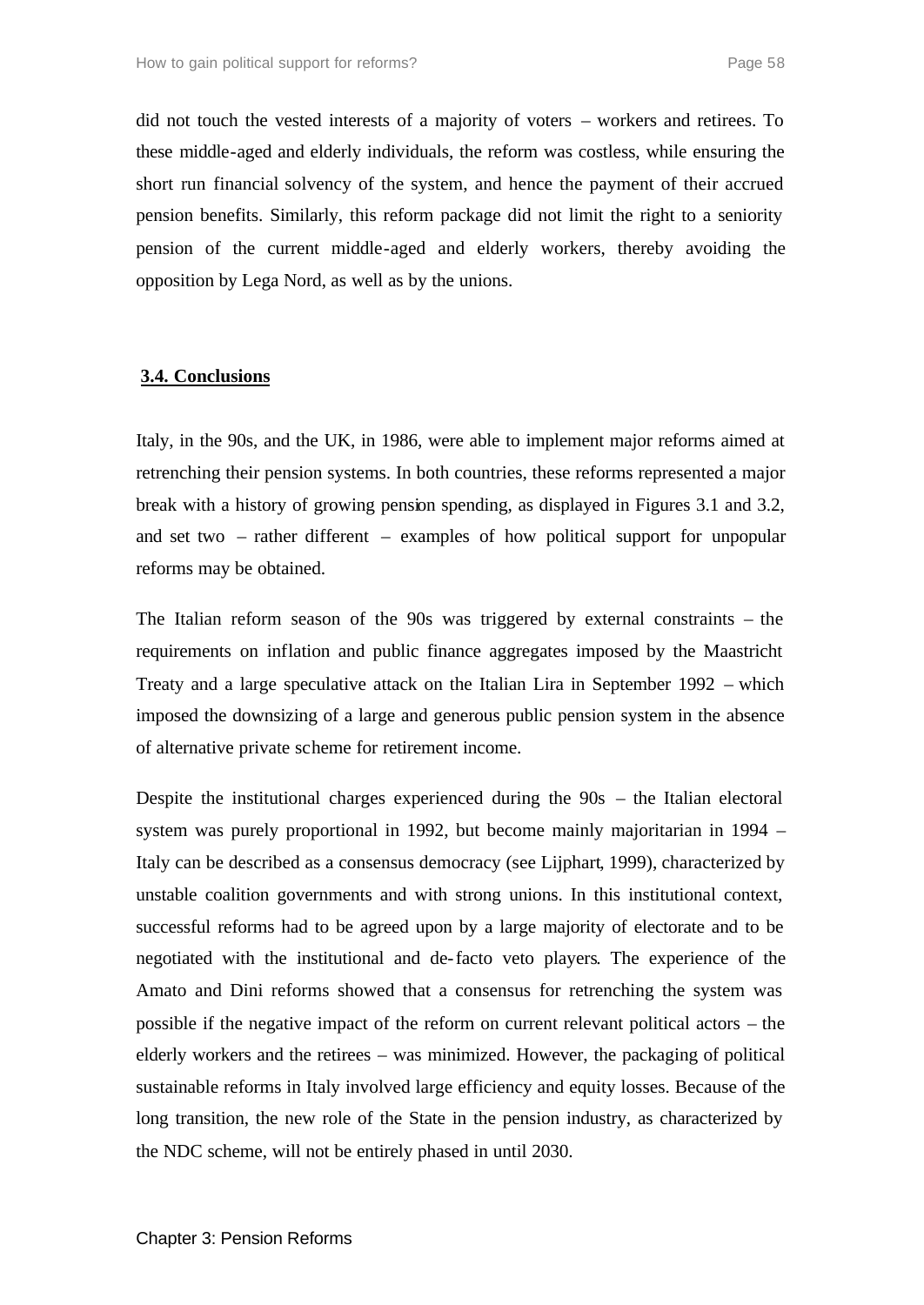did not touch the vested interests of a majority of voters – workers and retirees. To these middle-aged and elderly individuals, the reform was costless, while ensuring the short run financial solvency of the system, and hence the payment of their accrued pension benefits. Similarly, this reform package did not limit the right to a seniority pension of the current middle-aged and elderly workers, thereby avoiding the opposition by Lega Nord, as well as by the unions.

## 3.4. Conclusions

Italy, in the 90s, and the UK, in 1986, were able to implement major reforms aimed at retrenching their pension systems. In both countries, these reforms represented a major break with a history of growing pension spending, as displayed in Figures 3.1 and 3.2, and set two – rather different – examples of how political support for unpopular reforms may be obtained.

The Italian reform season of the 90s was triggered by external constraints – the requirements on inflation and public finance aggregates imposed by the Maastricht Treaty and a large speculative attack on the Italian Lira in September 1992 – which imposed the downsizing of a large and generous public pension system in the absence of alternative private scheme for retirement income.

Despite the institutional charges experienced during the 90s – the Italian electoral system was purely proportional in 1992, but become mainly majoritarian in 1994 – Italy can be described as a consensus democracy (see Lijphart, 1999), characterized by unstable coalition governments and with strong unions. In this institutional context, successful reforms had to be agreed upon by a large majority of electorate and to be negotiated with the institutional and de-facto veto players. The experience of the Amato and Dini reforms showed that a consensus for retrenching the system was possible if the negative impact of the reform on current relevant political actors – the elderly workers and the retirees – was minimized. However, the packaging of political sustainable reforms in Italy involved large efficiency and equity losses. Because of the long transition, the new role of the State in the pension industry, as characterized by the NDC scheme, will not be entirely phased in until 2030.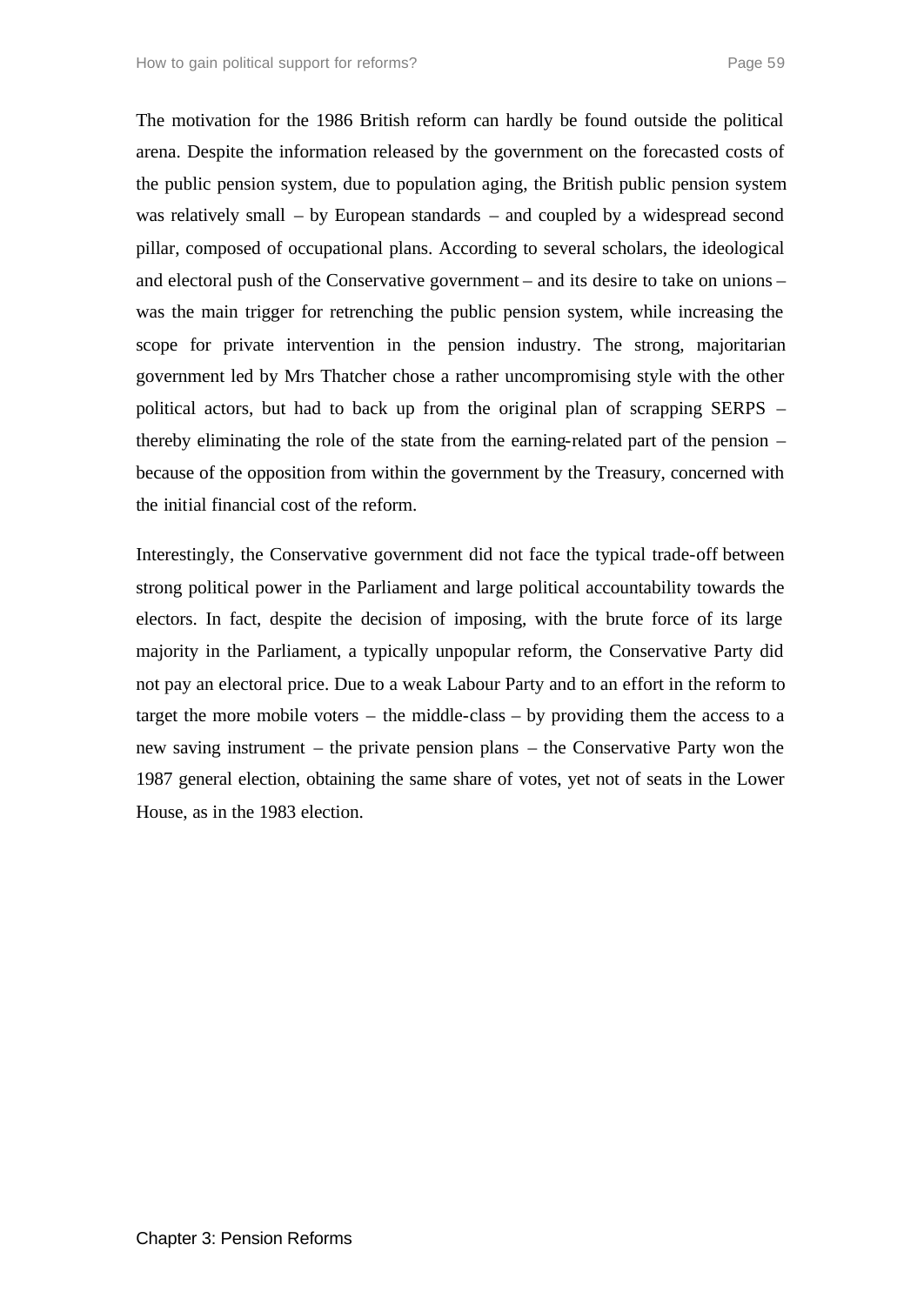The motivation for the 1986 British reform can hardly be found outside the political arena. Despite the information released by the government on the forecasted costs of the public pension system, due to population aging, the British public pension system was relatively small – by European standards – and coupled by a widespread second pillar, composed of occupational plans. According to several scholars, the ideological and electoral push of the Conservative government – and its desire to take on unions – was the main trigger for retrenching the public pension system, while increasing the scope for private intervention in the pension industry. The strong, majoritarian government led by Mrs Thatcher chose a rather uncompromising style with the other political actors, but had to back up from the original plan of scrapping SERPS – thereby eliminating the role of the state from the earning-related part of the pension – because of the opposition from within the government by the Treasury, concerned with the initial financial cost of the reform.

Interestingly, the Conservative government did not face the typical trade-off between strong political power in the Parliament and large political accountability towards the electors. In fact, despite the decision of imposing, with the brute force of its large majority in the Parliament, a typically unpopular reform, the Conservative Party did not pay an electoral price. Due to a weak Labour Party and to an effort in the reform to target the more mobile voters – the middle-class – by providing them the access to a new saving instrument – the private pension plans – the Conservative Party won the 1987 general election, obtaining the same share of votes, yet not of seats in the Lower House, as in the 1983 election.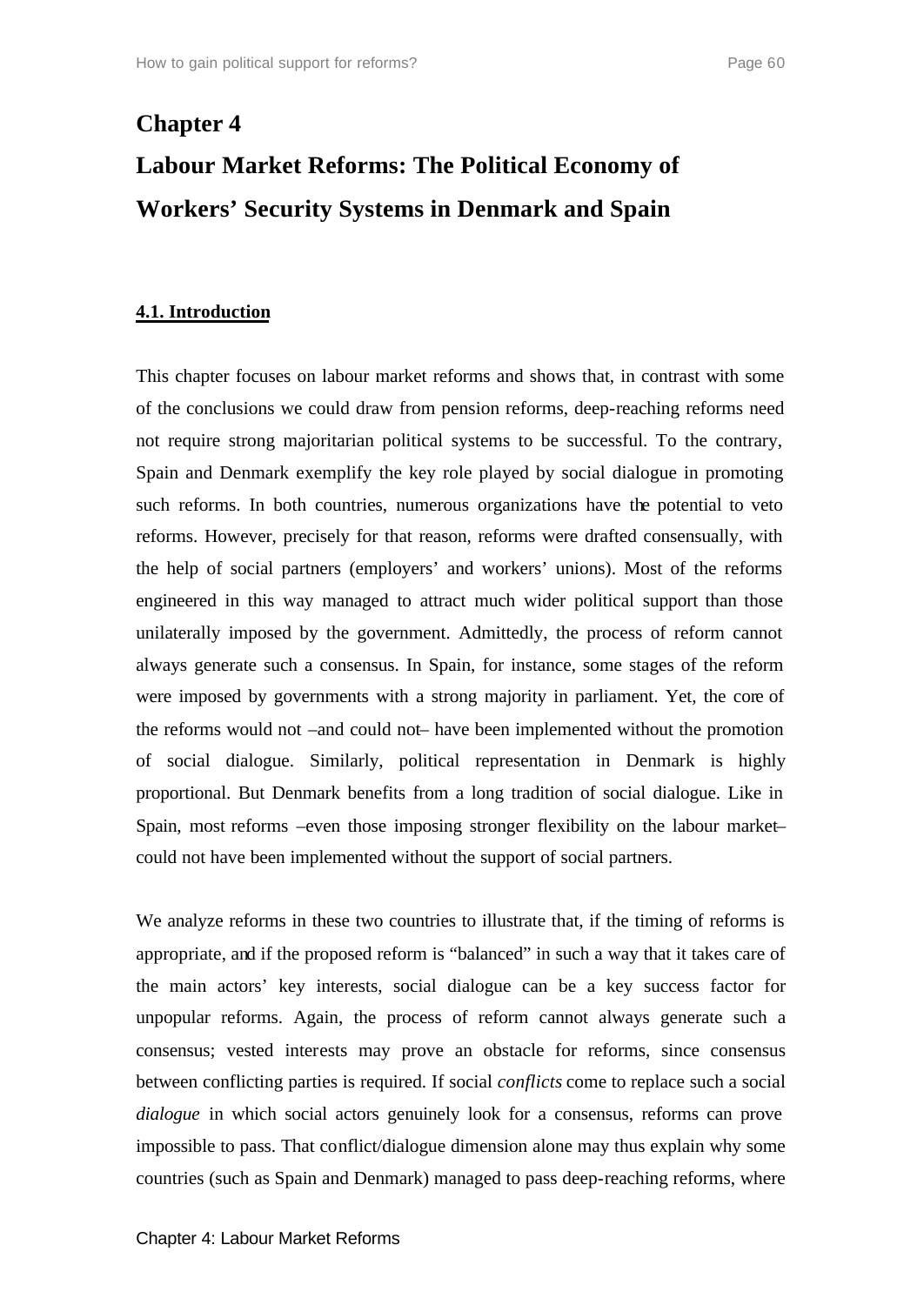# Chapter 4

# Labour Market Reforms: The Political Economy of Workers' Security Systems in Denmark and Spain

## 4.1. Introduction

This chapter focuses on labour market reforms and shows that, in contrast with some of the conclusions we could draw from pension reforms, deep-reaching reforms need not require strong majoritarian political systems to be successful. To the contrary, Spain and Denmark exemplify the key role played by social dialogue in promoting such reforms. In both countries, numerous organizations have the potential to veto reforms. However, precisely for that reason, reforms were drafted consensually, with the help of social partners (employers' and workers' unions). Most of the reforms engineered in this way managed to attract much wider political support than those unilaterally imposed by the government. Admittedly, the process of reform cannot always generate such a consensus. In Spain, for instance, some stages of the reform were imposed by governments with a strong majority in parliament. Yet, the core of the reforms would not –and could not– have been implemented without the promotion of social dialogue. Similarly, political representation in Denmark is highly proportional. But Denmark benefits from a long tradition of social dialogue. Like in Spain, most reforms –even those imposing stronger flexibility on the labour market– could not have been implemented without the support of social partners.

We analyze reforms in these two countries to illustrate that, if the timing of reforms is appropriate, and if the proposed reform is "balanced" in such a way that it takes care of the main actors' key interests, social dialogue can be a key success factor for unpopular reforms. Again, the process of reform cannot always generate such a consensus; vested interests may prove an obstacle for reforms, since consensus between conflicting parties is required. If social *conflicts* come to replace such a social *dialogue* in which social actors genuinely look for a consensus, reforms can prove impossible to pass. That conflict/dialogue dimension alone may thus explain why some countries (such as Spain and Denmark) managed to pass deep-reaching reforms, where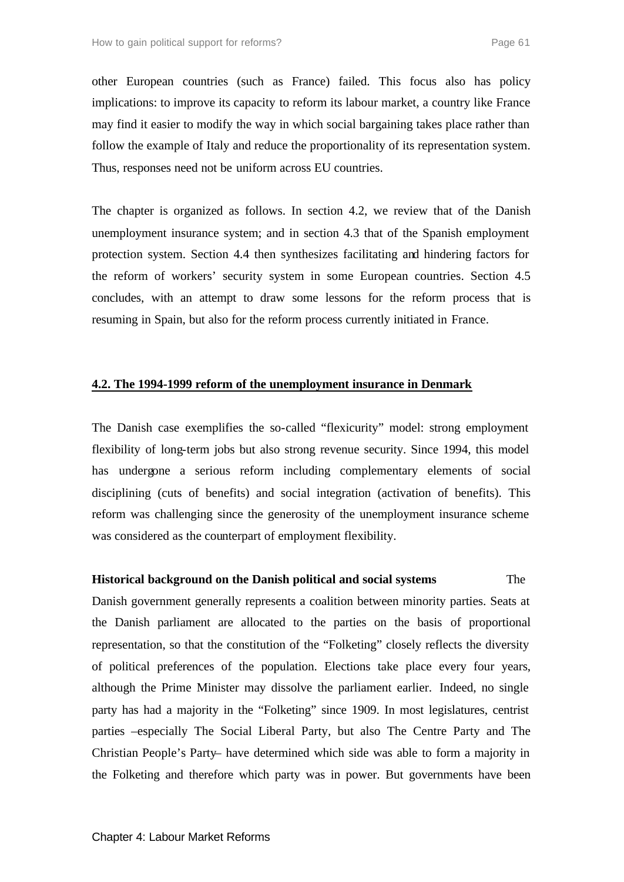other European countries (such as France) failed. This focus also has policy implications: to improve its capacity to reform its labour market, a country like France may find it easier to modify the way in which social bargaining takes place rather than follow the example of Italy and reduce the proportionality of its representation system. Thus, responses need not be uniform across EU countries.

The chapter is organized as follows. In section 4.2, we review that of the Danish unemployment insurance system; and in section 4.3 that of the Spanish employment protection system. Section 4.4 then synthesizes facilitating and hindering factors for the reform of workers' security system in some European countries. Section 4.5 concludes, with an attempt to draw some lessons for the reform process that is resuming in Spain, but also for the reform process currently initiated in France.

## 4.2. The 1994-1999 reform of the unemployment insurance in Denmark

The Danish case exemplifies the so-called "flexicurity" model: strong employment flexibility of long-term jobs but also strong revenue security. Since 1994, this model has undergone a serious reform including complementary elements of social disciplining (cuts of benefits) and social integration (activation of benefits). This reform was challenging since the generosity of the unemployment insurance scheme was considered as the counterpart of employment flexibility.

**Historical background on the Danish political and social systems** The Danish government generally represents a coalition between minority parties. Seats at the Danish parliament are allocated to the parties on the basis of proportional representation, so that the constitution of the "Folketing" closely reflects the diversity of political preferences of the population. Elections take place every four years, although the Prime Minister may dissolve the parliament earlier. Indeed, no single party has had a majority in the "Folketing" since 1909. In most legislatures, centrist parties –especially The Social Liberal Party, but also The Centre Party and The Christian People's Party– have determined which side was able to form a majority in the Folketing and therefore which party was in power. But governments have been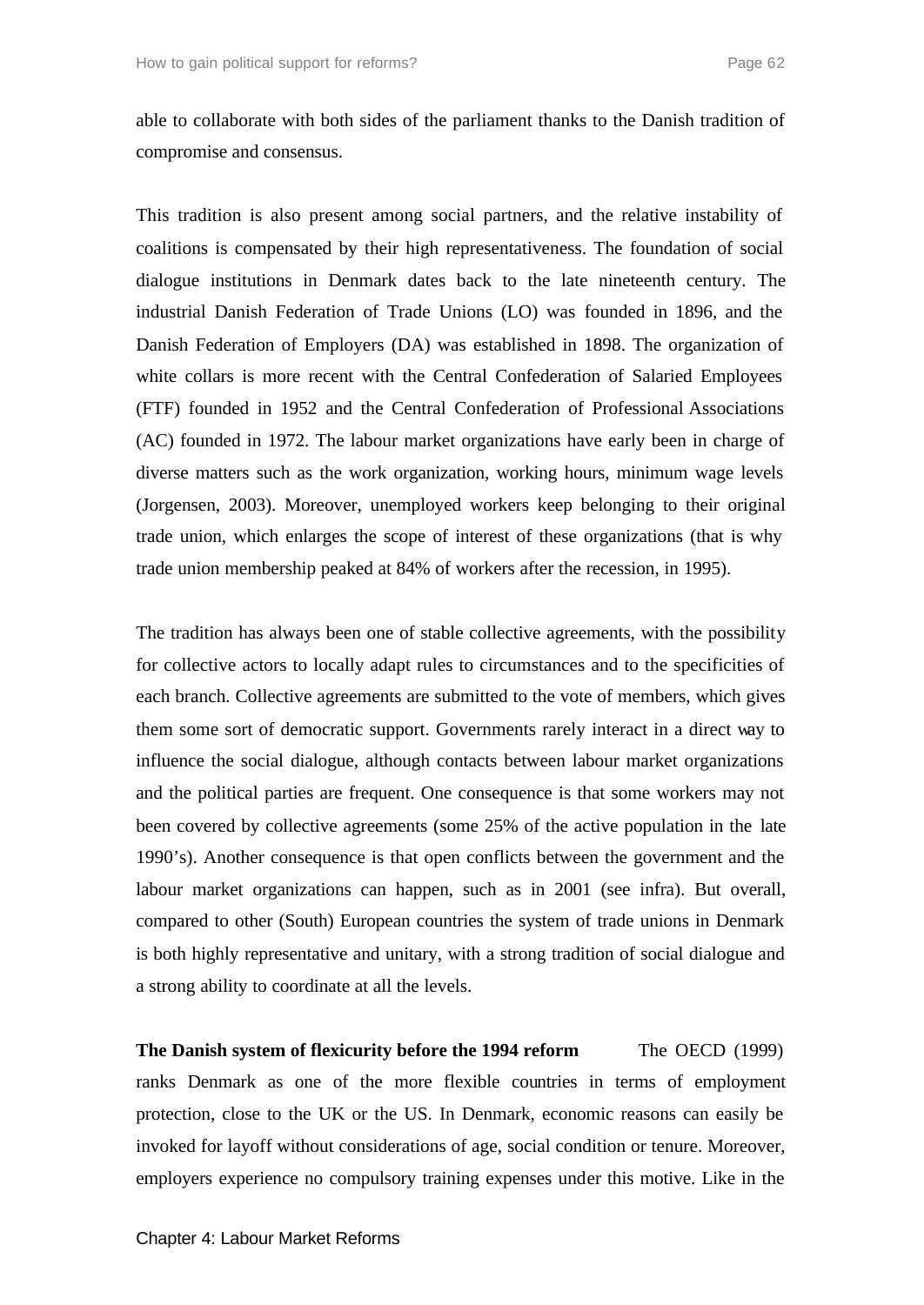able to collaborate with both sides of the parliament thanks to the Danish tradition of compromise and consensus.

This tradition is also present among social partners, and the relative instability of coalitions is compensated by their high representativeness. The foundation of social dialogue institutions in Denmark dates back to the late nineteenth century. The industrial Danish Federation of Trade Unions (LO) was founded in 1896, and the Danish Federation of Employers (DA) was established in 1898. The organization of white collars is more recent with the Central Confederation of Salaried Employees (FTF) founded in 1952 and the Central Confederation of Professional Associations (AC) founded in 1972. The labour market organizations have early been in charge of diverse matters such as the work organization, working hours, minimum wage levels (Jorgensen, 2003). Moreover, unemployed workers keep belonging to their original trade union, which enlarges the scope of interest of these organizations (that is why trade union membership peaked at 84% of workers after the recession, in 1995).

The tradition has always been one of stable collective agreements, with the possibility for collective actors to locally adapt rules to circumstances and to the specificities of each branch. Collective agreements are submitted to the vote of members, which gives them some sort of democratic support. Governments rarely interact in a direct way to influence the social dialogue, although contacts between labour market organizations and the political parties are frequent. One consequence is that some workers may not been covered by collective agreements (some 25% of the active population in the late 1990's). Another consequence is that open conflicts between the government and the labour market organizations can happen, such as in 2001 (see infra). But overall, compared to other (South) European countries the system of trade unions in Denmark is both highly representative and unitary, with a strong tradition of social dialogue and a strong ability to coordinate at all the levels.

**The Danish system of flexicurity before the 1994 reform** The OECD (1999) ranks Denmark as one of the more flexible countries in terms of employment protection, close to the UK or the US. In Denmark, economic reasons can easily be invoked for layoff without considerations of age, social condition or tenure. Moreover, employers experience no compulsory training expenses under this motive. Like in the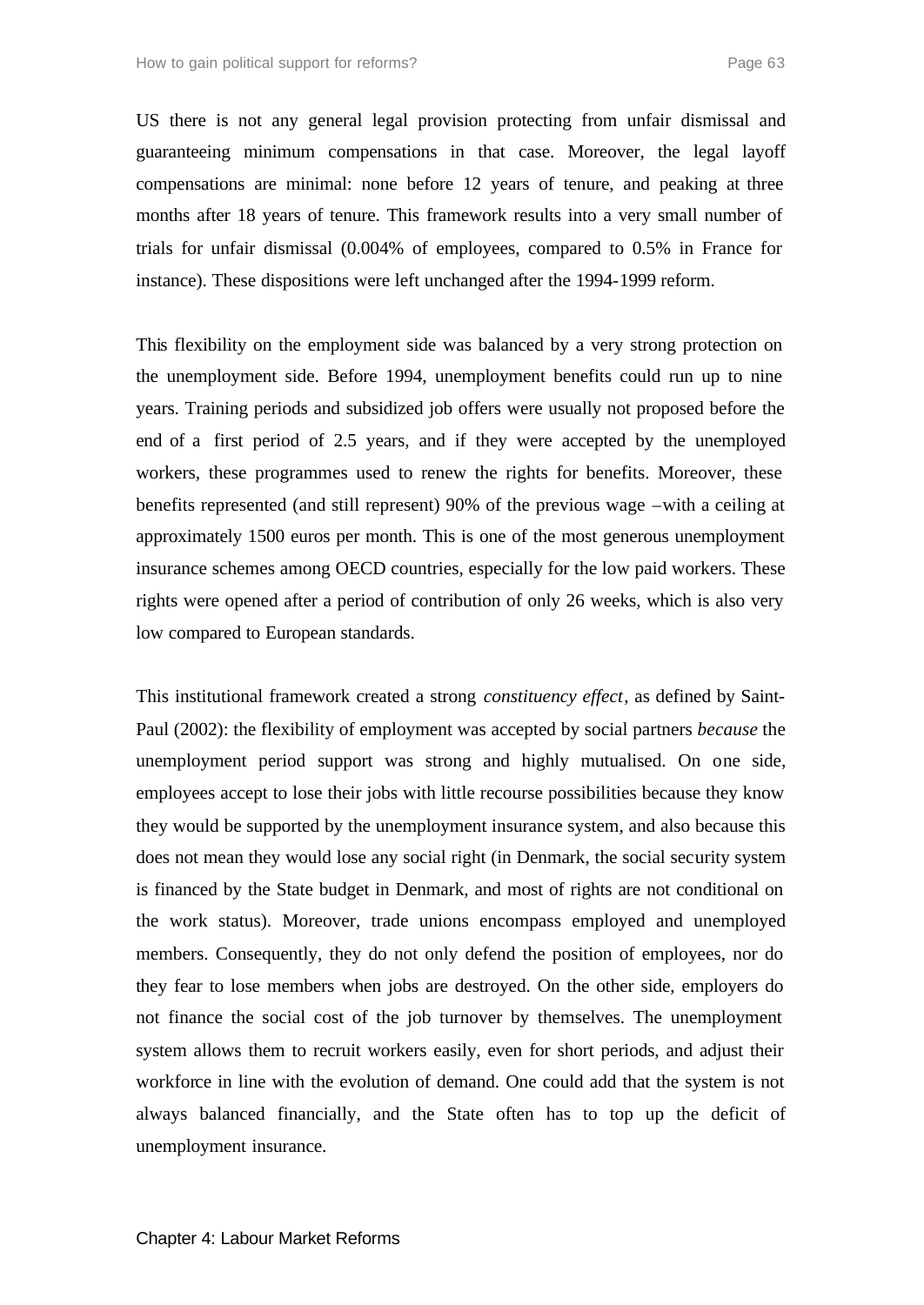US there is not any general legal provision protecting from unfair dismissal and guaranteeing minimum compensations in that case. Moreover, the legal layoff compensations are minimal: none before 12 years of tenure, and peaking at three months after 18 years of tenure. This framework results into a very small number of trials for unfair dismissal (0.004% of employees, compared to 0.5% in France for instance). These dispositions were left unchanged after the 1994-1999 reform.

This flexibility on the employment side was balanced by a very strong protection on the unemployment side. Before 1994, unemployment benefits could run up to nine years. Training periods and subsidized job offers were usually not proposed before the end of a first period of 2.5 years, and if they were accepted by the unemployed workers, these programmes used to renew the rights for benefits. Moreover, these benefits represented (and still represent) 90% of the previous wage –with a ceiling at approximately 1500 euros per month. This is one of the most generous unemployment insurance schemes among OECD countries, especially for the low paid workers. These rights were opened after a period of contribution of only 26 weeks, which is also very low compared to European standards.

This institutional framework created a strong *constituency effect*, as defined by Saint-Paul (2002): the flexibility of employment was accepted by social partners *because* the unemployment period support was strong and highly mutualised. On one side, employees accept to lose their jobs with little recourse possibilities because they know they would be supported by the unemployment insurance system, and also because this does not mean they would lose any social right (in Denmark, the social security system is financed by the State budget in Denmark, and most of rights are not conditional on the work status). Moreover, trade unions encompass employed and unemployed members. Consequently, they do not only defend the position of employees, nor do they fear to lose members when jobs are destroyed. On the other side, employers do not finance the social cost of the job turnover by themselves. The unemployment system allows them to recruit workers easily, even for short periods, and adjust their workforce in line with the evolution of demand. One could add that the system is not always balanced financially, and the State often has to top up the deficit of unemployment insurance.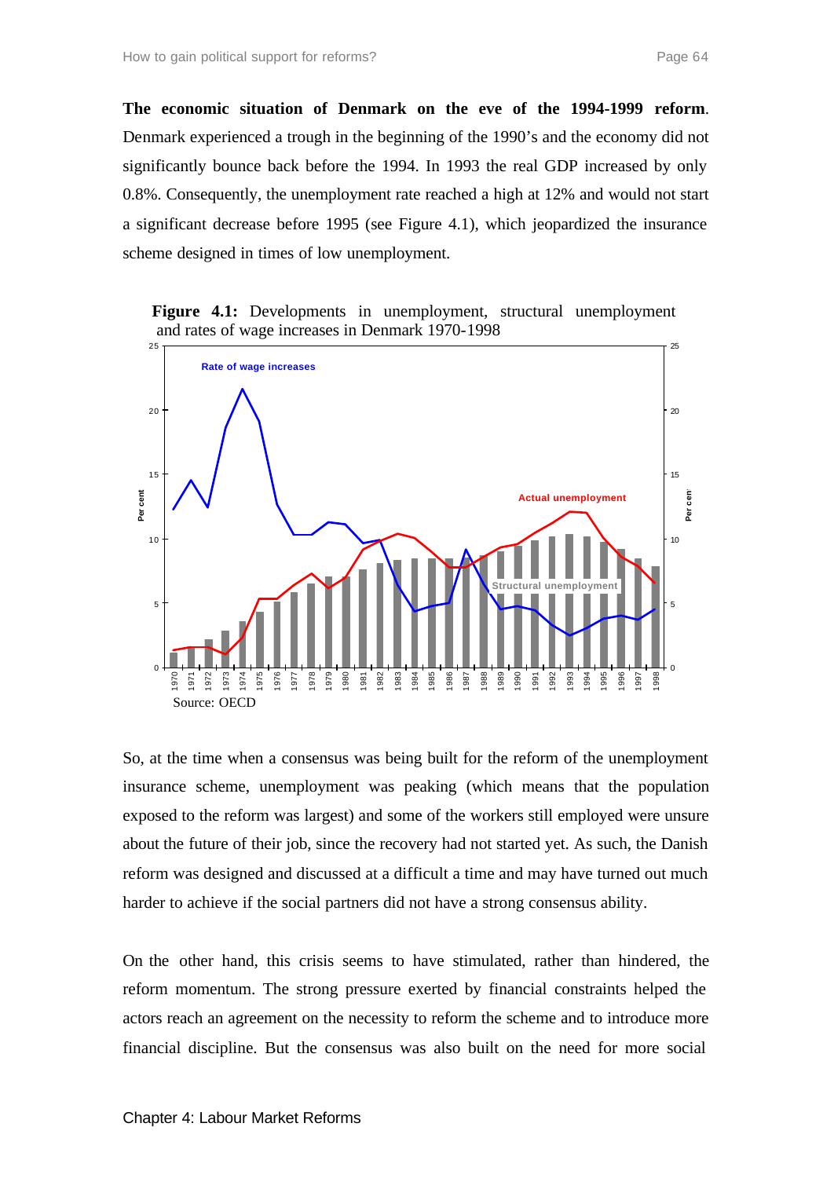**The economic situation of Denmark on the eve of the 1994-1999 reform**. Denmark experienced a trough in the beginning of the 1990's and the economy did not significantly bounce back before the 1994. In 1993 the real GDP increased by only 0.8%. Consequently, the unemployment rate reached a high at 12% and would not start a significant decrease before 1995 (see Figure 4.1), which jeopardized the insurance scheme designed in times of low unemployment.

**Figure 4.1:** Developments in unemployment, structural unemployment and rates of wage increases in Denmark 1970-1998

Source: OECD

So, at the time when a consensus was being built for the reform of the unemployment insurance scheme, unemployment was peaking (which means that the population exposed to the reform was largest) and some of the workers still employed were unsure about the future of their job, since the recovery had not started yet. As such, the Danish reform was designed and discussed at a difficult a time and may have turned out much harder to achieve if the social partners did not have a strong consensus ability.

On the other hand, this crisis seems to have stimulated, rather than hindered, the reform momentum. The strong pressure exerted by financial constraints helped the actors reach an agreement on the necessity to reform the scheme and to introduce more financial discipline. But the consensus was also built on the need for more social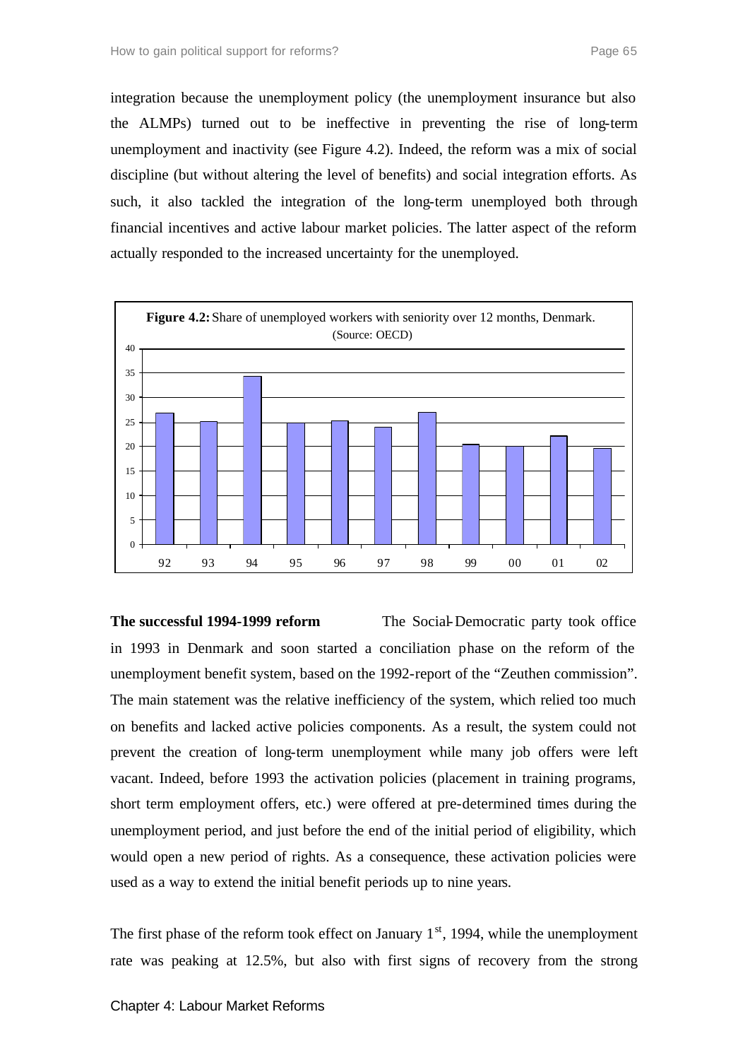integration because the unemployment policy (the unemployment insurance but also the ALMPs) turned out to be ineffective in preventing the rise of long-term unemployment and inactivity (see Figure 4.2). Indeed, the reform was a mix of social discipline (but without altering the level of benefits) and social integration efforts. As such, it also tackled the integration of the long-term unemployed both through financial incentives and active labour market policies. The latter aspect of the reform actually responded to the increased uncertainty for the unemployed.

**Figure 4.2:** Share of unemployed workers with seniority over 12 months, Denmark. (Source: OECD)

**The successful 1994-1999 reform** The Social-Democratic party took office in 1993 in Denmark and soon started a conciliation phase on the reform of the unemployment benefit system, based on the 1992-report of the "Zeuthen commission". The main statement was the relative inefficiency of the system, which relied too much on benefits and lacked active policies components. As a result, the system could not prevent the creation of long-term unemployment while many job offers were left vacant. Indeed, before 1993 the activation policies (placement in training programs, short term employment offers, etc.) were offered at pre-determined times during the unemployment period, and just before the end of the initial period of eligibility, which would open a new period of rights. As a consequence, these activation policies were used as a way to extend the initial benefit periods up to nine years.

The first phase of the reform took effect on January 1st, 1994, while the unemployment rate was peaking at 12.5%, but also with first signs of recovery from the strong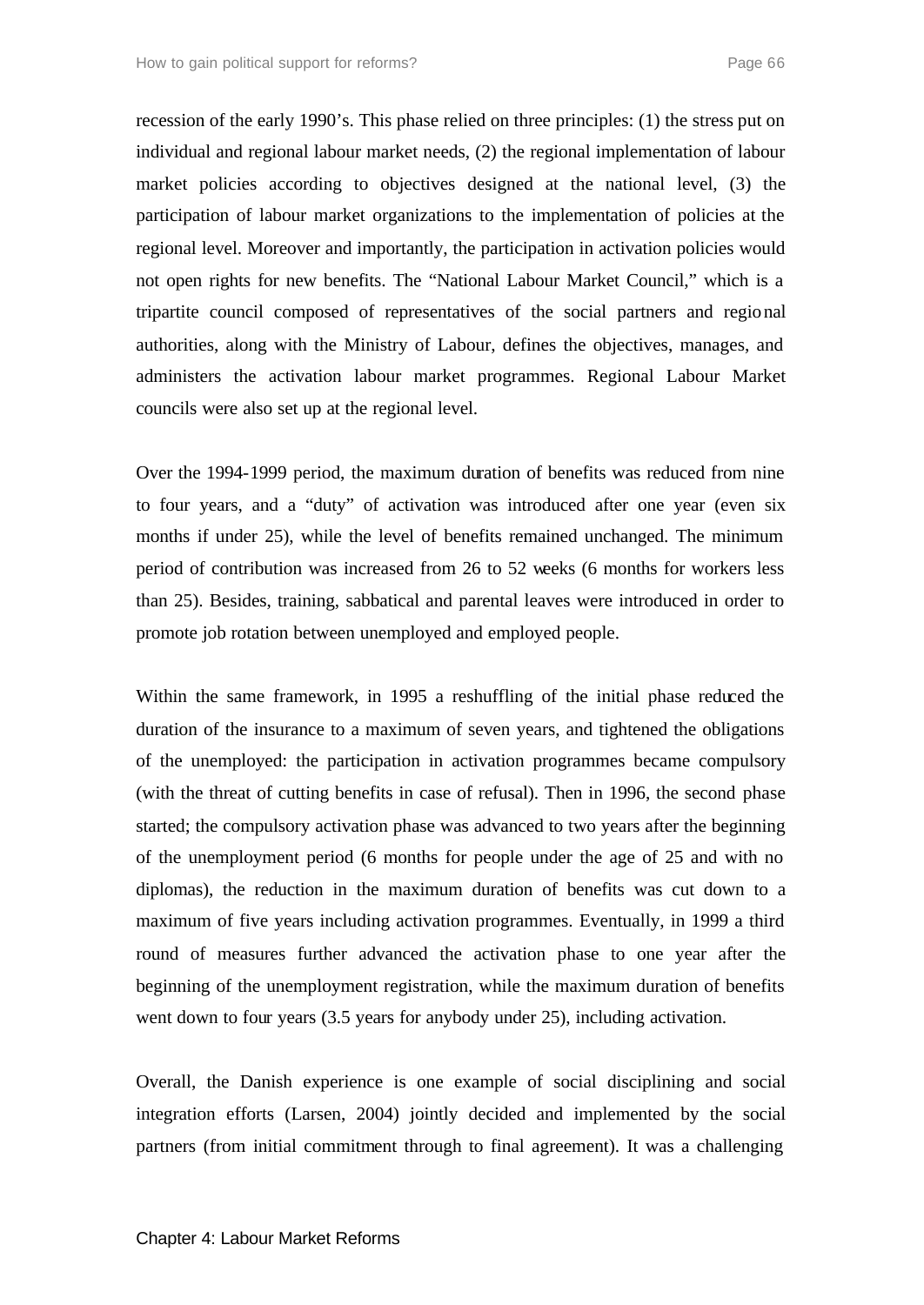recession of the early 1990's. This phase relied on three principles: (1) the stress put on individual and regional labour market needs, (2) the regional implementation of labour market policies according to objectives designed at the national level, (3) the participation of labour market organizations to the implementation of policies at the regional level. Moreover and importantly, the participation in activation policies would not open rights for new benefits. The "National Labour Market Council," which is a tripartite council composed of representatives of the social partners and regional authorities, along with the Ministry of Labour, defines the objectives, manages, and administers the activation labour market programmes. Regional Labour Market councils were also set up at the regional level.

Over the 1994-1999 period, the maximum duration of benefits was reduced from nine to four years, and a "duty" of activation was introduced after one year (even six months if under 25), while the level of benefits remained unchanged. The minimum period of contribution was increased from 26 to 52 weeks (6 months for workers less than 25). Besides, training, sabbatical and parental leaves were introduced in order to promote job rotation between unemployed and employed people.

Within the same framework, in 1995 a reshuffling of the initial phase reduced the duration of the insurance to a maximum of seven years, and tightened the obligations of the unemployed: the participation in activation programmes became compulsory (with the threat of cutting benefits in case of refusal). Then in 1996, the second phase started; the compulsory activation phase was advanced to two years after the beginning of the unemployment period (6 months for people under the age of 25 and with no diplomas), the reduction in the maximum duration of benefits was cut down to a maximum of five years including activation programmes. Eventually, in 1999 a third round of measures further advanced the activation phase to one year after the beginning of the unemployment registration, while the maximum duration of benefits went down to four years (3.5 years for anybody under 25), including activation.

Overall, the Danish experience is one example of social disciplining and social integration efforts (Larsen, 2004) jointly decided and implemented by the social partners (from initial commitment through to final agreement). It was a challenging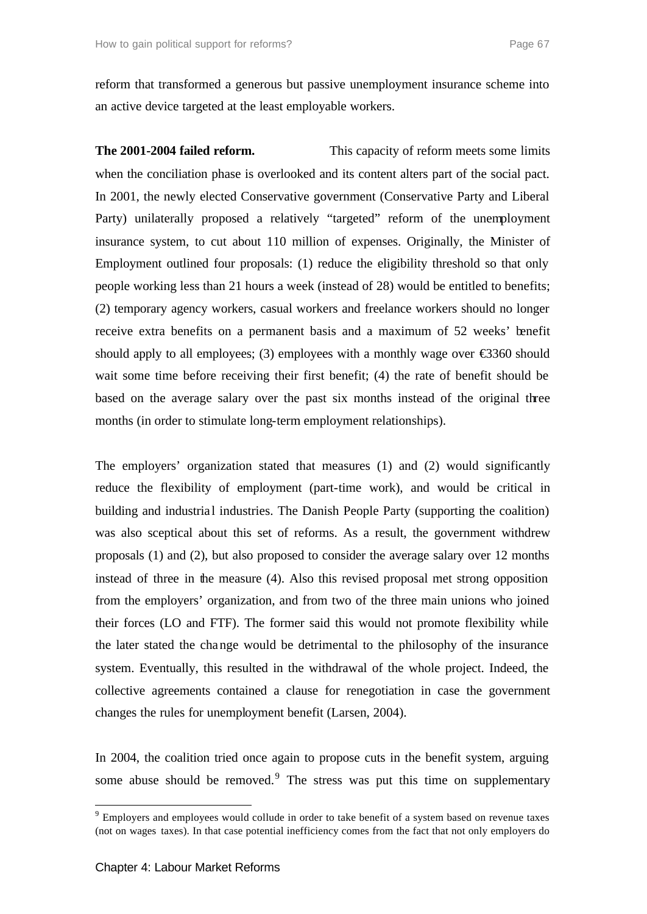reform that transformed a generous but passive unemployment insurance scheme into an active device targeted at the least employable workers.

**The 2001-2004 failed reform.** This capacity of reform meets some limits when the conciliation phase is overlooked and its content alters part of the social pact. In 2001, the newly elected Conservative government (Conservative Party and Liberal Party) unilaterally proposed a relatively "targeted" reform of the unemployment insurance system, to cut about 110 million of expenses. Originally, the Minister of Employment outlined four proposals: (1) reduce the eligibility threshold so that only people working less than 21 hours a week (instead of 28) would be entitled to benefits; (2) temporary agency workers, casual workers and freelance workers should no longer receive extra benefits on a permanent basis and a maximum of 52 weeks' benefit should apply to all employees; (3) employees with a monthly wage over €3360 should wait some time before receiving their first benefit; (4) the rate of benefit should be based on the average salary over the past six months instead of the original three months (in order to stimulate long-term employment relationships).

The employers' organization stated that measures (1) and (2) would significantly reduce the flexibility of employment (part-time work), and would be critical in building and industrial industries. The Danish People Party (supporting the coalition) was also sceptical about this set of reforms. As a result, the government withdrew proposals (1) and (2), but also proposed to consider the average salary over 12 months instead of three in the measure (4). Also this revised proposal met strong opposition from the employers' organization, and from two of the three main unions who joined their forces (LO and FTF). The former said this would not promote flexibility while the later stated the change would be detrimental to the philosophy of the insurance system. Eventually, this resulted in the withdrawal of the whole project. Indeed, the collective agreements contained a clause for renegotiation in case the government changes the rules for unemployment benefit (Larsen, 2004).

In 2004, the coalition tried once again to propose cuts in the benefit system, arguing some abuse should be removed.[9] The stress was put this time on supplementary

[9] Employers and employees would collude in order to take benefit of a system based on revenue taxes (not on wages taxes). In that case potential inefficiency comes from the fact that not only employers do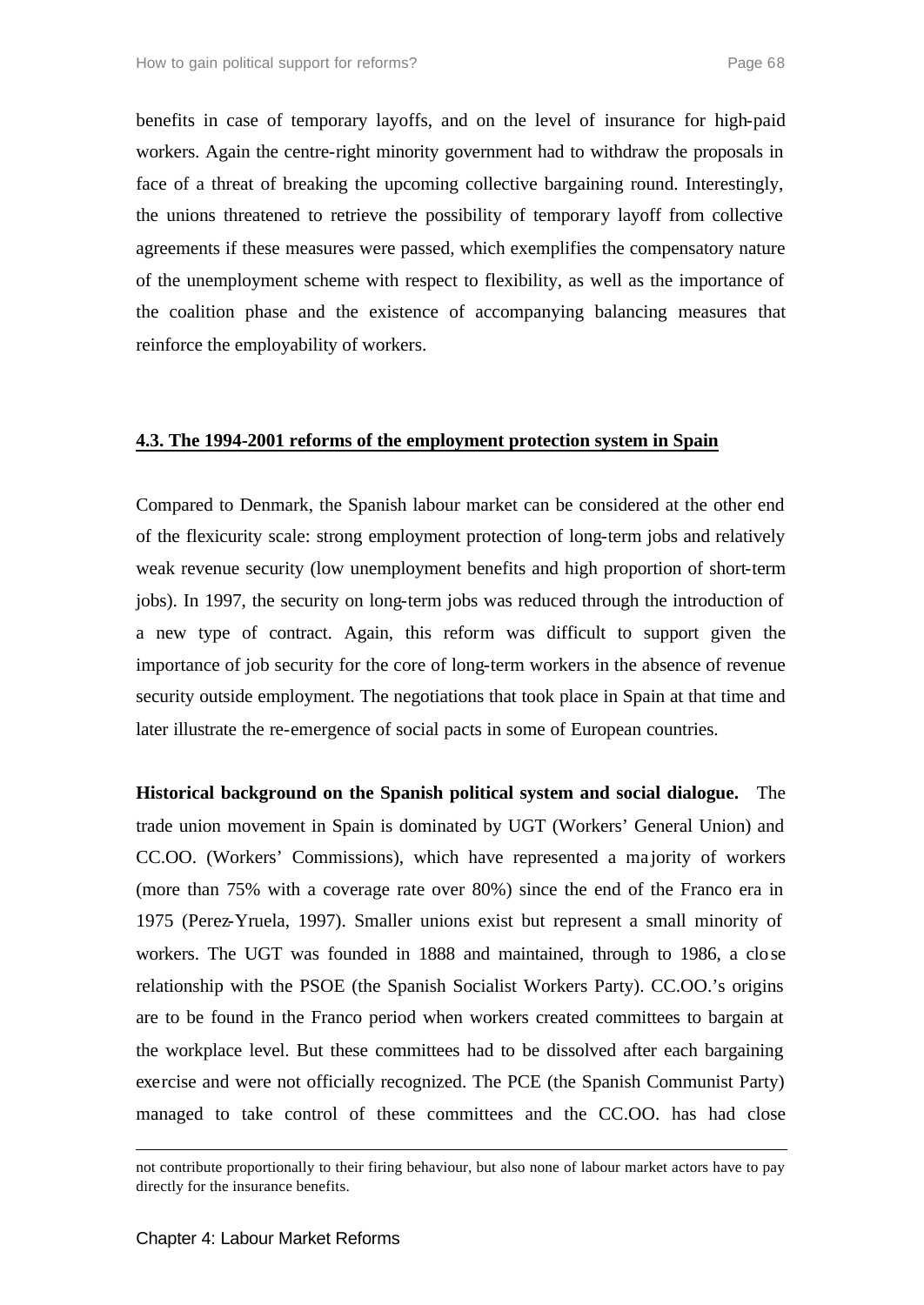benefits in case of temporary layoffs, and on the level of insurance for high-paid workers. Again the centre-right minority government had to withdraw the proposals in face of a threat of breaking the upcoming collective bargaining round. Interestingly, the unions threatened to retrieve the possibility of temporary layoff from collective agreements if these measures were passed, which exemplifies the compensatory nature of the unemployment scheme with respect to flexibility, as well as the importance of the coalition phase and the existence of accompanying balancing measures that reinforce the employability of workers.

## 4.3. The 1994-2001 reforms of the employment protection system in Spain

Compared to Denmark, the Spanish labour market can be considered at the other end of the flexicurity scale: strong employment protection of long-term jobs and relatively weak revenue security (low unemployment benefits and high proportion of short-term jobs). In 1997, the security on long-term jobs was reduced through the introduction of a new type of contract. Again, this reform was difficult to support given the importance of job security for the core of long-term workers in the absence of revenue security outside employment. The negotiations that took place in Spain at that time and later illustrate the re-emergence of social pacts in some of European countries.

**Historical background on the Spanish political system and social dialogue.** The trade union movement in Spain is dominated by UGT (Workers' General Union) and CC.OO. (Workers' Commissions), which have represented a majority of workers (more than 75% with a coverage rate over 80%) since the end of the Franco era in 1975 (Perez-Yruela, 1997). Smaller unions exist but represent a small minority of workers. The UGT was founded in 1888 and maintained, through to 1986, a close relationship with the PSOE (the Spanish Socialist Workers Party). CC.OO.'s origins are to be found in the Franco period when workers created committees to bargain at the workplace level. But these committees had to be dissolved after each bargaining exercise and were not officially recognized. The PCE (the Spanish Communist Party) managed to take control of these committees and the CC.OO. has had close

---

not contribute proportionally to their firing behaviour, but also none of labour market actors have to pay directly for the insurance benefits.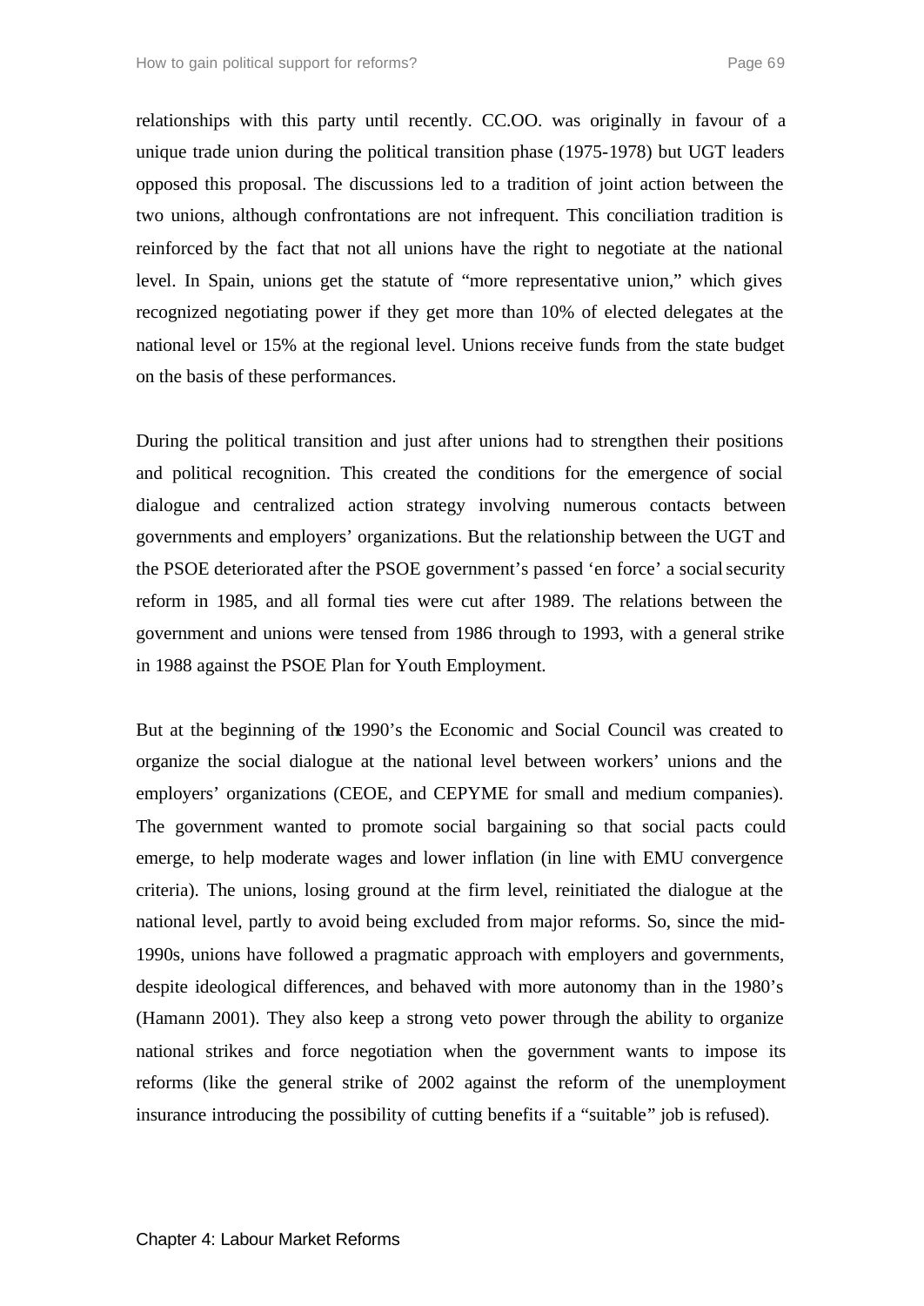relationships with this party until recently. CC.OO. was originally in favour of a unique trade union during the political transition phase (1975-1978) but UGT leaders opposed this proposal. The discussions led to a tradition of joint action between the two unions, although confrontations are not infrequent. This conciliation tradition is reinforced by the fact that not all unions have the right to negotiate at the national level. In Spain, unions get the statute of "more representative union," which gives recognized negotiating power if they get more than 10% of elected delegates at the national level or 15% at the regional level. Unions receive funds from the state budget on the basis of these performances.

During the political transition and just after unions had to strengthen their positions and political recognition. This created the conditions for the emergence of social dialogue and centralized action strategy involving numerous contacts between governments and employers' organizations. But the relationship between the UGT and the PSOE deteriorated after the PSOE government's passed 'en force' a social security reform in 1985, and all formal ties were cut after 1989. The relations between the government and unions were tensed from 1986 through to 1993, with a general strike in 1988 against the PSOE Plan for Youth Employment.

But at the beginning of the 1990's the Economic and Social Council was created to organize the social dialogue at the national level between workers' unions and the employers' organizations (CEOE, and CEPYME for small and medium companies). The government wanted to promote social bargaining so that social pacts could emerge, to help moderate wages and lower inflation (in line with EMU convergence criteria). The unions, losing ground at the firm level, reinitiated the dialogue at the national level, partly to avoid being excluded from major reforms. So, since the mid-1990s, unions have followed a pragmatic approach with employers and governments, despite ideological differences, and behaved with more autonomy than in the 1980's (Hamann 2001). They also keep a strong veto power through the ability to organize national strikes and force negotiation when the government wants to impose its reforms (like the general strike of 2002 against the reform of the unemployment insurance introducing the possibility of cutting benefits if a "suitable" job is refused).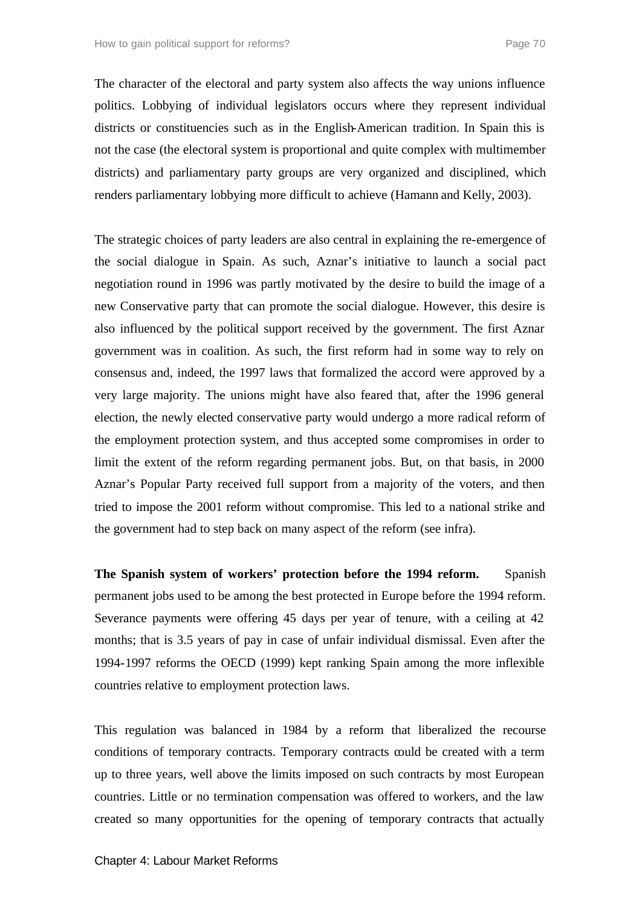The character of the electoral and party system also affects the way unions influence politics. Lobbying of individual legislators occurs where they represent individual districts or constituencies such as in the English-American tradition. In Spain this is not the case (the electoral system is proportional and quite complex with multimember districts) and parliamentary party groups are very organized and disciplined, which renders parliamentary lobbying more difficult to achieve (Hamann and Kelly, 2003).

The strategic choices of party leaders are also central in explaining the re-emergence of the social dialogue in Spain. As such, Aznar's initiative to launch a social pact negotiation round in 1996 was partly motivated by the desire to build the image of a new Conservative party that can promote the social dialogue. However, this desire is also influenced by the political support received by the government. The first Aznar government was in coalition. As such, the first reform had in some way to rely on consensus and, indeed, the 1997 laws that formalized the accord were approved by a very large majority. The unions might have also feared that, after the 1996 general election, the newly elected conservative party would undergo a more radical reform of the employment protection system, and thus accepted some compromises in order to limit the extent of the reform regarding permanent jobs. But, on that basis, in 2000 Aznar's Popular Party received full support from a majority of the voters, and then tried to impose the 2001 reform without compromise. This led to a national strike and the government had to step back on many aspect of the reform (see infra).

**The Spanish system of workers' protection before the 1994 reform.** Spanish permanent jobs used to be among the best protected in Europe before the 1994 reform. Severance payments were offering 45 days per year of tenure, with a ceiling at 42 months; that is 3.5 years of pay in case of unfair individual dismissal. Even after the 1994-1997 reforms the OECD (1999) kept ranking Spain among the more inflexible countries relative to employment protection laws.

This regulation was balanced in 1984 by a reform that liberalized the recourse conditions of temporary contracts. Temporary contracts could be created with a term up to three years, well above the limits imposed on such contracts by most European countries. Little or no termination compensation was offered to workers, and the law created so many opportunities for the opening of temporary contracts that actually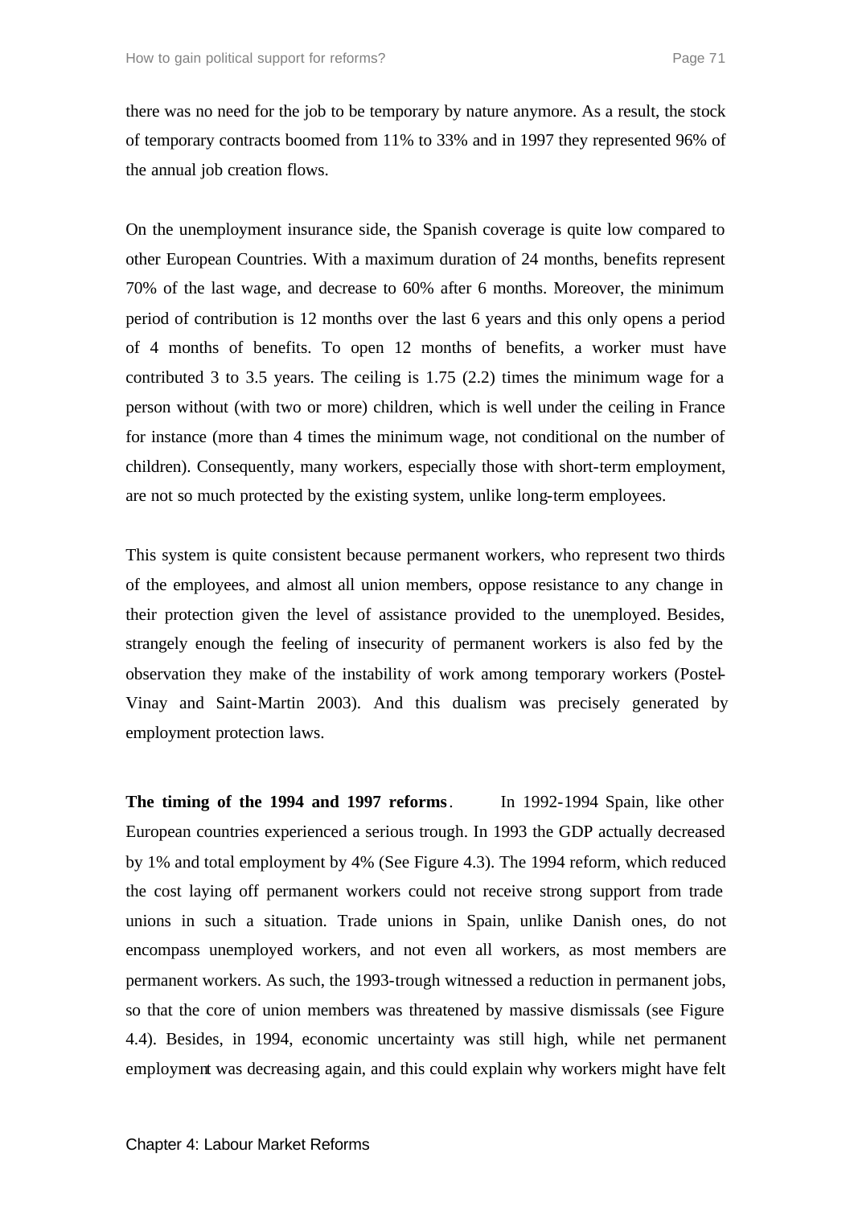there was no need for the job to be temporary by nature anymore. As a result, the stock of temporary contracts boomed from 11% to 33% and in 1997 they represented 96% of the annual job creation flows.

On the unemployment insurance side, the Spanish coverage is quite low compared to other European Countries. With a maximum duration of 24 months, benefits represent 70% of the last wage, and decrease to 60% after 6 months. Moreover, the minimum period of contribution is 12 months over the last 6 years and this only opens a period of 4 months of benefits. To open 12 months of benefits, a worker must have contributed 3 to 3.5 years. The ceiling is 1.75 (2.2) times the minimum wage for a person without (with two or more) children, which is well under the ceiling in France for instance (more than 4 times the minimum wage, not conditional on the number of children). Consequently, many workers, especially those with short-term employment, are not so much protected by the existing system, unlike long-term employees.

This system is quite consistent because permanent workers, who represent two thirds of the employees, and almost all union members, oppose resistance to any change in their protection given the level of assistance provided to the unemployed. Besides, strangely enough the feeling of insecurity of permanent workers is also fed by the observation they make of the instability of work among temporary workers (Postel-Vinay and Saint-Martin 2003). And this dualism was precisely generated by employment protection laws.

**The timing of the 1994 and 1997 reforms**. In 1992-1994 Spain, like other European countries experienced a serious trough. In 1993 the GDP actually decreased by 1% and total employment by 4% (See Figure 4.3). The 1994 reform, which reduced the cost laying off permanent workers could not receive strong support from trade unions in such a situation. Trade unions in Spain, unlike Danish ones, do not encompass unemployed workers, and not even all workers, as most members are permanent workers. As such, the 1993-trough witnessed a reduction in permanent jobs, so that the core of union members was threatened by massive dismissals (see Figure 4.4). Besides, in 1994, economic uncertainty was still high, while net permanent employment was decreasing again, and this could explain why workers might have felt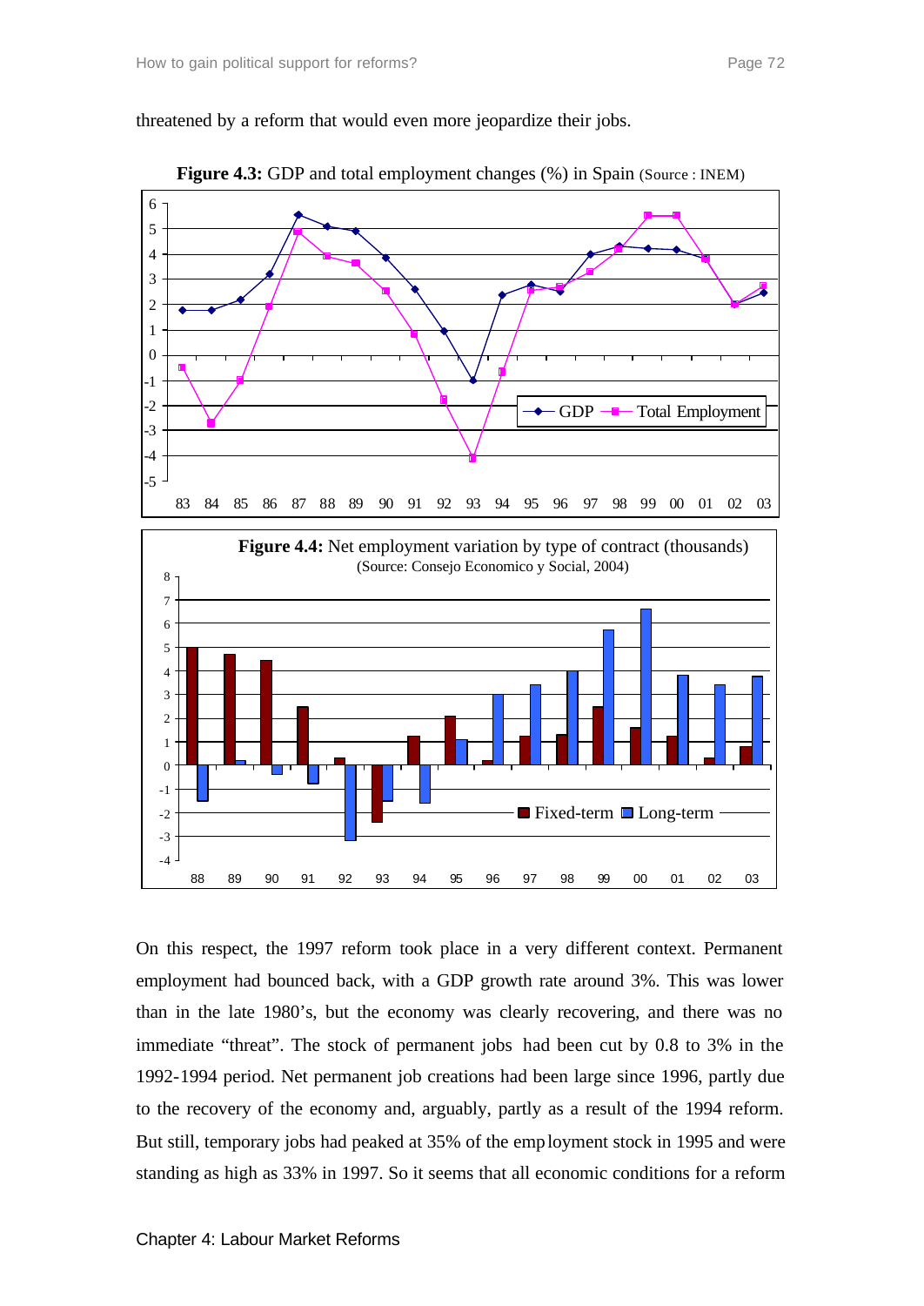threatened by a reform that would even more jeopardize their jobs.

**Figure 4.3:** GDP and total employment changes (%) in Spain (Source : INEM)

**Figure 4.4:** Net employment variation by type of contract (thousands) (Source: Consejo Economico y Social, 2004)

On this respect, the 1997 reform took place in a very different context. Permanent employment had bounced back, with a GDP growth rate around 3%. This was lower than in the late 1980's, but the economy was clearly recovering, and there was no immediate "threat". The stock of permanent jobs had been cut by 0.8 to 3% in the 1992-1994 period. Net permanent job creations had been large since 1996, partly due to the recovery of the economy and, arguably, partly as a result of the 1994 reform. But still, temporary jobs had peaked at 35% of the employment stock in 1995 and were standing as high as 33% in 1997. So it seems that all economic conditions for a reform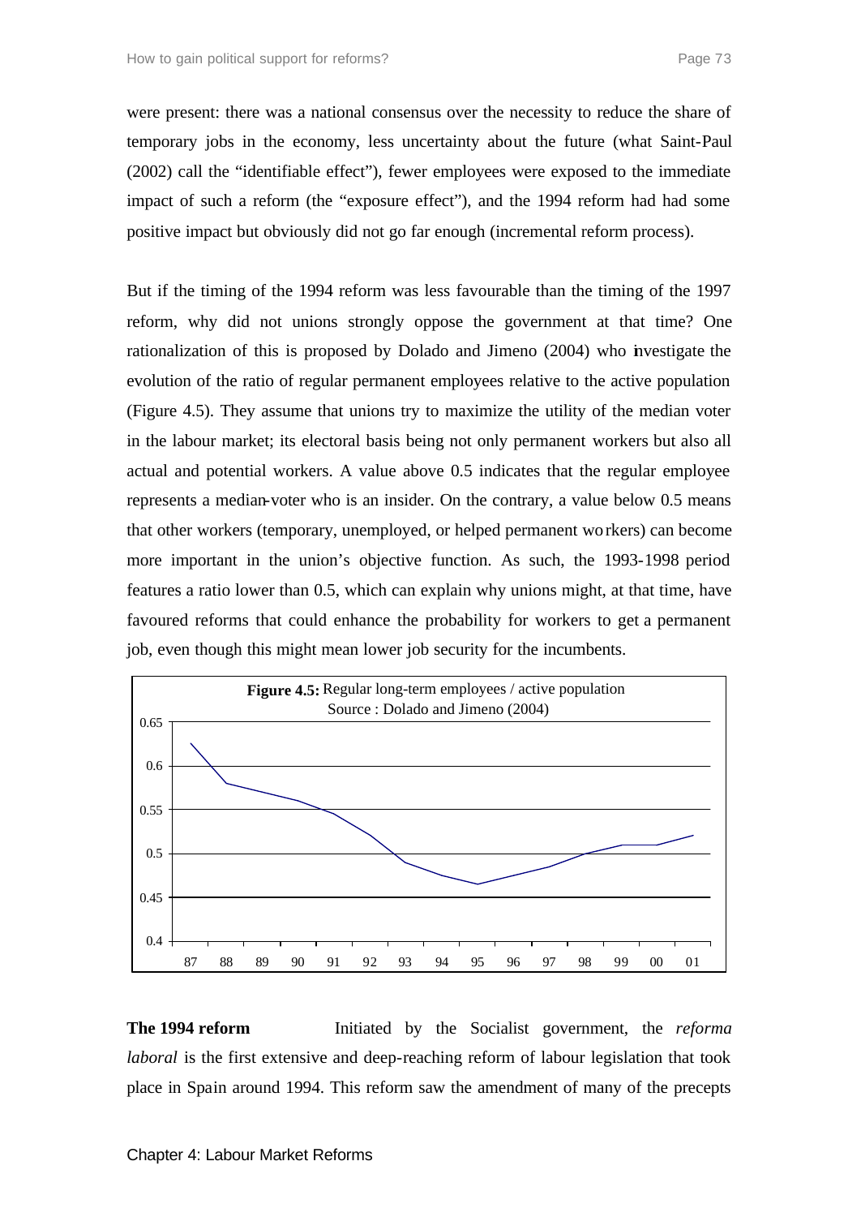were present: there was a national consensus over the necessity to reduce the share of temporary jobs in the economy, less uncertainty about the future (what Saint-Paul (2002) call the "identifiable effect"), fewer employees were exposed to the immediate impact of such a reform (the "exposure effect"), and the 1994 reform had had some positive impact but obviously did not go far enough (incremental reform process).

But if the timing of the 1994 reform was less favourable than the timing of the 1997 reform, why did not unions strongly oppose the government at that time? One rationalization of this is proposed by Dolado and Jimeno (2004) who investigate the evolution of the ratio of regular permanent employees relative to the active population (Figure 4.5). They assume that unions try to maximize the utility of the median voter in the labour market; its electoral basis being not only permanent workers but also all actual and potential workers. A value above 0.5 indicates that the regular employee represents a median-voter who is an insider. On the contrary, a value below 0.5 means that other workers (temporary, unemployed, or helped permanent workers) can become more important in the union's objective function. As such, the 1993-1998 period features a ratio lower than 0.5, which can explain why unions might, at that time, have favoured reforms that could enhance the probability for workers to get a permanent job, even though this might mean lower job security for the incumbents.

**Figure 4.5:** Regular long-term employees / active population
Source : Dolado and Jimeno (2004)

**The 1994 reform** Initiated by the Socialist government, the *reforma laboral* is the first extensive and deep-reaching reform of labour legislation that took place in Spain around 1994. This reform saw the amendment of many of the precepts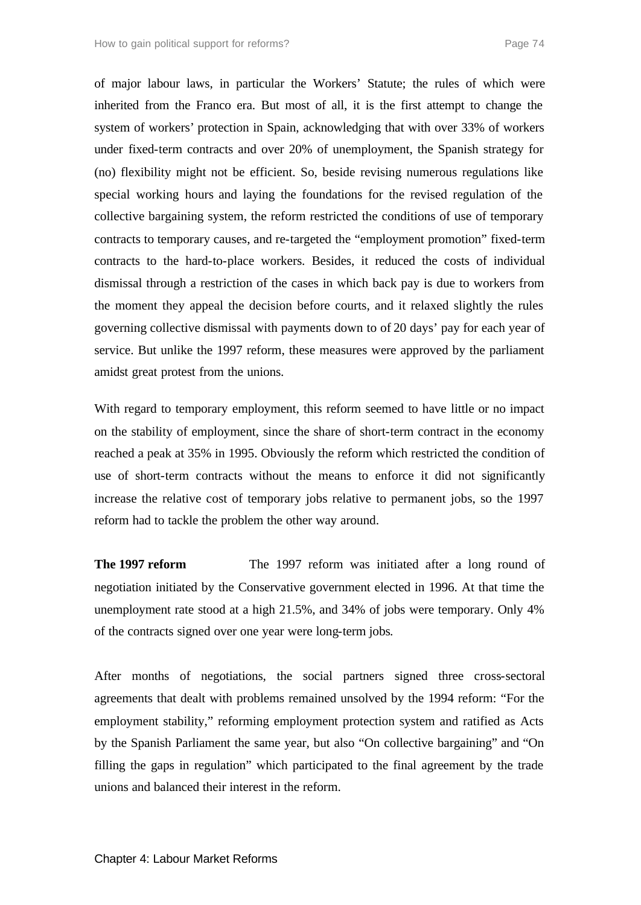of major labour laws, in particular the Workers' Statute; the rules of which were inherited from the Franco era. But most of all, it is the first attempt to change the system of workers' protection in Spain, acknowledging that with over 33% of workers under fixed-term contracts and over 20% of unemployment, the Spanish strategy for (no) flexibility might not be efficient. So, beside revising numerous regulations like special working hours and laying the foundations for the revised regulation of the collective bargaining system, the reform restricted the conditions of use of temporary contracts to temporary causes, and re-targeted the "employment promotion" fixed-term contracts to the hard-to-place workers. Besides, it reduced the costs of individual dismissal through a restriction of the cases in which back pay is due to workers from the moment they appeal the decision before courts, and it relaxed slightly the rules governing collective dismissal with payments down to of 20 days' pay for each year of service. But unlike the 1997 reform, these measures were approved by the parliament amidst great protest from the unions.

With regard to temporary employment, this reform seemed to have little or no impact on the stability of employment, since the share of short-term contract in the economy reached a peak at 35% in 1995. Obviously the reform which restricted the condition of use of short-term contracts without the means to enforce it did not significantly increase the relative cost of temporary jobs relative to permanent jobs, so the 1997 reform had to tackle the problem the other way around.

**The 1997 reform** The 1997 reform was initiated after a long round of negotiation initiated by the Conservative government elected in 1996. At that time the unemployment rate stood at a high 21.5%, and 34% of jobs were temporary. Only 4% of the contracts signed over one year were long-term jobs.

After months of negotiations, the social partners signed three cross-sectoral agreements that dealt with problems remained unsolved by the 1994 reform: "For the employment stability," reforming employment protection system and ratified as Acts by the Spanish Parliament the same year, but also "On collective bargaining" and "On filling the gaps in regulation" which participated to the final agreement by the trade unions and balanced their interest in the reform.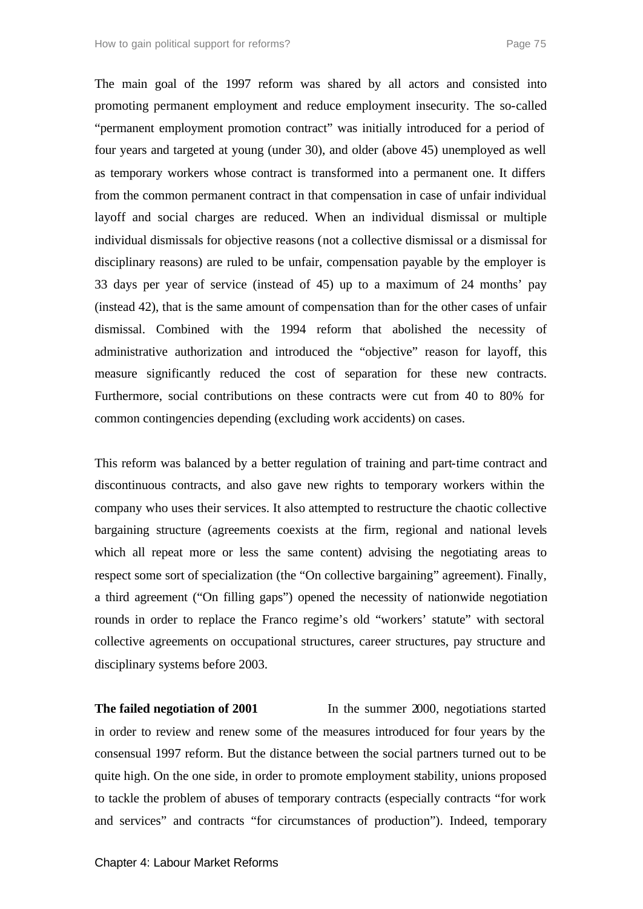The main goal of the 1997 reform was shared by all actors and consisted into promoting permanent employment and reduce employment insecurity. The so-called "permanent employment promotion contract" was initially introduced for a period of four years and targeted at young (under 30), and older (above 45) unemployed as well as temporary workers whose contract is transformed into a permanent one. It differs from the common permanent contract in that compensation in case of unfair individual layoff and social charges are reduced. When an individual dismissal or multiple individual dismissals for objective reasons (not a collective dismissal or a dismissal for disciplinary reasons) are ruled to be unfair, compensation payable by the employer is 33 days per year of service (instead of 45) up to a maximum of 24 months' pay (instead 42), that is the same amount of compensation than for the other cases of unfair dismissal. Combined with the 1994 reform that abolished the necessity of administrative authorization and introduced the "objective" reason for layoff, this measure significantly reduced the cost of separation for these new contracts. Furthermore, social contributions on these contracts were cut from 40 to 80% for common contingencies depending (excluding work accidents) on cases.

This reform was balanced by a better regulation of training and part-time contract and discontinuous contracts, and also gave new rights to temporary workers within the company who uses their services. It also attempted to restructure the chaotic collective bargaining structure (agreements coexists at the firm, regional and national levels which all repeat more or less the same content) advising the negotiating areas to respect some sort of specialization (the "On collective bargaining" agreement). Finally, a third agreement ("On filling gaps") opened the necessity of nationwide negotiation rounds in order to replace the Franco regime's old "workers' statute" with sectoral collective agreements on occupational structures, career structures, pay structure and disciplinary systems before 2003.

**The failed negotiation of 2001** In the summer 2000, negotiations started in order to review and renew some of the measures introduced for four years by the consensual 1997 reform. But the distance between the social partners turned out to be quite high. On the one side, in order to promote employment stability, unions proposed to tackle the problem of abuses of temporary contracts (especially contracts "for work and services" and contracts "for circumstances of production"). Indeed, temporary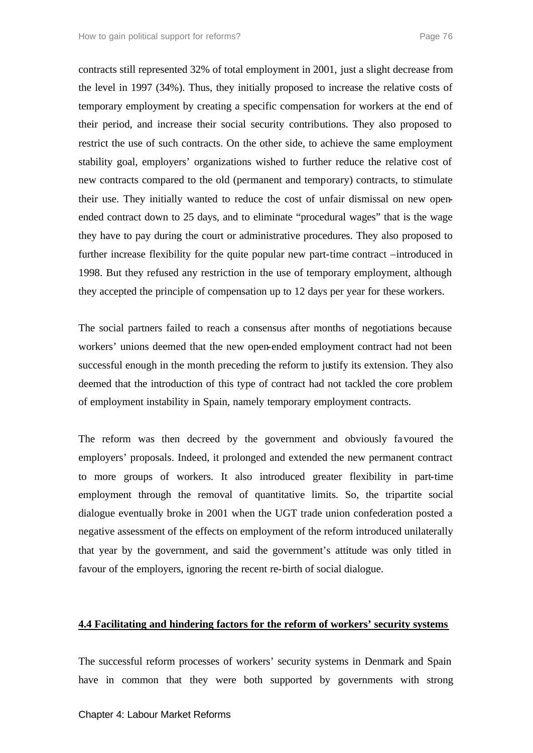contracts still represented 32% of total employment in 2001, just a slight decrease from the level in 1997 (34%). Thus, they initially proposed to increase the relative costs of temporary employment by creating a specific compensation for workers at the end of their period, and increase their social security contributions. They also proposed to restrict the use of such contracts. On the other side, to achieve the same employment stability goal, employers' organizations wished to further reduce the relative cost of new contracts compared to the old (permanent and temporary) contracts, to stimulate their use. They initially wanted to reduce the cost of unfair dismissal on new open-ended contract down to 25 days, and to eliminate "procedural wages" that is the wage they have to pay during the court or administrative procedures. They also proposed to further increase flexibility for the quite popular new part-time contract –introduced in 1998. But they refused any restriction in the use of temporary employment, although they accepted the principle of compensation up to 12 days per year for these workers.

The social partners failed to reach a consensus after months of negotiations because workers' unions deemed that the new open-ended employment contract had not been successful enough in the month preceding the reform to justify its extension. They also deemed that the introduction of this type of contract had not tackled the core problem of employment instability in Spain, namely temporary employment contracts.

The reform was then decreed by the government and obviously favoured the employers' proposals. Indeed, it prolonged and extended the new permanent contract to more groups of workers. It also introduced greater flexibility in part-time employment through the removal of quantitative limits. So, the tripartite social dialogue eventually broke in 2001 when the UGT trade union confederation posted a negative assessment of the effects on employment of the reform introduced unilaterally that year by the government, and said the government's attitude was only titled in favour of the employers, ignoring the recent re-birth of social dialogue.

## 4.4 Facilitating and hindering factors for the reform of workers' security systems

The successful reform processes of workers' security systems in Denmark and Spain have in common that they were both supported by governments with strong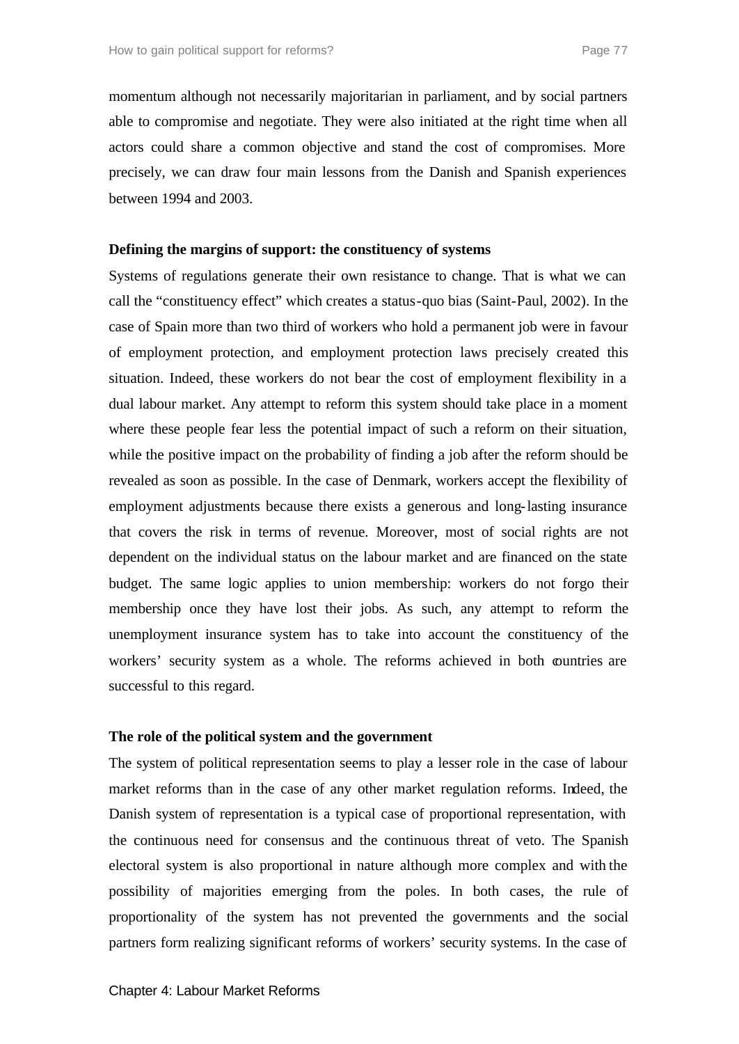momentum although not necessarily majoritarian in parliament, and by social partners able to compromise and negotiate. They were also initiated at the right time when all actors could share a common objective and stand the cost of compromises. More precisely, we can draw four main lessons from the Danish and Spanish experiences between 1994 and 2003.

**Defining the margins of support: the constituency of systems**

Systems of regulations generate their own resistance to change. That is what we can call the "constituency effect" which creates a status-quo bias (Saint-Paul, 2002). In the case of Spain more than two third of workers who hold a permanent job were in favour of employment protection, and employment protection laws precisely created this situation. Indeed, these workers do not bear the cost of employment flexibility in a dual labour market. Any attempt to reform this system should take place in a moment where these people fear less the potential impact of such a reform on their situation, while the positive impact on the probability of finding a job after the reform should be revealed as soon as possible. In the case of Denmark, workers accept the flexibility of employment adjustments because there exists a generous and long-lasting insurance that covers the risk in terms of revenue. Moreover, most of social rights are not dependent on the individual status on the labour market and are financed on the state budget. The same logic applies to union membership: workers do not forgo their membership once they have lost their jobs. As such, any attempt to reform the unemployment insurance system has to take into account the constituency of the workers' security system as a whole. The reforms achieved in both countries are successful to this regard.

**The role of the political system and the government**

The system of political representation seems to play a lesser role in the case of labour market reforms than in the case of any other market regulation reforms. Indeed, the Danish system of representation is a typical case of proportional representation, with the continuous need for consensus and the continuous threat of veto. The Spanish electoral system is also proportional in nature although more complex and with the possibility of majorities emerging from the poles. In both cases, the rule of proportionality of the system has not prevented the governments and the social partners form realizing significant reforms of workers' security systems. In the case of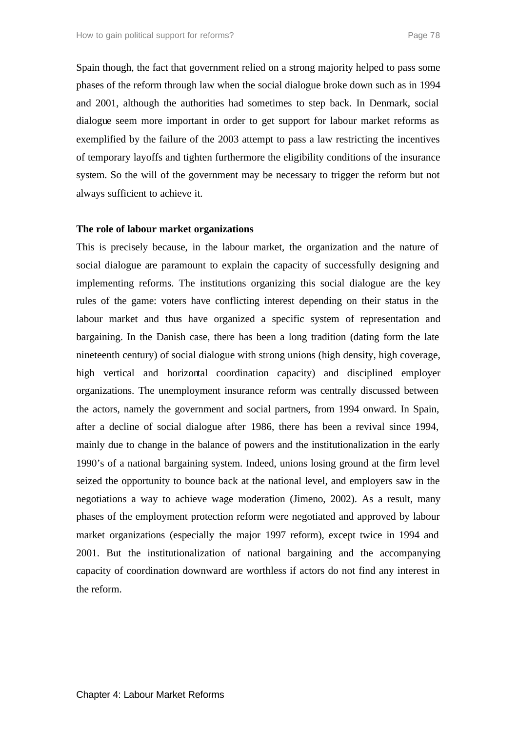Spain though, the fact that government relied on a strong majority helped to pass some phases of the reform through law when the social dialogue broke down such as in 1994 and 2001, although the authorities had sometimes to step back. In Denmark, social dialogue seem more important in order to get support for labour market reforms as exemplified by the failure of the 2003 attempt to pass a law restricting the incentives of temporary layoffs and tighten furthermore the eligibility conditions of the insurance system. So the will of the government may be necessary to trigger the reform but not always sufficient to achieve it.

**The role of labour market organizations**

This is precisely because, in the labour market, the organization and the nature of social dialogue are paramount to explain the capacity of successfully designing and implementing reforms. The institutions organizing this social dialogue are the key rules of the game: voters have conflicting interest depending on their status in the labour market and thus have organized a specific system of representation and bargaining. In the Danish case, there has been a long tradition (dating form the late nineteenth century) of social dialogue with strong unions (high density, high coverage, high vertical and horizontal coordination capacity) and disciplined employer organizations. The unemployment insurance reform was centrally discussed between the actors, namely the government and social partners, from 1994 onward. In Spain, after a decline of social dialogue after 1986, there has been a revival since 1994, mainly due to change in the balance of powers and the institutionalization in the early 1990's of a national bargaining system. Indeed, unions losing ground at the firm level seized the opportunity to bounce back at the national level, and employers saw in the negotiations a way to achieve wage moderation (Jimeno, 2002). As a result, many phases of the employment protection reform were negotiated and approved by labour market organizations (especially the major 1997 reform), except twice in 1994 and 2001. But the institutionalization of national bargaining and the accompanying capacity of coordination downward are worthless if actors do not find any interest in the reform.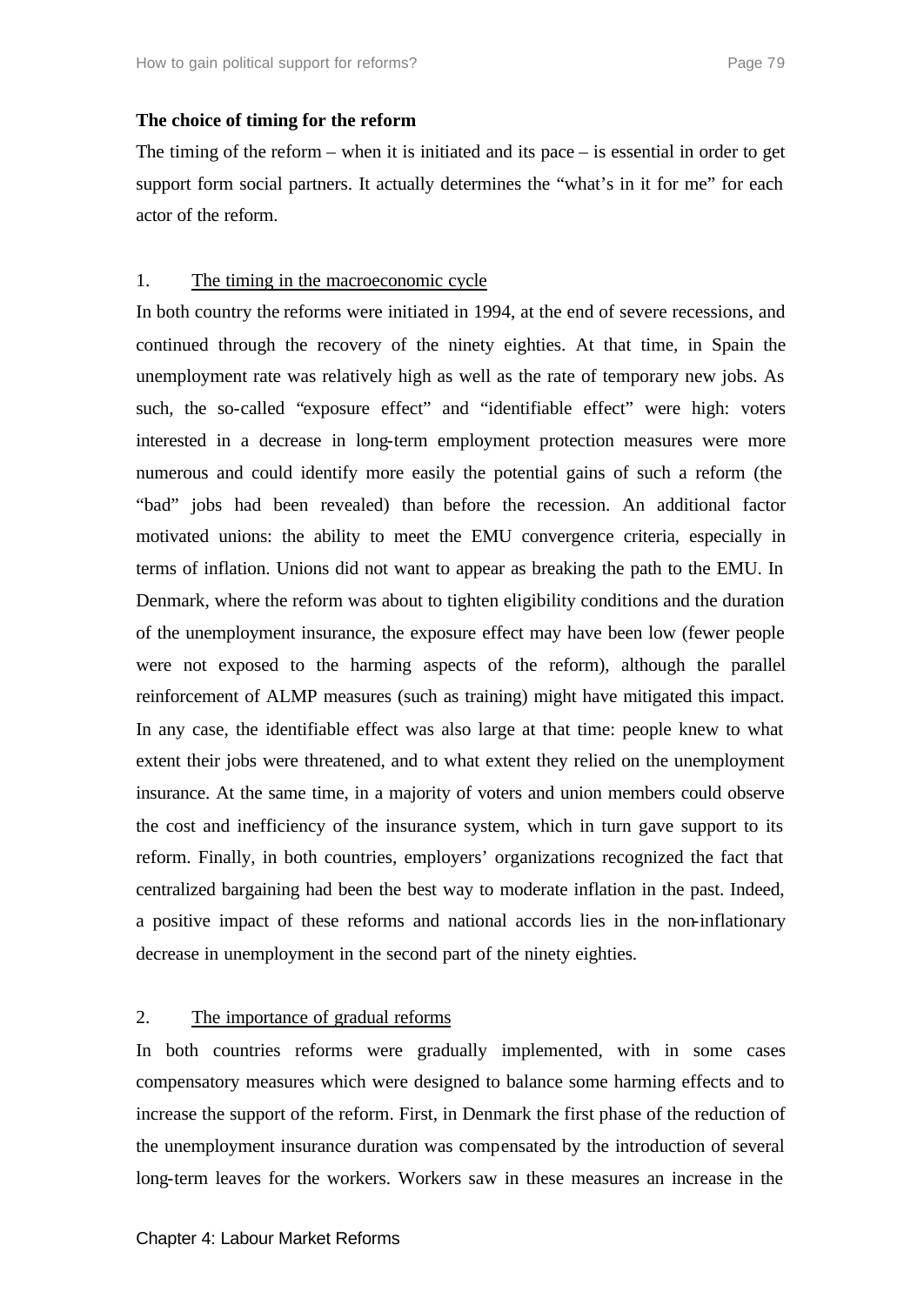**The choice of timing for the reform**

The timing of the reform – when it is initiated and its pace – is essential in order to get support form social partners. It actually determines the "what's in it for me" for each actor of the reform.

1. <u>The timing in the macroeconomic cycle</u>

In both country the reforms were initiated in 1994, at the end of severe recessions, and continued through the recovery of the ninety eighties. At that time, in Spain the unemployment rate was relatively high as well as the rate of temporary new jobs. As such, the so-called "exposure effect" and "identifiable effect" were high: voters interested in a decrease in long-term employment protection measures were more numerous and could identify more easily the potential gains of such a reform (the "bad" jobs had been revealed) than before the recession. An additional factor motivated unions: the ability to meet the EMU convergence criteria, especially in terms of inflation. Unions did not want to appear as breaking the path to the EMU. In Denmark, where the reform was about to tighten eligibility conditions and the duration of the unemployment insurance, the exposure effect may have been low (fewer people were not exposed to the harming aspects of the reform), although the parallel reinforcement of ALMP measures (such as training) might have mitigated this impact. In any case, the identifiable effect was also large at that time: people knew to what extent their jobs were threatened, and to what extent they relied on the unemployment insurance. At the same time, in a majority of voters and union members could observe the cost and inefficiency of the insurance system, which in turn gave support to its reform. Finally, in both countries, employers' organizations recognized the fact that centralized bargaining had been the best way to moderate inflation in the past. Indeed, a positive impact of these reforms and national accords lies in the non-inflationary decrease in unemployment in the second part of the ninety eighties.

2. <u>The importance of gradual reforms</u>

In both countries reforms were gradually implemented, with in some cases compensatory measures which were designed to balance some harming effects and to increase the support of the reform. First, in Denmark the first phase of the reduction of the unemployment insurance duration was compensated by the introduction of several long-term leaves for the workers. Workers saw in these measures an increase in the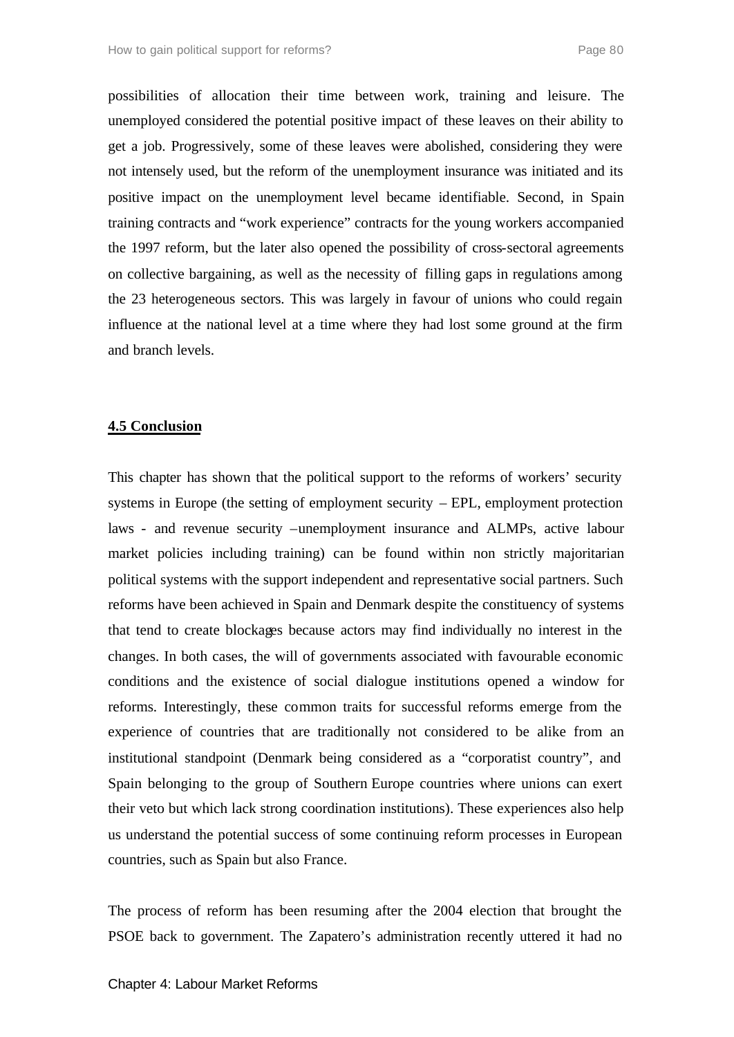possibilities of allocation their time between work, training and leisure. The unemployed considered the potential positive impact of these leaves on their ability to get a job. Progressively, some of these leaves were abolished, considering they were not intensely used, but the reform of the unemployment insurance was initiated and its positive impact on the unemployment level became identifiable. Second, in Spain training contracts and "work experience" contracts for the young workers accompanied the 1997 reform, but the later also opened the possibility of cross-sectoral agreements on collective bargaining, as well as the necessity of filling gaps in regulations among the 23 heterogeneous sectors. This was largely in favour of unions who could regain influence at the national level at a time where they had lost some ground at the firm and branch levels.

## 4.5 Conclusion

This chapter has shown that the political support to the reforms of workers' security systems in Europe (the setting of employment security – EPL, employment protection laws - and revenue security –unemployment insurance and ALMPs, active labour market policies including training) can be found within non strictly majoritarian political systems with the support independent and representative social partners. Such reforms have been achieved in Spain and Denmark despite the constituency of systems that tend to create blockages because actors may find individually no interest in the changes. In both cases, the will of governments associated with favourable economic conditions and the existence of social dialogue institutions opened a window for reforms. Interestingly, these common traits for successful reforms emerge from the experience of countries that are traditionally not considered to be alike from an institutional standpoint (Denmark being considered as a "corporatist country", and Spain belonging to the group of Southern Europe countries where unions can exert their veto but which lack strong coordination institutions). These experiences also help us understand the potential success of some continuing reform processes in European countries, such as Spain but also France.

The process of reform has been resuming after the 2004 election that brought the PSOE back to government. The Zapatero's administration recently uttered it had no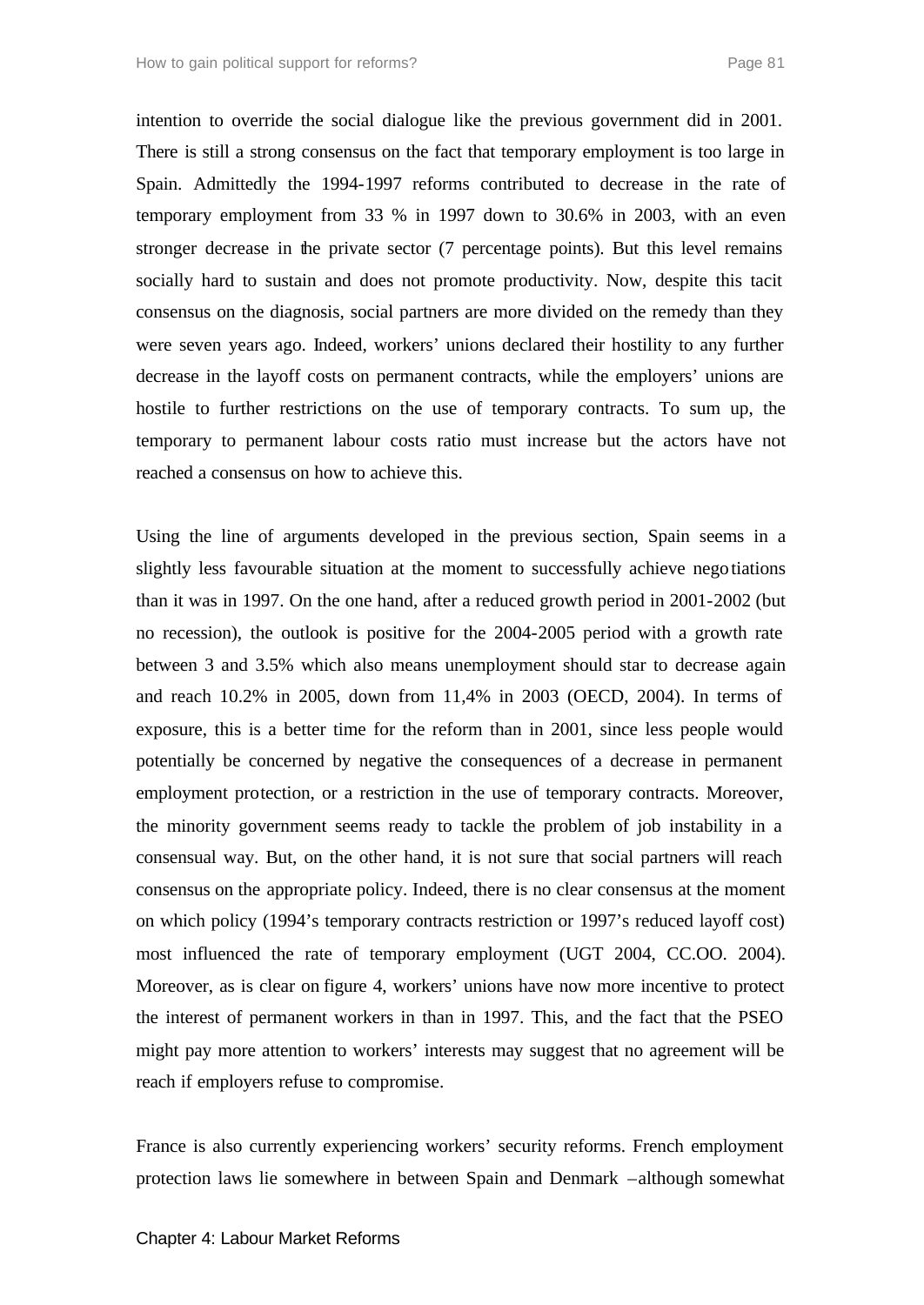intention to override the social dialogue like the previous government did in 2001. There is still a strong consensus on the fact that temporary employment is too large in Spain. Admittedly the 1994-1997 reforms contributed to decrease in the rate of temporary employment from 33 % in 1997 down to 30.6% in 2003, with an even stronger decrease in the private sector (7 percentage points). But this level remains socially hard to sustain and does not promote productivity. Now, despite this tacit consensus on the diagnosis, social partners are more divided on the remedy than they were seven years ago. Indeed, workers' unions declared their hostility to any further decrease in the layoff costs on permanent contracts, while the employers' unions are hostile to further restrictions on the use of temporary contracts. To sum up, the temporary to permanent labour costs ratio must increase but the actors have not reached a consensus on how to achieve this.

Using the line of arguments developed in the previous section, Spain seems in a slightly less favourable situation at the moment to successfully achieve negotiations than it was in 1997. On the one hand, after a reduced growth period in 2001-2002 (but no recession), the outlook is positive for the 2004-2005 period with a growth rate between 3 and 3.5% which also means unemployment should star to decrease again and reach 10.2% in 2005, down from 11,4% in 2003 (OECD, 2004). In terms of exposure, this is a better time for the reform than in 2001, since less people would potentially be concerned by negative the consequences of a decrease in permanent employment protection, or a restriction in the use of temporary contracts. Moreover, the minority government seems ready to tackle the problem of job instability in a consensual way. But, on the other hand, it is not sure that social partners will reach consensus on the appropriate policy. Indeed, there is no clear consensus at the moment on which policy (1994's temporary contracts restriction or 1997's reduced layoff cost) most influenced the rate of temporary employment (UGT 2004, CC.OO. 2004). Moreover, as is clear on figure 4, workers' unions have now more incentive to protect the interest of permanent workers in than in 1997. This, and the fact that the PSEO might pay more attention to workers' interests may suggest that no agreement will be reach if employers refuse to compromise.

France is also currently experiencing workers' security reforms. French employment protection laws lie somewhere in between Spain and Denmark –although somewhat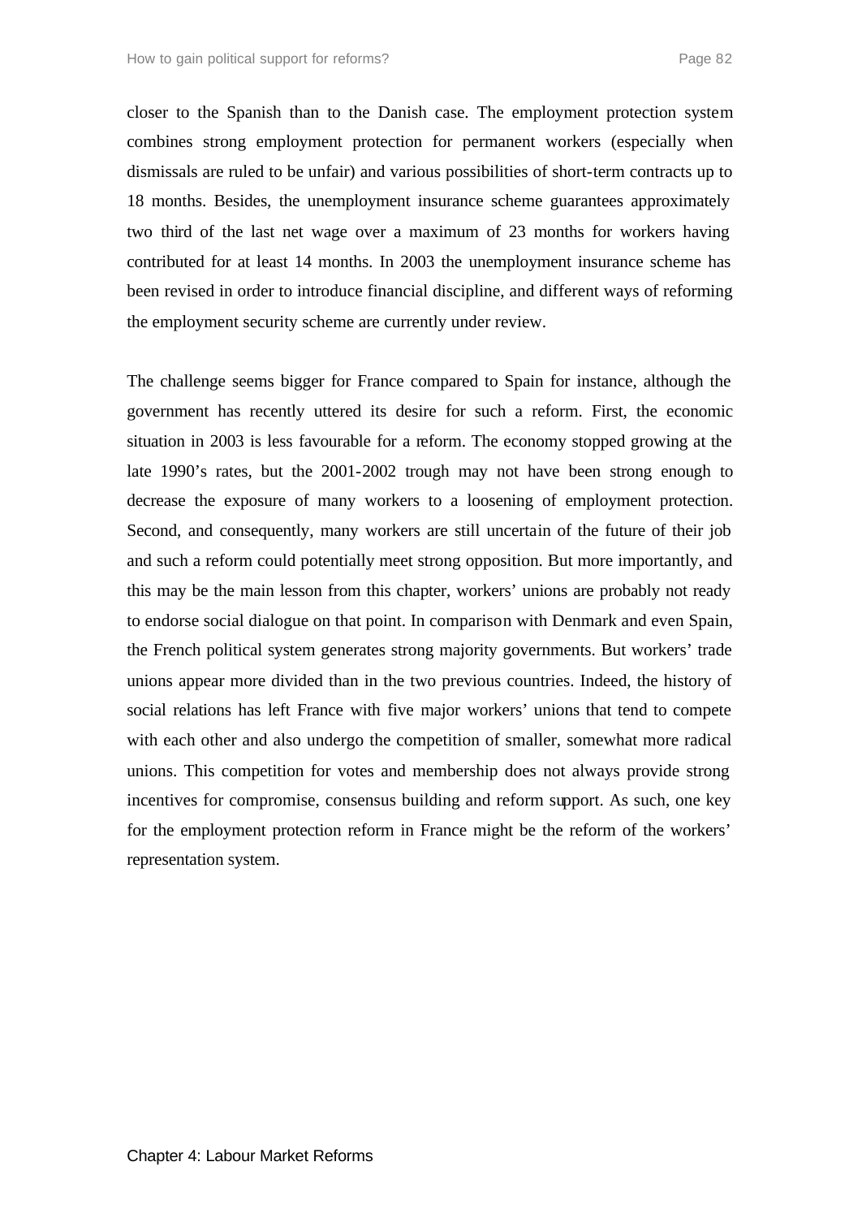closer to the Spanish than to the Danish case. The employment protection system combines strong employment protection for permanent workers (especially when dismissals are ruled to be unfair) and various possibilities of short-term contracts up to 18 months. Besides, the unemployment insurance scheme guarantees approximately two third of the last net wage over a maximum of 23 months for workers having contributed for at least 14 months. In 2003 the unemployment insurance scheme has been revised in order to introduce financial discipline, and different ways of reforming the employment security scheme are currently under review.

The challenge seems bigger for France compared to Spain for instance, although the government has recently uttered its desire for such a reform. First, the economic situation in 2003 is less favourable for a reform. The economy stopped growing at the late 1990's rates, but the 2001-2002 trough may not have been strong enough to decrease the exposure of many workers to a loosening of employment protection. Second, and consequently, many workers are still uncertain of the future of their job and such a reform could potentially meet strong opposition. But more importantly, and this may be the main lesson from this chapter, workers' unions are probably not ready to endorse social dialogue on that point. In comparison with Denmark and even Spain, the French political system generates strong majority governments. But workers' trade unions appear more divided than in the two previous countries. Indeed, the history of social relations has left France with five major workers' unions that tend to compete with each other and also undergo the competition of smaller, somewhat more radical unions. This competition for votes and membership does not always provide strong incentives for compromise, consensus building and reform support. As such, one key for the employment protection reform in France might be the reform of the workers' representation system.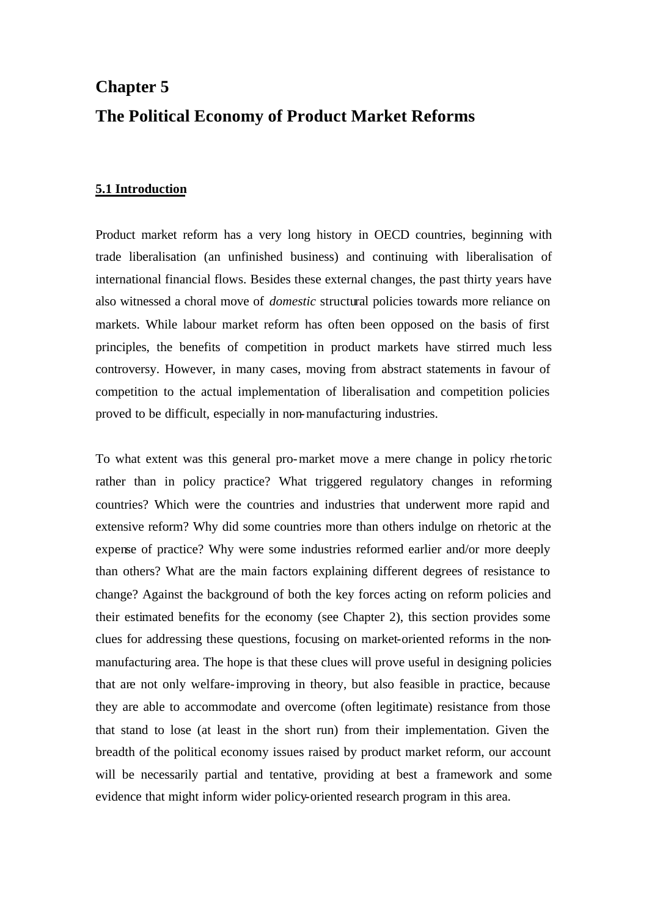# Chapter 5

# The Political Economy of Product Market Reforms

## 5.1 Introduction

Product market reform has a very long history in OECD countries, beginning with trade liberalisation (an unfinished business) and continuing with liberalisation of international financial flows. Besides these external changes, the past thirty years have also witnessed a choral move of *domestic* structural policies towards more reliance on markets. While labour market reform has often been opposed on the basis of first principles, the benefits of competition in product markets have stirred much less controversy. However, in many cases, moving from abstract statements in favour of competition to the actual implementation of liberalisation and competition policies proved to be difficult, especially in non-manufacturing industries.

To what extent was this general pro-market move a mere change in policy rhetoric rather than in policy practice? What triggered regulatory changes in reforming countries? Which were the countries and industries that underwent more rapid and extensive reform? Why did some countries more than others indulge on rhetoric at the expense of practice? Why were some industries reformed earlier and/or more deeply than others? What are the main factors explaining different degrees of resistance to change? Against the background of both the key forces acting on reform policies and their estimated benefits for the economy (see Chapter 2), this section provides some clues for addressing these questions, focusing on market-oriented reforms in the non-manufacturing area. The hope is that these clues will prove useful in designing policies that are not only welfare-improving in theory, but also feasible in practice, because they are able to accommodate and overcome (often legitimate) resistance from those that stand to lose (at least in the short run) from their implementation. Given the breadth of the political economy issues raised by product market reform, our account will be necessarily partial and tentative, providing at best a framework and some evidence that might inform wider policy-oriented research program in this area.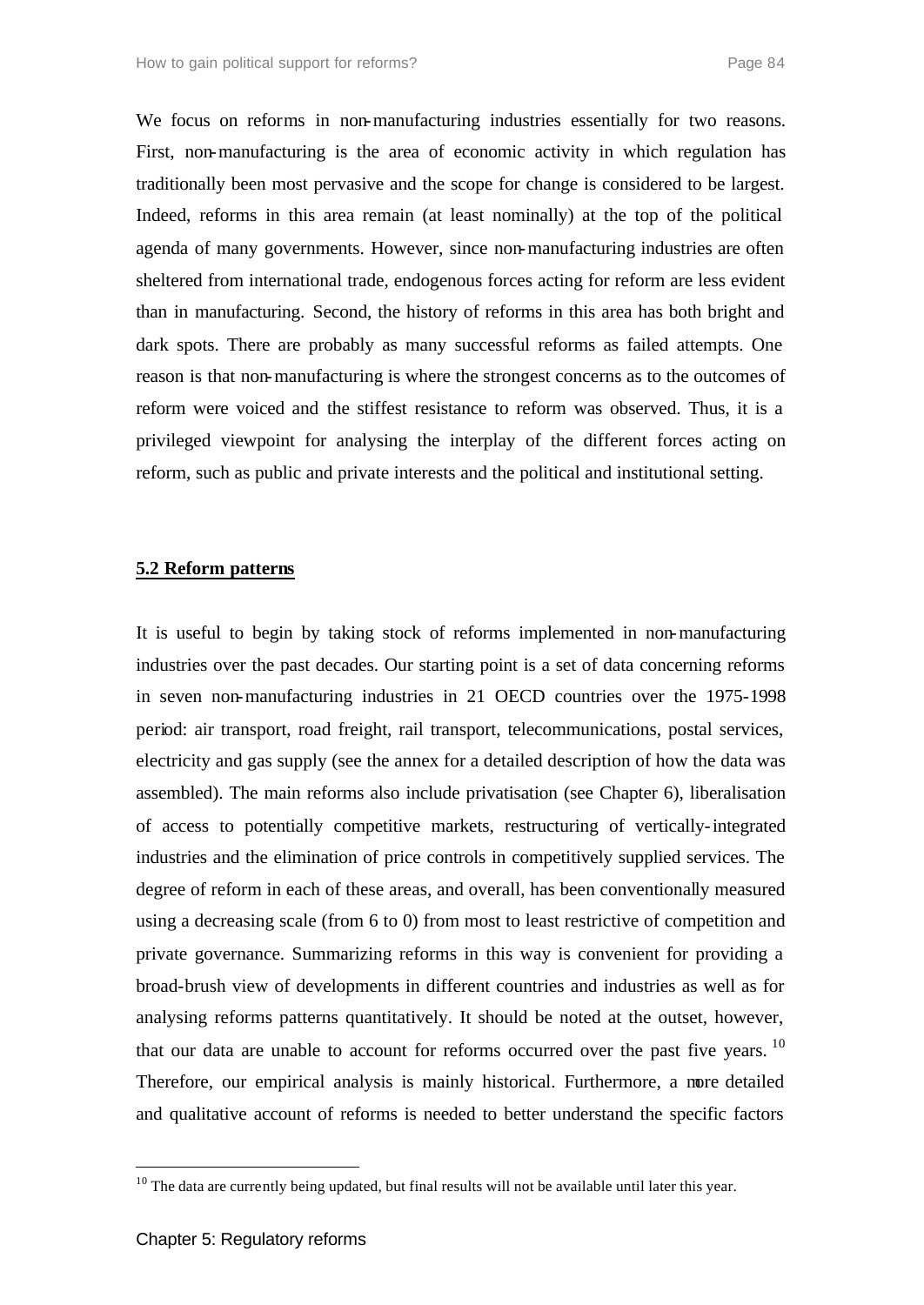We focus on reforms in non-manufacturing industries essentially for two reasons. First, non-manufacturing is the area of economic activity in which regulation has traditionally been most pervasive and the scope for change is considered to be largest. Indeed, reforms in this area remain (at least nominally) at the top of the political agenda of many governments. However, since non-manufacturing industries are often sheltered from international trade, endogenous forces acting for reform are less evident than in manufacturing. Second, the history of reforms in this area has both bright and dark spots. There are probably as many successful reforms as failed attempts. One reason is that non-manufacturing is where the strongest concerns as to the outcomes of reform were voiced and the stiffest resistance to reform was observed. Thus, it is a privileged viewpoint for analysing the interplay of the different forces acting on reform, such as public and private interests and the political and institutional setting.

## 5.2 Reform patterns

It is useful to begin by taking stock of reforms implemented in non-manufacturing industries over the past decades. Our starting point is a set of data concerning reforms in seven non-manufacturing industries in 21 OECD countries over the 1975-1998 period: air transport, road freight, rail transport, telecommunications, postal services, electricity and gas supply (see the annex for a detailed description of how the data was assembled). The main reforms also include privatisation (see Chapter 6), liberalisation of access to potentially competitive markets, restructuring of vertically-integrated industries and the elimination of price controls in competitively supplied services. The degree of reform in each of these areas, and overall, has been conventionally measured using a decreasing scale (from 6 to 0) from most to least restrictive of competition and private governance. Summarizing reforms in this way is convenient for providing a broad-brush view of developments in different countries and industries as well as for analysing reforms patterns quantitatively. It should be noted at the outset, however, that our data are unable to account for reforms occurred over the past five years. [10] Therefore, our empirical analysis is mainly historical. Furthermore, a more detailed and qualitative account of reforms is needed to better understand the specific factors

[10] The data are currently being updated, but final results will not be available until later this year.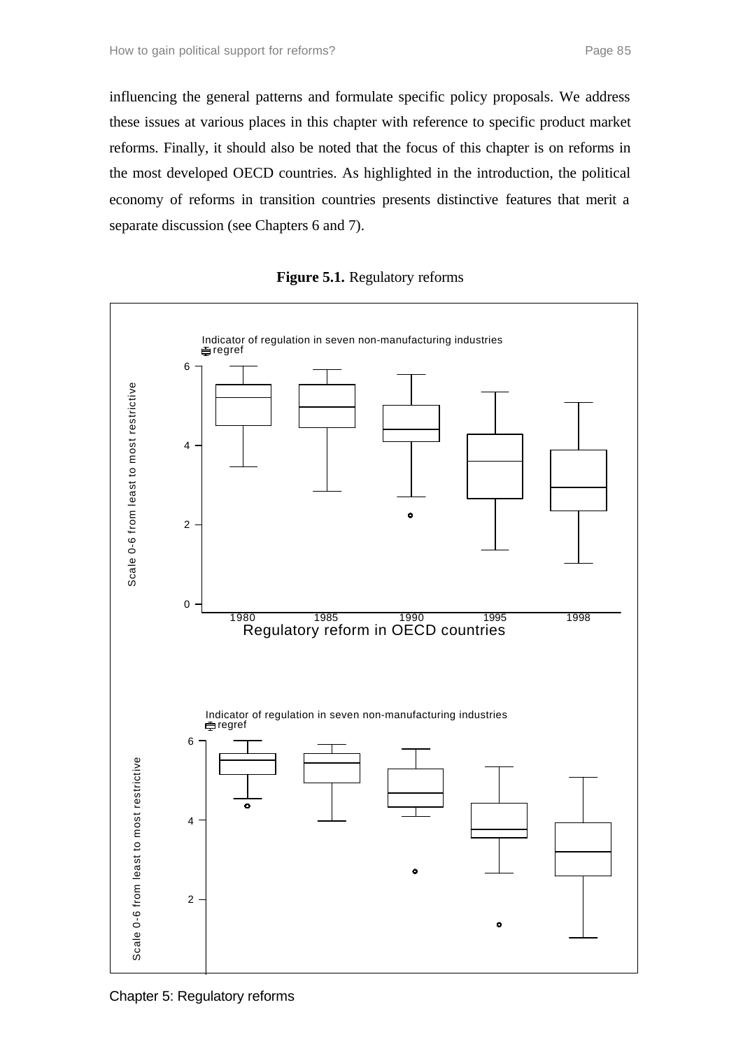influencing the general patterns and formulate specific policy proposals. We address these issues at various places in this chapter with reference to specific product market reforms. Finally, it should also be noted that the focus of this chapter is on reforms in the most developed OECD countries. As highlighted in the introduction, the political economy of reforms in transition countries presents distinctive features that merit a separate discussion (see Chapters 6 and 7).

**Figure 5.1.** Regulatory reforms

Indicator of regulation in seven non-manufacturing industries

regref

Scale 0-6 from least to most restrictive

1980 1985 1990 1995 1998

Regulatory reform in OECD countries

Indicator of regulation in seven non-manufacturing industries

regref

Scale 0-6 from least to most restrictive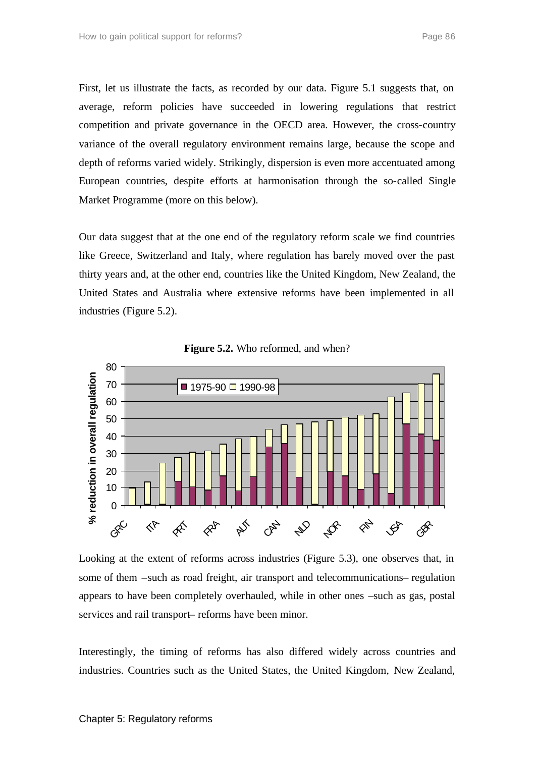First, let us illustrate the facts, as recorded by our data. Figure 5.1 suggests that, on average, reform policies have succeeded in lowering regulations that restrict competition and private governance in the OECD area. However, the cross-country variance of the overall regulatory environment remains large, because the scope and depth of reforms varied widely. Strikingly, dispersion is even more accentuated among European countries, despite efforts at harmonisation through the so-called Single Market Programme (more on this below).

Our data suggest that at the one end of the regulatory reform scale we find countries like Greece, Switzerland and Italy, where regulation has barely moved over the past thirty years and, at the other end, countries like the United Kingdom, New Zealand, the United States and Australia where extensive reforms have been implemented in all industries (Figure 5.2).

**Figure 5.2.** Who reformed, and when?

Looking at the extent of reforms across industries (Figure 5.3), one observes that, in some of them –such as road freight, air transport and telecommunications– regulation appears to have been completely overhauled, while in other ones –such as gas, postal services and rail transport– reforms have been minor.

Interestingly, the timing of reforms has also differed widely across countries and industries. Countries such as the United States, the United Kingdom, New Zealand,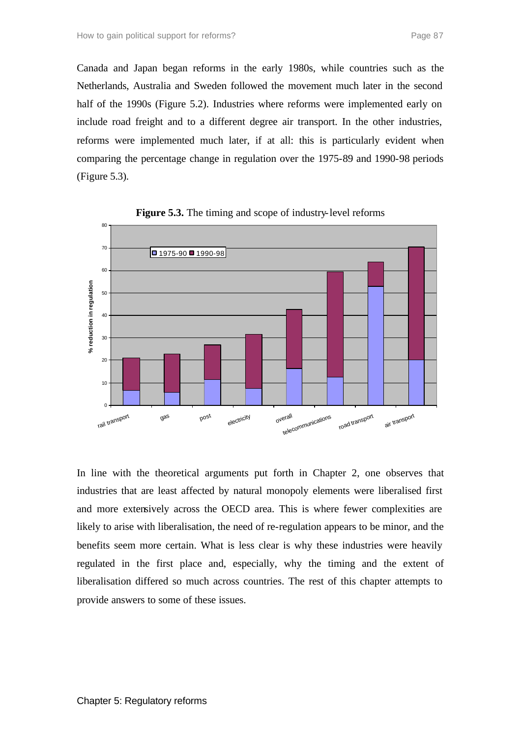Canada and Japan began reforms in the early 1980s, while countries such as the Netherlands, Australia and Sweden followed the movement much later in the second half of the 1990s (Figure 5.2). Industries where reforms were implemented early on include road freight and to a different degree air transport. In the other industries, reforms were implemented much later, if at all: this is particularly evident when comparing the percentage change in regulation over the 1975-89 and 1990-98 periods (Figure 5.3).

**Figure 5.3.** The timing and scope of industry-level reforms

In line with the theoretical arguments put forth in Chapter 2, one observes that industries that are least affected by natural monopoly elements were liberalised first and more extensively across the OECD area. This is where fewer complexities are likely to arise with liberalisation, the need of re-regulation appears to be minor, and the benefits seem more certain. What is less clear is why these industries were heavily regulated in the first place and, especially, why the timing and the extent of liberalisation differed so much across countries. The rest of this chapter attempts to provide answers to some of these issues.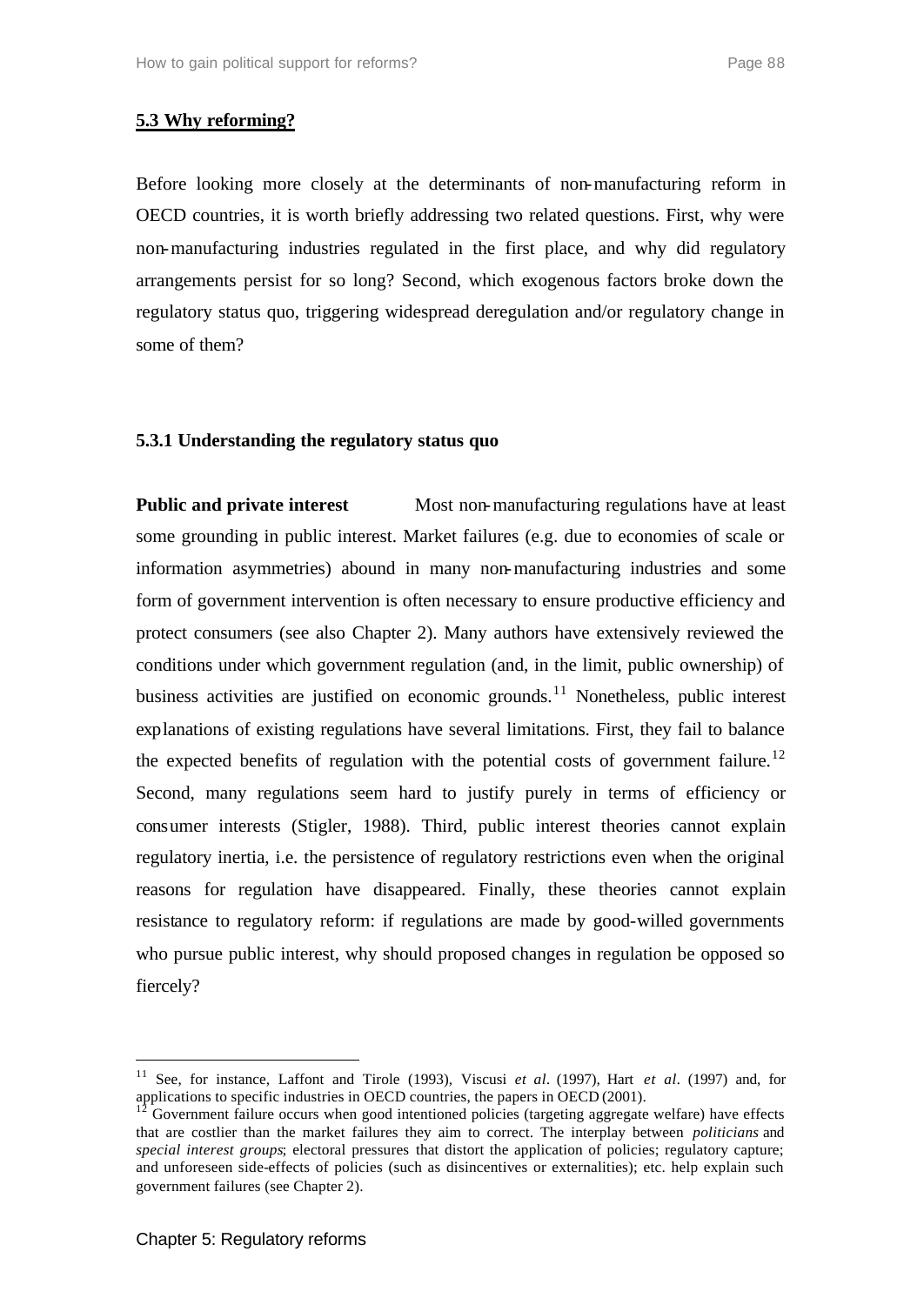## 5.3 Why reforming?

Before looking more closely at the determinants of non-manufacturing reform in OECD countries, it is worth briefly addressing two related questions. First, why were non-manufacturing industries regulated in the first place, and why did regulatory arrangements persist for so long? Second, which exogenous factors broke down the regulatory status quo, triggering widespread deregulation and/or regulatory change in some of them?

### 5.3.1 Understanding the regulatory status quo

**Public and private interest** Most non-manufacturing regulations have at least some grounding in public interest. Market failures (e.g. due to economies of scale or information asymmetries) abound in many non-manufacturing industries and some form of government intervention is often necessary to ensure productive efficiency and protect consumers (see also Chapter 2). Many authors have extensively reviewed the conditions under which government regulation (and, in the limit, public ownership) of business activities are justified on economic grounds.[11] Nonetheless, public interest explanations of existing regulations have several limitations. First, they fail to balance the expected benefits of regulation with the potential costs of government failure.[12] Second, many regulations seem hard to justify purely in terms of efficiency or consumer interests (Stigler, 1988). Third, public interest theories cannot explain regulatory inertia, i.e. the persistence of regulatory restrictions even when the original reasons for regulation have disappeared. Finally, these theories cannot explain resistance to regulatory reform: if regulations are made by good-willed governments who pursue public interest, why should proposed changes in regulation be opposed so fiercely?

---

[11] See, for instance, Laffont and Tirole (1993), Viscusi *et al*. (1997), Hart *et al*. (1997) and, for applications to specific industries in OECD countries, the papers in OECD (2001).

[12] Government failure occurs when good intentioned policies (targeting aggregate welfare) have effects that are costlier than the market failures they aim to correct. The interplay between *politicians* and *special interest groups*; electoral pressures that distort the application of policies; regulatory capture; and unforeseen side-effects of policies (such as disincentives or externalities); etc. help explain such government failures (see Chapter 2).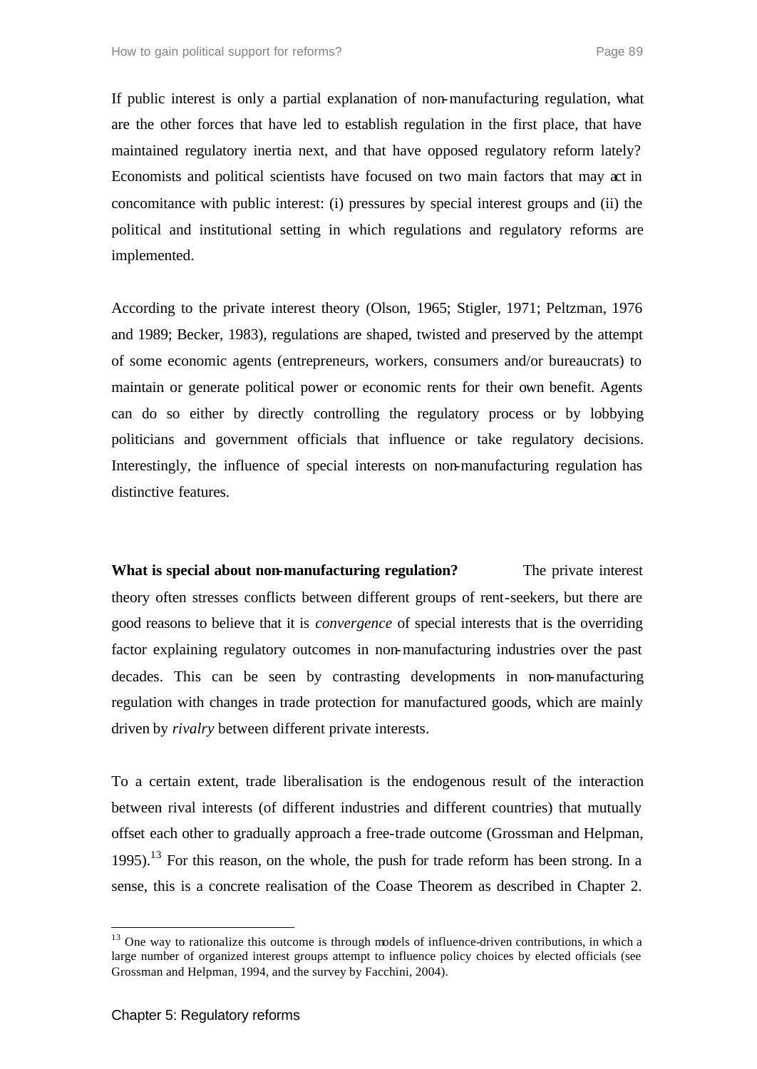If public interest is only a partial explanation of non-manufacturing regulation, what are the other forces that have led to establish regulation in the first place, that have maintained regulatory inertia next, and that have opposed regulatory reform lately? Economists and political scientists have focused on two main factors that may act in concomitance with public interest: (i) pressures by special interest groups and (ii) the political and institutional setting in which regulations and regulatory reforms are implemented.

According to the private interest theory (Olson, 1965; Stigler, 1971; Peltzman, 1976 and 1989; Becker, 1983), regulations are shaped, twisted and preserved by the attempt of some economic agents (entrepreneurs, workers, consumers and/or bureaucrats) to maintain or generate political power or economic rents for their own benefit. Agents can do so either by directly controlling the regulatory process or by lobbying politicians and government officials that influence or take regulatory decisions. Interestingly, the influence of special interests on non-manufacturing regulation has distinctive features.

**What is special about non-manufacturing regulation?** The private interest theory often stresses conflicts between different groups of rent-seekers, but there are good reasons to believe that it is *convergence* of special interests that is the overriding factor explaining regulatory outcomes in non-manufacturing industries over the past decades. This can be seen by contrasting developments in non-manufacturing regulation with changes in trade protection for manufactured goods, which are mainly driven by *rivalry* between different private interests.

To a certain extent, trade liberalisation is the endogenous result of the interaction between rival interests (of different industries and different countries) that mutually offset each other to gradually approach a free-trade outcome (Grossman and Helpman, 1995).[13] For this reason, on the whole, the push for trade reform has been strong. In a sense, this is a concrete realisation of the Coase Theorem as described in Chapter 2.

[13] One way to rationalize this outcome is through models of influence-driven contributions, in which a large number of organized interest groups attempt to influence policy choices by elected officials (see Grossman and Helpman, 1994, and the survey by Facchini, 2004).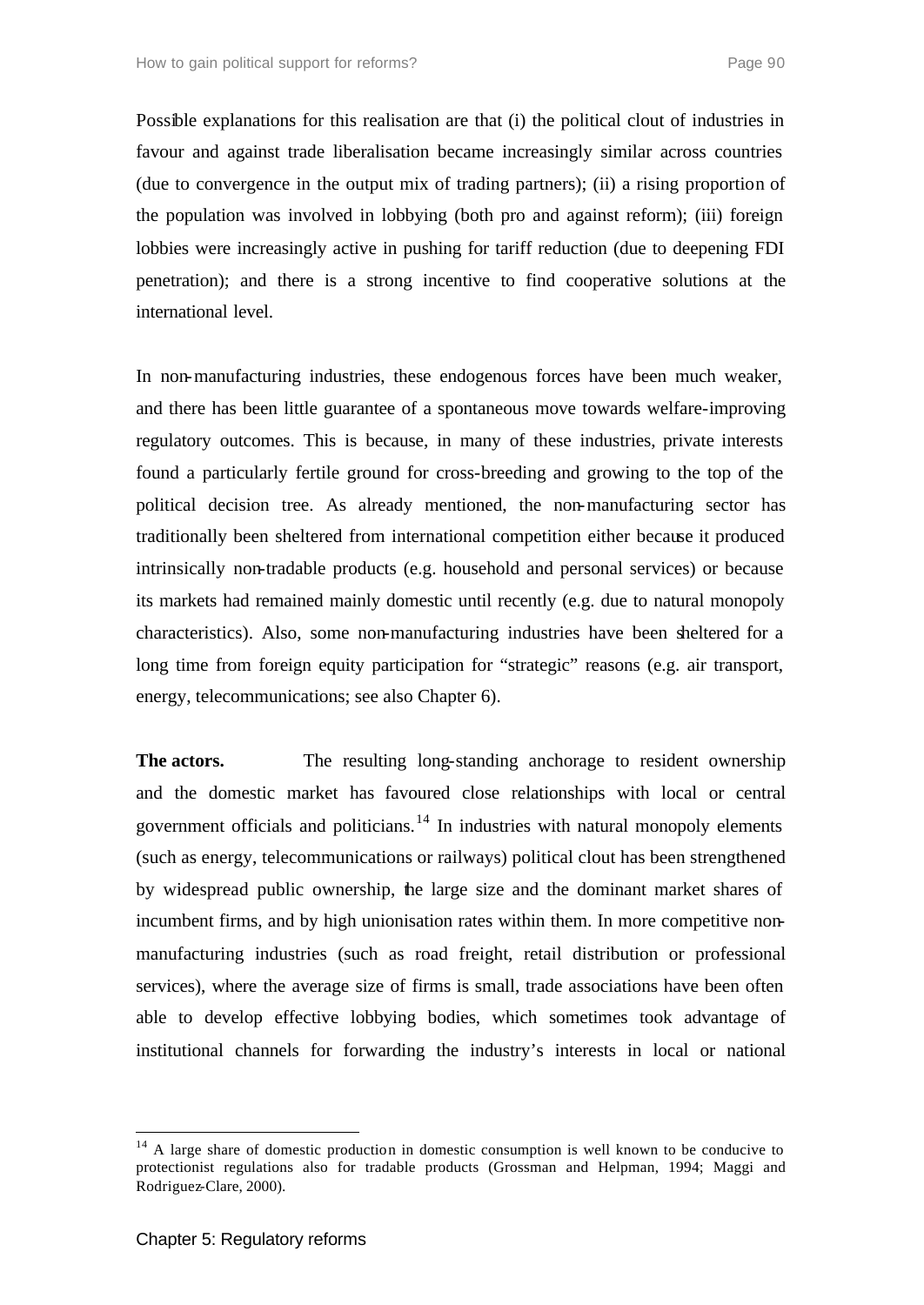Possible explanations for this realisation are that (i) the political clout of industries in favour and against trade liberalisation became increasingly similar across countries (due to convergence in the output mix of trading partners); (ii) a rising proportion of the population was involved in lobbying (both pro and against reform); (iii) foreign lobbies were increasingly active in pushing for tariff reduction (due to deepening FDI penetration); and there is a strong incentive to find cooperative solutions at the international level.

In non-manufacturing industries, these endogenous forces have been much weaker, and there has been little guarantee of a spontaneous move towards welfare-improving regulatory outcomes. This is because, in many of these industries, private interests found a particularly fertile ground for cross-breeding and growing to the top of the political decision tree. As already mentioned, the non-manufacturing sector has traditionally been sheltered from international competition either because it produced intrinsically non-tradable products (e.g. household and personal services) or because its markets had remained mainly domestic until recently (e.g. due to natural monopoly characteristics). Also, some non-manufacturing industries have been sheltered for a long time from foreign equity participation for "strategic" reasons (e.g. air transport, energy, telecommunications; see also Chapter 6).

**The actors.** The resulting long-standing anchorage to resident ownership and the domestic market has favoured close relationships with local or central government officials and politicians.[14] In industries with natural monopoly elements (such as energy, telecommunications or railways) political clout has been strengthened by widespread public ownership, the large size and the dominant market shares of incumbent firms, and by high unionisation rates within them. In more competitive non-manufacturing industries (such as road freight, retail distribution or professional services), where the average size of firms is small, trade associations have been often able to develop effective lobbying bodies, which sometimes took advantage of institutional channels for forwarding the industry's interests in local or national

[14] A large share of domestic production in domestic consumption is well known to be conducive to protectionist regulations also for tradable products (Grossman and Helpman, 1994; Maggi and Rodriguez-Clare, 2000).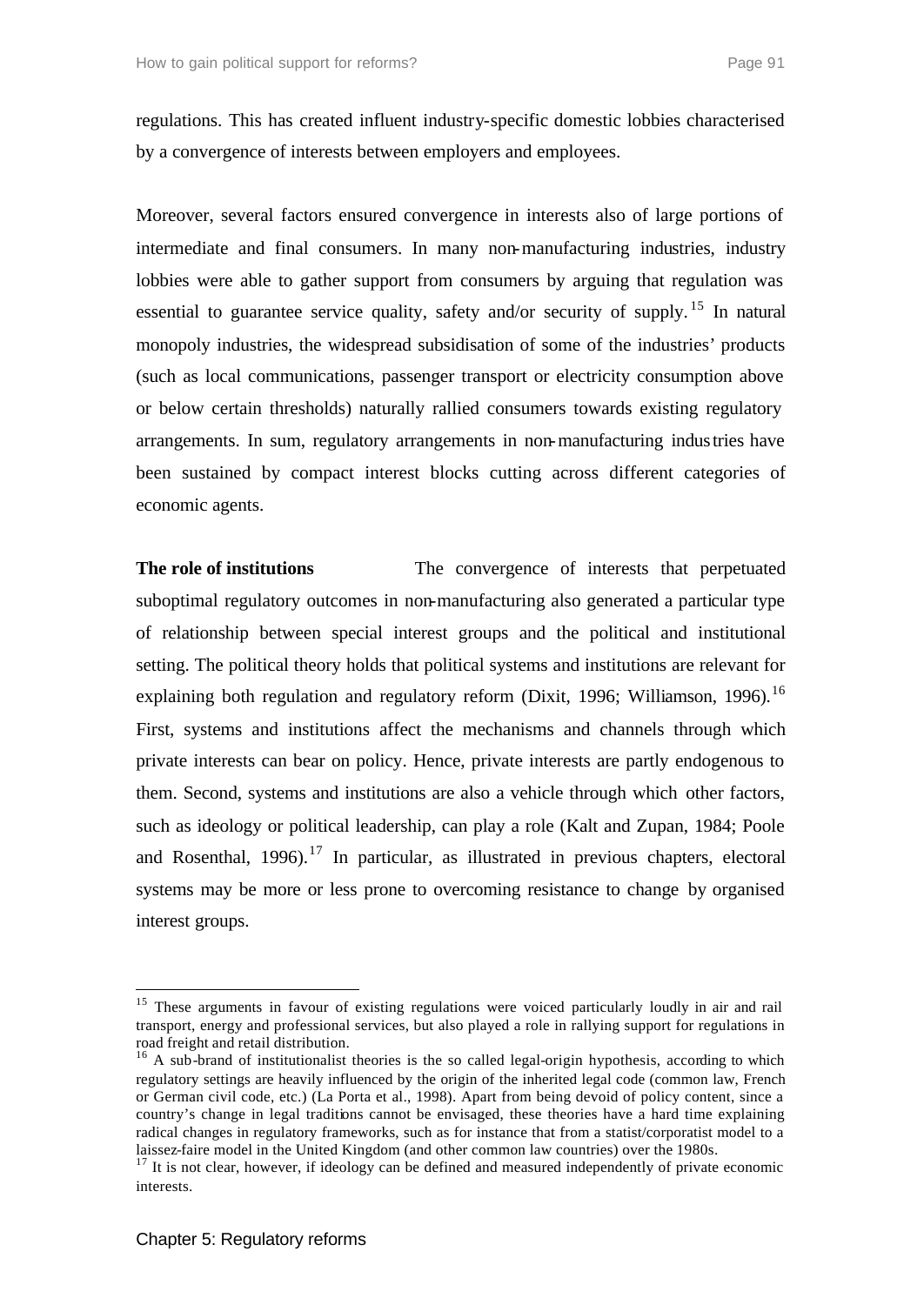regulations. This has created influent industry-specific domestic lobbies characterised by a convergence of interests between employers and employees.

Moreover, several factors ensured convergence in interests also of large portions of intermediate and final consumers. In many non-manufacturing industries, industry lobbies were able to gather support from consumers by arguing that regulation was essential to guarantee service quality, safety and/or security of supply.[15] In natural monopoly industries, the widespread subsidisation of some of the industries' products (such as local communications, passenger transport or electricity consumption above or below certain thresholds) naturally rallied consumers towards existing regulatory arrangements. In sum, regulatory arrangements in non-manufacturing industries have been sustained by compact interest blocks cutting across different categories of economic agents.

**The role of institutions** The convergence of interests that perpetuated suboptimal regulatory outcomes in non-manufacturing also generated a particular type of relationship between special interest groups and the political and institutional setting. The political theory holds that political systems and institutions are relevant for explaining both regulation and regulatory reform (Dixit, 1996; Williamson, 1996).[16] First, systems and institutions affect the mechanisms and channels through which private interests can bear on policy. Hence, private interests are partly endogenous to them. Second, systems and institutions are also a vehicle through which other factors, such as ideology or political leadership, can play a role (Kalt and Zupan, 1984; Poole and Rosenthal, 1996).[17] In particular, as illustrated in previous chapters, electoral systems may be more or less prone to overcoming resistance to change by organised interest groups.

---

[15] These arguments in favour of existing regulations were voiced particularly loudly in air and rail transport, energy and professional services, but also played a role in rallying support for regulations in road freight and retail distribution.

[16] A sub-brand of institutionalist theories is the so called legal-origin hypothesis, according to which regulatory settings are heavily influenced by the origin of the inherited legal code (common law, French or German civil code, etc.) (La Porta et al., 1998). Apart from being devoid of policy content, since a country's change in legal traditions cannot be envisaged, these theories have a hard time explaining radical changes in regulatory frameworks, such as for instance that from a statist/corporatist model to a laissez-faire model in the United Kingdom (and other common law countries) over the 1980s.

[17] It is not clear, however, if ideology can be defined and measured independently of private economic interests.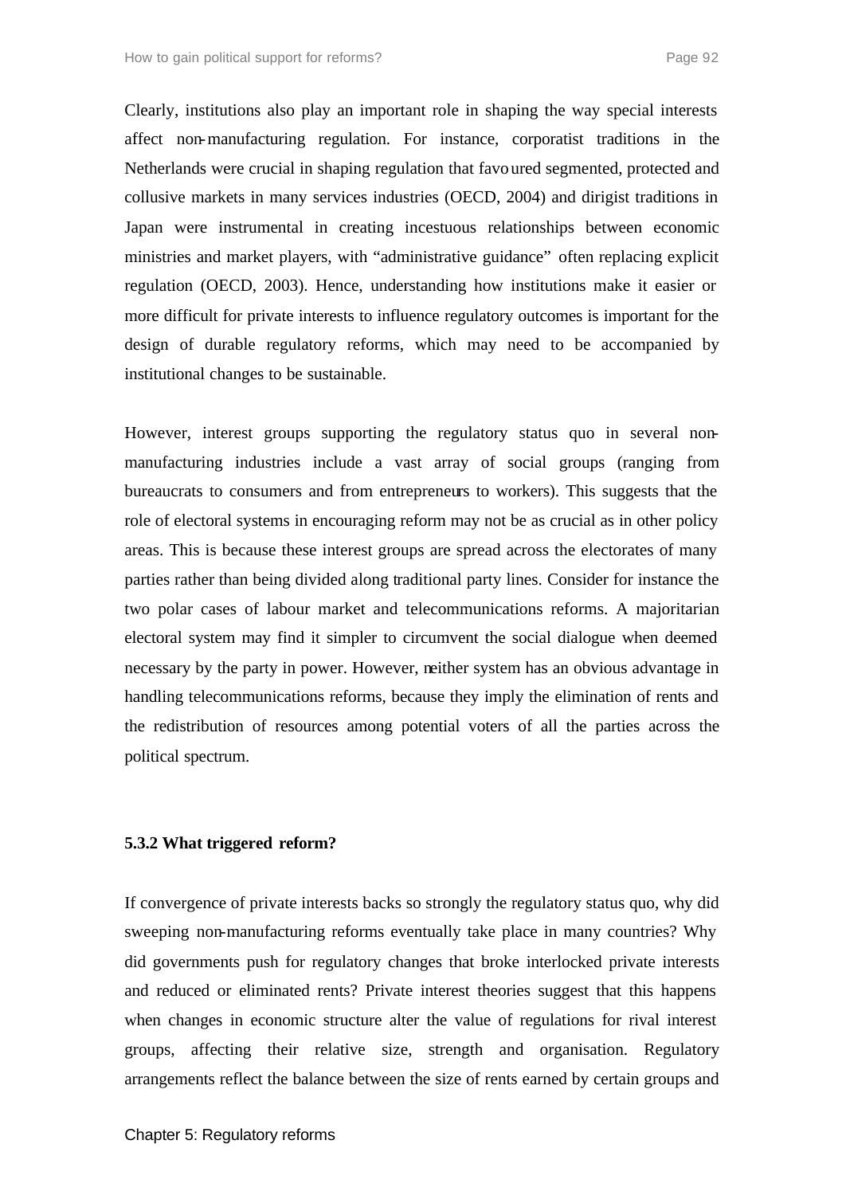Clearly, institutions also play an important role in shaping the way special interests affect non-manufacturing regulation. For instance, corporatist traditions in the Netherlands were crucial in shaping regulation that favoured segmented, protected and collusive markets in many services industries (OECD, 2004) and dirigist traditions in Japan were instrumental in creating incestuous relationships between economic ministries and market players, with "administrative guidance" often replacing explicit regulation (OECD, 2003). Hence, understanding how institutions make it easier or more difficult for private interests to influence regulatory outcomes is important for the design of durable regulatory reforms, which may need to be accompanied by institutional changes to be sustainable.

However, interest groups supporting the regulatory status quo in several non-manufacturing industries include a vast array of social groups (ranging from bureaucrats to consumers and from entrepreneurs to workers). This suggests that the role of electoral systems in encouraging reform may not be as crucial as in other policy areas. This is because these interest groups are spread across the electorates of many parties rather than being divided along traditional party lines. Consider for instance the two polar cases of labour market and telecommunications reforms. A majoritarian electoral system may find it simpler to circumvent the social dialogue when deemed necessary by the party in power. However, neither system has an obvious advantage in handling telecommunications reforms, because they imply the elimination of rents and the redistribution of resources among potential voters of all the parties across the political spectrum.

### 5.3.2 What triggered reform?

If convergence of private interests backs so strongly the regulatory status quo, why did sweeping non-manufacturing reforms eventually take place in many countries? Why did governments push for regulatory changes that broke interlocked private interests and reduced or eliminated rents? Private interest theories suggest that this happens when changes in economic structure alter the value of regulations for rival interest groups, affecting their relative size, strength and organisation. Regulatory arrangements reflect the balance between the size of rents earned by certain groups and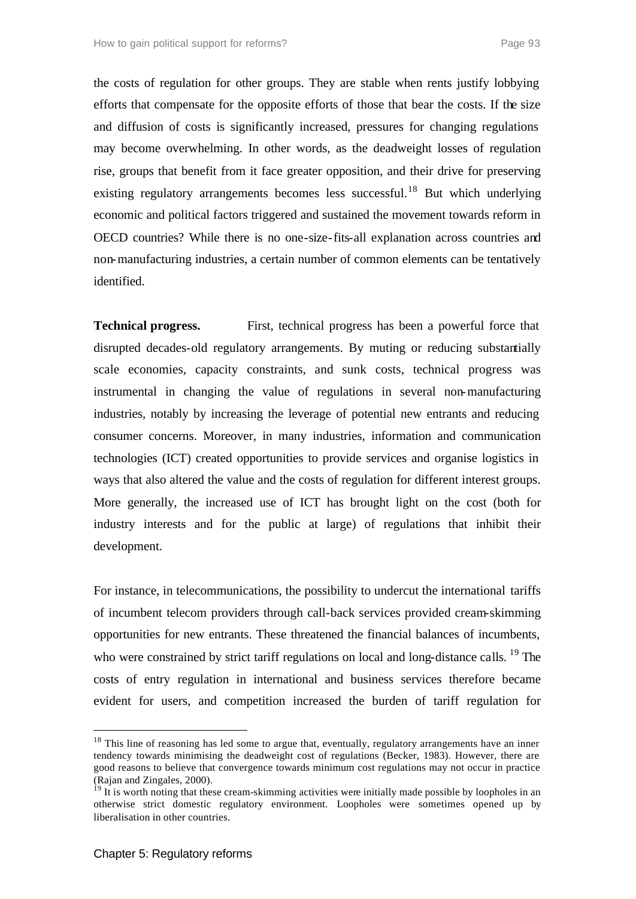the costs of regulation for other groups. They are stable when rents justify lobbying efforts that compensate for the opposite efforts of those that bear the costs. If the size and diffusion of costs is significantly increased, pressures for changing regulations may become overwhelming. In other words, as the deadweight losses of regulation rise, groups that benefit from it face greater opposition, and their drive for preserving existing regulatory arrangements becomes less successful.[18] But which underlying economic and political factors triggered and sustained the movement towards reform in OECD countries? While there is no one-size-fits-all explanation across countries and non-manufacturing industries, a certain number of common elements can be tentatively identified.

**Technical progress.** First, technical progress has been a powerful force that disrupted decades-old regulatory arrangements. By muting or reducing substantially scale economies, capacity constraints, and sunk costs, technical progress was instrumental in changing the value of regulations in several non-manufacturing industries, notably by increasing the leverage of potential new entrants and reducing consumer concerns. Moreover, in many industries, information and communication technologies (ICT) created opportunities to provide services and organise logistics in ways that also altered the value and the costs of regulation for different interest groups. More generally, the increased use of ICT has brought light on the cost (both for industry interests and for the public at large) of regulations that inhibit their development.

For instance, in telecommunications, the possibility to undercut the international tariffs of incumbent telecom providers through call-back services provided cream-skimming opportunities for new entrants. These threatened the financial balances of incumbents, who were constrained by strict tariff regulations on local and long-distance calls.[19] The costs of entry regulation in international and business services therefore became evident for users, and competition increased the burden of tariff regulation for

---

[18] This line of reasoning has led some to argue that, eventually, regulatory arrangements have an inner tendency towards minimising the deadweight cost of regulations (Becker, 1983). However, there are good reasons to believe that convergence towards minimum cost regulations may not occur in practice (Rajan and Zingales, 2000).

[19] It is worth noting that these cream-skimming activities were initially made possible by loopholes in an otherwise strict domestic regulatory environment. Loopholes were sometimes opened up by liberalisation in other countries.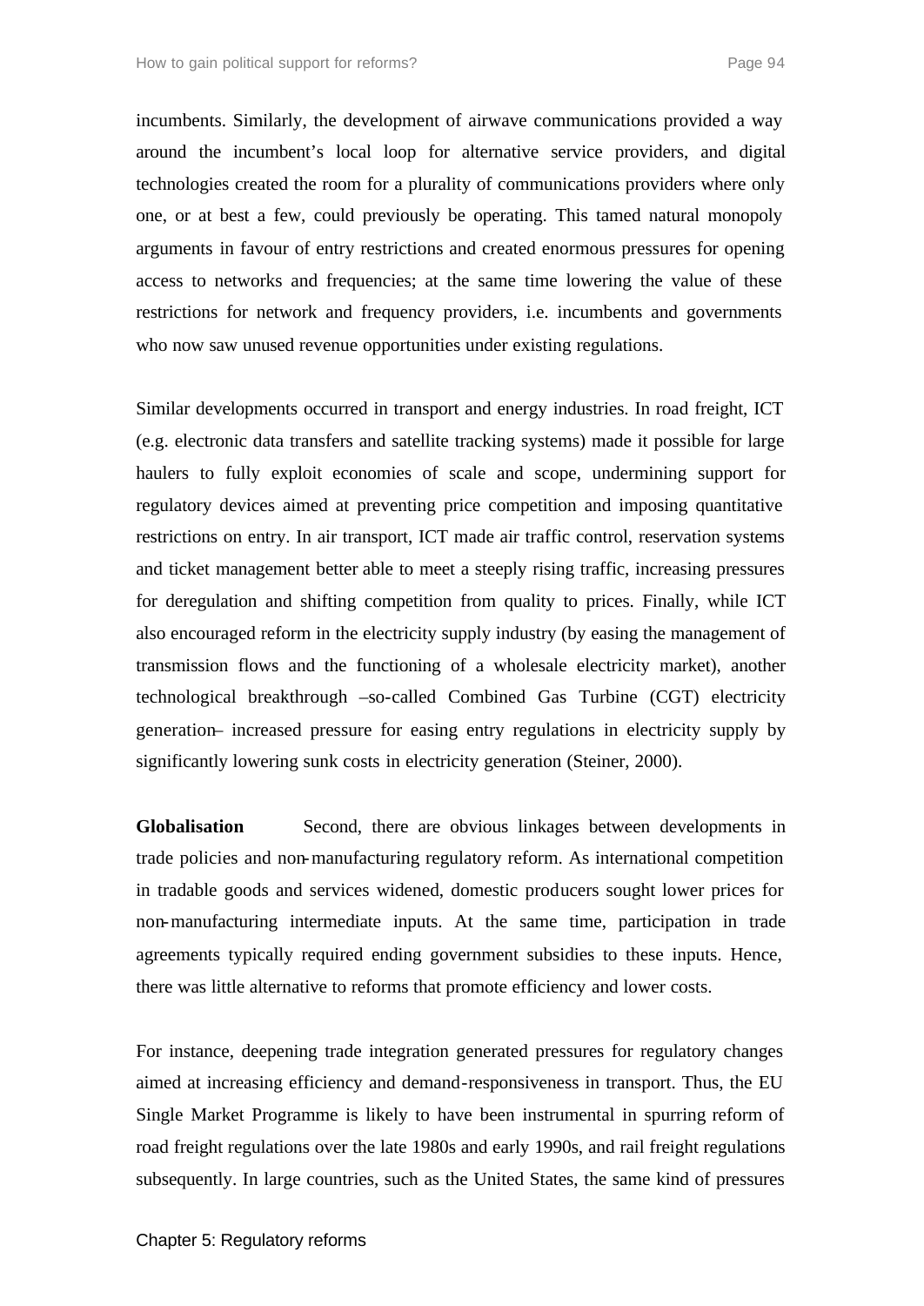incumbents. Similarly, the development of airwave communications provided a way around the incumbent's local loop for alternative service providers, and digital technologies created the room for a plurality of communications providers where only one, or at best a few, could previously be operating. This tamed natural monopoly arguments in favour of entry restrictions and created enormous pressures for opening access to networks and frequencies; at the same time lowering the value of these restrictions for network and frequency providers, i.e. incumbents and governments who now saw unused revenue opportunities under existing regulations.

Similar developments occurred in transport and energy industries. In road freight, ICT (e.g. electronic data transfers and satellite tracking systems) made it possible for large haulers to fully exploit economies of scale and scope, undermining support for regulatory devices aimed at preventing price competition and imposing quantitative restrictions on entry. In air transport, ICT made air traffic control, reservation systems and ticket management better able to meet a steeply rising traffic, increasing pressures for deregulation and shifting competition from quality to prices. Finally, while ICT also encouraged reform in the electricity supply industry (by easing the management of transmission flows and the functioning of a wholesale electricity market), another technological breakthrough –so-called Combined Gas Turbine (CGT) electricity generation– increased pressure for easing entry regulations in electricity supply by significantly lowering sunk costs in electricity generation (Steiner, 2000).

**Globalisation** Second, there are obvious linkages between developments in trade policies and non-manufacturing regulatory reform. As international competition in tradable goods and services widened, domestic producers sought lower prices for non-manufacturing intermediate inputs. At the same time, participation in trade agreements typically required ending government subsidies to these inputs. Hence, there was little alternative to reforms that promote efficiency and lower costs.

For instance, deepening trade integration generated pressures for regulatory changes aimed at increasing efficiency and demand-responsiveness in transport. Thus, the EU Single Market Programme is likely to have been instrumental in spurring reform of road freight regulations over the late 1980s and early 1990s, and rail freight regulations subsequently. In large countries, such as the United States, the same kind of pressures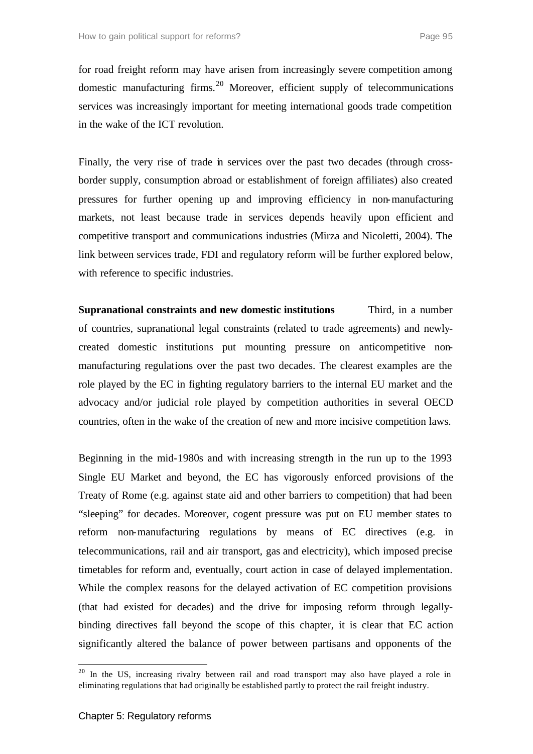for road freight reform may have arisen from increasingly severe competition among domestic manufacturing firms.[20] Moreover, efficient supply of telecommunications services was increasingly important for meeting international goods trade competition in the wake of the ICT revolution.

Finally, the very rise of trade in services over the past two decades (through cross-border supply, consumption abroad or establishment of foreign affiliates) also created pressures for further opening up and improving efficiency in non-manufacturing markets, not least because trade in services depends heavily upon efficient and competitive transport and communications industries (Mirza and Nicoletti, 2004). The link between services trade, FDI and regulatory reform will be further explored below, with reference to specific industries.

**Supranational constraints and new domestic institutions** Third, in a number of countries, supranational legal constraints (related to trade agreements) and newly-created domestic institutions put mounting pressure on anticompetitive non-manufacturing regulations over the past two decades. The clearest examples are the role played by the EC in fighting regulatory barriers to the internal EU market and the advocacy and/or judicial role played by competition authorities in several OECD countries, often in the wake of the creation of new and more incisive competition laws.

Beginning in the mid-1980s and with increasing strength in the run up to the 1993 Single EU Market and beyond, the EC has vigorously enforced provisions of the Treaty of Rome (e.g. against state aid and other barriers to competition) that had been "sleeping" for decades. Moreover, cogent pressure was put on EU member states to reform non-manufacturing regulations by means of EC directives (e.g. in telecommunications, rail and air transport, gas and electricity), which imposed precise timetables for reform and, eventually, court action in case of delayed implementation. While the complex reasons for the delayed activation of EC competition provisions (that had existed for decades) and the drive for imposing reform through legally-binding directives fall beyond the scope of this chapter, it is clear that EC action significantly altered the balance of power between partisans and opponents of the

---

[20] In the US, increasing rivalry between rail and road transport may also have played a role in eliminating regulations that had originally be established partly to protect the rail freight industry.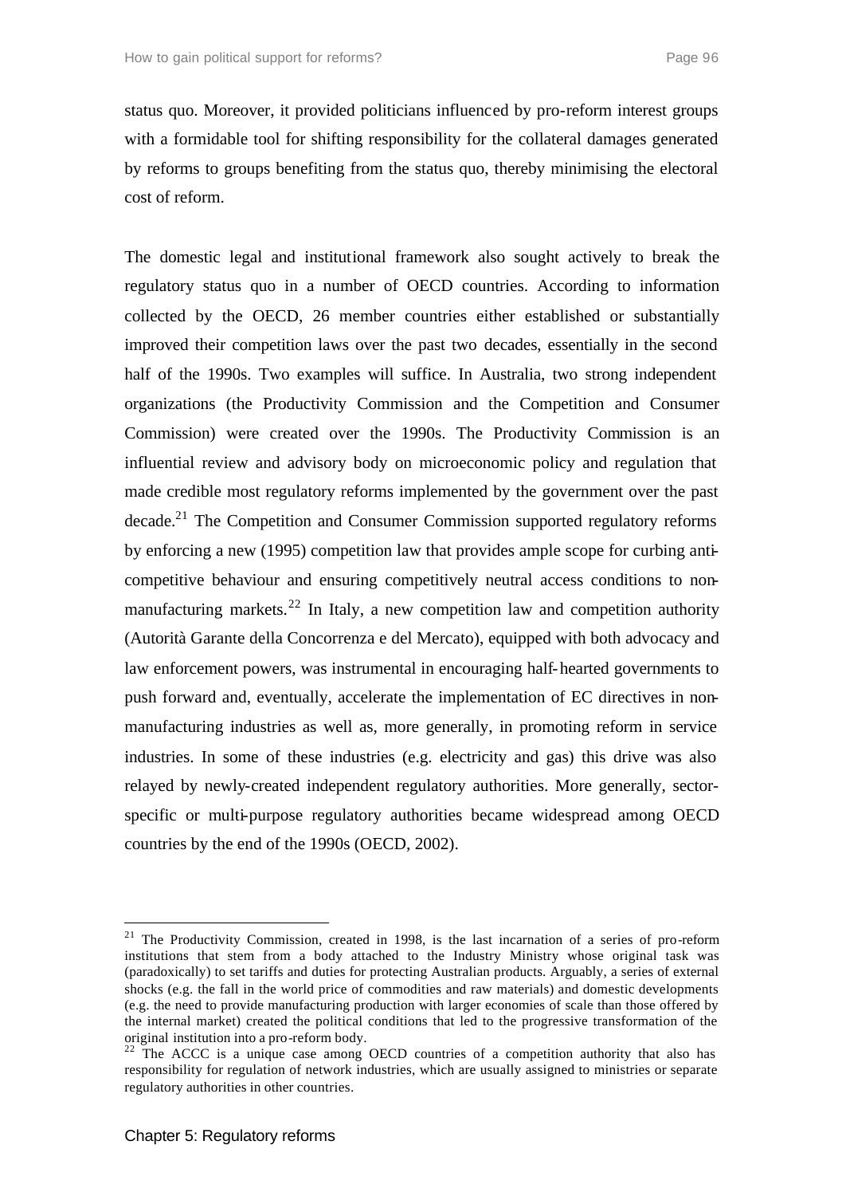status quo. Moreover, it provided politicians influenced by pro-reform interest groups with a formidable tool for shifting responsibility for the collateral damages generated by reforms to groups benefiting from the status quo, thereby minimising the electoral cost of reform.

The domestic legal and institutional framework also sought actively to break the regulatory status quo in a number of OECD countries. According to information collected by the OECD, 26 member countries either established or substantially improved their competition laws over the past two decades, essentially in the second half of the 1990s. Two examples will suffice. In Australia, two strong independent organizations (the Productivity Commission and the Competition and Consumer Commission) were created over the 1990s. The Productivity Commission is an influential review and advisory body on microeconomic policy and regulation that made credible most regulatory reforms implemented by the government over the past decade.[21] The Competition and Consumer Commission supported regulatory reforms by enforcing a new (1995) competition law that provides ample scope for curbing anti-competitive behaviour and ensuring competitively neutral access conditions to non-manufacturing markets.[22] In Italy, a new competition law and competition authority (Autorità Garante della Concorrenza e del Mercato), equipped with both advocacy and law enforcement powers, was instrumental in encouraging half-hearted governments to push forward and, eventually, accelerate the implementation of EC directives in non-manufacturing industries as well as, more generally, in promoting reform in service industries. In some of these industries (e.g. electricity and gas) this drive was also relayed by newly-created independent regulatory authorities. More generally, sector-specific or multi-purpose regulatory authorities became widespread among OECD countries by the end of the 1990s (OECD, 2002).

[21] The Productivity Commission, created in 1998, is the last incarnation of a series of pro-reform institutions that stem from a body attached to the Industry Ministry whose original task was (paradoxically) to set tariffs and duties for protecting Australian products. Arguably, a series of external shocks (e.g. the fall in the world price of commodities and raw materials) and domestic developments (e.g. the need to provide manufacturing production with larger economies of scale than those offered by the internal market) created the political conditions that led to the progressive transformation of the original institution into a pro-reform body.

[22] The ACCC is a unique case among OECD countries of a competition authority that also has responsibility for regulation of network industries, which are usually assigned to ministries or separate regulatory authorities in other countries.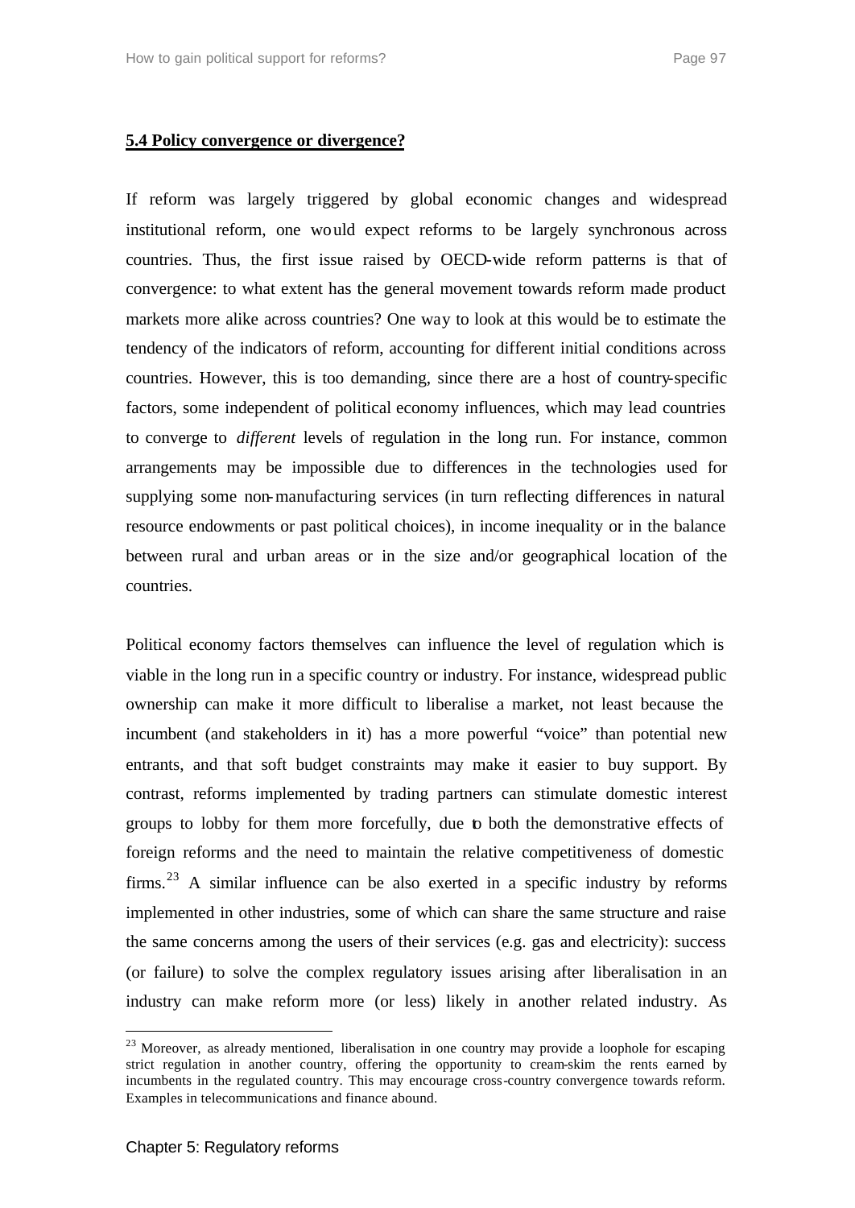**5.4 Policy convergence or divergence?**

If reform was largely triggered by global economic changes and widespread institutional reform, one would expect reforms to be largely synchronous across countries. Thus, the first issue raised by OECD-wide reform patterns is that of convergence: to what extent has the general movement towards reform made product markets more alike across countries? One way to look at this would be to estimate the tendency of the indicators of reform, accounting for different initial conditions across countries. However, this is too demanding, since there are a host of country-specific factors, some independent of political economy influences, which may lead countries to converge to *different* levels of regulation in the long run. For instance, common arrangements may be impossible due to differences in the technologies used for supplying some non-manufacturing services (in turn reflecting differences in natural resource endowments or past political choices), in income inequality or in the balance between rural and urban areas or in the size and/or geographical location of the countries.

Political economy factors themselves can influence the level of regulation which is viable in the long run in a specific country or industry. For instance, widespread public ownership can make it more difficult to liberalise a market, not least because the incumbent (and stakeholders in it) has a more powerful "voice" than potential new entrants, and that soft budget constraints may make it easier to buy support. By contrast, reforms implemented by trading partners can stimulate domestic interest groups to lobby for them more forcefully, due to both the demonstrative effects of foreign reforms and the need to maintain the relative competitiveness of domestic firms.[23] A similar influence can be also exerted in a specific industry by reforms implemented in other industries, some of which can share the same structure and raise the same concerns among the users of their services (e.g. gas and electricity): success (or failure) to solve the complex regulatory issues arising after liberalisation in an industry can make reform more (or less) likely in another related industry. As

[23] Moreover, as already mentioned, liberalisation in one country may provide a loophole for escaping strict regulation in another country, offering the opportunity to cream-skim the rents earned by incumbents in the regulated country. This may encourage cross-country convergence towards reform. Examples in telecommunications and finance abound.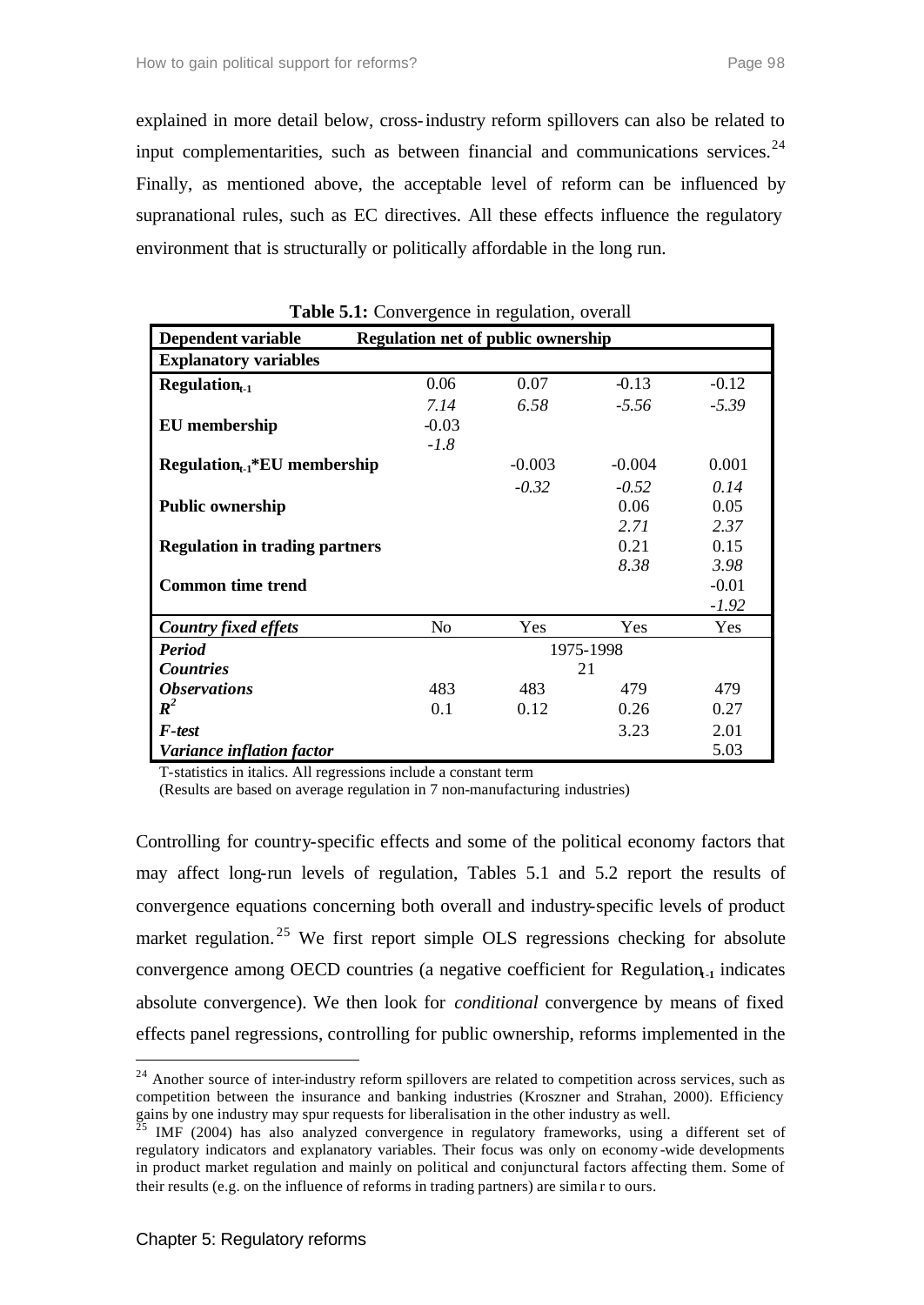explained in more detail below, cross-industry reform spillovers can also be related to input complementarities, such as between financial and communications services.[24] Finally, as mentioned above, the acceptable level of reform can be influenced by supranational rules, such as EC directives. All these effects influence the regulatory environment that is structurally or politically affordable in the long run.

**Table 5.1:** Convergence in regulation, overall

| **Dependent variable** | **Regulation net of public ownership** | | | |
|---|---|---|---|---|
| **Explanatory variables** | | | | |
| **Regulation$_{t-1}$** | 0.06 | 0.07 | -0.13 | -0.12 |
| | *7.14* | *6.58* | *-5.56* | *-5.39* |
| **EU membership** | -0.03 | | | |
| | *-1.8* | | | |
| **Regulation$_{t-1}$*EU membership** | | -0.003 | -0.004 | 0.001 |
| | | *-0.32* | *-0.52* | *0.14* |
| **Public ownership** | | | 0.06 | 0.05 |
| | | | *2.71* | *2.37* |
| **Regulation in trading partners** | | | 0.21 | 0.15 |
| | | | *8.38* | *3.98* |
| **Common time trend** | | | | -0.01 |
| | | | | *-1.92* |
| ***Country fixed effets*** | No | Yes | Yes | Yes |
| ***Period*** | 1975-1998 | | | |
| ***Countries*** | 21 | | | |
| ***Observations*** | 483 | 483 | 479 | 479 |
| $R^2$ | 0.1 | 0.12 | 0.26 | 0.27 |
| ***F-test*** | | | 3.23 | 2.01 |
| ***Variance inflation factor*** | | | | 5.03 |

T-statistics in italics. All regressions include a constant term

(Results are based on average regulation in 7 non-manufacturing industries)

Controlling for country-specific effects and some of the political economy factors that may affect long-run levels of regulation, Tables 5.1 and 5.2 report the results of convergence equations concerning both overall and industry-specific levels of product market regulation.[25] We first report simple OLS regressions checking for absolute convergence among OECD countries (a negative coefficient for Regulation$_{t-1}$ indicates absolute convergence). We then look for *conditional* convergence by means of fixed effects panel regressions, controlling for public ownership, reforms implemented in the

[24] Another source of inter-industry reform spillovers are related to competition across services, such as competition between the insurance and banking industries (Kroszner and Strahan, 2000). Efficiency gains by one industry may spur requests for liberalisation in the other industry as well.

[25] IMF (2004) has also analyzed convergence in regulatory frameworks, using a different set of regulatory indicators and explanatory variables. Their focus was only on economy-wide developments in product market regulation and mainly on political and conjunctural factors affecting them. Some of their results (e.g. on the influence of reforms in trading partners) are similar to ours.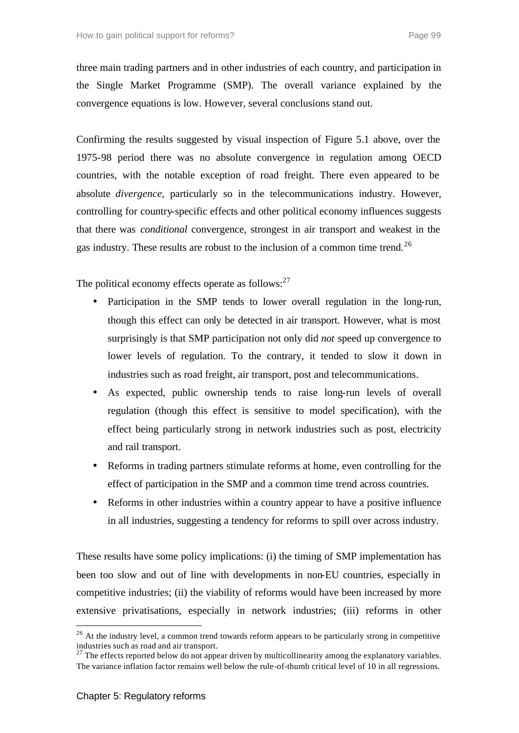three main trading partners and in other industries of each country, and participation in the Single Market Programme (SMP). The overall variance explained by the convergence equations is low. However, several conclusions stand out.

Confirming the results suggested by visual inspection of Figure 5.1 above, over the 1975-98 period there was no absolute convergence in regulation among OECD countries, with the notable exception of road freight. There even appeared to be absolute *divergence*, particularly so in the telecommunications industry. However, controlling for country-specific effects and other political economy influences suggests that there was *conditional* convergence, strongest in air transport and weakest in the gas industry. These results are robust to the inclusion of a common time trend.[26]

The political economy effects operate as follows:[27]

- Participation in the SMP tends to lower overall regulation in the long-run, though this effect can only be detected in air transport. However, what is most surprisingly is that SMP participation not only did *not* speed up convergence to lower levels of regulation. To the contrary, it tended to slow it down in industries such as road freight, air transport, post and telecommunications.
- As expected, public ownership tends to raise long-run levels of overall regulation (though this effect is sensitive to model specification), with the effect being particularly strong in network industries such as post, electricity and rail transport.
- Reforms in trading partners stimulate reforms at home, even controlling for the effect of participation in the SMP and a common time trend across countries.
- Reforms in other industries within a country appear to have a positive influence in all industries, suggesting a tendency for reforms to spill over across industry.

These results have some policy implications: (i) the timing of SMP implementation has been too slow and out of line with developments in non-EU countries, especially in competitive industries; (ii) the viability of reforms would have been increased by more extensive privatisations, especially in network industries; (iii) reforms in other

---

[26] At the industry level, a common trend towards reform appears to be particularly strong in competitive industries such as road and air transport.

[27] The effects reported below do not appear driven by multicollinearity among the explanatory variables. The variance inflation factor remains well below the rule-of-thumb critical level of 10 in all regressions.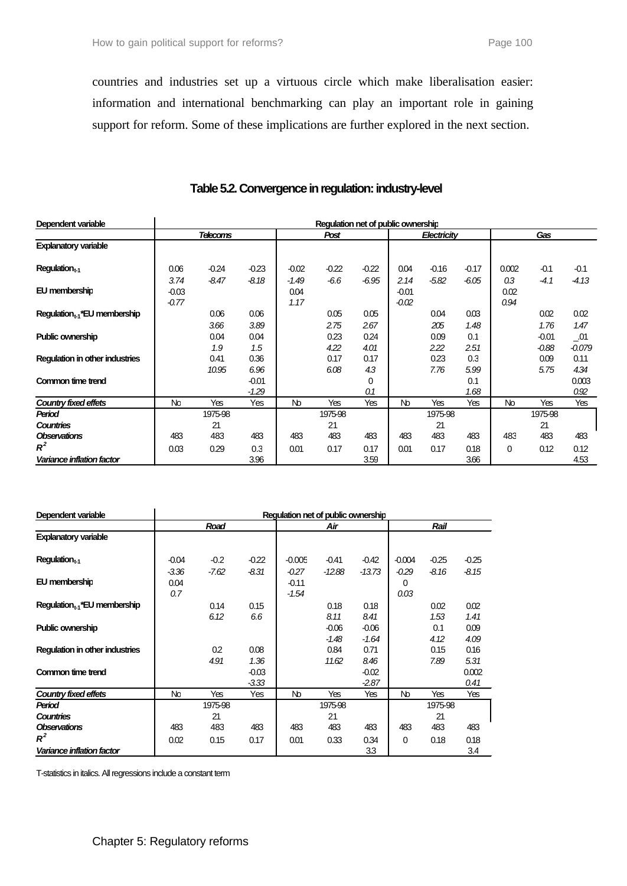countries and industries set up a virtuous circle which make liberalisation easier: information and international benchmarking can play an important role in gaining support for reform. Some of these implications are further explored in the next section.

**Table 5.2. Convergence in regulation: industry-level**

| Dependent variable | Regulation net of public ownership | | | | | | | | | | | |
|---|---|---|---|---|---|---|---|---|---|---|---|---|
| | *Telecoms* | | | *Post* | | | *Electricity* | | | *Gas* | | |
| **Explanatory variable** | | | | | | | | | | | | |
| **Regulation$_{t-1}$** | 0.06 | -0.24 | -0.23 | -0.02 | -0.22 | -0.22 | 0.04 | -0.16 | -0.17 | 0.002 | -0.1 | -0.1 |
| | *3.74* | *-8.47* | *-8.18* | *-1.49* | *-6.6* | *-6.95* | *2.14* | *-5.82* | *-6.05* | *0.3* | *-4.1* | *-4.13* |
| **EU membership** | -0.03 | | | 0.04 | | | -0.01 | | | 0.02 | | |
| | *-0.77* | | | *1.17* | | | *-0.02* | | | *0.94* | | |
| **Regulation$_{t-1}$*EU membership** | | 0.06 | 0.06 | | 0.05 | 0.05 | | 0.04 | 0.03 | | 0.02 | 0.02 |
| | | *3.66* | *3.89* | | *2.75* | *2.67* | | *205* | *1.48* | | *1.76* | *1.47* |
| **Public ownership** | | 0.04 | 0.04 | | 0.23 | 0.24 | | 0.09 | 0.1 | | -0.01 | _.01 |
| | | *1.9* | *1.5* | | *4.22* | *4.01* | | *2.22* | *2.51* | | *-0.88* | *-0.079* |
| **Regulation in other industries** | | 0.41 | 0.36 | | 0.17 | 0.17 | | 0.23 | 0.3 | | 0.09 | 0.11 |
| | | *10.95* | *6.96* | | *6.08* | *4.3* | | *7.76* | *5.99* | | *5.75* | *4.34* |
| **Common time trend** | | | -0.01 | | | 0 | | | 0.1 | | | 0.003 |
| | | | *-1.29* | | | *0.1* | | | *1.68* | | | *0.92* |
| ***Country fixed effets*** | No | Yes | Yes | No | Yes | Yes | No | Yes | Yes | No | Yes | Yes |
| ***Period*** | | 1975-98 | | | 1975-98 | | | 1975-98 | | | 1975-98 | |
| ***Countries*** | | 21 | | | 21 | | | 21 | | | 21 | |
| ***Observations*** | 483 | 483 | 483 | 483 | 483 | 483 | 483 | 483 | 483 | 483 | 483 | 483 |
| ***$R^2$*** | 0.03 | 0.29 | 0.3 | 0.01 | 0.17 | 0.17 | 0.01 | 0.17 | 0.18 | 0 | 0.12 | 0.12 |
| ***Variance inflation factor*** | | | 3.96 | | | 3.59 | | | 3.66 | | | 4.53 |

| Dependent variable | Regulation net of public ownership | | | | | | | | |
|---|---|---|---|---|---|---|---|---|---|
| | *Road* | | | *Air* | | | *Rail* | | |
| **Explanatory variable** | | | | | | | | | |
| **Regulation$_{t-1}$** | -0.04 | -0.2 | -0.22 | -0.005 | -0.41 | -0.42 | -0.004 | -0.25 | -0.25 |
| | *-3.36* | *-7.62* | *-8.31* | *-0.27* | *-12.88* | *-13.73* | *-0.29* | *-8.16* | *-8.15* |
| **EU membership** | 0.04 | | | -0.11 | | | 0 | | |
| | *0.7* | | | *-1.54* | | | *0.03* | | |
| **Regulation$_{t-1}$*EU membership** | | 0.14 | 0.15 | | 0.18 | 0.18 | | 0.02 | 0.02 |
| | | *6.12* | *6.6* | | *8.11* | *8.41* | | *1.53* | *1.41* |
| **Public ownership** | | | | | -0.06 | -0.06 | | 0.1 | 0.09 |
| | | | | | *-1.48* | *-1.64* | | *4.12* | *4.09* |
| **Regulation in other industries** | | 0.2 | 0.08 | | 0.84 | 0.71 | | 0.15 | 0.16 |
| | | *4.91* | *1.36* | | *11.62* | *8.46* | | *7.89* | *5.31* |
| **Common time trend** | | | -0.03 | | | -0.02 | | | 0.002 |
| | | | *-3.33* | | | *-2.87* | | | *0.41* |
| ***Country fixed effets*** | No | Yes | Yes | No | Yes | Yes | No | Yes | Yes |
| ***Period*** | | 1975-98 | | | 1975-98 | | | 1975-98 | |
| ***Countries*** | | 21 | | | 21 | | | 21 | |
| ***Observations*** | 483 | 483 | 483 | 483 | 483 | 483 | 483 | 483 | 483 |
| ***$R^2$*** | 0.02 | 0.15 | 0.17 | 0.01 | 0.33 | 0.34 | 0 | 0.18 | 0.18 |
| ***Variance inflation factor*** | | | | | | 3.3 | | | 3.4 |

T-statistics in italics. All regressions include a constant term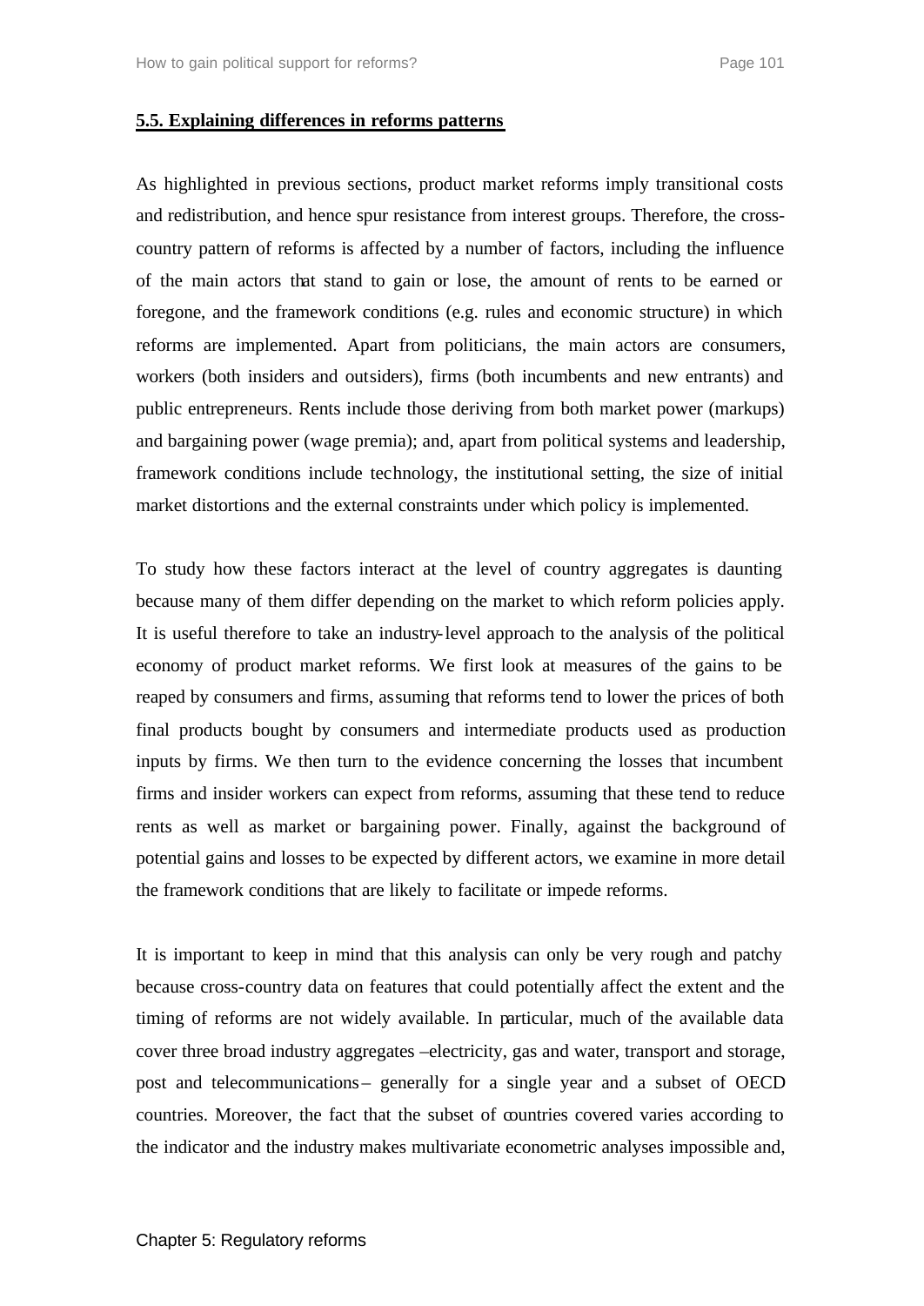## 5.5. Explaining differences in reforms patterns

As highlighted in previous sections, product market reforms imply transitional costs and redistribution, and hence spur resistance from interest groups. Therefore, the cross-country pattern of reforms is affected by a number of factors, including the influence of the main actors that stand to gain or lose, the amount of rents to be earned or foregone, and the framework conditions (e.g. rules and economic structure) in which reforms are implemented. Apart from politicians, the main actors are consumers, workers (both insiders and outsiders), firms (both incumbents and new entrants) and public entrepreneurs. Rents include those deriving from both market power (markups) and bargaining power (wage premia); and, apart from political systems and leadership, framework conditions include technology, the institutional setting, the size of initial market distortions and the external constraints under which policy is implemented.

To study how these factors interact at the level of country aggregates is daunting because many of them differ depending on the market to which reform policies apply. It is useful therefore to take an industry-level approach to the analysis of the political economy of product market reforms. We first look at measures of the gains to be reaped by consumers and firms, assuming that reforms tend to lower the prices of both final products bought by consumers and intermediate products used as production inputs by firms. We then turn to the evidence concerning the losses that incumbent firms and insider workers can expect from reforms, assuming that these tend to reduce rents as well as market or bargaining power. Finally, against the background of potential gains and losses to be expected by different actors, we examine in more detail the framework conditions that are likely to facilitate or impede reforms.

It is important to keep in mind that this analysis can only be very rough and patchy because cross-country data on features that could potentially affect the extent and the timing of reforms are not widely available. In particular, much of the available data cover three broad industry aggregates –electricity, gas and water, transport and storage, post and telecommunications– generally for a single year and a subset of OECD countries. Moreover, the fact that the subset of countries covered varies according to the indicator and the industry makes multivariate econometric analyses impossible and,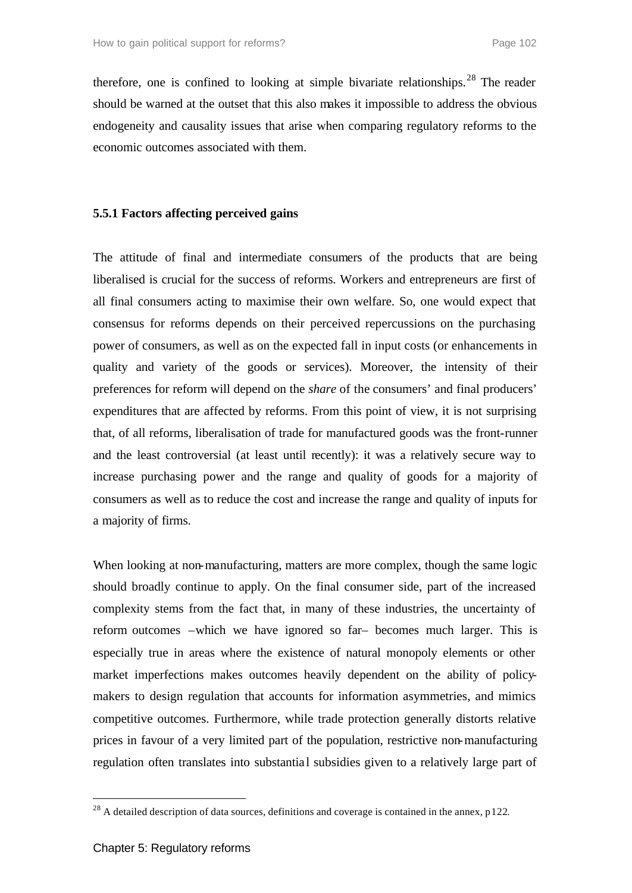therefore, one is confined to looking at simple bivariate relationships.[28] The reader should be warned at the outset that this also makes it impossible to address the obvious endogeneity and causality issues that arise when comparing regulatory reforms to the economic outcomes associated with them.

### 5.5.1 Factors affecting perceived gains

The attitude of final and intermediate consumers of the products that are being liberalised is crucial for the success of reforms. Workers and entrepreneurs are first of all final consumers acting to maximise their own welfare. So, one would expect that consensus for reforms depends on their perceived repercussions on the purchasing power of consumers, as well as on the expected fall in input costs (or enhancements in quality and variety of the goods or services). Moreover, the intensity of their preferences for reform will depend on the *share* of the consumers' and final producers' expenditures that are affected by reforms. From this point of view, it is not surprising that, of all reforms, liberalisation of trade for manufactured goods was the front-runner and the least controversial (at least until recently): it was a relatively secure way to increase purchasing power and the range and quality of goods for a majority of consumers as well as to reduce the cost and increase the range and quality of inputs for a majority of firms.

When looking at non-manufacturing, matters are more complex, though the same logic should broadly continue to apply. On the final consumer side, part of the increased complexity stems from the fact that, in many of these industries, the uncertainty of reform outcomes –which we have ignored so far– becomes much larger. This is especially true in areas where the existence of natural monopoly elements or other market imperfections makes outcomes heavily dependent on the ability of policy-makers to design regulation that accounts for information asymmetries, and mimics competitive outcomes. Furthermore, while trade protection generally distorts relative prices in favour of a very limited part of the population, restrictive non-manufacturing regulation often translates into substantial subsidies given to a relatively large part of

[28] A detailed description of data sources, definitions and coverage is contained in the annex, p122.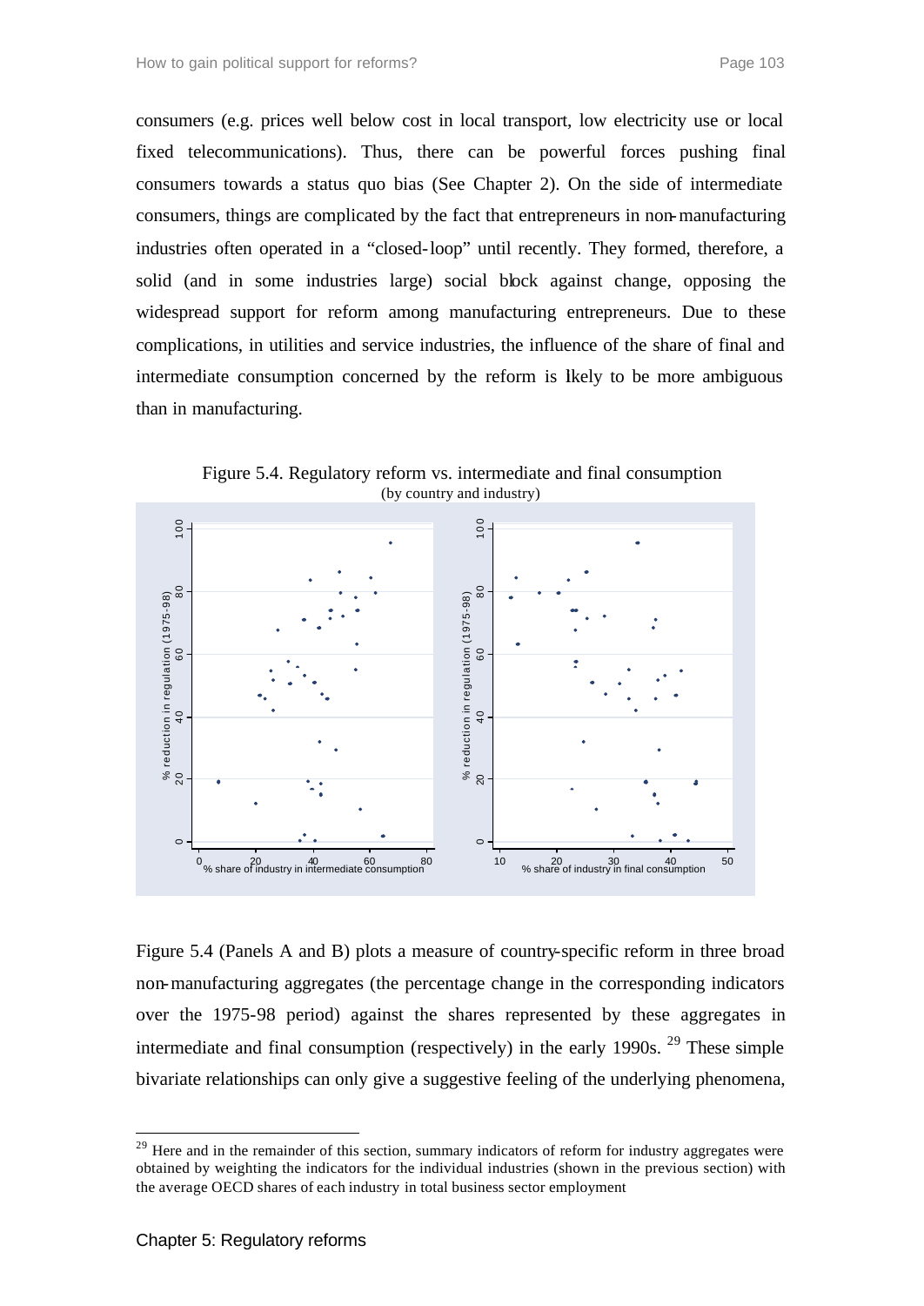consumers (e.g. prices well below cost in local transport, low electricity use or local fixed telecommunications). Thus, there can be powerful forces pushing final consumers towards a status quo bias (See Chapter 2). On the side of intermediate consumers, things are complicated by the fact that entrepreneurs in non-manufacturing industries often operated in a "closed-loop" until recently. They formed, therefore, a solid (and in some industries large) social block against change, opposing the widespread support for reform among manufacturing entrepreneurs. Due to these complications, in utilities and service industries, the influence of the share of final and intermediate consumption concerned by the reform is likely to be more ambiguous than in manufacturing.

Figure 5.4. Regulatory reform vs. intermediate and final consumption
(by country and industry)

Figure 5.4 (Panels A and B) plots a measure of country-specific reform in three broad non-manufacturing aggregates (the percentage change in the corresponding indicators over the 1975-98 period) against the shares represented by these aggregates in intermediate and final consumption (respectively) in the early 1990s. [29] These simple bivariate relationships can only give a suggestive feeling of the underlying phenomena,

[29] Here and in the remainder of this section, summary indicators of reform for industry aggregates were obtained by weighting the indicators for the individual industries (shown in the previous section) with the average OECD shares of each industry in total business sector employment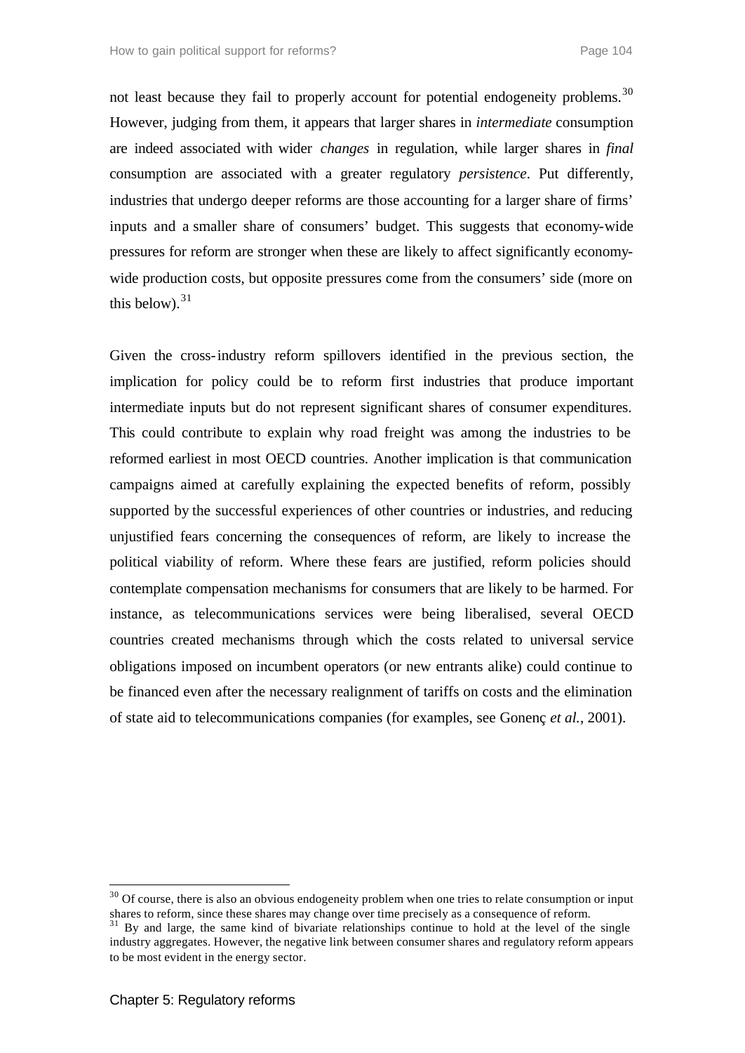not least because they fail to properly account for potential endogeneity problems.[30] However, judging from them, it appears that larger shares in *intermediate* consumption are indeed associated with wider *changes* in regulation, while larger shares in *final* consumption are associated with a greater regulatory *persistence*. Put differently, industries that undergo deeper reforms are those accounting for a larger share of firms' inputs and a smaller share of consumers' budget. This suggests that economy-wide pressures for reform are stronger when these are likely to affect significantly economy-wide production costs, but opposite pressures come from the consumers' side (more on this below).[31]

Given the cross-industry reform spillovers identified in the previous section, the implication for policy could be to reform first industries that produce important intermediate inputs but do not represent significant shares of consumer expenditures. This could contribute to explain why road freight was among the industries to be reformed earliest in most OECD countries. Another implication is that communication campaigns aimed at carefully explaining the expected benefits of reform, possibly supported by the successful experiences of other countries or industries, and reducing unjustified fears concerning the consequences of reform, are likely to increase the political viability of reform. Where these fears are justified, reform policies should contemplate compensation mechanisms for consumers that are likely to be harmed. For instance, as telecommunications services were being liberalised, several OECD countries created mechanisms through which the costs related to universal service obligations imposed on incumbent operators (or new entrants alike) could continue to be financed even after the necessary realignment of tariffs on costs and the elimination of state aid to telecommunications companies (for examples, see Gonenç *et al.*, 2001).

---

[30] Of course, there is also an obvious endogeneity problem when one tries to relate consumption or input shares to reform, since these shares may change over time precisely as a consequence of reform.

[31] By and large, the same kind of bivariate relationships continue to hold at the level of the single industry aggregates. However, the negative link between consumer shares and regulatory reform appears to be most evident in the energy sector.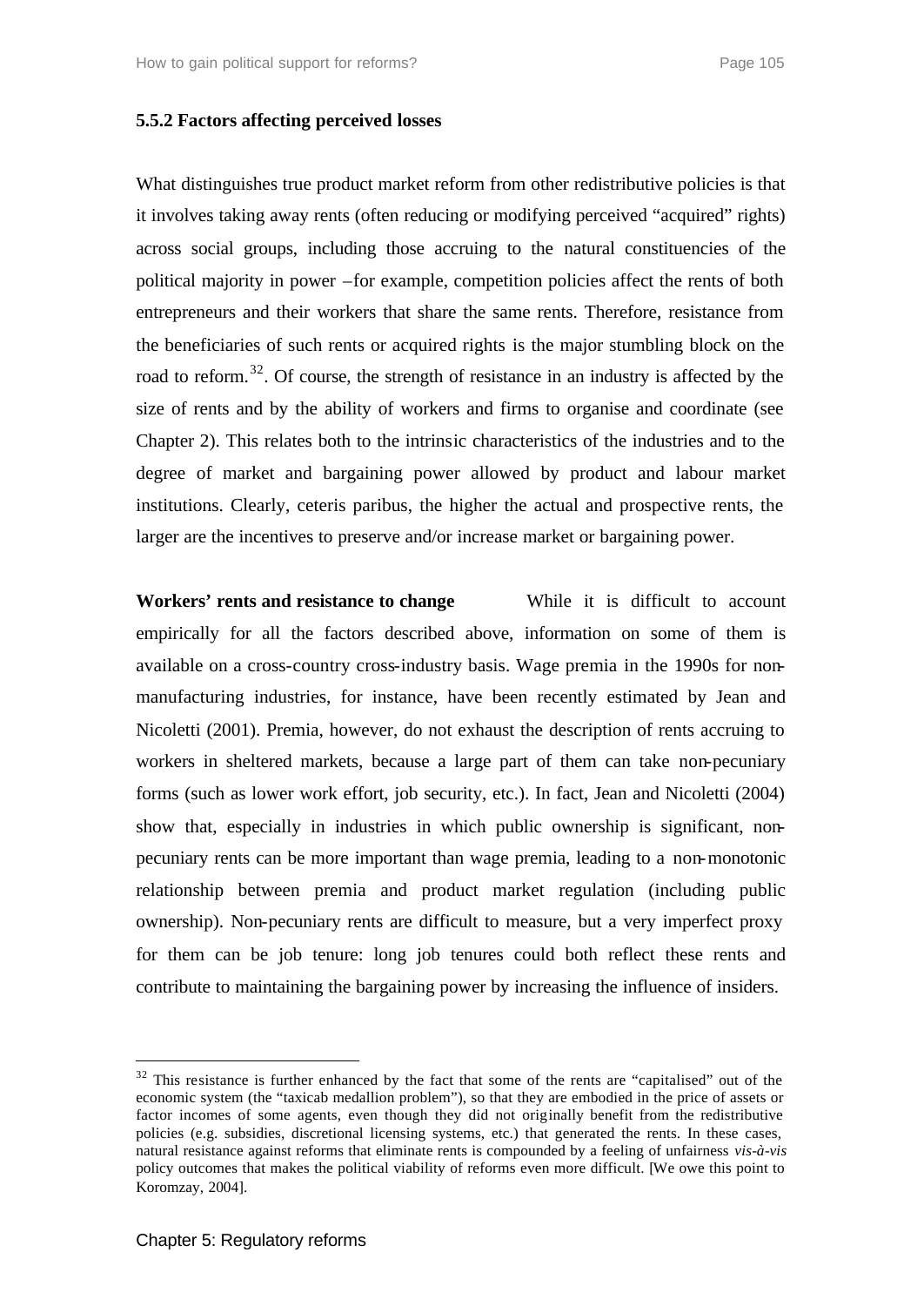### 5.5.2 Factors affecting perceived losses

What distinguishes true product market reform from other redistributive policies is that it involves taking away rents (often reducing or modifying perceived "acquired" rights) across social groups, including those accruing to the natural constituencies of the political majority in power –for example, competition policies affect the rents of both entrepreneurs and their workers that share the same rents. Therefore, resistance from the beneficiaries of such rents or acquired rights is the major stumbling block on the road to reform.[32]. Of course, the strength of resistance in an industry is affected by the size of rents and by the ability of workers and firms to organise and coordinate (see Chapter 2). This relates both to the intrinsic characteristics of the industries and to the degree of market and bargaining power allowed by product and labour market institutions. Clearly, ceteris paribus, the higher the actual and prospective rents, the larger are the incentives to preserve and/or increase market or bargaining power.

**Workers' rents and resistance to change** While it is difficult to account empirically for all the factors described above, information on some of them is available on a cross-country cross-industry basis. Wage premia in the 1990s for non-manufacturing industries, for instance, have been recently estimated by Jean and Nicoletti (2001). Premia, however, do not exhaust the description of rents accruing to workers in sheltered markets, because a large part of them can take non-pecuniary forms (such as lower work effort, job security, etc.). In fact, Jean and Nicoletti (2004) show that, especially in industries in which public ownership is significant, non-pecuniary rents can be more important than wage premia, leading to a non-monotonic relationship between premia and product market regulation (including public ownership). Non-pecuniary rents are difficult to measure, but a very imperfect proxy for them can be job tenure: long job tenures could both reflect these rents and contribute to maintaining the bargaining power by increasing the influence of insiders.

---

[32] This resistance is further enhanced by the fact that some of the rents are "capitalised" out of the economic system (the "taxicab medallion problem"), so that they are embodied in the price of assets or factor incomes of some agents, even though they did not originally benefit from the redistributive policies (e.g. subsidies, discretional licensing systems, etc.) that generated the rents. In these cases, natural resistance against reforms that eliminate rents is compounded by a feeling of unfairness *vis-à-vis* policy outcomes that makes the political viability of reforms even more difficult. [We owe this point to Koromzay, 2004].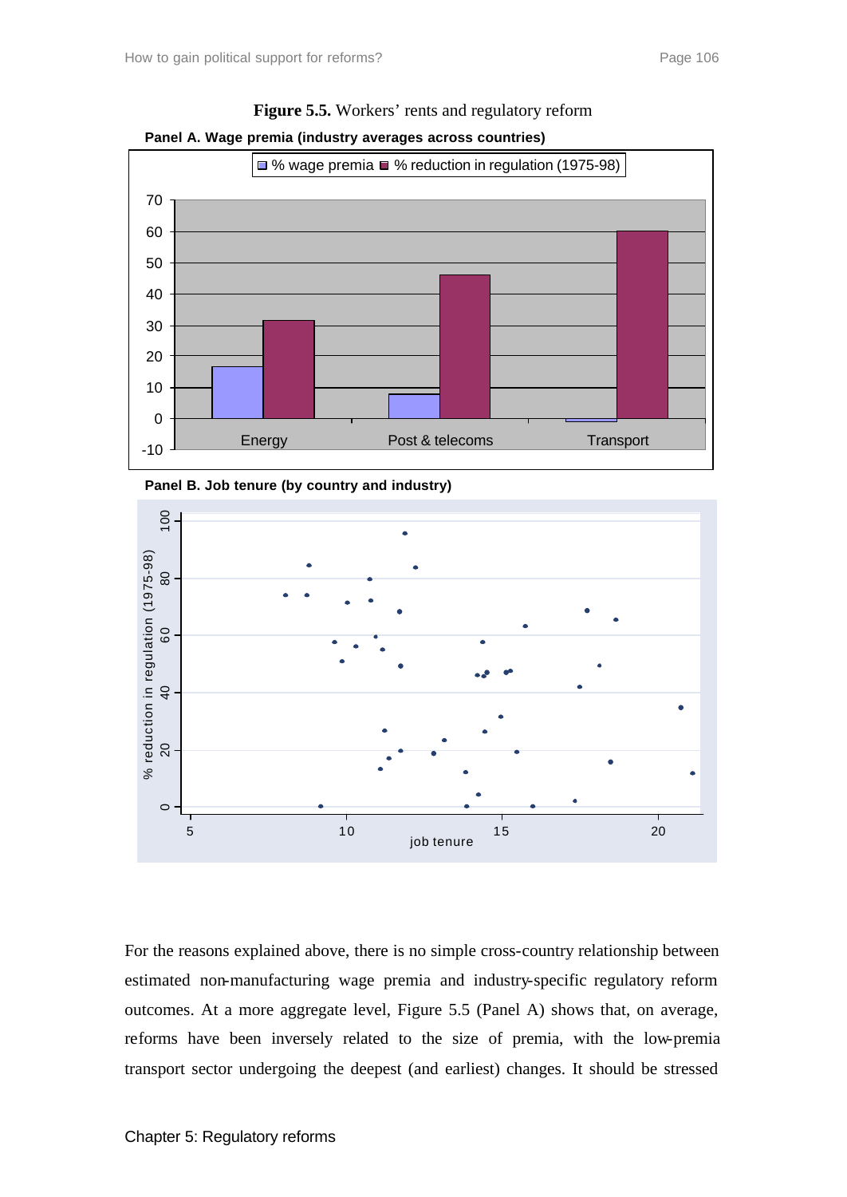**Figure 5.5.** Workers' rents and regulatory reform

**Panel A. Wage premia (industry averages across countries)**

**Panel B. Job tenure (by country and industry)**

For the reasons explained above, there is no simple cross-country relationship between estimated non-manufacturing wage premia and industry-specific regulatory reform outcomes. At a more aggregate level, Figure 5.5 (Panel A) shows that, on average, reforms have been inversely related to the size of premia, with the low-premia transport sector undergoing the deepest (and earliest) changes. It should be stressed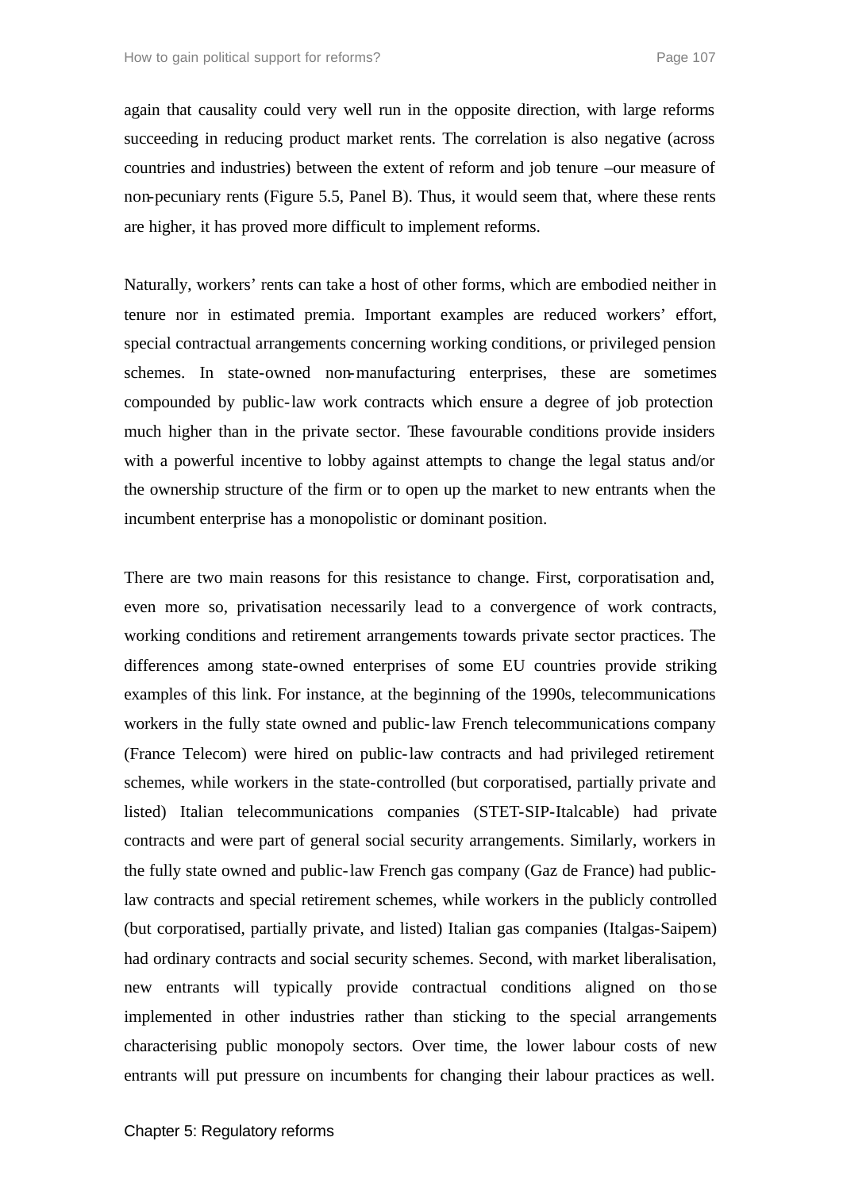again that causality could very well run in the opposite direction, with large reforms succeeding in reducing product market rents. The correlation is also negative (across countries and industries) between the extent of reform and job tenure –our measure of non-pecuniary rents (Figure 5.5, Panel B). Thus, it would seem that, where these rents are higher, it has proved more difficult to implement reforms.

Naturally, workers' rents can take a host of other forms, which are embodied neither in tenure nor in estimated premia. Important examples are reduced workers' effort, special contractual arrangements concerning working conditions, or privileged pension schemes. In state-owned non-manufacturing enterprises, these are sometimes compounded by public-law work contracts which ensure a degree of job protection much higher than in the private sector. These favourable conditions provide insiders with a powerful incentive to lobby against attempts to change the legal status and/or the ownership structure of the firm or to open up the market to new entrants when the incumbent enterprise has a monopolistic or dominant position.

There are two main reasons for this resistance to change. First, corporatisation and, even more so, privatisation necessarily lead to a convergence of work contracts, working conditions and retirement arrangements towards private sector practices. The differences among state-owned enterprises of some EU countries provide striking examples of this link. For instance, at the beginning of the 1990s, telecommunications workers in the fully state owned and public-law French telecommunications company (France Telecom) were hired on public-law contracts and had privileged retirement schemes, while workers in the state-controlled (but corporatised, partially private and listed) Italian telecommunications companies (STET-SIP-Italcable) had private contracts and were part of general social security arrangements. Similarly, workers in the fully state owned and public-law French gas company (Gaz de France) had public-law contracts and special retirement schemes, while workers in the publicly controlled (but corporatised, partially private, and listed) Italian gas companies (Italgas-Saipem) had ordinary contracts and social security schemes. Second, with market liberalisation, new entrants will typically provide contractual conditions aligned on those implemented in other industries rather than sticking to the special arrangements characterising public monopoly sectors. Over time, the lower labour costs of new entrants will put pressure on incumbents for changing their labour practices as well.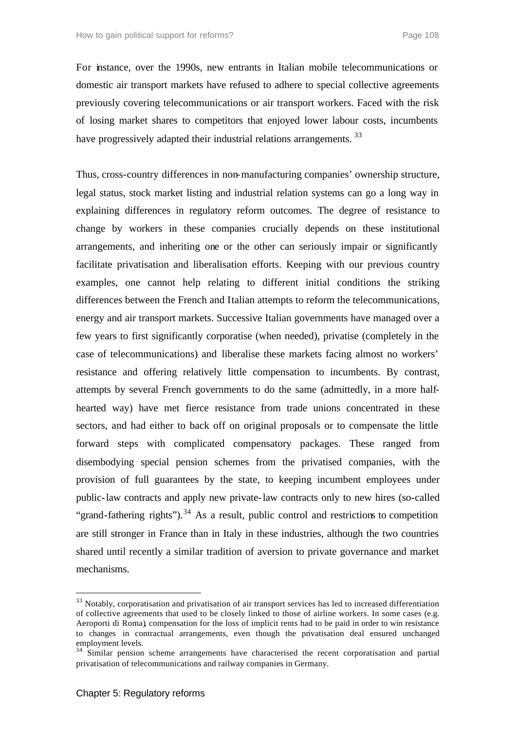For instance, over the 1990s, new entrants in Italian mobile telecommunications or domestic air transport markets have refused to adhere to special collective agreements previously covering telecommunications or air transport workers. Faced with the risk of losing market shares to competitors that enjoyed lower labour costs, incumbents have progressively adapted their industrial relations arrangements. [33]

Thus, cross-country differences in non-manufacturing companies' ownership structure, legal status, stock market listing and industrial relation systems can go a long way in explaining differences in regulatory reform outcomes. The degree of resistance to change by workers in these companies crucially depends on these institutional arrangements, and inheriting one or the other can seriously impair or significantly facilitate privatisation and liberalisation efforts. Keeping with our previous country examples, one cannot help relating to different initial conditions the striking differences between the French and Italian attempts to reform the telecommunications, energy and air transport markets. Successive Italian governments have managed over a few years to first significantly corporatise (when needed), privatise (completely in the case of telecommunications) and liberalise these markets facing almost no workers' resistance and offering relatively little compensation to incumbents. By contrast, attempts by several French governments to do the same (admittedly, in a more half-hearted way) have met fierce resistance from trade unions concentrated in these sectors, and had either to back off on original proposals or to compensate the little forward steps with complicated compensatory packages. These ranged from disembodying special pension schemes from the privatised companies, with the provision of full guarantees by the state, to keeping incumbent employees under public-law contracts and apply new private-law contracts only to new hires (so-called "grand-fathering rights").[34] As a result, public control and restrictions to competition are still stronger in France than in Italy in these industries, although the two countries shared until recently a similar tradition of aversion to private governance and market mechanisms.

---

[33] Notably, corporatisation and privatisation of air transport services has led to increased differentiation of collective agreements that used to be closely linked to those of airline workers. In some cases (e.g. Aeroporti di Roma), compensation for the loss of implicit rents had to be paid in order to win resistance to changes in contractual arrangements, even though the privatisation deal ensured unchanged employment levels.

[34] Similar pension scheme arrangements have characterised the recent corporatisation and partial privatisation of telecommunications and railway companies in Germany.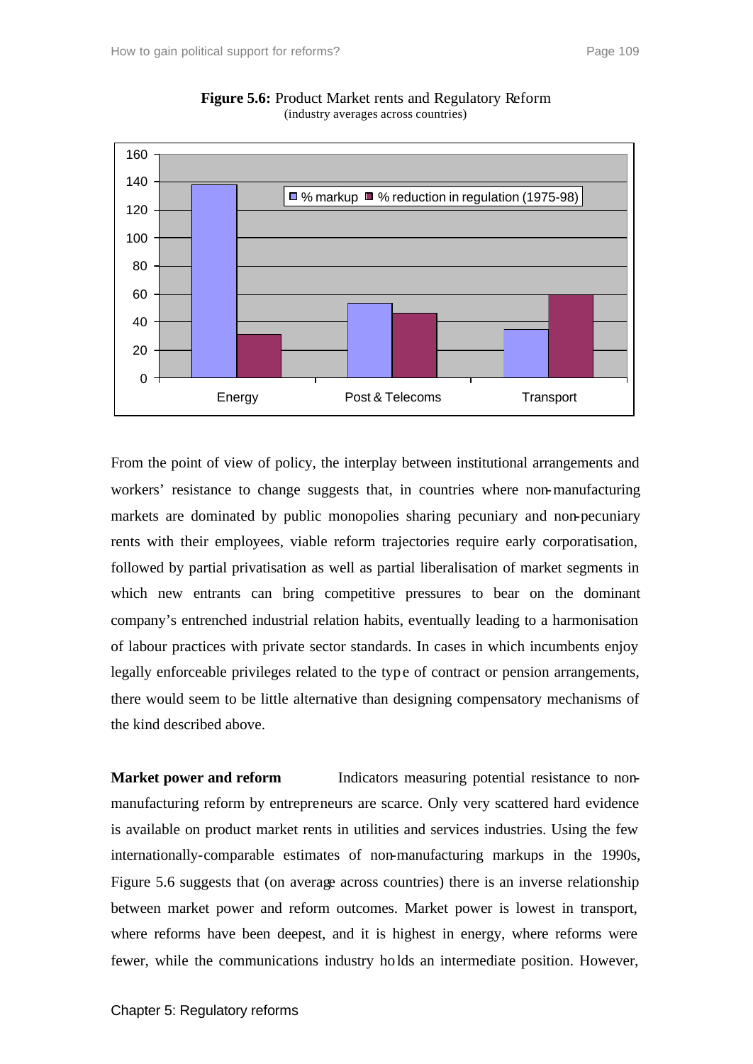**Figure 5.6:** Product Market rents and Regulatory Reform
(industry averages across countries)

From the point of view of policy, the interplay between institutional arrangements and workers' resistance to change suggests that, in countries where non-manufacturing markets are dominated by public monopolies sharing pecuniary and non-pecuniary rents with their employees, viable reform trajectories require early corporatisation, followed by partial privatisation as well as partial liberalisation of market segments in which new entrants can bring competitive pressures to bear on the dominant company's entrenched industrial relation habits, eventually leading to a harmonisation of labour practices with private sector standards. In cases in which incumbents enjoy legally enforceable privileges related to the type of contract or pension arrangements, there would seem to be little alternative than designing compensatory mechanisms of the kind described above.

**Market power and reform** Indicators measuring potential resistance to non-manufacturing reform by entrepreneurs are scarce. Only very scattered hard evidence is available on product market rents in utilities and services industries. Using the few internationally-comparable estimates of non-manufacturing markups in the 1990s, Figure 5.6 suggests that (on average across countries) there is an inverse relationship between market power and reform outcomes. Market power is lowest in transport, where reforms have been deepest, and it is highest in energy, where reforms were fewer, while the communications industry holds an intermediate position. However,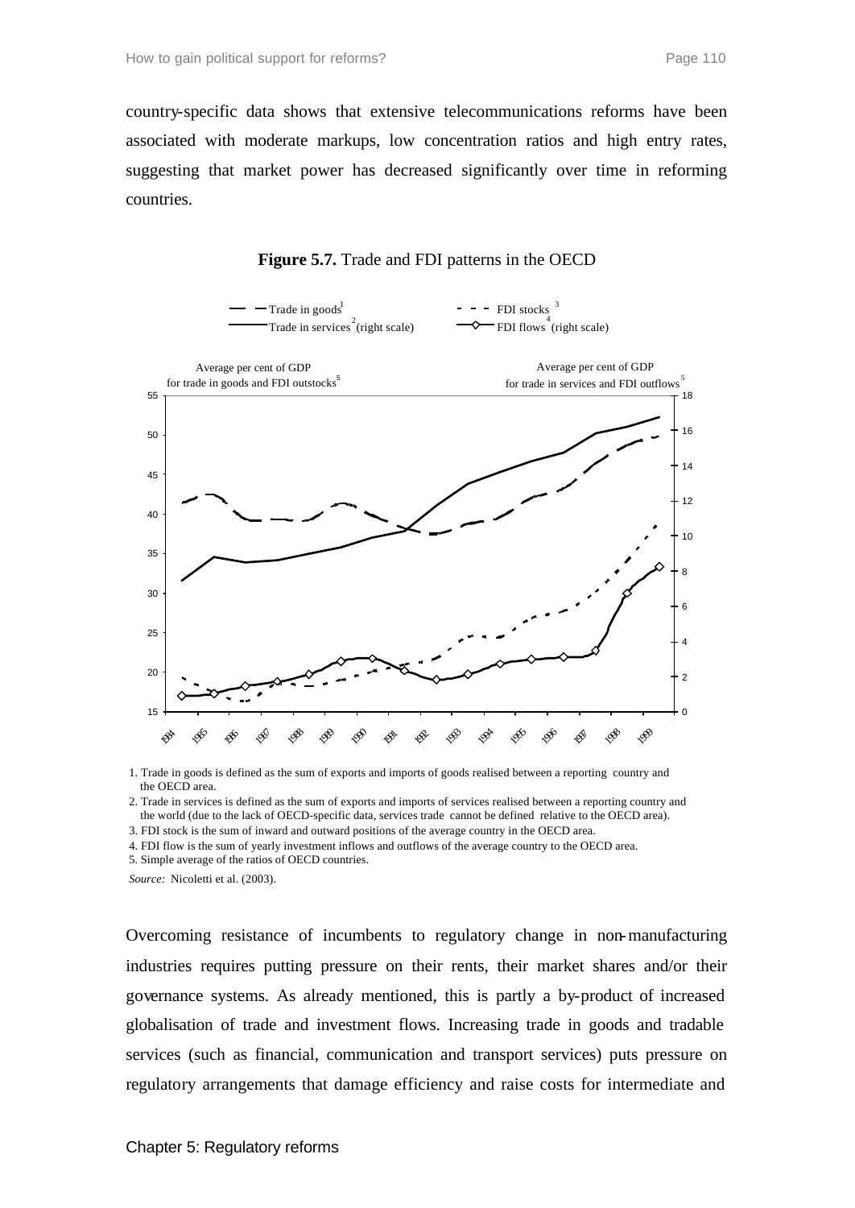country-specific data shows that extensive telecommunications reforms have been associated with moderate markups, low concentration ratios and high entry rates, suggesting that market power has decreased significantly over time in reforming countries.

**Figure 5.7.** Trade and FDI patterns in the OECD

1. Trade in goods is defined as the sum of exports and imports of goods realised between a reporting country and the OECD area.
2. Trade in services is defined as the sum of exports and imports of services realised between a reporting country and the world (due to the lack of OECD-specific data, services trade cannot be defined relative to the OECD area).
3. FDI stock is the sum of inward and outward positions of the average country in the OECD area.
4. FDI flow is the sum of yearly investment inflows and outflows of the average country to the OECD area.
5. Simple average of the ratios of OECD countries.

*Source:* Nicoletti et al. (2003).

Overcoming resistance of incumbents to regulatory change in non-manufacturing industries requires putting pressure on their rents, their market shares and/or their governance systems. As already mentioned, this is partly a by-product of increased globalisation of trade and investment flows. Increasing trade in goods and tradable services (such as financial, communication and transport services) puts pressure on regulatory arrangements that damage efficiency and raise costs for intermediate and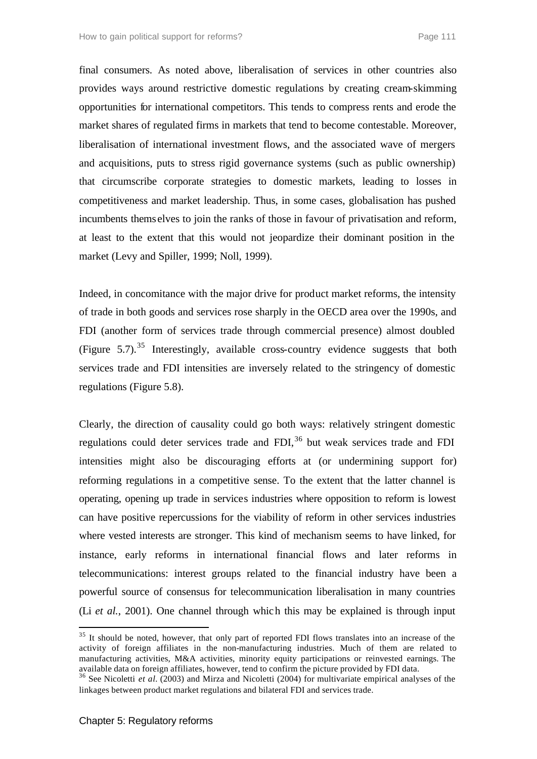final consumers. As noted above, liberalisation of services in other countries also provides ways around restrictive domestic regulations by creating cream-skimming opportunities for international competitors. This tends to compress rents and erode the market shares of regulated firms in markets that tend to become contestable. Moreover, liberalisation of international investment flows, and the associated wave of mergers and acquisitions, puts to stress rigid governance systems (such as public ownership) that circumscribe corporate strategies to domestic markets, leading to losses in competitiveness and market leadership. Thus, in some cases, globalisation has pushed incumbents themselves to join the ranks of those in favour of privatisation and reform, at least to the extent that this would not jeopardize their dominant position in the market (Levy and Spiller, 1999; Noll, 1999).

Indeed, in concomitance with the major drive for product market reforms, the intensity of trade in both goods and services rose sharply in the OECD area over the 1990s, and FDI (another form of services trade through commercial presence) almost doubled (Figure 5.7).[35] Interestingly, available cross-country evidence suggests that both services trade and FDI intensities are inversely related to the stringency of domestic regulations (Figure 5.8).

Clearly, the direction of causality could go both ways: relatively stringent domestic regulations could deter services trade and FDI,[36] but weak services trade and FDI intensities might also be discouraging efforts at (or undermining support for) reforming regulations in a competitive sense. To the extent that the latter channel is operating, opening up trade in services industries where opposition to reform is lowest can have positive repercussions for the viability of reform in other services industries where vested interests are stronger. This kind of mechanism seems to have linked, for instance, early reforms in international financial flows and later reforms in telecommunications: interest groups related to the financial industry have been a powerful source of consensus for telecommunication liberalisation in many countries (Li *et al.*, 2001). One channel through which this may be explained is through input

[35] It should be noted, however, that only part of reported FDI flows translates into an increase of the activity of foreign affiliates in the non-manufacturing industries. Much of them are related to manufacturing activities, M&A activities, minority equity participations or reinvested earnings. The available data on foreign affiliates, however, tend to confirm the picture provided by FDI data.

[36] See Nicoletti *et al.* (2003) and Mirza and Nicoletti (2004) for multivariate empirical analyses of the linkages between product market regulations and bilateral FDI and services trade.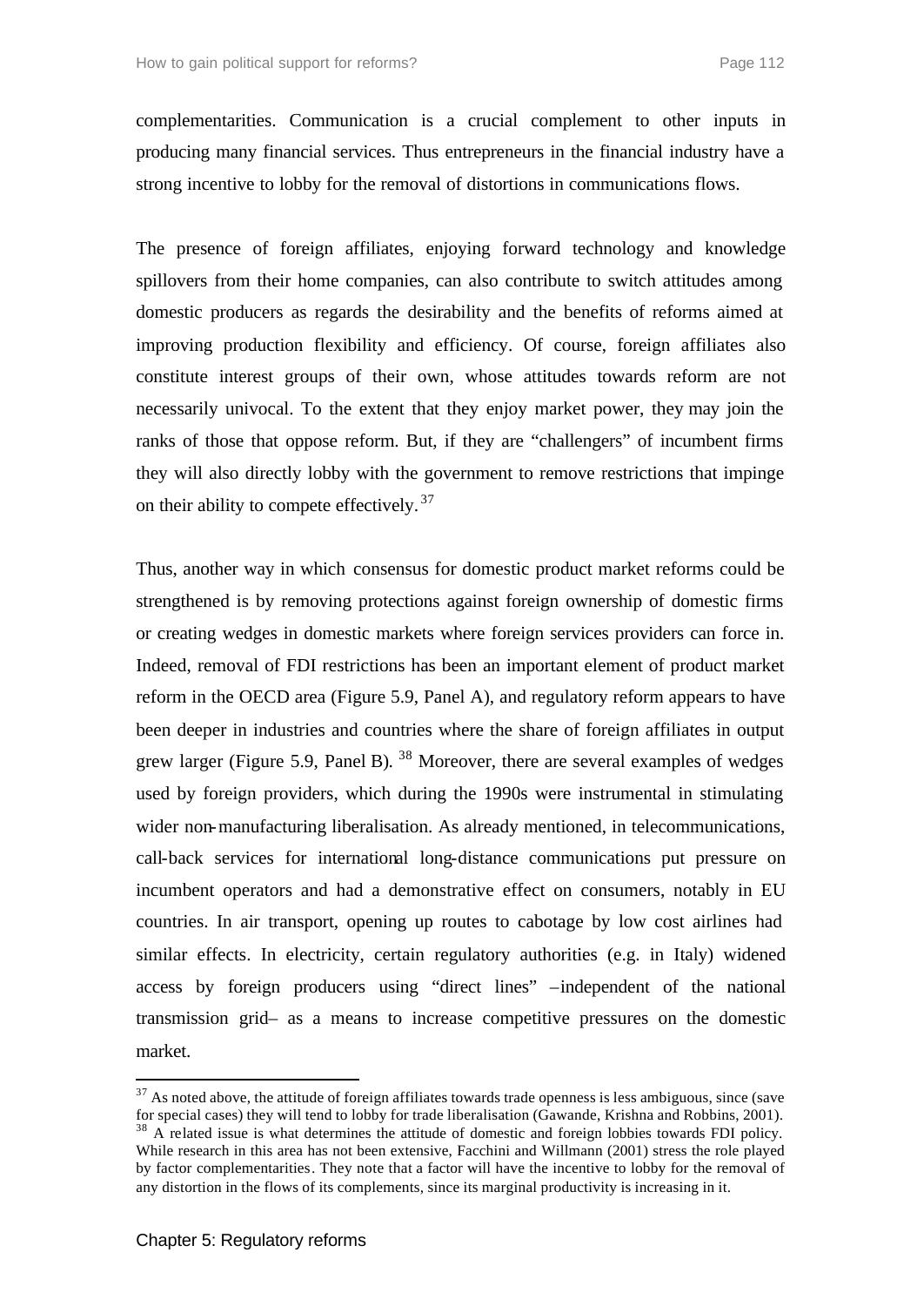complementarities. Communication is a crucial complement to other inputs in producing many financial services. Thus entrepreneurs in the financial industry have a strong incentive to lobby for the removal of distortions in communications flows.

The presence of foreign affiliates, enjoying forward technology and knowledge spillovers from their home companies, can also contribute to switch attitudes among domestic producers as regards the desirability and the benefits of reforms aimed at improving production flexibility and efficiency. Of course, foreign affiliates also constitute interest groups of their own, whose attitudes towards reform are not necessarily univocal. To the extent that they enjoy market power, they may join the ranks of those that oppose reform. But, if they are "challengers" of incumbent firms they will also directly lobby with the government to remove restrictions that impinge on their ability to compete effectively.[37]

Thus, another way in which consensus for domestic product market reforms could be strengthened is by removing protections against foreign ownership of domestic firms or creating wedges in domestic markets where foreign services providers can force in. Indeed, removal of FDI restrictions has been an important element of product market reform in the OECD area (Figure 5.9, Panel A), and regulatory reform appears to have been deeper in industries and countries where the share of foreign affiliates in output grew larger (Figure 5.9, Panel B).[38] Moreover, there are several examples of wedges used by foreign providers, which during the 1990s were instrumental in stimulating wider non-manufacturing liberalisation. As already mentioned, in telecommunications, call-back services for international long-distance communications put pressure on incumbent operators and had a demonstrative effect on consumers, notably in EU countries. In air transport, opening up routes to cabotage by low cost airlines had similar effects. In electricity, certain regulatory authorities (e.g. in Italy) widened access by foreign producers using "direct lines" –independent of the national transmission grid– as a means to increase competitive pressures on the domestic market.

[37] As noted above, the attitude of foreign affiliates towards trade openness is less ambiguous, since (save for special cases) they will tend to lobby for trade liberalisation (Gawande, Krishna and Robbins, 2001).

[38] A related issue is what determines the attitude of domestic and foreign lobbies towards FDI policy. While research in this area has not been extensive, Facchini and Willmann (2001) stress the role played by factor complementarities. They note that a factor will have the incentive to lobby for the removal of any distortion in the flows of its complements, since its marginal productivity is increasing in it.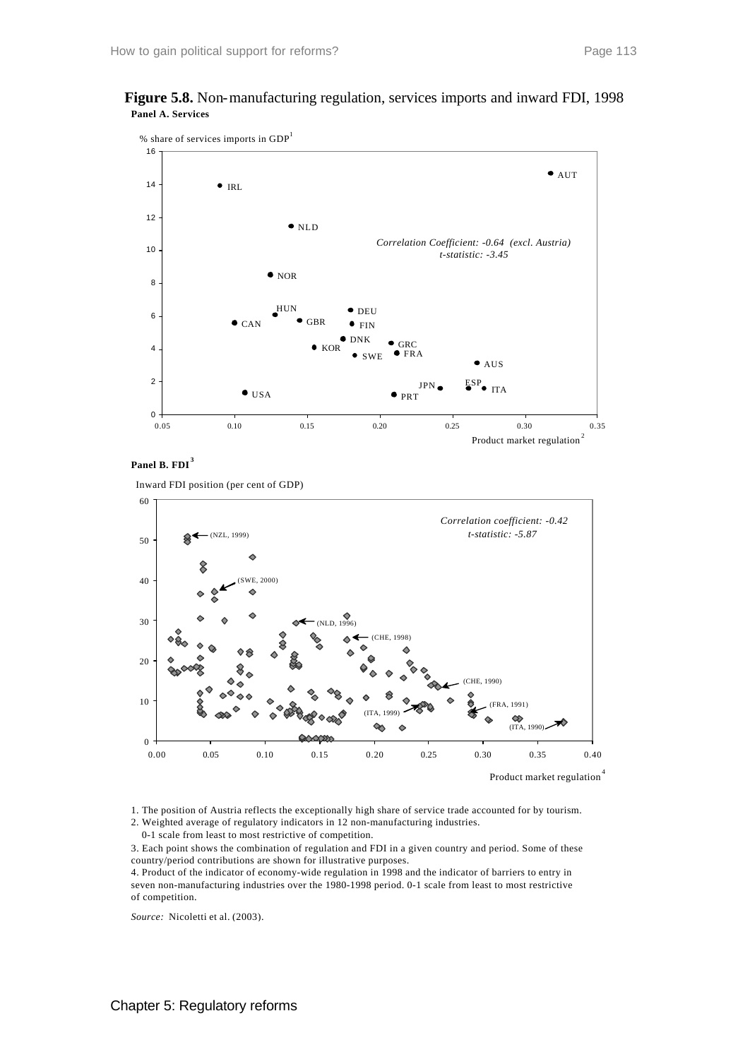**Figure 5.8.** Non-manufacturing regulation, services imports and inward FDI, 1998

**Panel A. Services**

% share of services imports in GDP[1]

*Correlation Coefficient: -0.64 (excl. Austria)*
*t-statistic: -3.45*

Product market regulation[2]

**Panel B. FDI[3]**

Inward FDI position (per cent of GDP)

*Correlation coefficient: -0.42*
*t-statistic: -5.87*

Product market regulation[4]

1. The position of Austria reflects the exceptionally high share of service trade accounted for by tourism.
2. Weighted average of regulatory indicators in 12 non-manufacturing industries.
   0-1 scale from least to most restrictive of competition.
3. Each point shows the combination of regulation and FDI in a given country and period. Some of these country/period contributions are shown for illustrative purposes.
4. Product of the indicator of economy-wide regulation in 1998 and the indicator of barriers to entry in seven non-manufacturing industries over the 1980-1998 period. 0-1 scale from least to most restrictive of competition.

*Source:* Nicoletti et al. (2003).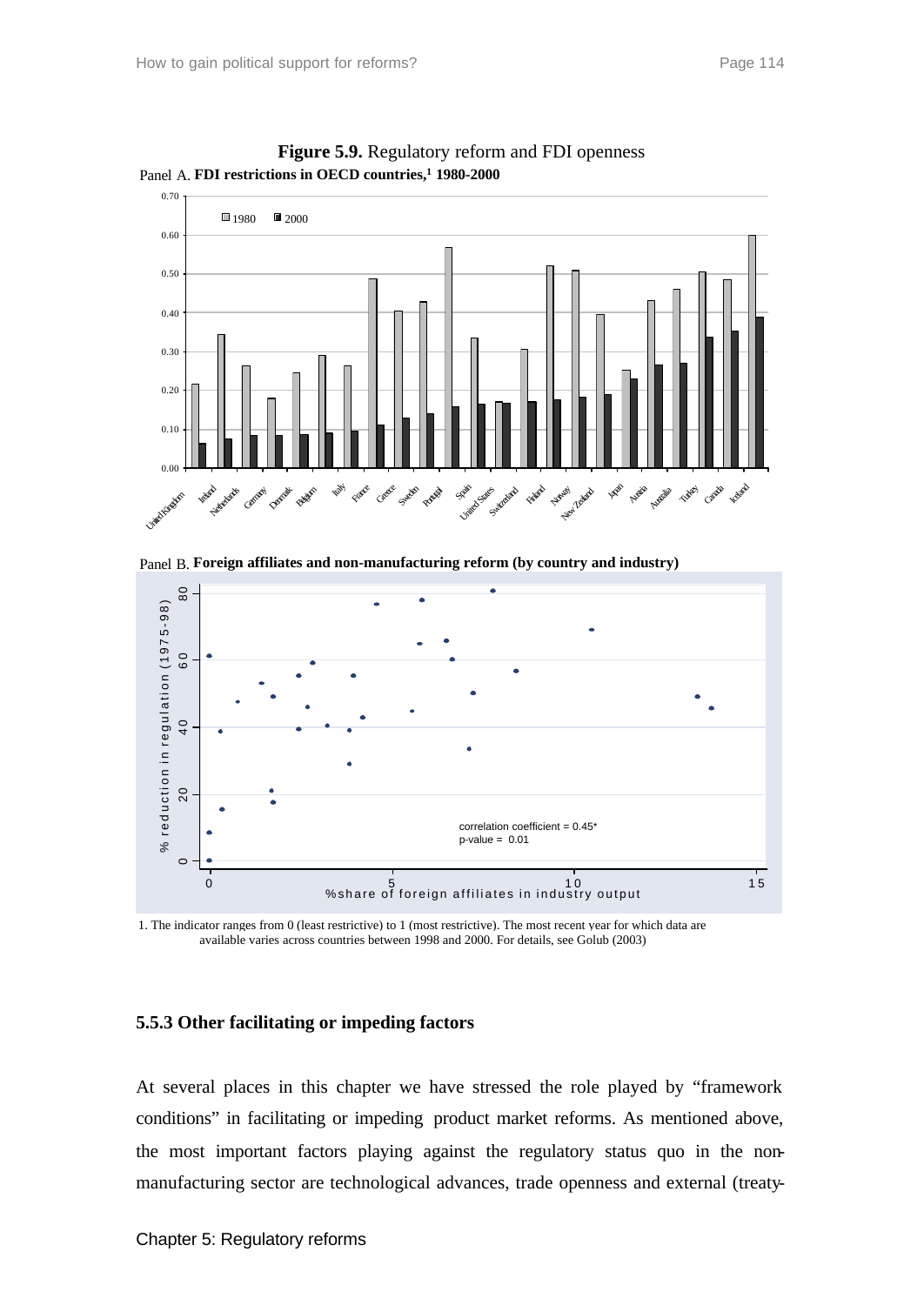**Figure 5.9.** Regulatory reform and FDI openness

Panel A. **FDI restrictions in OECD countries,[1] 1980-2000**

Panel B. **Foreign affiliates and non-manufacturing reform (by country and industry)**

1. The indicator ranges from 0 (least restrictive) to 1 (most restrictive). The most recent year for which data are available varies across countries between 1998 and 2000. For details, see Golub (2003)

### 5.5.3 Other facilitating or impeding factors

At several places in this chapter we have stressed the role played by "framework conditions" in facilitating or impeding product market reforms. As mentioned above, the most important factors playing against the regulatory status quo in the non-manufacturing sector are technological advances, trade openness and external (treaty-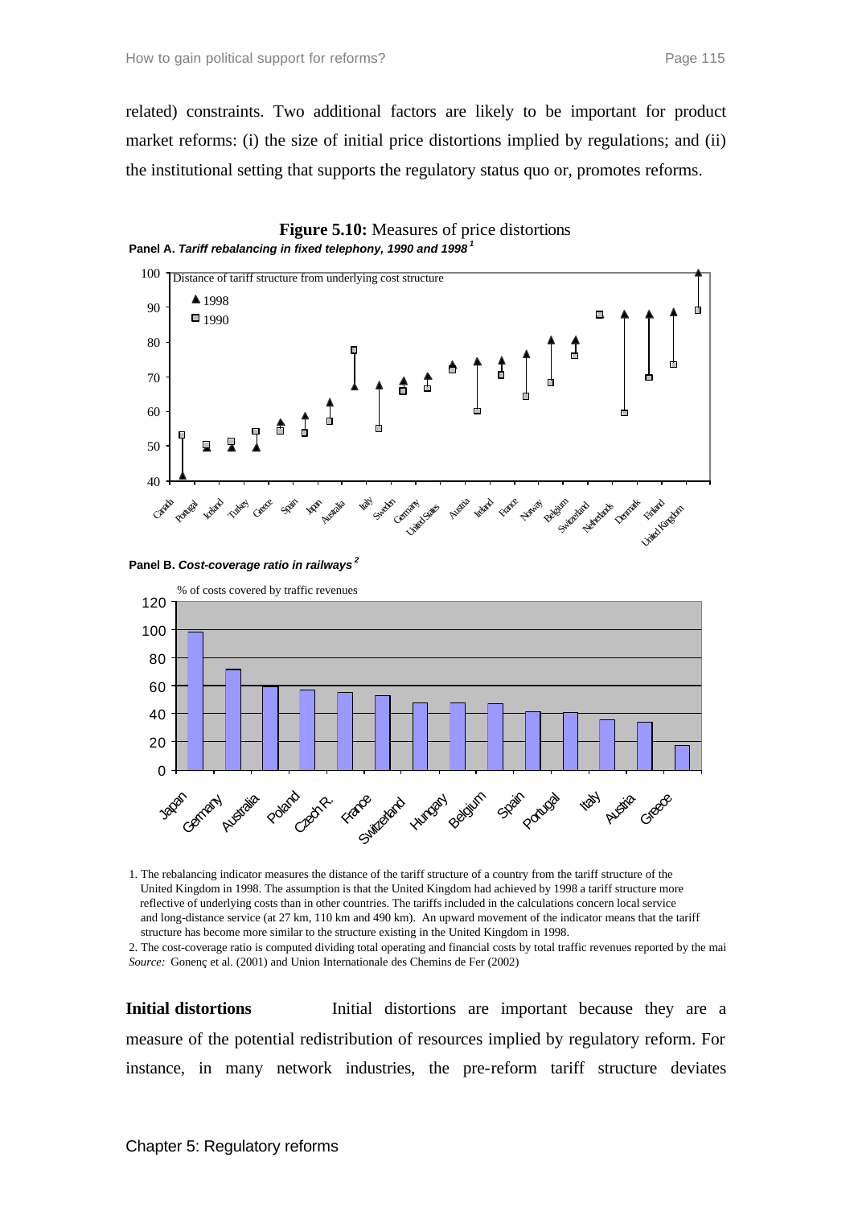related) constraints. Two additional factors are likely to be important for product market reforms: (i) the size of initial price distortions implied by regulations; and (ii) the institutional setting that supports the regulatory status quo or, promotes reforms.

**Figure 5.10:** Measures of price distortions

**Panel A.** ***Tariff rebalancing in fixed telephony, 1990 and 1998*** [1]

**Panel B.** ***Cost-coverage ratio in railways*** [2]

1. The rebalancing indicator measures the distance of the tariff structure of a country from the tariff structure of the United Kingdom in 1998. The assumption is that the United Kingdom had achieved by 1998 a tariff structure more reflective of underlying costs than in other countries. The tariffs included in the calculations concern local service and long-distance service (at 27 km, 110 km and 490 km). An upward movement of the indicator means that the tariff structure has become more similar to the structure existing in the United Kingdom in 1998.
2. The cost-coverage ratio is computed dividing total operating and financial costs by total traffic revenues reported by the mai

*Source:* Gonenç et al. (2001) and Union Internationale des Chemins de Fer (2002)

**Initial distortions** Initial distortions are important because they are a measure of the potential redistribution of resources implied by regulatory reform. For instance, in many network industries, the pre-reform tariff structure deviates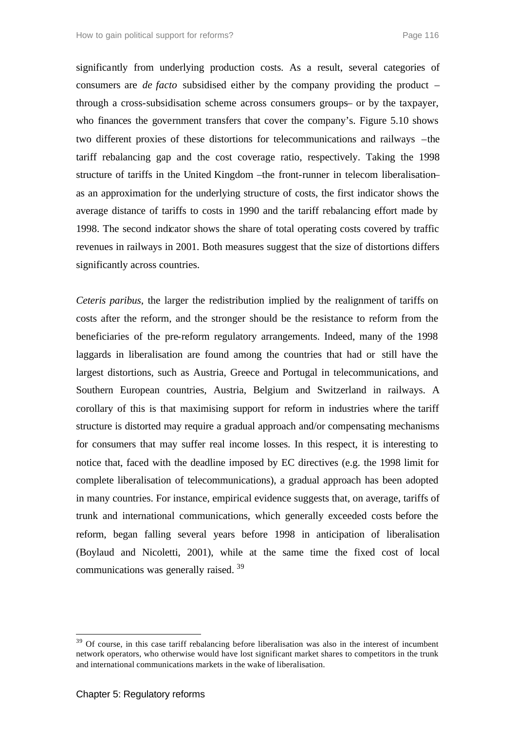significantly from underlying production costs. As a result, several categories of consumers are *de facto* subsidised either by the company providing the product – through a cross-subsidisation scheme across consumers groups– or by the taxpayer, who finances the government transfers that cover the company's. Figure 5.10 shows two different proxies of these distortions for telecommunications and railways –the tariff rebalancing gap and the cost coverage ratio, respectively. Taking the 1998 structure of tariffs in the United Kingdom –the front-runner in telecom liberalisation– as an approximation for the underlying structure of costs, the first indicator shows the average distance of tariffs to costs in 1990 and the tariff rebalancing effort made by 1998. The second indicator shows the share of total operating costs covered by traffic revenues in railways in 2001. Both measures suggest that the size of distortions differs significantly across countries.

*Ceteris paribus*, the larger the redistribution implied by the realignment of tariffs on costs after the reform, and the stronger should be the resistance to reform from the beneficiaries of the pre-reform regulatory arrangements. Indeed, many of the 1998 laggards in liberalisation are found among the countries that had or still have the largest distortions, such as Austria, Greece and Portugal in telecommunications, and Southern European countries, Austria, Belgium and Switzerland in railways. A corollary of this is that maximising support for reform in industries where the tariff structure is distorted may require a gradual approach and/or compensating mechanisms for consumers that may suffer real income losses. In this respect, it is interesting to notice that, faced with the deadline imposed by EC directives (e.g. the 1998 limit for complete liberalisation of telecommunications), a gradual approach has been adopted in many countries. For instance, empirical evidence suggests that, on average, tariffs of trunk and international communications, which generally exceeded costs before the reform, began falling several years before 1998 in anticipation of liberalisation (Boylaud and Nicoletti, 2001), while at the same time the fixed cost of local communications was generally raised. [39]

[39] Of course, in this case tariff rebalancing before liberalisation was also in the interest of incumbent network operators, who otherwise would have lost significant market shares to competitors in the trunk and international communications markets in the wake of liberalisation.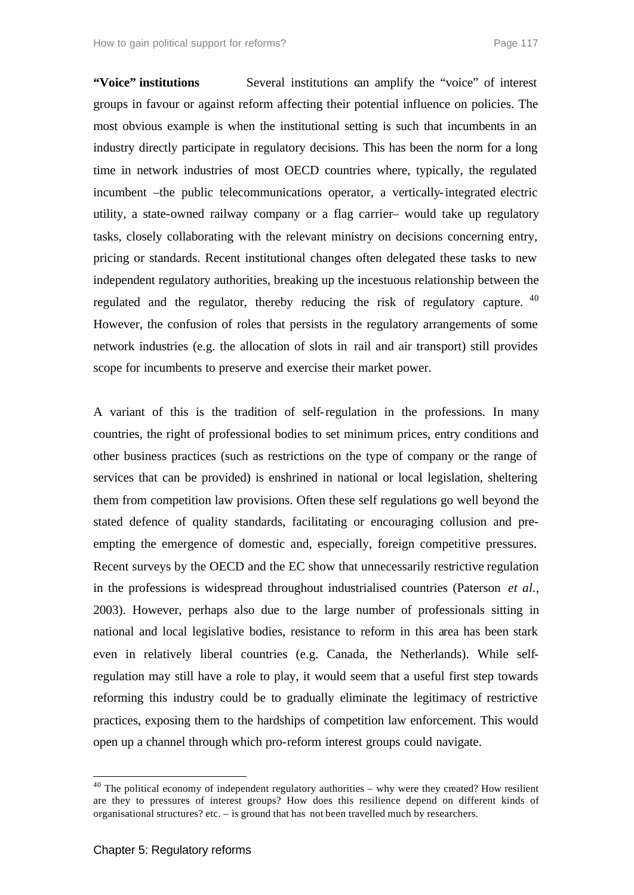**"Voice" institutions** Several institutions can amplify the "voice" of interest groups in favour or against reform affecting their potential influence on policies. The most obvious example is when the institutional setting is such that incumbents in an industry directly participate in regulatory decisions. This has been the norm for a long time in network industries of most OECD countries where, typically, the regulated incumbent –the public telecommunications operator, a vertically-integrated electric utility, a state-owned railway company or a flag carrier– would take up regulatory tasks, closely collaborating with the relevant ministry on decisions concerning entry, pricing or standards. Recent institutional changes often delegated these tasks to new independent regulatory authorities, breaking up the incestuous relationship between the regulated and the regulator, thereby reducing the risk of regulatory capture. [40] However, the confusion of roles that persists in the regulatory arrangements of some network industries (e.g. the allocation of slots in rail and air transport) still provides scope for incumbents to preserve and exercise their market power.

A variant of this is the tradition of self-regulation in the professions. In many countries, the right of professional bodies to set minimum prices, entry conditions and other business practices (such as restrictions on the type of company or the range of services that can be provided) is enshrined in national or local legislation, sheltering them from competition law provisions. Often these self regulations go well beyond the stated defence of quality standards, facilitating or encouraging collusion and pre-empting the emergence of domestic and, especially, foreign competitive pressures. Recent surveys by the OECD and the EC show that unnecessarily restrictive regulation in the professions is widespread throughout industrialised countries (Paterson *et al.*, 2003). However, perhaps also due to the large number of professionals sitting in national and local legislative bodies, resistance to reform in this area has been stark even in relatively liberal countries (e.g. Canada, the Netherlands). While self-regulation may still have a role to play, it would seem that a useful first step towards reforming this industry could be to gradually eliminate the legitimacy of restrictive practices, exposing them to the hardships of competition law enforcement. This would open up a channel through which pro-reform interest groups could navigate.

[40] The political economy of independent regulatory authorities – why were they created? How resilient are they to pressures of interest groups? How does this resilience depend on different kinds of organisational structures? etc. – is ground that has not been travelled much by researchers.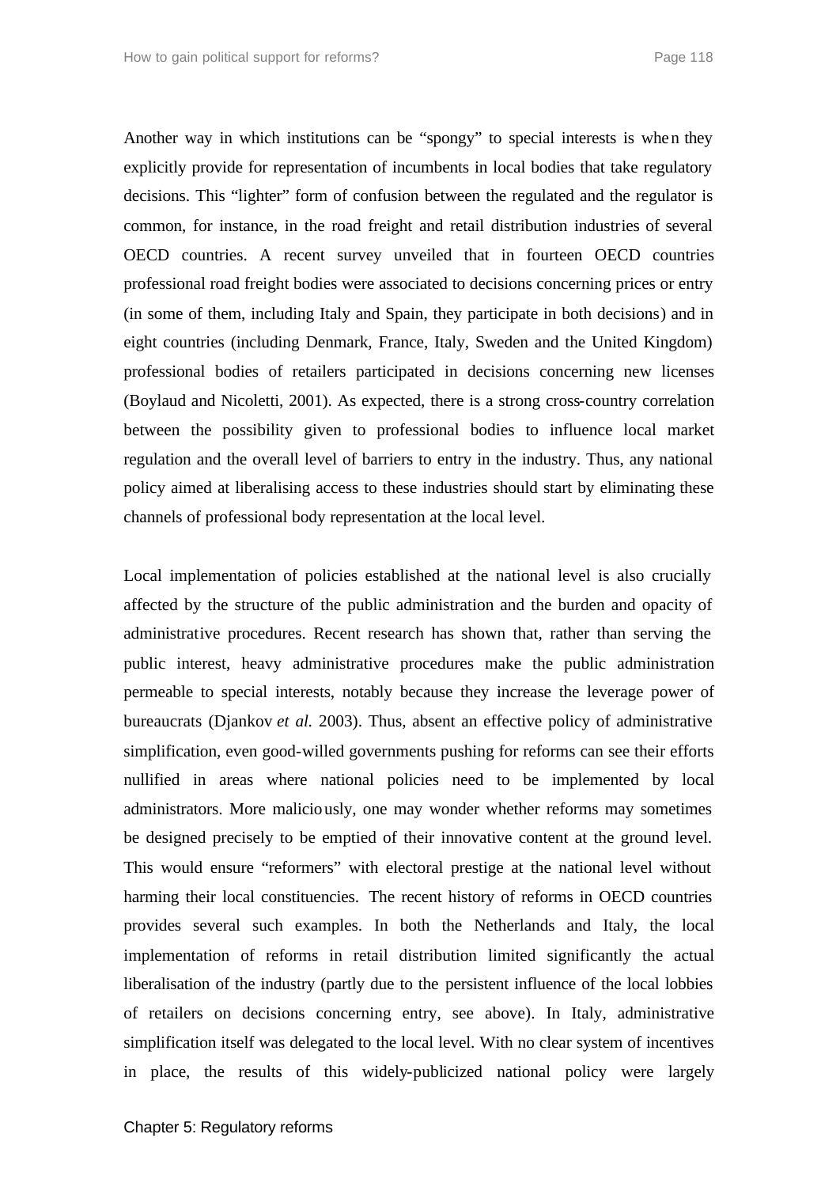Another way in which institutions can be "spongy" to special interests is when they explicitly provide for representation of incumbents in local bodies that take regulatory decisions. This "lighter" form of confusion between the regulated and the regulator is common, for instance, in the road freight and retail distribution industries of several OECD countries. A recent survey unveiled that in fourteen OECD countries professional road freight bodies were associated to decisions concerning prices or entry (in some of them, including Italy and Spain, they participate in both decisions) and in eight countries (including Denmark, France, Italy, Sweden and the United Kingdom) professional bodies of retailers participated in decisions concerning new licenses (Boylaud and Nicoletti, 2001). As expected, there is a strong cross-country correlation between the possibility given to professional bodies to influence local market regulation and the overall level of barriers to entry in the industry. Thus, any national policy aimed at liberalising access to these industries should start by eliminating these channels of professional body representation at the local level.

Local implementation of policies established at the national level is also crucially affected by the structure of the public administration and the burden and opacity of administrative procedures. Recent research has shown that, rather than serving the public interest, heavy administrative procedures make the public administration permeable to special interests, notably because they increase the leverage power of bureaucrats (Djankov *et al.* 2003). Thus, absent an effective policy of administrative simplification, even good-willed governments pushing for reforms can see their efforts nullified in areas where national policies need to be implemented by local administrators. More maliciously, one may wonder whether reforms may sometimes be designed precisely to be emptied of their innovative content at the ground level. This would ensure "reformers" with electoral prestige at the national level without harming their local constituencies. The recent history of reforms in OECD countries provides several such examples. In both the Netherlands and Italy, the local implementation of reforms in retail distribution limited significantly the actual liberalisation of the industry (partly due to the persistent influence of the local lobbies of retailers on decisions concerning entry, see above). In Italy, administrative simplification itself was delegated to the local level. With no clear system of incentives in place, the results of this widely-publicized national policy were largely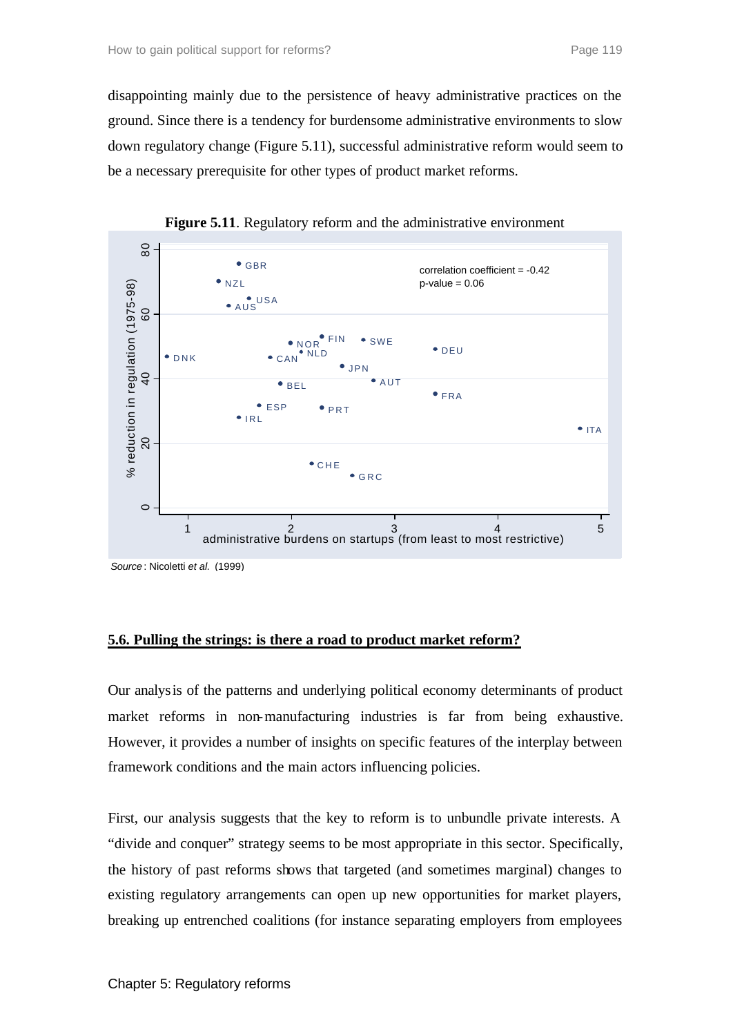disappointing mainly due to the persistence of heavy administrative practices on the ground. Since there is a tendency for burdensome administrative environments to slow down regulatory change (Figure 5.11), successful administrative reform would seem to be a necessary prerequisite for other types of product market reforms.

**Figure 5.11**. Regulatory reform and the administrative environment

*Source*: Nicoletti *et al.* (1999)

**5.6. Pulling the strings: is there a road to product market reform?**

Our analysis of the patterns and underlying political economy determinants of product market reforms in non-manufacturing industries is far from being exhaustive. However, it provides a number of insights on specific features of the interplay between framework conditions and the main actors influencing policies.

First, our analysis suggests that the key to reform is to unbundle private interests. A "divide and conquer" strategy seems to be most appropriate in this sector. Specifically, the history of past reforms shows that targeted (and sometimes marginal) changes to existing regulatory arrangements can open up new opportunities for market players, breaking up entrenched coalitions (for instance separating employers from employees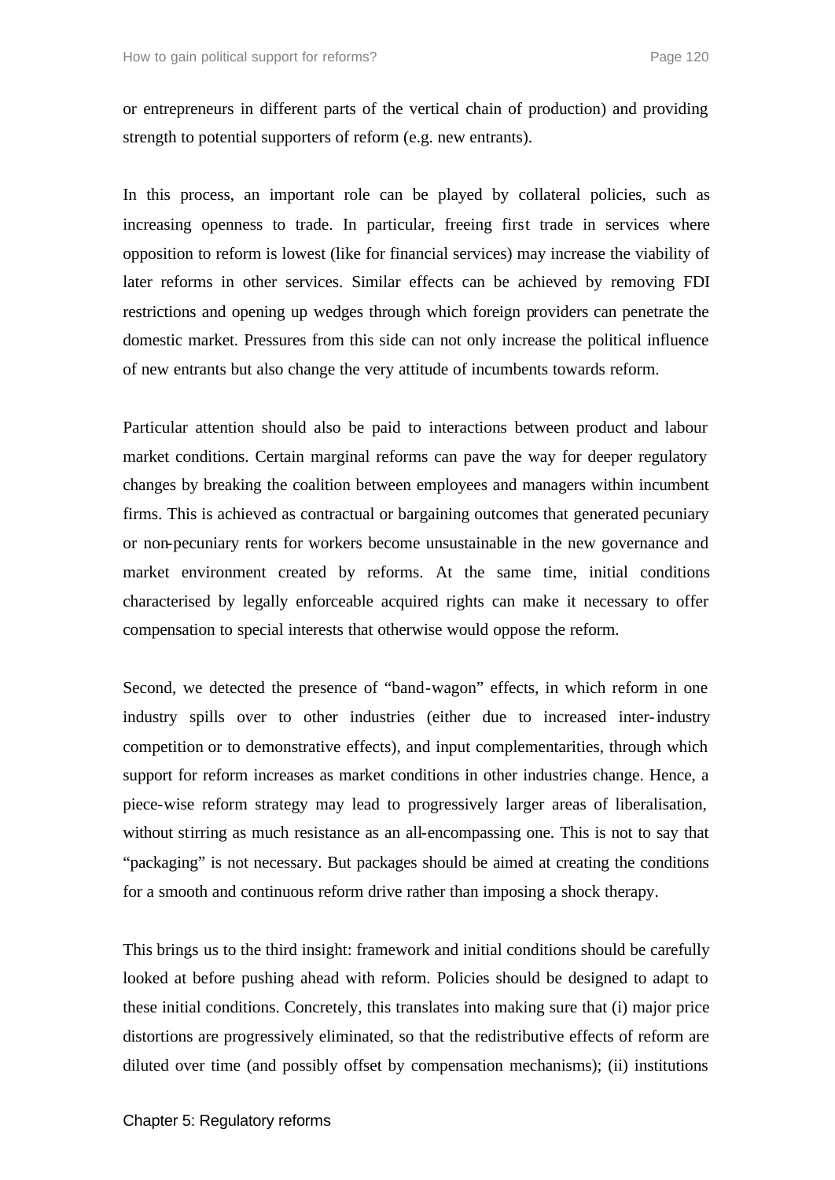or entrepreneurs in different parts of the vertical chain of production) and providing strength to potential supporters of reform (e.g. new entrants).

In this process, an important role can be played by collateral policies, such as increasing openness to trade. In particular, freeing first trade in services where opposition to reform is lowest (like for financial services) may increase the viability of later reforms in other services. Similar effects can be achieved by removing FDI restrictions and opening up wedges through which foreign providers can penetrate the domestic market. Pressures from this side can not only increase the political influence of new entrants but also change the very attitude of incumbents towards reform.

Particular attention should also be paid to interactions between product and labour market conditions. Certain marginal reforms can pave the way for deeper regulatory changes by breaking the coalition between employees and managers within incumbent firms. This is achieved as contractual or bargaining outcomes that generated pecuniary or non-pecuniary rents for workers become unsustainable in the new governance and market environment created by reforms. At the same time, initial conditions characterised by legally enforceable acquired rights can make it necessary to offer compensation to special interests that otherwise would oppose the reform.

Second, we detected the presence of "band-wagon" effects, in which reform in one industry spills over to other industries (either due to increased inter-industry competition or to demonstrative effects), and input complementarities, through which support for reform increases as market conditions in other industries change. Hence, a piece-wise reform strategy may lead to progressively larger areas of liberalisation, without stirring as much resistance as an all-encompassing one. This is not to say that "packaging" is not necessary. But packages should be aimed at creating the conditions for a smooth and continuous reform drive rather than imposing a shock therapy.

This brings us to the third insight: framework and initial conditions should be carefully looked at before pushing ahead with reform. Policies should be designed to adapt to these initial conditions. Concretely, this translates into making sure that (i) major price distortions are progressively eliminated, so that the redistributive effects of reform are diluted over time (and possibly offset by compensation mechanisms); (ii) institutions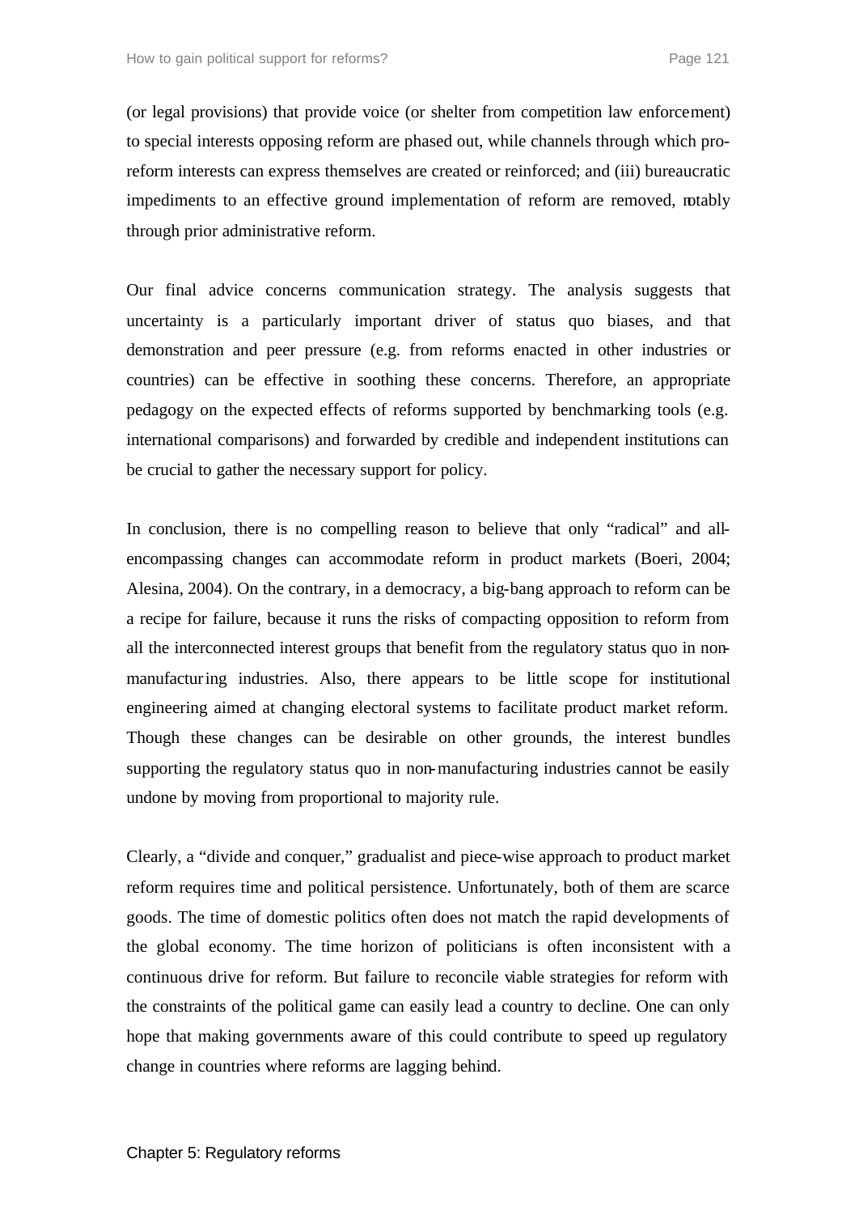(or legal provisions) that provide voice (or shelter from competition law enforcement) to special interests opposing reform are phased out, while channels through which pro-reform interests can express themselves are created or reinforced; and (iii) bureaucratic impediments to an effective ground implementation of reform are removed, notably through prior administrative reform.

Our final advice concerns communication strategy. The analysis suggests that uncertainty is a particularly important driver of status quo biases, and that demonstration and peer pressure (e.g. from reforms enacted in other industries or countries) can be effective in soothing these concerns. Therefore, an appropriate pedagogy on the expected effects of reforms supported by benchmarking tools (e.g. international comparisons) and forwarded by credible and independent institutions can be crucial to gather the necessary support for policy.

In conclusion, there is no compelling reason to believe that only "radical" and all-encompassing changes can accommodate reform in product markets (Boeri, 2004; Alesina, 2004). On the contrary, in a democracy, a big-bang approach to reform can be a recipe for failure, because it runs the risks of compacting opposition to reform from all the interconnected interest groups that benefit from the regulatory status quo in non-manufacturing industries. Also, there appears to be little scope for institutional engineering aimed at changing electoral systems to facilitate product market reform. Though these changes can be desirable on other grounds, the interest bundles supporting the regulatory status quo in non-manufacturing industries cannot be easily undone by moving from proportional to majority rule.

Clearly, a "divide and conquer," gradualist and piece-wise approach to product market reform requires time and political persistence. Unfortunately, both of them are scarce goods. The time of domestic politics often does not match the rapid developments of the global economy. The time horizon of politicians is often inconsistent with a continuous drive for reform. But failure to reconcile viable strategies for reform with the constraints of the political game can easily lead a country to decline. One can only hope that making governments aware of this could contribute to speed up regulatory change in countries where reforms are lagging behind.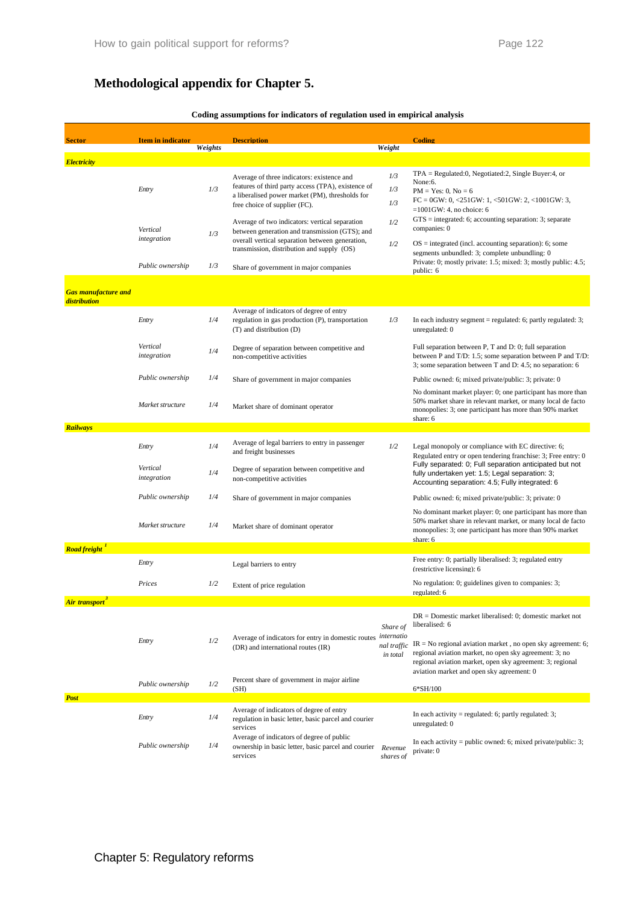# Methodological appendix for Chapter 5.

**Coding assumptions for indicators of regulation used in empirical analysis**

| Sector | Item in indicator | Weights | Description | Weight | Coding |
|---|---|---|---|---|---|
| ***Electricity*** | | | | | |
| | *Entry* | *1/3* | Average of three indicators: existence and features of third party access (TPA), existence of a liberalised power market (PM), thresholds for free choice of supplier (FC). | *1/3* *1/3* *1/3* | TPA = Regulated:0, Negotiated:2, Single Buyer:4, or None:6. PM = Yes: 0, No = 6 FC = 0GW: 0, <251GW: 1, <501GW: 2, <1001GW: 3, =1001GW: 4, no choice: 6 |
| | *Vertical integration* | *1/3* | Average of two indicators: vertical separation between generation and transmission (GTS); and overall vertical separation between generation, transmission, distribution and supply (OS) | *1/2* *1/2* | GTS = integrated: 6; accounting separation: 3; separate companies: 0 OS = integrated (incl. accounting separation): 6; some segments unbundled: 3; complete unbundling: 0 |
| | *Public ownership* | *1/3* | Share of government in major companies | | Private: 0; mostly private: 1.5; mixed: 3; mostly public: 4.5; public: 6 |
| ***Gas manufacture and distribution*** | | | | | |
| | *Entry* | *1/4* | Average of indicators of degree of entry regulation in gas production (P), transportation (T) and distribution (D) | *1/3* | In each industry segment = regulated: 6; partly regulated: 3; unregulated: 0 |
| | *Vertical integration* | *1/4* | Degree of separation between competitive and non-competitive activities | | Full separation between P, T and D: 0; full separation between P and T/D: 1.5; some separation between P and T/D: 3; some separation between T and D: 4.5; no separation: 6 |
| | *Public ownership* | *1/4* | Share of government in major companies | | Public owned: 6; mixed private/public: 3; private: 0 |
| | *Market structure* | *1/4* | Market share of dominant operator | | No dominant market player: 0; one participant has more than 50% market share in relevant market, or many local de facto monopolies: 3; one participant has more than 90% market share: 6 |
| ***Railways*** | | | | | |
| | *Entry* | *1/4* | Average of legal barriers to entry in passenger and freight businesses | *1/2* | Legal monopoly or compliance with EC directive: 6; Regulated entry or open tendering franchise: 3; Free entry: 0 |
| | *Vertical integration* | *1/4* | Degree of separation between competitive and non-competitive activities | | Fully separated: 0; Full separation anticipated but not fully undertaken yet: 1.5; Legal separation: 3; Accounting separation: 4.5; Fully integrated: 6 |
| | *Public ownership* | *1/4* | Share of government in major companies | | Public owned: 6; mixed private/public: 3; private: 0 |
| | *Market structure* | *1/4* | Market share of dominant operator | | No dominant market player: 0; one participant has more than 50% market share in relevant market, or many local de facto monopolies: 3; one participant has more than 90% market share: 6 |
| ***Road freight*** [1] | | | | | |
| | *Entry* | | Legal barriers to entry | | Free entry: 0; partially liberalised: 3; regulated entry (restrictive licensing): 6 |
| | *Prices* | *1/2* | Extent of price regulation | | No regulation: 0; guidelines given to companies: 3; regulated: 6 |
| ***Air transport*** [3] | | | | | |
| | *Entry* | *1/2* | Average of indicators for entry in domestic routes (DR) and international routes (IR) | *Share of international traffic in total* | DR = Domestic market liberalised: 0; domestic market not liberalised: 6 IR = No regional aviation market , no open sky agreement: 6; regional aviation market, no open sky agreement: 3; no regional aviation market, open sky agreement: 3; regional aviation market and open sky agreement: 0 |
| | *Public ownership* | *1/2* | Percent share of government in major airline (SH) | | 6*SH/100 |
| ***Post*** | | | | | |
| | *Entry* | *1/4* | Average of indicators of degree of entry regulation in basic letter, basic parcel and courier services | | In each activity = regulated: 6; partly regulated: 3; unregulated: 0 |
| | *Public ownership* | *1/4* | Average of indicators of degree of public ownership in basic letter, basic parcel and courier services | *Revenue shares of* | In each activity = public owned: 6; mixed private/public: 3; private: 0 |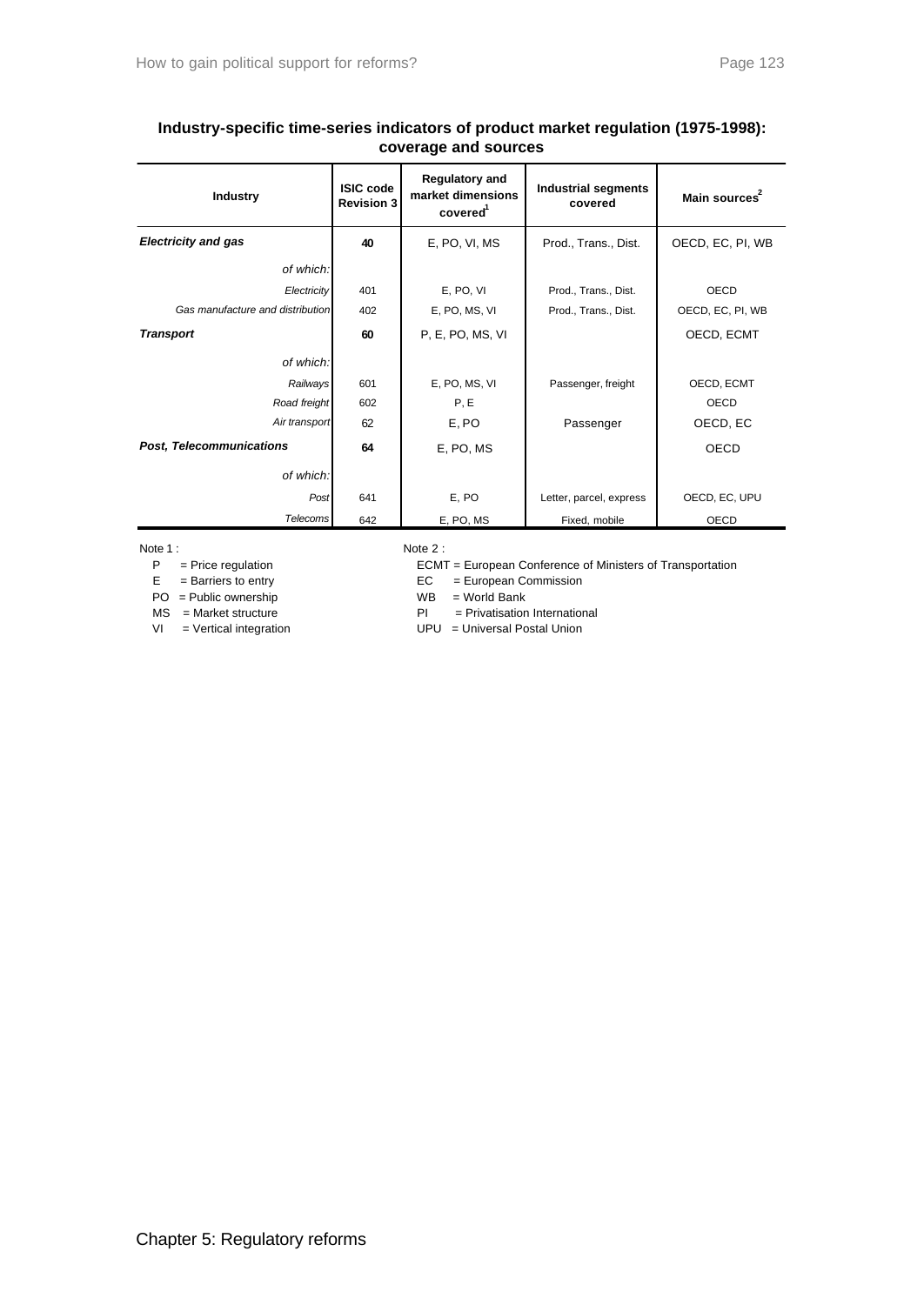**Industry-specific time-series indicators of product market regulation (1975-1998): coverage and sources**

| Industry | ISIC code Revision 3 | Regulatory and market dimensions covered[1] | Industrial segments covered | Main sources[2] |
|---|---|---|---|---|
| ***Electricity and gas*** | **40** | E, PO, VI, MS | Prod., Trans., Dist. | OECD, EC, PI, WB |
| *of which:* | | | | |
| *Electricity* | 401 | E, PO, VI | Prod., Trans., Dist. | OECD |
| *Gas manufacture and distribution* | 402 | E, PO, MS, VI | Prod., Trans., Dist. | OECD, EC, PI, WB |
| ***Transport*** | **60** | P, E, PO, MS, VI | | OECD, ECMT |
| *of which:* | | | | |
| *Railways* | 601 | E, PO, MS, VI | Passenger, freight | OECD, ECMT |
| *Road freight* | 602 | P, E | | OECD |
| *Air transport* | 62 | E, PO | Passenger | OECD, EC |
| ***Post, Telecommunications*** | **64** | E, PO, MS | | OECD |
| *of which:* | | | | |
| *Post* | 641 | E, PO | Letter, parcel, express | OECD, EC, UPU |
| *Telecoms* | 642 | E, PO, MS | Fixed, mobile | OECD |

Note 1 :
- P = Price regulation
- E = Barriers to entry
- PO = Public ownership
- MS = Market structure
- VI = Vertical integration

Note 2 :
- ECMT = European Conference of Ministers of Transportation
- EC = European Commission
- WB = World Bank
- PI = Privatisation International
- UPU = Universal Postal Union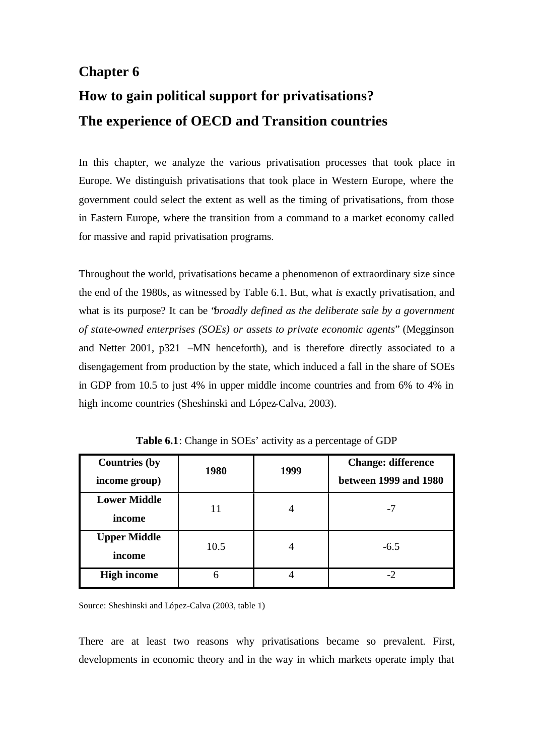# Chapter 6

# How to gain political support for privatisations? The experience of OECD and Transition countries

In this chapter, we analyze the various privatisation processes that took place in Europe. We distinguish privatisations that took place in Western Europe, where the government could select the extent as well as the timing of privatisations, from those in Eastern Europe, where the transition from a command to a market economy called for massive and rapid privatisation programs.

Throughout the world, privatisations became a phenomenon of extraordinary size since the end of the 1980s, as witnessed by Table 6.1. But, what *is* exactly privatisation, and what is its purpose? It can be "*broadly defined as the deliberate sale by a government of state-owned enterprises (SOEs) or assets to private economic agents*" (Megginson and Netter 2001, p321 –MN henceforth), and is therefore directly associated to a disengagement from production by the state, which induced a fall in the share of SOEs in GDP from 10.5 to just 4% in upper middle income countries and from 6% to 4% in high income countries (Sheshinski and López-Calva, 2003).

**Table 6.1**: Change in SOEs' activity as a percentage of GDP

| Countries (by income group) | 1980 | 1999 | Change: difference between 1999 and 1980 |
|---|---|---|---|
| **Lower Middle income** | 11 | 4 | -7 |
| **Upper Middle income** | 10.5 | 4 | -6.5 |
| **High income** | 6 | 4 | -2 |

Source: Sheshinski and López-Calva (2003, table 1)

There are at least two reasons why privatisations became so prevalent. First, developments in economic theory and in the way in which markets operate imply that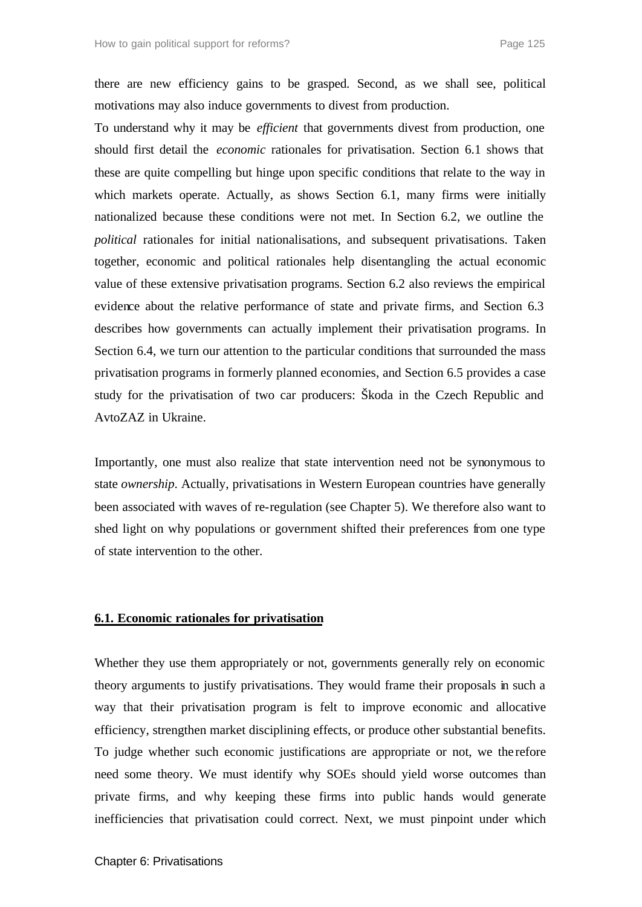there are new efficiency gains to be grasped. Second, as we shall see, political motivations may also induce governments to divest from production.

To understand why it may be *efficient* that governments divest from production, one should first detail the *economic* rationales for privatisation. Section 6.1 shows that these are quite compelling but hinge upon specific conditions that relate to the way in which markets operate. Actually, as shows Section 6.1, many firms were initially nationalized because these conditions were not met. In Section 6.2, we outline the *political* rationales for initial nationalisations, and subsequent privatisations. Taken together, economic and political rationales help disentangling the actual economic value of these extensive privatisation programs. Section 6.2 also reviews the empirical evidence about the relative performance of state and private firms, and Section 6.3 describes how governments can actually implement their privatisation programs. In Section 6.4, we turn our attention to the particular conditions that surrounded the mass privatisation programs in formerly planned economies, and Section 6.5 provides a case study for the privatisation of two car producers: Škoda in the Czech Republic and AvtoZAZ in Ukraine.

Importantly, one must also realize that state intervention need not be synonymous to state *ownership*. Actually, privatisations in Western European countries have generally been associated with waves of re-regulation (see Chapter 5). We therefore also want to shed light on why populations or government shifted their preferences from one type of state intervention to the other.

## 6.1. Economic rationales for privatisation

Whether they use them appropriately or not, governments generally rely on economic theory arguments to justify privatisations. They would frame their proposals in such a way that their privatisation program is felt to improve economic and allocative efficiency, strengthen market disciplining effects, or produce other substantial benefits. To judge whether such economic justifications are appropriate or not, we therefore need some theory. We must identify why SOEs should yield worse outcomes than private firms, and why keeping these firms into public hands would generate inefficiencies that privatisation could correct. Next, we must pinpoint under which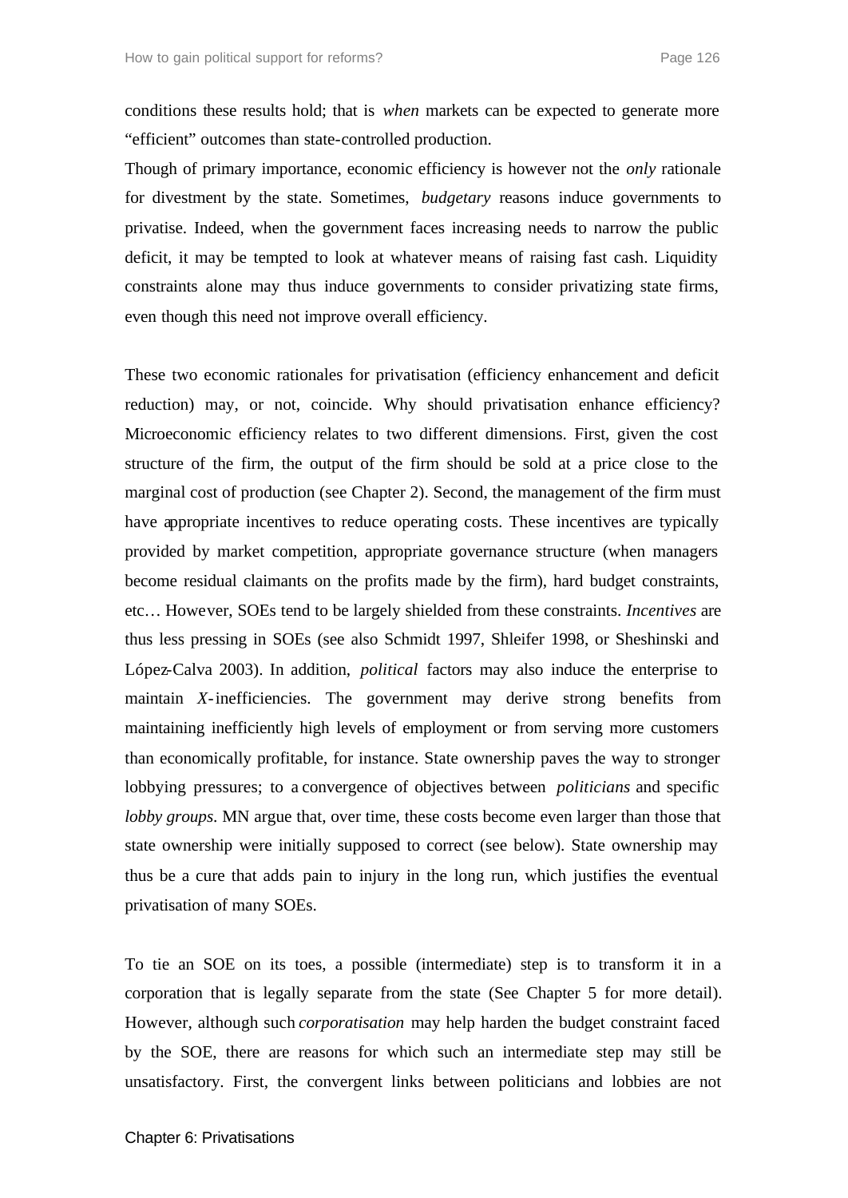conditions these results hold; that is *when* markets can be expected to generate more "efficient" outcomes than state-controlled production.

Though of primary importance, economic efficiency is however not the *only* rationale for divestment by the state. Sometimes, *budgetary* reasons induce governments to privatise. Indeed, when the government faces increasing needs to narrow the public deficit, it may be tempted to look at whatever means of raising fast cash. Liquidity constraints alone may thus induce governments to consider privatizing state firms, even though this need not improve overall efficiency.

These two economic rationales for privatisation (efficiency enhancement and deficit reduction) may, or not, coincide. Why should privatisation enhance efficiency? Microeconomic efficiency relates to two different dimensions. First, given the cost structure of the firm, the output of the firm should be sold at a price close to the marginal cost of production (see Chapter 2). Second, the management of the firm must have appropriate incentives to reduce operating costs. These incentives are typically provided by market competition, appropriate governance structure (when managers become residual claimants on the profits made by the firm), hard budget constraints, etc… However, SOEs tend to be largely shielded from these constraints. *Incentives* are thus less pressing in SOEs (see also Schmidt 1997, Shleifer 1998, or Sheshinski and López-Calva 2003). In addition, *political* factors may also induce the enterprise to maintain *X*-inefficiencies. The government may derive strong benefits from maintaining inefficiently high levels of employment or from serving more customers than economically profitable, for instance. State ownership paves the way to stronger lobbying pressures; to a convergence of objectives between *politicians* and specific *lobby groups*. MN argue that, over time, these costs become even larger than those that state ownership were initially supposed to correct (see below). State ownership may thus be a cure that adds pain to injury in the long run, which justifies the eventual privatisation of many SOEs.

To tie an SOE on its toes, a possible (intermediate) step is to transform it in a corporation that is legally separate from the state (See Chapter 5 for more detail). However, although such *corporatisation* may help harden the budget constraint faced by the SOE, there are reasons for which such an intermediate step may still be unsatisfactory. First, the convergent links between politicians and lobbies are not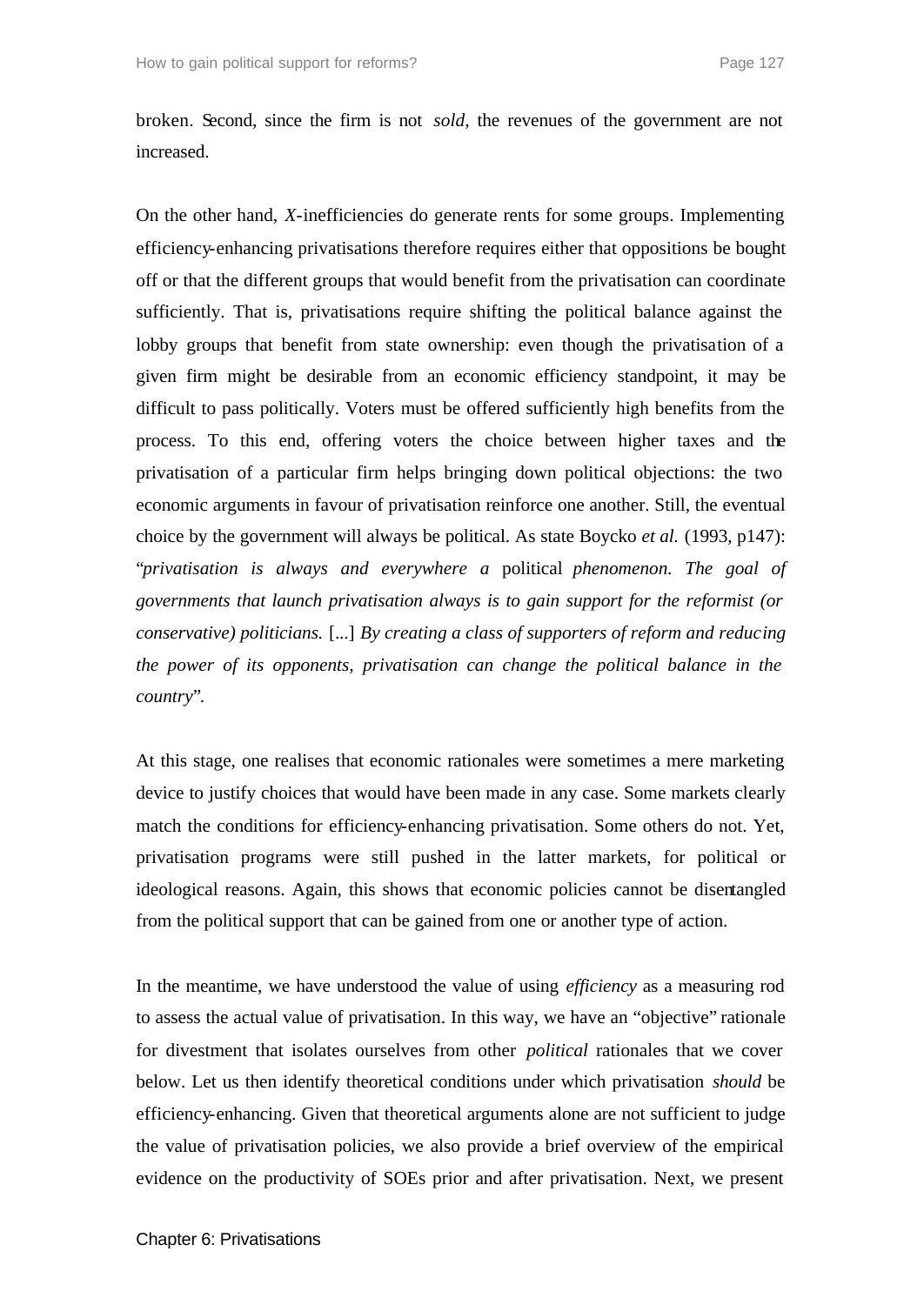broken. Second, since the firm is not *sold*, the revenues of the government are not increased.

On the other hand, *X*-inefficiencies do generate rents for some groups. Implementing efficiency-enhancing privatisations therefore requires either that oppositions be bought off or that the different groups that would benefit from the privatisation can coordinate sufficiently. That is, privatisations require shifting the political balance against the lobby groups that benefit from state ownership: even though the privatisation of a given firm might be desirable from an economic efficiency standpoint, it may be difficult to pass politically. Voters must be offered sufficiently high benefits from the process. To this end, offering voters the choice between higher taxes and the privatisation of a particular firm helps bringing down political objections: the two economic arguments in favour of privatisation reinforce one another. Still, the eventual choice by the government will always be political. As state Boycko *et al.* (1993, p147): "*privatisation is always and everywhere a* political *phenomenon. The goal of governments that launch privatisation always is to gain support for the reformist (or conservative) politicians.* [...] *By creating a class of supporters of reform and reducing the power of its opponents, privatisation can change the political balance in the country*".

At this stage, one realises that economic rationales were sometimes a mere marketing device to justify choices that would have been made in any case. Some markets clearly match the conditions for efficiency-enhancing privatisation. Some others do not. Yet, privatisation programs were still pushed in the latter markets, for political or ideological reasons. Again, this shows that economic policies cannot be disentangled from the political support that can be gained from one or another type of action.

In the meantime, we have understood the value of using *efficiency* as a measuring rod to assess the actual value of privatisation. In this way, we have an "objective" rationale for divestment that isolates ourselves from other *political* rationales that we cover below. Let us then identify theoretical conditions under which privatisation *should* be efficiency-enhancing. Given that theoretical arguments alone are not sufficient to judge the value of privatisation policies, we also provide a brief overview of the empirical evidence on the productivity of SOEs prior and after privatisation. Next, we present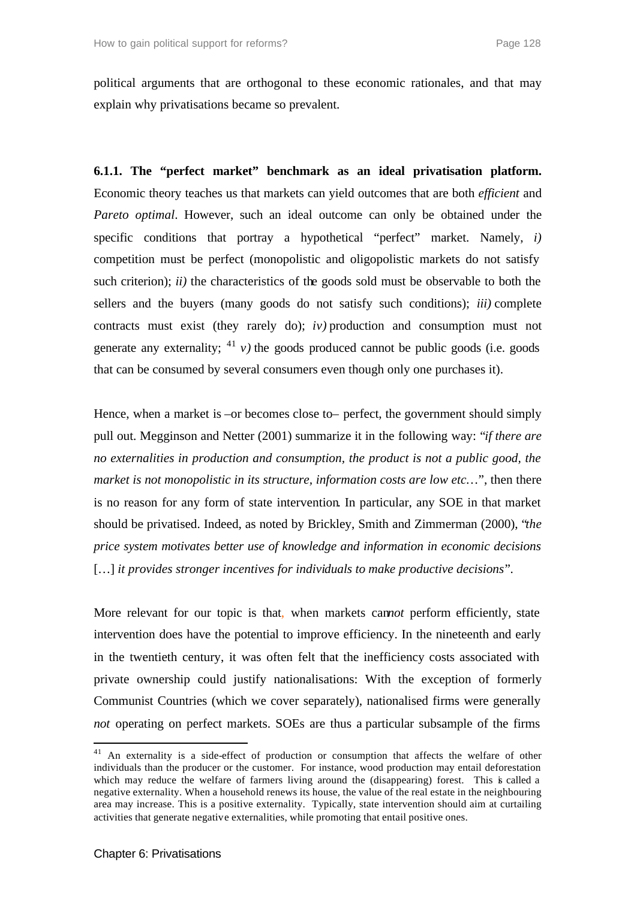political arguments that are orthogonal to these economic rationales, and that may explain why privatisations became so prevalent.

**6.1.1. The "perfect market" benchmark as an ideal privatisation platform.** Economic theory teaches us that markets can yield outcomes that are both *efficient* and *Pareto optimal*. However, such an ideal outcome can only be obtained under the specific conditions that portray a hypothetical "perfect" market. Namely, *i)* competition must be perfect (monopolistic and oligopolistic markets do not satisfy such criterion); *ii)* the characteristics of the goods sold must be observable to both the sellers and the buyers (many goods do not satisfy such conditions); *iii)* complete contracts must exist (they rarely do); *iv)* production and consumption must not generate any externality; [41] *v)* the goods produced cannot be public goods (i.e. goods that can be consumed by several consumers even though only one purchases it).

Hence, when a market is –or becomes close to– perfect, the government should simply pull out. Megginson and Netter (2001) summarize it in the following way: "*if there are no externalities in production and consumption, the product is not a public good, the market is not monopolistic in its structure, information costs are low etc…*", then there is no reason for any form of state intervention. In particular, any SOE in that market should be privatised. Indeed, as noted by Brickley, Smith and Zimmerman (2000), "*the price system motivates better use of knowledge and information in economic decisions* […] *it provides stronger incentives for individuals to make productive decisions*".

More relevant for our topic is that, when markets can*not* perform efficiently, state intervention does have the potential to improve efficiency. In the nineteenth and early in the twentieth century, it was often felt that the inefficiency costs associated with private ownership could justify nationalisations: With the exception of formerly Communist Countries (which we cover separately), nationalised firms were generally *not* operating on perfect markets. SOEs are thus a particular subsample of the firms

[41] An externality is a side-effect of production or consumption that affects the welfare of other individuals than the producer or the customer. For instance, wood production may entail deforestation which may reduce the welfare of farmers living around the (disappearing) forest. This is called a negative externality. When a household renews its house, the value of the real estate in the neighbouring area may increase. This is a positive externality. Typically, state intervention should aim at curtailing activities that generate negative externalities, while promoting that entail positive ones.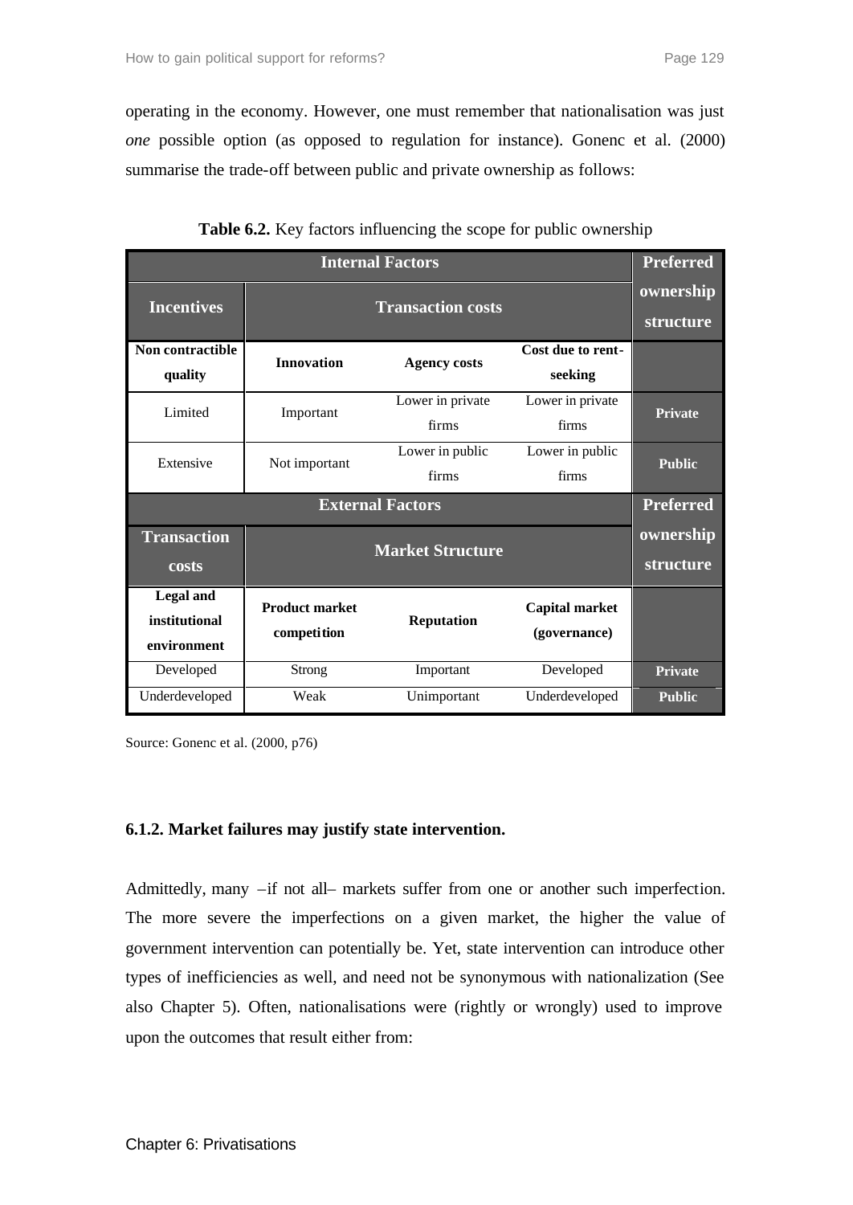operating in the economy. However, one must remember that nationalisation was just *one* possible option (as opposed to regulation for instance). Gonenc et al. (2000) summarise the trade-off between public and private ownership as follows:

**Table 6.2.** Key factors influencing the scope for public ownership

| **Internal Factors** | | | | **Preferred ownership structure** |
|---|---|---|---|---|
| **Incentives** | **Transaction costs** | | | |
| **Non contractible quality** | **Innovation** | **Agency costs** | **Cost due to rent-seeking** | |
| Limited | Important | Lower in private firms | Lower in private firms | **Private** |
| Extensive | Not important | Lower in public firms | Lower in public firms | **Public** |
| **External Factors** | | | | **Preferred ownership structure** |
| **Transaction costs** | **Market Structure** | | | |
| **Legal and institutional environment** | **Product market competition** | **Reputation** | **Capital market (governance)** | |
| Developed | Strong | Important | Developed | **Private** |
| Underdeveloped | Weak | Unimportant | Underdeveloped | **Public** |

Source: Gonenc et al. (2000, p76)

### 6.1.2. Market failures may justify state intervention.

Admittedly, many –if not all– markets suffer from one or another such imperfection. The more severe the imperfections on a given market, the higher the value of government intervention can potentially be. Yet, state intervention can introduce other types of inefficiencies as well, and need not be synonymous with nationalization (See also Chapter 5). Often, nationalisations were (rightly or wrongly) used to improve upon the outcomes that result either from: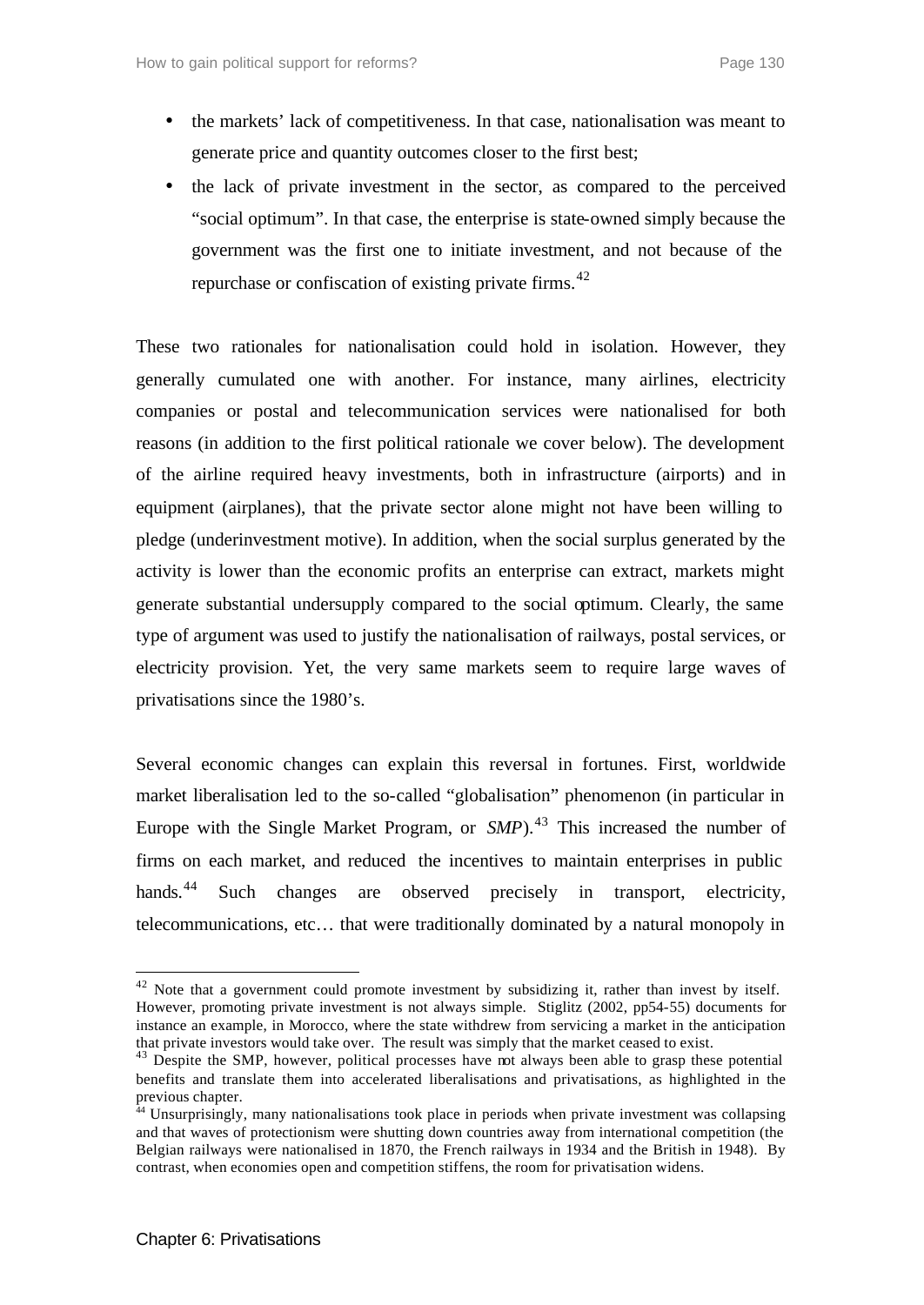- the markets' lack of competitiveness. In that case, nationalisation was meant to generate price and quantity outcomes closer to the first best;
- the lack of private investment in the sector, as compared to the perceived "social optimum". In that case, the enterprise is state-owned simply because the government was the first one to initiate investment, and not because of the repurchase or confiscation of existing private firms.[42]

These two rationales for nationalisation could hold in isolation. However, they generally cumulated one with another. For instance, many airlines, electricity companies or postal and telecommunication services were nationalised for both reasons (in addition to the first political rationale we cover below). The development of the airline required heavy investments, both in infrastructure (airports) and in equipment (airplanes), that the private sector alone might not have been willing to pledge (underinvestment motive). In addition, when the social surplus generated by the activity is lower than the economic profits an enterprise can extract, markets might generate substantial undersupply compared to the social optimum. Clearly, the same type of argument was used to justify the nationalisation of railways, postal services, or electricity provision. Yet, the very same markets seem to require large waves of privatisations since the 1980's.

Several economic changes can explain this reversal in fortunes. First, worldwide market liberalisation led to the so-called "globalisation" phenomenon (in particular in Europe with the Single Market Program, or *SMP*).[43] This increased the number of firms on each market, and reduced the incentives to maintain enterprises in public hands.[44] Such changes are observed precisely in transport, electricity, telecommunications, etc… that were traditionally dominated by a natural monopoly in

[42] Note that a government could promote investment by subsidizing it, rather than invest by itself. However, promoting private investment is not always simple. Stiglitz (2002, pp54-55) documents for instance an example, in Morocco, where the state withdrew from servicing a market in the anticipation that private investors would take over. The result was simply that the market ceased to exist.

[43] Despite the SMP, however, political processes have not always been able to grasp these potential benefits and translate them into accelerated liberalisations and privatisations, as highlighted in the previous chapter.

[44] Unsurprisingly, many nationalisations took place in periods when private investment was collapsing and that waves of protectionism were shutting down countries away from international competition (the Belgian railways were nationalised in 1870, the French railways in 1934 and the British in 1948). By contrast, when economies open and competition stiffens, the room for privatisation widens.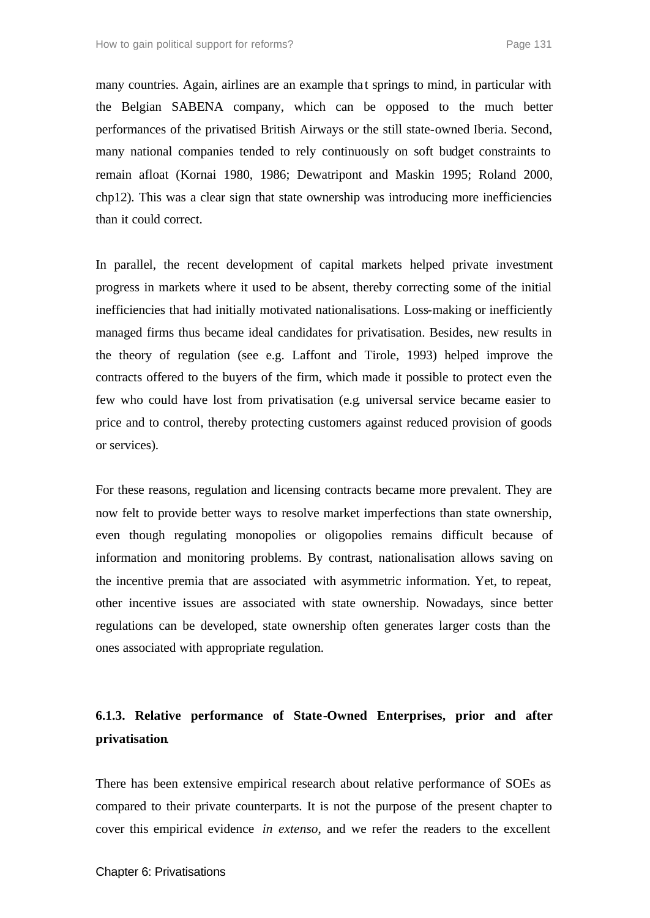many countries. Again, airlines are an example that springs to mind, in particular with the Belgian SABENA company, which can be opposed to the much better performances of the privatised British Airways or the still state-owned Iberia. Second, many national companies tended to rely continuously on soft budget constraints to remain afloat (Kornai 1980, 1986; Dewatripont and Maskin 1995; Roland 2000, chp12). This was a clear sign that state ownership was introducing more inefficiencies than it could correct.

In parallel, the recent development of capital markets helped private investment progress in markets where it used to be absent, thereby correcting some of the initial inefficiencies that had initially motivated nationalisations. Loss-making or inefficiently managed firms thus became ideal candidates for privatisation. Besides, new results in the theory of regulation (see e.g. Laffont and Tirole, 1993) helped improve the contracts offered to the buyers of the firm, which made it possible to protect even the few who could have lost from privatisation (e.g. universal service became easier to price and to control, thereby protecting customers against reduced provision of goods or services).

For these reasons, regulation and licensing contracts became more prevalent. They are now felt to provide better ways to resolve market imperfections than state ownership, even though regulating monopolies or oligopolies remains difficult because of information and monitoring problems. By contrast, nationalisation allows saving on the incentive premia that are associated with asymmetric information. Yet, to repeat, other incentive issues are associated with state ownership. Nowadays, since better regulations can be developed, state ownership often generates larger costs than the ones associated with appropriate regulation.

### 6.1.3. Relative performance of State-Owned Enterprises, prior and after privatisation.

There has been extensive empirical research about relative performance of SOEs as compared to their private counterparts. It is not the purpose of the present chapter to cover this empirical evidence *in extenso*, and we refer the readers to the excellent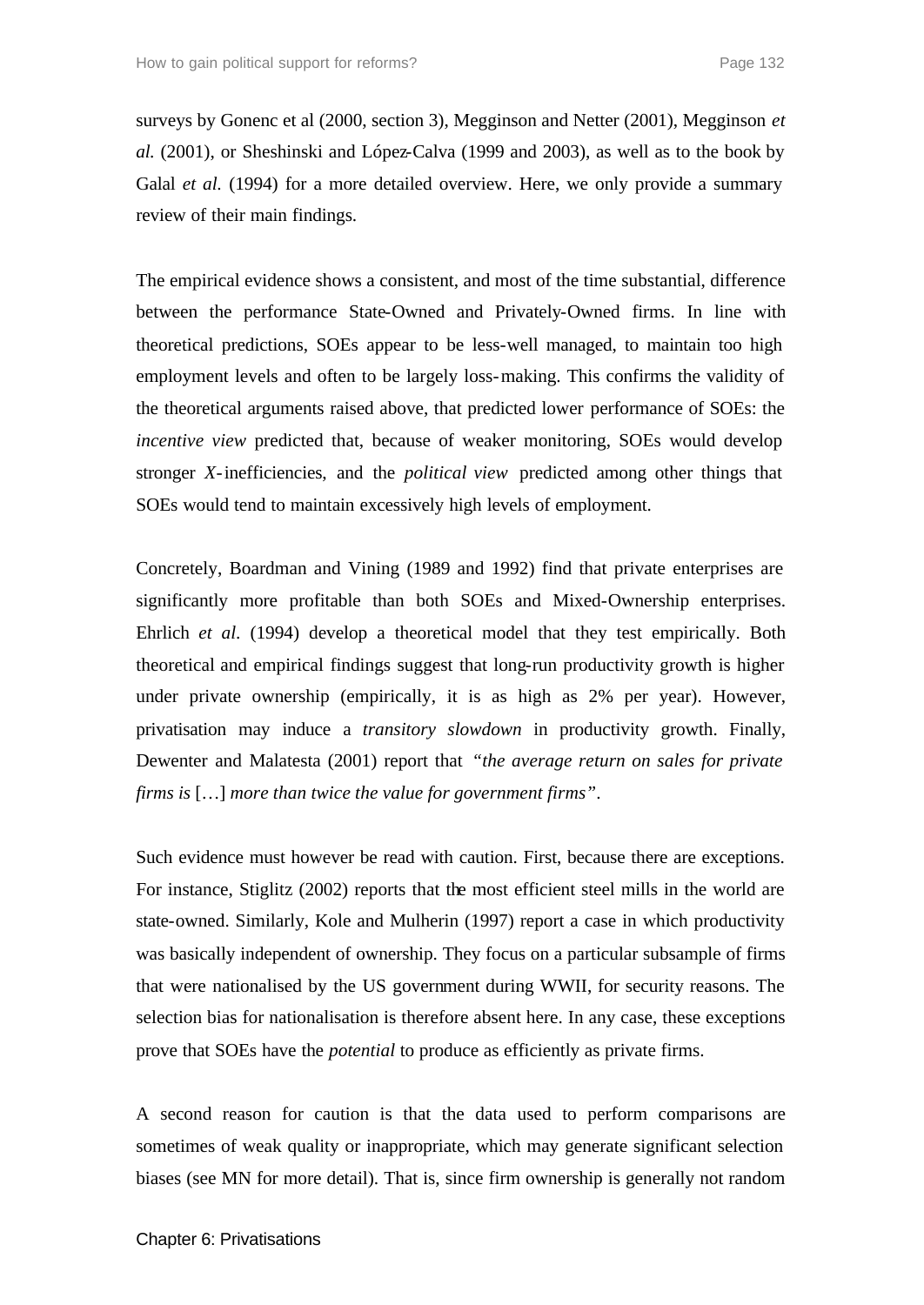surveys by Gonenc et al (2000, section 3), Megginson and Netter (2001), Megginson *et al.* (2001), or Sheshinski and López-Calva (1999 and 2003), as well as to the book by Galal *et al.* (1994) for a more detailed overview. Here, we only provide a summary review of their main findings.

The empirical evidence shows a consistent, and most of the time substantial, difference between the performance State-Owned and Privately-Owned firms. In line with theoretical predictions, SOEs appear to be less-well managed, to maintain too high employment levels and often to be largely loss-making. This confirms the validity of the theoretical arguments raised above, that predicted lower performance of SOEs: the *incentive view* predicted that, because of weaker monitoring, SOEs would develop stronger *X*-inefficiencies, and the *political view* predicted among other things that SOEs would tend to maintain excessively high levels of employment.

Concretely, Boardman and Vining (1989 and 1992) find that private enterprises are significantly more profitable than both SOEs and Mixed-Ownership enterprises. Ehrlich *et al.* (1994) develop a theoretical model that they test empirically. Both theoretical and empirical findings suggest that long-run productivity growth is higher under private ownership (empirically, it is as high as 2% per year). However, privatisation may induce a *transitory slowdown* in productivity growth. Finally, Dewenter and Malatesta (2001) report that *"the average return on sales for private firms is* […] *more than twice the value for government firms"*.

Such evidence must however be read with caution. First, because there are exceptions. For instance, Stiglitz (2002) reports that the most efficient steel mills in the world are state-owned. Similarly, Kole and Mulherin (1997) report a case in which productivity was basically independent of ownership. They focus on a particular subsample of firms that were nationalised by the US government during WWII, for security reasons. The selection bias for nationalisation is therefore absent here. In any case, these exceptions prove that SOEs have the *potential* to produce as efficiently as private firms.

A second reason for caution is that the data used to perform comparisons are sometimes of weak quality or inappropriate, which may generate significant selection biases (see MN for more detail). That is, since firm ownership is generally not random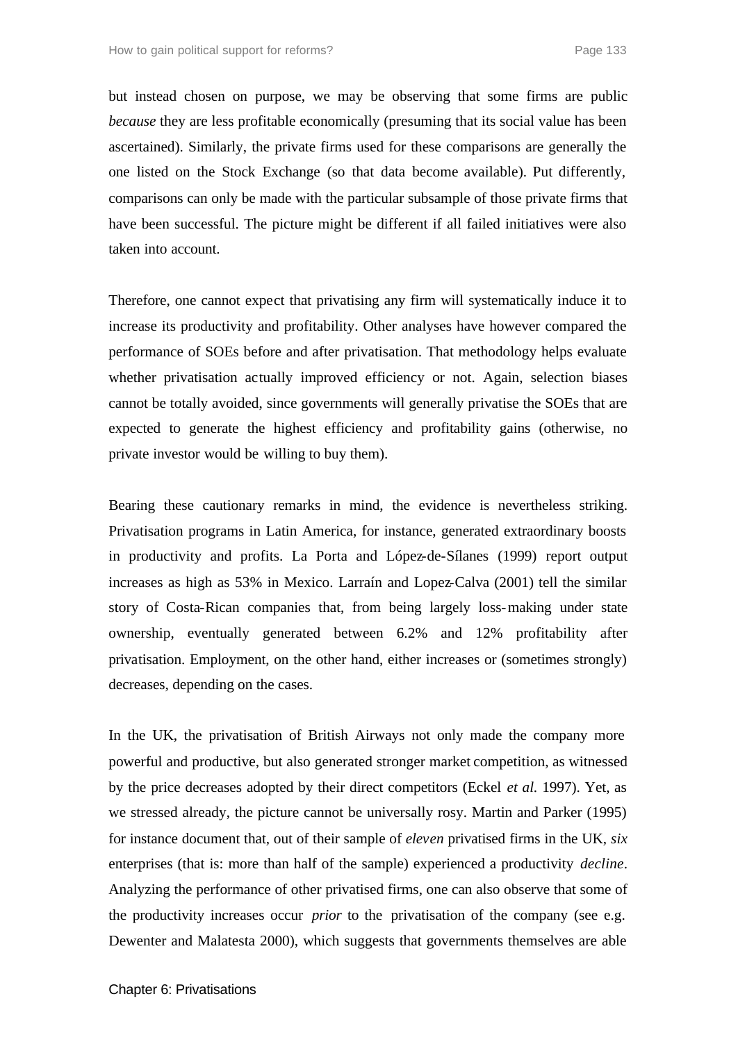but instead chosen on purpose, we may be observing that some firms are public *because* they are less profitable economically (presuming that its social value has been ascertained). Similarly, the private firms used for these comparisons are generally the one listed on the Stock Exchange (so that data become available). Put differently, comparisons can only be made with the particular subsample of those private firms that have been successful. The picture might be different if all failed initiatives were also taken into account.

Therefore, one cannot expect that privatising any firm will systematically induce it to increase its productivity and profitability. Other analyses have however compared the performance of SOEs before and after privatisation. That methodology helps evaluate whether privatisation actually improved efficiency or not. Again, selection biases cannot be totally avoided, since governments will generally privatise the SOEs that are expected to generate the highest efficiency and profitability gains (otherwise, no private investor would be willing to buy them).

Bearing these cautionary remarks in mind, the evidence is nevertheless striking. Privatisation programs in Latin America, for instance, generated extraordinary boosts in productivity and profits. La Porta and López-de-Sílanes (1999) report output increases as high as 53% in Mexico. Larraín and Lopez-Calva (2001) tell the similar story of Costa-Rican companies that, from being largely loss-making under state ownership, eventually generated between 6.2% and 12% profitability after privatisation. Employment, on the other hand, either increases or (sometimes strongly) decreases, depending on the cases.

In the UK, the privatisation of British Airways not only made the company more powerful and productive, but also generated stronger market competition, as witnessed by the price decreases adopted by their direct competitors (Eckel *et al.* 1997). Yet, as we stressed already, the picture cannot be universally rosy. Martin and Parker (1995) for instance document that, out of their sample of *eleven* privatised firms in the UK, *six* enterprises (that is: more than half of the sample) experienced a productivity *decline*. Analyzing the performance of other privatised firms, one can also observe that some of the productivity increases occur *prior* to the privatisation of the company (see e.g. Dewenter and Malatesta 2000), which suggests that governments themselves are able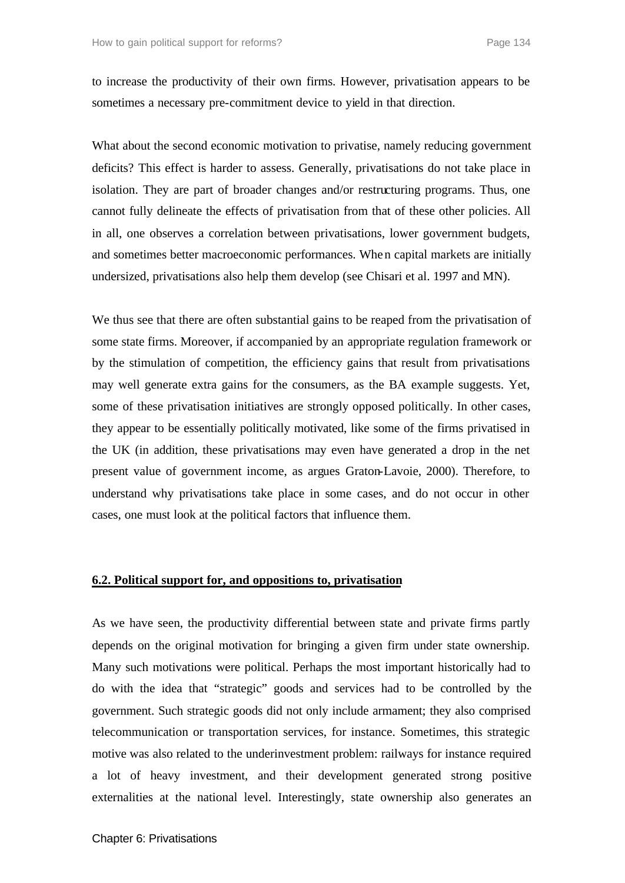to increase the productivity of their own firms. However, privatisation appears to be sometimes a necessary pre-commitment device to yield in that direction.

What about the second economic motivation to privatise, namely reducing government deficits? This effect is harder to assess. Generally, privatisations do not take place in isolation. They are part of broader changes and/or restructuring programs. Thus, one cannot fully delineate the effects of privatisation from that of these other policies. All in all, one observes a correlation between privatisations, lower government budgets, and sometimes better macroeconomic performances. When capital markets are initially undersized, privatisations also help them develop (see Chisari et al. 1997 and MN).

We thus see that there are often substantial gains to be reaped from the privatisation of some state firms. Moreover, if accompanied by an appropriate regulation framework or by the stimulation of competition, the efficiency gains that result from privatisations may well generate extra gains for the consumers, as the BA example suggests. Yet, some of these privatisation initiatives are strongly opposed politically. In other cases, they appear to be essentially politically motivated, like some of the firms privatised in the UK (in addition, these privatisations may even have generated a drop in the net present value of government income, as argues Graton-Lavoie, 2000). Therefore, to understand why privatisations take place in some cases, and do not occur in other cases, one must look at the political factors that influence them.

## 6.2. Political support for, and oppositions to, privatisation

As we have seen, the productivity differential between state and private firms partly depends on the original motivation for bringing a given firm under state ownership. Many such motivations were political. Perhaps the most important historically had to do with the idea that "strategic" goods and services had to be controlled by the government. Such strategic goods did not only include armament; they also comprised telecommunication or transportation services, for instance. Sometimes, this strategic motive was also related to the underinvestment problem: railways for instance required a lot of heavy investment, and their development generated strong positive externalities at the national level. Interestingly, state ownership also generates an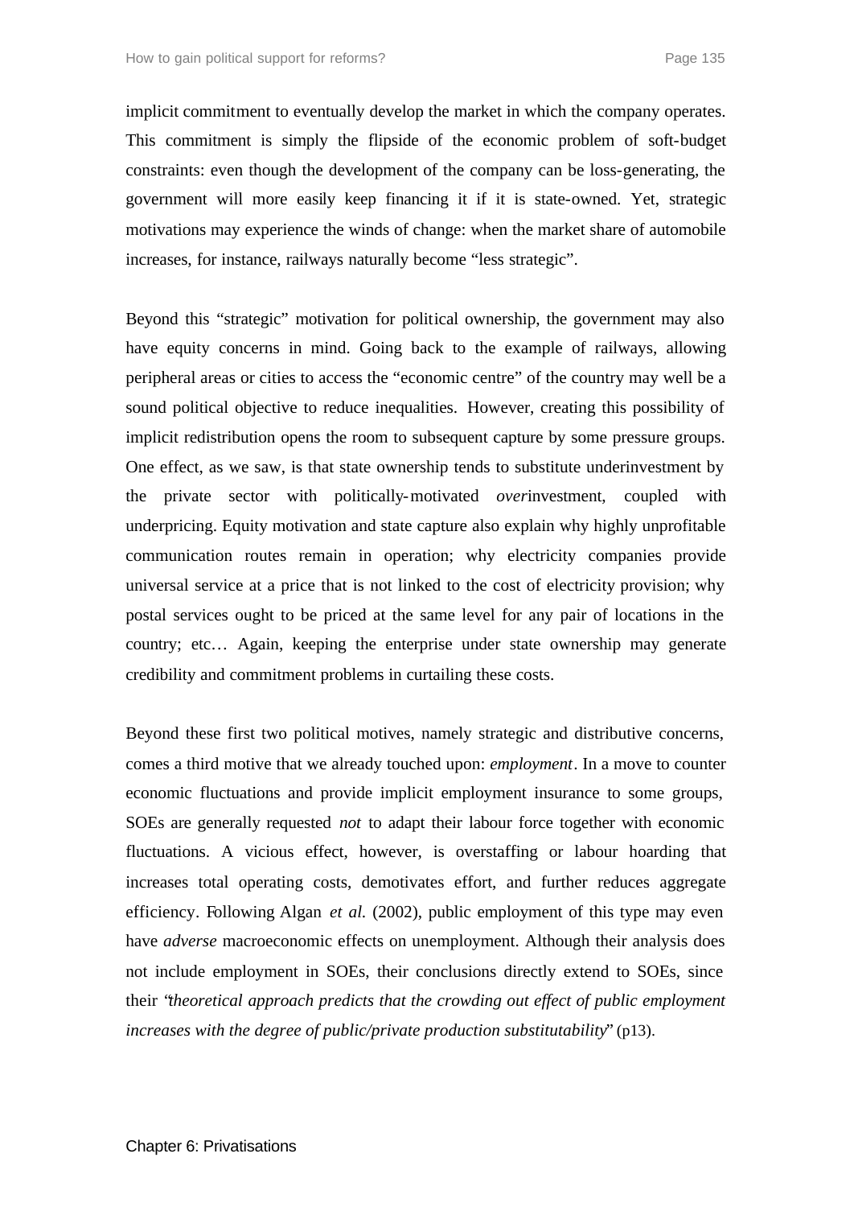implicit commitment to eventually develop the market in which the company operates. This commitment is simply the flipside of the economic problem of soft-budget constraints: even though the development of the company can be loss-generating, the government will more easily keep financing it if it is state-owned. Yet, strategic motivations may experience the winds of change: when the market share of automobile increases, for instance, railways naturally become "less strategic".

Beyond this "strategic" motivation for political ownership, the government may also have equity concerns in mind. Going back to the example of railways, allowing peripheral areas or cities to access the "economic centre" of the country may well be a sound political objective to reduce inequalities. However, creating this possibility of implicit redistribution opens the room to subsequent capture by some pressure groups. One effect, as we saw, is that state ownership tends to substitute underinvestment by the private sector with politically-motivated *over*investment, coupled with underpricing. Equity motivation and state capture also explain why highly unprofitable communication routes remain in operation; why electricity companies provide universal service at a price that is not linked to the cost of electricity provision; why postal services ought to be priced at the same level for any pair of locations in the country; etc… Again, keeping the enterprise under state ownership may generate credibility and commitment problems in curtailing these costs.

Beyond these first two political motives, namely strategic and distributive concerns, comes a third motive that we already touched upon: *employment*. In a move to counter economic fluctuations and provide implicit employment insurance to some groups, SOEs are generally requested *not* to adapt their labour force together with economic fluctuations. A vicious effect, however, is overstaffing or labour hoarding that increases total operating costs, demotivates effort, and further reduces aggregate efficiency. Following Algan *et al.* (2002), public employment of this type may even have *adverse* macroeconomic effects on unemployment. Although their analysis does not include employment in SOEs, their conclusions directly extend to SOEs, since their "*theoretical approach predicts that the crowding out effect of public employment increases with the degree of public/private production substitutability*" (p13).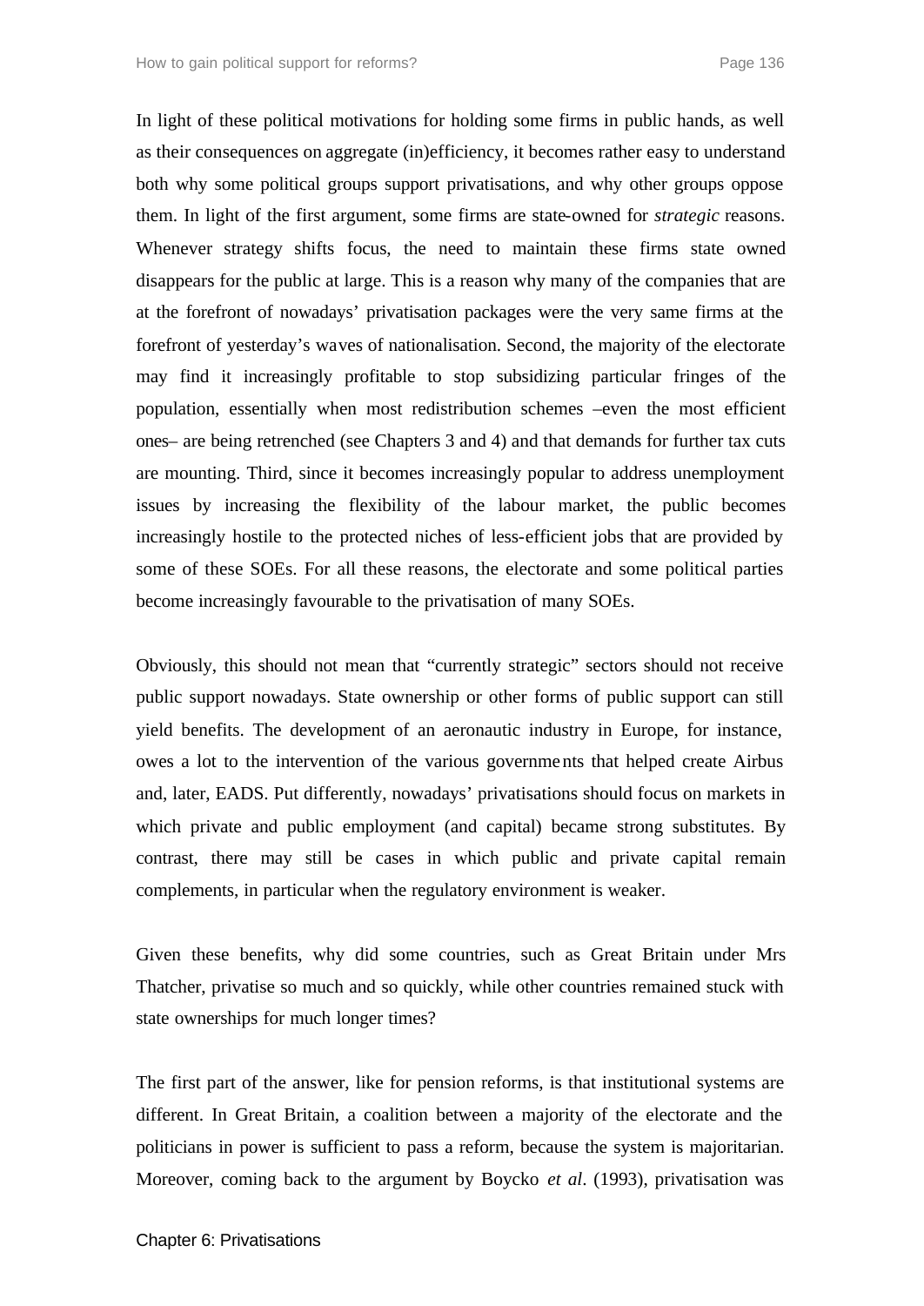In light of these political motivations for holding some firms in public hands, as well as their consequences on aggregate (in)efficiency, it becomes rather easy to understand both why some political groups support privatisations, and why other groups oppose them. In light of the first argument, some firms are state-owned for *strategic* reasons. Whenever strategy shifts focus, the need to maintain these firms state owned disappears for the public at large. This is a reason why many of the companies that are at the forefront of nowadays' privatisation packages were the very same firms at the forefront of yesterday's waves of nationalisation. Second, the majority of the electorate may find it increasingly profitable to stop subsidizing particular fringes of the population, essentially when most redistribution schemes –even the most efficient ones– are being retrenched (see Chapters 3 and 4) and that demands for further tax cuts are mounting. Third, since it becomes increasingly popular to address unemployment issues by increasing the flexibility of the labour market, the public becomes increasingly hostile to the protected niches of less-efficient jobs that are provided by some of these SOEs. For all these reasons, the electorate and some political parties become increasingly favourable to the privatisation of many SOEs.

Obviously, this should not mean that "currently strategic" sectors should not receive public support nowadays. State ownership or other forms of public support can still yield benefits. The development of an aeronautic industry in Europe, for instance, owes a lot to the intervention of the various governments that helped create Airbus and, later, EADS. Put differently, nowadays' privatisations should focus on markets in which private and public employment (and capital) became strong substitutes. By contrast, there may still be cases in which public and private capital remain complements, in particular when the regulatory environment is weaker.

Given these benefits, why did some countries, such as Great Britain under Mrs Thatcher, privatise so much and so quickly, while other countries remained stuck with state ownerships for much longer times?

The first part of the answer, like for pension reforms, is that institutional systems are different. In Great Britain, a coalition between a majority of the electorate and the politicians in power is sufficient to pass a reform, because the system is majoritarian. Moreover, coming back to the argument by Boycko *et al*. (1993), privatisation was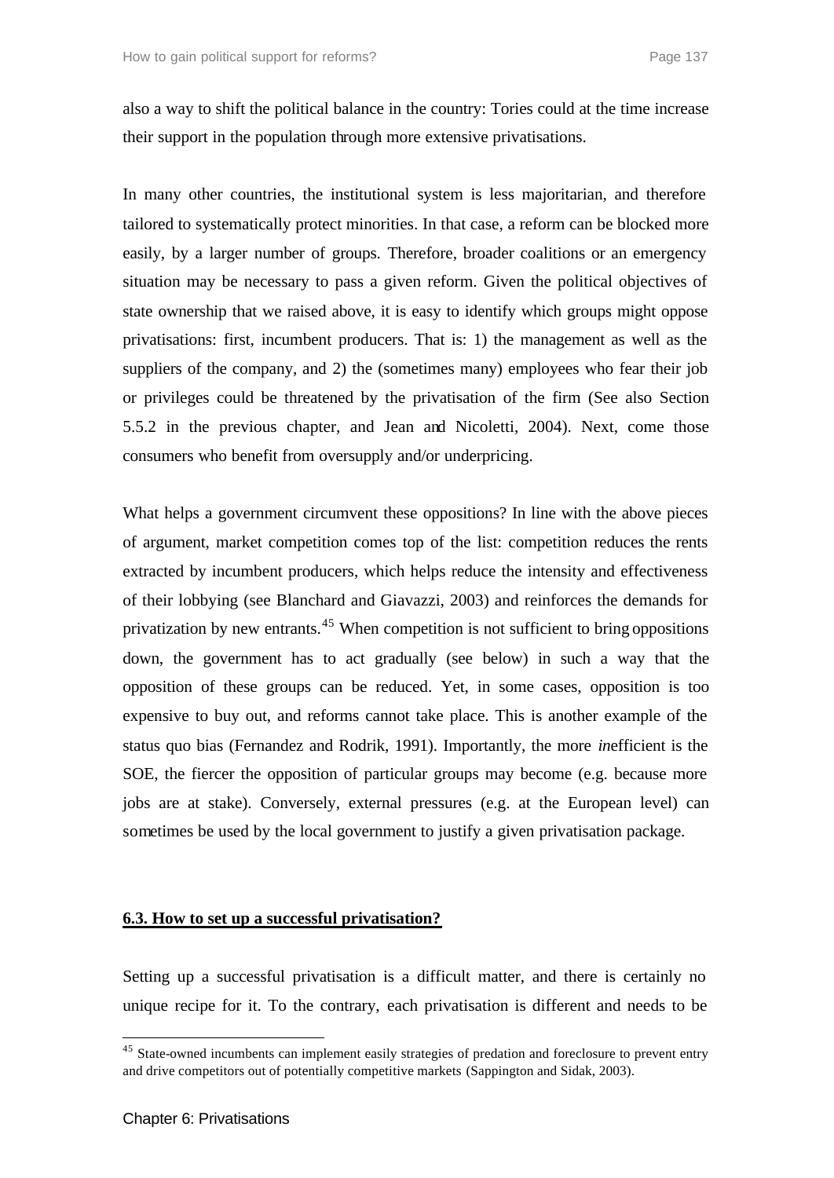also a way to shift the political balance in the country: Tories could at the time increase their support in the population through more extensive privatisations.

In many other countries, the institutional system is less majoritarian, and therefore tailored to systematically protect minorities. In that case, a reform can be blocked more easily, by a larger number of groups. Therefore, broader coalitions or an emergency situation may be necessary to pass a given reform. Given the political objectives of state ownership that we raised above, it is easy to identify which groups might oppose privatisations: first, incumbent producers. That is: 1) the management as well as the suppliers of the company, and 2) the (sometimes many) employees who fear their job or privileges could be threatened by the privatisation of the firm (See also Section 5.5.2 in the previous chapter, and Jean and Nicoletti, 2004). Next, come those consumers who benefit from oversupply and/or underpricing.

What helps a government circumvent these oppositions? In line with the above pieces of argument, market competition comes top of the list: competition reduces the rents extracted by incumbent producers, which helps reduce the intensity and effectiveness of their lobbying (see Blanchard and Giavazzi, 2003) and reinforces the demands for privatization by new entrants.[45] When competition is not sufficient to bring oppositions down, the government has to act gradually (see below) in such a way that the opposition of these groups can be reduced. Yet, in some cases, opposition is too expensive to buy out, and reforms cannot take place. This is another example of the status quo bias (Fernandez and Rodrik, 1991). Importantly, the more *in*efficient is the SOE, the fiercer the opposition of particular groups may become (e.g. because more jobs are at stake). Conversely, external pressures (e.g. at the European level) can sometimes be used by the local government to justify a given privatisation package.

## 6.3. How to set up a successful privatisation?

Setting up a successful privatisation is a difficult matter, and there is certainly no unique recipe for it. To the contrary, each privatisation is different and needs to be

[45] State-owned incumbents can implement easily strategies of predation and foreclosure to prevent entry and drive competitors out of potentially competitive markets (Sappington and Sidak, 2003).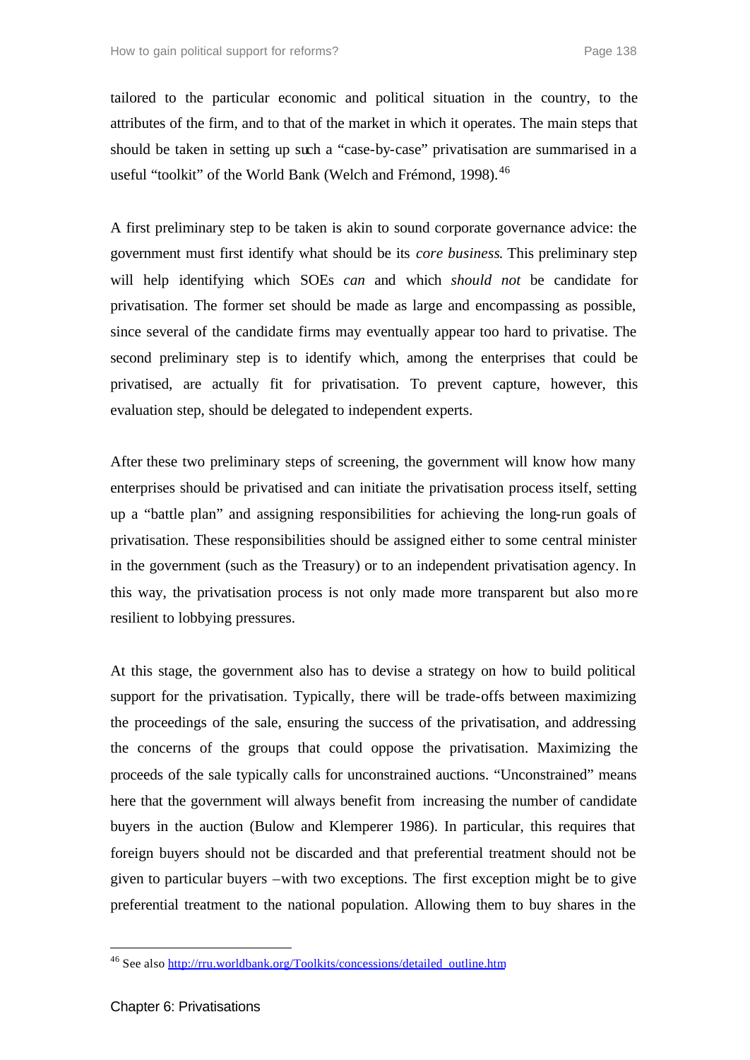tailored to the particular economic and political situation in the country, to the attributes of the firm, and to that of the market in which it operates. The main steps that should be taken in setting up such a "case-by-case" privatisation are summarised in a useful "toolkit" of the World Bank (Welch and Frémond, 1998).[46]

A first preliminary step to be taken is akin to sound corporate governance advice: the government must first identify what should be its *core business*. This preliminary step will help identifying which SOEs *can* and which *should not* be candidate for privatisation. The former set should be made as large and encompassing as possible, since several of the candidate firms may eventually appear too hard to privatise. The second preliminary step is to identify which, among the enterprises that could be privatised, are actually fit for privatisation. To prevent capture, however, this evaluation step, should be delegated to independent experts.

After these two preliminary steps of screening, the government will know how many enterprises should be privatised and can initiate the privatisation process itself, setting up a "battle plan" and assigning responsibilities for achieving the long-run goals of privatisation. These responsibilities should be assigned either to some central minister in the government (such as the Treasury) or to an independent privatisation agency. In this way, the privatisation process is not only made more transparent but also more resilient to lobbying pressures.

At this stage, the government also has to devise a strategy on how to build political support for the privatisation. Typically, there will be trade-offs between maximizing the proceedings of the sale, ensuring the success of the privatisation, and addressing the concerns of the groups that could oppose the privatisation. Maximizing the proceeds of the sale typically calls for unconstrained auctions. "Unconstrained" means here that the government will always benefit from increasing the number of candidate buyers in the auction (Bulow and Klemperer 1986). In particular, this requires that foreign buyers should not be discarded and that preferential treatment should not be given to particular buyers –with two exceptions. The first exception might be to give preferential treatment to the national population. Allowing them to buy shares in the

[46] See also http://rru.worldbank.org/Toolkits/concessions/detailed_outline.htm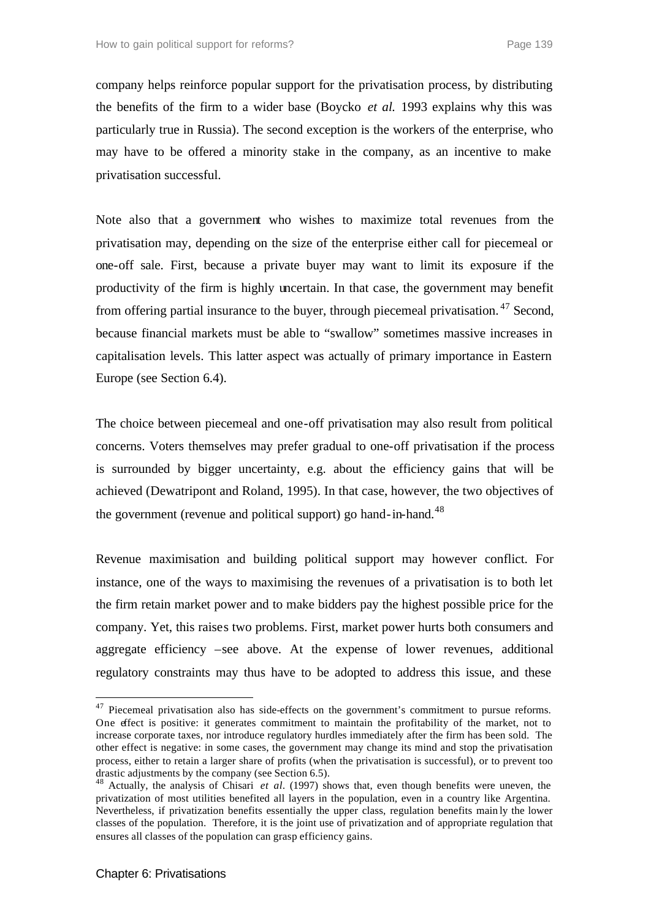company helps reinforce popular support for the privatisation process, by distributing the benefits of the firm to a wider base (Boycko *et al.* 1993 explains why this was particularly true in Russia). The second exception is the workers of the enterprise, who may have to be offered a minority stake in the company, as an incentive to make privatisation successful.

Note also that a government who wishes to maximize total revenues from the privatisation may, depending on the size of the enterprise either call for piecemeal or one-off sale. First, because a private buyer may want to limit its exposure if the productivity of the firm is highly uncertain. In that case, the government may benefit from offering partial insurance to the buyer, through piecemeal privatisation.[47] Second, because financial markets must be able to "swallow" sometimes massive increases in capitalisation levels. This latter aspect was actually of primary importance in Eastern Europe (see Section 6.4).

The choice between piecemeal and one-off privatisation may also result from political concerns. Voters themselves may prefer gradual to one-off privatisation if the process is surrounded by bigger uncertainty, e.g. about the efficiency gains that will be achieved (Dewatripont and Roland, 1995). In that case, however, the two objectives of the government (revenue and political support) go hand-in-hand.[48]

Revenue maximisation and building political support may however conflict. For instance, one of the ways to maximising the revenues of a privatisation is to both let the firm retain market power and to make bidders pay the highest possible price for the company. Yet, this raises two problems. First, market power hurts both consumers and aggregate efficiency –see above. At the expense of lower revenues, additional regulatory constraints may thus have to be adopted to address this issue, and these

---

[47] Piecemeal privatisation also has side-effects on the government's commitment to pursue reforms. One effect is positive: it generates commitment to maintain the profitability of the market, not to increase corporate taxes, nor introduce regulatory hurdles immediately after the firm has been sold. The other effect is negative: in some cases, the government may change its mind and stop the privatisation process, either to retain a larger share of profits (when the privatisation is successful), or to prevent too drastic adjustments by the company (see Section 6.5).

[48] Actually, the analysis of Chisari *et al.* (1997) shows that, even though benefits were uneven, the privatization of most utilities benefited all layers in the population, even in a country like Argentina. Nevertheless, if privatization benefits essentially the upper class, regulation benefits mainly the lower classes of the population. Therefore, it is the joint use of privatization and of appropriate regulation that ensures all classes of the population can grasp efficiency gains.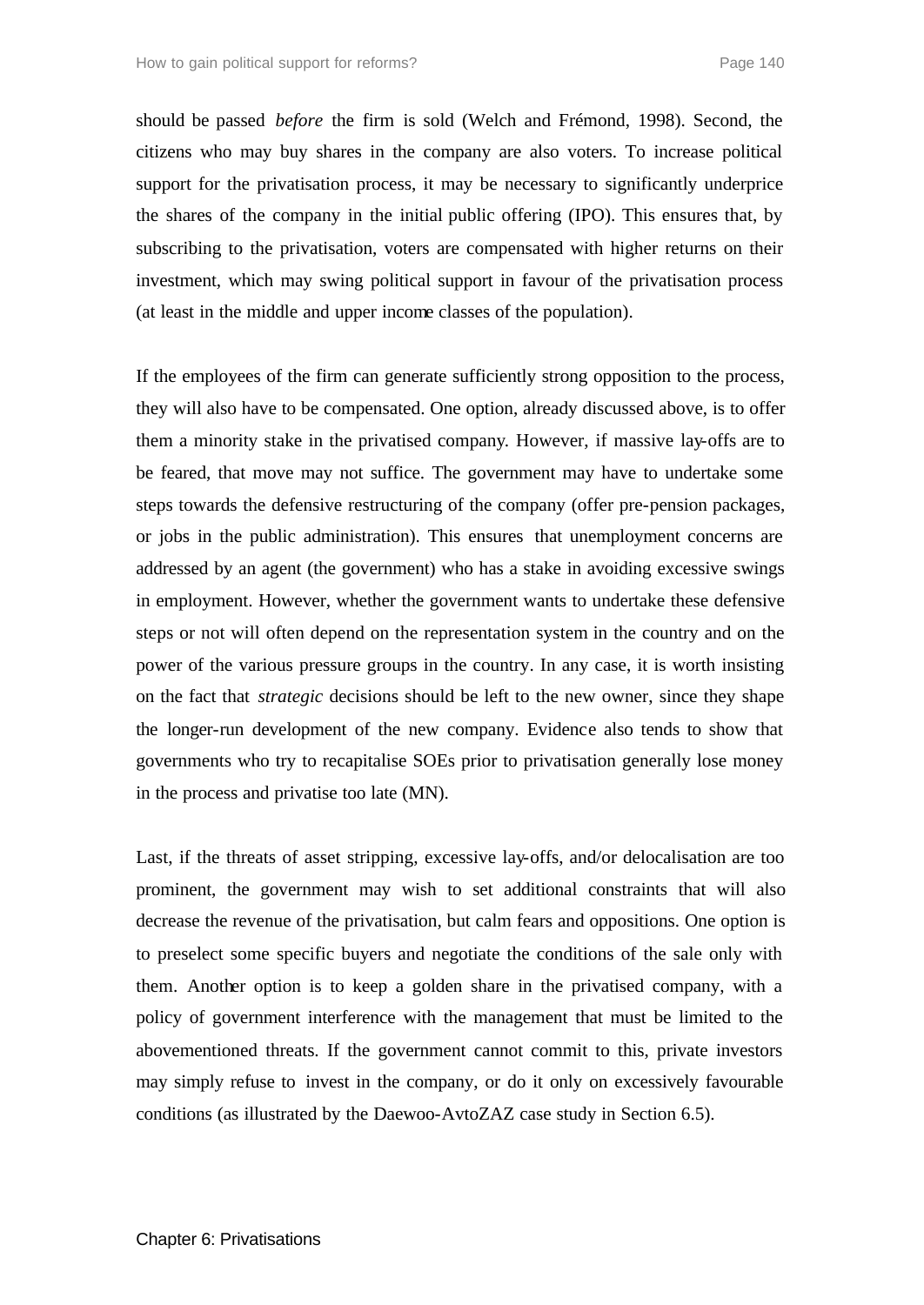should be passed *before* the firm is sold (Welch and Frémond, 1998). Second, the citizens who may buy shares in the company are also voters. To increase political support for the privatisation process, it may be necessary to significantly underprice the shares of the company in the initial public offering (IPO). This ensures that, by subscribing to the privatisation, voters are compensated with higher returns on their investment, which may swing political support in favour of the privatisation process (at least in the middle and upper income classes of the population).

If the employees of the firm can generate sufficiently strong opposition to the process, they will also have to be compensated. One option, already discussed above, is to offer them a minority stake in the privatised company. However, if massive lay-offs are to be feared, that move may not suffice. The government may have to undertake some steps towards the defensive restructuring of the company (offer pre-pension packages, or jobs in the public administration). This ensures that unemployment concerns are addressed by an agent (the government) who has a stake in avoiding excessive swings in employment. However, whether the government wants to undertake these defensive steps or not will often depend on the representation system in the country and on the power of the various pressure groups in the country. In any case, it is worth insisting on the fact that *strategic* decisions should be left to the new owner, since they shape the longer-run development of the new company. Evidence also tends to show that governments who try to recapitalise SOEs prior to privatisation generally lose money in the process and privatise too late (MN).

Last, if the threats of asset stripping, excessive lay-offs, and/or delocalisation are too prominent, the government may wish to set additional constraints that will also decrease the revenue of the privatisation, but calm fears and oppositions. One option is to preselect some specific buyers and negotiate the conditions of the sale only with them. Another option is to keep a golden share in the privatised company, with a policy of government interference with the management that must be limited to the abovementioned threats. If the government cannot commit to this, private investors may simply refuse to invest in the company, or do it only on excessively favourable conditions (as illustrated by the Daewoo-AvtoZAZ case study in Section 6.5).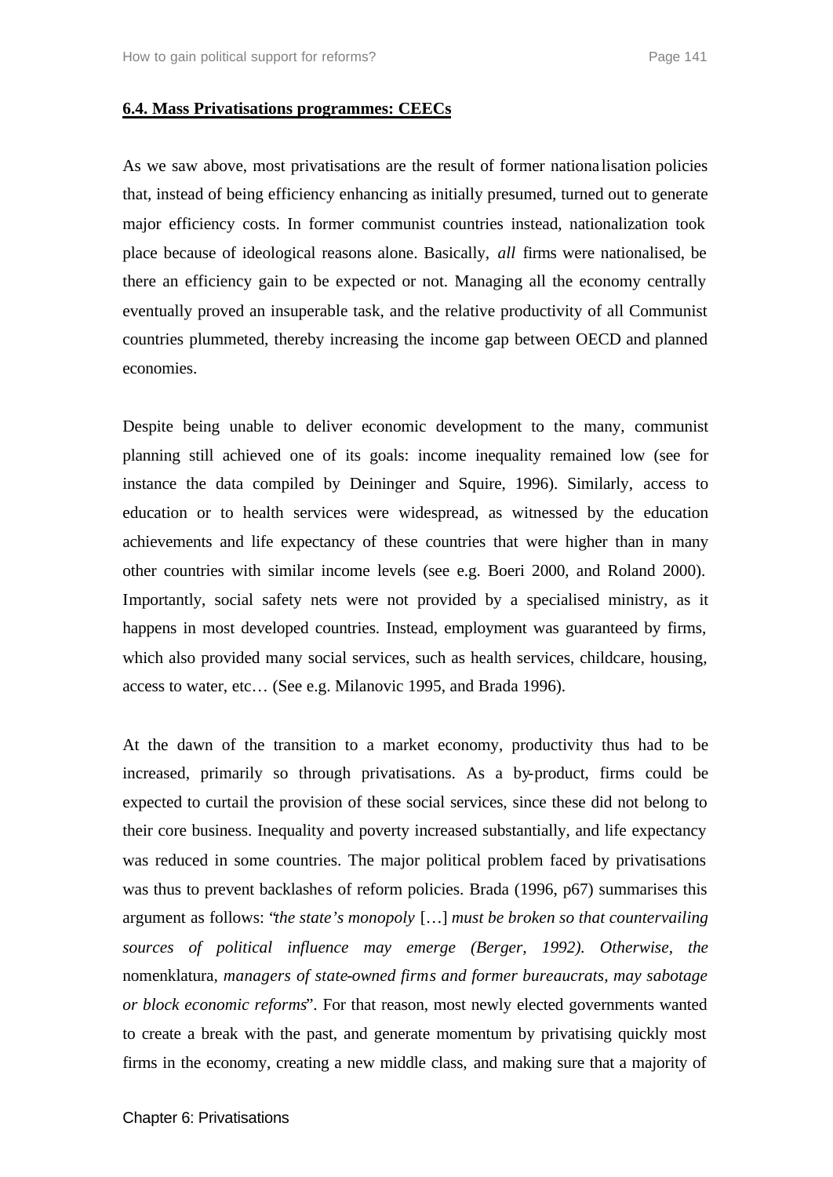## 6.4. Mass Privatisations programmes: CEECs

As we saw above, most privatisations are the result of former nationalisation policies that, instead of being efficiency enhancing as initially presumed, turned out to generate major efficiency costs. In former communist countries instead, nationalization took place because of ideological reasons alone. Basically, *all* firms were nationalised, be there an efficiency gain to be expected or not. Managing all the economy centrally eventually proved an insuperable task, and the relative productivity of all Communist countries plummeted, thereby increasing the income gap between OECD and planned economies.

Despite being unable to deliver economic development to the many, communist planning still achieved one of its goals: income inequality remained low (see for instance the data compiled by Deininger and Squire, 1996). Similarly, access to education or to health services were widespread, as witnessed by the education achievements and life expectancy of these countries that were higher than in many other countries with similar income levels (see e.g. Boeri 2000, and Roland 2000). Importantly, social safety nets were not provided by a specialised ministry, as it happens in most developed countries. Instead, employment was guaranteed by firms, which also provided many social services, such as health services, childcare, housing, access to water, etc… (See e.g. Milanovic 1995, and Brada 1996).

At the dawn of the transition to a market economy, productivity thus had to be increased, primarily so through privatisations. As a by-product, firms could be expected to curtail the provision of these social services, since these did not belong to their core business. Inequality and poverty increased substantially, and life expectancy was reduced in some countries. The major political problem faced by privatisations was thus to prevent backlashes of reform policies. Brada (1996, p67) summarises this argument as follows: "*the state's monopoly* […] *must be broken so that countervailing sources of political influence may emerge (Berger, 1992). Otherwise, the* nomenklatura, *managers of state-owned firms and former bureaucrats, may sabotage or block economic reforms*". For that reason, most newly elected governments wanted to create a break with the past, and generate momentum by privatising quickly most firms in the economy, creating a new middle class, and making sure that a majority of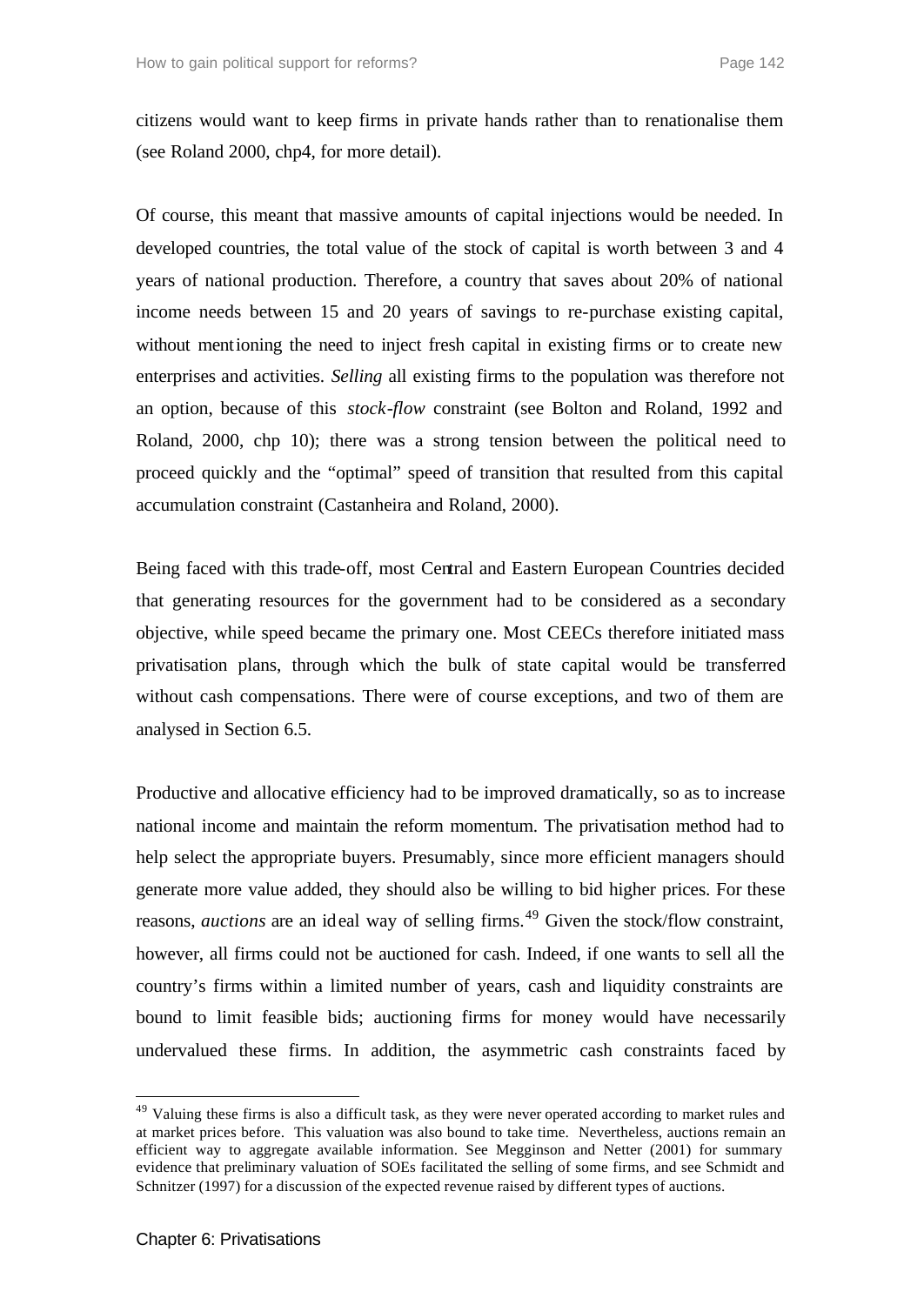citizens would want to keep firms in private hands rather than to renationalise them (see Roland 2000, chp4, for more detail).

Of course, this meant that massive amounts of capital injections would be needed. In developed countries, the total value of the stock of capital is worth between 3 and 4 years of national production. Therefore, a country that saves about 20% of national income needs between 15 and 20 years of savings to re-purchase existing capital, without mentioning the need to inject fresh capital in existing firms or to create new enterprises and activities. *Selling* all existing firms to the population was therefore not an option, because of this *stock-flow* constraint (see Bolton and Roland, 1992 and Roland, 2000, chp 10); there was a strong tension between the political need to proceed quickly and the "optimal" speed of transition that resulted from this capital accumulation constraint (Castanheira and Roland, 2000).

Being faced with this trade-off, most Central and Eastern European Countries decided that generating resources for the government had to be considered as a secondary objective, while speed became the primary one. Most CEECs therefore initiated mass privatisation plans, through which the bulk of state capital would be transferred without cash compensations. There were of course exceptions, and two of them are analysed in Section 6.5.

Productive and allocative efficiency had to be improved dramatically, so as to increase national income and maintain the reform momentum. The privatisation method had to help select the appropriate buyers. Presumably, since more efficient managers should generate more value added, they should also be willing to bid higher prices. For these reasons, *auctions* are an ideal way of selling firms.[49] Given the stock/flow constraint, however, all firms could not be auctioned for cash. Indeed, if one wants to sell all the country's firms within a limited number of years, cash and liquidity constraints are bound to limit feasible bids; auctioning firms for money would have necessarily undervalued these firms. In addition, the asymmetric cash constraints faced by

---

[49] Valuing these firms is also a difficult task, as they were never operated according to market rules and at market prices before. This valuation was also bound to take time. Nevertheless, auctions remain an efficient way to aggregate available information. See Megginson and Netter (2001) for summary evidence that preliminary valuation of SOEs facilitated the selling of some firms, and see Schmidt and Schnitzer (1997) for a discussion of the expected revenue raised by different types of auctions.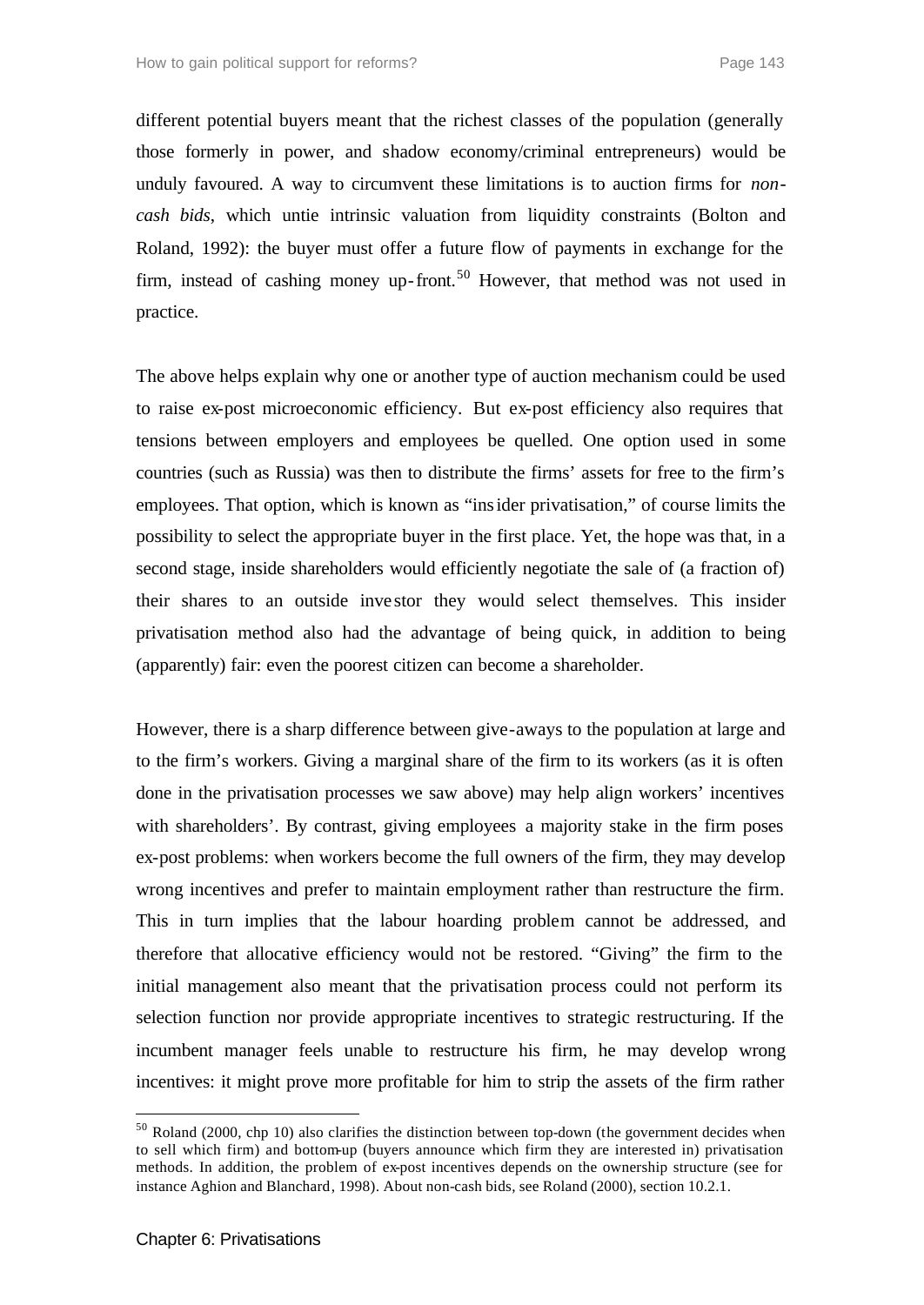different potential buyers meant that the richest classes of the population (generally those formerly in power, and shadow economy/criminal entrepreneurs) would be unduly favoured. A way to circumvent these limitations is to auction firms for *non-cash bids*, which untie intrinsic valuation from liquidity constraints (Bolton and Roland, 1992): the buyer must offer a future flow of payments in exchange for the firm, instead of cashing money up-front.[50] However, that method was not used in practice.

The above helps explain why one or another type of auction mechanism could be used to raise ex-post microeconomic efficiency. But ex-post efficiency also requires that tensions between employers and employees be quelled. One option used in some countries (such as Russia) was then to distribute the firms' assets for free to the firm's employees. That option, which is known as "insider privatisation," of course limits the possibility to select the appropriate buyer in the first place. Yet, the hope was that, in a second stage, inside shareholders would efficiently negotiate the sale of (a fraction of) their shares to an outside investor they would select themselves. This insider privatisation method also had the advantage of being quick, in addition to being (apparently) fair: even the poorest citizen can become a shareholder.

However, there is a sharp difference between give-aways to the population at large and to the firm's workers. Giving a marginal share of the firm to its workers (as it is often done in the privatisation processes we saw above) may help align workers' incentives with shareholders'. By contrast, giving employees a majority stake in the firm poses ex-post problems: when workers become the full owners of the firm, they may develop wrong incentives and prefer to maintain employment rather than restructure the firm. This in turn implies that the labour hoarding problem cannot be addressed, and therefore that allocative efficiency would not be restored. "Giving" the firm to the initial management also meant that the privatisation process could not perform its selection function nor provide appropriate incentives to strategic restructuring. If the incumbent manager feels unable to restructure his firm, he may develop wrong incentives: it might prove more profitable for him to strip the assets of the firm rather

---

[50] Roland (2000, chp 10) also clarifies the distinction between top-down (the government decides when to sell which firm) and bottom-up (buyers announce which firm they are interested in) privatisation methods. In addition, the problem of ex-post incentives depends on the ownership structure (see for instance Aghion and Blanchard, 1998). About non-cash bids, see Roland (2000), section 10.2.1.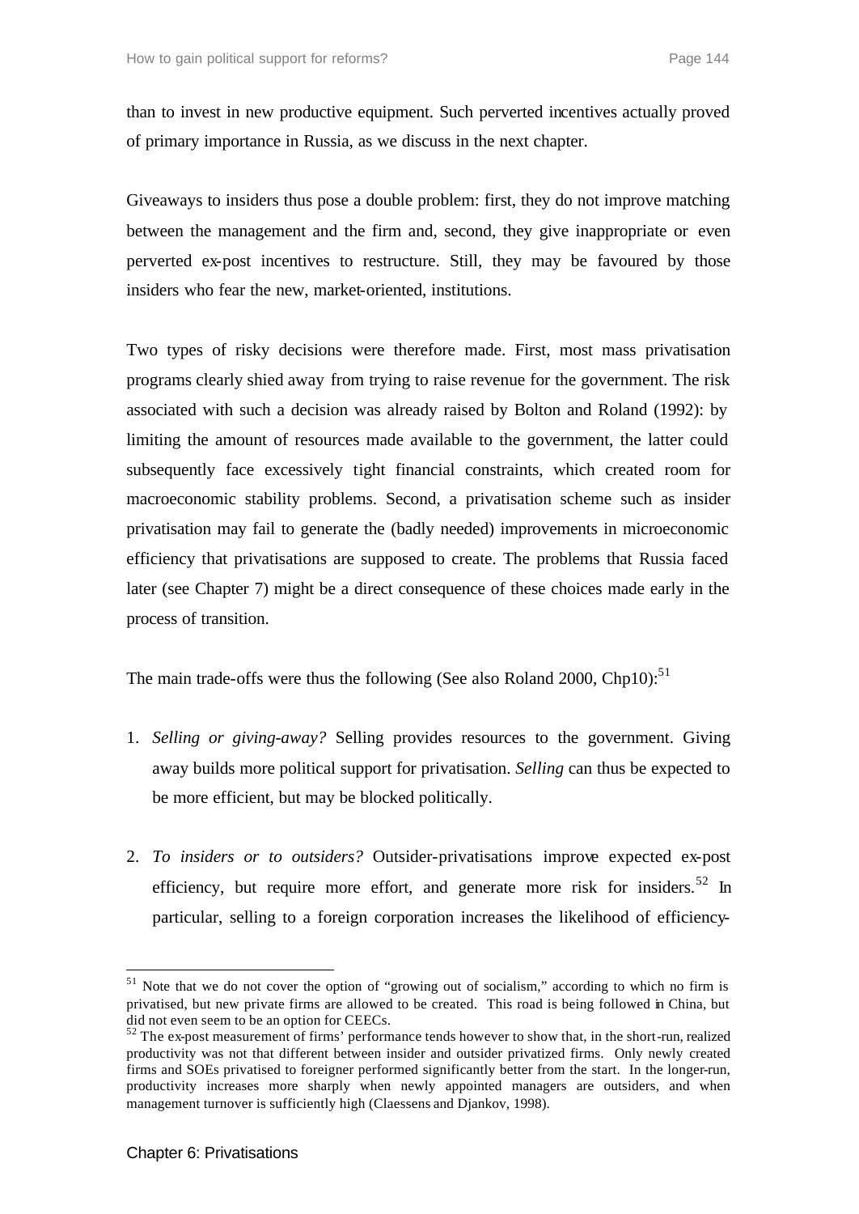than to invest in new productive equipment. Such perverted incentives actually proved of primary importance in Russia, as we discuss in the next chapter.

Giveaways to insiders thus pose a double problem: first, they do not improve matching between the management and the firm and, second, they give inappropriate or even perverted ex-post incentives to restructure. Still, they may be favoured by those insiders who fear the new, market-oriented, institutions.

Two types of risky decisions were therefore made. First, most mass privatisation programs clearly shied away from trying to raise revenue for the government. The risk associated with such a decision was already raised by Bolton and Roland (1992): by limiting the amount of resources made available to the government, the latter could subsequently face excessively tight financial constraints, which created room for macroeconomic stability problems. Second, a privatisation scheme such as insider privatisation may fail to generate the (badly needed) improvements in microeconomic efficiency that privatisations are supposed to create. The problems that Russia faced later (see Chapter 7) might be a direct consequence of these choices made early in the process of transition.

The main trade-offs were thus the following (See also Roland 2000, Chp10):[51]

1. *Selling or giving-away?* Selling provides resources to the government. Giving away builds more political support for privatisation. *Selling* can thus be expected to be more efficient, but may be blocked politically.

2. *To insiders or to outsiders?* Outsider-privatisations improve expected ex-post efficiency, but require more effort, and generate more risk for insiders.[52] In particular, selling to a foreign corporation increases the likelihood of efficiency-

---

[51] Note that we do not cover the option of "growing out of socialism," according to which no firm is privatised, but new private firms are allowed to be created. This road is being followed in China, but did not even seem to be an option for CEECs.

[52] The ex-post measurement of firms' performance tends however to show that, in the short-run, realized productivity was not that different between insider and outsider privatized firms. Only newly created firms and SOEs privatised to foreigner performed significantly better from the start. In the longer-run, productivity increases more sharply when newly appointed managers are outsiders, and when management turnover is sufficiently high (Claessens and Djankov, 1998).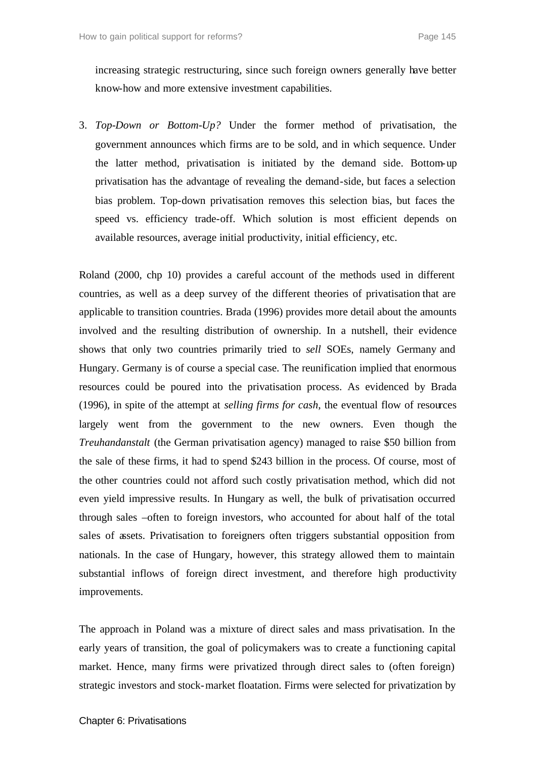increasing strategic restructuring, since such foreign owners generally have better know-how and more extensive investment capabilities.

3. *Top-Down or Bottom-Up?* Under the former method of privatisation, the government announces which firms are to be sold, and in which sequence. Under the latter method, privatisation is initiated by the demand side. Bottom-up privatisation has the advantage of revealing the demand-side, but faces a selection bias problem. Top-down privatisation removes this selection bias, but faces the speed vs. efficiency trade-off. Which solution is most efficient depends on available resources, average initial productivity, initial efficiency, etc.

Roland (2000, chp 10) provides a careful account of the methods used in different countries, as well as a deep survey of the different theories of privatisation that are applicable to transition countries. Brada (1996) provides more detail about the amounts involved and the resulting distribution of ownership. In a nutshell, their evidence shows that only two countries primarily tried to *sell* SOEs, namely Germany and Hungary. Germany is of course a special case. The reunification implied that enormous resources could be poured into the privatisation process. As evidenced by Brada (1996), in spite of the attempt at *selling firms for cash*, the eventual flow of resources largely went from the government to the new owners. Even though the *Treuhandanstalt* (the German privatisation agency) managed to raise $50 billion from the sale of these firms, it had to spend $243 billion in the process. Of course, most of the other countries could not afford such costly privatisation method, which did not even yield impressive results. In Hungary as well, the bulk of privatisation occurred through sales –often to foreign investors, who accounted for about half of the total sales of assets. Privatisation to foreigners often triggers substantial opposition from nationals. In the case of Hungary, however, this strategy allowed them to maintain substantial inflows of foreign direct investment, and therefore high productivity improvements.

The approach in Poland was a mixture of direct sales and mass privatisation. In the early years of transition, the goal of policymakers was to create a functioning capital market. Hence, many firms were privatized through direct sales to (often foreign) strategic investors and stock-market floatation. Firms were selected for privatization by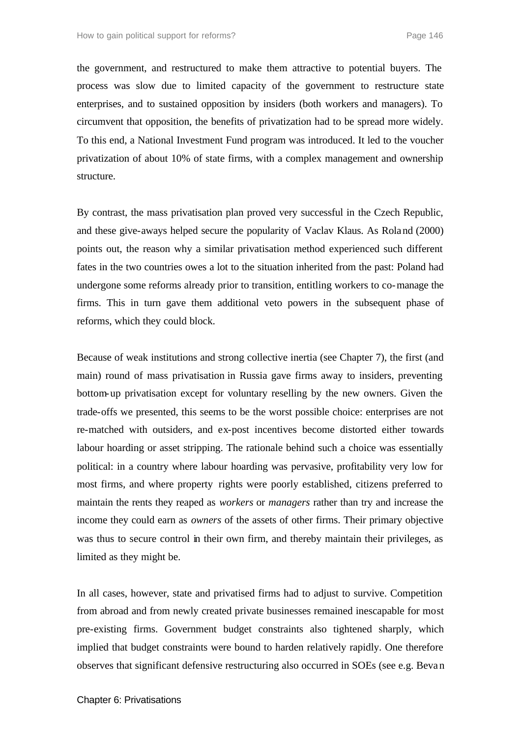the government, and restructured to make them attractive to potential buyers. The process was slow due to limited capacity of the government to restructure state enterprises, and to sustained opposition by insiders (both workers and managers). To circumvent that opposition, the benefits of privatization had to be spread more widely. To this end, a National Investment Fund program was introduced. It led to the voucher privatization of about 10% of state firms, with a complex management and ownership structure.

By contrast, the mass privatisation plan proved very successful in the Czech Republic, and these give-aways helped secure the popularity of Vaclav Klaus. As Roland (2000) points out, the reason why a similar privatisation method experienced such different fates in the two countries owes a lot to the situation inherited from the past: Poland had undergone some reforms already prior to transition, entitling workers to co-manage the firms. This in turn gave them additional veto powers in the subsequent phase of reforms, which they could block.

Because of weak institutions and strong collective inertia (see Chapter 7), the first (and main) round of mass privatisation in Russia gave firms away to insiders, preventing bottom-up privatisation except for voluntary reselling by the new owners. Given the trade-offs we presented, this seems to be the worst possible choice: enterprises are not re-matched with outsiders, and ex-post incentives become distorted either towards labour hoarding or asset stripping. The rationale behind such a choice was essentially political: in a country where labour hoarding was pervasive, profitability very low for most firms, and where property rights were poorly established, citizens preferred to maintain the rents they reaped as *workers* or *managers* rather than try and increase the income they could earn as *owners* of the assets of other firms. Their primary objective was thus to secure control in their own firm, and thereby maintain their privileges, as limited as they might be.

In all cases, however, state and privatised firms had to adjust to survive. Competition from abroad and from newly created private businesses remained inescapable for most pre-existing firms. Government budget constraints also tightened sharply, which implied that budget constraints were bound to harden relatively rapidly. One therefore observes that significant defensive restructuring also occurred in SOEs (see e.g. Bevan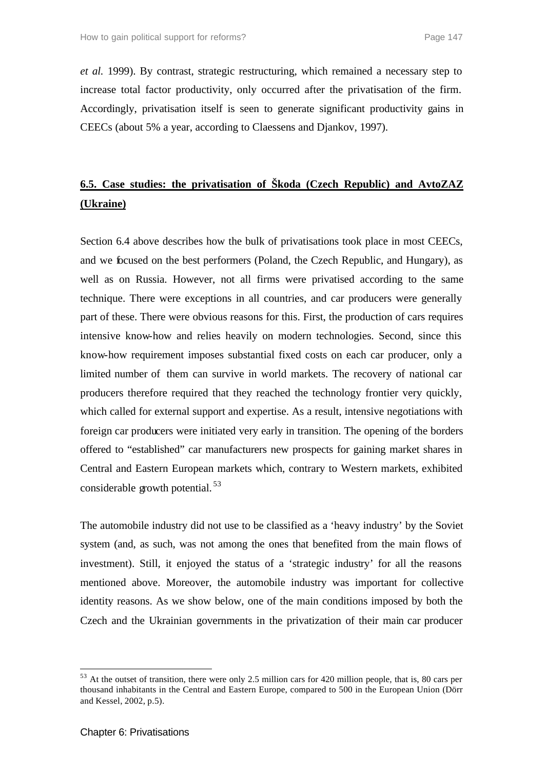*et al.* 1999). By contrast, strategic restructuring, which remained a necessary step to increase total factor productivity, only occurred after the privatisation of the firm. Accordingly, privatisation itself is seen to generate significant productivity gains in CEECs (about 5% a year, according to Claessens and Djankov, 1997).

## 6.5. Case studies: the privatisation of Škoda (Czech Republic) and AvtoZAZ (Ukraine)

Section 6.4 above describes how the bulk of privatisations took place in most CEECs, and we focused on the best performers (Poland, the Czech Republic, and Hungary), as well as on Russia. However, not all firms were privatised according to the same technique. There were exceptions in all countries, and car producers were generally part of these. There were obvious reasons for this. First, the production of cars requires intensive know-how and relies heavily on modern technologies. Second, since this know-how requirement imposes substantial fixed costs on each car producer, only a limited number of them can survive in world markets. The recovery of national car producers therefore required that they reached the technology frontier very quickly, which called for external support and expertise. As a result, intensive negotiations with foreign car producers were initiated very early in transition. The opening of the borders offered to "established" car manufacturers new prospects for gaining market shares in Central and Eastern European markets which, contrary to Western markets, exhibited considerable growth potential. [53]

The automobile industry did not use to be classified as a 'heavy industry' by the Soviet system (and, as such, was not among the ones that benefited from the main flows of investment). Still, it enjoyed the status of a 'strategic industry' for all the reasons mentioned above. Moreover, the automobile industry was important for collective identity reasons. As we show below, one of the main conditions imposed by both the Czech and the Ukrainian governments in the privatization of their main car producer

[53] At the outset of transition, there were only 2.5 million cars for 420 million people, that is, 80 cars per thousand inhabitants in the Central and Eastern Europe, compared to 500 in the European Union (Dörr and Kessel, 2002, p.5).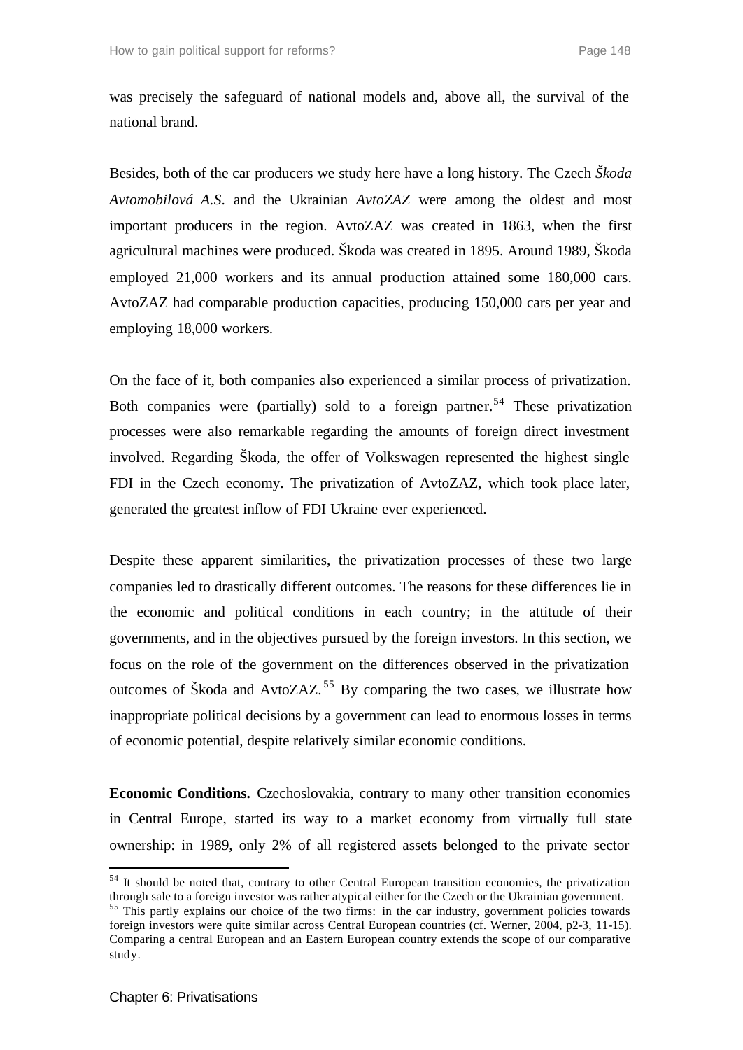was precisely the safeguard of national models and, above all, the survival of the national brand.

Besides, both of the car producers we study here have a long history. The Czech *Škoda Avtomobilová A.S.* and the Ukrainian *AvtoZAZ* were among the oldest and most important producers in the region. AvtoZAZ was created in 1863, when the first agricultural machines were produced. Škoda was created in 1895. Around 1989, Škoda employed 21,000 workers and its annual production attained some 180,000 cars. AvtoZAZ had comparable production capacities, producing 150,000 cars per year and employing 18,000 workers.

On the face of it, both companies also experienced a similar process of privatization. Both companies were (partially) sold to a foreign partner.[54] These privatization processes were also remarkable regarding the amounts of foreign direct investment involved. Regarding Škoda, the offer of Volkswagen represented the highest single FDI in the Czech economy. The privatization of AvtoZAZ, which took place later, generated the greatest inflow of FDI Ukraine ever experienced.

Despite these apparent similarities, the privatization processes of these two large companies led to drastically different outcomes. The reasons for these differences lie in the economic and political conditions in each country; in the attitude of their governments, and in the objectives pursued by the foreign investors. In this section, we focus on the role of the government on the differences observed in the privatization outcomes of Škoda and AvtoZAZ.[55] By comparing the two cases, we illustrate how inappropriate political decisions by a government can lead to enormous losses in terms of economic potential, despite relatively similar economic conditions.

**Economic Conditions.** Czechoslovakia, contrary to many other transition economies in Central Europe, started its way to a market economy from virtually full state ownership: in 1989, only 2% of all registered assets belonged to the private sector

[54] It should be noted that, contrary to other Central European transition economies, the privatization through sale to a foreign investor was rather atypical either for the Czech or the Ukrainian government.

[55] This partly explains our choice of the two firms: in the car industry, government policies towards foreign investors were quite similar across Central European countries (cf. Werner, 2004, p2-3, 11-15). Comparing a central European and an Eastern European country extends the scope of our comparative study.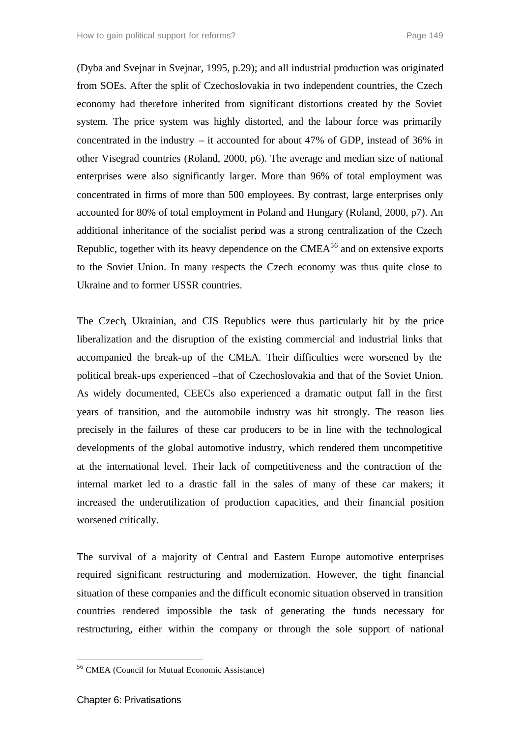(Dyba and Svejnar in Svejnar, 1995, p.29); and all industrial production was originated from SOEs. After the split of Czechoslovakia in two independent countries, the Czech economy had therefore inherited from significant distortions created by the Soviet system. The price system was highly distorted, and the labour force was primarily concentrated in the industry – it accounted for about 47% of GDP, instead of 36% in other Visegrad countries (Roland, 2000, p6). The average and median size of national enterprises were also significantly larger. More than 96% of total employment was concentrated in firms of more than 500 employees. By contrast, large enterprises only accounted for 80% of total employment in Poland and Hungary (Roland, 2000, p7). An additional inheritance of the socialist period was a strong centralization of the Czech Republic, together with its heavy dependence on the CMEA[56] and on extensive exports to the Soviet Union. In many respects the Czech economy was thus quite close to Ukraine and to former USSR countries.

The Czech, Ukrainian, and CIS Republics were thus particularly hit by the price liberalization and the disruption of the existing commercial and industrial links that accompanied the break-up of the CMEA. Their difficulties were worsened by the political break-ups experienced –that of Czechoslovakia and that of the Soviet Union. As widely documented, CEECs also experienced a dramatic output fall in the first years of transition, and the automobile industry was hit strongly. The reason lies precisely in the failures of these car producers to be in line with the technological developments of the global automotive industry, which rendered them uncompetitive at the international level. Their lack of competitiveness and the contraction of the internal market led to a drastic fall in the sales of many of these car makers; it increased the underutilization of production capacities, and their financial position worsened critically.

The survival of a majority of Central and Eastern Europe automotive enterprises required significant restructuring and modernization. However, the tight financial situation of these companies and the difficult economic situation observed in transition countries rendered impossible the task of generating the funds necessary for restructuring, either within the company or through the sole support of national

[56] CMEA (Council for Mutual Economic Assistance)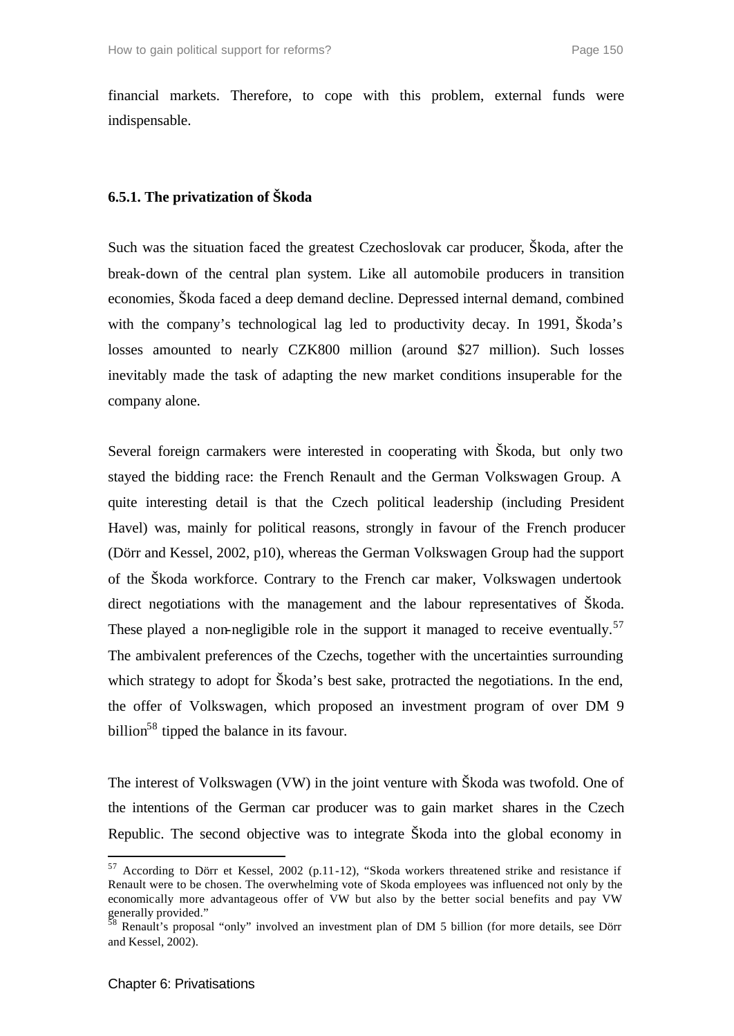financial markets. Therefore, to cope with this problem, external funds were indispensable.

### 6.5.1. The privatization of Škoda

Such was the situation faced the greatest Czechoslovak car producer, Škoda, after the break-down of the central plan system. Like all automobile producers in transition economies, Škoda faced a deep demand decline. Depressed internal demand, combined with the company's technological lag led to productivity decay. In 1991, Škoda's losses amounted to nearly CZK800 million (around $27 million). Such losses inevitably made the task of adapting the new market conditions insuperable for the company alone.

Several foreign carmakers were interested in cooperating with Škoda, but only two stayed the bidding race: the French Renault and the German Volkswagen Group. A quite interesting detail is that the Czech political leadership (including President Havel) was, mainly for political reasons, strongly in favour of the French producer (Dörr and Kessel, 2002, p10), whereas the German Volkswagen Group had the support of the Škoda workforce. Contrary to the French car maker, Volkswagen undertook direct negotiations with the management and the labour representatives of Škoda. These played a non-negligible role in the support it managed to receive eventually.[57] The ambivalent preferences of the Czechs, together with the uncertainties surrounding which strategy to adopt for Škoda's best sake, protracted the negotiations. In the end, the offer of Volkswagen, which proposed an investment program of over DM 9 billion[58] tipped the balance in its favour.

The interest of Volkswagen (VW) in the joint venture with Škoda was twofold. One of the intentions of the German car producer was to gain market shares in the Czech Republic. The second objective was to integrate Škoda into the global economy in

---

[57] According to Dörr et Kessel, 2002 (p.11-12), "Skoda workers threatened strike and resistance if Renault were to be chosen. The overwhelming vote of Skoda employees was influenced not only by the economically more advantageous offer of VW but also by the better social benefits and pay VW generally provided."

[58] Renault's proposal "only" involved an investment plan of DM 5 billion (for more details, see Dörr and Kessel, 2002).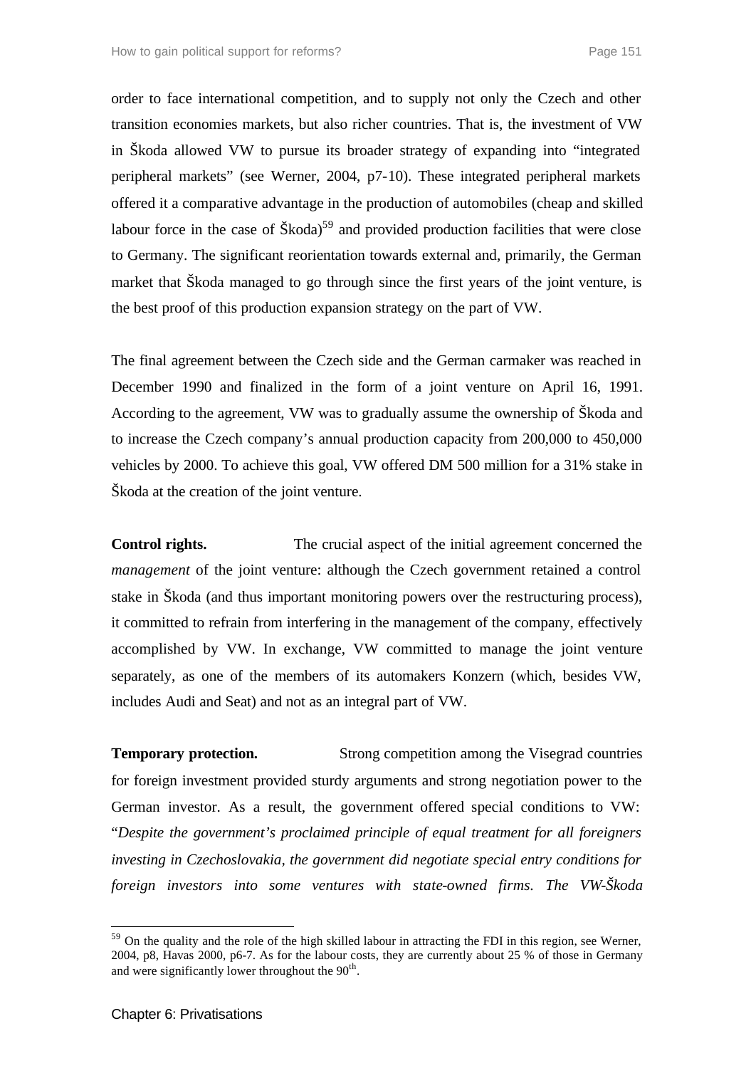order to face international competition, and to supply not only the Czech and other transition economies markets, but also richer countries. That is, the investment of VW in Škoda allowed VW to pursue its broader strategy of expanding into "integrated peripheral markets" (see Werner, 2004, p7-10). These integrated peripheral markets offered it a comparative advantage in the production of automobiles (cheap and skilled labour force in the case of Škoda)[59] and provided production facilities that were close to Germany. The significant reorientation towards external and, primarily, the German market that Škoda managed to go through since the first years of the joint venture, is the best proof of this production expansion strategy on the part of VW.

The final agreement between the Czech side and the German carmaker was reached in December 1990 and finalized in the form of a joint venture on April 16, 1991. According to the agreement, VW was to gradually assume the ownership of Škoda and to increase the Czech company's annual production capacity from 200,000 to 450,000 vehicles by 2000. To achieve this goal, VW offered DM 500 million for a 31% stake in Škoda at the creation of the joint venture.

**Control rights.** The crucial aspect of the initial agreement concerned the *management* of the joint venture: although the Czech government retained a control stake in Škoda (and thus important monitoring powers over the restructuring process), it committed to refrain from interfering in the management of the company, effectively accomplished by VW. In exchange, VW committed to manage the joint venture separately, as one of the members of its automakers Konzern (which, besides VW, includes Audi and Seat) and not as an integral part of VW.

**Temporary protection.** Strong competition among the Visegrad countries for foreign investment provided sturdy arguments and strong negotiation power to the German investor. As a result, the government offered special conditions to VW: "*Despite the government's proclaimed principle of equal treatment for all foreigners investing in Czechoslovakia, the government did negotiate special entry conditions for foreign investors into some ventures with state-owned firms. The VW-Škoda*

---

[59] On the quality and the role of the high skilled labour in attracting the FDI in this region, see Werner, 2004, p8, Havas 2000, p6-7. As for the labour costs, they are currently about 25 % of those in Germany and were significantly lower throughout the 90[th].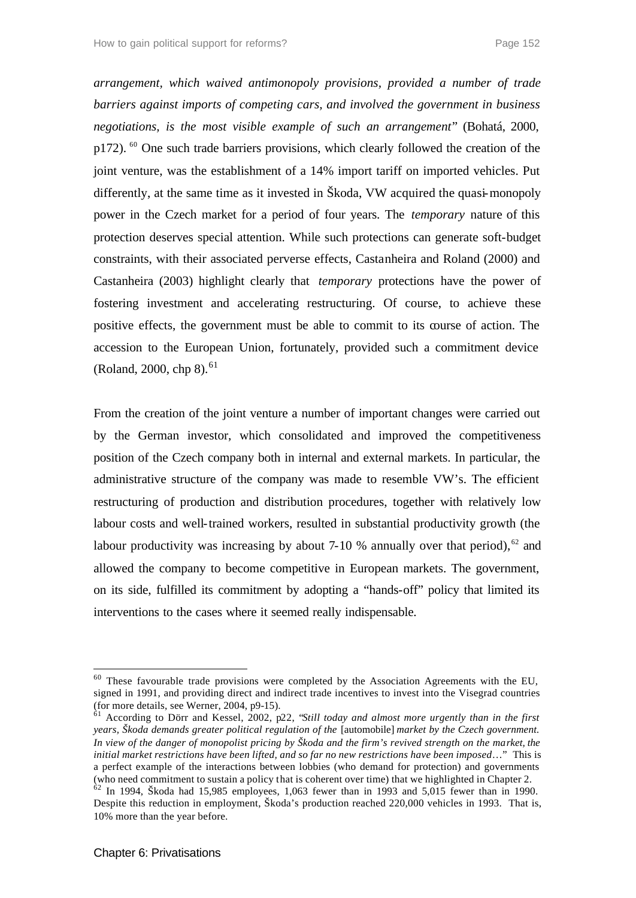*arrangement, which waived antimonopoly provisions, provided a number of trade barriers against imports of competing cars, and involved the government in business negotiations, is the most visible example of such an arrangement*" (Bohatá, 2000, p172).[60] One such trade barriers provisions, which clearly followed the creation of the joint venture, was the establishment of a 14% import tariff on imported vehicles. Put differently, at the same time as it invested in Škoda, VW acquired the quasi-monopoly power in the Czech market for a period of four years. The *temporary* nature of this protection deserves special attention. While such protections can generate soft-budget constraints, with their associated perverse effects, Castanheira and Roland (2000) and Castanheira (2003) highlight clearly that *temporary* protections have the power of fostering investment and accelerating restructuring. Of course, to achieve these positive effects, the government must be able to commit to its course of action. The accession to the European Union, fortunately, provided such a commitment device (Roland, 2000, chp 8).[61]

From the creation of the joint venture a number of important changes were carried out by the German investor, which consolidated and improved the competitiveness position of the Czech company both in internal and external markets. In particular, the administrative structure of the company was made to resemble VW's. The efficient restructuring of production and distribution procedures, together with relatively low labour costs and well-trained workers, resulted in substantial productivity growth (the labour productivity was increasing by about 7-10 % annually over that period),[62] and allowed the company to become competitive in European markets. The government, on its side, fulfilled its commitment by adopting a "hands-off" policy that limited its interventions to the cases where it seemed really indispensable.

---

[60] These favourable trade provisions were completed by the Association Agreements with the EU, signed in 1991, and providing direct and indirect trade incentives to invest into the Visegrad countries (for more details, see Werner, 2004, p9-15).

[61] According to Dörr and Kessel, 2002, p22, "*Still today and almost more urgently than in the first years, Škoda demands greater political regulation of the* [automobile] *market by the Czech government. In view of the danger of monopolist pricing by Škoda and the firm's revived strength on the market, the initial market restrictions have been lifted, and so far no new restrictions have been imposed*…" This is a perfect example of the interactions between lobbies (who demand for protection) and governments (who need commitment to sustain a policy that is coherent over time) that we highlighted in Chapter 2.

[62] In 1994, Škoda had 15,985 employees, 1,063 fewer than in 1993 and 5,015 fewer than in 1990. Despite this reduction in employment, Škoda's production reached 220,000 vehicles in 1993. That is, 10% more than the year before.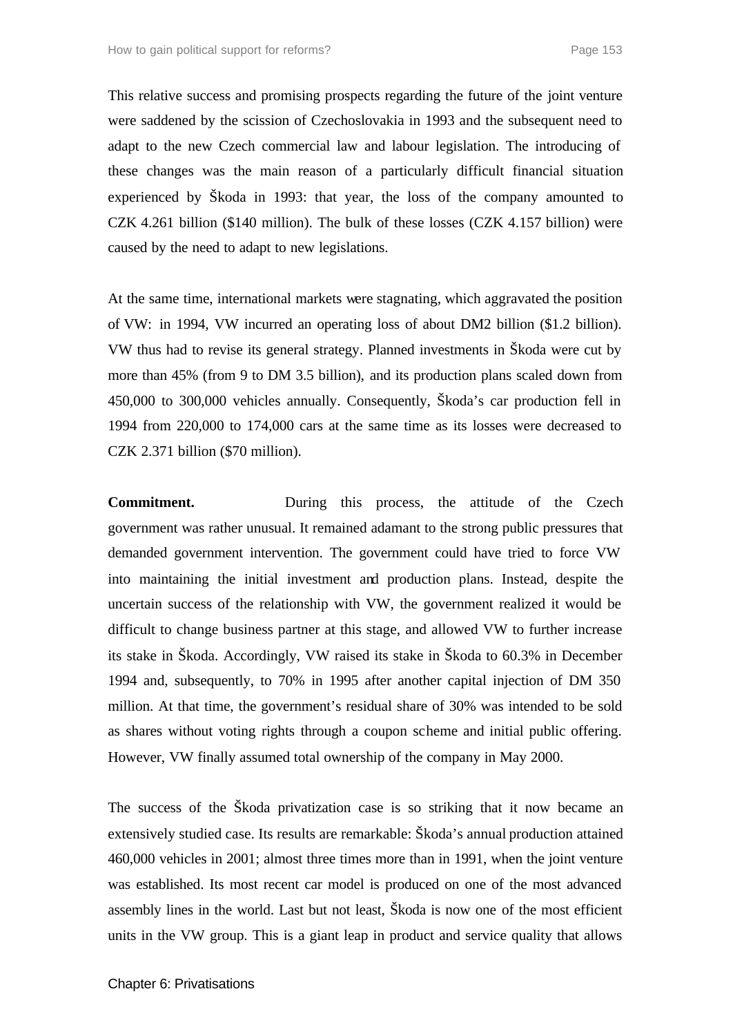This relative success and promising prospects regarding the future of the joint venture were saddened by the scission of Czechoslovakia in 1993 and the subsequent need to adapt to the new Czech commercial law and labour legislation. The introducing of these changes was the main reason of a particularly difficult financial situation experienced by Škoda in 1993: that year, the loss of the company amounted to CZK 4.261 billion ($140 million). The bulk of these losses (CZK 4.157 billion) were caused by the need to adapt to new legislations.

At the same time, international markets were stagnating, which aggravated the position of VW: in 1994, VW incurred an operating loss of about DM2 billion ($1.2 billion). VW thus had to revise its general strategy. Planned investments in Škoda were cut by more than 45% (from 9 to DM 3.5 billion), and its production plans scaled down from 450,000 to 300,000 vehicles annually. Consequently, Škoda's car production fell in 1994 from 220,000 to 174,000 cars at the same time as its losses were decreased to CZK 2.371 billion ($70 million).

**Commitment.** During this process, the attitude of the Czech government was rather unusual. It remained adamant to the strong public pressures that demanded government intervention. The government could have tried to force VW into maintaining the initial investment and production plans. Instead, despite the uncertain success of the relationship with VW, the government realized it would be difficult to change business partner at this stage, and allowed VW to further increase its stake in Škoda. Accordingly, VW raised its stake in Škoda to 60.3% in December 1994 and, subsequently, to 70% in 1995 after another capital injection of DM 350 million. At that time, the government's residual share of 30% was intended to be sold as shares without voting rights through a coupon scheme and initial public offering. However, VW finally assumed total ownership of the company in May 2000.

The success of the Škoda privatization case is so striking that it now became an extensively studied case. Its results are remarkable: Škoda's annual production attained 460,000 vehicles in 2001; almost three times more than in 1991, when the joint venture was established. Its most recent car model is produced on one of the most advanced assembly lines in the world. Last but not least, Škoda is now one of the most efficient units in the VW group. This is a giant leap in product and service quality that allows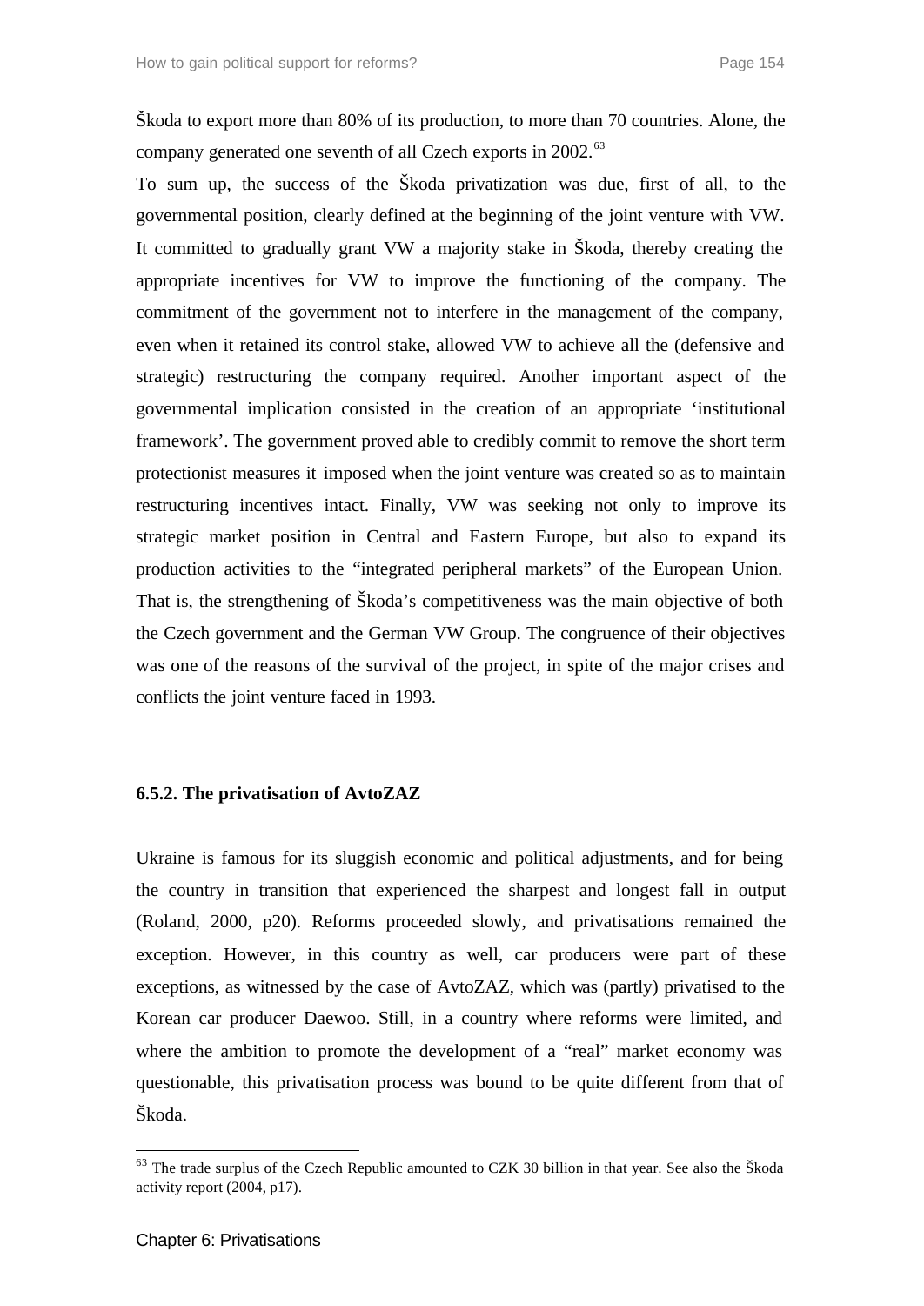Škoda to export more than 80% of its production, to more than 70 countries. Alone, the company generated one seventh of all Czech exports in 2002.[63]

To sum up, the success of the Škoda privatization was due, first of all, to the governmental position, clearly defined at the beginning of the joint venture with VW. It committed to gradually grant VW a majority stake in Škoda, thereby creating the appropriate incentives for VW to improve the functioning of the company. The commitment of the government not to interfere in the management of the company, even when it retained its control stake, allowed VW to achieve all the (defensive and strategic) restructuring the company required. Another important aspect of the governmental implication consisted in the creation of an appropriate 'institutional framework'. The government proved able to credibly commit to remove the short term protectionist measures it imposed when the joint venture was created so as to maintain restructuring incentives intact. Finally, VW was seeking not only to improve its strategic market position in Central and Eastern Europe, but also to expand its production activities to the "integrated peripheral markets" of the European Union. That is, the strengthening of Škoda's competitiveness was the main objective of both the Czech government and the German VW Group. The congruence of their objectives was one of the reasons of the survival of the project, in spite of the major crises and conflicts the joint venture faced in 1993.

### 6.5.2. The privatisation of AvtoZAZ

Ukraine is famous for its sluggish economic and political adjustments, and for being the country in transition that experienced the sharpest and longest fall in output (Roland, 2000, p20). Reforms proceeded slowly, and privatisations remained the exception. However, in this country as well, car producers were part of these exceptions, as witnessed by the case of AvtoZAZ, which was (partly) privatised to the Korean car producer Daewoo. Still, in a country where reforms were limited, and where the ambition to promote the development of a "real" market economy was questionable, this privatisation process was bound to be quite different from that of Škoda.

---

[63] The trade surplus of the Czech Republic amounted to CZK 30 billion in that year. See also the Škoda activity report (2004, p17).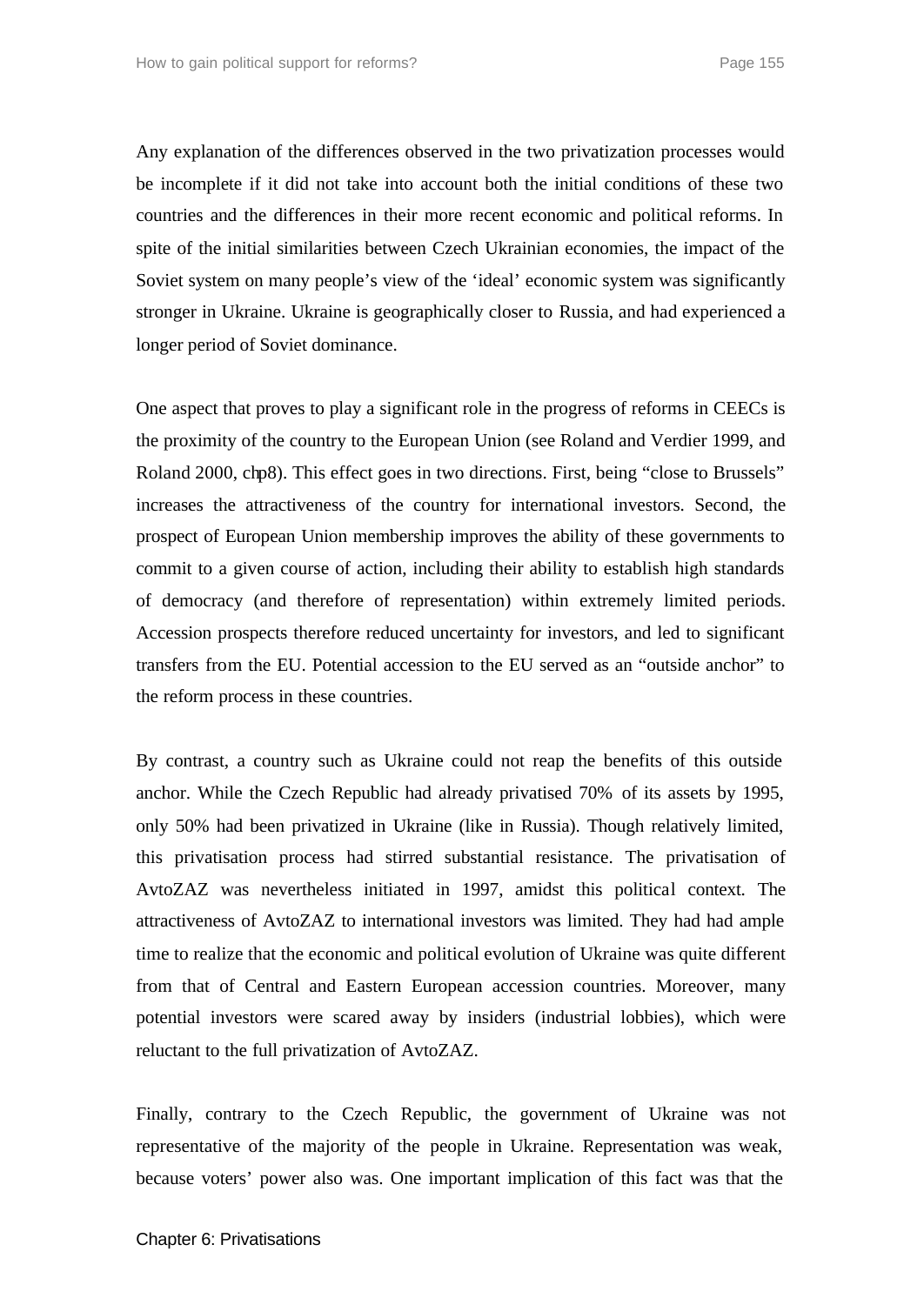Any explanation of the differences observed in the two privatization processes would be incomplete if it did not take into account both the initial conditions of these two countries and the differences in their more recent economic and political reforms. In spite of the initial similarities between Czech Ukrainian economies, the impact of the Soviet system on many people's view of the 'ideal' economic system was significantly stronger in Ukraine. Ukraine is geographically closer to Russia, and had experienced a longer period of Soviet dominance.

One aspect that proves to play a significant role in the progress of reforms in CEECs is the proximity of the country to the European Union (see Roland and Verdier 1999, and Roland 2000, chp8). This effect goes in two directions. First, being "close to Brussels" increases the attractiveness of the country for international investors. Second, the prospect of European Union membership improves the ability of these governments to commit to a given course of action, including their ability to establish high standards of democracy (and therefore of representation) within extremely limited periods. Accession prospects therefore reduced uncertainty for investors, and led to significant transfers from the EU. Potential accession to the EU served as an "outside anchor" to the reform process in these countries.

By contrast, a country such as Ukraine could not reap the benefits of this outside anchor. While the Czech Republic had already privatised 70% of its assets by 1995, only 50% had been privatized in Ukraine (like in Russia). Though relatively limited, this privatisation process had stirred substantial resistance. The privatisation of AvtoZAZ was nevertheless initiated in 1997, amidst this political context. The attractiveness of AvtoZAZ to international investors was limited. They had had ample time to realize that the economic and political evolution of Ukraine was quite different from that of Central and Eastern European accession countries. Moreover, many potential investors were scared away by insiders (industrial lobbies), which were reluctant to the full privatization of AvtoZAZ.

Finally, contrary to the Czech Republic, the government of Ukraine was not representative of the majority of the people in Ukraine. Representation was weak, because voters' power also was. One important implication of this fact was that the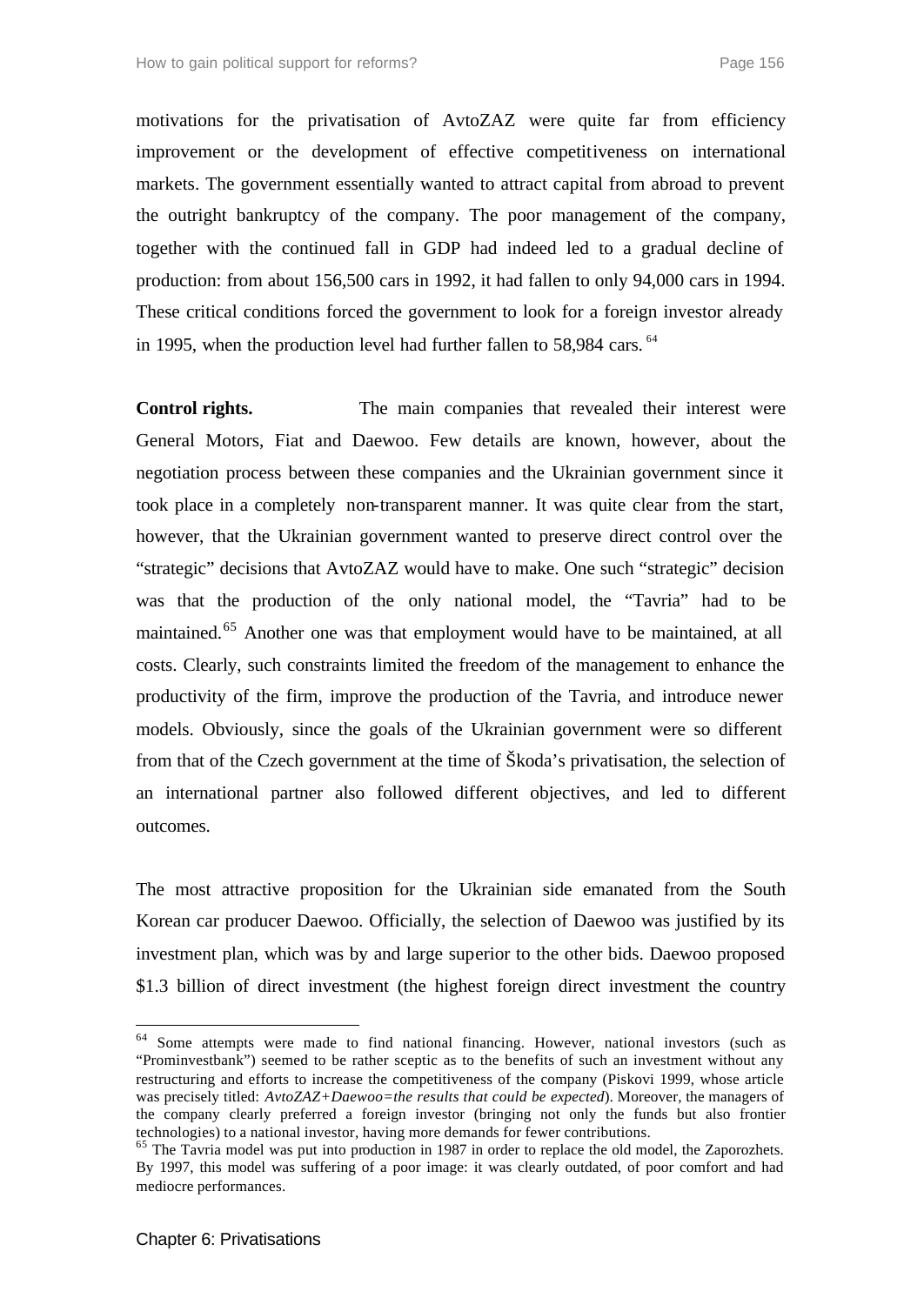motivations for the privatisation of AvtoZAZ were quite far from efficiency improvement or the development of effective competitiveness on international markets. The government essentially wanted to attract capital from abroad to prevent the outright bankruptcy of the company. The poor management of the company, together with the continued fall in GDP had indeed led to a gradual decline of production: from about 156,500 cars in 1992, it had fallen to only 94,000 cars in 1994. These critical conditions forced the government to look for a foreign investor already in 1995, when the production level had further fallen to 58,984 cars.[64]

**Control rights.** The main companies that revealed their interest were General Motors, Fiat and Daewoo. Few details are known, however, about the negotiation process between these companies and the Ukrainian government since it took place in a completely non-transparent manner. It was quite clear from the start, however, that the Ukrainian government wanted to preserve direct control over the "strategic" decisions that AvtoZAZ would have to make. One such "strategic" decision was that the production of the only national model, the "Tavria" had to be maintained.[65] Another one was that employment would have to be maintained, at all costs. Clearly, such constraints limited the freedom of the management to enhance the productivity of the firm, improve the production of the Tavria, and introduce newer models. Obviously, since the goals of the Ukrainian government were so different from that of the Czech government at the time of Škoda's privatisation, the selection of an international partner also followed different objectives, and led to different outcomes.

The most attractive proposition for the Ukrainian side emanated from the South Korean car producer Daewoo. Officially, the selection of Daewoo was justified by its investment plan, which was by and large superior to the other bids. Daewoo proposed \$1.3 billion of direct investment (the highest foreign direct investment the country

---

[64] Some attempts were made to find national financing. However, national investors (such as "Prominvestbank") seemed to be rather sceptic as to the benefits of such an investment without any restructuring and efforts to increase the competitiveness of the company (Piskovi 1999, whose article was precisely titled: *AvtoZAZ+Daewoo=the results that could be expected*). Moreover, the managers of the company clearly preferred a foreign investor (bringing not only the funds but also frontier technologies) to a national investor, having more demands for fewer contributions.

[65] The Tavria model was put into production in 1987 in order to replace the old model, the Zaporozhets. By 1997, this model was suffering of a poor image: it was clearly outdated, of poor comfort and had mediocre performances.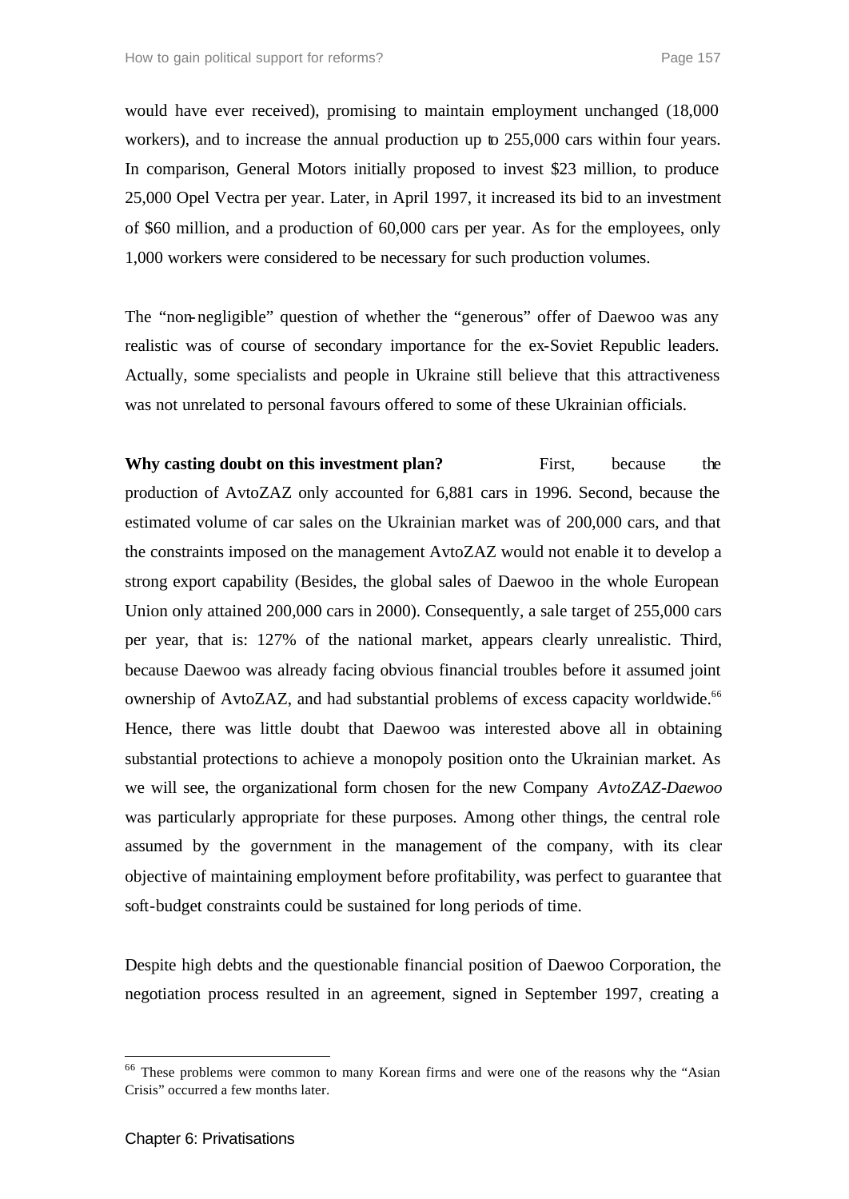would have ever received), promising to maintain employment unchanged (18,000 workers), and to increase the annual production up to 255,000 cars within four years. In comparison, General Motors initially proposed to invest $23 million, to produce 25,000 Opel Vectra per year. Later, in April 1997, it increased its bid to an investment of $60 million, and a production of 60,000 cars per year. As for the employees, only 1,000 workers were considered to be necessary for such production volumes.

The "non-negligible" question of whether the "generous" offer of Daewoo was any realistic was of course of secondary importance for the ex-Soviet Republic leaders. Actually, some specialists and people in Ukraine still believe that this attractiveness was not unrelated to personal favours offered to some of these Ukrainian officials.

**Why casting doubt on this investment plan?** First, because the production of AvtoZAZ only accounted for 6,881 cars in 1996. Second, because the estimated volume of car sales on the Ukrainian market was of 200,000 cars, and that the constraints imposed on the management AvtoZAZ would not enable it to develop a strong export capability (Besides, the global sales of Daewoo in the whole European Union only attained 200,000 cars in 2000). Consequently, a sale target of 255,000 cars per year, that is: 127% of the national market, appears clearly unrealistic. Third, because Daewoo was already facing obvious financial troubles before it assumed joint ownership of AvtoZAZ, and had substantial problems of excess capacity worldwide.[66] Hence, there was little doubt that Daewoo was interested above all in obtaining substantial protections to achieve a monopoly position onto the Ukrainian market. As we will see, the organizational form chosen for the new Company *AvtoZAZ-Daewoo* was particularly appropriate for these purposes. Among other things, the central role assumed by the government in the management of the company, with its clear objective of maintaining employment before profitability, was perfect to guarantee that soft-budget constraints could be sustained for long periods of time.

Despite high debts and the questionable financial position of Daewoo Corporation, the negotiation process resulted in an agreement, signed in September 1997, creating a

[66] These problems were common to many Korean firms and were one of the reasons why the "Asian Crisis" occurred a few months later.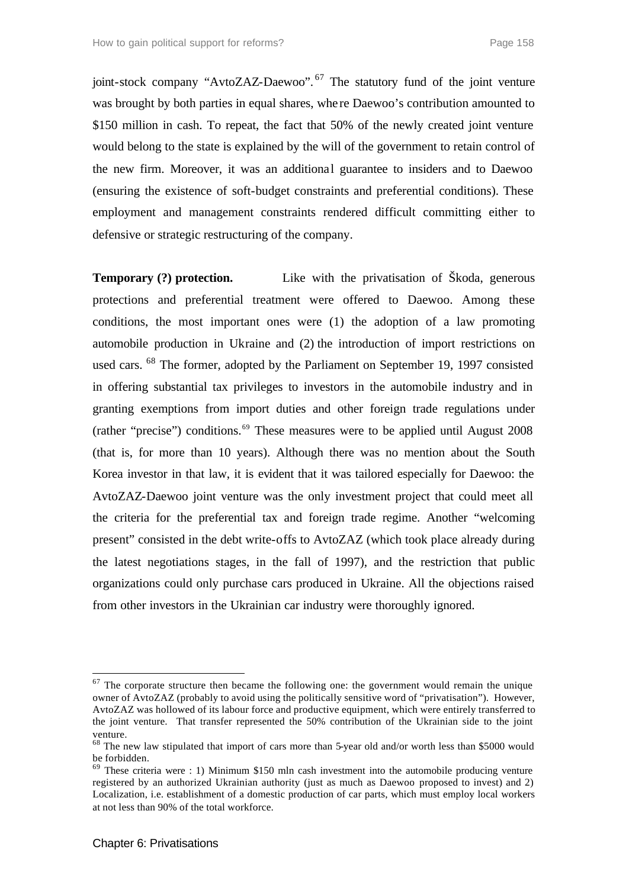joint-stock company "AvtoZAZ-Daewoo".[67] The statutory fund of the joint venture was brought by both parties in equal shares, where Daewoo's contribution amounted to $150 million in cash. To repeat, the fact that 50% of the newly created joint venture would belong to the state is explained by the will of the government to retain control of the new firm. Moreover, it was an additional guarantee to insiders and to Daewoo (ensuring the existence of soft-budget constraints and preferential conditions). These employment and management constraints rendered difficult committing either to defensive or strategic restructuring of the company.

**Temporary (?) protection.** Like with the privatisation of Škoda, generous protections and preferential treatment were offered to Daewoo. Among these conditions, the most important ones were (1) the adoption of a law promoting automobile production in Ukraine and (2) the introduction of import restrictions on used cars.[68] The former, adopted by the Parliament on September 19, 1997 consisted in offering substantial tax privileges to investors in the automobile industry and in granting exemptions from import duties and other foreign trade regulations under (rather "precise") conditions.[69] These measures were to be applied until August 2008 (that is, for more than 10 years). Although there was no mention about the South Korea investor in that law, it is evident that it was tailored especially for Daewoo: the AvtoZAZ-Daewoo joint venture was the only investment project that could meet all the criteria for the preferential tax and foreign trade regime. Another "welcoming present" consisted in the debt write-offs to AvtoZAZ (which took place already during the latest negotiations stages, in the fall of 1997), and the restriction that public organizations could only purchase cars produced in Ukraine. All the objections raised from other investors in the Ukrainian car industry were thoroughly ignored.

---

[67] The corporate structure then became the following one: the government would remain the unique owner of AvtoZAZ (probably to avoid using the politically sensitive word of "privatisation"). However, AvtoZAZ was hollowed of its labour force and productive equipment, which were entirely transferred to the joint venture. That transfer represented the 50% contribution of the Ukrainian side to the joint venture.

[68] The new law stipulated that import of cars more than 5-year old and/or worth less than $5000 would be forbidden.

[69] These criteria were : 1) Minimum $150 mln cash investment into the automobile producing venture registered by an authorized Ukrainian authority (just as much as Daewoo proposed to invest) and 2) Localization, i.e. establishment of a domestic production of car parts, which must employ local workers at not less than 90% of the total workforce.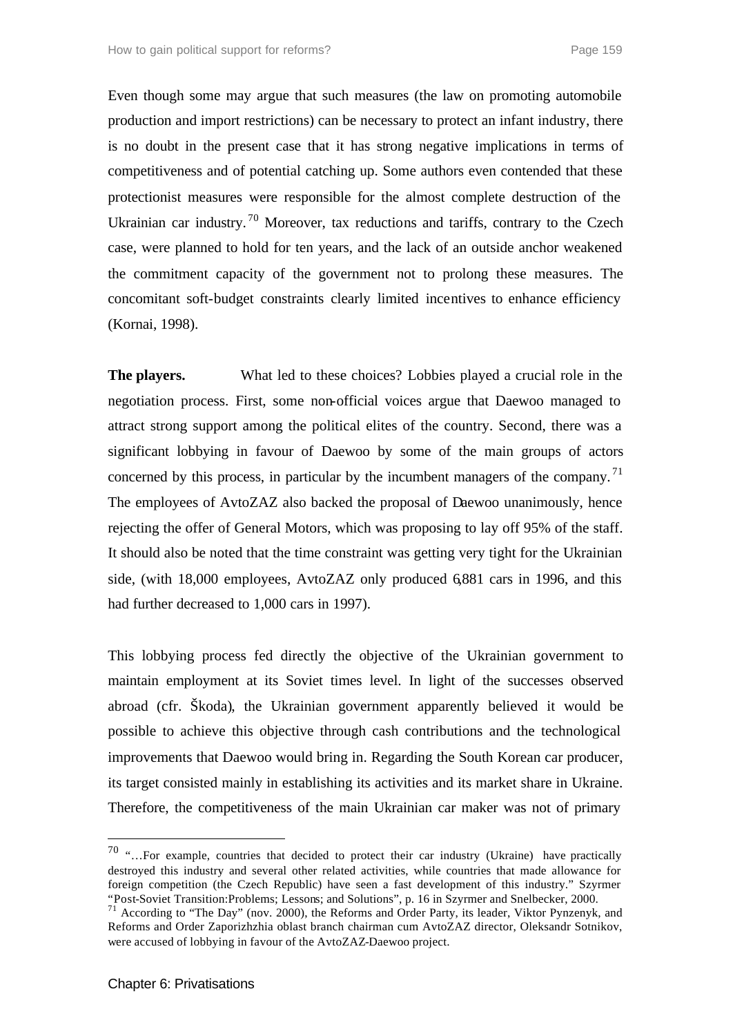Even though some may argue that such measures (the law on promoting automobile production and import restrictions) can be necessary to protect an infant industry, there is no doubt in the present case that it has strong negative implications in terms of competitiveness and of potential catching up. Some authors even contended that these protectionist measures were responsible for the almost complete destruction of the Ukrainian car industry.[70] Moreover, tax reductions and tariffs, contrary to the Czech case, were planned to hold for ten years, and the lack of an outside anchor weakened the commitment capacity of the government not to prolong these measures. The concomitant soft-budget constraints clearly limited incentives to enhance efficiency (Kornai, 1998).

**The players.** What led to these choices? Lobbies played a crucial role in the negotiation process. First, some non-official voices argue that Daewoo managed to attract strong support among the political elites of the country. Second, there was a significant lobbying in favour of Daewoo by some of the main groups of actors concerned by this process, in particular by the incumbent managers of the company.[71] The employees of AvtoZAZ also backed the proposal of Daewoo unanimously, hence rejecting the offer of General Motors, which was proposing to lay off 95% of the staff. It should also be noted that the time constraint was getting very tight for the Ukrainian side, (with 18,000 employees, AvtoZAZ only produced 6,881 cars in 1996, and this had further decreased to 1,000 cars in 1997).

This lobbying process fed directly the objective of the Ukrainian government to maintain employment at its Soviet times level. In light of the successes observed abroad (cfr. Škoda), the Ukrainian government apparently believed it would be possible to achieve this objective through cash contributions and the technological improvements that Daewoo would bring in. Regarding the South Korean car producer, its target consisted mainly in establishing its activities and its market share in Ukraine. Therefore, the competitiveness of the main Ukrainian car maker was not of primary

---

[70] "…For example, countries that decided to protect their car industry (Ukraine) have practically destroyed this industry and several other related activities, while countries that made allowance for foreign competition (the Czech Republic) have seen a fast development of this industry." Szyrmer "Post-Soviet Transition:Problems; Lessons; and Solutions", p. 16 in Szyrmer and Snelbecker, 2000.

[71] According to "The Day" (nov. 2000), the Reforms and Order Party, its leader, Viktor Pynzenyk, and Reforms and Order Zaporizhzhia oblast branch chairman cum AvtoZAZ director, Oleksandr Sotnikov, were accused of lobbying in favour of the AvtoZAZ-Daewoo project.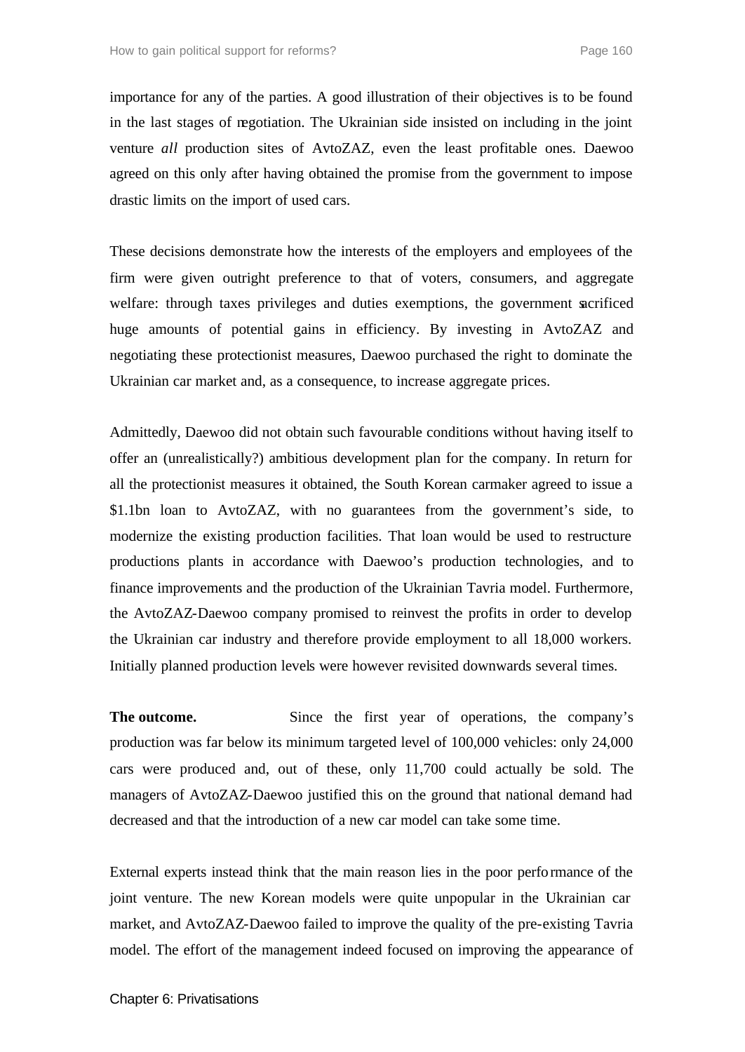importance for any of the parties. A good illustration of their objectives is to be found in the last stages of negotiation. The Ukrainian side insisted on including in the joint venture *all* production sites of AvtoZAZ, even the least profitable ones. Daewoo agreed on this only after having obtained the promise from the government to impose drastic limits on the import of used cars.

These decisions demonstrate how the interests of the employers and employees of the firm were given outright preference to that of voters, consumers, and aggregate welfare: through taxes privileges and duties exemptions, the government sacrificed huge amounts of potential gains in efficiency. By investing in AvtoZAZ and negotiating these protectionist measures, Daewoo purchased the right to dominate the Ukrainian car market and, as a consequence, to increase aggregate prices.

Admittedly, Daewoo did not obtain such favourable conditions without having itself to offer an (unrealistically?) ambitious development plan for the company. In return for all the protectionist measures it obtained, the South Korean carmaker agreed to issue a \$1.1bn loan to AvtoZAZ, with no guarantees from the government's side, to modernize the existing production facilities. That loan would be used to restructure productions plants in accordance with Daewoo's production technologies, and to finance improvements and the production of the Ukrainian Tavria model. Furthermore, the AvtoZAZ-Daewoo company promised to reinvest the profits in order to develop the Ukrainian car industry and therefore provide employment to all 18,000 workers. Initially planned production levels were however revisited downwards several times.

**The outcome.** Since the first year of operations, the company's production was far below its minimum targeted level of 100,000 vehicles: only 24,000 cars were produced and, out of these, only 11,700 could actually be sold. The managers of AvtoZAZ-Daewoo justified this on the ground that national demand had decreased and that the introduction of a new car model can take some time.

External experts instead think that the main reason lies in the poor performance of the joint venture. The new Korean models were quite unpopular in the Ukrainian car market, and AvtoZAZ-Daewoo failed to improve the quality of the pre-existing Tavria model. The effort of the management indeed focused on improving the appearance of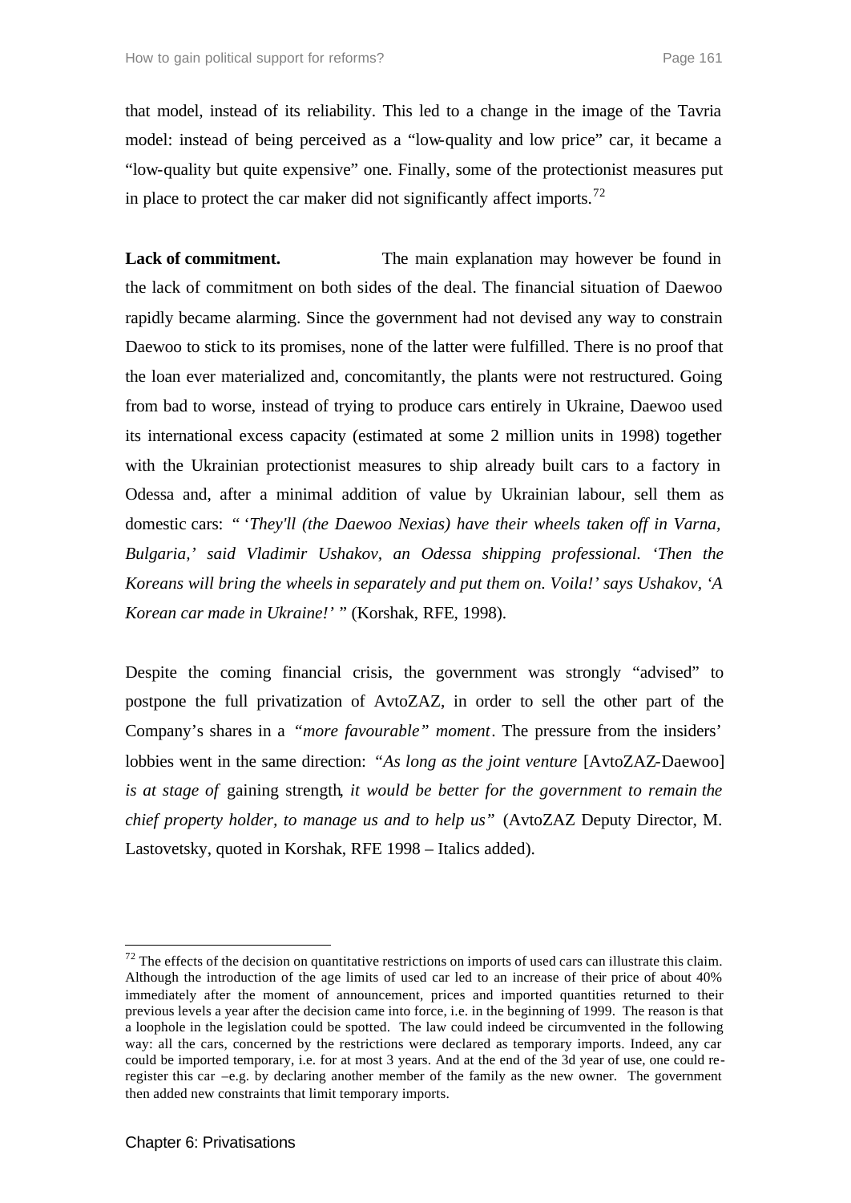that model, instead of its reliability. This led to a change in the image of the Tavria model: instead of being perceived as a "low-quality and low price" car, it became a "low-quality but quite expensive" one. Finally, some of the protectionist measures put in place to protect the car maker did not significantly affect imports.[72]

**Lack of commitment.** The main explanation may however be found in the lack of commitment on both sides of the deal. The financial situation of Daewoo rapidly became alarming. Since the government had not devised any way to constrain Daewoo to stick to its promises, none of the latter were fulfilled. There is no proof that the loan ever materialized and, concomitantly, the plants were not restructured. Going from bad to worse, instead of trying to produce cars entirely in Ukraine, Daewoo used its international excess capacity (estimated at some 2 million units in 1998) together with the Ukrainian protectionist measures to ship already built cars to a factory in Odessa and, after a minimal addition of value by Ukrainian labour, sell them as domestic cars: *" 'They'll (the Daewoo Nexias) have their wheels taken off in Varna, Bulgaria,' said Vladimir Ushakov, an Odessa shipping professional. 'Then the Koreans will bring the wheels in separately and put them on. Voila!' says Ushakov, 'A Korean car made in Ukraine!' "* (Korshak, RFE, 1998).

Despite the coming financial crisis, the government was strongly "advised" to postpone the full privatization of AvtoZAZ, in order to sell the other part of the Company's shares in a *"more favourable" moment*. The pressure from the insiders' lobbies went in the same direction: *"As long as the joint venture* [AvtoZAZ-Daewoo] *is at stage of* gaining strength*, it would be better for the government to remain the chief property holder, to manage us and to help us"* (AvtoZAZ Deputy Director, M. Lastovetsky, quoted in Korshak, RFE 1998 – Italics added).

---

[72] The effects of the decision on quantitative restrictions on imports of used cars can illustrate this claim. Although the introduction of the age limits of used car led to an increase of their price of about 40% immediately after the moment of announcement, prices and imported quantities returned to their previous levels a year after the decision came into force, i.e. in the beginning of 1999. The reason is that a loophole in the legislation could be spotted. The law could indeed be circumvented in the following way: all the cars, concerned by the restrictions were declared as temporary imports. Indeed, any car could be imported temporary, i.e. for at most 3 years. And at the end of the 3d year of use, one could re-register this car –e.g. by declaring another member of the family as the new owner. The government then added new constraints that limit temporary imports.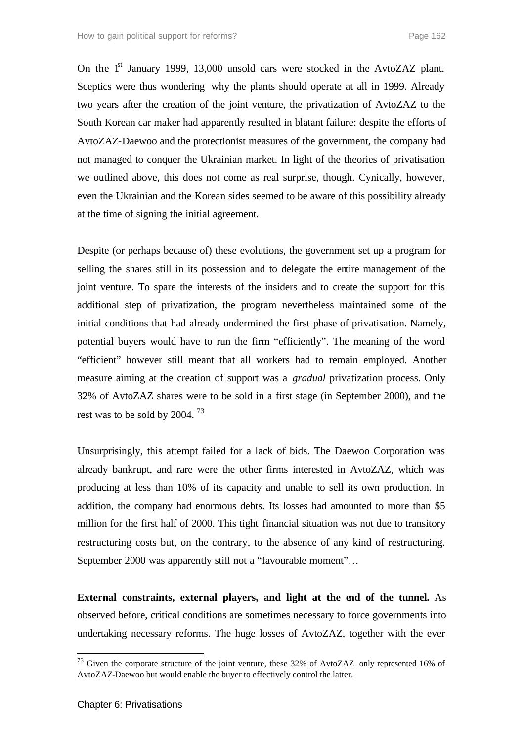On the 1st January 1999, 13,000 unsold cars were stocked in the AvtoZAZ plant. Sceptics were thus wondering why the plants should operate at all in 1999. Already two years after the creation of the joint venture, the privatization of AvtoZAZ to the South Korean car maker had apparently resulted in blatant failure: despite the efforts of AvtoZAZ-Daewoo and the protectionist measures of the government, the company had not managed to conquer the Ukrainian market. In light of the theories of privatisation we outlined above, this does not come as real surprise, though. Cynically, however, even the Ukrainian and the Korean sides seemed to be aware of this possibility already at the time of signing the initial agreement.

Despite (or perhaps because of) these evolutions, the government set up a program for selling the shares still in its possession and to delegate the entire management of the joint venture. To spare the interests of the insiders and to create the support for this additional step of privatization, the program nevertheless maintained some of the initial conditions that had already undermined the first phase of privatisation. Namely, potential buyers would have to run the firm "efficiently". The meaning of the word "efficient" however still meant that all workers had to remain employed. Another measure aiming at the creation of support was a *gradual* privatization process. Only 32% of AvtoZAZ shares were to be sold in a first stage (in September 2000), and the rest was to be sold by 2004. [73]

Unsurprisingly, this attempt failed for a lack of bids. The Daewoo Corporation was already bankrupt, and rare were the other firms interested in AvtoZAZ, which was producing at less than 10% of its capacity and unable to sell its own production. In addition, the company had enormous debts. Its losses had amounted to more than $5 million for the first half of 2000. This tight financial situation was not due to transitory restructuring costs but, on the contrary, to the absence of any kind of restructuring. September 2000 was apparently still not a "favourable moment"…

**External constraints, external players, and light at the end of the tunnel.** As observed before, critical conditions are sometimes necessary to force governments into undertaking necessary reforms. The huge losses of AvtoZAZ, together with the ever

[73] Given the corporate structure of the joint venture, these 32% of AvtoZAZ only represented 16% of AvtoZAZ-Daewoo but would enable the buyer to effectively control the latter.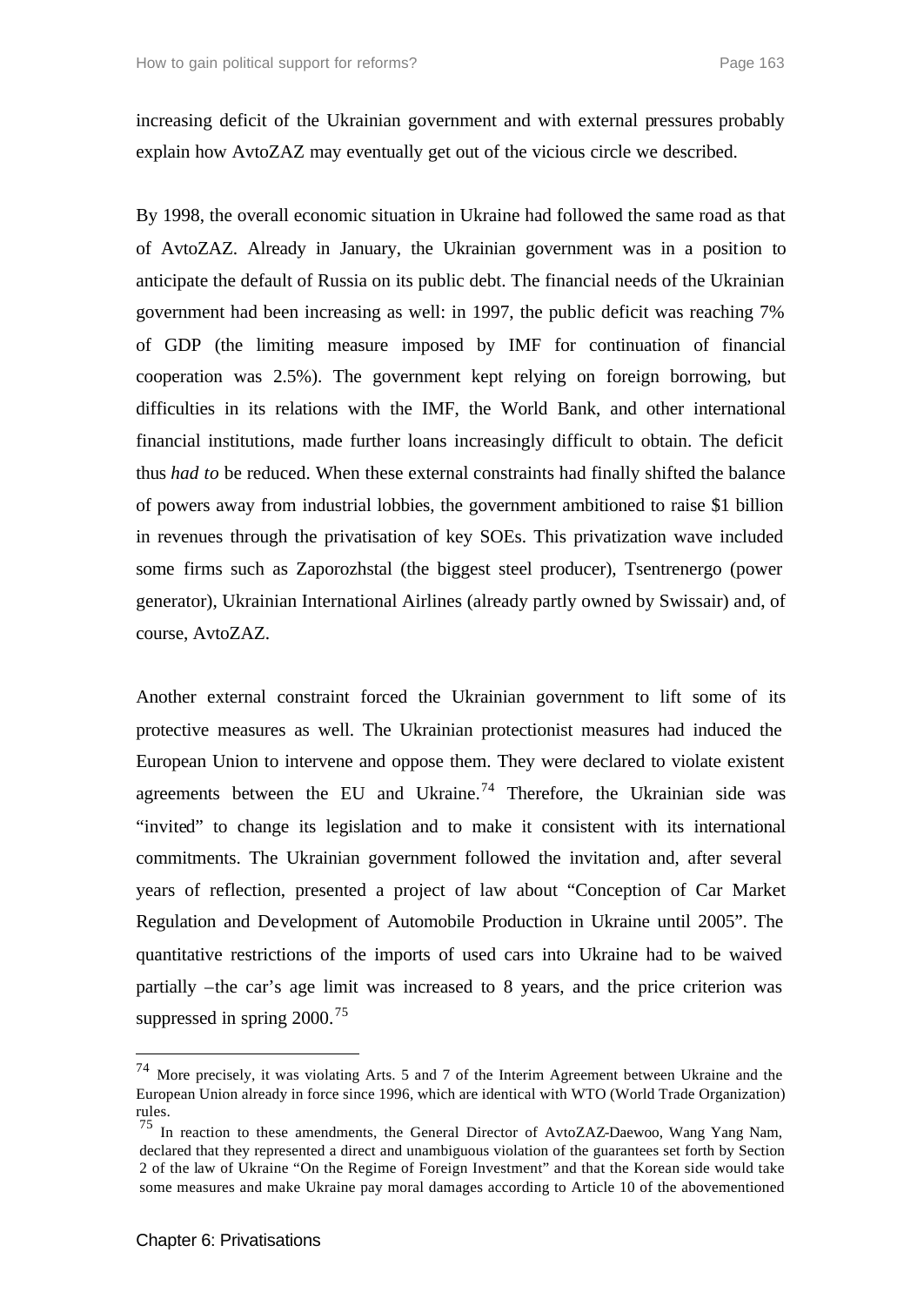increasing deficit of the Ukrainian government and with external pressures probably explain how AvtoZAZ may eventually get out of the vicious circle we described.

By 1998, the overall economic situation in Ukraine had followed the same road as that of AvtoZAZ. Already in January, the Ukrainian government was in a position to anticipate the default of Russia on its public debt. The financial needs of the Ukrainian government had been increasing as well: in 1997, the public deficit was reaching 7% of GDP (the limiting measure imposed by IMF for continuation of financial cooperation was 2.5%). The government kept relying on foreign borrowing, but difficulties in its relations with the IMF, the World Bank, and other international financial institutions, made further loans increasingly difficult to obtain. The deficit thus *had to* be reduced. When these external constraints had finally shifted the balance of powers away from industrial lobbies, the government ambitioned to raise $1 billion in revenues through the privatisation of key SOEs. This privatization wave included some firms such as Zaporozhstal (the biggest steel producer), Tsentrenergo (power generator), Ukrainian International Airlines (already partly owned by Swissair) and, of course, AvtoZAZ.

Another external constraint forced the Ukrainian government to lift some of its protective measures as well. The Ukrainian protectionist measures had induced the European Union to intervene and oppose them. They were declared to violate existent agreements between the EU and Ukraine.[74] Therefore, the Ukrainian side was "invited" to change its legislation and to make it consistent with its international commitments. The Ukrainian government followed the invitation and, after several years of reflection, presented a project of law about "Conception of Car Market Regulation and Development of Automobile Production in Ukraine until 2005". The quantitative restrictions of the imports of used cars into Ukraine had to be waived partially –the car's age limit was increased to 8 years, and the price criterion was suppressed in spring 2000.[75]

---

[74] More precisely, it was violating Arts. 5 and 7 of the Interim Agreement between Ukraine and the European Union already in force since 1996, which are identical with WTO (World Trade Organization) rules.

[75] In reaction to these amendments, the General Director of AvtoZAZ-Daewoo, Wang Yang Nam, declared that they represented a direct and unambiguous violation of the guarantees set forth by Section 2 of the law of Ukraine "On the Regime of Foreign Investment" and that the Korean side would take some measures and make Ukraine pay moral damages according to Article 10 of the abovementioned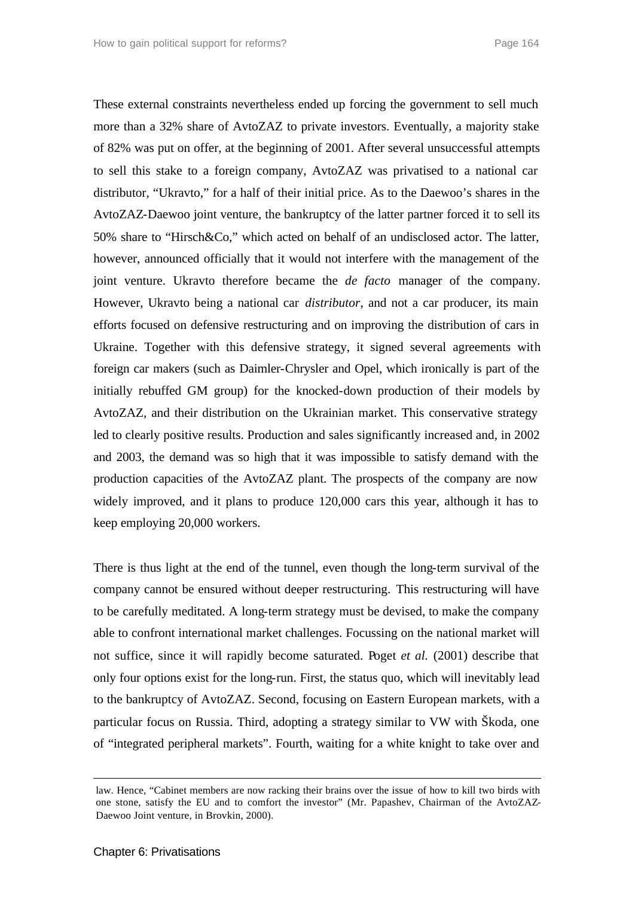These external constraints nevertheless ended up forcing the government to sell much more than a 32% share of AvtoZAZ to private investors. Eventually, a majority stake of 82% was put on offer, at the beginning of 2001. After several unsuccessful attempts to sell this stake to a foreign company, AvtoZAZ was privatised to a national car distributor, "Ukravto," for a half of their initial price. As to the Daewoo's shares in the AvtoZAZ-Daewoo joint venture, the bankruptcy of the latter partner forced it to sell its 50% share to "Hirsch&Co," which acted on behalf of an undisclosed actor. The latter, however, announced officially that it would not interfere with the management of the joint venture. Ukravto therefore became the *de facto* manager of the company. However, Ukravto being a national car *distributor*, and not a car producer, its main efforts focused on defensive restructuring and on improving the distribution of cars in Ukraine. Together with this defensive strategy, it signed several agreements with foreign car makers (such as Daimler-Chrysler and Opel, which ironically is part of the initially rebuffed GM group) for the knocked-down production of their models by AvtoZAZ, and their distribution on the Ukrainian market. This conservative strategy led to clearly positive results. Production and sales significantly increased and, in 2002 and 2003, the demand was so high that it was impossible to satisfy demand with the production capacities of the AvtoZAZ plant. The prospects of the company are now widely improved, and it plans to produce 120,000 cars this year, although it has to keep employing 20,000 workers.

There is thus light at the end of the tunnel, even though the long-term survival of the company cannot be ensured without deeper restructuring. This restructuring will have to be carefully meditated. A long-term strategy must be devised, to make the company able to confront international market challenges. Focussing on the national market will not suffice, since it will rapidly become saturated. Poget *et al.* (2001) describe that only four options exist for the long-run. First, the status quo, which will inevitably lead to the bankruptcy of AvtoZAZ. Second, focusing on Eastern European markets, with a particular focus on Russia. Third, adopting a strategy similar to VW with Škoda, one of "integrated peripheral markets". Fourth, waiting for a white knight to take over and

---

law. Hence, "Cabinet members are now racking their brains over the issue of how to kill two birds with one stone, satisfy the EU and to comfort the investor" (Mr. Papashev, Chairman of the AvtoZAZ-Daewoo Joint venture, in Brovkin, 2000).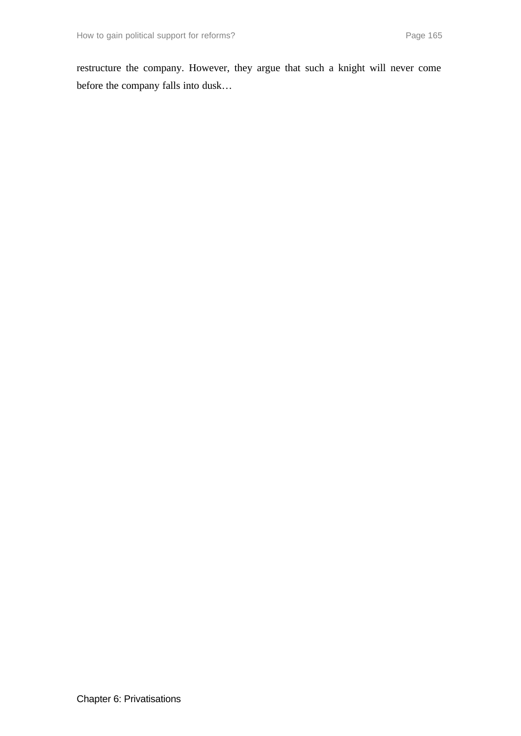restructure the company. However, they argue that such a knight will never come before the company falls into dusk…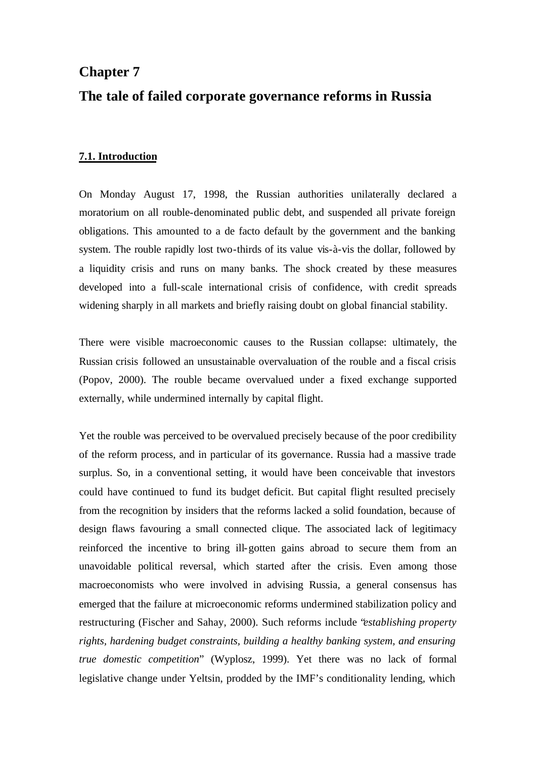# Chapter 7

# The tale of failed corporate governance reforms in Russia

## 7.1. Introduction

On Monday August 17, 1998, the Russian authorities unilaterally declared a moratorium on all rouble-denominated public debt, and suspended all private foreign obligations. This amounted to a de facto default by the government and the banking system. The rouble rapidly lost two-thirds of its value vis-à-vis the dollar, followed by a liquidity crisis and runs on many banks. The shock created by these measures developed into a full-scale international crisis of confidence, with credit spreads widening sharply in all markets and briefly raising doubt on global financial stability.

There were visible macroeconomic causes to the Russian collapse: ultimately, the Russian crisis followed an unsustainable overvaluation of the rouble and a fiscal crisis (Popov, 2000). The rouble became overvalued under a fixed exchange supported externally, while undermined internally by capital flight.

Yet the rouble was perceived to be overvalued precisely because of the poor credibility of the reform process, and in particular of its governance. Russia had a massive trade surplus. So, in a conventional setting, it would have been conceivable that investors could have continued to fund its budget deficit. But capital flight resulted precisely from the recognition by insiders that the reforms lacked a solid foundation, because of design flaws favouring a small connected clique. The associated lack of legitimacy reinforced the incentive to bring ill-gotten gains abroad to secure them from an unavoidable political reversal, which started after the crisis. Even among those macroeconomists who were involved in advising Russia, a general consensus has emerged that the failure at microeconomic reforms undermined stabilization policy and restructuring (Fischer and Sahay, 2000). Such reforms include "*establishing property rights, hardening budget constraints, building a healthy banking system, and ensuring true domestic competition*" (Wyplosz, 1999). Yet there was no lack of formal legislative change under Yeltsin, prodded by the IMF's conditionality lending, which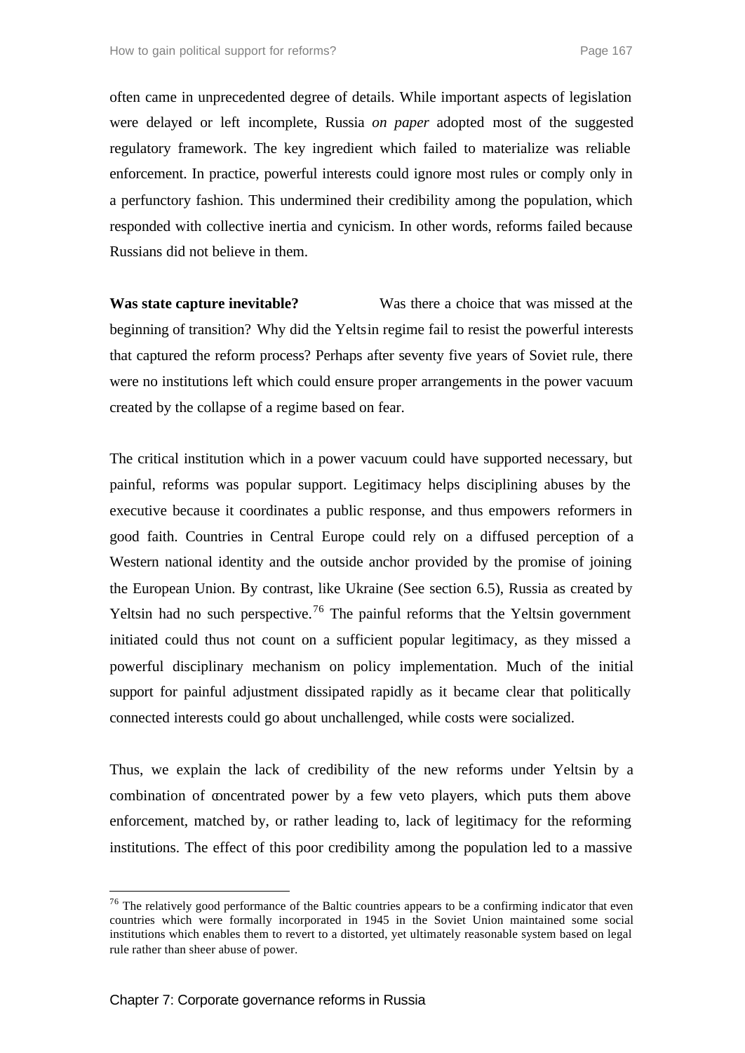often came in unprecedented degree of details. While important aspects of legislation were delayed or left incomplete, Russia *on paper* adopted most of the suggested regulatory framework. The key ingredient which failed to materialize was reliable enforcement. In practice, powerful interests could ignore most rules or comply only in a perfunctory fashion. This undermined their credibility among the population, which responded with collective inertia and cynicism. In other words, reforms failed because Russians did not believe in them.

**Was state capture inevitable?** Was there a choice that was missed at the beginning of transition? Why did the Yeltsin regime fail to resist the powerful interests that captured the reform process? Perhaps after seventy five years of Soviet rule, there were no institutions left which could ensure proper arrangements in the power vacuum created by the collapse of a regime based on fear.

The critical institution which in a power vacuum could have supported necessary, but painful, reforms was popular support. Legitimacy helps disciplining abuses by the executive because it coordinates a public response, and thus empowers reformers in good faith. Countries in Central Europe could rely on a diffused perception of a Western national identity and the outside anchor provided by the promise of joining the European Union. By contrast, like Ukraine (See section 6.5), Russia as created by Yeltsin had no such perspective.[76] The painful reforms that the Yeltsin government initiated could thus not count on a sufficient popular legitimacy, as they missed a powerful disciplinary mechanism on policy implementation. Much of the initial support for painful adjustment dissipated rapidly as it became clear that politically connected interests could go about unchallenged, while costs were socialized.

Thus, we explain the lack of credibility of the new reforms under Yeltsin by a combination of concentrated power by a few veto players, which puts them above enforcement, matched by, or rather leading to, lack of legitimacy for the reforming institutions. The effect of this poor credibility among the population led to a massive

---

[76] The relatively good performance of the Baltic countries appears to be a confirming indicator that even countries which were formally incorporated in 1945 in the Soviet Union maintained some social institutions which enables them to revert to a distorted, yet ultimately reasonable system based on legal rule rather than sheer abuse of power.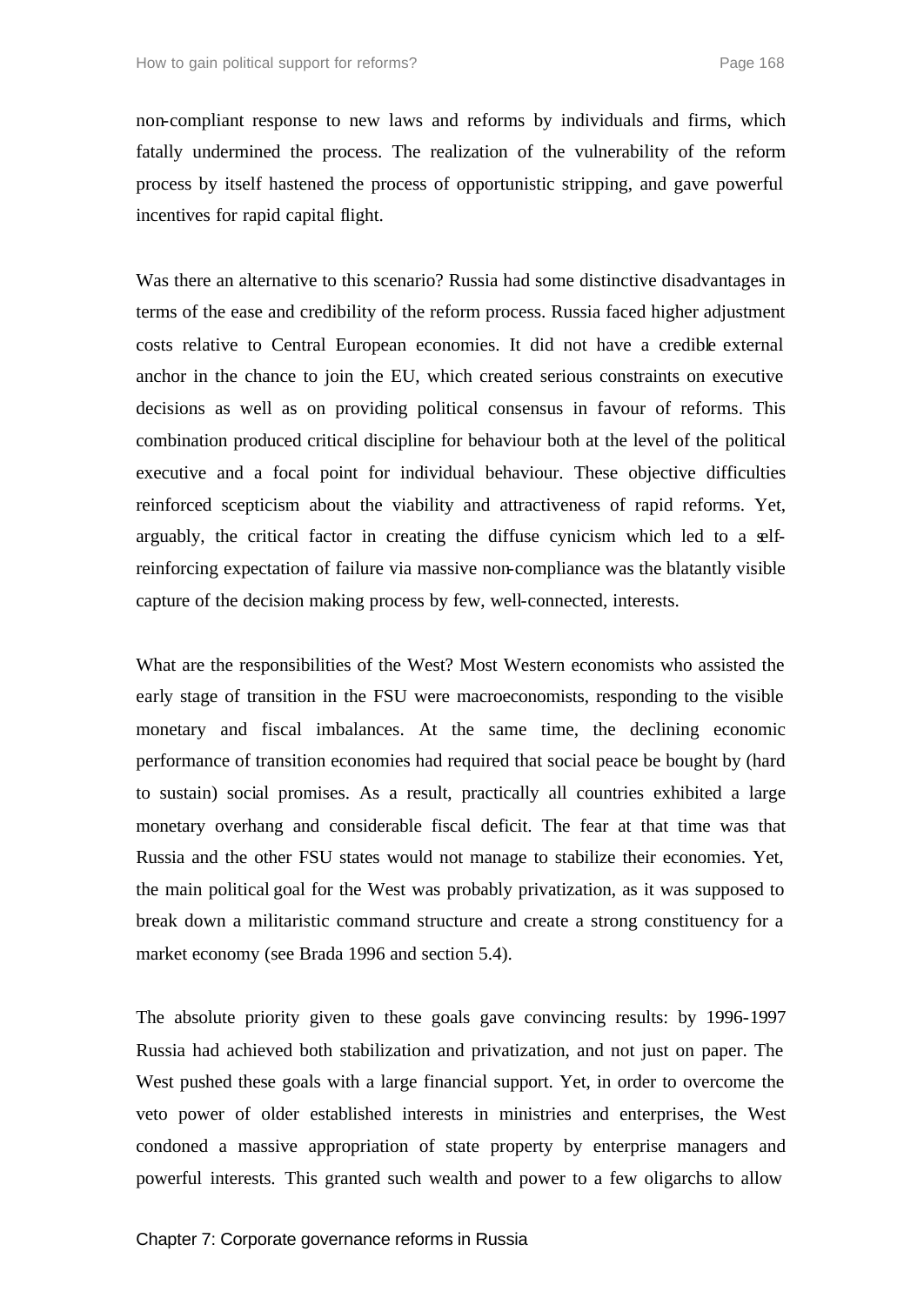non-compliant response to new laws and reforms by individuals and firms, which fatally undermined the process. The realization of the vulnerability of the reform process by itself hastened the process of opportunistic stripping, and gave powerful incentives for rapid capital flight.

Was there an alternative to this scenario? Russia had some distinctive disadvantages in terms of the ease and credibility of the reform process. Russia faced higher adjustment costs relative to Central European economies. It did not have a credible external anchor in the chance to join the EU, which created serious constraints on executive decisions as well as on providing political consensus in favour of reforms. This combination produced critical discipline for behaviour both at the level of the political executive and a focal point for individual behaviour. These objective difficulties reinforced scepticism about the viability and attractiveness of rapid reforms. Yet, arguably, the critical factor in creating the diffuse cynicism which led to a self-reinforcing expectation of failure via massive non-compliance was the blatantly visible capture of the decision making process by few, well-connected, interests.

What are the responsibilities of the West? Most Western economists who assisted the early stage of transition in the FSU were macroeconomists, responding to the visible monetary and fiscal imbalances. At the same time, the declining economic performance of transition economies had required that social peace be bought by (hard to sustain) social promises. As a result, practically all countries exhibited a large monetary overhang and considerable fiscal deficit. The fear at that time was that Russia and the other FSU states would not manage to stabilize their economies. Yet, the main political goal for the West was probably privatization, as it was supposed to break down a militaristic command structure and create a strong constituency for a market economy (see Brada 1996 and section 5.4).

The absolute priority given to these goals gave convincing results: by 1996-1997 Russia had achieved both stabilization and privatization, and not just on paper. The West pushed these goals with a large financial support. Yet, in order to overcome the veto power of older established interests in ministries and enterprises, the West condoned a massive appropriation of state property by enterprise managers and powerful interests. This granted such wealth and power to a few oligarchs to allow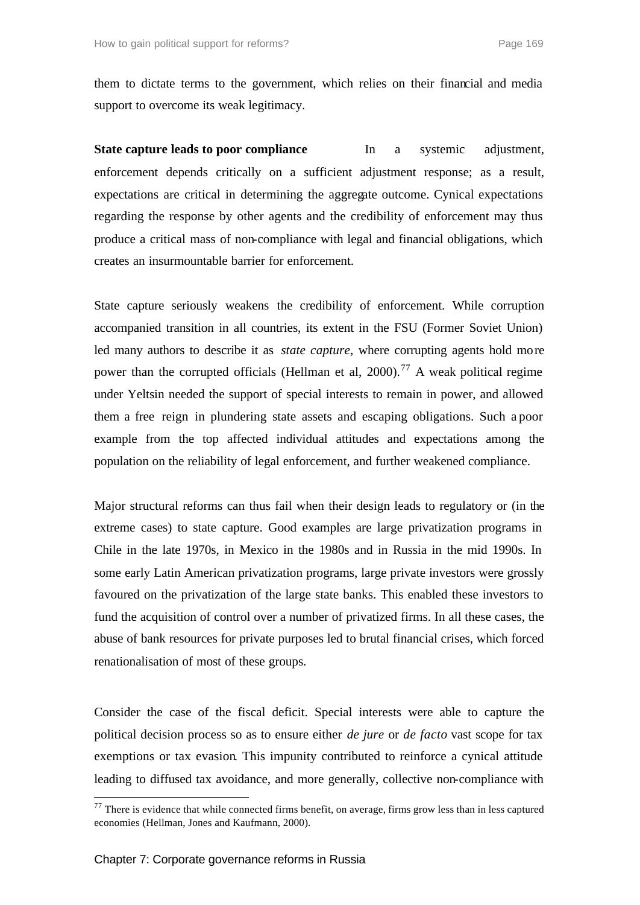them to dictate terms to the government, which relies on their financial and media support to overcome its weak legitimacy.

**State capture leads to poor compliance** In a systemic adjustment, enforcement depends critically on a sufficient adjustment response; as a result, expectations are critical in determining the aggregate outcome. Cynical expectations regarding the response by other agents and the credibility of enforcement may thus produce a critical mass of non-compliance with legal and financial obligations, which creates an insurmountable barrier for enforcement.

State capture seriously weakens the credibility of enforcement. While corruption accompanied transition in all countries, its extent in the FSU (Former Soviet Union) led many authors to describe it as *state capture*, where corrupting agents hold more power than the corrupted officials (Hellman et al, 2000).[77] A weak political regime under Yeltsin needed the support of special interests to remain in power, and allowed them a free reign in plundering state assets and escaping obligations. Such a poor example from the top affected individual attitudes and expectations among the population on the reliability of legal enforcement, and further weakened compliance.

Major structural reforms can thus fail when their design leads to regulatory or (in the extreme cases) to state capture. Good examples are large privatization programs in Chile in the late 1970s, in Mexico in the 1980s and in Russia in the mid 1990s. In some early Latin American privatization programs, large private investors were grossly favoured on the privatization of the large state banks. This enabled these investors to fund the acquisition of control over a number of privatized firms. In all these cases, the abuse of bank resources for private purposes led to brutal financial crises, which forced renationalisation of most of these groups.

Consider the case of the fiscal deficit. Special interests were able to capture the political decision process so as to ensure either *de jure* or *de facto* vast scope for tax exemptions or tax evasion. This impunity contributed to reinforce a cynical attitude leading to diffused tax avoidance, and more generally, collective non-compliance with

[77] There is evidence that while connected firms benefit, on average, firms grow less than in less captured economies (Hellman, Jones and Kaufmann, 2000).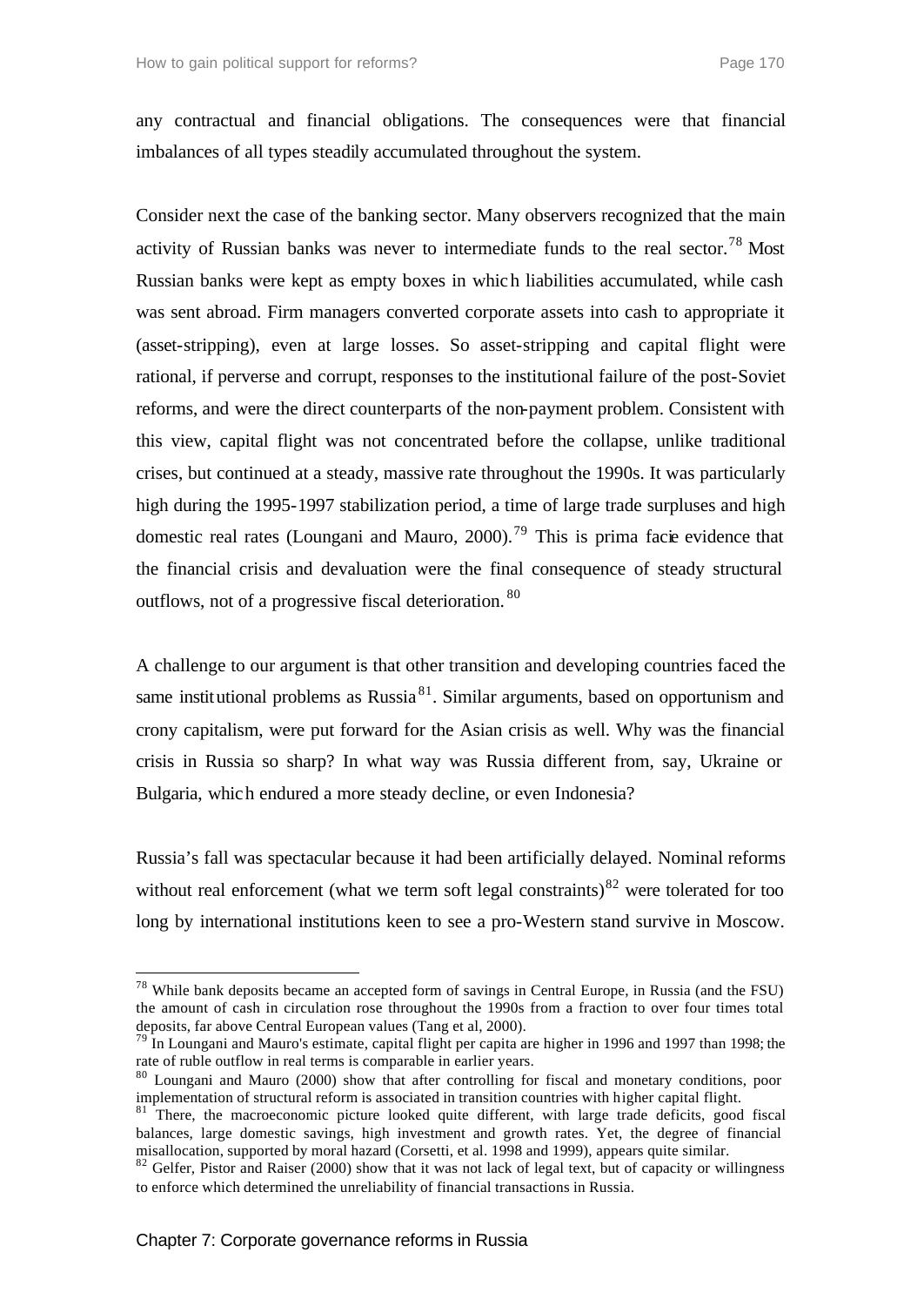any contractual and financial obligations. The consequences were that financial imbalances of all types steadily accumulated throughout the system.

Consider next the case of the banking sector. Many observers recognized that the main activity of Russian banks was never to intermediate funds to the real sector.[78] Most Russian banks were kept as empty boxes in which liabilities accumulated, while cash was sent abroad. Firm managers converted corporate assets into cash to appropriate it (asset-stripping), even at large losses. So asset-stripping and capital flight were rational, if perverse and corrupt, responses to the institutional failure of the post-Soviet reforms, and were the direct counterparts of the non-payment problem. Consistent with this view, capital flight was not concentrated before the collapse, unlike traditional crises, but continued at a steady, massive rate throughout the 1990s. It was particularly high during the 1995-1997 stabilization period, a time of large trade surpluses and high domestic real rates (Loungani and Mauro, 2000).[79] This is prima facie evidence that the financial crisis and devaluation were the final consequence of steady structural outflows, not of a progressive fiscal deterioration.[80]

A challenge to our argument is that other transition and developing countries faced the same institutional problems as Russia[81]. Similar arguments, based on opportunism and crony capitalism, were put forward for the Asian crisis as well. Why was the financial crisis in Russia so sharp? In what way was Russia different from, say, Ukraine or Bulgaria, which endured a more steady decline, or even Indonesia?

Russia's fall was spectacular because it had been artificially delayed. Nominal reforms without real enforcement (what we term soft legal constraints)[82] were tolerated for too long by international institutions keen to see a pro-Western stand survive in Moscow.

---

[78] While bank deposits became an accepted form of savings in Central Europe, in Russia (and the FSU) the amount of cash in circulation rose throughout the 1990s from a fraction to over four times total deposits, far above Central European values (Tang et al, 2000).

[79] In Loungani and Mauro's estimate, capital flight per capita are higher in 1996 and 1997 than 1998; the rate of ruble outflow in real terms is comparable in earlier years.

[80] Loungani and Mauro (2000) show that after controlling for fiscal and monetary conditions, poor implementation of structural reform is associated in transition countries with higher capital flight.

[81] There, the macroeconomic picture looked quite different, with large trade deficits, good fiscal balances, large domestic savings, high investment and growth rates. Yet, the degree of financial misallocation, supported by moral hazard (Corsetti, et al. 1998 and 1999), appears quite similar.

[82] Gelfer, Pistor and Raiser (2000) show that it was not lack of legal text, but of capacity or willingness to enforce which determined the unreliability of financial transactions in Russia.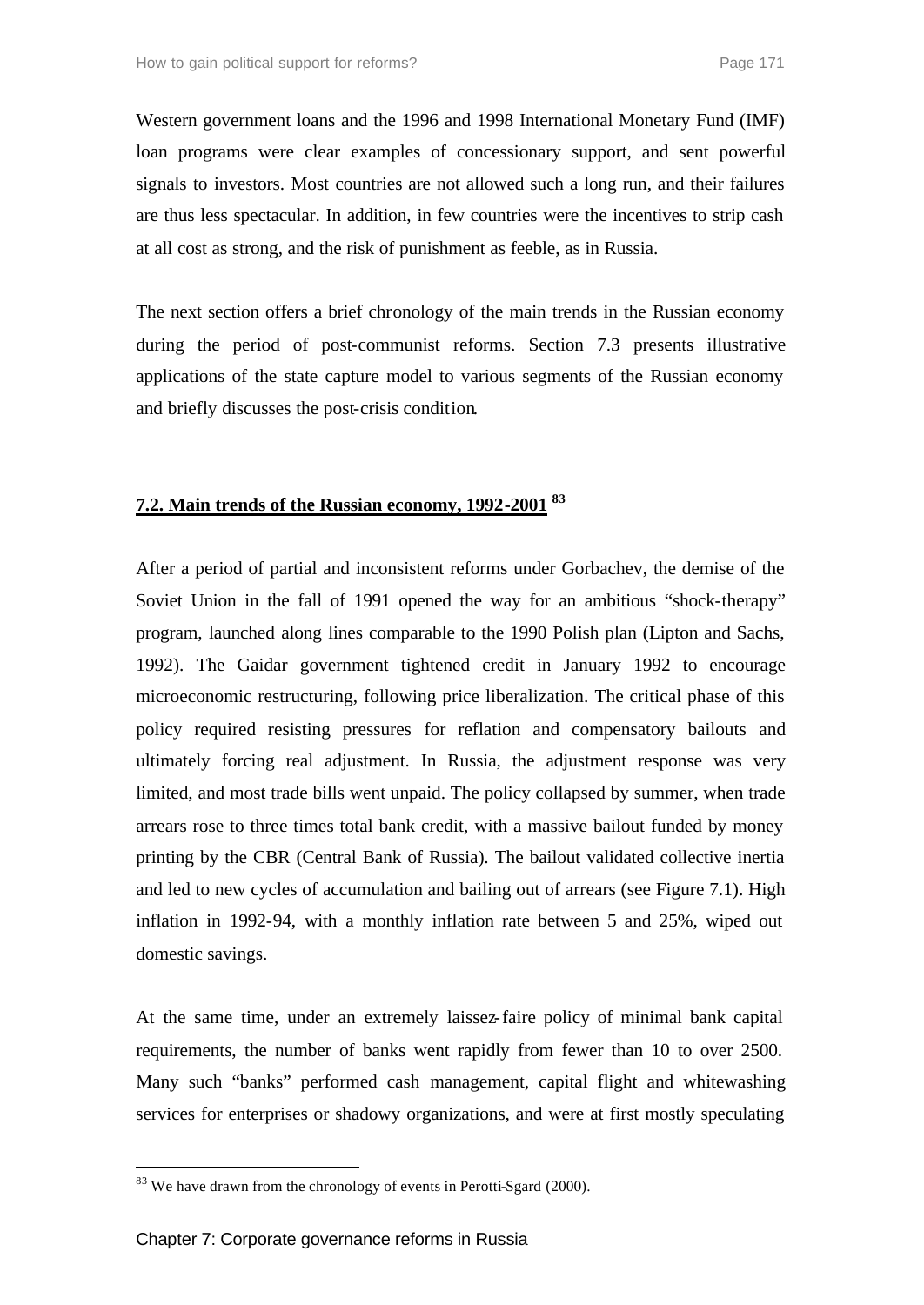Western government loans and the 1996 and 1998 International Monetary Fund (IMF) loan programs were clear examples of concessionary support, and sent powerful signals to investors. Most countries are not allowed such a long run, and their failures are thus less spectacular. In addition, in few countries were the incentives to strip cash at all cost as strong, and the risk of punishment as feeble, as in Russia.

The next section offers a brief chronology of the main trends in the Russian economy during the period of post-communist reforms. Section 7.3 presents illustrative applications of the state capture model to various segments of the Russian economy and briefly discusses the post-crisis condition.

## 7.2. Main trends of the Russian economy, 1992-2001 [83]

After a period of partial and inconsistent reforms under Gorbachev, the demise of the Soviet Union in the fall of 1991 opened the way for an ambitious "shock-therapy" program, launched along lines comparable to the 1990 Polish plan (Lipton and Sachs, 1992). The Gaidar government tightened credit in January 1992 to encourage microeconomic restructuring, following price liberalization. The critical phase of this policy required resisting pressures for reflation and compensatory bailouts and ultimately forcing real adjustment. In Russia, the adjustment response was very limited, and most trade bills went unpaid. The policy collapsed by summer, when trade arrears rose to three times total bank credit, with a massive bailout funded by money printing by the CBR (Central Bank of Russia). The bailout validated collective inertia and led to new cycles of accumulation and bailing out of arrears (see Figure 7.1). High inflation in 1992-94, with a monthly inflation rate between 5 and 25%, wiped out domestic savings.

At the same time, under an extremely laissez-faire policy of minimal bank capital requirements, the number of banks went rapidly from fewer than 10 to over 2500. Many such "banks" performed cash management, capital flight and whitewashing services for enterprises or shadowy organizations, and were at first mostly speculating

[83] We have drawn from the chronology of events in Perotti-Sgard (2000).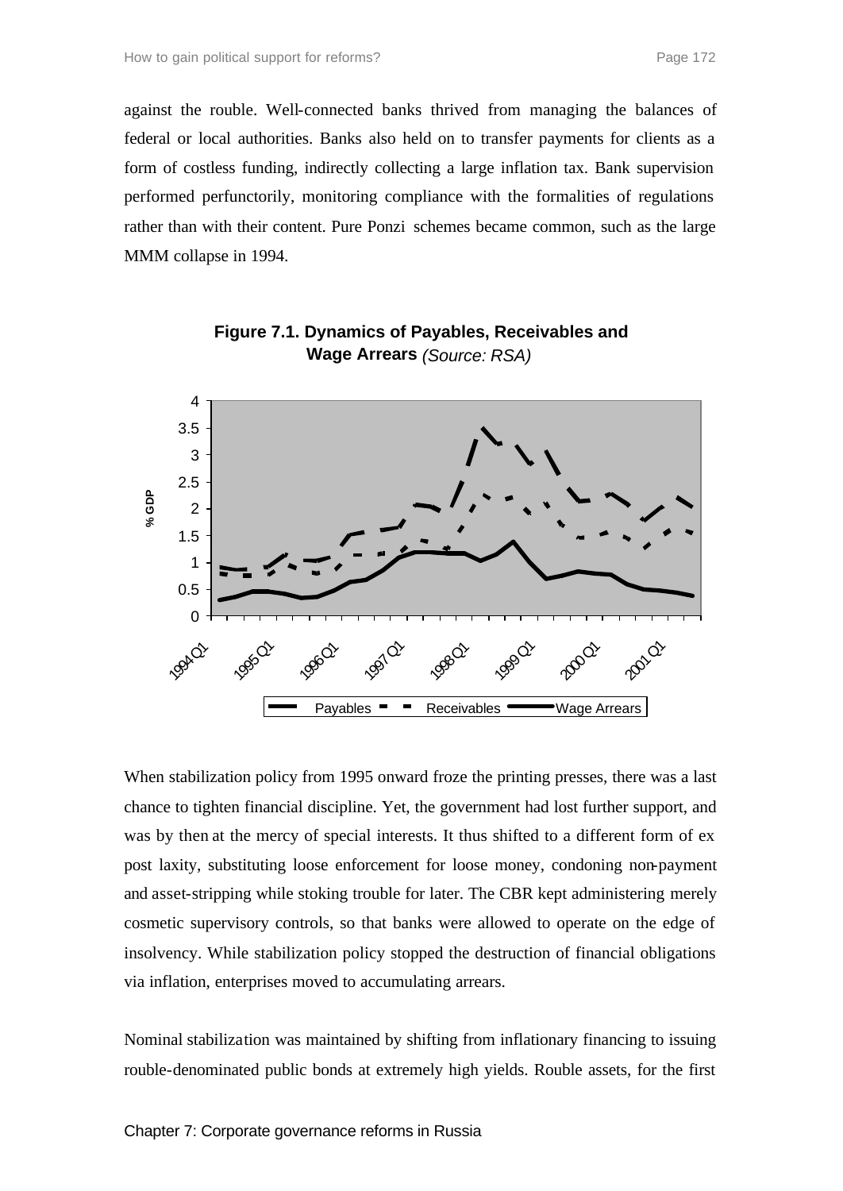against the rouble. Well-connected banks thrived from managing the balances of federal or local authorities. Banks also held on to transfer payments for clients as a form of costless funding, indirectly collecting a large inflation tax. Bank supervision performed perfunctorily, monitoring compliance with the formalities of regulations rather than with their content. Pure Ponzi schemes became common, such as the large MMM collapse in 1994.

**Figure 7.1. Dynamics of Payables, Receivables and Wage Arrears** *(Source: RSA)*

When stabilization policy from 1995 onward froze the printing presses, there was a last chance to tighten financial discipline. Yet, the government had lost further support, and was by then at the mercy of special interests. It thus shifted to a different form of ex post laxity, substituting loose enforcement for loose money, condoning non-payment and asset-stripping while stoking trouble for later. The CBR kept administering merely cosmetic supervisory controls, so that banks were allowed to operate on the edge of insolvency. While stabilization policy stopped the destruction of financial obligations via inflation, enterprises moved to accumulating arrears.

Nominal stabilization was maintained by shifting from inflationary financing to issuing rouble-denominated public bonds at extremely high yields. Rouble assets, for the first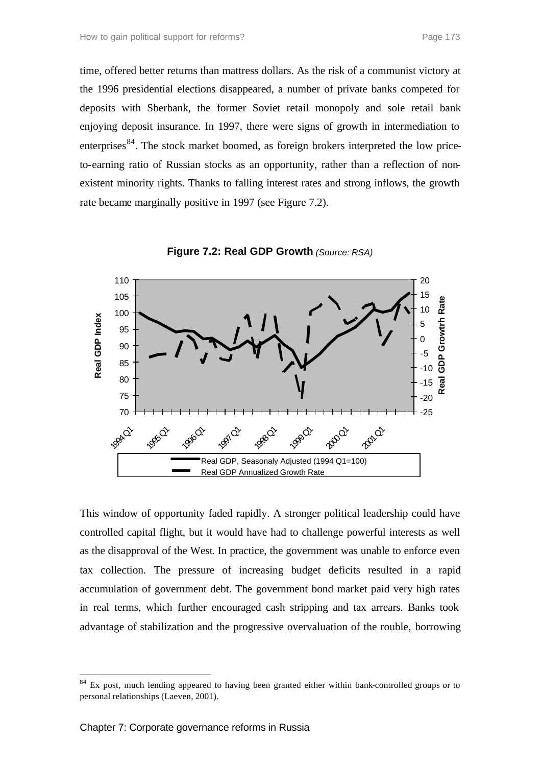time, offered better returns than mattress dollars. As the risk of a communist victory at the 1996 presidential elections disappeared, a number of private banks competed for deposits with Sberbank, the former Soviet retail monopoly and sole retail bank enjoying deposit insurance. In 1997, there were signs of growth in intermediation to enterprises[84]. The stock market boomed, as foreign brokers interpreted the low price-to-earning ratio of Russian stocks as an opportunity, rather than a reflection of non-existent minority rights. Thanks to falling interest rates and strong inflows, the growth rate became marginally positive in 1997 (see Figure 7.2).

**Figure 7.2: Real GDP Growth** *(Source: RSA)*

This window of opportunity faded rapidly. A stronger political leadership could have controlled capital flight, but it would have had to challenge powerful interests as well as the disapproval of the West. In practice, the government was unable to enforce even tax collection. The pressure of increasing budget deficits resulted in a rapid accumulation of government debt. The government bond market paid very high rates in real terms, which further encouraged cash stripping and tax arrears. Banks took advantage of stabilization and the progressive overvaluation of the rouble, borrowing

[84] Ex post, much lending appeared to having been granted either within bank-controlled groups or to personal relationships (Laeven, 2001).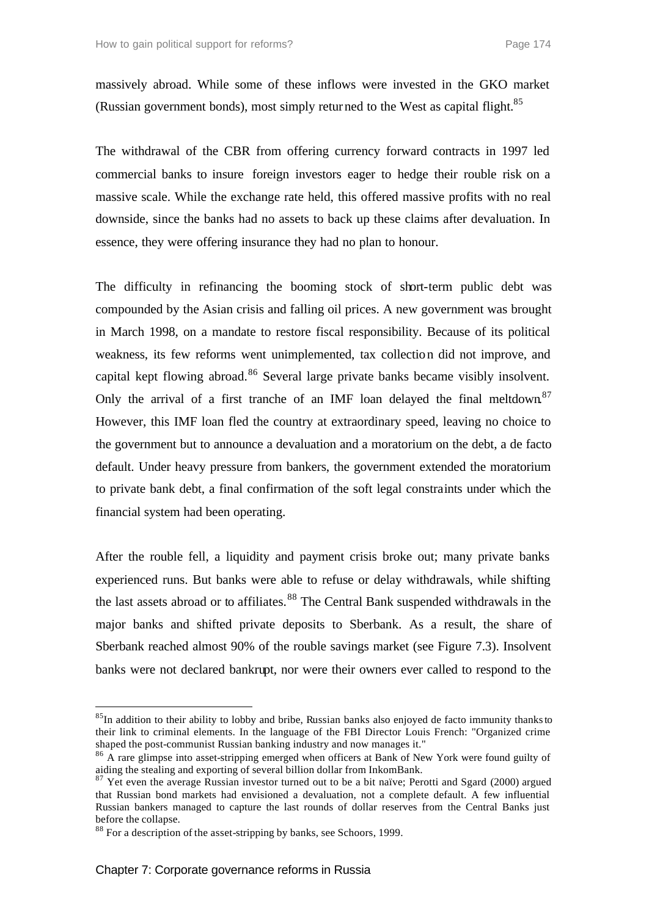massively abroad. While some of these inflows were invested in the GKO market (Russian government bonds), most simply returned to the West as capital flight.[85]

The withdrawal of the CBR from offering currency forward contracts in 1997 led commercial banks to insure foreign investors eager to hedge their rouble risk on a massive scale. While the exchange rate held, this offered massive profits with no real downside, since the banks had no assets to back up these claims after devaluation. In essence, they were offering insurance they had no plan to honour.

The difficulty in refinancing the booming stock of short-term public debt was compounded by the Asian crisis and falling oil prices. A new government was brought in March 1998, on a mandate to restore fiscal responsibility. Because of its political weakness, its few reforms went unimplemented, tax collection did not improve, and capital kept flowing abroad.[86] Several large private banks became visibly insolvent. Only the arrival of a first tranche of an IMF loan delayed the final meltdown.[87] However, this IMF loan fled the country at extraordinary speed, leaving no choice to the government but to announce a devaluation and a moratorium on the debt, a de facto default. Under heavy pressure from bankers, the government extended the moratorium to private bank debt, a final confirmation of the soft legal constraints under which the financial system had been operating.

After the rouble fell, a liquidity and payment crisis broke out; many private banks experienced runs. But banks were able to refuse or delay withdrawals, while shifting the last assets abroad or to affiliates.[88] The Central Bank suspended withdrawals in the major banks and shifted private deposits to Sberbank. As a result, the share of Sberbank reached almost 90% of the rouble savings market (see Figure 7.3). Insolvent banks were not declared bankrupt, nor were their owners ever called to respond to the

---

[85] In addition to their ability to lobby and bribe, Russian banks also enjoyed de facto immunity thanks to their link to criminal elements. In the language of the FBI Director Louis French: "Organized crime shaped the post-communist Russian banking industry and now manages it."

[86] A rare glimpse into asset-stripping emerged when officers at Bank of New York were found guilty of aiding the stealing and exporting of several billion dollar from InkomBank.

[87] Yet even the average Russian investor turned out to be a bit naïve; Perotti and Sgard (2000) argued that Russian bond markets had envisioned a devaluation, not a complete default. A few influential Russian bankers managed to capture the last rounds of dollar reserves from the Central Banks just before the collapse.

[88] For a description of the asset-stripping by banks, see Schoors, 1999.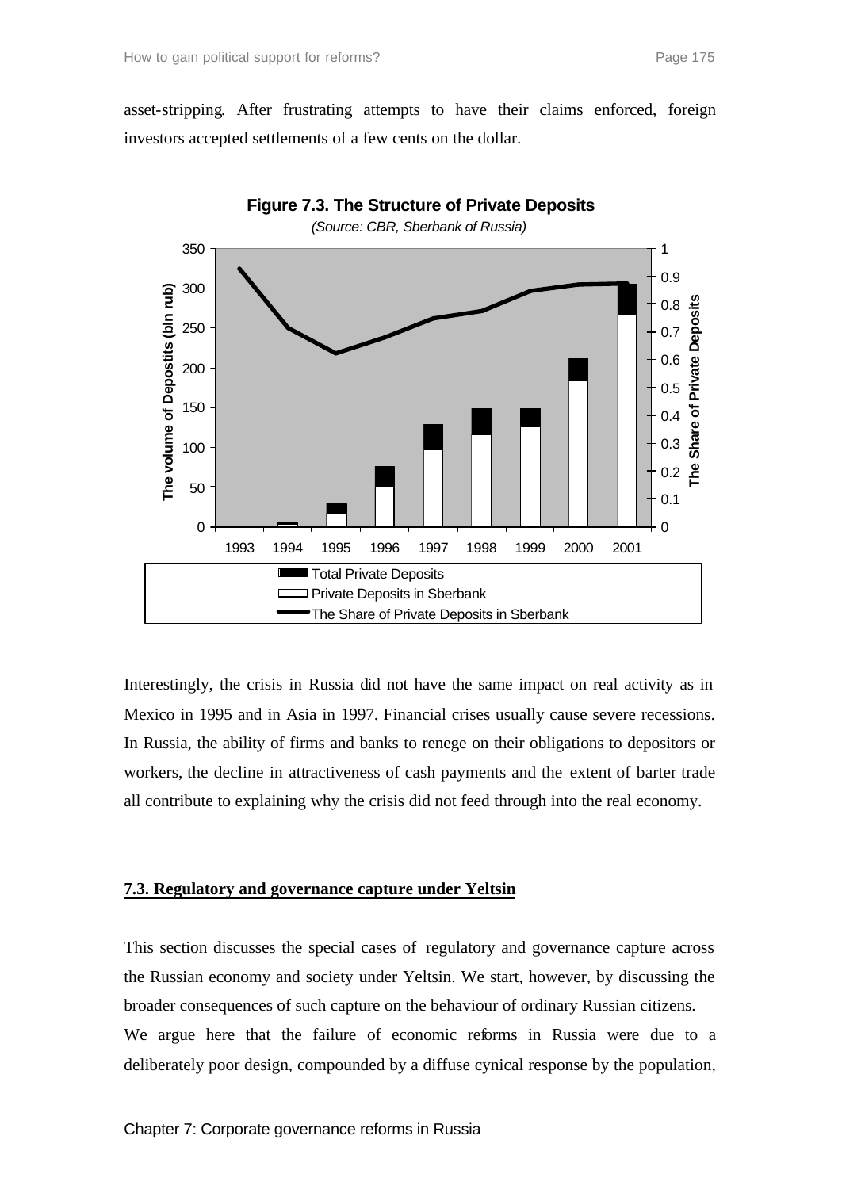asset-stripping. After frustrating attempts to have their claims enforced, foreign investors accepted settlements of a few cents on the dollar.

**Figure 7.3. The Structure of Private Deposits**

*(Source: CBR, Sberbank of Russia)*

Interestingly, the crisis in Russia did not have the same impact on real activity as in Mexico in 1995 and in Asia in 1997. Financial crises usually cause severe recessions. In Russia, the ability of firms and banks to renege on their obligations to depositors or workers, the decline in attractiveness of cash payments and the extent of barter trade all contribute to explaining why the crisis did not feed through into the real economy.

## 7.3. Regulatory and governance capture under Yeltsin

This section discusses the special cases of regulatory and governance capture across the Russian economy and society under Yeltsin. We start, however, by discussing the broader consequences of such capture on the behaviour of ordinary Russian citizens.

We argue here that the failure of economic reforms in Russia were due to a deliberately poor design, compounded by a diffuse cynical response by the population,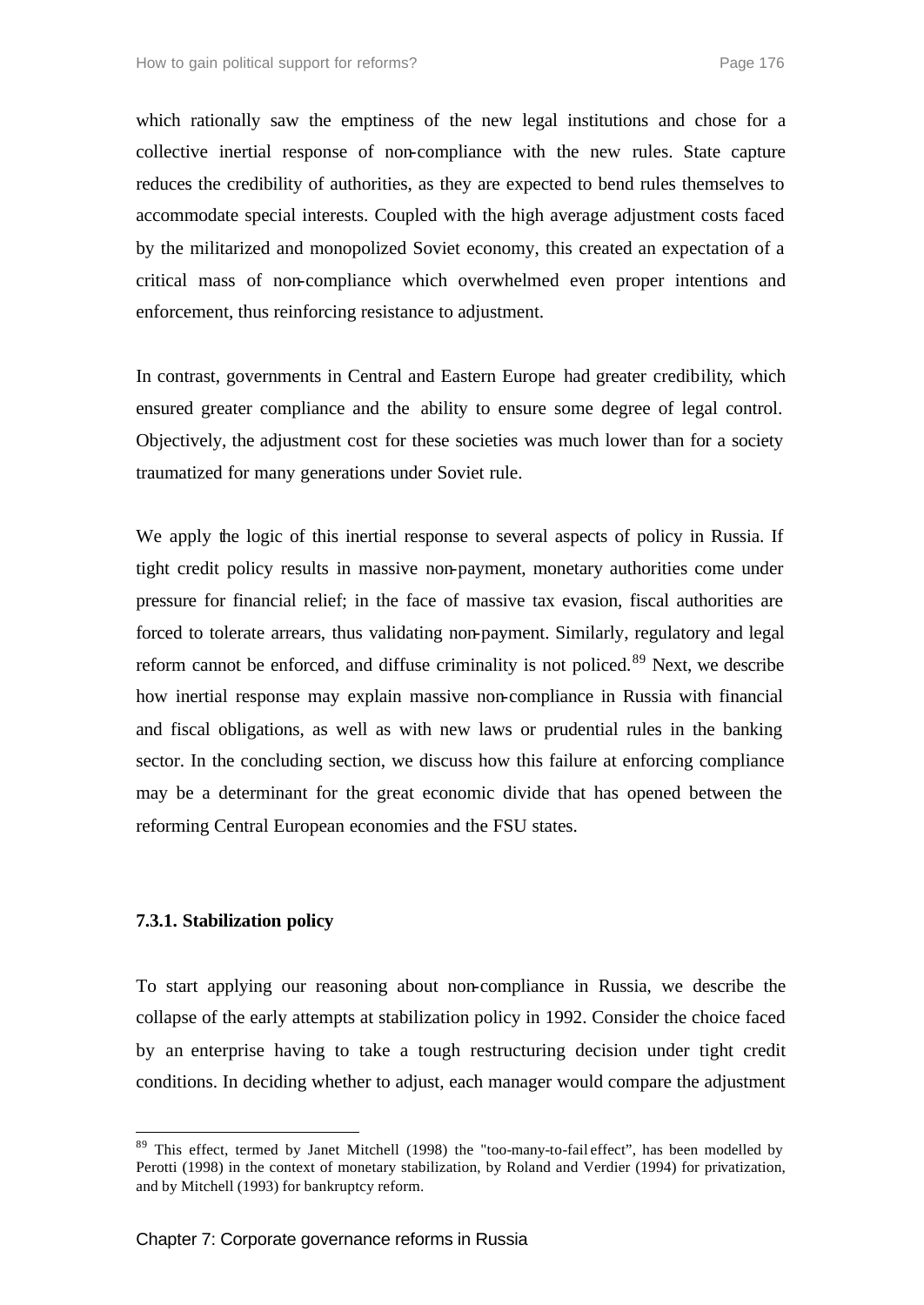which rationally saw the emptiness of the new legal institutions and chose for a collective inertial response of non-compliance with the new rules. State capture reduces the credibility of authorities, as they are expected to bend rules themselves to accommodate special interests. Coupled with the high average adjustment costs faced by the militarized and monopolized Soviet economy, this created an expectation of a critical mass of non-compliance which overwhelmed even proper intentions and enforcement, thus reinforcing resistance to adjustment.

In contrast, governments in Central and Eastern Europe had greater credibility, which ensured greater compliance and the ability to ensure some degree of legal control. Objectively, the adjustment cost for these societies was much lower than for a society traumatized for many generations under Soviet rule.

We apply the logic of this inertial response to several aspects of policy in Russia. If tight credit policy results in massive non-payment, monetary authorities come under pressure for financial relief; in the face of massive tax evasion, fiscal authorities are forced to tolerate arrears, thus validating non-payment. Similarly, regulatory and legal reform cannot be enforced, and diffuse criminality is not policed.[89] Next, we describe how inertial response may explain massive non-compliance in Russia with financial and fiscal obligations, as well as with new laws or prudential rules in the banking sector. In the concluding section, we discuss how this failure at enforcing compliance may be a determinant for the great economic divide that has opened between the reforming Central European economies and the FSU states.

### 7.3.1. Stabilization policy

To start applying our reasoning about non-compliance in Russia, we describe the collapse of the early attempts at stabilization policy in 1992. Consider the choice faced by an enterprise having to take a tough restructuring decision under tight credit conditions. In deciding whether to adjust, each manager would compare the adjustment

---

[89] This effect, termed by Janet Mitchell (1998) the "too-many-to-fail effect", has been modelled by Perotti (1998) in the context of monetary stabilization, by Roland and Verdier (1994) for privatization, and by Mitchell (1993) for bankruptcy reform.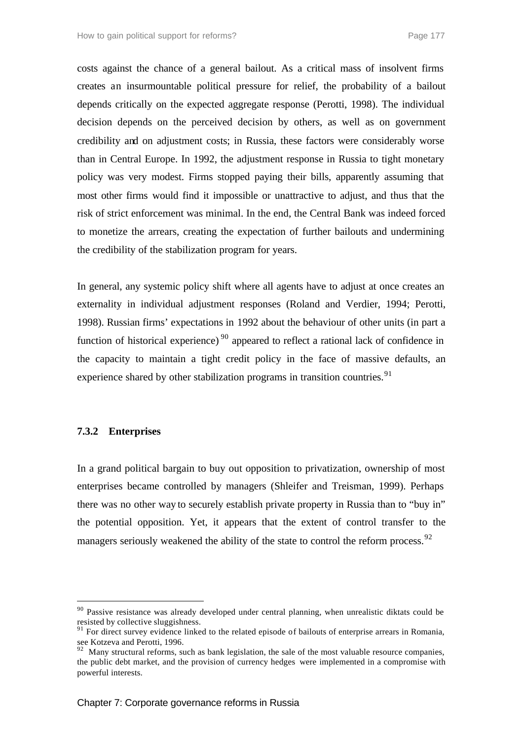costs against the chance of a general bailout. As a critical mass of insolvent firms creates an insurmountable political pressure for relief, the probability of a bailout depends critically on the expected aggregate response (Perotti, 1998). The individual decision depends on the perceived decision by others, as well as on government credibility and on adjustment costs; in Russia, these factors were considerably worse than in Central Europe. In 1992, the adjustment response in Russia to tight monetary policy was very modest. Firms stopped paying their bills, apparently assuming that most other firms would find it impossible or unattractive to adjust, and thus that the risk of strict enforcement was minimal. In the end, the Central Bank was indeed forced to monetize the arrears, creating the expectation of further bailouts and undermining the credibility of the stabilization program for years.

In general, any systemic policy shift where all agents have to adjust at once creates an externality in individual adjustment responses (Roland and Verdier, 1994; Perotti, 1998). Russian firms' expectations in 1992 about the behaviour of other units (in part a function of historical experience)[90] appeared to reflect a rational lack of confidence in the capacity to maintain a tight credit policy in the face of massive defaults, an experience shared by other stabilization programs in transition countries.[91]

### 7.3.2 Enterprises

In a grand political bargain to buy out opposition to privatization, ownership of most enterprises became controlled by managers (Shleifer and Treisman, 1999). Perhaps there was no other way to securely establish private property in Russia than to "buy in" the potential opposition. Yet, it appears that the extent of control transfer to the managers seriously weakened the ability of the state to control the reform process.[92]

---

[90] Passive resistance was already developed under central planning, when unrealistic diktats could be resisted by collective sluggishness.

[91] For direct survey evidence linked to the related episode of bailouts of enterprise arrears in Romania, see Kotzeva and Perotti, 1996.

[92] Many structural reforms, such as bank legislation, the sale of the most valuable resource companies, the public debt market, and the provision of currency hedges were implemented in a compromise with powerful interests.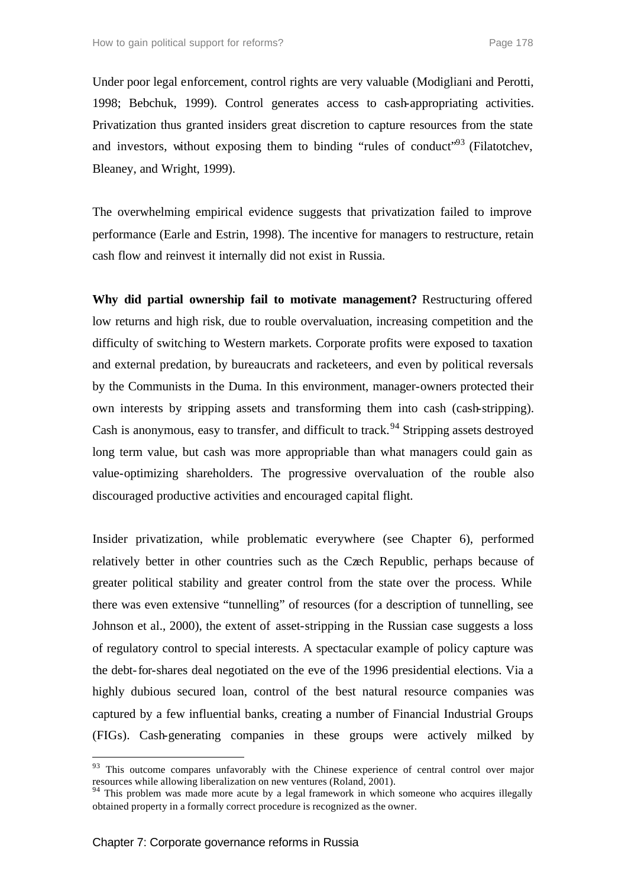Under poor legal enforcement, control rights are very valuable (Modigliani and Perotti, 1998; Bebchuk, 1999). Control generates access to cash-appropriating activities. Privatization thus granted insiders great discretion to capture resources from the state and investors, without exposing them to binding "rules of conduct"[93] (Filatotchev, Bleaney, and Wright, 1999).

The overwhelming empirical evidence suggests that privatization failed to improve performance (Earle and Estrin, 1998). The incentive for managers to restructure, retain cash flow and reinvest it internally did not exist in Russia.

**Why did partial ownership fail to motivate management?** Restructuring offered low returns and high risk, due to rouble overvaluation, increasing competition and the difficulty of switching to Western markets. Corporate profits were exposed to taxation and external predation, by bureaucrats and racketeers, and even by political reversals by the Communists in the Duma. In this environment, manager-owners protected their own interests by stripping assets and transforming them into cash (cash-stripping). Cash is anonymous, easy to transfer, and difficult to track.[94] Stripping assets destroyed long term value, but cash was more appropriable than what managers could gain as value-optimizing shareholders. The progressive overvaluation of the rouble also discouraged productive activities and encouraged capital flight.

Insider privatization, while problematic everywhere (see Chapter 6), performed relatively better in other countries such as the Czech Republic, perhaps because of greater political stability and greater control from the state over the process. While there was even extensive "tunnelling" of resources (for a description of tunnelling, see Johnson et al., 2000), the extent of asset-stripping in the Russian case suggests a loss of regulatory control to special interests. A spectacular example of policy capture was the debt-for-shares deal negotiated on the eve of the 1996 presidential elections. Via a highly dubious secured loan, control of the best natural resource companies was captured by a few influential banks, creating a number of Financial Industrial Groups (FIGs). Cash-generating companies in these groups were actively milked by

---

[93] This outcome compares unfavorably with the Chinese experience of central control over major resources while allowing liberalization on new ventures (Roland, 2001).

[94] This problem was made more acute by a legal framework in which someone who acquires illegally obtained property in a formally correct procedure is recognized as the owner.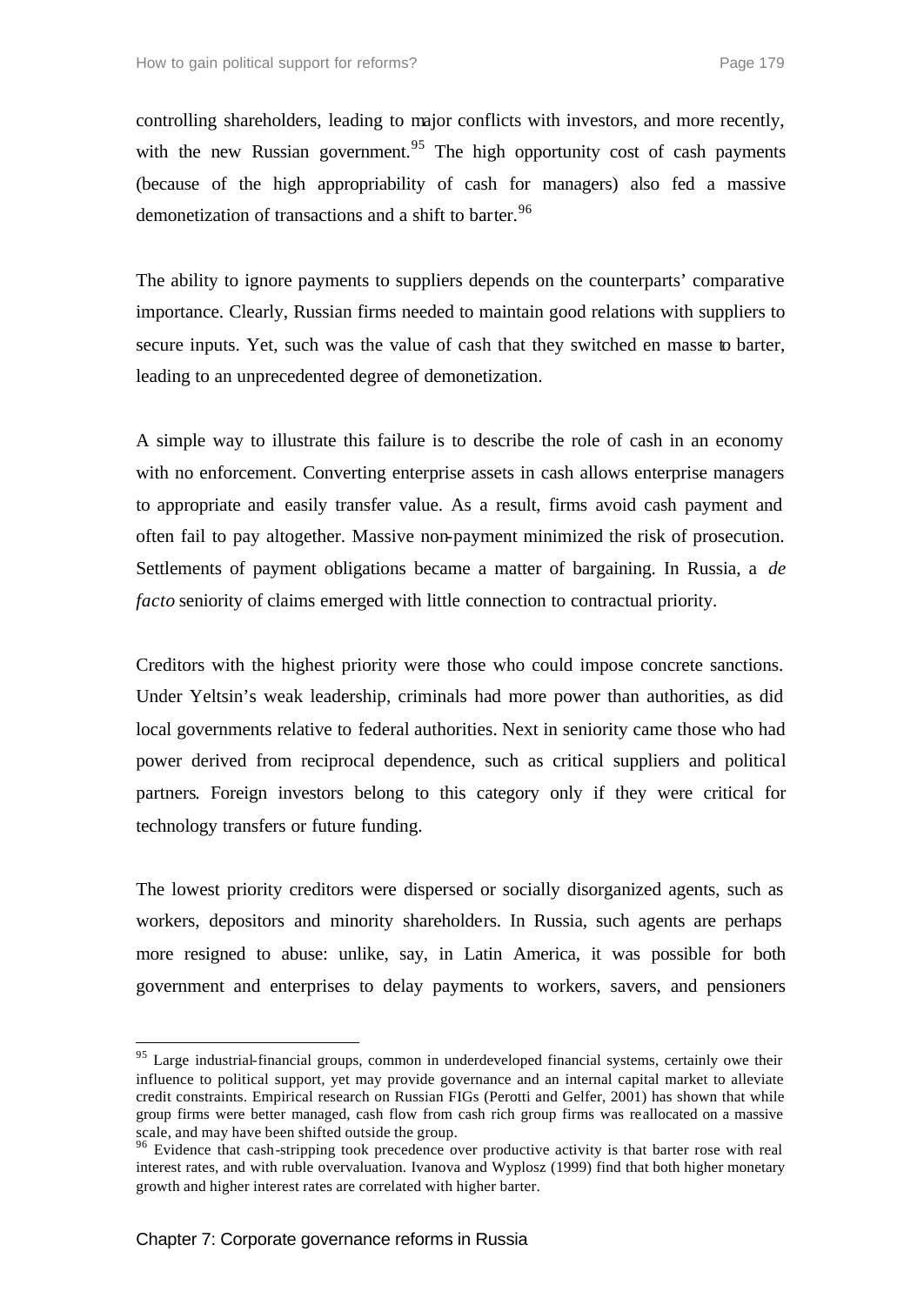controlling shareholders, leading to major conflicts with investors, and more recently, with the new Russian government.[95] The high opportunity cost of cash payments (because of the high appropriability of cash for managers) also fed a massive demonetization of transactions and a shift to barter.[96]

The ability to ignore payments to suppliers depends on the counterparts' comparative importance. Clearly, Russian firms needed to maintain good relations with suppliers to secure inputs. Yet, such was the value of cash that they switched en masse to barter, leading to an unprecedented degree of demonetization.

A simple way to illustrate this failure is to describe the role of cash in an economy with no enforcement. Converting enterprise assets in cash allows enterprise managers to appropriate and easily transfer value. As a result, firms avoid cash payment and often fail to pay altogether. Massive non-payment minimized the risk of prosecution. Settlements of payment obligations became a matter of bargaining. In Russia, a *de facto* seniority of claims emerged with little connection to contractual priority.

Creditors with the highest priority were those who could impose concrete sanctions. Under Yeltsin's weak leadership, criminals had more power than authorities, as did local governments relative to federal authorities. Next in seniority came those who had power derived from reciprocal dependence, such as critical suppliers and political partners. Foreign investors belong to this category only if they were critical for technology transfers or future funding.

The lowest priority creditors were dispersed or socially disorganized agents, such as workers, depositors and minority shareholders. In Russia, such agents are perhaps more resigned to abuse: unlike, say, in Latin America, it was possible for both government and enterprises to delay payments to workers, savers, and pensioners

---

[95] Large industrial-financial groups, common in underdeveloped financial systems, certainly owe their influence to political support, yet may provide governance and an internal capital market to alleviate credit constraints. Empirical research on Russian FIGs (Perotti and Gelfer, 2001) has shown that while group firms were better managed, cash flow from cash rich group firms was reallocated on a massive scale, and may have been shifted outside the group.

[96] Evidence that cash-stripping took precedence over productive activity is that barter rose with real interest rates, and with ruble overvaluation. Ivanova and Wyplosz (1999) find that both higher monetary growth and higher interest rates are correlated with higher barter.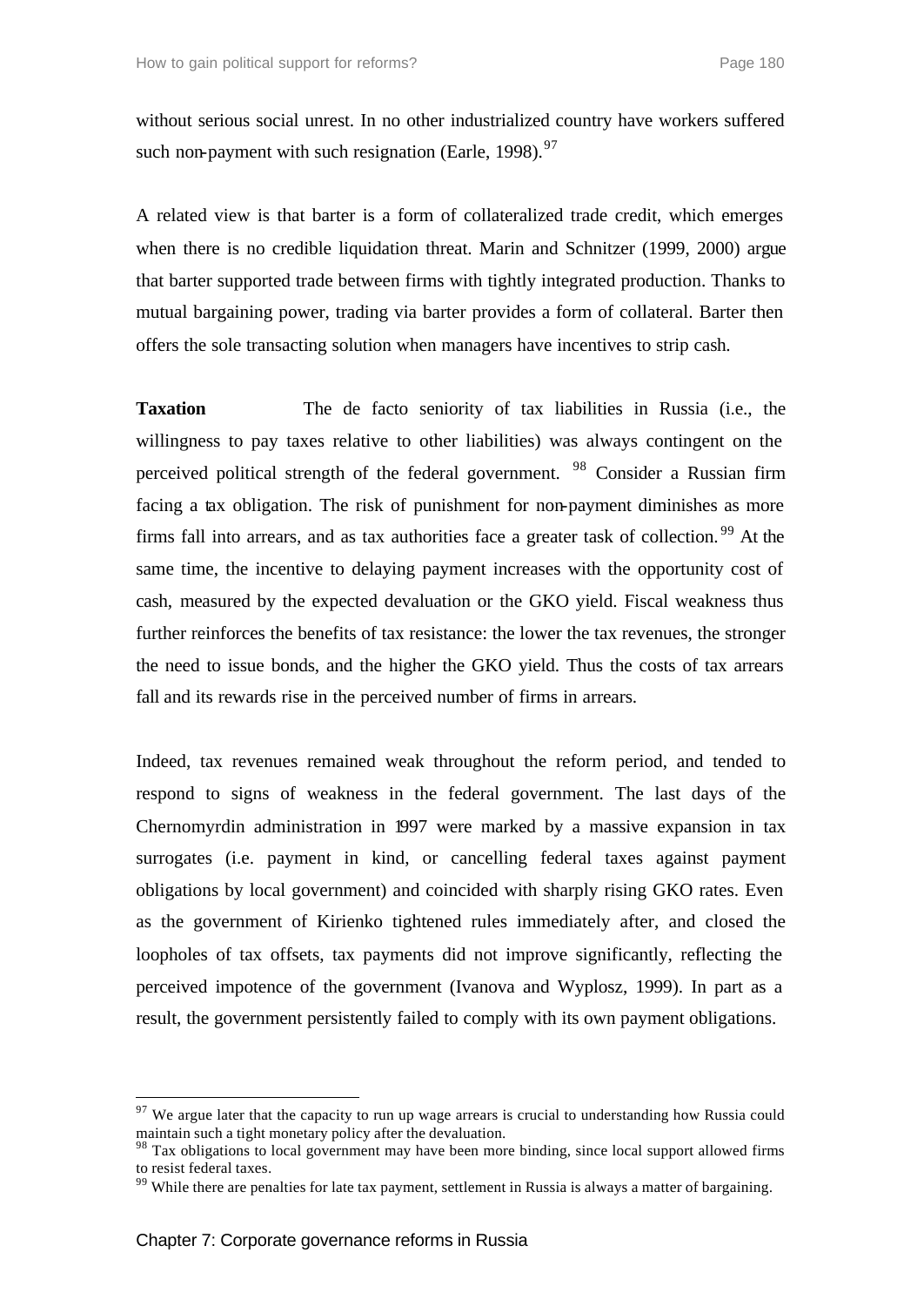without serious social unrest. In no other industrialized country have workers suffered such non-payment with such resignation (Earle, 1998).[97]

A related view is that barter is a form of collateralized trade credit, which emerges when there is no credible liquidation threat. Marin and Schnitzer (1999, 2000) argue that barter supported trade between firms with tightly integrated production. Thanks to mutual bargaining power, trading via barter provides a form of collateral. Barter then offers the sole transacting solution when managers have incentives to strip cash.

**Taxation** The de facto seniority of tax liabilities in Russia (i.e., the willingness to pay taxes relative to other liabilities) was always contingent on the perceived political strength of the federal government. [98] Consider a Russian firm facing a tax obligation. The risk of punishment for non-payment diminishes as more firms fall into arrears, and as tax authorities face a greater task of collection.[99] At the same time, the incentive to delaying payment increases with the opportunity cost of cash, measured by the expected devaluation or the GKO yield. Fiscal weakness thus further reinforces the benefits of tax resistance: the lower the tax revenues, the stronger the need to issue bonds, and the higher the GKO yield. Thus the costs of tax arrears fall and its rewards rise in the perceived number of firms in arrears.

Indeed, tax revenues remained weak throughout the reform period, and tended to respond to signs of weakness in the federal government. The last days of the Chernomyrdin administration in 1997 were marked by a massive expansion in tax surrogates (i.e. payment in kind, or cancelling federal taxes against payment obligations by local government) and coincided with sharply rising GKO rates. Even as the government of Kirienko tightened rules immediately after, and closed the loopholes of tax offsets, tax payments did not improve significantly, reflecting the perceived impotence of the government (Ivanova and Wyplosz, 1999). In part as a result, the government persistently failed to comply with its own payment obligations.

---

[97] We argue later that the capacity to run up wage arrears is crucial to understanding how Russia could maintain such a tight monetary policy after the devaluation.

[98] Tax obligations to local government may have been more binding, since local support allowed firms to resist federal taxes.

[99] While there are penalties for late tax payment, settlement in Russia is always a matter of bargaining.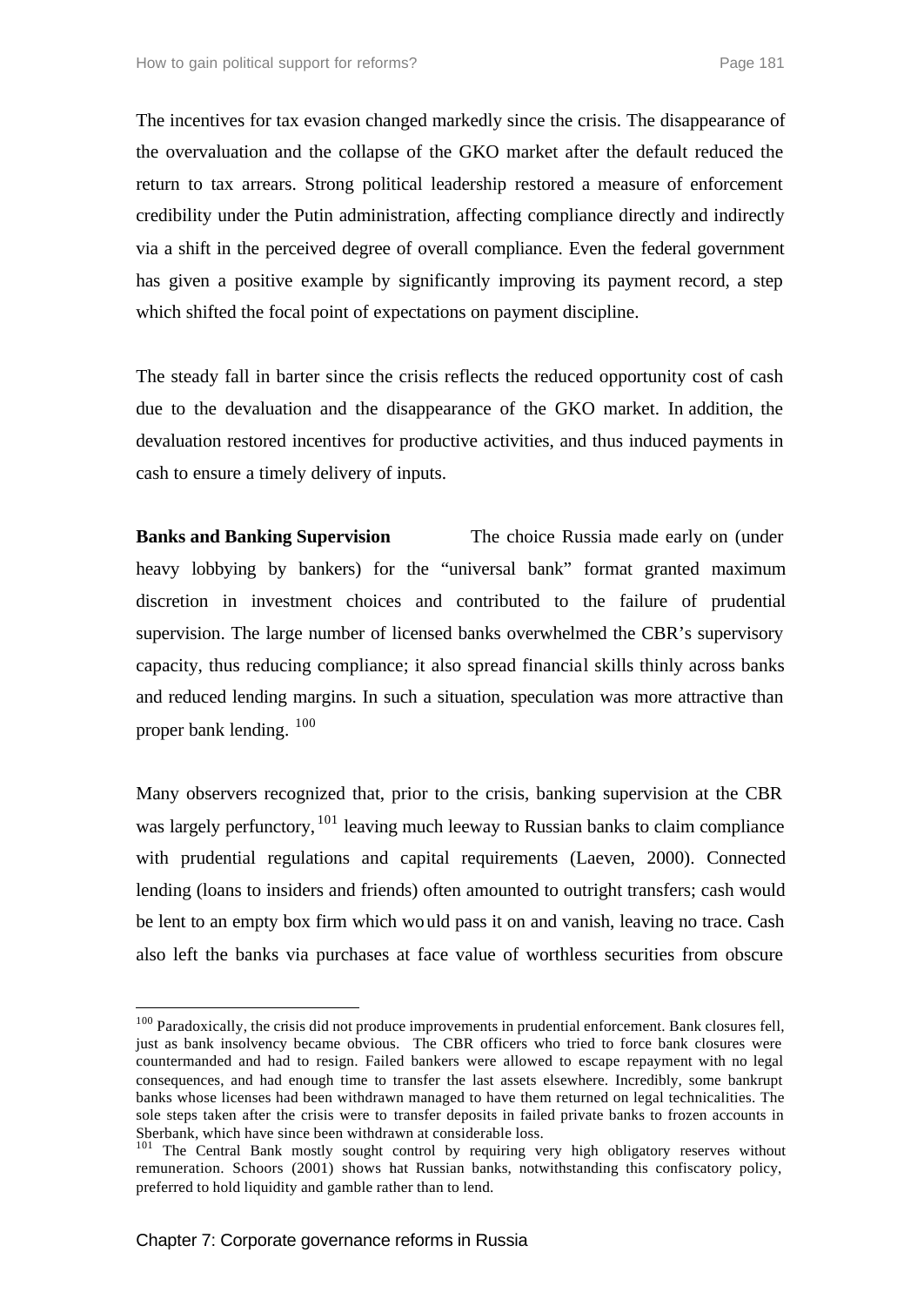The incentives for tax evasion changed markedly since the crisis. The disappearance of the overvaluation and the collapse of the GKO market after the default reduced the return to tax arrears. Strong political leadership restored a measure of enforcement credibility under the Putin administration, affecting compliance directly and indirectly via a shift in the perceived degree of overall compliance. Even the federal government has given a positive example by significantly improving its payment record, a step which shifted the focal point of expectations on payment discipline.

The steady fall in barter since the crisis reflects the reduced opportunity cost of cash due to the devaluation and the disappearance of the GKO market. In addition, the devaluation restored incentives for productive activities, and thus induced payments in cash to ensure a timely delivery of inputs.

**Banks and Banking Supervision** The choice Russia made early on (under heavy lobbying by bankers) for the "universal bank" format granted maximum discretion in investment choices and contributed to the failure of prudential supervision. The large number of licensed banks overwhelmed the CBR's supervisory capacity, thus reducing compliance; it also spread financial skills thinly across banks and reduced lending margins. In such a situation, speculation was more attractive than proper bank lending. [100]

Many observers recognized that, prior to the crisis, banking supervision at the CBR was largely perfunctory, [101] leaving much leeway to Russian banks to claim compliance with prudential regulations and capital requirements (Laeven, 2000). Connected lending (loans to insiders and friends) often amounted to outright transfers; cash would be lent to an empty box firm which would pass it on and vanish, leaving no trace. Cash also left the banks via purchases at face value of worthless securities from obscure

---

[100] Paradoxically, the crisis did not produce improvements in prudential enforcement. Bank closures fell, just as bank insolvency became obvious. The CBR officers who tried to force bank closures were countermanded and had to resign. Failed bankers were allowed to escape repayment with no legal consequences, and had enough time to transfer the last assets elsewhere. Incredibly, some bankrupt banks whose licenses had been withdrawn managed to have them returned on legal technicalities. The sole steps taken after the crisis were to transfer deposits in failed private banks to frozen accounts in Sberbank, which have since been withdrawn at considerable loss.

[101] The Central Bank mostly sought control by requiring very high obligatory reserves without remuneration. Schoors (2001) shows that Russian banks, notwithstanding this confiscatory policy, preferred to hold liquidity and gamble rather than to lend.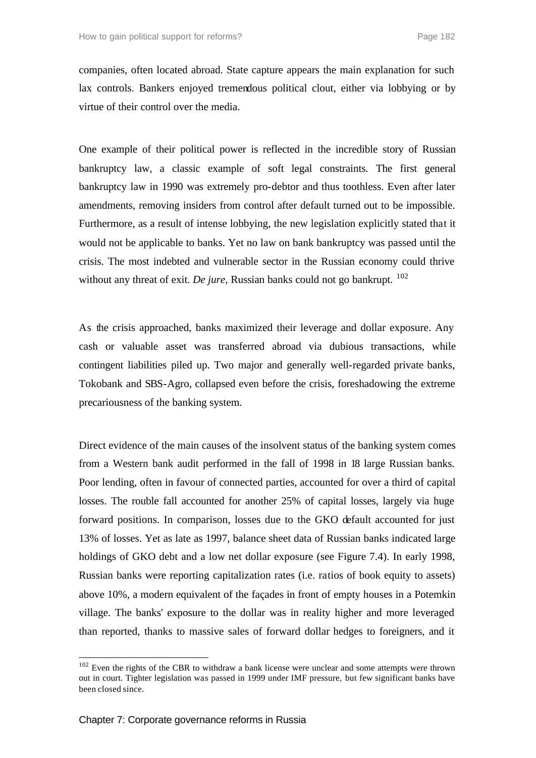companies, often located abroad. State capture appears the main explanation for such lax controls. Bankers enjoyed tremendous political clout, either via lobbying or by virtue of their control over the media.

One example of their political power is reflected in the incredible story of Russian bankruptcy law, a classic example of soft legal constraints. The first general bankruptcy law in 1990 was extremely pro-debtor and thus toothless. Even after later amendments, removing insiders from control after default turned out to be impossible. Furthermore, as a result of intense lobbying, the new legislation explicitly stated that it would not be applicable to banks. Yet no law on bank bankruptcy was passed until the crisis. The most indebted and vulnerable sector in the Russian economy could thrive without any threat of exit. *De jure*, Russian banks could not go bankrupt. [102]

As the crisis approached, banks maximized their leverage and dollar exposure. Any cash or valuable asset was transferred abroad via dubious transactions, while contingent liabilities piled up. Two major and generally well-regarded private banks, Tokobank and SBS-Agro, collapsed even before the crisis, foreshadowing the extreme precariousness of the banking system.

Direct evidence of the main causes of the insolvent status of the banking system comes from a Western bank audit performed in the fall of 1998 in 18 large Russian banks. Poor lending, often in favour of connected parties, accounted for over a third of capital losses. The rouble fall accounted for another 25% of capital losses, largely via huge forward positions. In comparison, losses due to the GKO default accounted for just 13% of losses. Yet as late as 1997, balance sheet data of Russian banks indicated large holdings of GKO debt and a low net dollar exposure (see Figure 7.4). In early 1998, Russian banks were reporting capitalization rates (i.e. ratios of book equity to assets) above 10%, a modern equivalent of the façades in front of empty houses in a Potemkin village. The banks' exposure to the dollar was in reality higher and more leveraged than reported, thanks to massive sales of forward dollar hedges to foreigners, and it

[102] Even the rights of the CBR to withdraw a bank license were unclear and some attempts were thrown out in court. Tighter legislation was passed in 1999 under IMF pressure, but few significant banks have been closed since.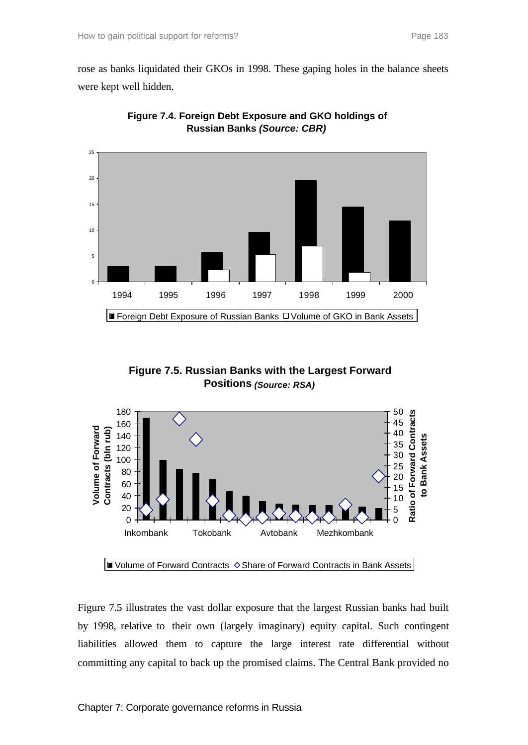rose as banks liquidated their GKOs in 1998. These gaping holes in the balance sheets were kept well hidden.

**Figure 7.4. Foreign Debt Exposure and GKO holdings of Russian Banks *(Source: CBR)***

**Figure 7.5. Russian Banks with the Largest Forward Positions *(Source: RSA)***

Figure 7.5 illustrates the vast dollar exposure that the largest Russian banks had built by 1998, relative to their own (largely imaginary) equity capital. Such contingent liabilities allowed them to capture the large interest rate differential without committing any capital to back up the promised claims. The Central Bank provided no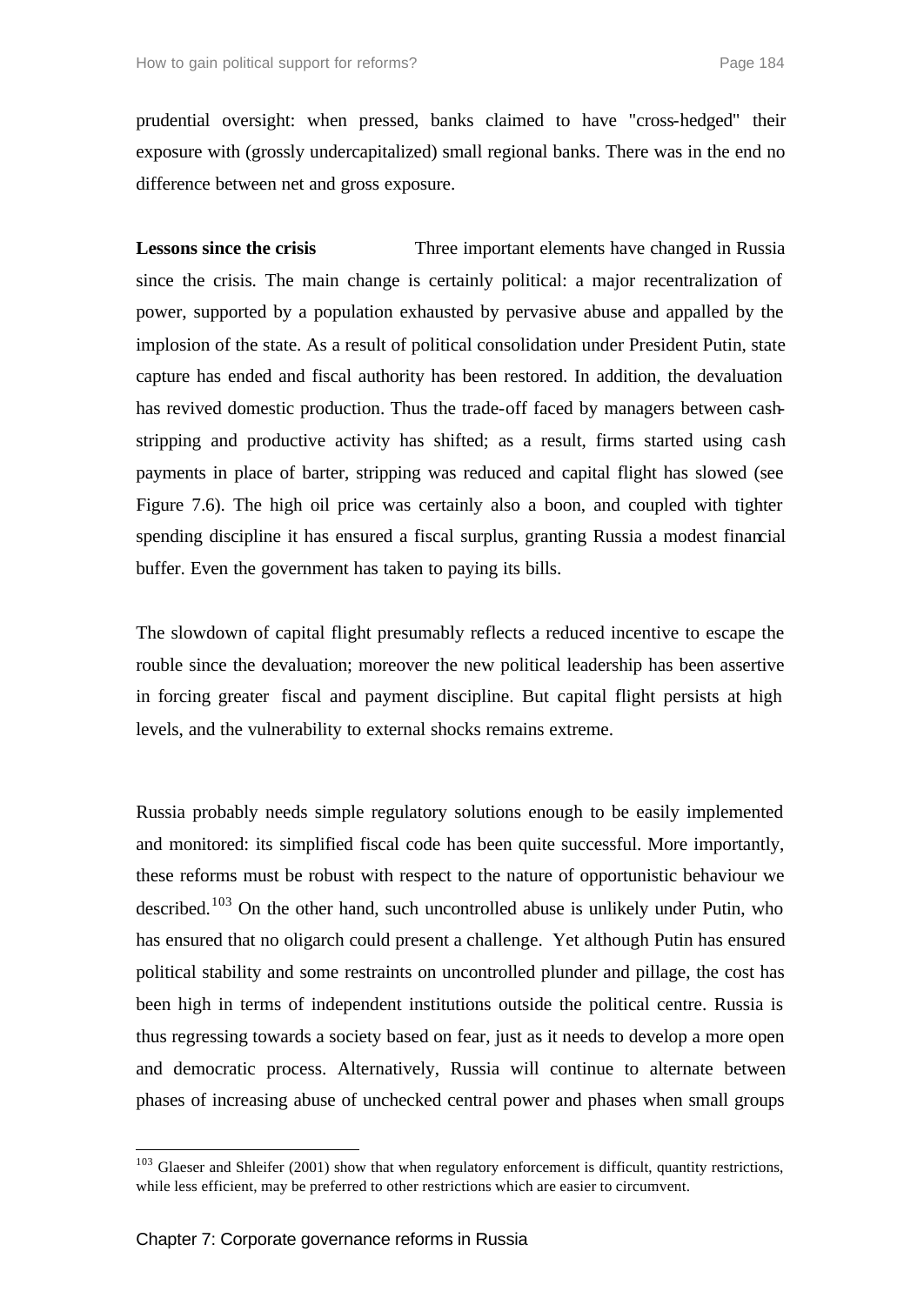prudential oversight: when pressed, banks claimed to have "cross-hedged" their exposure with (grossly undercapitalized) small regional banks. There was in the end no difference between net and gross exposure.

**Lessons since the crisis** Three important elements have changed in Russia since the crisis. The main change is certainly political: a major recentralization of power, supported by a population exhausted by pervasive abuse and appalled by the implosion of the state. As a result of political consolidation under President Putin, state capture has ended and fiscal authority has been restored. In addition, the devaluation has revived domestic production. Thus the trade-off faced by managers between cash-stripping and productive activity has shifted; as a result, firms started using cash payments in place of barter, stripping was reduced and capital flight has slowed (see Figure 7.6). The high oil price was certainly also a boon, and coupled with tighter spending discipline it has ensured a fiscal surplus, granting Russia a modest financial buffer. Even the government has taken to paying its bills.

The slowdown of capital flight presumably reflects a reduced incentive to escape the rouble since the devaluation; moreover the new political leadership has been assertive in forcing greater fiscal and payment discipline. But capital flight persists at high levels, and the vulnerability to external shocks remains extreme.

Russia probably needs simple regulatory solutions enough to be easily implemented and monitored: its simplified fiscal code has been quite successful. More importantly, these reforms must be robust with respect to the nature of opportunistic behaviour we described.[103] On the other hand, such uncontrolled abuse is unlikely under Putin, who has ensured that no oligarch could present a challenge. Yet although Putin has ensured political stability and some restraints on uncontrolled plunder and pillage, the cost has been high in terms of independent institutions outside the political centre. Russia is thus regressing towards a society based on fear, just as it needs to develop a more open and democratic process. Alternatively, Russia will continue to alternate between phases of increasing abuse of unchecked central power and phases when small groups

[103] Glaeser and Shleifer (2001) show that when regulatory enforcement is difficult, quantity restrictions, while less efficient, may be preferred to other restrictions which are easier to circumvent.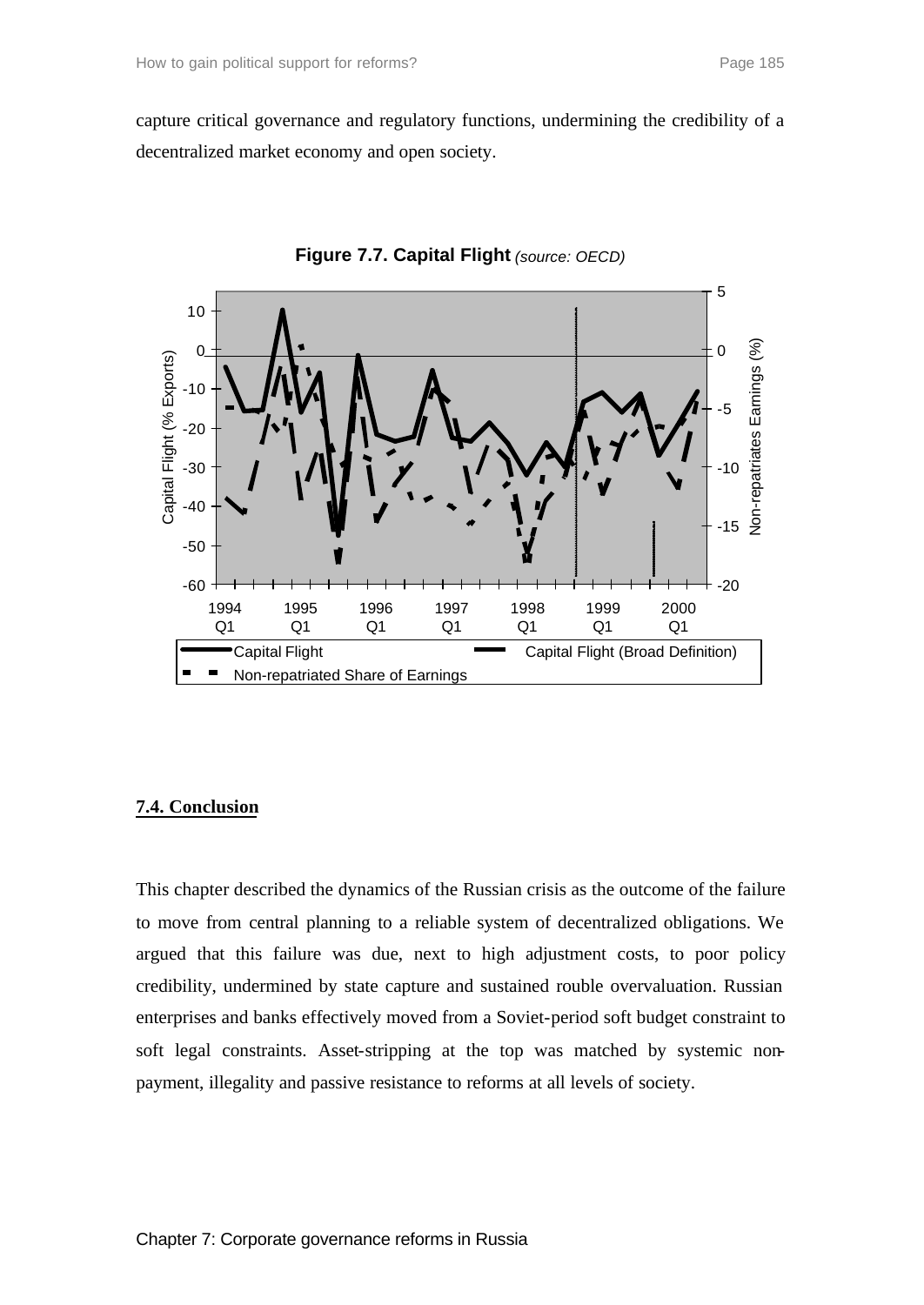capture critical governance and regulatory functions, undermining the credibility of a decentralized market economy and open society.

**Figure 7.7. Capital Flight** *(source: OECD)*

## 7.4. Conclusion

This chapter described the dynamics of the Russian crisis as the outcome of the failure to move from central planning to a reliable system of decentralized obligations. We argued that this failure was due, next to high adjustment costs, to poor policy credibility, undermined by state capture and sustained rouble overvaluation. Russian enterprises and banks effectively moved from a Soviet-period soft budget constraint to soft legal constraints. Asset-stripping at the top was matched by systemic non-payment, illegality and passive resistance to reforms at all levels of society.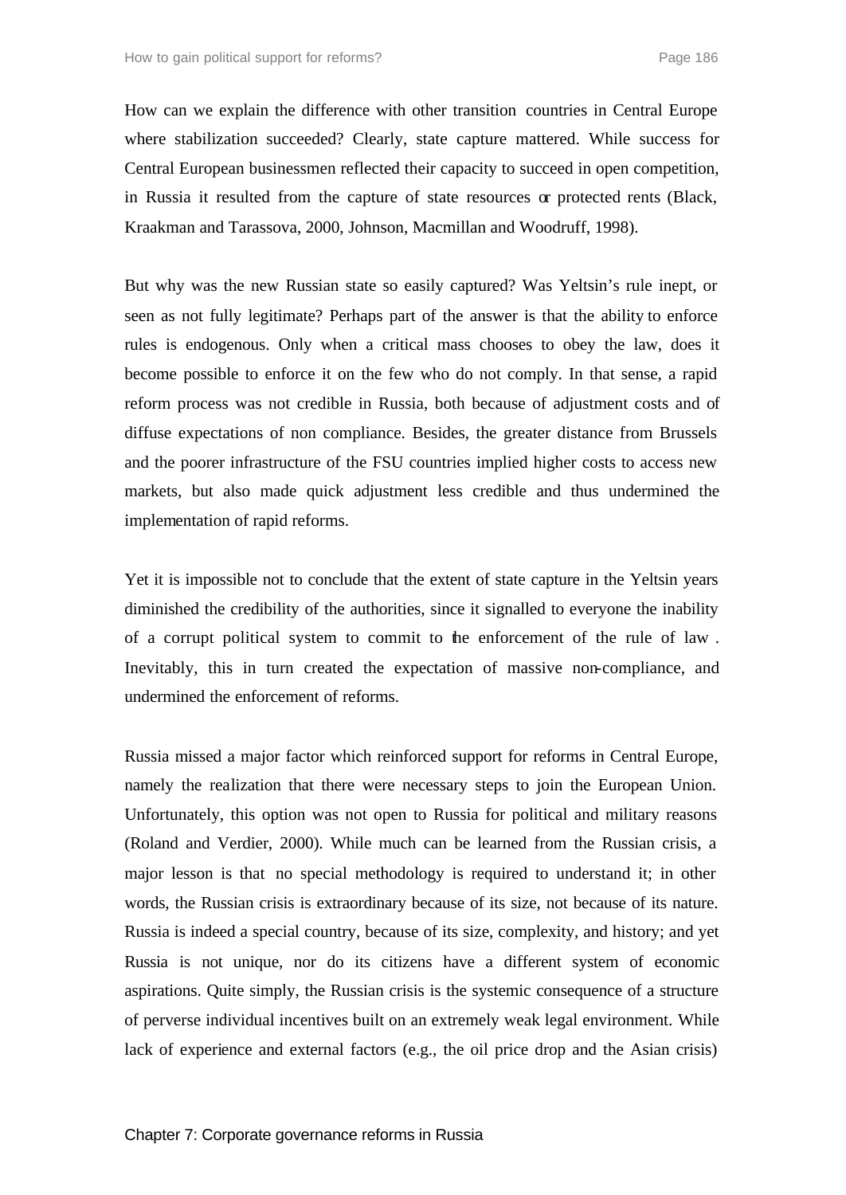How can we explain the difference with other transition countries in Central Europe where stabilization succeeded? Clearly, state capture mattered. While success for Central European businessmen reflected their capacity to succeed in open competition, in Russia it resulted from the capture of state resources or protected rents (Black, Kraakman and Tarassova, 2000, Johnson, Macmillan and Woodruff, 1998).

But why was the new Russian state so easily captured? Was Yeltsin's rule inept, or seen as not fully legitimate? Perhaps part of the answer is that the ability to enforce rules is endogenous. Only when a critical mass chooses to obey the law, does it become possible to enforce it on the few who do not comply. In that sense, a rapid reform process was not credible in Russia, both because of adjustment costs and of diffuse expectations of non compliance. Besides, the greater distance from Brussels and the poorer infrastructure of the FSU countries implied higher costs to access new markets, but also made quick adjustment less credible and thus undermined the implementation of rapid reforms.

Yet it is impossible not to conclude that the extent of state capture in the Yeltsin years diminished the credibility of the authorities, since it signalled to everyone the inability of a corrupt political system to commit to the enforcement of the rule of law . Inevitably, this in turn created the expectation of massive non-compliance, and undermined the enforcement of reforms.

Russia missed a major factor which reinforced support for reforms in Central Europe, namely the realization that there were necessary steps to join the European Union. Unfortunately, this option was not open to Russia for political and military reasons (Roland and Verdier, 2000). While much can be learned from the Russian crisis, a major lesson is that no special methodology is required to understand it; in other words, the Russian crisis is extraordinary because of its size, not because of its nature. Russia is indeed a special country, because of its size, complexity, and history; and yet Russia is not unique, nor do its citizens have a different system of economic aspirations. Quite simply, the Russian crisis is the systemic consequence of a structure of perverse individual incentives built on an extremely weak legal environment. While lack of experience and external factors (e.g., the oil price drop and the Asian crisis)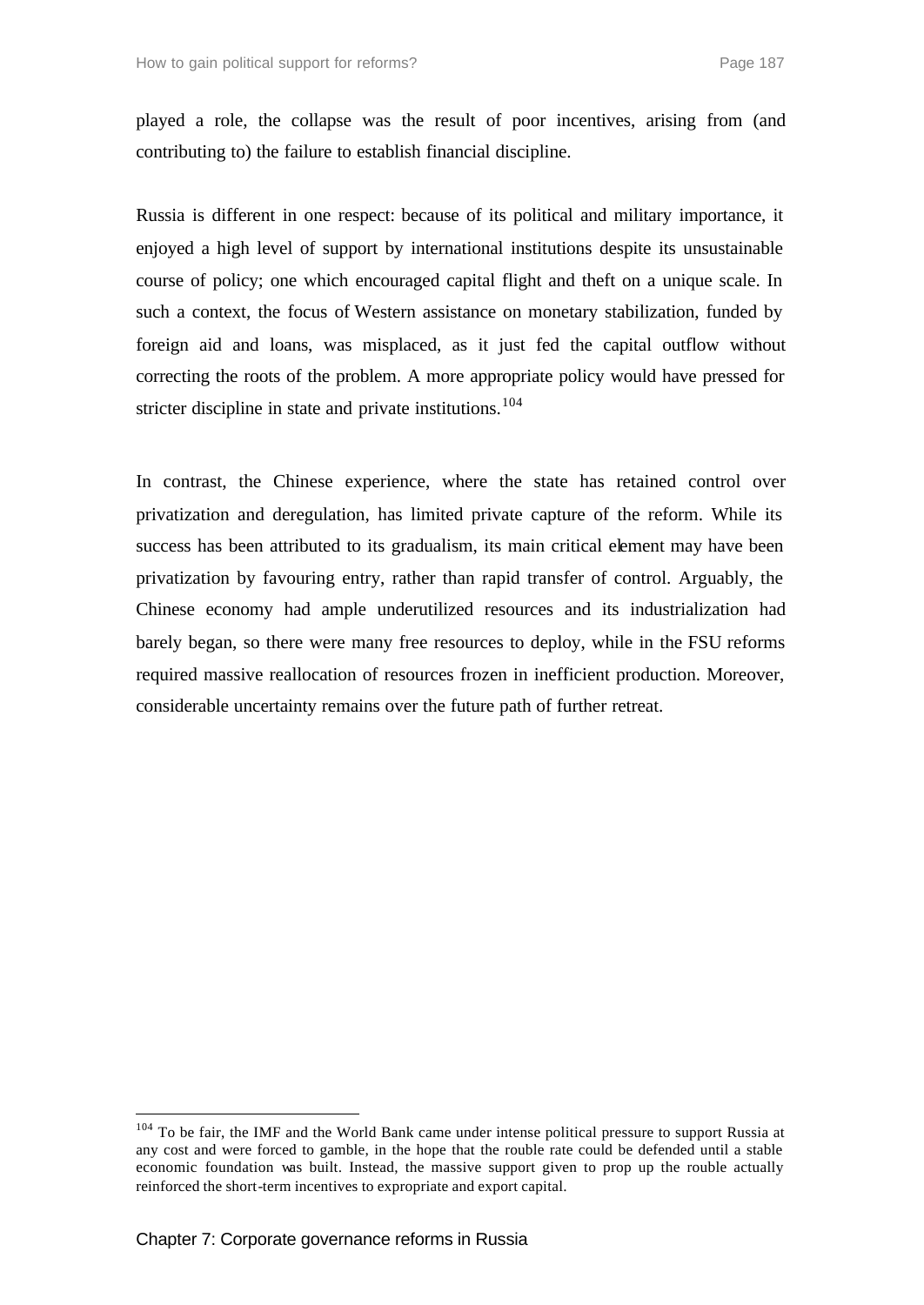played a role, the collapse was the result of poor incentives, arising from (and contributing to) the failure to establish financial discipline.

Russia is different in one respect: because of its political and military importance, it enjoyed a high level of support by international institutions despite its unsustainable course of policy; one which encouraged capital flight and theft on a unique scale. In such a context, the focus of Western assistance on monetary stabilization, funded by foreign aid and loans, was misplaced, as it just fed the capital outflow without correcting the roots of the problem. A more appropriate policy would have pressed for stricter discipline in state and private institutions.[104]

In contrast, the Chinese experience, where the state has retained control over privatization and deregulation, has limited private capture of the reform. While its success has been attributed to its gradualism, its main critical element may have been privatization by favouring entry, rather than rapid transfer of control. Arguably, the Chinese economy had ample underutilized resources and its industrialization had barely began, so there were many free resources to deploy, while in the FSU reforms required massive reallocation of resources frozen in inefficient production. Moreover, considerable uncertainty remains over the future path of further retreat.

---

[104] To be fair, the IMF and the World Bank came under intense political pressure to support Russia at any cost and were forced to gamble, in the hope that the rouble rate could be defended until a stable economic foundation was built. Instead, the massive support given to prop up the rouble actually reinforced the short-term incentives to expropriate and export capital.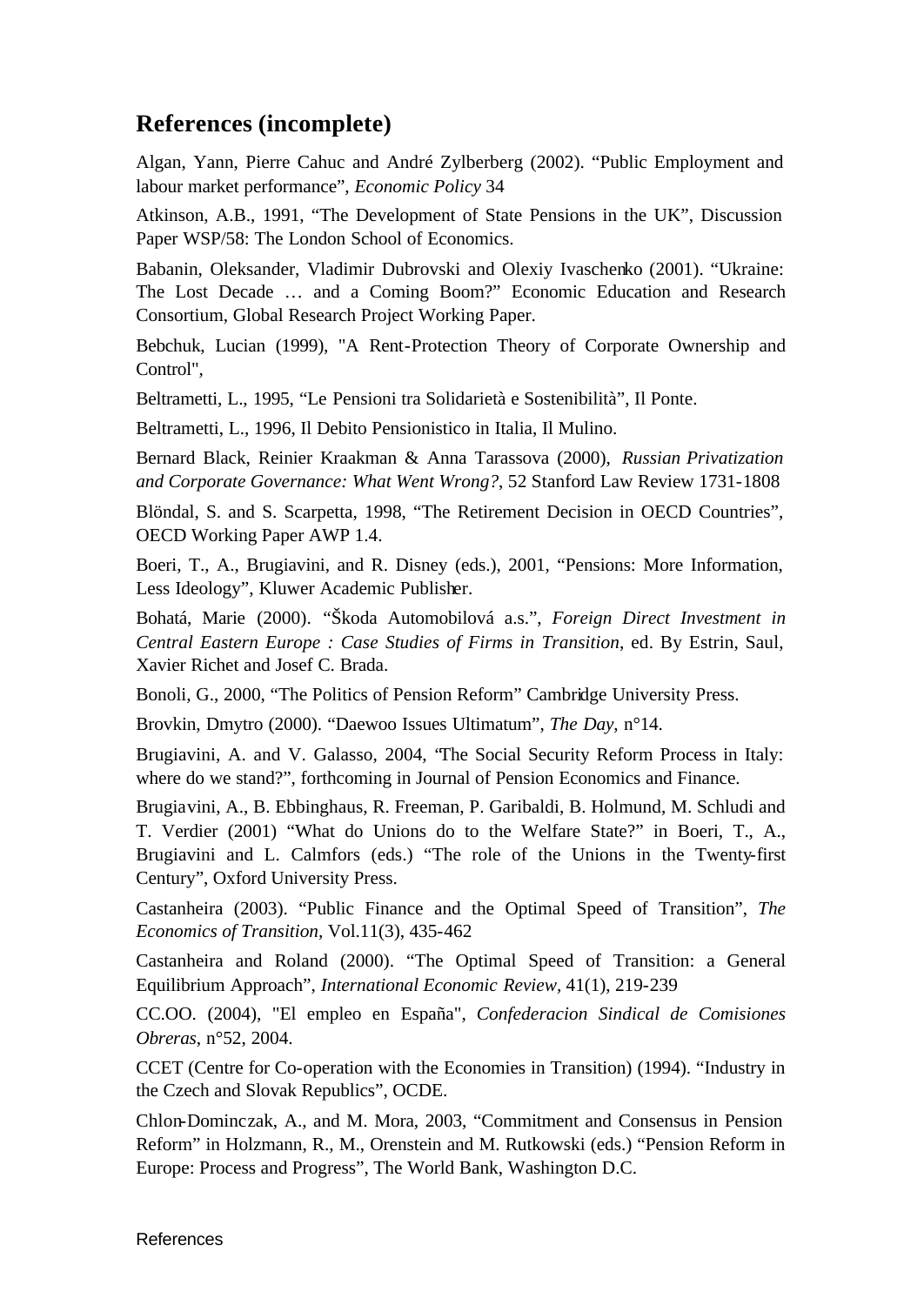## References (incomplete)

Algan, Yann, Pierre Cahuc and André Zylberberg (2002). "Public Employment and labour market performance", *Economic Policy* 34

Atkinson, A.B., 1991, "The Development of State Pensions in the UK", Discussion Paper WSP/58: The London School of Economics.

Babanin, Oleksander, Vladimir Dubrovski and Olexiy Ivaschenko (2001). "Ukraine: The Lost Decade … and a Coming Boom?" Economic Education and Research Consortium, Global Research Project Working Paper.

Bebchuk, Lucian (1999), "A Rent-Protection Theory of Corporate Ownership and Control",

Beltrametti, L., 1995, "Le Pensioni tra Solidarietà e Sostenibilità", Il Ponte.

Beltrametti, L., 1996, Il Debito Pensionistico in Italia, Il Mulino.

Bernard Black, Reinier Kraakman & Anna Tarassova (2000), *Russian Privatization and Corporate Governance: What Went Wrong?*, 52 Stanford Law Review 1731-1808

Blöndal, S. and S. Scarpetta, 1998, "The Retirement Decision in OECD Countries", OECD Working Paper AWP 1.4.

Boeri, T., A., Brugiavini, and R. Disney (eds.), 2001, "Pensions: More Information, Less Ideology", Kluwer Academic Publisher.

Bohatá, Marie (2000). "Škoda Automobilová a.s.", *Foreign Direct Investment in Central Eastern Europe : Case Studies of Firms in Transition*, ed. By Estrin, Saul, Xavier Richet and Josef C. Brada.

Bonoli, G., 2000, "The Politics of Pension Reform" Cambridge University Press.

Brovkin, Dmytro (2000). "Daewoo Issues Ultimatum", *The Day*, n°14.

Brugiavini, A. and V. Galasso, 2004, "The Social Security Reform Process in Italy: where do we stand?", forthcoming in Journal of Pension Economics and Finance.

Brugiavini, A., B. Ebbinghaus, R. Freeman, P. Garibaldi, B. Holmund, M. Schludi and T. Verdier (2001) "What do Unions do to the Welfare State?" in Boeri, T., A., Brugiavini and L. Calmfors (eds.) "The role of the Unions in the Twenty-first Century", Oxford University Press.

Castanheira (2003). "Public Finance and the Optimal Speed of Transition", *The Economics of Transition*, Vol.11(3), 435-462

Castanheira and Roland (2000). "The Optimal Speed of Transition: a General Equilibrium Approach", *International Economic Review*, 41(1), 219-239

CC.OO. (2004), "El empleo en España", *Confederacion Sindical de Comisiones Obreras*, n°52, 2004.

CCET (Centre for Co-operation with the Economies in Transition) (1994). "Industry in the Czech and Slovak Republics", OCDE.

Chlon-Dominczak, A., and M. Mora, 2003, "Commitment and Consensus in Pension Reform" in Holzmann, R., M., Orenstein and M. Rutkowski (eds.) "Pension Reform in Europe: Process and Progress", The World Bank, Washington D.C.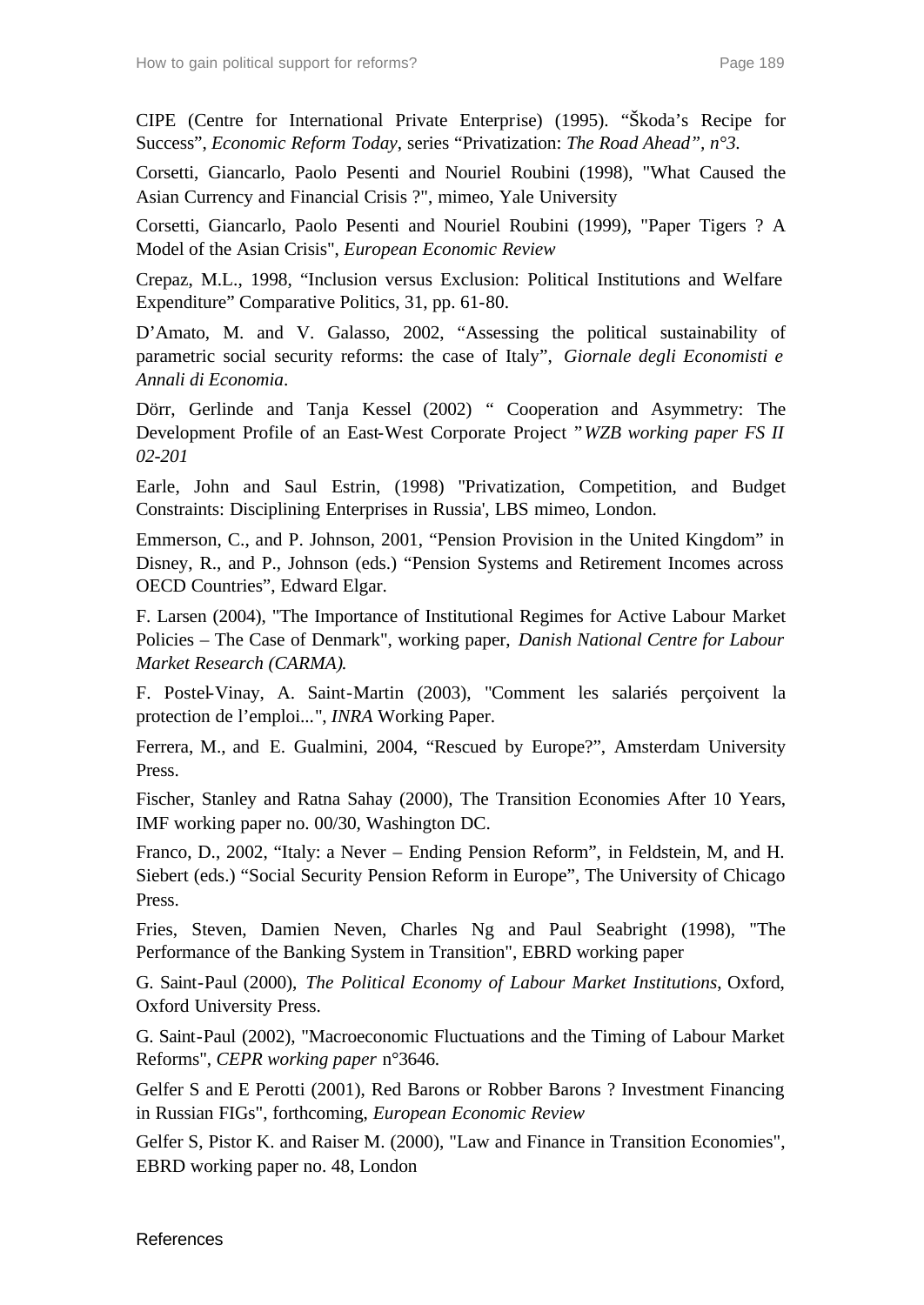CIPE (Centre for International Private Enterprise) (1995). “Škoda’s Recipe for Success”, *Economic Reform Today*, series “Privatization: *The Road Ahead”, n°3.*

Corsetti, Giancarlo, Paolo Pesenti and Nouriel Roubini (1998), "What Caused the Asian Currency and Financial Crisis ?", mimeo, Yale University

Corsetti, Giancarlo, Paolo Pesenti and Nouriel Roubini (1999), "Paper Tigers ? A Model of the Asian Crisis", *European Economic Review*

Crepaz, M.L., 1998, “Inclusion versus Exclusion: Political Institutions and Welfare Expenditure” Comparative Politics, 31, pp. 61-80.

D’Amato, M. and V. Galasso, 2002, “Assessing the political sustainability of parametric social security reforms: the case of Italy”, *Giornale degli Economisti e Annali di Economia*.

Dörr, Gerlinde and Tanja Kessel (2002) “ Cooperation and Asymmetry: The Development Profile of an East-West Corporate Project ”*WZB working paper FS II 02-201*

Earle, John and Saul Estrin, (1998) "Privatization, Competition, and Budget Constraints: Disciplining Enterprises in Russia', LBS mimeo, London.

Emmerson, C., and P. Johnson, 2001, “Pension Provision in the United Kingdom” in Disney, R., and P., Johnson (eds.) “Pension Systems and Retirement Incomes across OECD Countries”, Edward Elgar.

F. Larsen (2004), "The Importance of Institutional Regimes for Active Labour Market Policies – The Case of Denmark", working paper, *Danish National Centre for Labour Market Research (CARMA).*

F. Postel-Vinay, A. Saint-Martin (2003), "Comment les salariés perçoivent la protection de l’emploi...", *INRA* Working Paper.

Ferrera, M., and E. Gualmini, 2004, “Rescued by Europe?”, Amsterdam University Press.

Fischer, Stanley and Ratna Sahay (2000), The Transition Economies After 10 Years, IMF working paper no. 00/30, Washington DC.

Franco, D., 2002, “Italy: a Never – Ending Pension Reform”, in Feldstein, M, and H. Siebert (eds.) “Social Security Pension Reform in Europe”, The University of Chicago Press.

Fries, Steven, Damien Neven, Charles Ng and Paul Seabright (1998), "The Performance of the Banking System in Transition", EBRD working paper

G. Saint-Paul (2000), *The Political Economy of Labour Market Institutions*, Oxford, Oxford University Press.

G. Saint-Paul (2002), "Macroeconomic Fluctuations and the Timing of Labour Market Reforms", *CEPR working paper* n°3646.

Gelfer S and E Perotti (2001), Red Barons or Robber Barons ? Investment Financing in Russian FIGs", forthcoming, *European Economic Review*

Gelfer S, Pistor K. and Raiser M. (2000), "Law and Finance in Transition Economies", EBRD working paper no. 48, London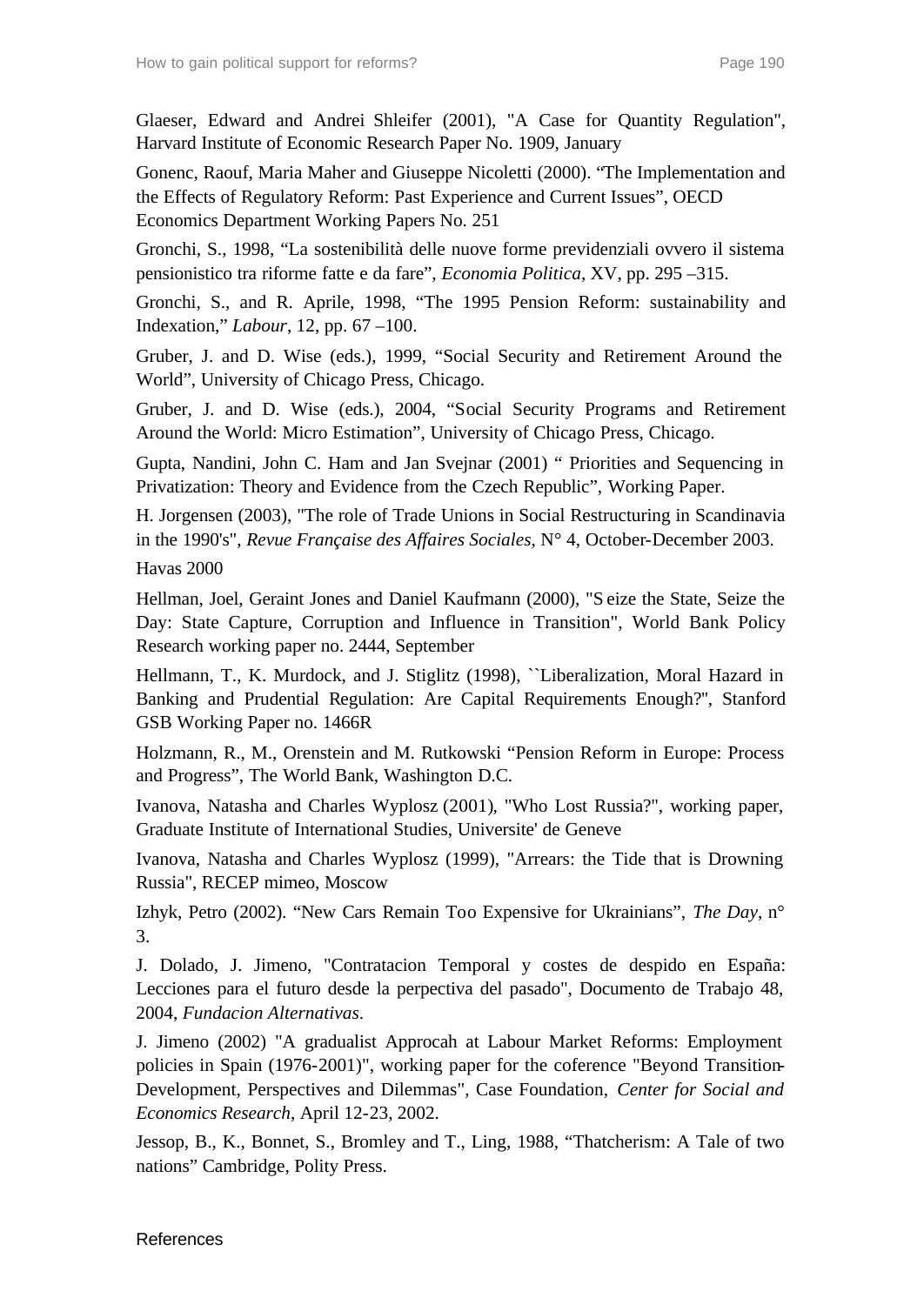Glaeser, Edward and Andrei Shleifer (2001), "A Case for Quantity Regulation", Harvard Institute of Economic Research Paper No. 1909, January

Gonenc, Raouf, Maria Maher and Giuseppe Nicoletti (2000). "The Implementation and the Effects of Regulatory Reform: Past Experience and Current Issues", OECD Economics Department Working Papers No. 251

Gronchi, S., 1998, "La sostenibilità delle nuove forme previdenziali ovvero il sistema pensionistico tra riforme fatte e da fare", *Economia Politica*, XV, pp. 295 –315.

Gronchi, S., and R. Aprile, 1998, "The 1995 Pension Reform: sustainability and Indexation," *Labour*, 12, pp. 67 –100.

Gruber, J. and D. Wise (eds.), 1999, "Social Security and Retirement Around the World", University of Chicago Press, Chicago.

Gruber, J. and D. Wise (eds.), 2004, "Social Security Programs and Retirement Around the World: Micro Estimation", University of Chicago Press, Chicago.

Gupta, Nandini, John C. Ham and Jan Svejnar (2001) " Priorities and Sequencing in Privatization: Theory and Evidence from the Czech Republic", Working Paper.

H. Jorgensen (2003), "The role of Trade Unions in Social Restructuring in Scandinavia in the 1990's", *Revue Française des Affaires Sociales*, N° 4, October-December 2003.

Havas 2000

Hellman, Joel, Geraint Jones and Daniel Kaufmann (2000), "Seize the State, Seize the Day: State Capture, Corruption and Influence in Transition", World Bank Policy Research working paper no. 2444, September

Hellmann, T., K. Murdock, and J. Stiglitz (1998), ``Liberalization, Moral Hazard in Banking and Prudential Regulation: Are Capital Requirements Enough?'', Stanford GSB Working Paper no. 1466R

Holzmann, R., M., Orenstein and M. Rutkowski "Pension Reform in Europe: Process and Progress", The World Bank, Washington D.C.

Ivanova, Natasha and Charles Wyplosz (2001), "Who Lost Russia?", working paper, Graduate Institute of International Studies, Universite' de Geneve

Ivanova, Natasha and Charles Wyplosz (1999), "Arrears: the Tide that is Drowning Russia", RECEP mimeo, Moscow

Izhyk, Petro (2002). "New Cars Remain Too Expensive for Ukrainians", *The Day*, n° 3.

J. Dolado, J. Jimeno, "Contratacion Temporal y costes de despido en España: Lecciones para el futuro desde la perpectiva del pasado", Documento de Trabajo 48, 2004, *Fundacion Alternativas*.

J. Jimeno (2002) "A gradualist Approcah at Labour Market Reforms: Employment policies in Spain (1976-2001)", working paper for the coference "Beyond Transition-Development, Perspectives and Dilemmas", Case Foundation, *Center for Social and Economics Research*, April 12-23, 2002.

Jessop, B., K., Bonnet, S., Bromley and T., Ling, 1988, "Thatcherism: A Tale of two nations" Cambridge, Polity Press.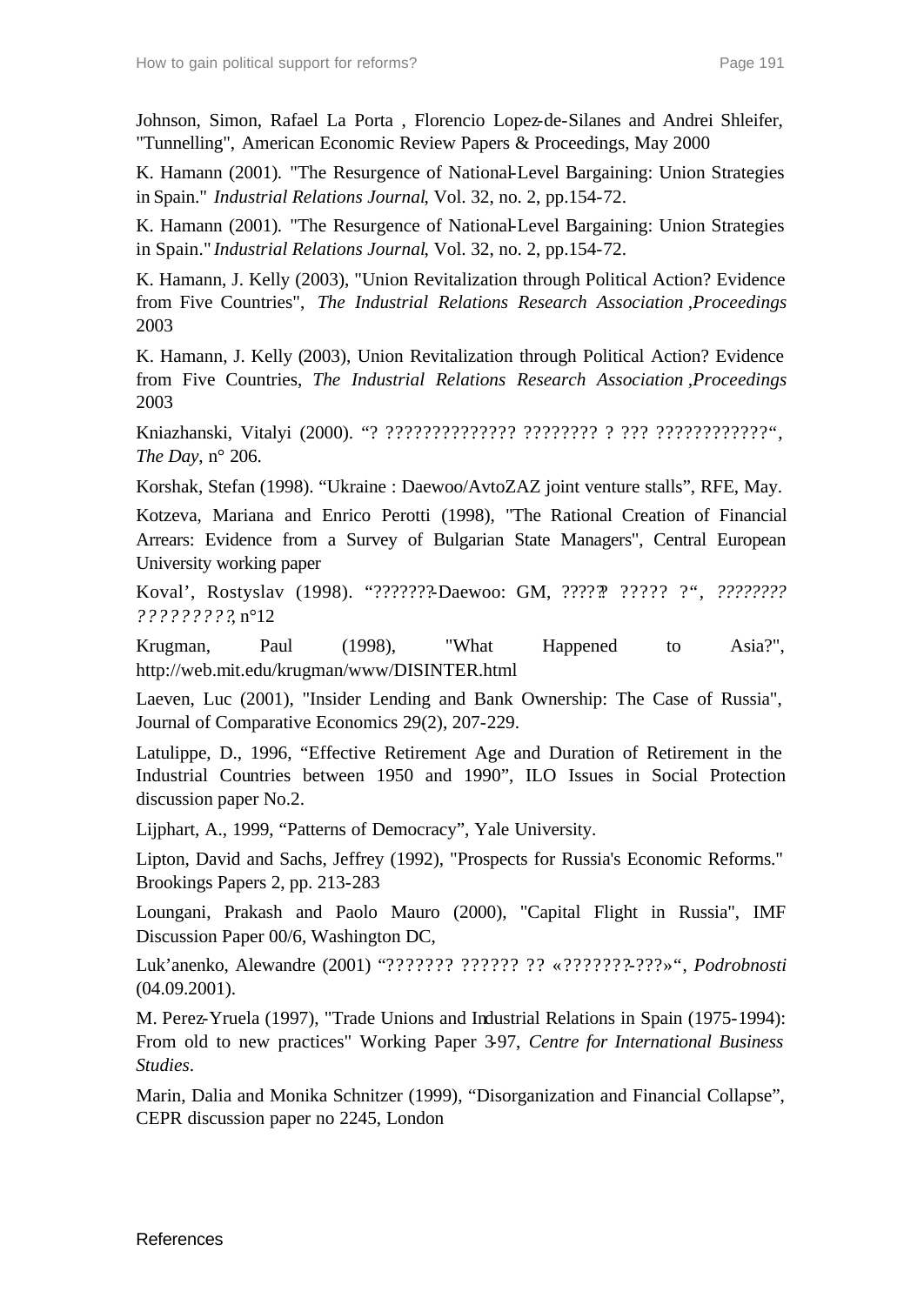Johnson, Simon, Rafael La Porta , Florencio Lopez-de-Silanes and Andrei Shleifer, "Tunnelling", American Economic Review Papers & Proceedings, May 2000

K. Hamann (2001). "The Resurgence of National-Level Bargaining: Union Strategies in Spain." *Industrial Relations Journal*, Vol. 32, no. 2, pp.154-72.

K. Hamann (2001). "The Resurgence of National-Level Bargaining: Union Strategies in Spain." *Industrial Relations Journal*, Vol. 32, no. 2, pp.154-72.

K. Hamann, J. Kelly (2003), "Union Revitalization through Political Action? Evidence from Five Countries", *The Industrial Relations Research Association ,Proceedings* 2003

K. Hamann, J. Kelly (2003), Union Revitalization through Political Action? Evidence from Five Countries, *The Industrial Relations Research Association ,Proceedings* 2003

Kniazhanski, Vitalyi (2000). "? ?????????????? ???????? ? ??? ????????????", *The Day*, n° 206.

Korshak, Stefan (1998). "Ukraine : Daewoo/AvtoZAZ joint venture stalls", RFE, May.

Kotzeva, Mariana and Enrico Perotti (1998), "The Rational Creation of Financial Arrears: Evidence from a Survey of Bulgarian State Managers", Central European University working paper

Koval', Rostyslav (1998). "???????-Daewoo: GM, ?????? ????? ?", *???????? ?????????*, n°12

Krugman, Paul (1998), "What Happened to Asia?", http://web.mit.edu/krugman/www/DISINTER.html

Laeven, Luc (2001), "Insider Lending and Bank Ownership: The Case of Russia", Journal of Comparative Economics 29(2), 207-229.

Latulippe, D., 1996, "Effective Retirement Age and Duration of Retirement in the Industrial Countries between 1950 and 1990", ILO Issues in Social Protection discussion paper No.2.

Lijphart, A., 1999, "Patterns of Democracy", Yale University.

Lipton, David and Sachs, Jeffrey (1992), "Prospects for Russia's Economic Reforms." Brookings Papers 2, pp. 213-283

Loungani, Prakash and Paolo Mauro (2000), "Capital Flight in Russia", IMF Discussion Paper 00/6, Washington DC,

Luk'anenko, Alewandre (2001) "??????? ?????? ?? «???????-???»", *Podrobnosti* (04.09.2001).

M. Perez-Yruela (1997), "Trade Unions and Industrial Relations in Spain (1975-1994): From old to new practices" Working Paper 3-97, *Centre for International Business Studies*.

Marin, Dalia and Monika Schnitzer (1999), "Disorganization and Financial Collapse", CEPR discussion paper no 2245, London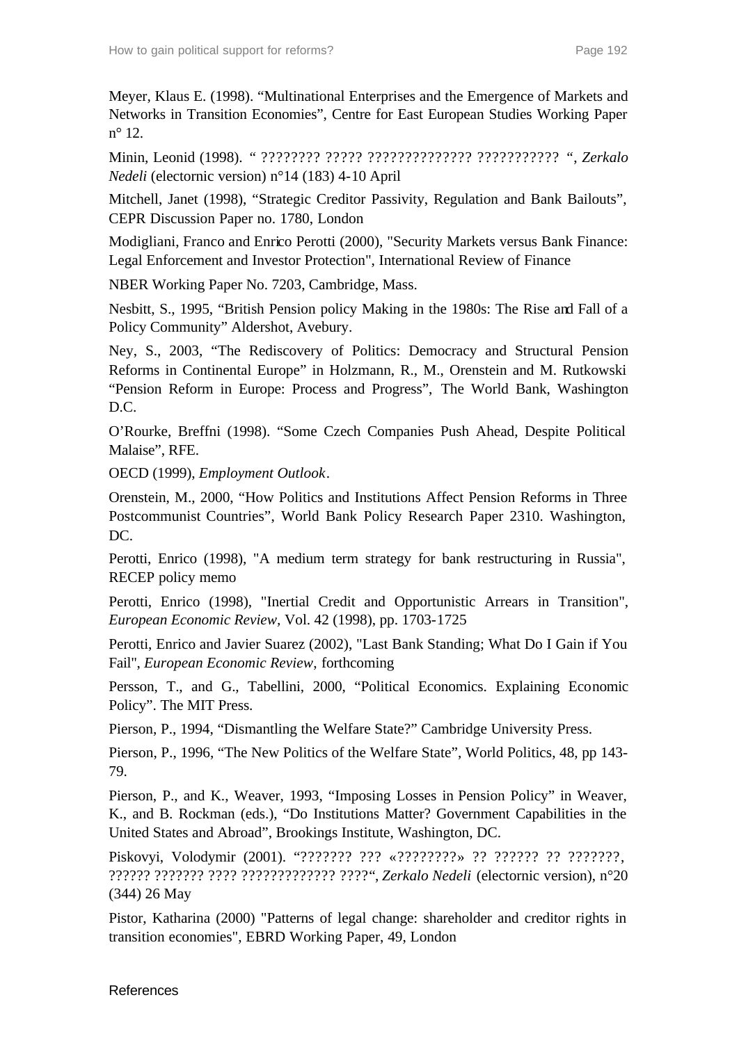Meyer, Klaus E. (1998). “Multinational Enterprises and the Emergence of Markets and Networks in Transition Economies”, Centre for East European Studies Working Paper n° 12.

Minin, Leonid (1998). “ ???????? ????? ?????????????? ??????????? “, *Zerkalo Nedeli* (electornic version) n°14 (183) 4-10 April

Mitchell, Janet (1998), “Strategic Creditor Passivity, Regulation and Bank Bailouts”, CEPR Discussion Paper no. 1780, London

Modigliani, Franco and Enrico Perotti (2000), "Security Markets versus Bank Finance: Legal Enforcement and Investor Protection", International Review of Finance

NBER Working Paper No. 7203, Cambridge, Mass.

Nesbitt, S., 1995, “British Pension policy Making in the 1980s: The Rise and Fall of a Policy Community” Aldershot, Avebury.

Ney, S., 2003, “The Rediscovery of Politics: Democracy and Structural Pension Reforms in Continental Europe” in Holzmann, R., M., Orenstein and M. Rutkowski “Pension Reform in Europe: Process and Progress”, The World Bank, Washington D.C.

O’Rourke, Breffni (1998). “Some Czech Companies Push Ahead, Despite Political Malaise”, RFE.

OECD (1999), *Employment Outlook*.

Orenstein, M., 2000, “How Politics and Institutions Affect Pension Reforms in Three Postcommunist Countries”, World Bank Policy Research Paper 2310. Washington, DC.

Perotti, Enrico (1998), "A medium term strategy for bank restructuring in Russia", RECEP policy memo

Perotti, Enrico (1998), "Inertial Credit and Opportunistic Arrears in Transition", *European Economic Review*, Vol. 42 (1998), pp. 1703-1725

Perotti, Enrico and Javier Suarez (2002), "Last Bank Standing; What Do I Gain if You Fail", *European Economic Review*, forthcoming

Persson, T., and G., Tabellini, 2000, “Political Economics. Explaining Economic Policy”. The MIT Press.

Pierson, P., 1994, “Dismantling the Welfare State?” Cambridge University Press.

Pierson, P., 1996, “The New Politics of the Welfare State”, World Politics, 48, pp 143-79.

Pierson, P., and K., Weaver, 1993, “Imposing Losses in Pension Policy” in Weaver, K., and B. Rockman (eds.), “Do Institutions Matter? Government Capabilities in the United States and Abroad”, Brookings Institute, Washington, DC.

Piskovyi, Volodymir (2001). “??????? ??? «????????» ?? ?????? ?? ???????, ?????? ??????? ???? ????????????? ????“, *Zerkalo Nedeli* (electornic version), n°20 (344) 26 May

Pistor, Katharina (2000) "Patterns of legal change: shareholder and creditor rights in transition economies", EBRD Working Paper, 49, London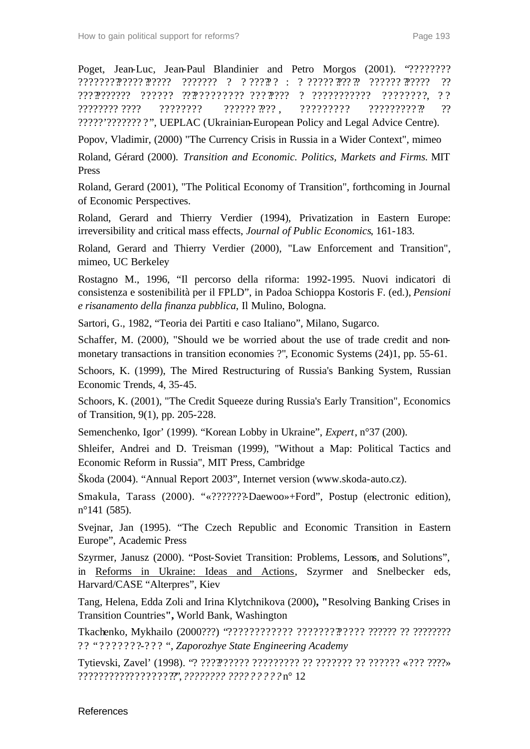Poget, Jean-Luc, Jean-Paul Blandinier and Petro Morgos (2001). "???????? ???????????? ?????? ??????? ? ? ????? ? : ? ?????? ???? ?? ?????? ?????? ?? ???? ??????? ?????? ???????????? ???????? ? ??????????? ????????, ? ? ???????? ???? ???????? ?????? ???? , ????????? ??????????? ?? ?????'??????? ?", UEPLAC (Ukrainian-European Policy and Legal Advice Centre).

Popov, Vladimir, (2000) "The Currency Crisis in Russia in a Wider Context", mimeo

Roland, Gérard (2000). *Transition and Economic. Politics, Markets and Firms*. MIT Press

Roland, Gerard (2001), "The Political Economy of Transition", forthcoming in Journal of Economic Perspectives.

Roland, Gerard and Thierry Verdier (1994), Privatization in Eastern Europe: irreversibility and critical mass effects, *Journal of Public Economics*, 161-183.

Roland, Gerard and Thierry Verdier (2000), "Law Enforcement and Transition", mimeo, UC Berkeley

Rostagno M., 1996, "Il percorso della riforma: 1992-1995. Nuovi indicatori di consistenza e sostenibilità per il FPLD", in Padoa Schioppa Kostoris F. (ed.), *Pensioni e risanamento della finanza pubblica*, Il Mulino, Bologna.

Sartori, G., 1982, "Teoria dei Partiti e caso Italiano", Milano, Sugarco.

Schaffer, M. (2000), "Should we be worried about the use of trade credit and non-monetary transactions in transition economies ?", Economic Systems (24)1, pp. 55-61.

Schoors, K. (1999), The Mired Restructuring of Russia's Banking System, Russian Economic Trends, 4, 35-45.

Schoors, K. (2001), "The Credit Squeeze during Russia's Early Transition", Economics of Transition, 9(1), pp. 205-228.

Semenchenko, Igor' (1999). "Korean Lobby in Ukraine", *Expert*, n°37 (200).

Shleifer, Andrei and D. Treisman (1999), "Without a Map: Political Tactics and Economic Reform in Russia", MIT Press, Cambridge

Škoda (2004). "Annual Report 2003", Internet version (www.skoda-auto.cz).

Smakula, Tarass (2000). "«???????-Daewoo»+Ford", Postup (electronic edition), n°141 (585).

Svejnar, Jan (1995). "The Czech Republic and Economic Transition in Eastern Europe", Academic Press

Szyrmer, Janusz (2000). "Post-Soviet Transition: Problems, Lessons, and Solutions", in Reforms in Ukraine: Ideas and Actions, Szyrmer and Snelbecker eds, Harvard/CASE "Alterpres", Kiev

Tang, Helena, Edda Zoli and Irina Klytchnikova (2000), "Resolving Banking Crises in Transition Countries", World Bank, Washington

Tkachenko, Mykhailo (2000???) "???????????? ????????????? ?????? ?? ???????? ?? "???????-??? ", *Zaporozhye State Engineering Academy*

Tytievski, Zavel' (1998). "? ??????????? ????????? ?? ??????? ?? ?????? «??? ????» ???????????????????", *???????? ?????????* n° 12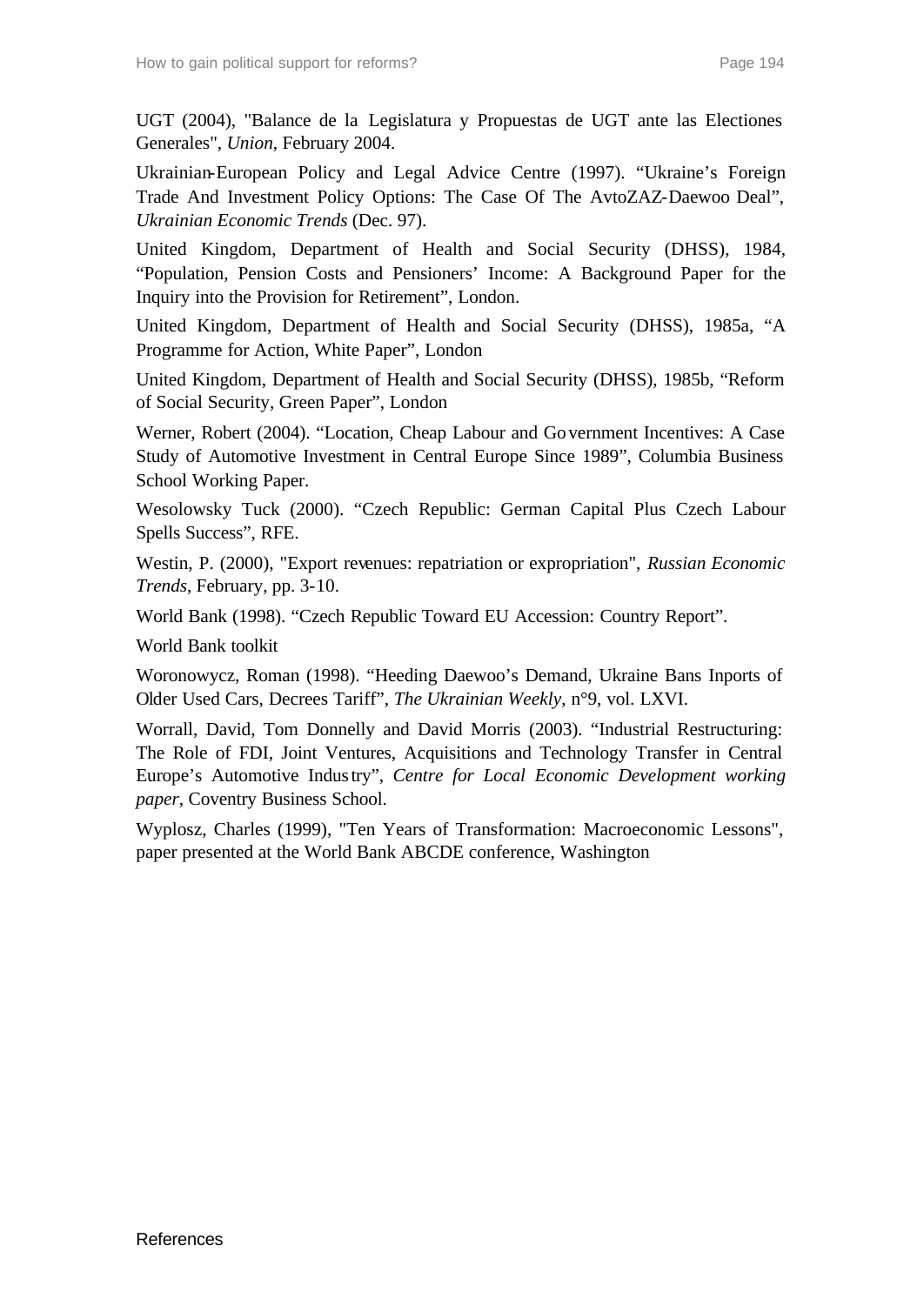UGT (2004), "Balance de la Legislatura y Propuestas de UGT ante las Elecciones Generales", *Union*, February 2004.

Ukrainian-European Policy and Legal Advice Centre (1997). "Ukraine's Foreign Trade And Investment Policy Options: The Case Of The AvtoZAZ-Daewoo Deal", *Ukrainian Economic Trends* (Dec. 97).

United Kingdom, Department of Health and Social Security (DHSS), 1984, "Population, Pension Costs and Pensioners' Income: A Background Paper for the Inquiry into the Provision for Retirement", London.

United Kingdom, Department of Health and Social Security (DHSS), 1985a, "A Programme for Action, White Paper", London

United Kingdom, Department of Health and Social Security (DHSS), 1985b, "Reform of Social Security, Green Paper", London

Werner, Robert (2004). "Location, Cheap Labour and Government Incentives: A Case Study of Automotive Investment in Central Europe Since 1989", Columbia Business School Working Paper.

Wesolowsky Tuck (2000). "Czech Republic: German Capital Plus Czech Labour Spells Success", RFE.

Westin, P. (2000), "Export revenues: repatriation or expropriation", *Russian Economic Trends*, February, pp. 3-10.

World Bank (1998). "Czech Republic Toward EU Accession: Country Report".

World Bank toolkit

Woronowycz, Roman (1998). "Heeding Daewoo's Demand, Ukraine Bans Inports of Older Used Cars, Decrees Tariff", *The Ukrainian Weekly*, n°9, vol. LXVI.

Worrall, David, Tom Donnelly and David Morris (2003). "Industrial Restructuring: The Role of FDI, Joint Ventures, Acquisitions and Technology Transfer in Central Europe's Automotive Industry", *Centre for Local Economic Development working paper*, Coventry Business School.

Wyplosz, Charles (1999), "Ten Years of Transformation: Macroeconomic Lessons", paper presented at the World Bank ABCDE conference, Washington